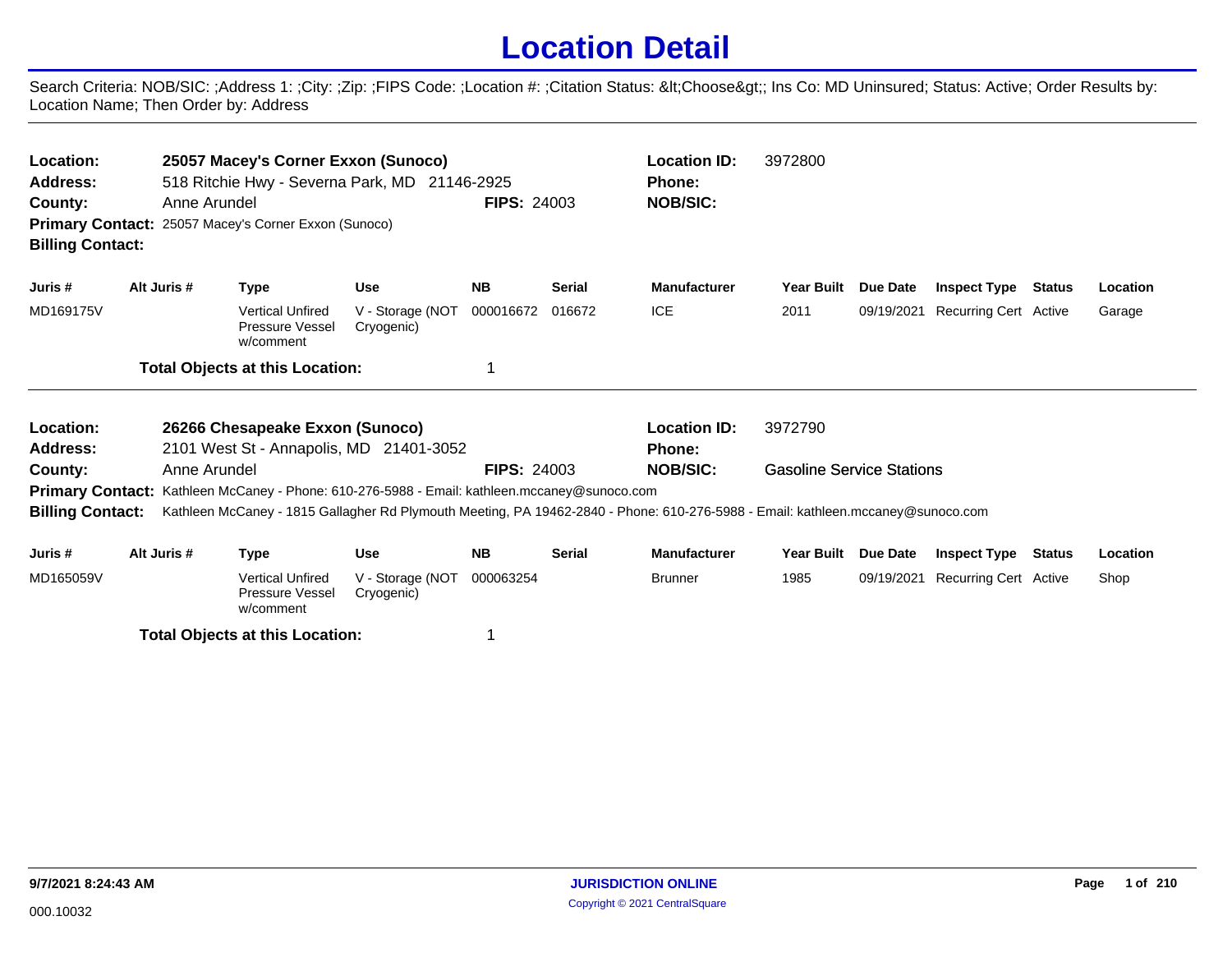# Location Detail

Search Criteria: NOB/SIC: ;Address 1: ;City: ;Zip: ;FIPS Code: ;Location #: ;Citation Status: &lt;Choose&gt;; Ins Co: MD Uninsured; Status: Active; Order Results by: Location Name; Then Order by: Address

---

**Location:** 25057 Macey's Corner Exxon (Sunoco)
**Address:** 518 Ritchie Hwy - Severna Park, MD 21146-2925
**County:** Anne Arundel
**FIPS:** 24003
**Location ID:** 3972800
**Phone:**
**NOB/SIC:**
**Primary Contact:** 25057 Macey's Corner Exxon (Sunoco)
**Billing Contact:**

| Juris # | Alt Juris # | Type | Use | NB | Serial | Manufacturer | Year Built | Due Date | Inspect Type | Status | Location |
|---|---|---|---|---|---|---|---|---|---|---|---|
| MD169175V | | Vertical Unfired Pressure Vessel w/comment | V - Storage (NOT Cryogenic) | 000016672 | 016672 | ICE | 2011 | 09/19/2021 | Recurring Cert | Active | Garage |

**Total Objects at this Location:** 1

---

**Location:** 26266 Chesapeake Exxon (Sunoco)
**Address:** 2101 West St - Annapolis, MD 21401-3052
**County:** Anne Arundel
**FIPS:** 24003
**Location ID:** 3972790
**Phone:**
**NOB/SIC:** Gasoline Service Stations
**Primary Contact:** Kathleen McCaney - Phone: 610-276-5988 - Email: kathleen.mccaney@sunoco.com
**Billing Contact:** Kathleen McCaney - 1815 Gallagher Rd Plymouth Meeting, PA 19462-2840 - Phone: 610-276-5988 - Email: kathleen.mccaney@sunoco.com

| Juris # | Alt Juris # | Type | Use | NB | Serial | Manufacturer | Year Built | Due Date | Inspect Type | Status | Location |
|---|---|---|---|---|---|---|---|---|---|---|---|
| MD165059V | | Vertical Unfired Pressure Vessel w/comment | V - Storage (NOT Cryogenic) | 000063254 | | Brunner | 1985 | 09/19/2021 | Recurring Cert | Active | Shop |

**Total Objects at this Location:** 1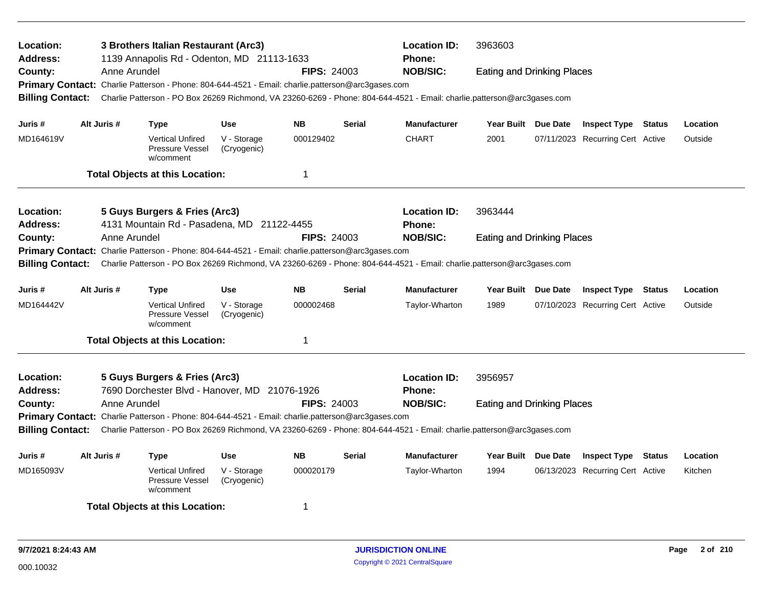**Location:** 3 Brothers Italian Restaurant (Arc3) **Location ID:** 3963603
**Address:** 1139 Annapolis Rd - Odenton, MD 21113-1633 **Phone:**
**County:** Anne Arundel **FIPS:** 24003 **NOB/SIC:** Eating and Drinking Places
**Primary Contact:** Charlie Patterson - Phone: 804-644-4521 - Email: charlie.patterson@arc3gases.com
**Billing Contact:** Charlie Patterson - PO Box 26269 Richmond, VA 23260-6269 - Phone: 804-644-4521 - Email: charlie.patterson@arc3gases.com

| Juris # | Alt Juris # | Type | Use | NB | Serial | Manufacturer | Year Built | Due Date | Inspect Type | Status | Location |
|---|---|---|---|---|---|---|---|---|---|---|---|
| MD164619V | | Vertical Unfired Pressure Vessel w/comment | V - Storage (Cryogenic) | 000129402 | | CHART | 2001 | 07/11/2023 | Recurring Cert | Active | Outside |

**Total Objects at this Location:** 1

---

**Location:** 5 Guys Burgers & Fries (Arc3) **Location ID:** 3963444
**Address:** 4131 Mountain Rd - Pasadena, MD 21122-4455 **Phone:**
**County:** Anne Arundel **FIPS:** 24003 **NOB/SIC:** Eating and Drinking Places
**Primary Contact:** Charlie Patterson - Phone: 804-644-4521 - Email: charlie.patterson@arc3gases.com
**Billing Contact:** Charlie Patterson - PO Box 26269 Richmond, VA 23260-6269 - Phone: 804-644-4521 - Email: charlie.patterson@arc3gases.com

| Juris # | Alt Juris # | Type | Use | NB | Serial | Manufacturer | Year Built | Due Date | Inspect Type | Status | Location |
|---|---|---|---|---|---|---|---|---|---|---|---|
| MD164442V | | Vertical Unfired Pressure Vessel w/comment | V - Storage (Cryogenic) | 000002468 | | Taylor-Wharton | 1989 | 07/10/2023 | Recurring Cert | Active | Outside |

**Total Objects at this Location:** 1

---

**Location:** 5 Guys Burgers & Fries (Arc3) **Location ID:** 3956957
**Address:** 7690 Dorchester Blvd - Hanover, MD 21076-1926 **Phone:**
**County:** Anne Arundel **FIPS:** 24003 **NOB/SIC:** Eating and Drinking Places
**Primary Contact:** Charlie Patterson - Phone: 804-644-4521 - Email: charlie.patterson@arc3gases.com
**Billing Contact:** Charlie Patterson - PO Box 26269 Richmond, VA 23260-6269 - Phone: 804-644-4521 - Email: charlie.patterson@arc3gases.com

| Juris # | Alt Juris # | Type | Use | NB | Serial | Manufacturer | Year Built | Due Date | Inspect Type | Status | Location |
|---|---|---|---|---|---|---|---|---|---|---|---|
| MD165093V | | Vertical Unfired Pressure Vessel w/comment | V - Storage (Cryogenic) | 000020179 | | Taylor-Wharton | 1994 | 06/13/2023 | Recurring Cert | Active | Kitchen |

**Total Objects at this Location:** 1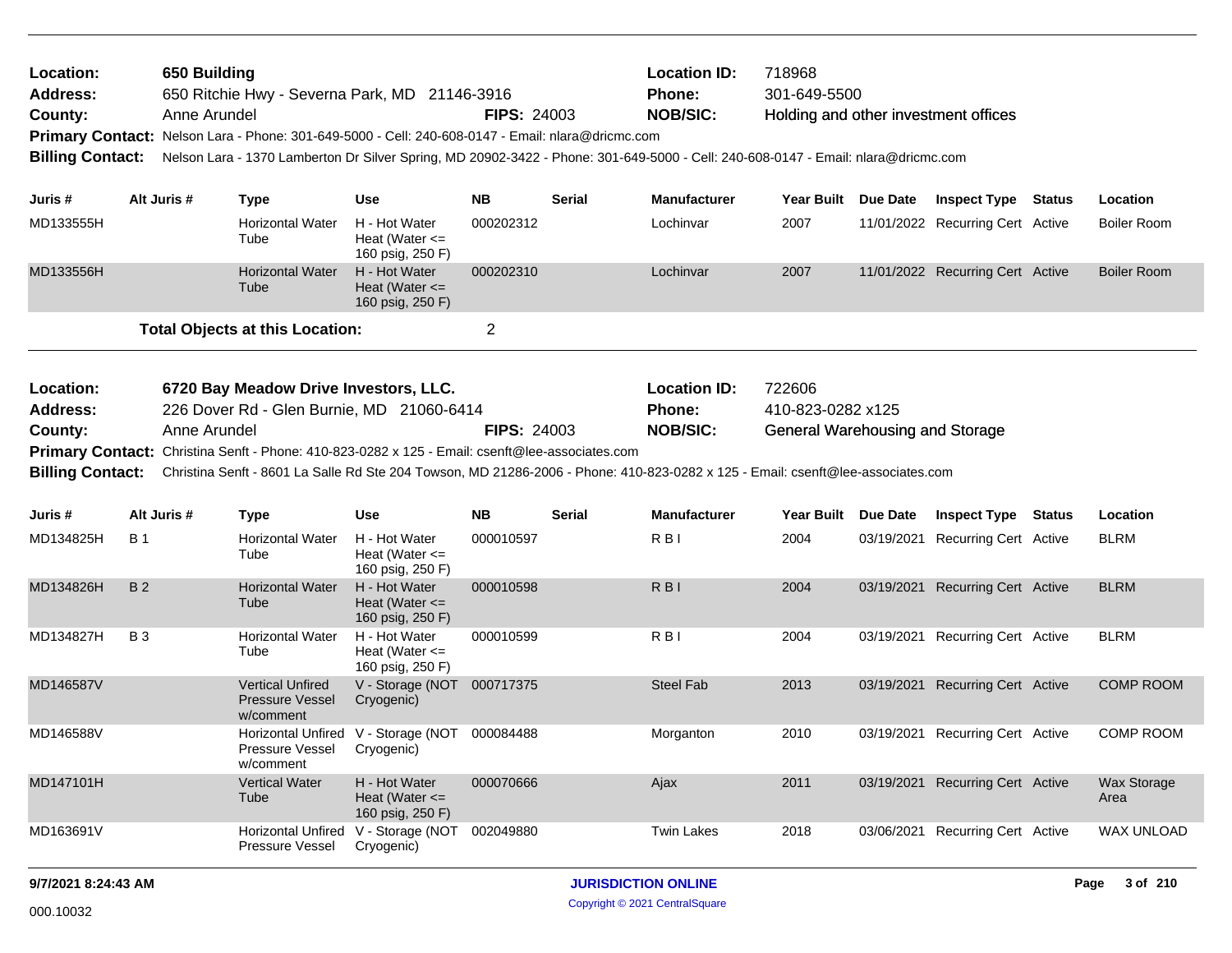| | | | | | |
|---|---|---|---|---|---|
| **Location:** | 650 Building | | **Location ID:** | 718968 | |
| **Address:** | 650 Ritchie Hwy - Severna Park, MD 21146-3916 | | **Phone:** | 301-649-5500 | |
| **County:** | Anne Arundel | **FIPS:** 24003 | **NOB/SIC:** | Holding and other investment offices | |

**Primary Contact:** Nelson Lara - Phone: 301-649-5000 - Cell: 240-608-0147 - Email: nlara@dricmc.com

**Billing Contact:** Nelson Lara - 1370 Lamberton Dr Silver Spring, MD 20902-3422 - Phone: 301-649-5000 - Cell: 240-608-0147 - Email: nlara@dricmc.com

| Juris # | Alt Juris # | Type | Use | NB | Serial | Manufacturer | Year Built | Due Date | Inspect Type | Status | Location |
|---|---|---|---|---|---|---|---|---|---|---|---|
| MD133555H | | Horizontal Water Tube | H - Hot Water Heat (Water <= 160 psig, 250 F) | 000202312 | | Lochinvar | 2007 | 11/01/2022 | Recurring Cert | Active | Boiler Room |
| MD133556H | | Horizontal Water Tube | H - Hot Water Heat (Water <= 160 psig, 250 F) | 000202310 | | Lochinvar | 2007 | 11/01/2022 | Recurring Cert | Active | Boiler Room |

**Total Objects at this Location:** 2

| | | | | | |
|---|---|---|---|---|---|
| **Location:** | 6720 Bay Meadow Drive Investors, LLC. | | **Location ID:** | 722606 | |
| **Address:** | 226 Dover Rd - Glen Burnie, MD 21060-6414 | | **Phone:** | 410-823-0282 x125 | |
| **County:** | Anne Arundel | **FIPS:** 24003 | **NOB/SIC:** | General Warehousing and Storage | |

**Primary Contact:** Christina Senft - Phone: 410-823-0282 x 125 - Email: csenft@lee-associates.com

**Billing Contact:** Christina Senft - 8601 La Salle Rd Ste 204 Towson, MD 21286-2006 - Phone: 410-823-0282 x 125 - Email: csenft@lee-associates.com

| Juris # | Alt Juris # | Type | Use | NB | Serial | Manufacturer | Year Built | Due Date | Inspect Type | Status | Location |
|---|---|---|---|---|---|---|---|---|---|---|---|
| MD134825H | B 1 | Horizontal Water Tube | H - Hot Water Heat (Water <= 160 psig, 250 F) | 000010597 | | R B I | 2004 | 03/19/2021 | Recurring Cert | Active | BLRM |
| MD134826H | B 2 | Horizontal Water Tube | H - Hot Water Heat (Water <= 160 psig, 250 F) | 000010598 | | R B I | 2004 | 03/19/2021 | Recurring Cert | Active | BLRM |
| MD134827H | B 3 | Horizontal Water Tube | H - Hot Water Heat (Water <= 160 psig, 250 F) | 000010599 | | R B I | 2004 | 03/19/2021 | Recurring Cert | Active | BLRM |
| MD146587V | | Vertical Unfired Pressure Vessel w/comment | V - Storage (NOT Cryogenic) | 000717375 | | Steel Fab | 2013 | 03/19/2021 | Recurring Cert | Active | COMP ROOM |
| MD146588V | | Horizontal Unfired Pressure Vessel w/comment | V - Storage (NOT Cryogenic) | 000084488 | | Morganton | 2010 | 03/19/2021 | Recurring Cert | Active | COMP ROOM |
| MD147101H | | Vertical Water Tube | H - Hot Water Heat (Water <= 160 psig, 250 F) | 000070666 | | Ajax | 2011 | 03/19/2021 | Recurring Cert | Active | Wax Storage Area |
| MD163691V | | Horizontal Unfired Pressure Vessel | V - Storage (NOT Cryogenic) | 002049880 | | Twin Lakes | 2018 | 03/06/2021 | Recurring Cert | Active | WAX UNLOAD |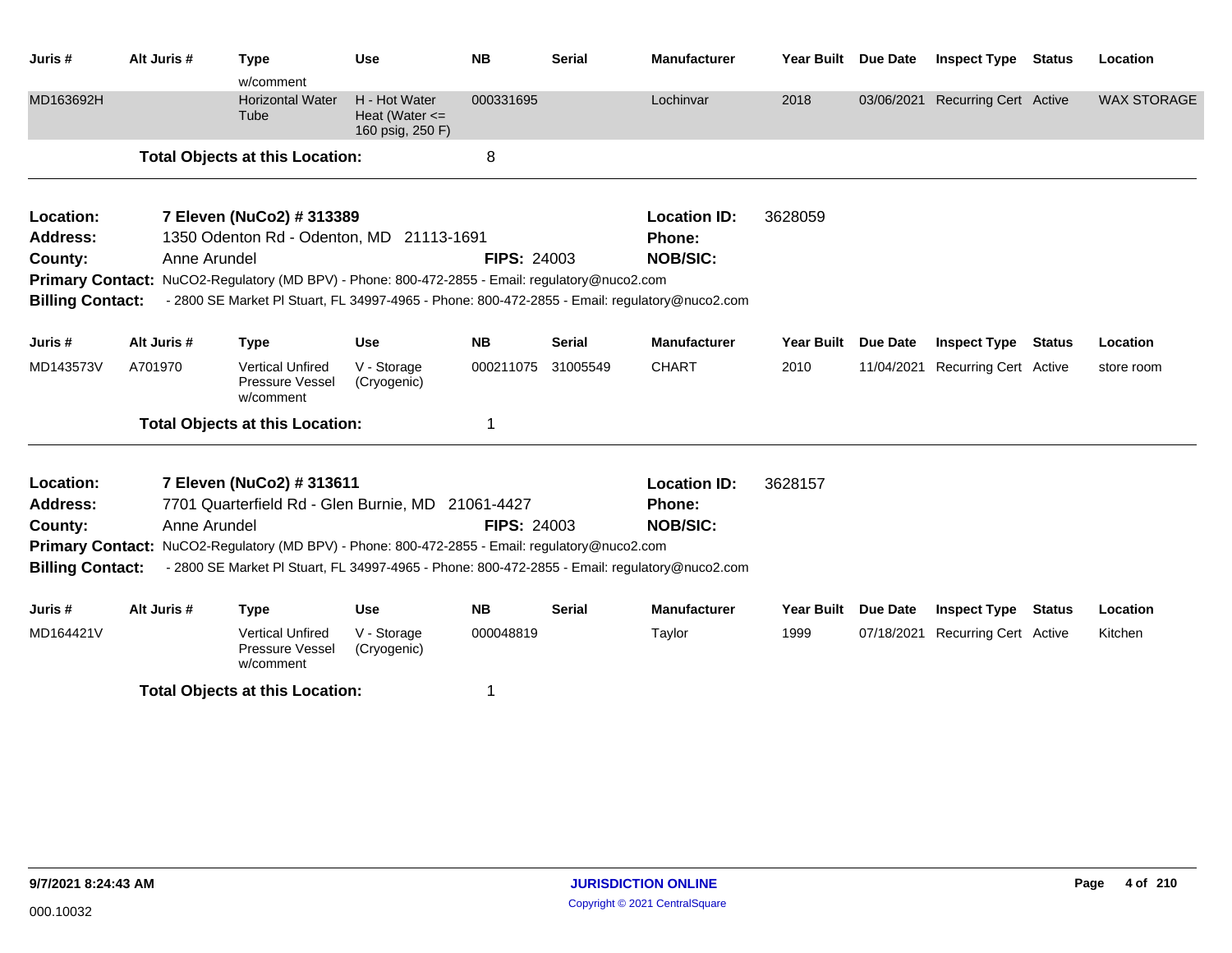| Juris # | Alt Juris # | Type | Use | NB | Serial | Manufacturer | Year Built | Due Date | Inspect Type | Status | Location |
|---|---|---|---|---|---|---|---|---|---|---|---|
| | | w/comment | | | | | | | | | |
| MD163692H | | Horizontal Water Tube | H - Hot Water Heat (Water <= 160 psig, 250 F) | 000331695 | | Lochinvar | 2018 | 03/06/2021 | Recurring Cert | Active | WAX STORAGE |

**Total Objects at this Location:** 8

---

**Location:** 7 Eleven (NuCo2) # 313389 **Location ID:** 3628059
**Address:** 1350 Odenton Rd - Odenton, MD 21113-1691 **Phone:**
**County:** Anne Arundel **FIPS:** 24003 **NOB/SIC:**
**Primary Contact:** NuCO2-Regulatory (MD BPV) - Phone: 800-472-2855 - Email: regulatory@nuco2.com
**Billing Contact:** - 2800 SE Market Pl Stuart, FL 34997-4965 - Phone: 800-472-2855 - Email: regulatory@nuco2.com

| Juris # | Alt Juris # | Type | Use | NB | Serial | Manufacturer | Year Built | Due Date | Inspect Type | Status | Location |
|---|---|---|---|---|---|---|---|---|---|---|---|
| MD143573V | A701970 | Vertical Unfired Pressure Vessel w/comment | V - Storage (Cryogenic) | 000211075 | 31005549 | CHART | 2010 | 11/04/2021 | Recurring Cert | Active | store room |

**Total Objects at this Location:** 1

---

**Location:** 7 Eleven (NuCo2) # 313611 **Location ID:** 3628157
**Address:** 7701 Quarterfield Rd - Glen Burnie, MD 21061-4427 **Phone:**
**County:** Anne Arundel **FIPS:** 24003 **NOB/SIC:**
**Primary Contact:** NuCO2-Regulatory (MD BPV) - Phone: 800-472-2855 - Email: regulatory@nuco2.com
**Billing Contact:** - 2800 SE Market Pl Stuart, FL 34997-4965 - Phone: 800-472-2855 - Email: regulatory@nuco2.com

| Juris # | Alt Juris # | Type | Use | NB | Serial | Manufacturer | Year Built | Due Date | Inspect Type | Status | Location |
|---|---|---|---|---|---|---|---|---|---|---|---|
| MD164421V | | Vertical Unfired Pressure Vessel w/comment | V - Storage (Cryogenic) | 000048819 | | Taylor | 1999 | 07/18/2021 | Recurring Cert | Active | Kitchen |

**Total Objects at this Location:** 1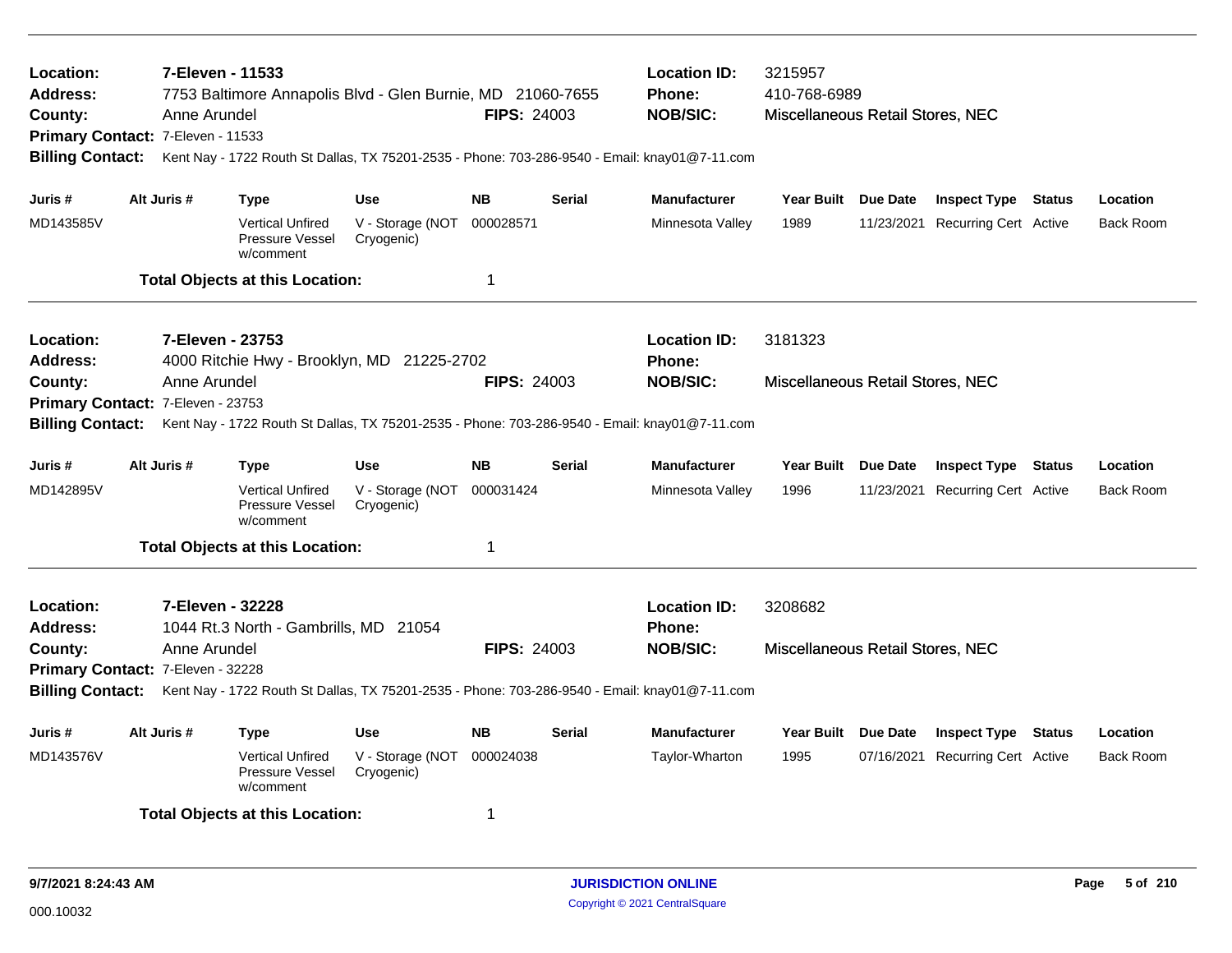**Location:** 7-Eleven - 11533
**Address:** 7753 Baltimore Annapolis Blvd - Glen Burnie, MD 21060-7655
**County:** Anne Arundel
**FIPS:** 24003
**Location ID:** 3215957
**Phone:** 410-768-6989
**NOB/SIC:** Miscellaneous Retail Stores, NEC
**Primary Contact:** 7-Eleven - 11533
**Billing Contact:** Kent Nay - 1722 Routh St Dallas, TX 75201-2535 - Phone: 703-286-9540 - Email: knay01@7-11.com

| Juris # | Alt Juris # | Type | Use | NB | Serial | Manufacturer | Year Built | Due Date | Inspect Type | Status | Location |
|---|---|---|---|---|---|---|---|---|---|---|---|
| MD143585V | | Vertical Unfired Pressure Vessel w/comment | V - Storage (NOT Cryogenic) | 000028571 | | Minnesota Valley | 1989 | 11/23/2021 | Recurring Cert | Active | Back Room |

**Total Objects at this Location:** 1

---

**Location:** 7-Eleven - 23753
**Address:** 4000 Ritchie Hwy - Brooklyn, MD 21225-2702
**County:** Anne Arundel
**FIPS:** 24003
**Location ID:** 3181323
**Phone:**
**NOB/SIC:** Miscellaneous Retail Stores, NEC
**Primary Contact:** 7-Eleven - 23753
**Billing Contact:** Kent Nay - 1722 Routh St Dallas, TX 75201-2535 - Phone: 703-286-9540 - Email: knay01@7-11.com

| Juris # | Alt Juris # | Type | Use | NB | Serial | Manufacturer | Year Built | Due Date | Inspect Type | Status | Location |
|---|---|---|---|---|---|---|---|---|---|---|---|
| MD142895V | | Vertical Unfired Pressure Vessel w/comment | V - Storage (NOT Cryogenic) | 000031424 | | Minnesota Valley | 1996 | 11/23/2021 | Recurring Cert | Active | Back Room |

**Total Objects at this Location:** 1

---

**Location:** 7-Eleven - 32228
**Address:** 1044 Rt.3 North - Gambrills, MD 21054
**County:** Anne Arundel
**FIPS:** 24003
**Location ID:** 3208682
**Phone:**
**NOB/SIC:** Miscellaneous Retail Stores, NEC
**Primary Contact:** 7-Eleven - 32228
**Billing Contact:** Kent Nay - 1722 Routh St Dallas, TX 75201-2535 - Phone: 703-286-9540 - Email: knay01@7-11.com

| Juris # | Alt Juris # | Type | Use | NB | Serial | Manufacturer | Year Built | Due Date | Inspect Type | Status | Location |
|---|---|---|---|---|---|---|---|---|---|---|---|
| MD143576V | | Vertical Unfired Pressure Vessel w/comment | V - Storage (NOT Cryogenic) | 000024038 | | Taylor-Wharton | 1995 | 07/16/2021 | Recurring Cert | Active | Back Room |

**Total Objects at this Location:** 1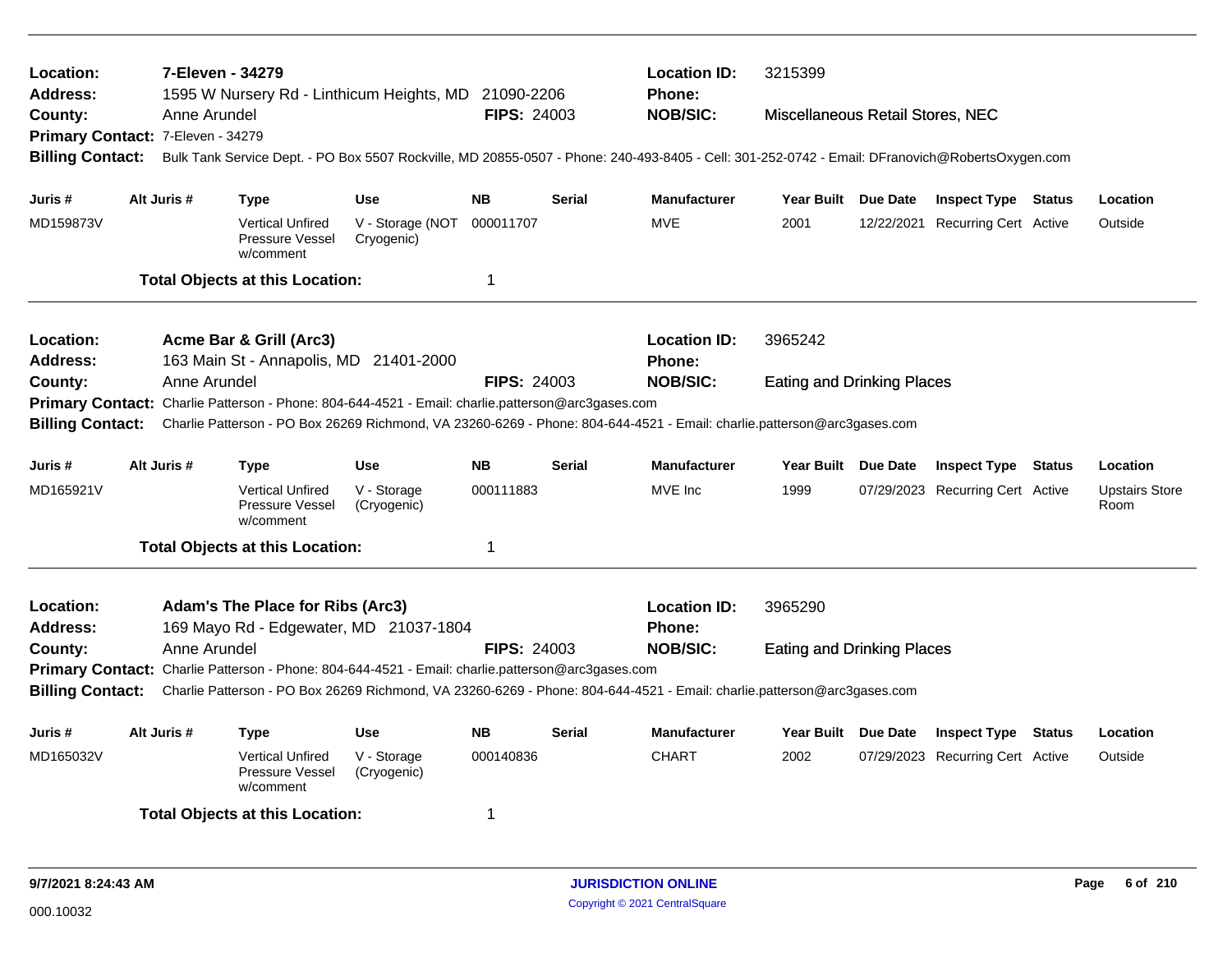**Location:** 7-Eleven - 34279
**Location ID:** 3215399
**Address:** 1595 W Nursery Rd - Linthicum Heights, MD 21090-2206
**Phone:**
**County:** Anne Arundel
**FIPS:** 24003
**NOB/SIC:** Miscellaneous Retail Stores, NEC
**Primary Contact:** 7-Eleven - 34279
**Billing Contact:** Bulk Tank Service Dept. - PO Box 5507 Rockville, MD 20855-0507 - Phone: 240-493-8405 - Cell: 301-252-0742 - Email: DFranovich@RobertsOxygen.com

| Juris # | Alt Juris # | Type | Use | NB | Serial | Manufacturer | Year Built | Due Date | Inspect Type | Status | Location |
|---|---|---|---|---|---|---|---|---|---|---|---|
| MD159873V | | Vertical Unfired Pressure Vessel w/comment | V - Storage (NOT Cryogenic) | 000011707 | | MVE | 2001 | 12/22/2021 | Recurring Cert | Active | Outside |

**Total Objects at this Location:** 1

---

**Location:** Acme Bar & Grill (Arc3)
**Location ID:** 3965242
**Address:** 163 Main St - Annapolis, MD 21401-2000
**Phone:**
**County:** Anne Arundel
**FIPS:** 24003
**NOB/SIC:** Eating and Drinking Places
**Primary Contact:** Charlie Patterson - Phone: 804-644-4521 - Email: charlie.patterson@arc3gases.com
**Billing Contact:** Charlie Patterson - PO Box 26269 Richmond, VA 23260-6269 - Phone: 804-644-4521 - Email: charlie.patterson@arc3gases.com

| Juris # | Alt Juris # | Type | Use | NB | Serial | Manufacturer | Year Built | Due Date | Inspect Type | Status | Location |
|---|---|---|---|---|---|---|---|---|---|---|---|
| MD165921V | | Vertical Unfired Pressure Vessel w/comment | V - Storage (Cryogenic) | 000111883 | | MVE Inc | 1999 | 07/29/2023 | Recurring Cert | Active | Upstairs Store Room |

**Total Objects at this Location:** 1

---

**Location:** Adam's The Place for Ribs (Arc3)
**Location ID:** 3965290
**Address:** 169 Mayo Rd - Edgewater, MD 21037-1804
**Phone:**
**County:** Anne Arundel
**FIPS:** 24003
**NOB/SIC:** Eating and Drinking Places
**Primary Contact:** Charlie Patterson - Phone: 804-644-4521 - Email: charlie.patterson@arc3gases.com
**Billing Contact:** Charlie Patterson - PO Box 26269 Richmond, VA 23260-6269 - Phone: 804-644-4521 - Email: charlie.patterson@arc3gases.com

| Juris # | Alt Juris # | Type | Use | NB | Serial | Manufacturer | Year Built | Due Date | Inspect Type | Status | Location |
|---|---|---|---|---|---|---|---|---|---|---|---|
| MD165032V | | Vertical Unfired Pressure Vessel w/comment | V - Storage (Cryogenic) | 000140836 | | CHART | 2002 | 07/29/2023 | Recurring Cert | Active | Outside |

**Total Objects at this Location:** 1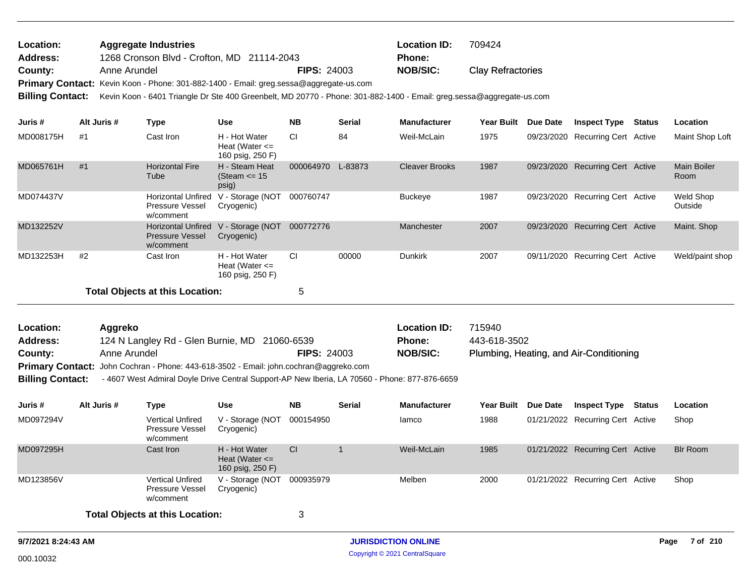**Location:** Aggregate Industries
**Location ID:** 709424
**Address:** 1268 Cronson Blvd - Crofton, MD 21114-2043
**Phone:**
**County:** Anne Arundel
**FIPS:** 24003
**NOB/SIC:** Clay Refractories
**Primary Contact:** Kevin Koon - Phone: 301-882-1400 - Email: greg.sessa@aggregate-us.com
**Billing Contact:** Kevin Koon - 6401 Triangle Dr Ste 400 Greenbelt, MD 20770 - Phone: 301-882-1400 - Email: greg.sessa@aggregate-us.com

| Juris # | Alt Juris # | Type | Use | NB | Serial | Manufacturer | Year Built | Due Date | Inspect Type | Status | Location |
|---|---|---|---|---|---|---|---|---|---|---|---|
| MD008175H | #1 | Cast Iron | H - Hot Water Heat (Water <= 160 psig, 250 F) | CI | 84 | Weil-McLain | 1975 | 09/23/2020 | Recurring Cert | Active | Maint Shop Loft |
| MD065761H | #1 | Horizontal Fire Tube | H - Steam Heat (Steam <= 15 psig) | 000064970 | L-83873 | Cleaver Brooks | 1987 | 09/23/2020 | Recurring Cert | Active | Main Boiler Room |
| MD074437V | | Horizontal Unfired Pressure Vessel w/comment | V - Storage (NOT Cryogenic) | 000760747 | | Buckeye | 1987 | 09/23/2020 | Recurring Cert | Active | Weld Shop Outside |
| MD132252V | | Horizontal Unfired Pressure Vessel w/comment | V - Storage (NOT Cryogenic) | 000772776 | | Manchester | 2007 | 09/23/2020 | Recurring Cert | Active | Maint. Shop |
| MD132253H | #2 | Cast Iron | H - Hot Water Heat (Water <= 160 psig, 250 F) | CI | 00000 | Dunkirk | 2007 | 09/11/2020 | Recurring Cert | Active | Weld/paint shop |

**Total Objects at this Location:** 5

---

**Location:** Aggreko
**Location ID:** 715940
**Address:** 124 N Langley Rd - Glen Burnie, MD 21060-6539
**Phone:** 443-618-3502
**County:** Anne Arundel
**FIPS:** 24003
**NOB/SIC:** Plumbing, Heating, and Air-Conditioning
**Primary Contact:** John Cochran - Phone: 443-618-3502 - Email: john.cochran@aggreko.com
**Billing Contact:** - 4607 West Admiral Doyle Drive Central Support-AP New Iberia, LA 70560 - Phone: 877-876-6659

| Juris # | Alt Juris # | Type | Use | NB | Serial | Manufacturer | Year Built | Due Date | Inspect Type | Status | Location |
|---|---|---|---|---|---|---|---|---|---|---|---|
| MD097294V | | Vertical Unfired Pressure Vessel w/comment | V - Storage (NOT Cryogenic) | 000154950 | | Iamco | 1988 | 01/21/2022 | Recurring Cert | Active | Shop |
| MD097295H | | Cast Iron | H - Hot Water Heat (Water <= 160 psig, 250 F) | CI | 1 | Weil-McLain | 1985 | 01/21/2022 | Recurring Cert | Active | Blr Room |
| MD123856V | | Vertical Unfired Pressure Vessel w/comment | V - Storage (NOT Cryogenic) | 000935979 | | Melben | 2000 | 01/21/2022 | Recurring Cert | Active | Shop |

**Total Objects at this Location:** 3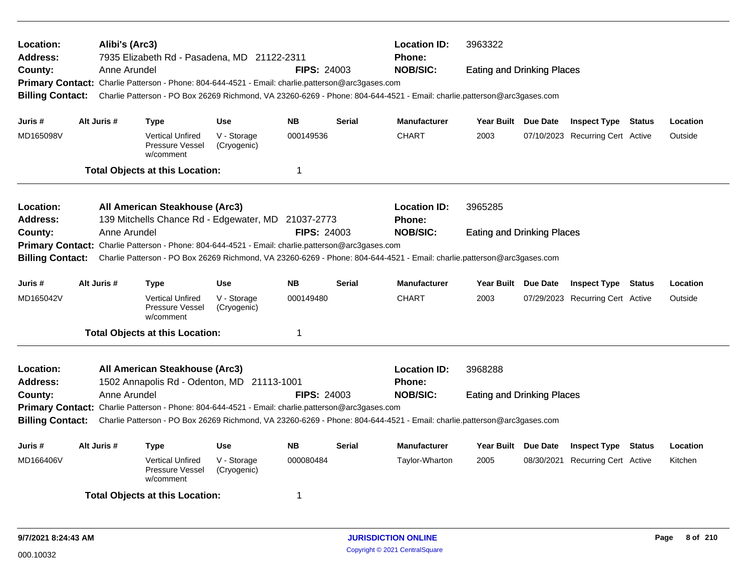**Location:** Alibi's (Arc3) **Location ID:** 3963322
**Address:** 7935 Elizabeth Rd - Pasadena, MD 21122-2311 **Phone:**
**County:** Anne Arundel **FIPS:** 24003 **NOB/SIC:** Eating and Drinking Places
**Primary Contact:** Charlie Patterson - Phone: 804-644-4521 - Email: charlie.patterson@arc3gases.com
**Billing Contact:** Charlie Patterson - PO Box 26269 Richmond, VA 23260-6269 - Phone: 804-644-4521 - Email: charlie.patterson@arc3gases.com

| Juris # | Alt Juris # | Type | Use | NB | Serial | Manufacturer | Year Built | Due Date | Inspect Type | Status | Location |
|---|---|---|---|---|---|---|---|---|---|---|---|
| MD165098V | | Vertical Unfired Pressure Vessel w/comment | V - Storage (Cryogenic) | 000149536 | | CHART | 2003 | 07/10/2023 | Recurring Cert | Active | Outside |

**Total Objects at this Location:** 1

---

**Location:** All American Steakhouse (Arc3) **Location ID:** 3965285
**Address:** 139 Mitchells Chance Rd - Edgewater, MD 21037-2773 **Phone:**
**County:** Anne Arundel **FIPS:** 24003 **NOB/SIC:** Eating and Drinking Places
**Primary Contact:** Charlie Patterson - Phone: 804-644-4521 - Email: charlie.patterson@arc3gases.com
**Billing Contact:** Charlie Patterson - PO Box 26269 Richmond, VA 23260-6269 - Phone: 804-644-4521 - Email: charlie.patterson@arc3gases.com

| Juris # | Alt Juris # | Type | Use | NB | Serial | Manufacturer | Year Built | Due Date | Inspect Type | Status | Location |
|---|---|---|---|---|---|---|---|---|---|---|---|
| MD165042V | | Vertical Unfired Pressure Vessel w/comment | V - Storage (Cryogenic) | 000149480 | | CHART | 2003 | 07/29/2023 | Recurring Cert | Active | Outside |

**Total Objects at this Location:** 1

---

**Location:** All American Steakhouse (Arc3) **Location ID:** 3968288
**Address:** 1502 Annapolis Rd - Odenton, MD 21113-1001 **Phone:**
**County:** Anne Arundel **FIPS:** 24003 **NOB/SIC:** Eating and Drinking Places
**Primary Contact:** Charlie Patterson - Phone: 804-644-4521 - Email: charlie.patterson@arc3gases.com
**Billing Contact:** Charlie Patterson - PO Box 26269 Richmond, VA 23260-6269 - Phone: 804-644-4521 - Email: charlie.patterson@arc3gases.com

| Juris # | Alt Juris # | Type | Use | NB | Serial | Manufacturer | Year Built | Due Date | Inspect Type | Status | Location |
|---|---|---|---|---|---|---|---|---|---|---|---|
| MD166406V | | Vertical Unfired Pressure Vessel w/comment | V - Storage (Cryogenic) | 000080484 | | Taylor-Wharton | 2005 | 08/30/2021 | Recurring Cert | Active | Kitchen |

**Total Objects at this Location:** 1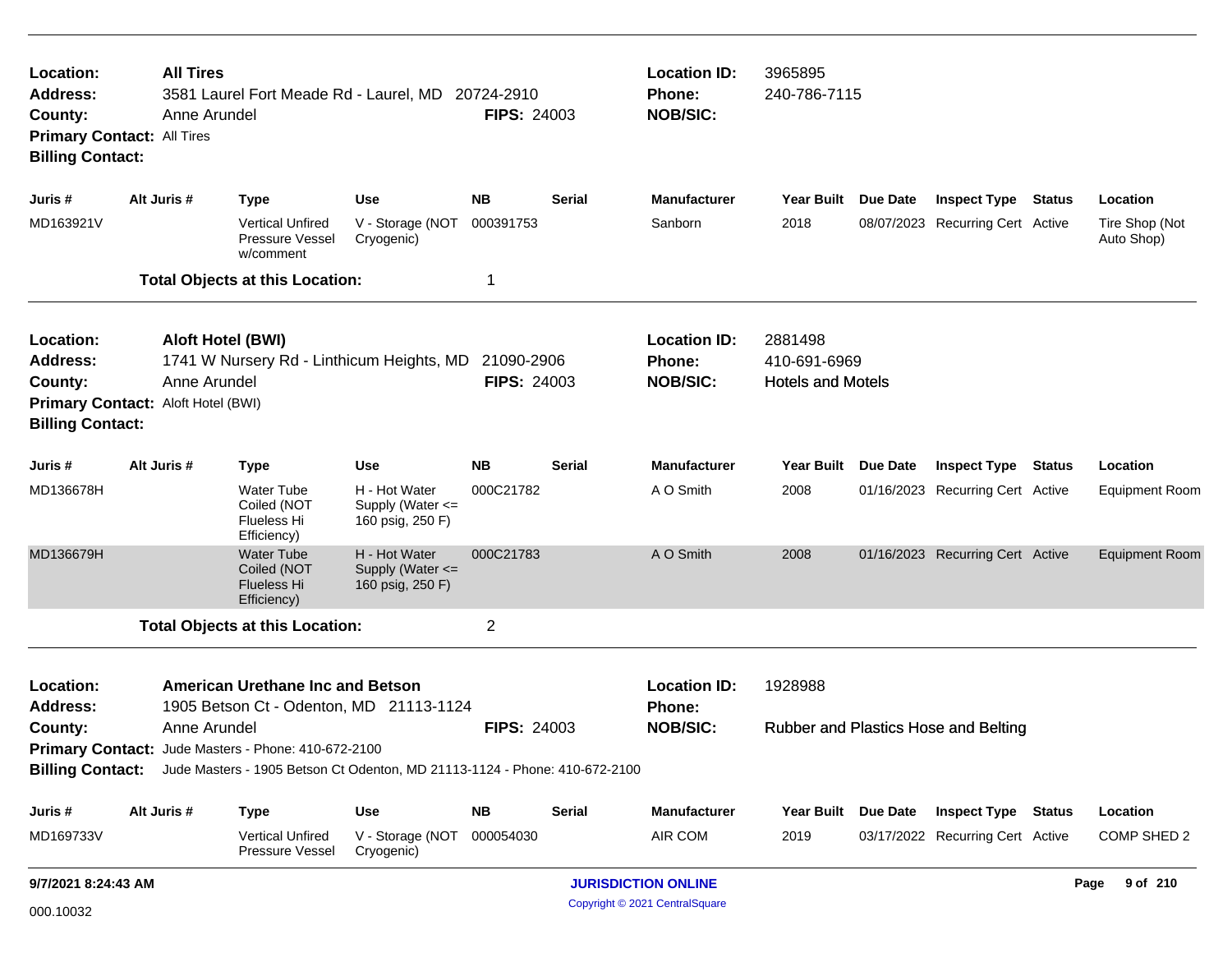**Location:** All Tires
**Address:** 3581 Laurel Fort Meade Rd - Laurel, MD 20724-2910
**County:** Anne Arundel
**FIPS:** 24003
**Location ID:** 3965895
**Phone:** 240-786-7115
**NOB/SIC:**
**Primary Contact:** All Tires
**Billing Contact:**

| Juris # | Alt Juris # | Type | Use | NB | Serial | Manufacturer | Year Built | Due Date | Inspect Type | Status | Location |
|---|---|---|---|---|---|---|---|---|---|---|---|
| MD163921V | | Vertical Unfired Pressure Vessel w/comment | V - Storage (NOT Cryogenic) | 000391753 | | Sanborn | 2018 | 08/07/2023 | Recurring Cert | Active | Tire Shop (Not Auto Shop) |

**Total Objects at this Location:** 1

---

**Location:** Aloft Hotel (BWI)
**Address:** 1741 W Nursery Rd - Linthicum Heights, MD 21090-2906
**County:** Anne Arundel
**FIPS:** 24003
**Location ID:** 2881498
**Phone:** 410-691-6969
**NOB/SIC:** Hotels and Motels
**Primary Contact:** Aloft Hotel (BWI)
**Billing Contact:**

| Juris # | Alt Juris # | Type | Use | NB | Serial | Manufacturer | Year Built | Due Date | Inspect Type | Status | Location |
|---|---|---|---|---|---|---|---|---|---|---|---|
| MD136678H | | Water Tube Coiled (NOT Flueless Hi Efficiency) | H - Hot Water Supply (Water <= 160 psig, 250 F) | 000C21782 | | A O Smith | 2008 | 01/16/2023 | Recurring Cert | Active | Equipment Room |
| MD136679H | | Water Tube Coiled (NOT Flueless Hi Efficiency) | H - Hot Water Supply (Water <= 160 psig, 250 F) | 000C21783 | | A O Smith | 2008 | 01/16/2023 | Recurring Cert | Active | Equipment Room |

**Total Objects at this Location:** 2

---

**Location:** American Urethane Inc and Betson
**Address:** 1905 Betson Ct - Odenton, MD 21113-1124
**County:** Anne Arundel
**FIPS:** 24003
**Location ID:** 1928988
**Phone:**
**NOB/SIC:** Rubber and Plastics Hose and Belting
**Primary Contact:** Jude Masters - Phone: 410-672-2100
**Billing Contact:** Jude Masters - 1905 Betson Ct Odenton, MD 21113-1124 - Phone: 410-672-2100

| Juris # | Alt Juris # | Type | Use | NB | Serial | Manufacturer | Year Built | Due Date | Inspect Type | Status | Location |
|---|---|---|---|---|---|---|---|---|---|---|---|
| MD169733V | | Vertical Unfired Pressure Vessel | V - Storage (NOT Cryogenic) | 000054030 | | AIR COM | 2019 | 03/17/2022 | Recurring Cert | Active | COMP SHED 2 |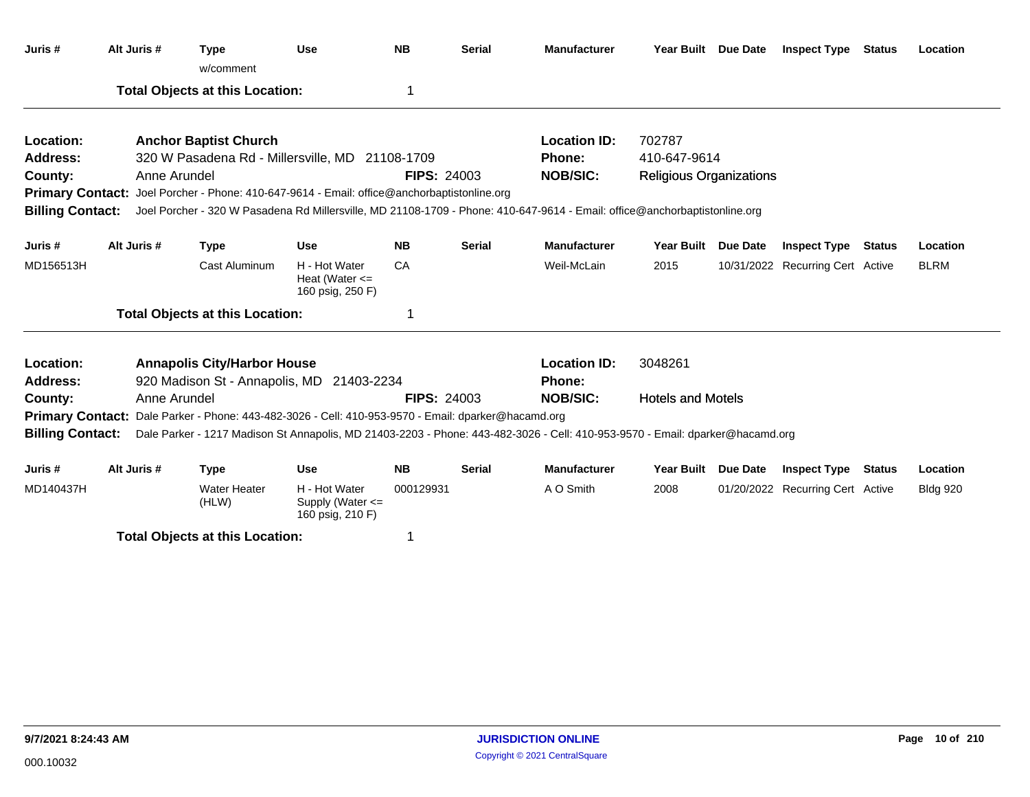| Juris # | Alt Juris # | Type | Use | NB | Serial | Manufacturer | Year Built | Due Date | Inspect Type | Status | Location |
|---|---|---|---|---|---|---|---|---|---|---|---|
| | | w/comment | | | | | | | | | |

**Total Objects at this Location:** 1

---

**Location:** **Anchor Baptist Church**
**Address:** 320 W Pasadena Rd - Millersville, MD 21108-1709
**County:** Anne Arundel
**FIPS:** 24003
**Location ID:** 702787
**Phone:** 410-647-9614
**NOB/SIC:** Religious Organizations
**Primary Contact:** Joel Porcher - Phone: 410-647-9614 - Email: office@anchorbaptistonline.org
**Billing Contact:** Joel Porcher - 320 W Pasadena Rd Millersville, MD 21108-1709 - Phone: 410-647-9614 - Email: office@anchorbaptistonline.org

| Juris # | Alt Juris # | Type | Use | NB | Serial | Manufacturer | Year Built | Due Date | Inspect Type | Status | Location |
|---|---|---|---|---|---|---|---|---|---|---|---|
| MD156513H | | Cast Aluminum | H - Hot Water Heat (Water <= 160 psig, 250 F) | CA | | Weil-McLain | 2015 | 10/31/2022 | Recurring Cert | Active | BLRM |

**Total Objects at this Location:** 1

---

**Location:** **Annapolis City/Harbor House**
**Address:** 920 Madison St - Annapolis, MD 21403-2234
**County:** Anne Arundel
**FIPS:** 24003
**Location ID:** 3048261
**Phone:**
**NOB/SIC:** Hotels and Motels
**Primary Contact:** Dale Parker - Phone: 443-482-3026 - Cell: 410-953-9570 - Email: dparker@hacamd.org
**Billing Contact:** Dale Parker - 1217 Madison St Annapolis, MD 21403-2203 - Phone: 443-482-3026 - Cell: 410-953-9570 - Email: dparker@hacamd.org

| Juris # | Alt Juris # | Type | Use | NB | Serial | Manufacturer | Year Built | Due Date | Inspect Type | Status | Location |
|---|---|---|---|---|---|---|---|---|---|---|---|
| MD140437H | | Water Heater (HLW) | H - Hot Water Supply (Water <= 160 psig, 210 F) | 000129931 | | A O Smith | 2008 | 01/20/2022 | Recurring Cert | Active | Bldg 920 |

**Total Objects at this Location:** 1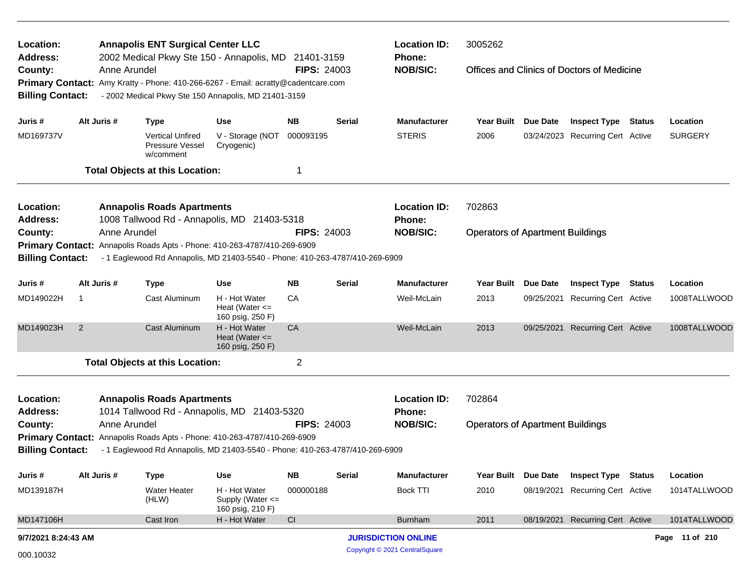**Location:** Annapolis ENT Surgical Center LLC
**Location ID:** 3005262
**Address:** 2002 Medical Pkwy Ste 150 - Annapolis, MD 21401-3159
**Phone:**
**County:** Anne Arundel
**FIPS:** 24003
**NOB/SIC:** Offices and Clinics of Doctors of Medicine
**Primary Contact:** Amy Kratty - Phone: 410-266-6267 - Email: acratty@cadentcare.com
**Billing Contact:** - 2002 Medical Pkwy Ste 150 Annapolis, MD 21401-3159

| Juris # | Alt Juris # | Type | Use | NB | Serial | Manufacturer | Year Built | Due Date | Inspect Type | Status | Location |
|---|---|---|---|---|---|---|---|---|---|---|---|
| MD169737V | | Vertical Unfired Pressure Vessel w/comment | V - Storage (NOT Cryogenic) | 000093195 | | STERIS | 2006 | 03/24/2023 | Recurring Cert | Active | SURGERY |

**Total Objects at this Location:** 1

---

**Location:** Annapolis Roads Apartments
**Location ID:** 702863
**Address:** 1008 Tallwood Rd - Annapolis, MD 21403-5318
**Phone:**
**County:** Anne Arundel
**FIPS:** 24003
**NOB/SIC:** Operators of Apartment Buildings
**Primary Contact:** Annapolis Roads Apts - Phone: 410-263-4787/410-269-6909
**Billing Contact:** - 1 Eaglewood Rd Annapolis, MD 21403-5540 - Phone: 410-263-4787/410-269-6909

| Juris # | Alt Juris # | Type | Use | NB | Serial | Manufacturer | Year Built | Due Date | Inspect Type | Status | Location |
|---|---|---|---|---|---|---|---|---|---|---|---|
| MD149022H | 1 | Cast Aluminum | H - Hot Water Heat (Water <= 160 psig, 250 F) | CA | | Weil-McLain | 2013 | 09/25/2021 | Recurring Cert | Active | 1008TALLWOOD |
| MD149023H | 2 | Cast Aluminum | H - Hot Water Heat (Water <= 160 psig, 250 F) | CA | | Weil-McLain | 2013 | 09/25/2021 | Recurring Cert | Active | 1008TALLWOOD |

**Total Objects at this Location:** 2

---

**Location:** Annapolis Roads Apartments
**Location ID:** 702864
**Address:** 1014 Tallwood Rd - Annapolis, MD 21403-5320
**Phone:**
**County:** Anne Arundel
**FIPS:** 24003
**NOB/SIC:** Operators of Apartment Buildings
**Primary Contact:** Annapolis Roads Apts - Phone: 410-263-4787/410-269-6909
**Billing Contact:** - 1 Eaglewood Rd Annapolis, MD 21403-5540 - Phone: 410-263-4787/410-269-6909

| Juris # | Alt Juris # | Type | Use | NB | Serial | Manufacturer | Year Built | Due Date | Inspect Type | Status | Location |
|---|---|---|---|---|---|---|---|---|---|---|---|
| MD139187H | | Water Heater (HLW) | H - Hot Water Supply (Water <= 160 psig, 210 F) | 000000188 | | Bock TTI | 2010 | 08/19/2021 | Recurring Cert | Active | 1014TALLWOOD |
| MD147106H | | Cast Iron | H - Hot Water | CI | | Burnham | 2011 | 08/19/2021 | Recurring Cert | Active | 1014TALLWOOD |

9/7/2021 8:24:43 AM

000.10032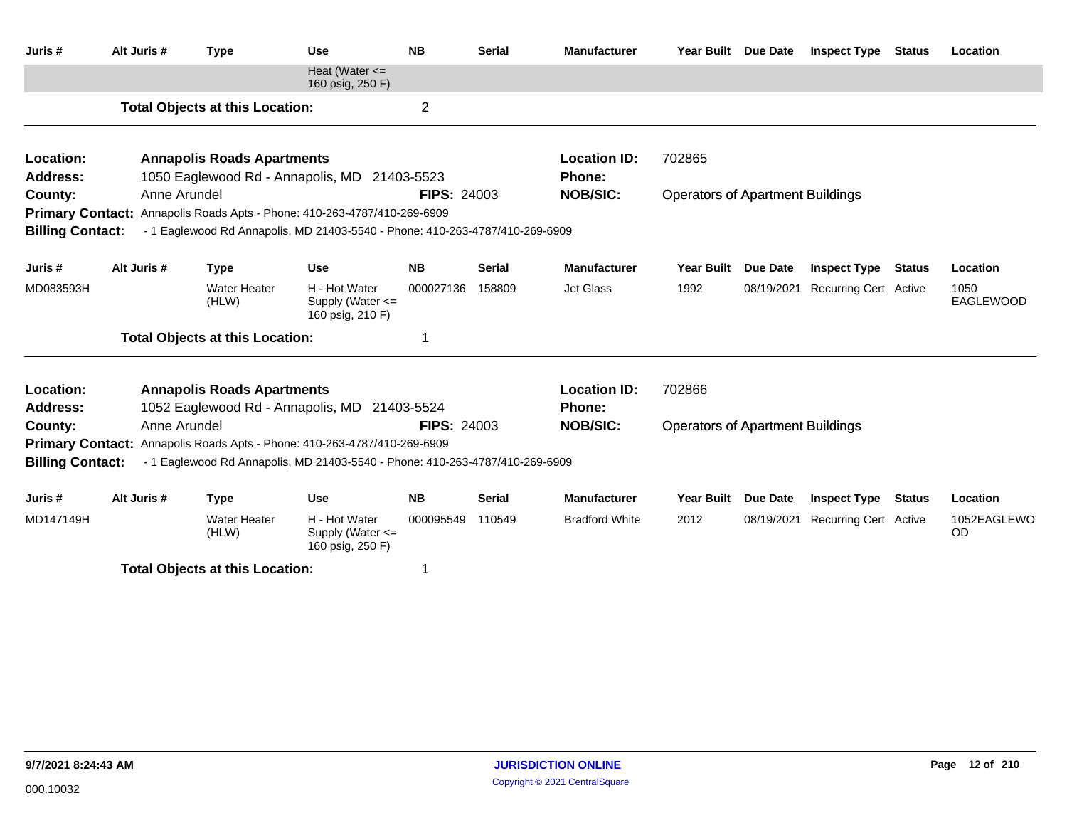| Juris # | Alt Juris # | Type | Use | NB | Serial | Manufacturer | Year Built | Due Date | Inspect Type | Status | Location |
|---|---|---|---|---|---|---|---|---|---|---|---|
| | | | Heat (Water <= 160 psig, 250 F) | | | | | | | | |

**Total Objects at this Location:** 2

---

**Location:** Annapolis Roads Apartments
**Location ID:** 702865
**Address:** 1050 Eaglewood Rd - Annapolis, MD 21403-5523
**Phone:**
**County:** Anne Arundel
**FIPS:** 24003
**NOB/SIC:** Operators of Apartment Buildings
**Primary Contact:** Annapolis Roads Apts - Phone: 410-263-4787/410-269-6909
**Billing Contact:** - 1 Eaglewood Rd Annapolis, MD 21403-5540 - Phone: 410-263-4787/410-269-6909

| Juris # | Alt Juris # | Type | Use | NB | Serial | Manufacturer | Year Built | Due Date | Inspect Type | Status | Location |
|---|---|---|---|---|---|---|---|---|---|---|---|
| MD083593H | | Water Heater (HLW) | H - Hot Water Supply (Water <= 160 psig, 210 F) | 000027136 | 158809 | Jet Glass | 1992 | 08/19/2021 | Recurring Cert | Active | 1050 EAGLEWOOD |

**Total Objects at this Location:** 1

---

**Location:** Annapolis Roads Apartments
**Location ID:** 702866
**Address:** 1052 Eaglewood Rd - Annapolis, MD 21403-5524
**Phone:**
**County:** Anne Arundel
**FIPS:** 24003
**NOB/SIC:** Operators of Apartment Buildings
**Primary Contact:** Annapolis Roads Apts - Phone: 410-263-4787/410-269-6909
**Billing Contact:** - 1 Eaglewood Rd Annapolis, MD 21403-5540 - Phone: 410-263-4787/410-269-6909

| Juris # | Alt Juris # | Type | Use | NB | Serial | Manufacturer | Year Built | Due Date | Inspect Type | Status | Location |
|---|---|---|---|---|---|---|---|---|---|---|---|
| MD147149H | | Water Heater (HLW) | H - Hot Water Supply (Water <= 160 psig, 250 F) | 000095549 | 110549 | Bradford White | 2012 | 08/19/2021 | Recurring Cert | Active | 1052EAGLEWOOD |

**Total Objects at this Location:** 1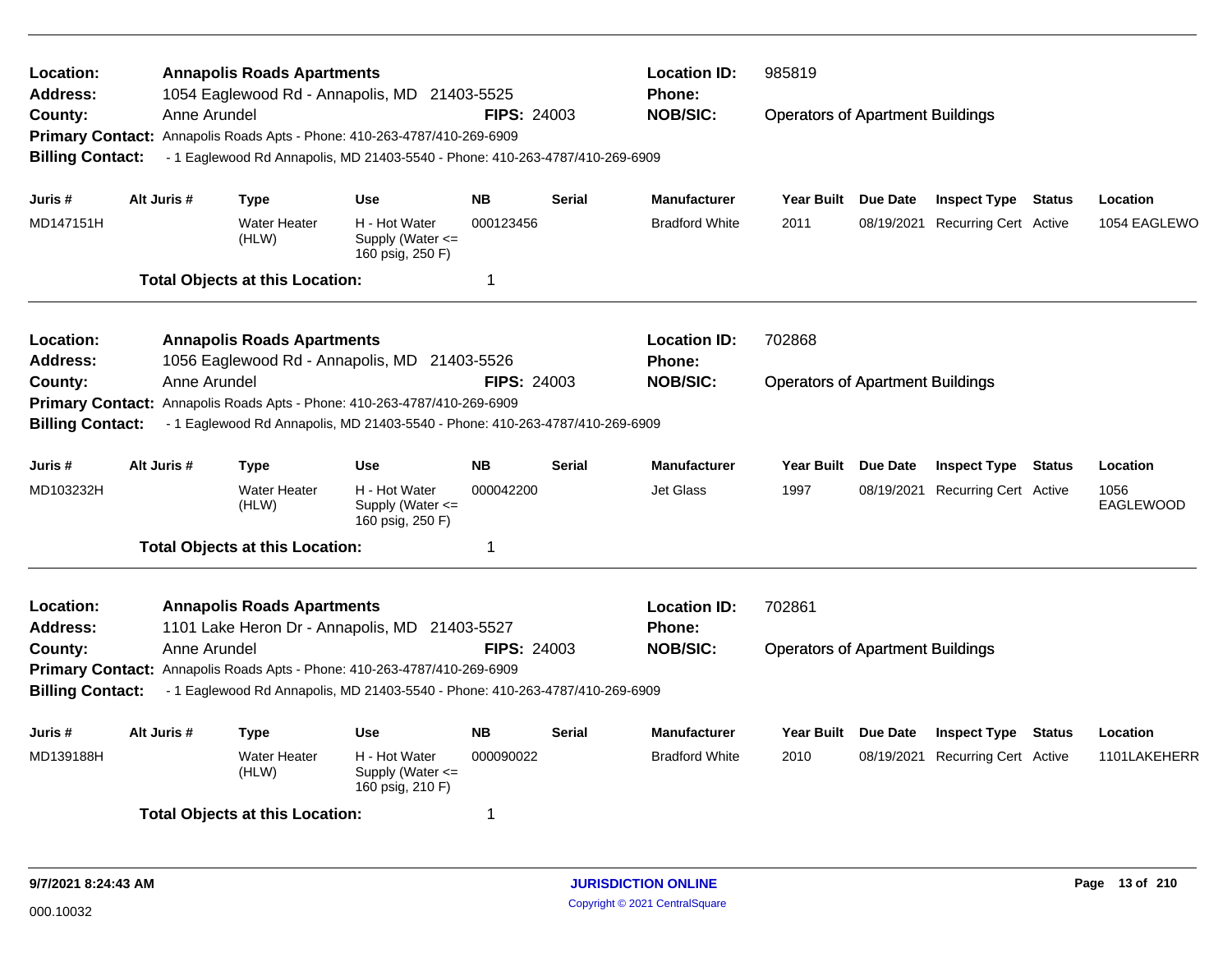**Location:** Annapolis Roads Apartments
**Address:** 1054 Eaglewood Rd - Annapolis, MD 21403-5525
**County:** Anne Arundel **FIPS:** 24003
**Primary Contact:** Annapolis Roads Apts - Phone: 410-263-4787/410-269-6909
**Billing Contact:** - 1 Eaglewood Rd Annapolis, MD 21403-5540 - Phone: 410-263-4787/410-269-6909
**Location ID:** 985819
**Phone:**
**NOB/SIC:** Operators of Apartment Buildings

| Juris # | Alt Juris # | Type | Use | NB | Serial | Manufacturer | Year Built | Due Date | Inspect Type | Status | Location |
|---|---|---|---|---|---|---|---|---|---|---|---|
| MD147151H | | Water Heater (HLW) | H - Hot Water Supply (Water <= 160 psig, 250 F) | 000123456 | | Bradford White | 2011 | 08/19/2021 | Recurring Cert | Active | 1054 EAGLEWO |

**Total Objects at this Location:** 1

---

**Location:** Annapolis Roads Apartments
**Address:** 1056 Eaglewood Rd - Annapolis, MD 21403-5526
**County:** Anne Arundel **FIPS:** 24003
**Primary Contact:** Annapolis Roads Apts - Phone: 410-263-4787/410-269-6909
**Billing Contact:** - 1 Eaglewood Rd Annapolis, MD 21403-5540 - Phone: 410-263-4787/410-269-6909
**Location ID:** 702868
**Phone:**
**NOB/SIC:** Operators of Apartment Buildings

| Juris # | Alt Juris # | Type | Use | NB | Serial | Manufacturer | Year Built | Due Date | Inspect Type | Status | Location |
|---|---|---|---|---|---|---|---|---|---|---|---|
| MD103232H | | Water Heater (HLW) | H - Hot Water Supply (Water <= 160 psig, 250 F) | 000042200 | | Jet Glass | 1997 | 08/19/2021 | Recurring Cert | Active | 1056 EAGLEWOOD |

**Total Objects at this Location:** 1

---

**Location:** Annapolis Roads Apartments
**Address:** 1101 Lake Heron Dr - Annapolis, MD 21403-5527
**County:** Anne Arundel **FIPS:** 24003
**Primary Contact:** Annapolis Roads Apts - Phone: 410-263-4787/410-269-6909
**Billing Contact:** - 1 Eaglewood Rd Annapolis, MD 21403-5540 - Phone: 410-263-4787/410-269-6909
**Location ID:** 702861
**Phone:**
**NOB/SIC:** Operators of Apartment Buildings

| Juris # | Alt Juris # | Type | Use | NB | Serial | Manufacturer | Year Built | Due Date | Inspect Type | Status | Location |
|---|---|---|---|---|---|---|---|---|---|---|---|
| MD139188H | | Water Heater (HLW) | H - Hot Water Supply (Water <= 160 psig, 210 F) | 000090022 | | Bradford White | 2010 | 08/19/2021 | Recurring Cert | Active | 1101LAKEHERR |

**Total Objects at this Location:** 1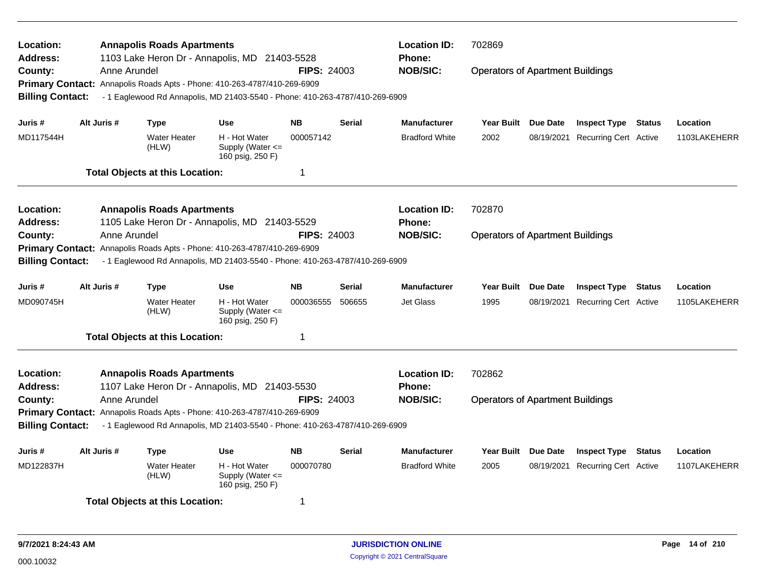**Location:** Annapolis Roads Apartments
**Address:** 1103 Lake Heron Dr - Annapolis, MD 21403-5528
**County:** Anne Arundel
**FIPS:** 24003
**Location ID:** 702869
**Phone:**
**NOB/SIC:** Operators of Apartment Buildings
**Primary Contact:** Annapolis Roads Apts - Phone: 410-263-4787/410-269-6909
**Billing Contact:** - 1 Eaglewood Rd Annapolis, MD 21403-5540 - Phone: 410-263-4787/410-269-6909

| Juris # | Alt Juris # | Type | Use | NB | Serial | Manufacturer | Year Built | Due Date | Inspect Type | Status | Location |
|---|---|---|---|---|---|---|---|---|---|---|---|
| MD117544H | | Water Heater (HLW) | H - Hot Water Supply (Water <= 160 psig, 250 F) | 000057142 | | Bradford White | 2002 | 08/19/2021 | Recurring Cert | Active | 1103LAKEHERR |

**Total Objects at this Location:** 1

---

**Location:** Annapolis Roads Apartments
**Address:** 1105 Lake Heron Dr - Annapolis, MD 21403-5529
**County:** Anne Arundel
**FIPS:** 24003
**Location ID:** 702870
**Phone:**
**NOB/SIC:** Operators of Apartment Buildings
**Primary Contact:** Annapolis Roads Apts - Phone: 410-263-4787/410-269-6909
**Billing Contact:** - 1 Eaglewood Rd Annapolis, MD 21403-5540 - Phone: 410-263-4787/410-269-6909

| Juris # | Alt Juris # | Type | Use | NB | Serial | Manufacturer | Year Built | Due Date | Inspect Type | Status | Location |
|---|---|---|---|---|---|---|---|---|---|---|---|
| MD090745H | | Water Heater (HLW) | H - Hot Water Supply (Water <= 160 psig, 250 F) | 000036555 | 506655 | Jet Glass | 1995 | 08/19/2021 | Recurring Cert | Active | 1105LAKEHERR |

**Total Objects at this Location:** 1

---

**Location:** Annapolis Roads Apartments
**Address:** 1107 Lake Heron Dr - Annapolis, MD 21403-5530
**County:** Anne Arundel
**FIPS:** 24003
**Location ID:** 702862
**Phone:**
**NOB/SIC:** Operators of Apartment Buildings
**Primary Contact:** Annapolis Roads Apts - Phone: 410-263-4787/410-269-6909
**Billing Contact:** - 1 Eaglewood Rd Annapolis, MD 21403-5540 - Phone: 410-263-4787/410-269-6909

| Juris # | Alt Juris # | Type | Use | NB | Serial | Manufacturer | Year Built | Due Date | Inspect Type | Status | Location |
|---|---|---|---|---|---|---|---|---|---|---|---|
| MD122837H | | Water Heater (HLW) | H - Hot Water Supply (Water <= 160 psig, 250 F) | 000070780 | | Bradford White | 2005 | 08/19/2021 | Recurring Cert | Active | 1107LAKEHERR |

**Total Objects at this Location:** 1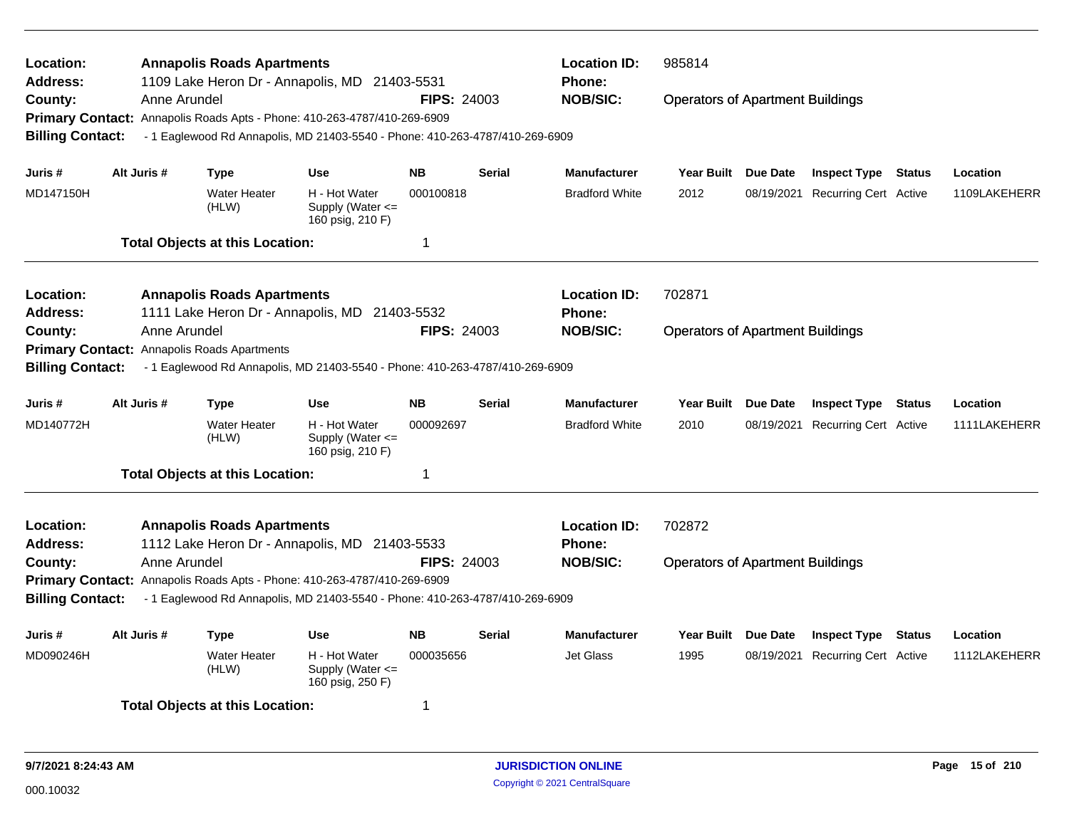**Location:** Annapolis Roads Apartments
**Address:** 1109 Lake Heron Dr - Annapolis, MD 21403-5531
**County:** Anne Arundel
**FIPS:** 24003
**Location ID:** 985814
**Phone:**
**NOB/SIC:** Operators of Apartment Buildings
**Primary Contact:** Annapolis Roads Apts - Phone: 410-263-4787/410-269-6909
**Billing Contact:** - 1 Eaglewood Rd Annapolis, MD 21403-5540 - Phone: 410-263-4787/410-269-6909

| Juris # | Alt Juris # | Type | Use | NB | Serial | Manufacturer | Year Built | Due Date | Inspect Type | Status | Location |
|---|---|---|---|---|---|---|---|---|---|---|---|
| MD147150H | | Water Heater (HLW) | H - Hot Water Supply (Water <= 160 psig, 210 F) | 000100818 | | Bradford White | 2012 | 08/19/2021 | Recurring Cert | Active | 1109LAKEHERR |

**Total Objects at this Location:** 1

---

**Location:** Annapolis Roads Apartments
**Address:** 1111 Lake Heron Dr - Annapolis, MD 21403-5532
**County:** Anne Arundel
**FIPS:** 24003
**Location ID:** 702871
**Phone:**
**NOB/SIC:** Operators of Apartment Buildings
**Primary Contact:** Annapolis Roads Apartments
**Billing Contact:** - 1 Eaglewood Rd Annapolis, MD 21403-5540 - Phone: 410-263-4787/410-269-6909

| Juris # | Alt Juris # | Type | Use | NB | Serial | Manufacturer | Year Built | Due Date | Inspect Type | Status | Location |
|---|---|---|---|---|---|---|---|---|---|---|---|
| MD140772H | | Water Heater (HLW) | H - Hot Water Supply (Water <= 160 psig, 210 F) | 000092697 | | Bradford White | 2010 | 08/19/2021 | Recurring Cert | Active | 1111LAKEHERR |

**Total Objects at this Location:** 1

---

**Location:** Annapolis Roads Apartments
**Address:** 1112 Lake Heron Dr - Annapolis, MD 21403-5533
**County:** Anne Arundel
**FIPS:** 24003
**Location ID:** 702872
**Phone:**
**NOB/SIC:** Operators of Apartment Buildings
**Primary Contact:** Annapolis Roads Apts - Phone: 410-263-4787/410-269-6909
**Billing Contact:** - 1 Eaglewood Rd Annapolis, MD 21403-5540 - Phone: 410-263-4787/410-269-6909

| Juris # | Alt Juris # | Type | Use | NB | Serial | Manufacturer | Year Built | Due Date | Inspect Type | Status | Location |
|---|---|---|---|---|---|---|---|---|---|---|---|
| MD090246H | | Water Heater (HLW) | H - Hot Water Supply (Water <= 160 psig, 250 F) | 000035656 | | Jet Glass | 1995 | 08/19/2021 | Recurring Cert | Active | 1112LAKEHERR |

**Total Objects at this Location:** 1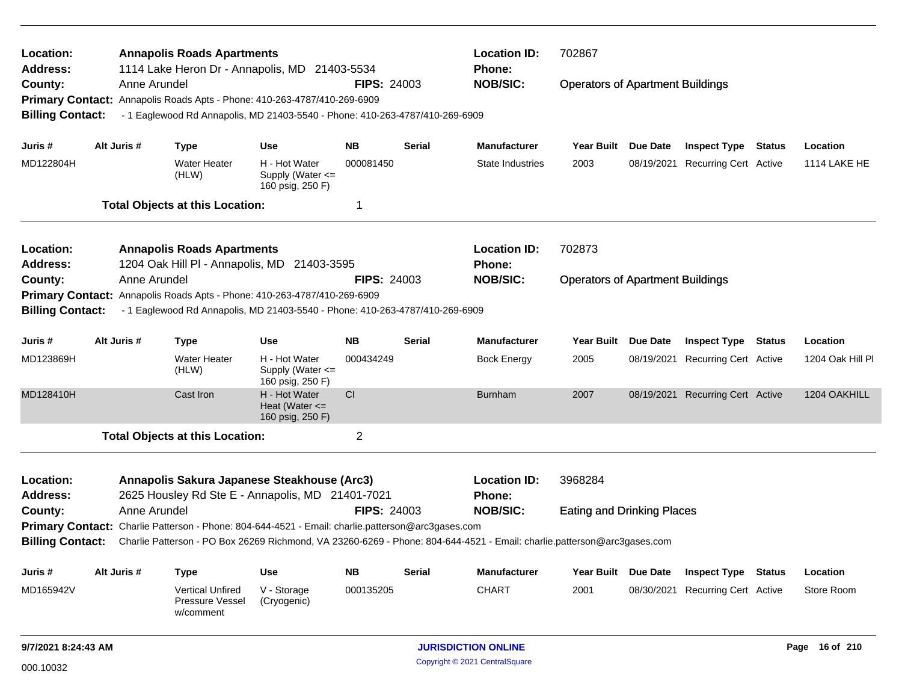**Location:** Annapolis Roads Apartments | **Location ID:** 702867
**Address:** 1114 Lake Heron Dr - Annapolis, MD 21403-5534 | **Phone:**
**County:** Anne Arundel | **FIPS:** 24003 | **NOB/SIC:** Operators of Apartment Buildings
**Primary Contact:** Annapolis Roads Apts - Phone: 410-263-4787/410-269-6909
**Billing Contact:** - 1 Eaglewood Rd Annapolis, MD 21403-5540 - Phone: 410-263-4787/410-269-6909

| Juris # | Alt Juris # | Type | Use | NB | Serial | Manufacturer | Year Built | Due Date | Inspect Type | Status | Location |
|---|---|---|---|---|---|---|---|---|---|---|---|
| MD122804H | | Water Heater (HLW) | H - Hot Water Supply (Water <= 160 psig, 250 F) | 000081450 | | State Industries | 2003 | 08/19/2021 | Recurring Cert | Active | 1114 LAKE HE |

**Total Objects at this Location:** 1

---

**Location:** Annapolis Roads Apartments | **Location ID:** 702873
**Address:** 1204 Oak Hill Pl - Annapolis, MD 21403-3595 | **Phone:**
**County:** Anne Arundel | **FIPS:** 24003 | **NOB/SIC:** Operators of Apartment Buildings
**Primary Contact:** Annapolis Roads Apts - Phone: 410-263-4787/410-269-6909
**Billing Contact:** - 1 Eaglewood Rd Annapolis, MD 21403-5540 - Phone: 410-263-4787/410-269-6909

| Juris # | Alt Juris # | Type | Use | NB | Serial | Manufacturer | Year Built | Due Date | Inspect Type | Status | Location |
|---|---|---|---|---|---|---|---|---|---|---|---|
| MD123869H | | Water Heater (HLW) | H - Hot Water Supply (Water <= 160 psig, 250 F) | 000434249 | | Bock Energy | 2005 | 08/19/2021 | Recurring Cert | Active | 1204 Oak Hill Pl |
| MD128410H | | Cast Iron | H - Hot Water Heat (Water <= 160 psig, 250 F) | CI | | Burnham | 2007 | 08/19/2021 | Recurring Cert | Active | 1204 OAKHILL |

**Total Objects at this Location:** 2

---

**Location:** Annapolis Sakura Japanese Steakhouse (Arc3) | **Location ID:** 3968284
**Address:** 2625 Housley Rd Ste E - Annapolis, MD 21401-7021 | **Phone:**
**County:** Anne Arundel | **FIPS:** 24003 | **NOB/SIC:** Eating and Drinking Places
**Primary Contact:** Charlie Patterson - Phone: 804-644-4521 - Email: charlie.patterson@arc3gases.com
**Billing Contact:** Charlie Patterson - PO Box 26269 Richmond, VA 23260-6269 - Phone: 804-644-4521 - Email: charlie.patterson@arc3gases.com

| Juris # | Alt Juris # | Type | Use | NB | Serial | Manufacturer | Year Built | Due Date | Inspect Type | Status | Location |
|---|---|---|---|---|---|---|---|---|---|---|---|
| MD165942V | | Vertical Unfired Pressure Vessel w/comment | V - Storage (Cryogenic) | 000135205 | | CHART | 2001 | 08/30/2021 | Recurring Cert | Active | Store Room |

9/7/2021 8:24:43 AM — JURISDICTION ONLINE — Copyright © 2021 CentralSquare

000.10032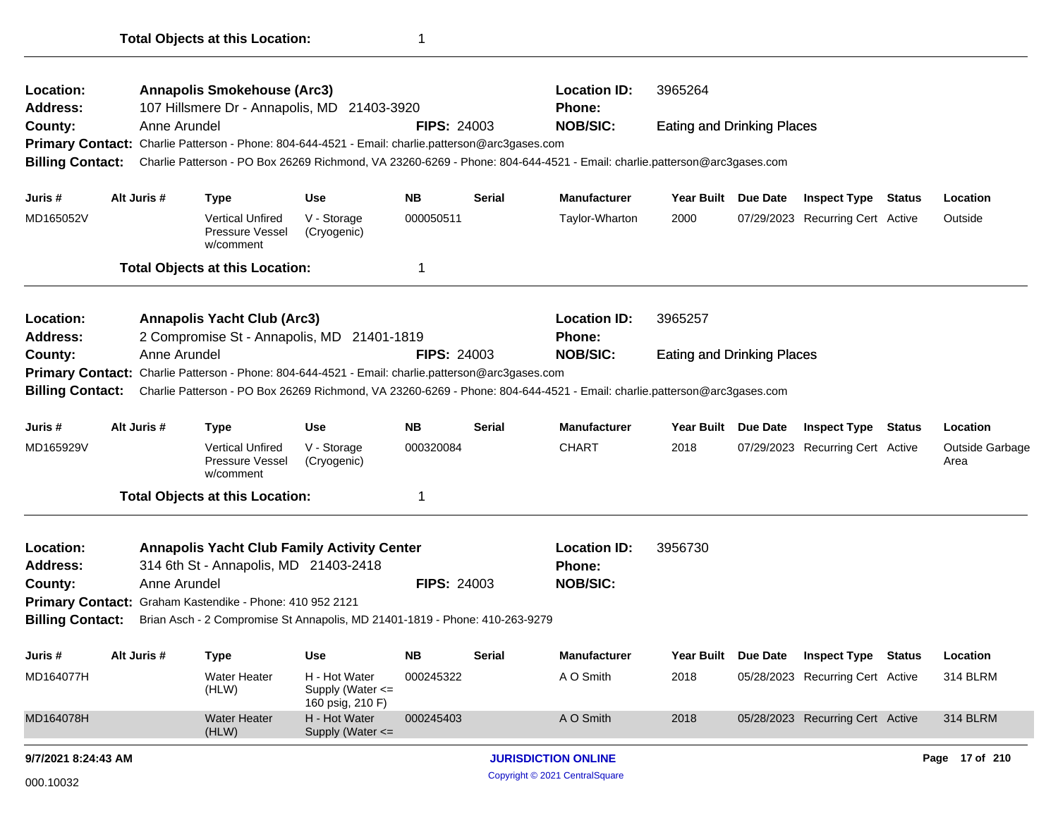**Total Objects at this Location:** 1

---

| | | | | |
|---|---|---|---|---|
| **Location:** | **Annapolis Smokehouse (Arc3)** | | **Location ID:** | 3965264 |
| **Address:** | 107 Hillsmere Dr - Annapolis, MD 21403-3920 | | **Phone:** | |
| **County:** | Anne Arundel | **FIPS:** 24003 | **NOB/SIC:** | Eating and Drinking Places |

**Primary Contact:** Charlie Patterson - Phone: 804-644-4521 - Email: charlie.patterson@arc3gases.com

**Billing Contact:** Charlie Patterson - PO Box 26269 Richmond, VA 23260-6269 - Phone: 804-644-4521 - Email: charlie.patterson@arc3gases.com

| Juris # | Alt Juris # | Type | Use | NB | Serial | Manufacturer | Year Built | Due Date | Inspect Type | Status | Location |
|---|---|---|---|---|---|---|---|---|---|---|---|
| MD165052V | | Vertical Unfired Pressure Vessel w/comment | V - Storage (Cryogenic) | 000050511 | | Taylor-Wharton | 2000 | 07/29/2023 | Recurring Cert | Active | Outside |

**Total Objects at this Location:** 1

---

| | | | | |
|---|---|---|---|---|
| **Location:** | **Annapolis Yacht Club (Arc3)** | | **Location ID:** | 3965257 |
| **Address:** | 2 Compromise St - Annapolis, MD 21401-1819 | | **Phone:** | |
| **County:** | Anne Arundel | **FIPS:** 24003 | **NOB/SIC:** | Eating and Drinking Places |

**Primary Contact:** Charlie Patterson - Phone: 804-644-4521 - Email: charlie.patterson@arc3gases.com

**Billing Contact:** Charlie Patterson - PO Box 26269 Richmond, VA 23260-6269 - Phone: 804-644-4521 - Email: charlie.patterson@arc3gases.com

| Juris # | Alt Juris # | Type | Use | NB | Serial | Manufacturer | Year Built | Due Date | Inspect Type | Status | Location |
|---|---|---|---|---|---|---|---|---|---|---|---|
| MD165929V | | Vertical Unfired Pressure Vessel w/comment | V - Storage (Cryogenic) | 000320084 | | CHART | 2018 | 07/29/2023 | Recurring Cert | Active | Outside Garbage Area |

**Total Objects at this Location:** 1

---

| | | | | |
|---|---|---|---|---|
| **Location:** | **Annapolis Yacht Club Family Activity Center** | | **Location ID:** | 3956730 |
| **Address:** | 314 6th St - Annapolis, MD 21403-2418 | | **Phone:** | |
| **County:** | Anne Arundel | **FIPS:** 24003 | **NOB/SIC:** | |

**Primary Contact:** Graham Kastendike - Phone: 410 952 2121

**Billing Contact:** Brian Asch - 2 Compromise St Annapolis, MD 21401-1819 - Phone: 410-263-9279

| Juris # | Alt Juris # | Type | Use | NB | Serial | Manufacturer | Year Built | Due Date | Inspect Type | Status | Location |
|---|---|---|---|---|---|---|---|---|---|---|---|
| MD164077H | | Water Heater (HLW) | H - Hot Water Supply (Water <= 160 psig, 210 F) | 000245322 | | A O Smith | 2018 | 05/28/2023 | Recurring Cert | Active | 314 BLRM |
| MD164078H | | Water Heater (HLW) | H - Hot Water Supply (Water <= | 000245403 | | A O Smith | 2018 | 05/28/2023 | Recurring Cert | Active | 314 BLRM |

9/7/2021 8:24:43 AM

000.10032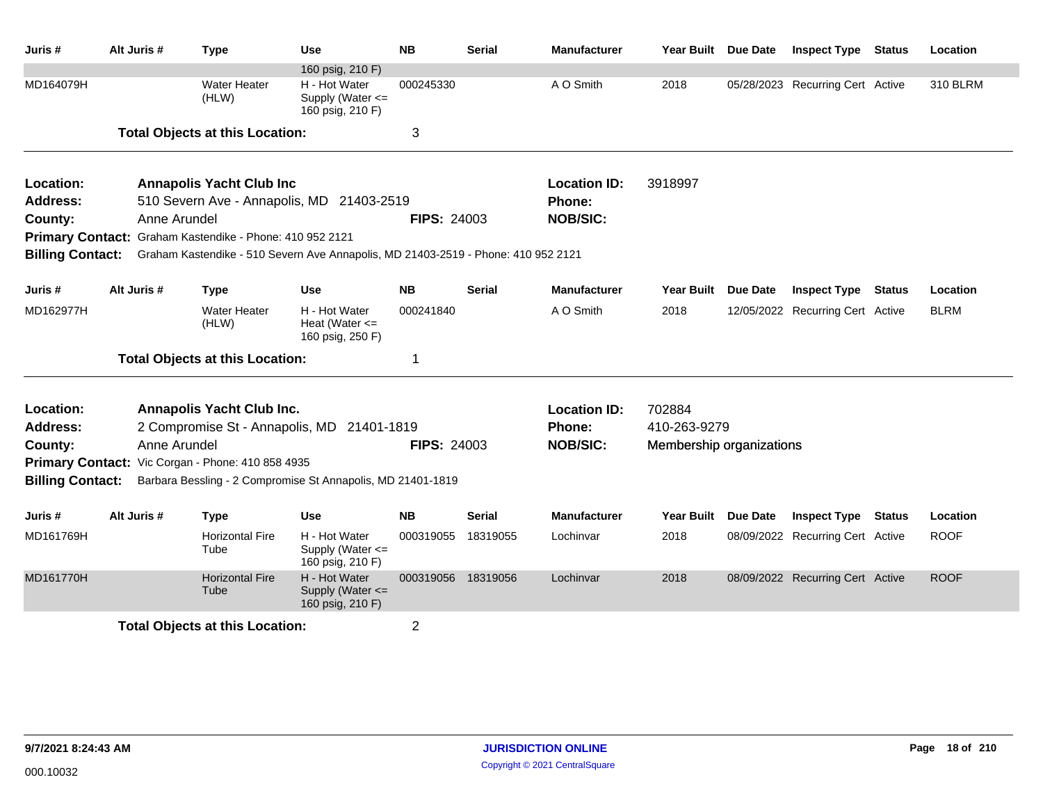| Juris # | Alt Juris # | Type | Use | NB | Serial | Manufacturer | Year Built | Due Date | Inspect Type | Status | Location |
|---|---|---|---|---|---|---|---|---|---|---|---|
| | | | 160 psig, 210 F) | | | | | | | | |
| MD164079H | | Water Heater (HLW) | H - Hot Water Supply (Water <= 160 psig, 210 F) | 000245330 | | A O Smith | 2018 | 05/28/2023 | Recurring Cert | Active | 310 BLRM |

**Total Objects at this Location:** 3

---

**Location:** Annapolis Yacht Club Inc
**Location ID:** 3918997
**Address:** 510 Severn Ave - Annapolis, MD 21403-2519
**Phone:**
**County:** Anne Arundel
**FIPS:** 24003
**NOB/SIC:**
**Primary Contact:** Graham Kastendike - Phone: 410 952 2121
**Billing Contact:** Graham Kastendike - 510 Severn Ave Annapolis, MD 21403-2519 - Phone: 410 952 2121

| Juris # | Alt Juris # | Type | Use | NB | Serial | Manufacturer | Year Built | Due Date | Inspect Type | Status | Location |
|---|---|---|---|---|---|---|---|---|---|---|---|
| MD162977H | | Water Heater (HLW) | H - Hot Water Heat (Water <= 160 psig, 250 F) | 000241840 | | A O Smith | 2018 | 12/05/2022 | Recurring Cert | Active | BLRM |

**Total Objects at this Location:** 1

---

**Location:** Annapolis Yacht Club Inc.
**Location ID:** 702884
**Address:** 2 Compromise St - Annapolis, MD 21401-1819
**Phone:** 410-263-9279
**County:** Anne Arundel
**FIPS:** 24003
**NOB/SIC:** Membership organizations
**Primary Contact:** Vic Corgan - Phone: 410 858 4935
**Billing Contact:** Barbara Bessling - 2 Compromise St Annapolis, MD 21401-1819

| Juris # | Alt Juris # | Type | Use | NB | Serial | Manufacturer | Year Built | Due Date | Inspect Type | Status | Location |
|---|---|---|---|---|---|---|---|---|---|---|---|
| MD161769H | | Horizontal Fire Tube | H - Hot Water Supply (Water <= 160 psig, 210 F) | 000319055 | 18319055 | Lochinvar | 2018 | 08/09/2022 | Recurring Cert | Active | ROOF |
| MD161770H | | Horizontal Fire Tube | H - Hot Water Supply (Water <= 160 psig, 210 F) | 000319056 | 18319056 | Lochinvar | 2018 | 08/09/2022 | Recurring Cert | Active | ROOF |

**Total Objects at this Location:** 2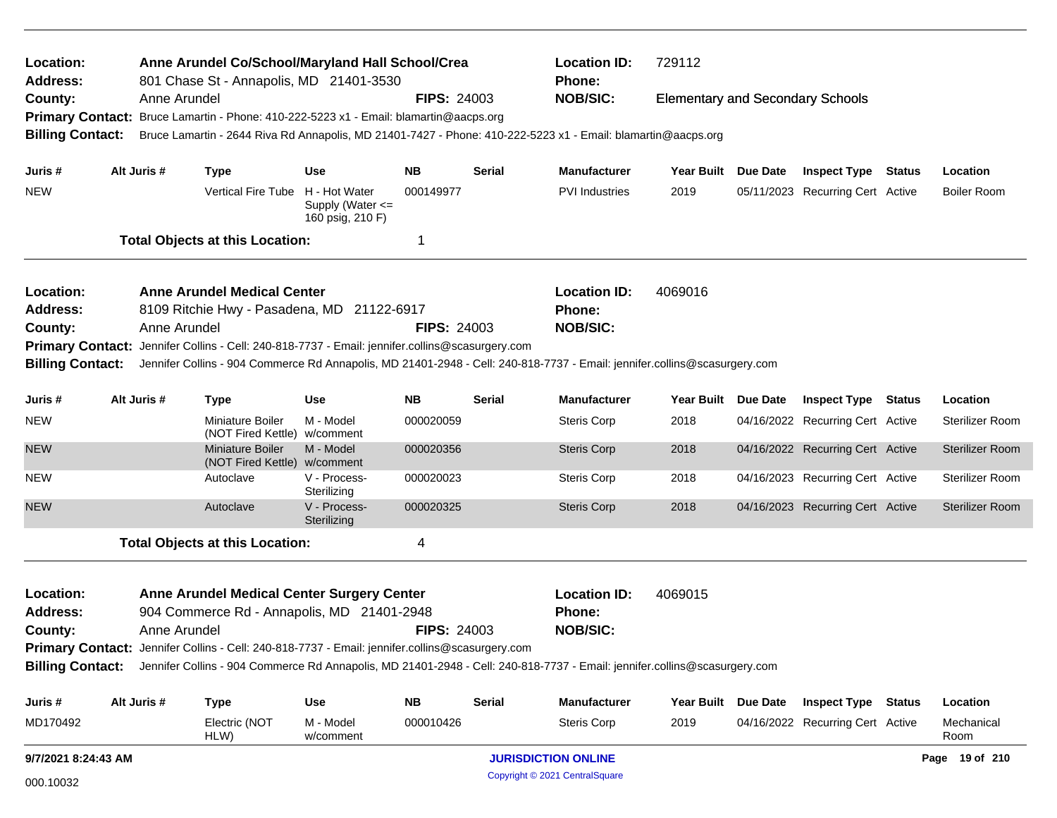**Location:** Anne Arundel Co/School/Maryland Hall School/Crea
**Location ID:** 729112
**Address:** 801 Chase St - Annapolis, MD 21401-3530
**Phone:**
**County:** Anne Arundel
**FIPS:** 24003
**NOB/SIC:** Elementary and Secondary Schools
**Primary Contact:** Bruce Lamartin - Phone: 410-222-5223 x1 - Email: blamartin@aacps.org
**Billing Contact:** Bruce Lamartin - 2644 Riva Rd Annapolis, MD 21401-7427 - Phone: 410-222-5223 x1 - Email: blamartin@aacps.org

| Juris # | Alt Juris # | Type | Use | NB | Serial | Manufacturer | Year Built | Due Date | Inspect Type | Status | Location |
|---|---|---|---|---|---|---|---|---|---|---|---|
| NEW | | Vertical Fire Tube | H - Hot Water Supply (Water <= 160 psig, 210 F) | 000149977 | | PVI Industries | 2019 | 05/11/2023 | Recurring Cert | Active | Boiler Room |

**Total Objects at this Location:** 1

---

**Location:** Anne Arundel Medical Center
**Location ID:** 4069016
**Address:** 8109 Ritchie Hwy - Pasadena, MD 21122-6917
**Phone:**
**County:** Anne Arundel
**FIPS:** 24003
**NOB/SIC:**
**Primary Contact:** Jennifer Collins - Cell: 240-818-7737 - Email: jennifer.collins@scasurgery.com
**Billing Contact:** Jennifer Collins - 904 Commerce Rd Annapolis, MD 21401-2948 - Cell: 240-818-7737 - Email: jennifer.collins@scasurgery.com

| Juris # | Alt Juris # | Type | Use | NB | Serial | Manufacturer | Year Built | Due Date | Inspect Type | Status | Location |
|---|---|---|---|---|---|---|---|---|---|---|---|
| NEW | | Miniature Boiler (NOT Fired Kettle) | M - Model w/comment | 000020059 | | Steris Corp | 2018 | 04/16/2022 | Recurring Cert | Active | Sterilizer Room |
| NEW | | Miniature Boiler (NOT Fired Kettle) | M - Model w/comment | 000020356 | | Steris Corp | 2018 | 04/16/2022 | Recurring Cert | Active | Sterilizer Room |
| NEW | | Autoclave | V - Process-Sterilizing | 000020023 | | Steris Corp | 2018 | 04/16/2023 | Recurring Cert | Active | Sterilizer Room |
| NEW | | Autoclave | V - Process-Sterilizing | 000020325 | | Steris Corp | 2018 | 04/16/2023 | Recurring Cert | Active | Sterilizer Room |

**Total Objects at this Location:** 4

---

**Location:** Anne Arundel Medical Center Surgery Center
**Location ID:** 4069015
**Address:** 904 Commerce Rd - Annapolis, MD 21401-2948
**Phone:**
**County:** Anne Arundel
**FIPS:** 24003
**NOB/SIC:**
**Primary Contact:** Jennifer Collins - Cell: 240-818-7737 - Email: jennifer.collins@scasurgery.com
**Billing Contact:** Jennifer Collins - 904 Commerce Rd Annapolis, MD 21401-2948 - Cell: 240-818-7737 - Email: jennifer.collins@scasurgery.com

| Juris # | Alt Juris # | Type | Use | NB | Serial | Manufacturer | Year Built | Due Date | Inspect Type | Status | Location |
|---|---|---|---|---|---|---|---|---|---|---|---|
| MD170492 | | Electric (NOT HLW) | M - Model w/comment | 000010426 | | Steris Corp | 2019 | 04/16/2022 | Recurring Cert | Active | Mechanical Room |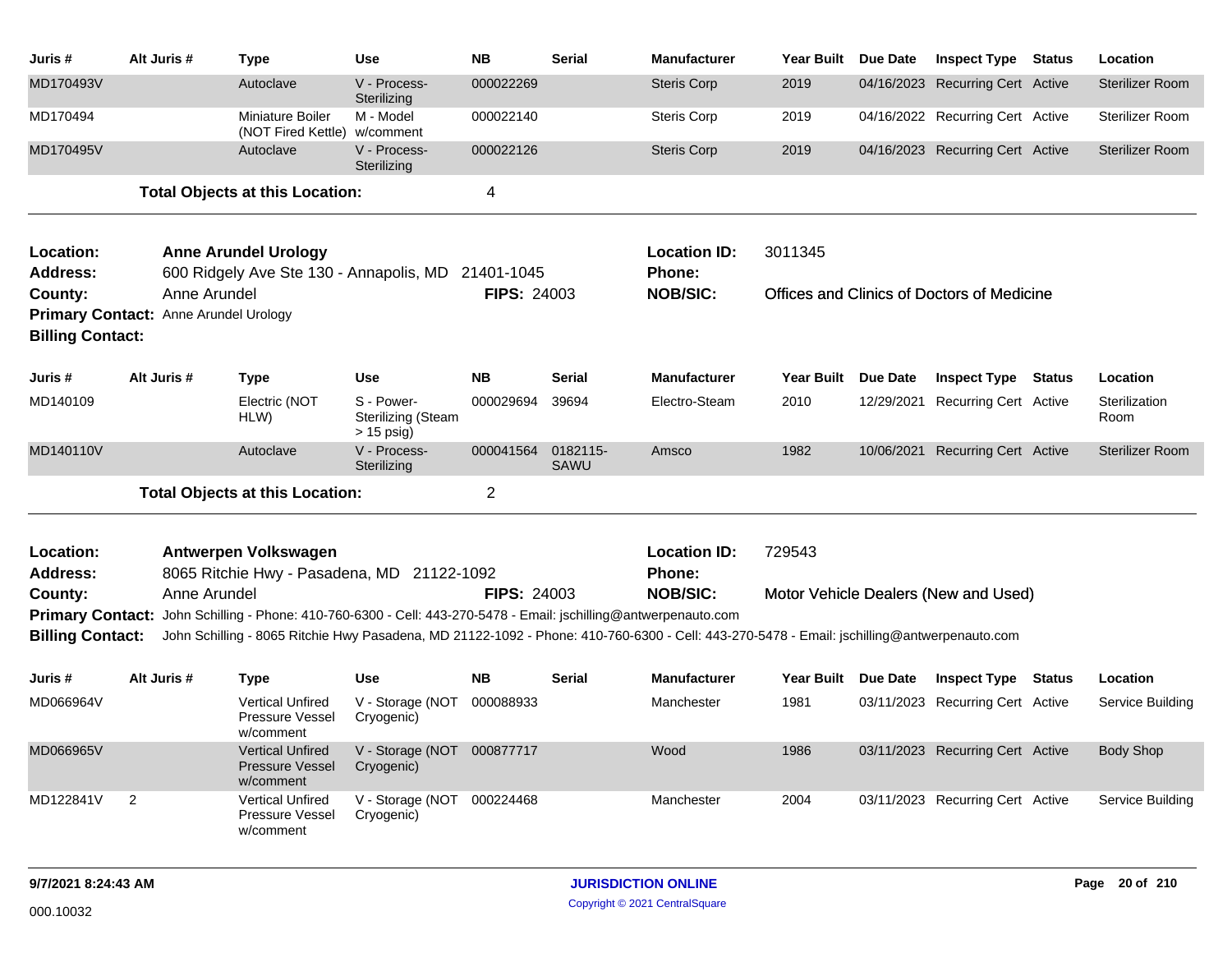| Juris # | Alt Juris # | Type | Use | NB | Serial | Manufacturer | Year Built | Due Date | Inspect Type | Status | Location |
|---|---|---|---|---|---|---|---|---|---|---|---|
| MD170493V | | Autoclave | V - Process-Sterilizing | 000022269 | | Steris Corp | 2019 | 04/16/2023 | Recurring Cert | Active | Sterilizer Room |
| MD170494 | | Miniature Boiler (NOT Fired Kettle) | M - Model w/comment | 000022140 | | Steris Corp | 2019 | 04/16/2022 | Recurring Cert | Active | Sterilizer Room |
| MD170495V | | Autoclave | V - Process-Sterilizing | 000022126 | | Steris Corp | 2019 | 04/16/2023 | Recurring Cert | Active | Sterilizer Room |

**Total Objects at this Location:** 4

---

**Location:** Anne Arundel Urology
**Location ID:** 3011345
**Address:** 600 Ridgely Ave Ste 130 - Annapolis, MD 21401-1045
**Phone:**
**County:** Anne Arundel
**FIPS:** 24003
**NOB/SIC:** Offices and Clinics of Doctors of Medicine
**Primary Contact:** Anne Arundel Urology
**Billing Contact:**

| Juris # | Alt Juris # | Type | Use | NB | Serial | Manufacturer | Year Built | Due Date | Inspect Type | Status | Location |
|---|---|---|---|---|---|---|---|---|---|---|---|
| MD140109 | | Electric (NOT HLW) | S - Power-Sterilizing (Steam > 15 psig) | 000029694 | 39694 | Electro-Steam | 2010 | 12/29/2021 | Recurring Cert | Active | Sterilization Room |
| MD140110V | | Autoclave | V - Process-Sterilizing | 000041564 | 0182115-SAWU | Amsco | 1982 | 10/06/2021 | Recurring Cert | Active | Sterilizer Room |

**Total Objects at this Location:** 2

---

**Location:** Antwerpen Volkswagen
**Location ID:** 729543
**Address:** 8065 Ritchie Hwy - Pasadena, MD 21122-1092
**Phone:**
**County:** Anne Arundel
**FIPS:** 24003
**NOB/SIC:** Motor Vehicle Dealers (New and Used)
**Primary Contact:** John Schilling - Phone: 410-760-6300 - Cell: 443-270-5478 - Email: jschilling@antwerpenauto.com
**Billing Contact:** John Schilling - 8065 Ritchie Hwy Pasadena, MD 21122-1092 - Phone: 410-760-6300 - Cell: 443-270-5478 - Email: jschilling@antwerpenauto.com

| Juris # | Alt Juris # | Type | Use | NB | Serial | Manufacturer | Year Built | Due Date | Inspect Type | Status | Location |
|---|---|---|---|---|---|---|---|---|---|---|---|
| MD066964V | | Vertical Unfired Pressure Vessel w/comment | V - Storage (NOT Cryogenic) | 000088933 | | Manchester | 1981 | 03/11/2023 | Recurring Cert | Active | Service Building |
| MD066965V | | Vertical Unfired Pressure Vessel w/comment | V - Storage (NOT Cryogenic) | 000877717 | | Wood | 1986 | 03/11/2023 | Recurring Cert | Active | Body Shop |
| MD122841V | 2 | Vertical Unfired Pressure Vessel w/comment | V - Storage (NOT Cryogenic) | 000224468 | | Manchester | 2004 | 03/11/2023 | Recurring Cert | Active | Service Building |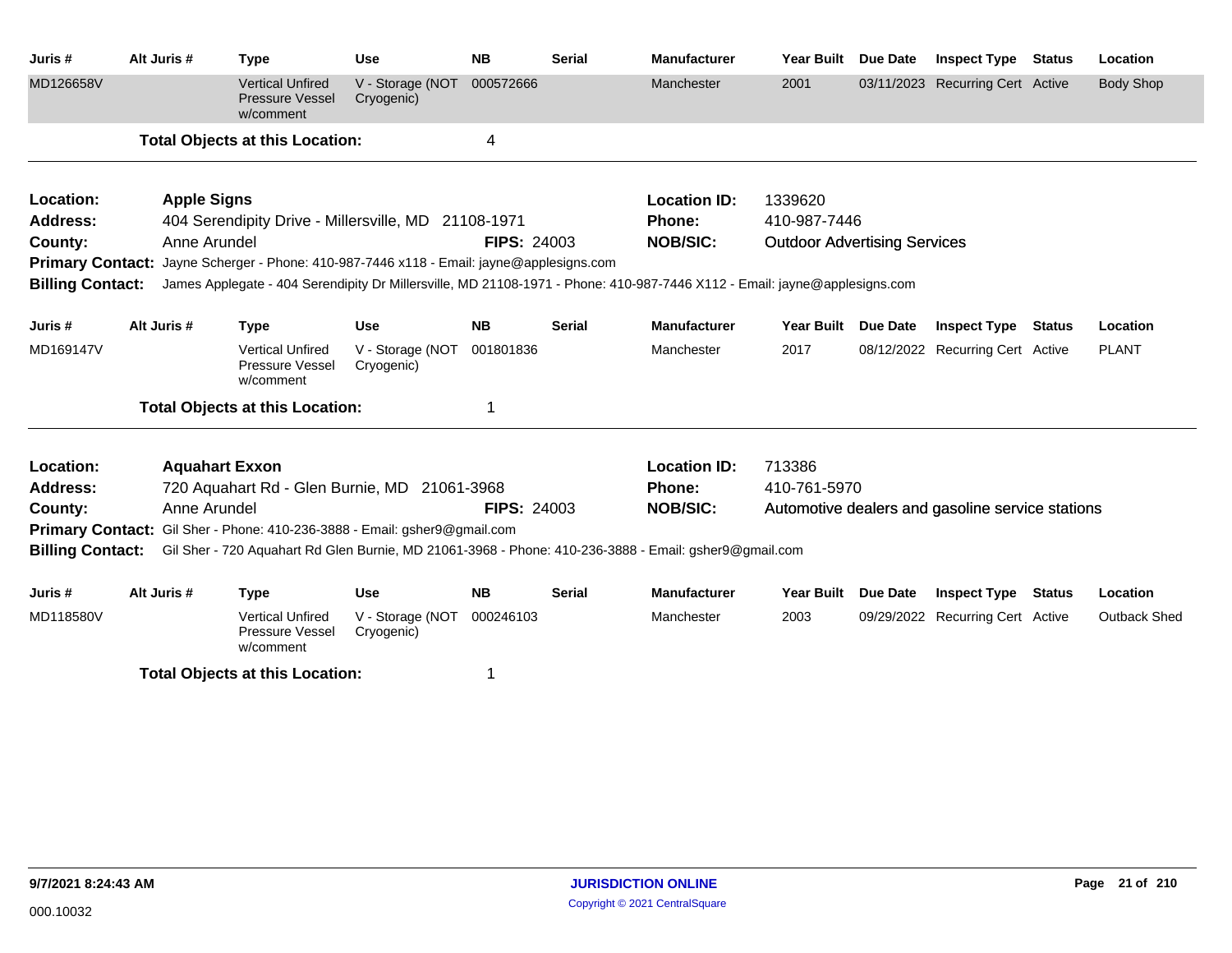| Juris # | Alt Juris # | Type | Use | NB | Serial | Manufacturer | Year Built | Due Date | Inspect Type | Status | Location |
|---|---|---|---|---|---|---|---|---|---|---|---|
| MD126658V | | Vertical Unfired Pressure Vessel w/comment | V - Storage (NOT Cryogenic) | 000572666 | | Manchester | 2001 | 03/11/2023 | Recurring Cert | Active | Body Shop |

**Total Objects at this Location:** 4

---

**Location:** **Apple Signs**
**Address:** 404 Serendipity Drive - Millersville, MD 21108-1971
**County:** Anne Arundel
**FIPS:** 24003
**Location ID:** 1339620
**Phone:** 410-987-7446
**NOB/SIC:** Outdoor Advertising Services
**Primary Contact:** Jayne Scherger - Phone: 410-987-7446 x118 - Email: jayne@applesigns.com
**Billing Contact:** James Applegate - 404 Serendipity Dr Millersville, MD 21108-1971 - Phone: 410-987-7446 X112 - Email: jayne@applesigns.com

| Juris # | Alt Juris # | Type | Use | NB | Serial | Manufacturer | Year Built | Due Date | Inspect Type | Status | Location |
|---|---|---|---|---|---|---|---|---|---|---|---|
| MD169147V | | Vertical Unfired Pressure Vessel w/comment | V - Storage (NOT Cryogenic) | 001801836 | | Manchester | 2017 | 08/12/2022 | Recurring Cert | Active | PLANT |

**Total Objects at this Location:** 1

---

**Location:** **Aquahart Exxon**
**Address:** 720 Aquahart Rd - Glen Burnie, MD 21061-3968
**County:** Anne Arundel
**FIPS:** 24003
**Location ID:** 713386
**Phone:** 410-761-5970
**NOB/SIC:** Automotive dealers and gasoline service stations
**Primary Contact:** Gil Sher - Phone: 410-236-3888 - Email: gsher9@gmail.com
**Billing Contact:** Gil Sher - 720 Aquahart Rd Glen Burnie, MD 21061-3968 - Phone: 410-236-3888 - Email: gsher9@gmail.com

| Juris # | Alt Juris # | Type | Use | NB | Serial | Manufacturer | Year Built | Due Date | Inspect Type | Status | Location |
|---|---|---|---|---|---|---|---|---|---|---|---|
| MD118580V | | Vertical Unfired Pressure Vessel w/comment | V - Storage (NOT Cryogenic) | 000246103 | | Manchester | 2003 | 09/29/2022 | Recurring Cert | Active | Outback Shed |

**Total Objects at this Location:** 1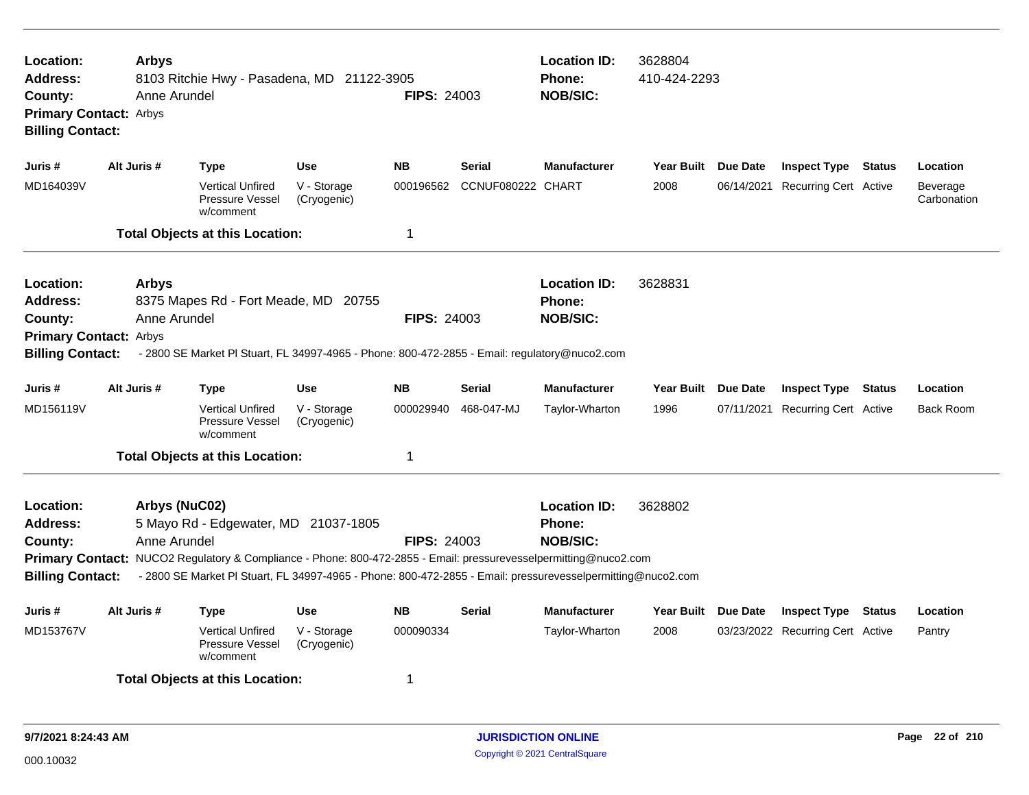**Location:** Arbys
**Address:** 8103 Ritchie Hwy - Pasadena, MD 21122-3905
**County:** Anne Arundel
**FIPS:** 24003
**Location ID:** 3628804
**Phone:** 410-424-2293
**NOB/SIC:**
**Primary Contact:** Arbys
**Billing Contact:**

| Juris # | Alt Juris # | Type | Use | NB | Serial | Manufacturer | Year Built | Due Date | Inspect Type | Status | Location |
|---|---|---|---|---|---|---|---|---|---|---|---|
| MD164039V | | Vertical Unfired Pressure Vessel w/comment | V - Storage (Cryogenic) | 000196562 | CCNUF080222 | CHART | 2008 | 06/14/2021 | Recurring Cert | Active | Beverage Carbonation |

**Total Objects at this Location:** 1

---

**Location:** Arbys
**Address:** 8375 Mapes Rd - Fort Meade, MD 20755
**County:** Anne Arundel
**FIPS:** 24003
**Location ID:** 3628831
**Phone:**
**NOB/SIC:**
**Primary Contact:** Arbys
**Billing Contact:** - 2800 SE Market Pl Stuart, FL 34997-4965 - Phone: 800-472-2855 - Email: regulatory@nuco2.com

| Juris # | Alt Juris # | Type | Use | NB | Serial | Manufacturer | Year Built | Due Date | Inspect Type | Status | Location |
|---|---|---|---|---|---|---|---|---|---|---|---|
| MD156119V | | Vertical Unfired Pressure Vessel w/comment | V - Storage (Cryogenic) | 000029940 | 468-047-MJ | Taylor-Wharton | 1996 | 07/11/2021 | Recurring Cert | Active | Back Room |

**Total Objects at this Location:** 1

---

**Location:** Arbys (NuC02)
**Address:** 5 Mayo Rd - Edgewater, MD 21037-1805
**County:** Anne Arundel
**FIPS:** 24003
**Location ID:** 3628802
**Phone:**
**NOB/SIC:**
**Primary Contact:** NUCO2 Regulatory & Compliance - Phone: 800-472-2855 - Email: pressurevesselpermitting@nuco2.com
**Billing Contact:** - 2800 SE Market Pl Stuart, FL 34997-4965 - Phone: 800-472-2855 - Email: pressurevesselpermitting@nuco2.com

| Juris # | Alt Juris # | Type | Use | NB | Serial | Manufacturer | Year Built | Due Date | Inspect Type | Status | Location |
|---|---|---|---|---|---|---|---|---|---|---|---|
| MD153767V | | Vertical Unfired Pressure Vessel w/comment | V - Storage (Cryogenic) | 000090334 | | Taylor-Wharton | 2008 | 03/23/2022 | Recurring Cert | Active | Pantry |

**Total Objects at this Location:** 1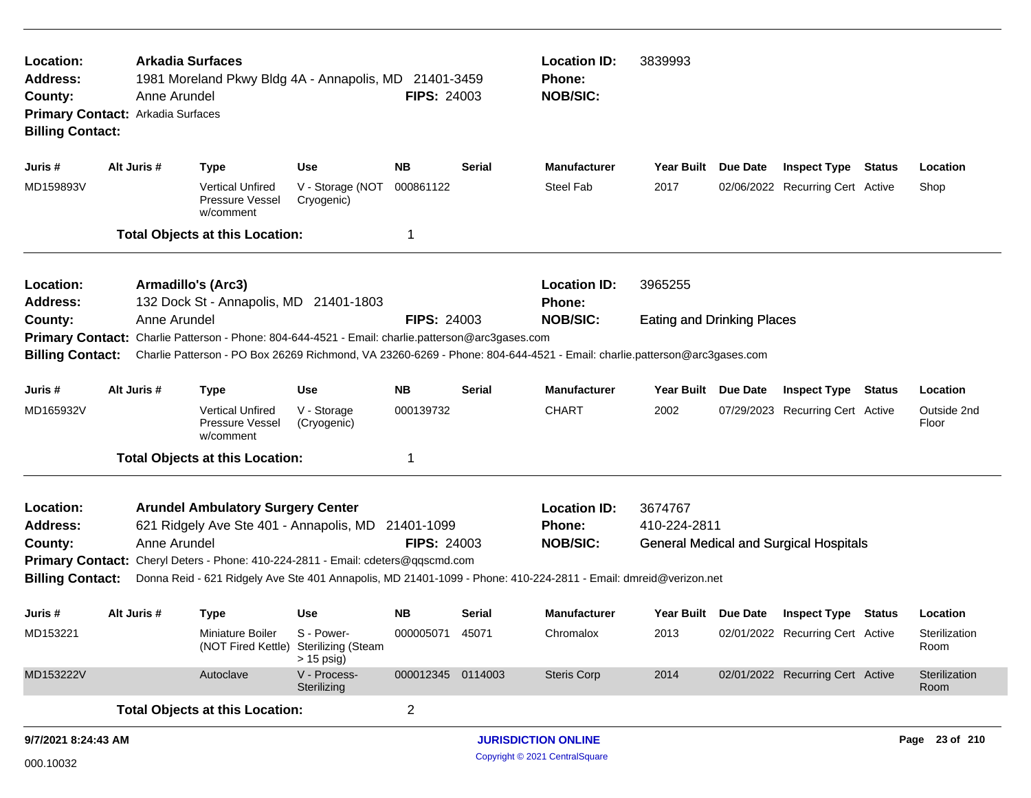**Location:** **Arkadia Surfaces**
**Address:** 1981 Moreland Pkwy Bldg 4A - Annapolis, MD 21401-3459
**County:** Anne Arundel
**FIPS:** 24003
**Location ID:** 3839993
**Phone:**
**NOB/SIC:**
**Primary Contact:** Arkadia Surfaces
**Billing Contact:**

| Juris # | Alt Juris # | Type | Use | NB | Serial | Manufacturer | Year Built | Due Date | Inspect Type | Status | Location |
|---|---|---|---|---|---|---|---|---|---|---|---|
| MD159893V | | Vertical Unfired Pressure Vessel w/comment | V - Storage (NOT Cryogenic) | 000861122 | | Steel Fab | 2017 | 02/06/2022 | Recurring Cert | Active | Shop |

**Total Objects at this Location:** 1

---

**Location:** **Armadillo's (Arc3)**
**Address:** 132 Dock St - Annapolis, MD 21401-1803
**County:** Anne Arundel
**FIPS:** 24003
**Location ID:** 3965255
**Phone:**
**NOB/SIC:** Eating and Drinking Places
**Primary Contact:** Charlie Patterson - Phone: 804-644-4521 - Email: charlie.patterson@arc3gases.com
**Billing Contact:** Charlie Patterson - PO Box 26269 Richmond, VA 23260-6269 - Phone: 804-644-4521 - Email: charlie.patterson@arc3gases.com

| Juris # | Alt Juris # | Type | Use | NB | Serial | Manufacturer | Year Built | Due Date | Inspect Type | Status | Location |
|---|---|---|---|---|---|---|---|---|---|---|---|
| MD165932V | | Vertical Unfired Pressure Vessel w/comment | V - Storage (Cryogenic) | 000139732 | | CHART | 2002 | 07/29/2023 | Recurring Cert | Active | Outside 2nd Floor |

**Total Objects at this Location:** 1

---

**Location:** **Arundel Ambulatory Surgery Center**
**Address:** 621 Ridgely Ave Ste 401 - Annapolis, MD 21401-1099
**County:** Anne Arundel
**FIPS:** 24003
**Location ID:** 3674767
**Phone:** 410-224-2811
**NOB/SIC:** General Medical and Surgical Hospitals
**Primary Contact:** Cheryl Deters - Phone: 410-224-2811 - Email: cdeters@qqscmd.com
**Billing Contact:** Donna Reid - 621 Ridgely Ave Ste 401 Annapolis, MD 21401-1099 - Phone: 410-224-2811 - Email: dmreid@verizon.net

| Juris # | Alt Juris # | Type | Use | NB | Serial | Manufacturer | Year Built | Due Date | Inspect Type | Status | Location |
|---|---|---|---|---|---|---|---|---|---|---|---|
| MD153221 | | Miniature Boiler (NOT Fired Kettle) | S - Power-Sterilizing (Steam > 15 psig) | 000005071 | 45071 | Chromalox | 2013 | 02/01/2022 | Recurring Cert | Active | Sterilization Room |
| MD153222V | | Autoclave | V - Process-Sterilizing | 000012345 | 0114003 | Steris Corp | 2014 | 02/01/2022 | Recurring Cert | Active | Sterilization Room |

**Total Objects at this Location:** 2

9/7/2021 8:24:43 AM

000.10032

JURISDICTION ONLINE

Copyright © 2021 CentralSquare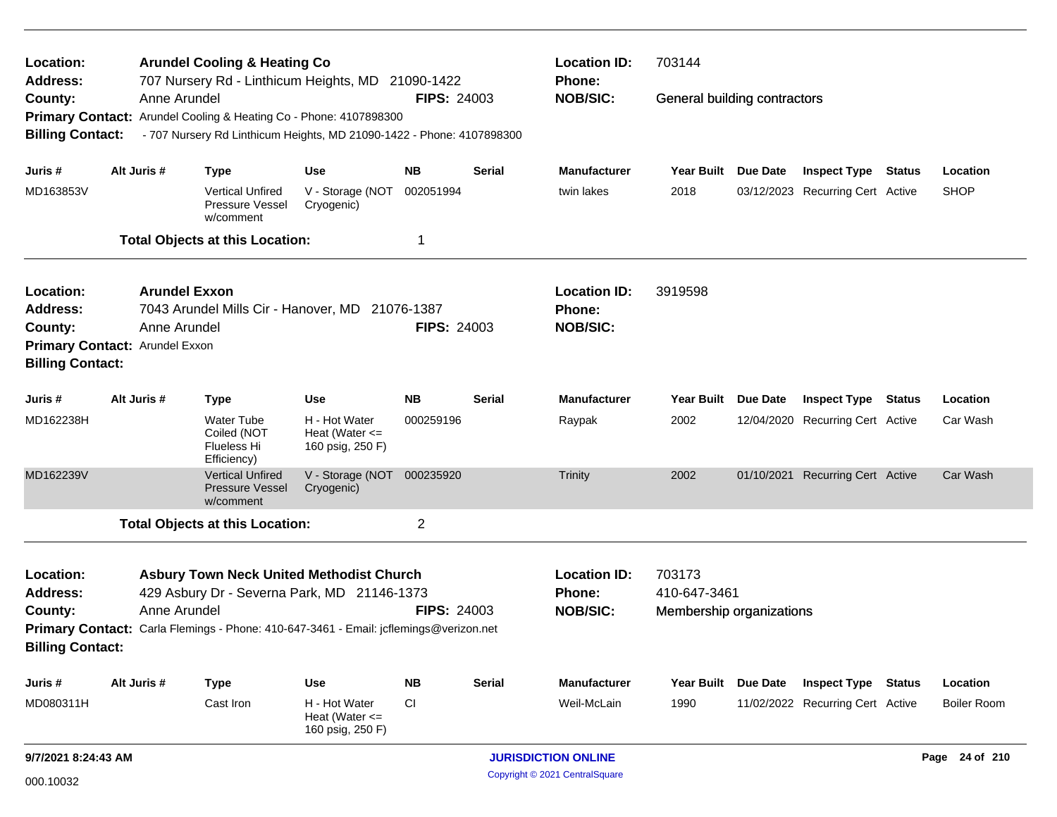**Location:** Arundel Cooling & Heating Co
**Address:** 707 Nursery Rd - Linthicum Heights, MD 21090-1422
**County:** Anne Arundel **FIPS:** 24003
**Primary Contact:** Arundel Cooling & Heating Co - Phone: 4107898300
**Billing Contact:** - 707 Nursery Rd Linthicum Heights, MD 21090-1422 - Phone: 4107898300

**Location ID:** 703144
**Phone:**
**NOB/SIC:** General building contractors

| Juris # | Alt Juris # | Type | Use | NB | Serial | Manufacturer | Year Built | Due Date | Inspect Type | Status | Location |
|---|---|---|---|---|---|---|---|---|---|---|---|
| MD163853V | | Vertical Unfired Pressure Vessel w/comment | V - Storage (NOT Cryogenic) | 002051994 | | twin lakes | 2018 | 03/12/2023 | Recurring Cert | Active | SHOP |

**Total Objects at this Location:** 1

---

**Location:** Arundel Exxon
**Address:** 7043 Arundel Mills Cir - Hanover, MD 21076-1387
**County:** Anne Arundel **FIPS:** 24003
**Primary Contact:** Arundel Exxon
**Billing Contact:**

**Location ID:** 3919598
**Phone:**
**NOB/SIC:**

| Juris # | Alt Juris # | Type | Use | NB | Serial | Manufacturer | Year Built | Due Date | Inspect Type | Status | Location |
|---|---|---|---|---|---|---|---|---|---|---|---|
| MD162238H | | Water Tube Coiled (NOT Flueless Hi Efficiency) | H - Hot Water Heat (Water <= 160 psig, 250 F) | 000259196 | | Raypak | 2002 | 12/04/2020 | Recurring Cert | Active | Car Wash |
| MD162239V | | Vertical Unfired Pressure Vessel w/comment | V - Storage (NOT Cryogenic) | 000235920 | | Trinity | 2002 | 01/10/2021 | Recurring Cert | Active | Car Wash |

**Total Objects at this Location:** 2

---

**Location:** Asbury Town Neck United Methodist Church
**Address:** 429 Asbury Dr - Severna Park, MD 21146-1373
**County:** Anne Arundel **FIPS:** 24003
**Primary Contact:** Carla Flemings - Phone: 410-647-3461 - Email: jcflemings@verizon.net
**Billing Contact:**

**Location ID:** 703173
**Phone:** 410-647-3461
**NOB/SIC:** Membership organizations

| Juris # | Alt Juris # | Type | Use | NB | Serial | Manufacturer | Year Built | Due Date | Inspect Type | Status | Location |
|---|---|---|---|---|---|---|---|---|---|---|---|
| MD080311H | | Cast Iron | H - Hot Water Heat (Water <= 160 psig, 250 F) | CI | | Weil-McLain | 1990 | 11/02/2022 | Recurring Cert | Active | Boiler Room |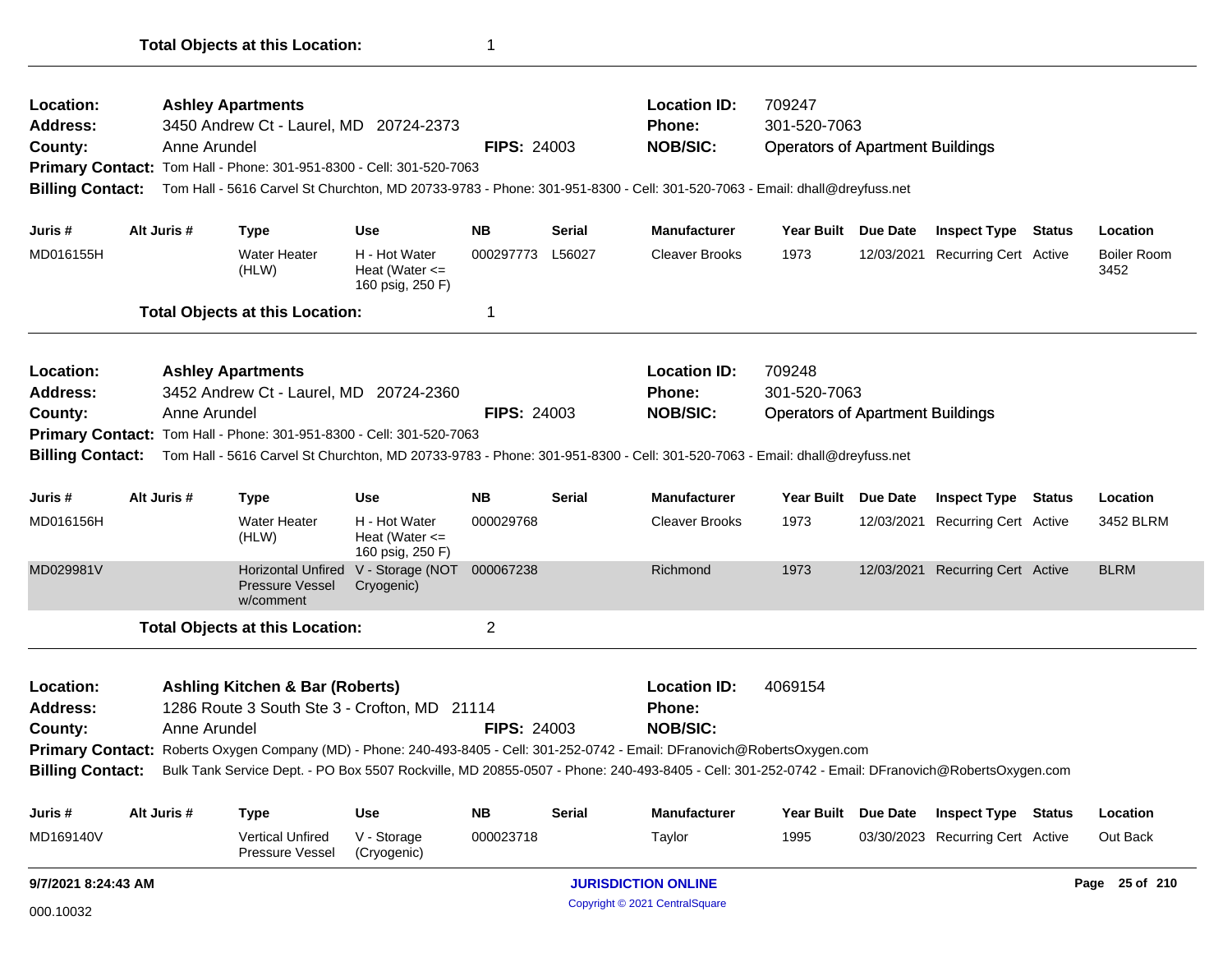**Total Objects at this Location:** 1

---

**Location:** Ashley Apartments
**Address:** 3450 Andrew Ct - Laurel, MD 20724-2373
**County:** Anne Arundel
**FIPS:** 24003
**Location ID:** 709247
**Phone:** 301-520-7063
**NOB/SIC:** Operators of Apartment Buildings
**Primary Contact:** Tom Hall - Phone: 301-951-8300 - Cell: 301-520-7063
**Billing Contact:** Tom Hall - 5616 Carvel St Churchton, MD 20733-9783 - Phone: 301-951-8300 - Cell: 301-520-7063 - Email: dhall@dreyfuss.net

| Juris # | Alt Juris # | Type | Use | NB | Serial | Manufacturer | Year Built | Due Date | Inspect Type | Status | Location |
|---|---|---|---|---|---|---|---|---|---|---|---|
| MD016155H | | Water Heater (HLW) | H - Hot Water Heat (Water <= 160 psig, 250 F) | 000297773 | L56027 | Cleaver Brooks | 1973 | 12/03/2021 | Recurring Cert | Active | Boiler Room 3452 |

**Total Objects at this Location:** 1

---

**Location:** Ashley Apartments
**Address:** 3452 Andrew Ct - Laurel, MD 20724-2360
**County:** Anne Arundel
**FIPS:** 24003
**Location ID:** 709248
**Phone:** 301-520-7063
**NOB/SIC:** Operators of Apartment Buildings
**Primary Contact:** Tom Hall - Phone: 301-951-8300 - Cell: 301-520-7063
**Billing Contact:** Tom Hall - 5616 Carvel St Churchton, MD 20733-9783 - Phone: 301-951-8300 - Cell: 301-520-7063 - Email: dhall@dreyfuss.net

| Juris # | Alt Juris # | Type | Use | NB | Serial | Manufacturer | Year Built | Due Date | Inspect Type | Status | Location |
|---|---|---|---|---|---|---|---|---|---|---|---|
| MD016156H | | Water Heater (HLW) | H - Hot Water Heat (Water <= 160 psig, 250 F) | 000029768 | | Cleaver Brooks | 1973 | 12/03/2021 | Recurring Cert | Active | 3452 BLRM |
| MD029981V | | Horizontal Unfired Pressure Vessel w/comment | V - Storage (NOT Cryogenic) | 000067238 | | Richmond | 1973 | 12/03/2021 | Recurring Cert | Active | BLRM |

**Total Objects at this Location:** 2

---

**Location:** Ashling Kitchen & Bar (Roberts)
**Address:** 1286 Route 3 South Ste 3 - Crofton, MD 21114
**County:** Anne Arundel
**FIPS:** 24003
**Location ID:** 4069154
**Phone:**
**NOB/SIC:**
**Primary Contact:** Roberts Oxygen Company (MD) - Phone: 240-493-8405 - Cell: 301-252-0742 - Email: DFranovich@RobertsOxygen.com
**Billing Contact:** Bulk Tank Service Dept. - PO Box 5507 Rockville, MD 20855-0507 - Phone: 240-493-8405 - Cell: 301-252-0742 - Email: DFranovich@RobertsOxygen.com

| Juris # | Alt Juris # | Type | Use | NB | Serial | Manufacturer | Year Built | Due Date | Inspect Type | Status | Location |
|---|---|---|---|---|---|---|---|---|---|---|---|
| MD169140V | | Vertical Unfired Pressure Vessel | V - Storage (Cryogenic) | 000023718 | | Taylor | 1995 | 03/30/2023 | Recurring Cert | Active | Out Back |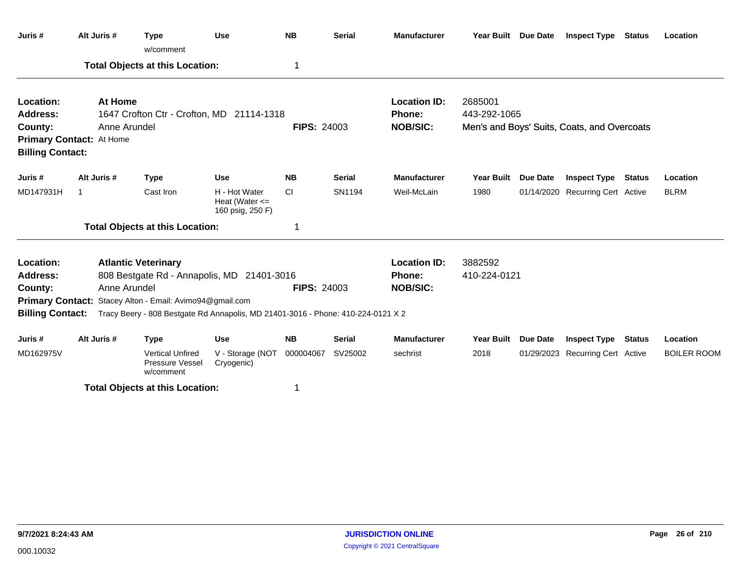| Juris # | Alt Juris # | Type | Use | NB | Serial | Manufacturer | Year Built | Due Date | Inspect Type | Status | Location |
|---|---|---|---|---|---|---|---|---|---|---|---|
| | | w/comment | | | | | | | | | |

**Total Objects at this Location:** 1

---

**Location:** At Home
**Address:** 1647 Crofton Ctr - Crofton, MD 21114-1318
**County:** Anne Arundel
**FIPS:** 24003
**Location ID:** 2685001
**Phone:** 443-292-1065
**NOB/SIC:** Men's and Boys' Suits, Coats, and Overcoats
**Primary Contact:** At Home
**Billing Contact:**

| Juris # | Alt Juris # | Type | Use | NB | Serial | Manufacturer | Year Built | Due Date | Inspect Type | Status | Location |
|---|---|---|---|---|---|---|---|---|---|---|---|
| MD147931H | 1 | Cast Iron | H - Hot Water Heat (Water <= 160 psig, 250 F) | CI | SN1194 | Weil-McLain | 1980 | 01/14/2020 | Recurring Cert | Active | BLRM |

**Total Objects at this Location:** 1

---

**Location:** Atlantic Veterinary
**Address:** 808 Bestgate Rd - Annapolis, MD 21401-3016
**County:** Anne Arundel
**FIPS:** 24003
**Location ID:** 3882592
**Phone:** 410-224-0121
**NOB/SIC:**
**Primary Contact:** Stacey Alton - Email: Avimo94@gmail.com
**Billing Contact:** Tracy Beery - 808 Bestgate Rd Annapolis, MD 21401-3016 - Phone: 410-224-0121 X 2

| Juris # | Alt Juris # | Type | Use | NB | Serial | Manufacturer | Year Built | Due Date | Inspect Type | Status | Location |
|---|---|---|---|---|---|---|---|---|---|---|---|
| MD162975V | | Vertical Unfired Pressure Vessel w/comment | V - Storage (NOT Cryogenic) | 000004067 | SV25002 | sechrist | 2018 | 01/29/2023 | Recurring Cert | Active | BOILER ROOM |

**Total Objects at this Location:** 1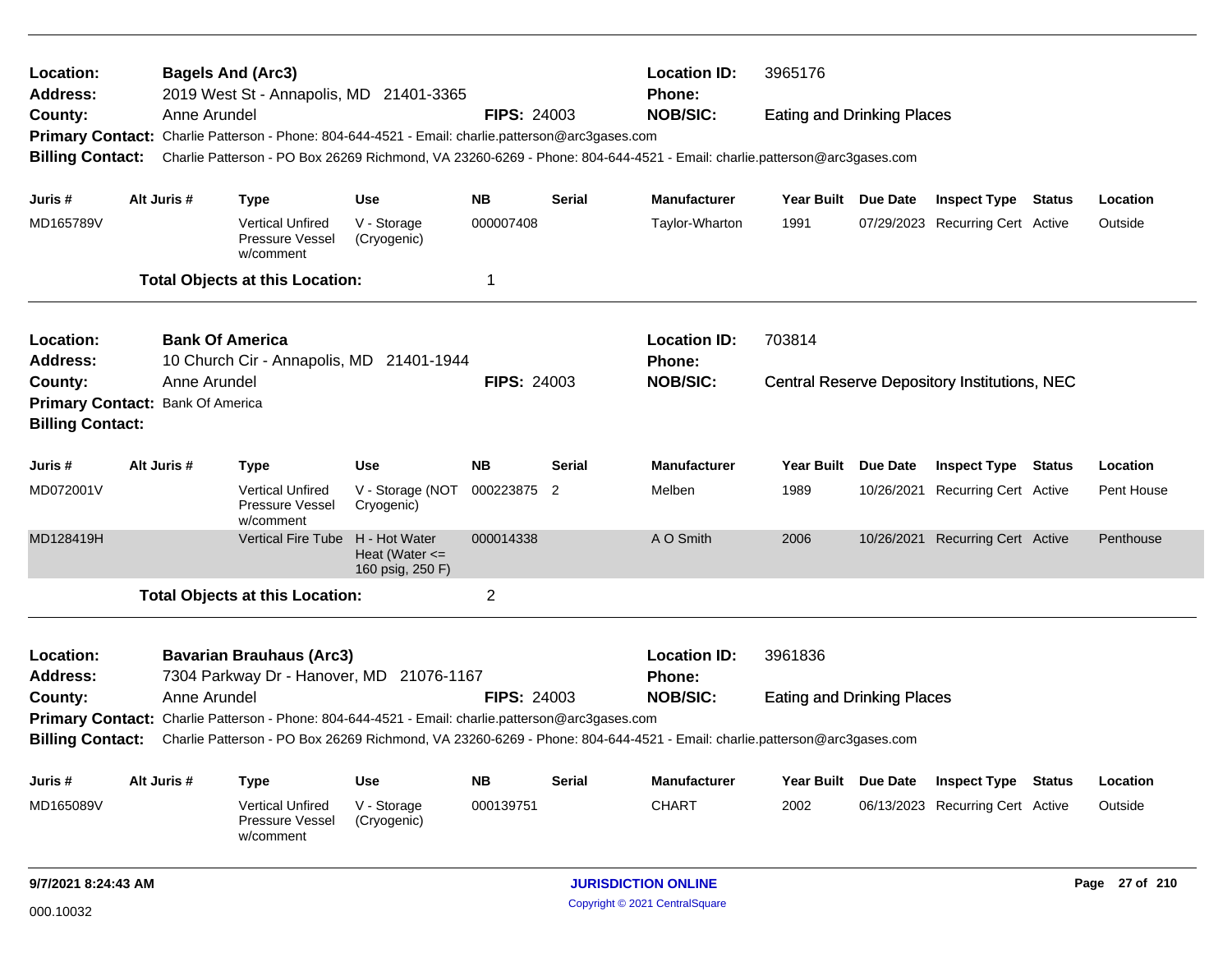**Location:** Bagels And (Arc3)
**Location ID:** 3965176
**Address:** 2019 West St - Annapolis, MD 21401-3365
**Phone:**
**County:** Anne Arundel
**FIPS:** 24003
**NOB/SIC:** Eating and Drinking Places
**Primary Contact:** Charlie Patterson - Phone: 804-644-4521 - Email: charlie.patterson@arc3gases.com
**Billing Contact:** Charlie Patterson - PO Box 26269 Richmond, VA 23260-6269 - Phone: 804-644-4521 - Email: charlie.patterson@arc3gases.com

| Juris # | Alt Juris # | Type | Use | NB | Serial | Manufacturer | Year Built | Due Date | Inspect Type | Status | Location |
|---|---|---|---|---|---|---|---|---|---|---|---|
| MD165789V | | Vertical Unfired Pressure Vessel w/comment | V - Storage (Cryogenic) | 000007408 | | Taylor-Wharton | 1991 | 07/29/2023 | Recurring Cert | Active | Outside |

**Total Objects at this Location:** 1

---

**Location:** Bank Of America
**Location ID:** 703814
**Address:** 10 Church Cir - Annapolis, MD 21401-1944
**Phone:**
**County:** Anne Arundel
**FIPS:** 24003
**NOB/SIC:** Central Reserve Depository Institutions, NEC
**Primary Contact:** Bank Of America
**Billing Contact:**

| Juris # | Alt Juris # | Type | Use | NB | Serial | Manufacturer | Year Built | Due Date | Inspect Type | Status | Location |
|---|---|---|---|---|---|---|---|---|---|---|---|
| MD072001V | | Vertical Unfired Pressure Vessel w/comment | V - Storage (NOT Cryogenic) | 000223875 | 2 | Melben | 1989 | 10/26/2021 | Recurring Cert | Active | Pent House |
| MD128419H | | Vertical Fire Tube | H - Hot Water Heat (Water <= 160 psig, 250 F) | 000014338 | | A O Smith | 2006 | 10/26/2021 | Recurring Cert | Active | Penthouse |

**Total Objects at this Location:** 2

---

**Location:** Bavarian Brauhaus (Arc3)
**Location ID:** 3961836
**Address:** 7304 Parkway Dr - Hanover, MD 21076-1167
**Phone:**
**County:** Anne Arundel
**FIPS:** 24003
**NOB/SIC:** Eating and Drinking Places
**Primary Contact:** Charlie Patterson - Phone: 804-644-4521 - Email: charlie.patterson@arc3gases.com
**Billing Contact:** Charlie Patterson - PO Box 26269 Richmond, VA 23260-6269 - Phone: 804-644-4521 - Email: charlie.patterson@arc3gases.com

| Juris # | Alt Juris # | Type | Use | NB | Serial | Manufacturer | Year Built | Due Date | Inspect Type | Status | Location |
|---|---|---|---|---|---|---|---|---|---|---|---|
| MD165089V | | Vertical Unfired Pressure Vessel w/comment | V - Storage (Cryogenic) | 000139751 | | CHART | 2002 | 06/13/2023 | Recurring Cert | Active | Outside |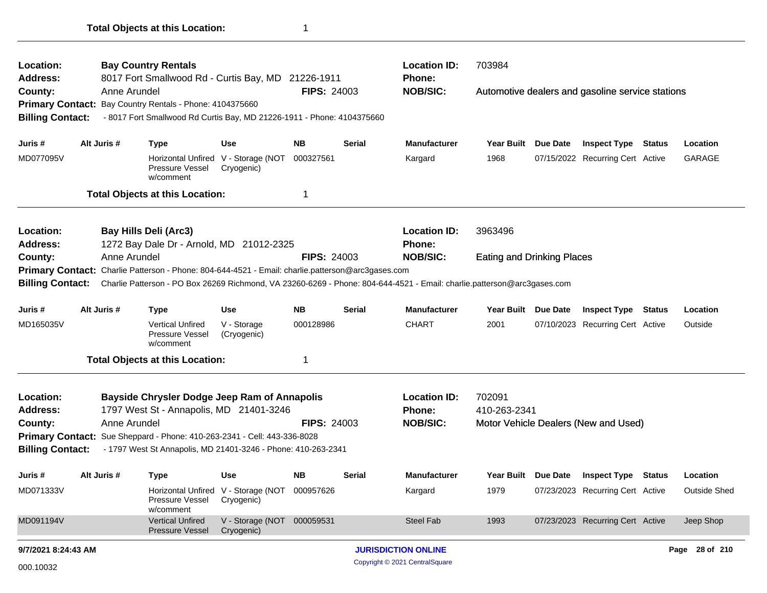**Total Objects at this Location:** 1

---

**Location:** Bay Country Rentals
**Address:** 8017 Fort Smallwood Rd - Curtis Bay, MD 21226-1911
**County:** Anne Arundel
**FIPS:** 24003
**Location ID:** 703984
**Phone:**
**NOB/SIC:** Automotive dealers and gasoline service stations
**Primary Contact:** Bay Country Rentals - Phone: 4104375660
**Billing Contact:** - 8017 Fort Smallwood Rd Curtis Bay, MD 21226-1911 - Phone: 4104375660

| Juris # | Alt Juris # | Type | Use | NB | Serial | Manufacturer | Year Built | Due Date | Inspect Type | Status | Location |
|---|---|---|---|---|---|---|---|---|---|---|---|
| MD077095V | | Horizontal Unfired Pressure Vessel w/comment | V - Storage (NOT Cryogenic) | 000327561 | | Kargard | 1968 | 07/15/2022 | Recurring Cert | Active | GARAGE |

**Total Objects at this Location:** 1

---

**Location:** Bay Hills Deli (Arc3)
**Address:** 1272 Bay Dale Dr - Arnold, MD 21012-2325
**County:** Anne Arundel
**FIPS:** 24003
**Location ID:** 3963496
**Phone:**
**NOB/SIC:** Eating and Drinking Places
**Primary Contact:** Charlie Patterson - Phone: 804-644-4521 - Email: charlie.patterson@arc3gases.com
**Billing Contact:** Charlie Patterson - PO Box 26269 Richmond, VA 23260-6269 - Phone: 804-644-4521 - Email: charlie.patterson@arc3gases.com

| Juris # | Alt Juris # | Type | Use | NB | Serial | Manufacturer | Year Built | Due Date | Inspect Type | Status | Location |
|---|---|---|---|---|---|---|---|---|---|---|---|
| MD165035V | | Vertical Unfired Pressure Vessel w/comment | V - Storage (Cryogenic) | 000128986 | | CHART | 2001 | 07/10/2023 | Recurring Cert | Active | Outside |

**Total Objects at this Location:** 1

---

**Location:** Bayside Chrysler Dodge Jeep Ram of Annapolis
**Address:** 1797 West St - Annapolis, MD 21401-3246
**County:** Anne Arundel
**FIPS:** 24003
**Location ID:** 702091
**Phone:** 410-263-2341
**NOB/SIC:** Motor Vehicle Dealers (New and Used)
**Primary Contact:** Sue Sheppard - Phone: 410-263-2341 - Cell: 443-336-8028
**Billing Contact:** - 1797 West St Annapolis, MD 21401-3246 - Phone: 410-263-2341

| Juris # | Alt Juris # | Type | Use | NB | Serial | Manufacturer | Year Built | Due Date | Inspect Type | Status | Location |
|---|---|---|---|---|---|---|---|---|---|---|---|
| MD071333V | | Horizontal Unfired Pressure Vessel w/comment | V - Storage (NOT Cryogenic) | 000957626 | | Kargard | 1979 | 07/23/2023 | Recurring Cert | Active | Outside Shed |
| MD091194V | | Vertical Unfired Pressure Vessel | V - Storage (NOT Cryogenic) | 000059531 | | Steel Fab | 1993 | 07/23/2023 | Recurring Cert | Active | Jeep Shop |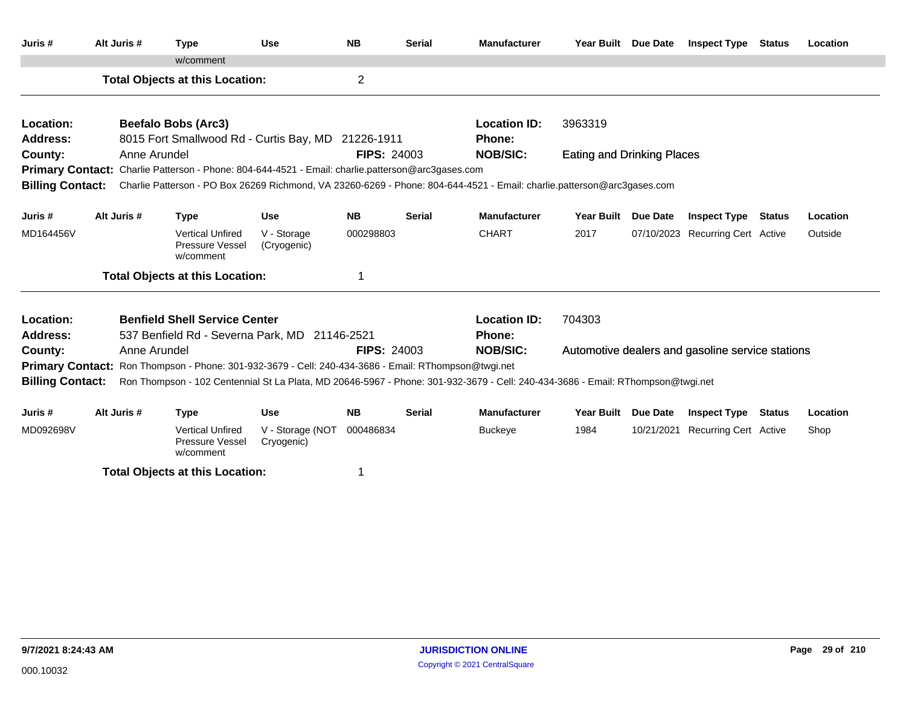| Juris # | Alt Juris # | Type | Use | NB | Serial | Manufacturer | Year Built | Due Date | Inspect Type | Status | Location |
|---|---|---|---|---|---|---|---|---|---|---|---|
| | | w/comment | | | | | | | | | |

**Total Objects at this Location:** 2

---

**Location:** Beefalo Bobs (Arc3)
**Location ID:** 3963319
**Address:** 8015 Fort Smallwood Rd - Curtis Bay, MD 21226-1911
**Phone:**
**County:** Anne Arundel
**FIPS:** 24003
**NOB/SIC:** Eating and Drinking Places
**Primary Contact:** Charlie Patterson - Phone: 804-644-4521 - Email: charlie.patterson@arc3gases.com
**Billing Contact:** Charlie Patterson - PO Box 26269 Richmond, VA 23260-6269 - Phone: 804-644-4521 - Email: charlie.patterson@arc3gases.com

| Juris # | Alt Juris # | Type | Use | NB | Serial | Manufacturer | Year Built | Due Date | Inspect Type | Status | Location |
|---|---|---|---|---|---|---|---|---|---|---|---|
| MD164456V | | Vertical Unfired Pressure Vessel w/comment | V - Storage (Cryogenic) | 000298803 | | CHART | 2017 | 07/10/2023 | Recurring Cert | Active | Outside |

**Total Objects at this Location:** 1

---

**Location:** Benfield Shell Service Center
**Location ID:** 704303
**Address:** 537 Benfield Rd - Severna Park, MD 21146-2521
**Phone:**
**County:** Anne Arundel
**FIPS:** 24003
**NOB/SIC:** Automotive dealers and gasoline service stations
**Primary Contact:** Ron Thompson - Phone: 301-932-3679 - Cell: 240-434-3686 - Email: RThompson@twgi.net
**Billing Contact:** Ron Thompson - 102 Centennial St La Plata, MD 20646-5967 - Phone: 301-932-3679 - Cell: 240-434-3686 - Email: RThompson@twgi.net

| Juris # | Alt Juris # | Type | Use | NB | Serial | Manufacturer | Year Built | Due Date | Inspect Type | Status | Location |
|---|---|---|---|---|---|---|---|---|---|---|---|
| MD092698V | | Vertical Unfired Pressure Vessel w/comment | V - Storage (NOT Cryogenic) | 000486834 | | Buckeye | 1984 | 10/21/2021 | Recurring Cert | Active | Shop |

**Total Objects at this Location:** 1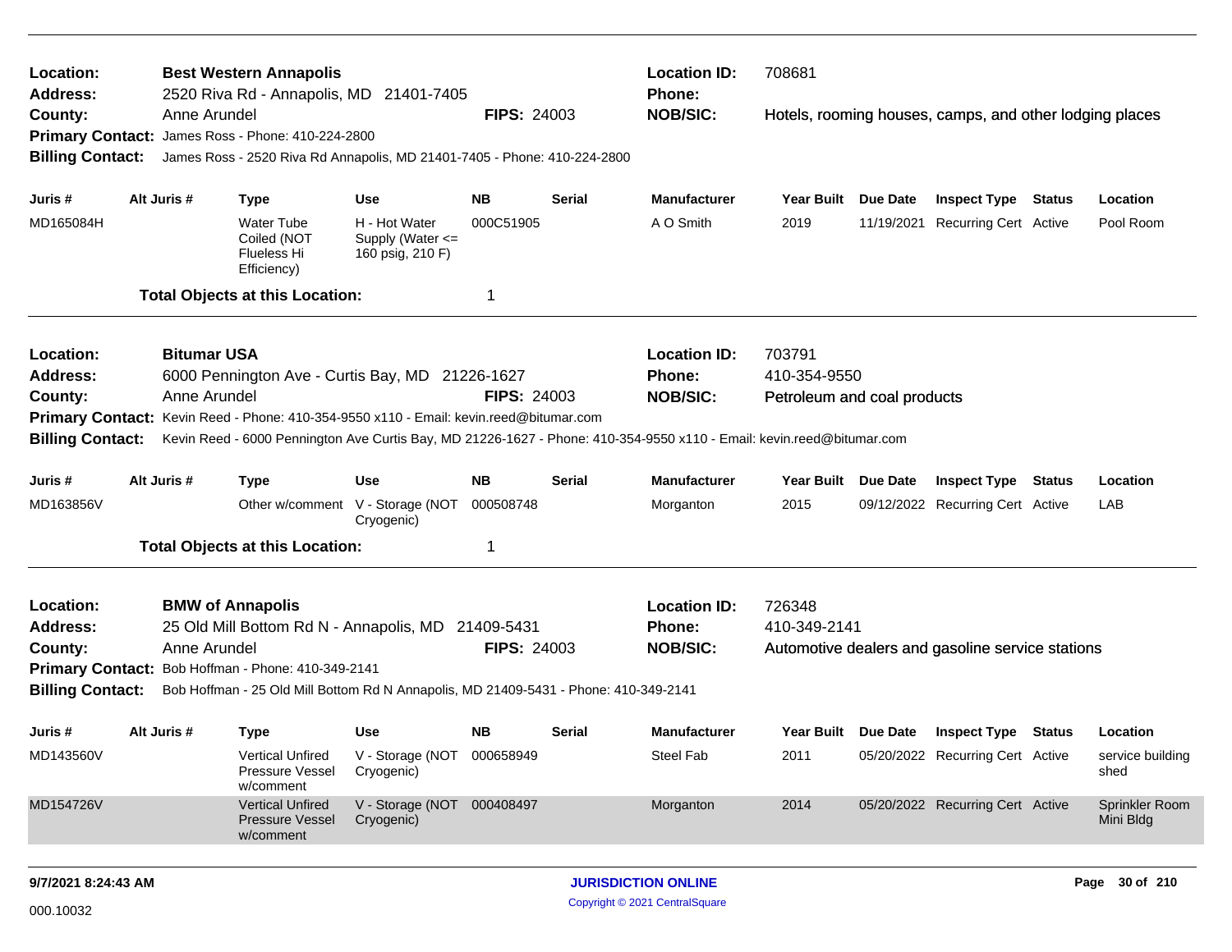**Location:** Best Western Annapolis
**Address:** 2520 Riva Rd - Annapolis, MD 21401-7405
**County:** Anne Arundel **FIPS:** 24003
**Primary Contact:** James Ross - Phone: 410-224-2800
**Billing Contact:** James Ross - 2520 Riva Rd Annapolis, MD 21401-7405 - Phone: 410-224-2800

**Location ID:** 708681
**Phone:**
**NOB/SIC:** Hotels, rooming houses, camps, and other lodging places

| Juris # | Alt Juris # | Type | Use | NB | Serial | Manufacturer | Year Built | Due Date | Inspect Type | Status | Location |
|---|---|---|---|---|---|---|---|---|---|---|---|
| MD165084H | | Water Tube Coiled (NOT Flueless Hi Efficiency) | H - Hot Water Supply (Water <= 160 psig, 210 F) | 000C51905 | | A O Smith | 2019 | 11/19/2021 | Recurring Cert | Active | Pool Room |

**Total Objects at this Location:** 1

---

**Location:** Bitumar USA
**Address:** 6000 Pennington Ave - Curtis Bay, MD 21226-1627
**County:** Anne Arundel **FIPS:** 24003
**Primary Contact:** Kevin Reed - Phone: 410-354-9550 x110 - Email: kevin.reed@bitumar.com
**Billing Contact:** Kevin Reed - 6000 Pennington Ave Curtis Bay, MD 21226-1627 - Phone: 410-354-9550 x110 - Email: kevin.reed@bitumar.com

**Location ID:** 703791
**Phone:** 410-354-9550
**NOB/SIC:** Petroleum and coal products

| Juris # | Alt Juris # | Type | Use | NB | Serial | Manufacturer | Year Built | Due Date | Inspect Type | Status | Location |
|---|---|---|---|---|---|---|---|---|---|---|---|
| MD163856V | | Other w/comment | V - Storage (NOT Cryogenic) | 000508748 | | Morganton | 2015 | 09/12/2022 | Recurring Cert | Active | LAB |

**Total Objects at this Location:** 1

---

**Location:** BMW of Annapolis
**Address:** 25 Old Mill Bottom Rd N - Annapolis, MD 21409-5431
**County:** Anne Arundel **FIPS:** 24003
**Primary Contact:** Bob Hoffman - Phone: 410-349-2141
**Billing Contact:** Bob Hoffman - 25 Old Mill Bottom Rd N Annapolis, MD 21409-5431 - Phone: 410-349-2141

**Location ID:** 726348
**Phone:** 410-349-2141
**NOB/SIC:** Automotive dealers and gasoline service stations

| Juris # | Alt Juris # | Type | Use | NB | Serial | Manufacturer | Year Built | Due Date | Inspect Type | Status | Location |
|---|---|---|---|---|---|---|---|---|---|---|---|
| MD143560V | | Vertical Unfired Pressure Vessel w/comment | V - Storage (NOT Cryogenic) | 000658949 | | Steel Fab | 2011 | 05/20/2022 | Recurring Cert | Active | service building shed |
| MD154726V | | Vertical Unfired Pressure Vessel w/comment | V - Storage (NOT Cryogenic) | 000408497 | | Morganton | 2014 | 05/20/2022 | Recurring Cert | Active | Sprinkler Room Mini Bldg |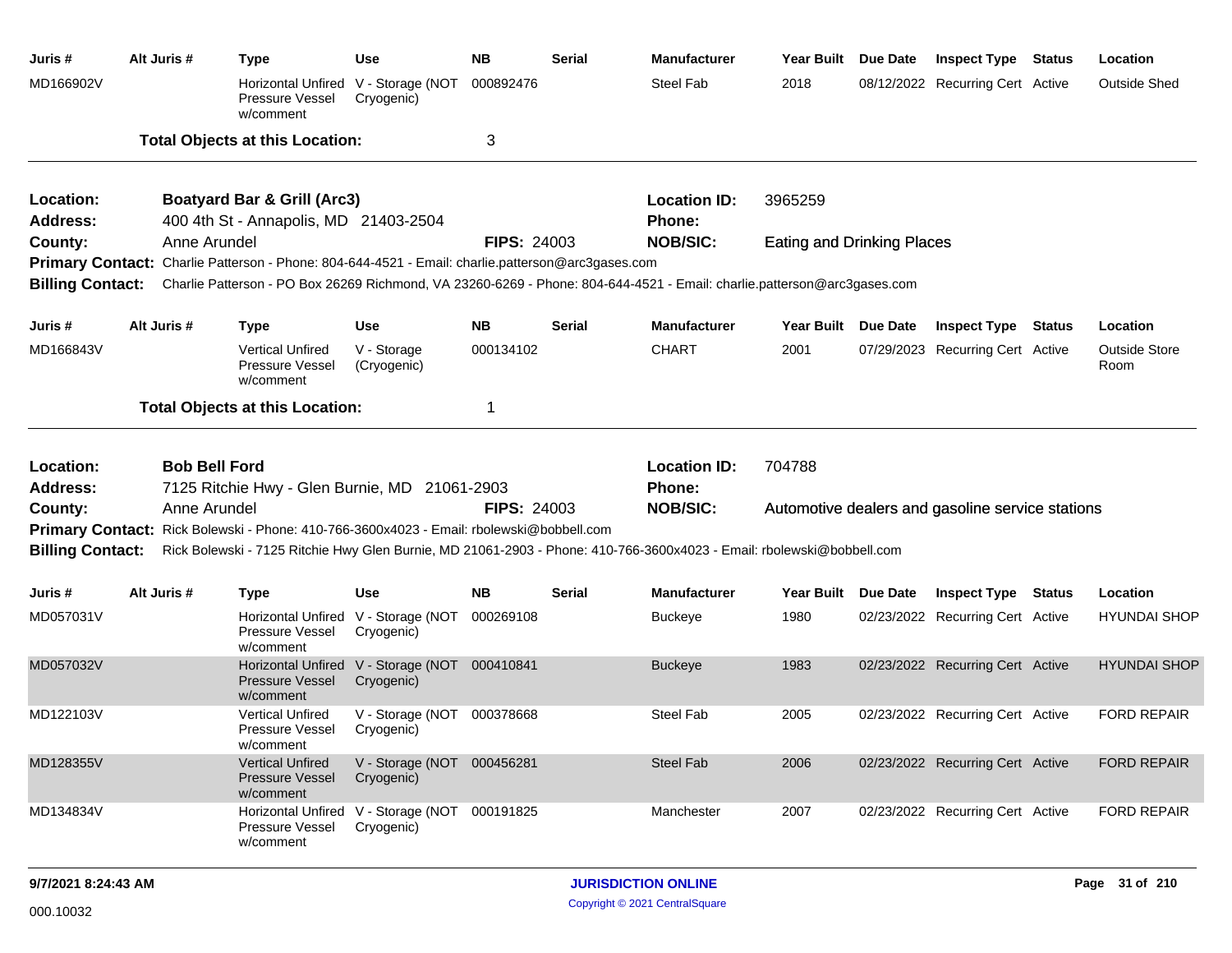| Juris # | Alt Juris # | Type | Use | NB | Serial | Manufacturer | Year Built | Due Date | Inspect Type | Status | Location |
|---|---|---|---|---|---|---|---|---|---|---|---|
| MD166902V | | Horizontal Unfired Pressure Vessel w/comment | V - Storage (NOT Cryogenic) | 000892476 | | Steel Fab | 2018 | 08/12/2022 | Recurring Cert | Active | Outside Shed |

**Total Objects at this Location:** 3

---

**Location:** Boatyard Bar & Grill (Arc3)
**Location ID:** 3965259
**Address:** 400 4th St - Annapolis, MD 21403-2504
**Phone:**
**County:** Anne Arundel
**FIPS:** 24003
**NOB/SIC:** Eating and Drinking Places
**Primary Contact:** Charlie Patterson - Phone: 804-644-4521 - Email: charlie.patterson@arc3gases.com
**Billing Contact:** Charlie Patterson - PO Box 26269 Richmond, VA 23260-6269 - Phone: 804-644-4521 - Email: charlie.patterson@arc3gases.com

| Juris # | Alt Juris # | Type | Use | NB | Serial | Manufacturer | Year Built | Due Date | Inspect Type | Status | Location |
|---|---|---|---|---|---|---|---|---|---|---|---|
| MD166843V | | Vertical Unfired Pressure Vessel w/comment | V - Storage (Cryogenic) | 000134102 | | CHART | 2001 | 07/29/2023 | Recurring Cert | Active | Outside Store Room |

**Total Objects at this Location:** 1

---

**Location:** Bob Bell Ford
**Location ID:** 704788
**Address:** 7125 Ritchie Hwy - Glen Burnie, MD 21061-2903
**Phone:**
**County:** Anne Arundel
**FIPS:** 24003
**NOB/SIC:** Automotive dealers and gasoline service stations
**Primary Contact:** Rick Bolewski - Phone: 410-766-3600x4023 - Email: rbolewski@bobbell.com
**Billing Contact:** Rick Bolewski - 7125 Ritchie Hwy Glen Burnie, MD 21061-2903 - Phone: 410-766-3600x4023 - Email: rbolewski@bobbell.com

| Juris # | Alt Juris # | Type | Use | NB | Serial | Manufacturer | Year Built | Due Date | Inspect Type | Status | Location |
|---|---|---|---|---|---|---|---|---|---|---|---|
| MD057031V | | Horizontal Unfired Pressure Vessel w/comment | V - Storage (NOT Cryogenic) | 000269108 | | Buckeye | 1980 | 02/23/2022 | Recurring Cert | Active | HYUNDAI SHOP |
| MD057032V | | Horizontal Unfired Pressure Vessel w/comment | V - Storage (NOT Cryogenic) | 000410841 | | Buckeye | 1983 | 02/23/2022 | Recurring Cert | Active | HYUNDAI SHOP |
| MD122103V | | Vertical Unfired Pressure Vessel w/comment | V - Storage (NOT Cryogenic) | 000378668 | | Steel Fab | 2005 | 02/23/2022 | Recurring Cert | Active | FORD REPAIR |
| MD128355V | | Vertical Unfired Pressure Vessel w/comment | V - Storage (NOT Cryogenic) | 000456281 | | Steel Fab | 2006 | 02/23/2022 | Recurring Cert | Active | FORD REPAIR |
| MD134834V | | Horizontal Unfired Pressure Vessel w/comment | V - Storage (NOT Cryogenic) | 000191825 | | Manchester | 2007 | 02/23/2022 | Recurring Cert | Active | FORD REPAIR |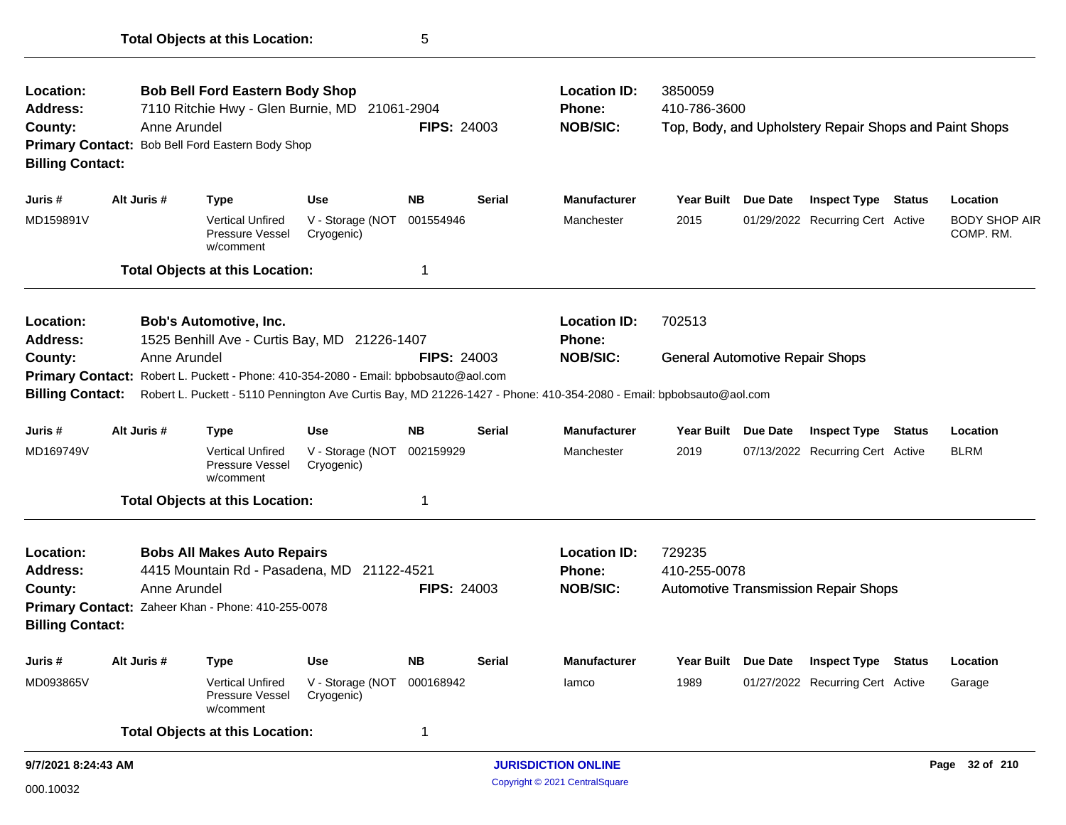**Total Objects at this Location:** 5

---

**Location:** Bob Bell Ford Eastern Body Shop
**Address:** 7110 Ritchie Hwy - Glen Burnie, MD 21061-2904
**County:** Anne Arundel **FIPS:** 24003
**Primary Contact:** Bob Bell Ford Eastern Body Shop
**Billing Contact:**

**Location ID:** 3850059
**Phone:** 410-786-3600
**NOB/SIC:** Top, Body, and Upholstery Repair Shops and Paint Shops

| Juris # | Alt Juris # | Type | Use | NB | Serial | Manufacturer | Year Built | Due Date | Inspect Type | Status | Location |
|---|---|---|---|---|---|---|---|---|---|---|---|
| MD159891V | | Vertical Unfired Pressure Vessel w/comment | V - Storage (NOT Cryogenic) | 001554946 | | Manchester | 2015 | 01/29/2022 | Recurring Cert | Active | BODY SHOP AIR COMP. RM. |

**Total Objects at this Location:** 1

---

**Location:** Bob's Automotive, Inc.
**Address:** 1525 Benhill Ave - Curtis Bay, MD 21226-1407
**County:** Anne Arundel **FIPS:** 24003
**Primary Contact:** Robert L. Puckett - Phone: 410-354-2080 - Email: bpbobsauto@aol.com
**Billing Contact:** Robert L. Puckett - 5110 Pennington Ave Curtis Bay, MD 21226-1427 - Phone: 410-354-2080 - Email: bpbobsauto@aol.com

**Location ID:** 702513
**Phone:**
**NOB/SIC:** General Automotive Repair Shops

| Juris # | Alt Juris # | Type | Use | NB | Serial | Manufacturer | Year Built | Due Date | Inspect Type | Status | Location |
|---|---|---|---|---|---|---|---|---|---|---|---|
| MD169749V | | Vertical Unfired Pressure Vessel w/comment | V - Storage (NOT Cryogenic) | 002159929 | | Manchester | 2019 | 07/13/2022 | Recurring Cert | Active | BLRM |

**Total Objects at this Location:** 1

---

**Location:** Bobs All Makes Auto Repairs
**Address:** 4415 Mountain Rd - Pasadena, MD 21122-4521
**County:** Anne Arundel **FIPS:** 24003
**Primary Contact:** Zaheer Khan - Phone: 410-255-0078
**Billing Contact:**

**Location ID:** 729235
**Phone:** 410-255-0078
**NOB/SIC:** Automotive Transmission Repair Shops

| Juris # | Alt Juris # | Type | Use | NB | Serial | Manufacturer | Year Built | Due Date | Inspect Type | Status | Location |
|---|---|---|---|---|---|---|---|---|---|---|---|
| MD093865V | | Vertical Unfired Pressure Vessel w/comment | V - Storage (NOT Cryogenic) | 000168942 | | Iamco | 1989 | 01/27/2022 | Recurring Cert | Active | Garage |

**Total Objects at this Location:** 1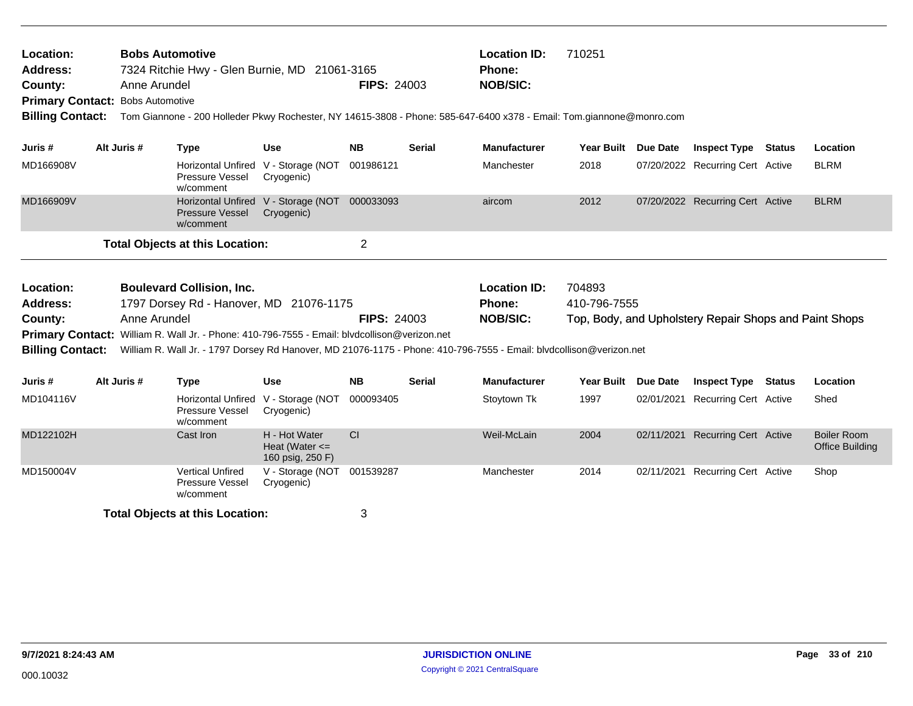**Location:** Bobs Automotive
**Address:** 7324 Ritchie Hwy - Glen Burnie, MD 21061-3165
**County:** Anne Arundel **FIPS:** 24003
**Primary Contact:** Bobs Automotive
**Billing Contact:** Tom Giannone - 200 Holleder Pkwy Rochester, NY 14615-3808 - Phone: 585-647-6400 x378 - Email: Tom.giannone@monro.com

**Location ID:** 710251
**Phone:**
**NOB/SIC:**

| Juris # | Alt Juris # | Type | Use | NB | Serial | Manufacturer | Year Built | Due Date | Inspect Type | Status | Location |
|---|---|---|---|---|---|---|---|---|---|---|---|
| MD166908V | | Horizontal Unfired Pressure Vessel w/comment | V - Storage (NOT Cryogenic) | 001986121 | | Manchester | 2018 | 07/20/2022 | Recurring Cert | Active | BLRM |
| MD166909V | | Horizontal Unfired Pressure Vessel w/comment | V - Storage (NOT Cryogenic) | 000033093 | | aircom | 2012 | 07/20/2022 | Recurring Cert | Active | BLRM |

**Total Objects at this Location:** 2

---

**Location:** Boulevard Collision, Inc.
**Address:** 1797 Dorsey Rd - Hanover, MD 21076-1175
**County:** Anne Arundel **FIPS:** 24003
**Primary Contact:** William R. Wall Jr. - Phone: 410-796-7555 - Email: blvdcollison@verizon.net
**Billing Contact:** William R. Wall Jr. - 1797 Dorsey Rd Hanover, MD 21076-1175 - Phone: 410-796-7555 - Email: blvdcollison@verizon.net

**Location ID:** 704893
**Phone:** 410-796-7555
**NOB/SIC:** Top, Body, and Upholstery Repair Shops and Paint Shops

| Juris # | Alt Juris # | Type | Use | NB | Serial | Manufacturer | Year Built | Due Date | Inspect Type | Status | Location |
|---|---|---|---|---|---|---|---|---|---|---|---|
| MD104116V | | Horizontal Unfired Pressure Vessel w/comment | V - Storage (NOT Cryogenic) | 000093405 | | Stoytown Tk | 1997 | 02/01/2021 | Recurring Cert | Active | Shed |
| MD122102H | | Cast Iron | H - Hot Water Heat (Water <= 160 psig, 250 F) | CI | | Weil-McLain | 2004 | 02/11/2021 | Recurring Cert | Active | Boiler Room Office Building |
| MD150004V | | Vertical Unfired Pressure Vessel w/comment | V - Storage (NOT Cryogenic) | 001539287 | | Manchester | 2014 | 02/11/2021 | Recurring Cert | Active | Shop |

**Total Objects at this Location:** 3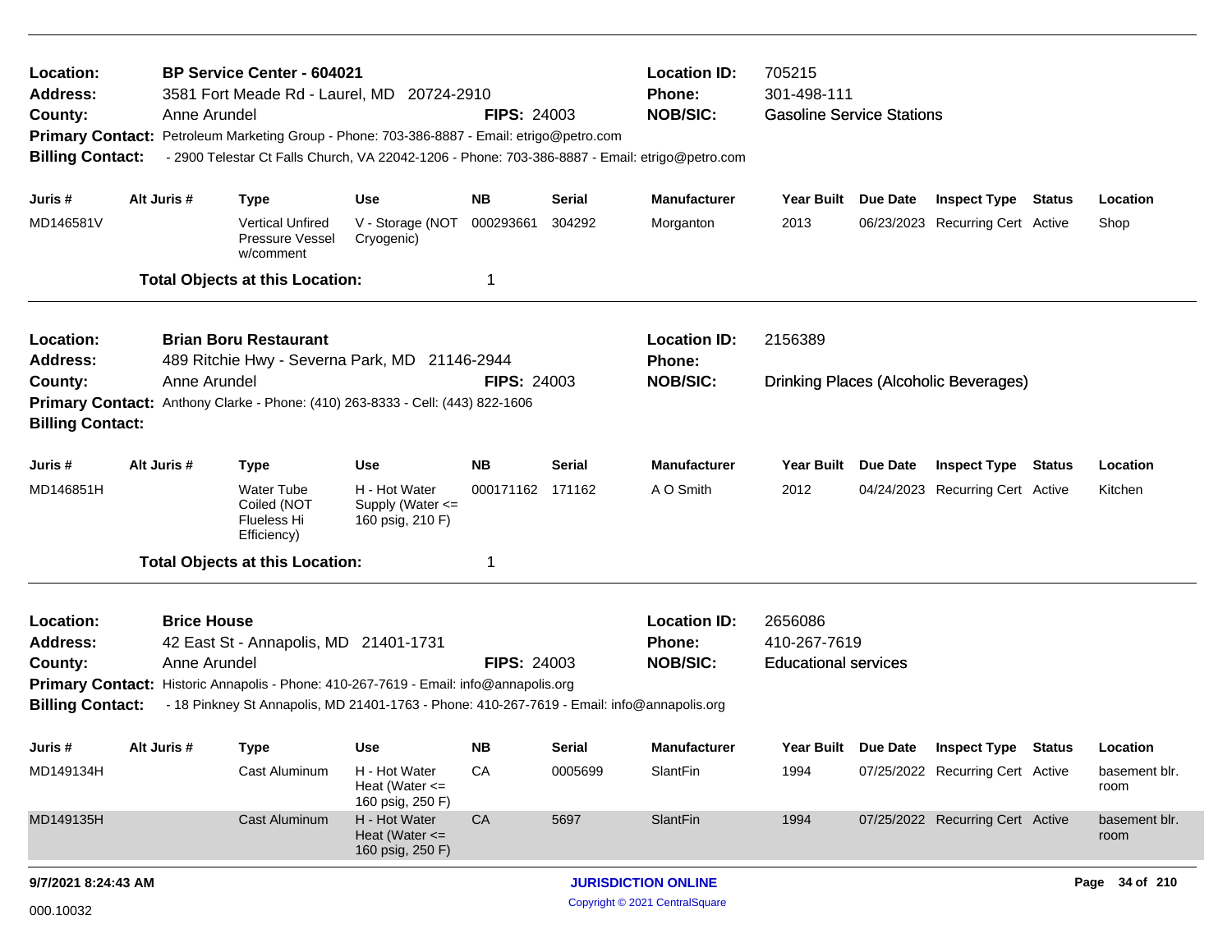**Location:** BP Service Center - 604021
**Location ID:** 705215
**Address:** 3581 Fort Meade Rd - Laurel, MD 20724-2910
**Phone:** 301-498-111
**County:** Anne Arundel
**FIPS:** 24003
**NOB/SIC:** Gasoline Service Stations
**Primary Contact:** Petroleum Marketing Group - Phone: 703-386-8887 - Email: etrigo@petro.com
**Billing Contact:** - 2900 Telestar Ct Falls Church, VA 22042-1206 - Phone: 703-386-8887 - Email: etrigo@petro.com

| Juris # | Alt Juris # | Type | Use | NB | Serial | Manufacturer | Year Built | Due Date | Inspect Type | Status | Location |
|---|---|---|---|---|---|---|---|---|---|---|---|
| MD146581V | | Vertical Unfired Pressure Vessel w/comment | V - Storage (NOT Cryogenic) | 000293661 | 304292 | Morganton | 2013 | 06/23/2023 | Recurring Cert | Active | Shop |

**Total Objects at this Location:** 1

**Location:** Brian Boru Restaurant
**Location ID:** 2156389
**Address:** 489 Ritchie Hwy - Severna Park, MD 21146-2944
**Phone:**
**County:** Anne Arundel
**FIPS:** 24003
**NOB/SIC:** Drinking Places (Alcoholic Beverages)
**Primary Contact:** Anthony Clarke - Phone: (410) 263-8333 - Cell: (443) 822-1606
**Billing Contact:**

| Juris # | Alt Juris # | Type | Use | NB | Serial | Manufacturer | Year Built | Due Date | Inspect Type | Status | Location |
|---|---|---|---|---|---|---|---|---|---|---|---|
| MD146851H | | Water Tube Coiled (NOT Flueless Hi Efficiency) | H - Hot Water Supply (Water <= 160 psig, 210 F) | 000171162 | 171162 | A O Smith | 2012 | 04/24/2023 | Recurring Cert | Active | Kitchen |

**Total Objects at this Location:** 1

**Location:** Brice House
**Location ID:** 2656086
**Address:** 42 East St - Annapolis, MD 21401-1731
**Phone:** 410-267-7619
**County:** Anne Arundel
**FIPS:** 24003
**NOB/SIC:** Educational services
**Primary Contact:** Historic Annapolis - Phone: 410-267-7619 - Email: info@annapolis.org
**Billing Contact:** - 18 Pinkney St Annapolis, MD 21401-1763 - Phone: 410-267-7619 - Email: info@annapolis.org

| Juris # | Alt Juris # | Type | Use | NB | Serial | Manufacturer | Year Built | Due Date | Inspect Type | Status | Location |
|---|---|---|---|---|---|---|---|---|---|---|---|
| MD149134H | | Cast Aluminum | H - Hot Water Heat (Water <= 160 psig, 250 F) | CA | 0005699 | SlantFin | 1994 | 07/25/2022 | Recurring Cert | Active | basement blr. room |
| MD149135H | | Cast Aluminum | H - Hot Water Heat (Water <= 160 psig, 250 F) | CA | 5697 | SlantFin | 1994 | 07/25/2022 | Recurring Cert | Active | basement blr. room |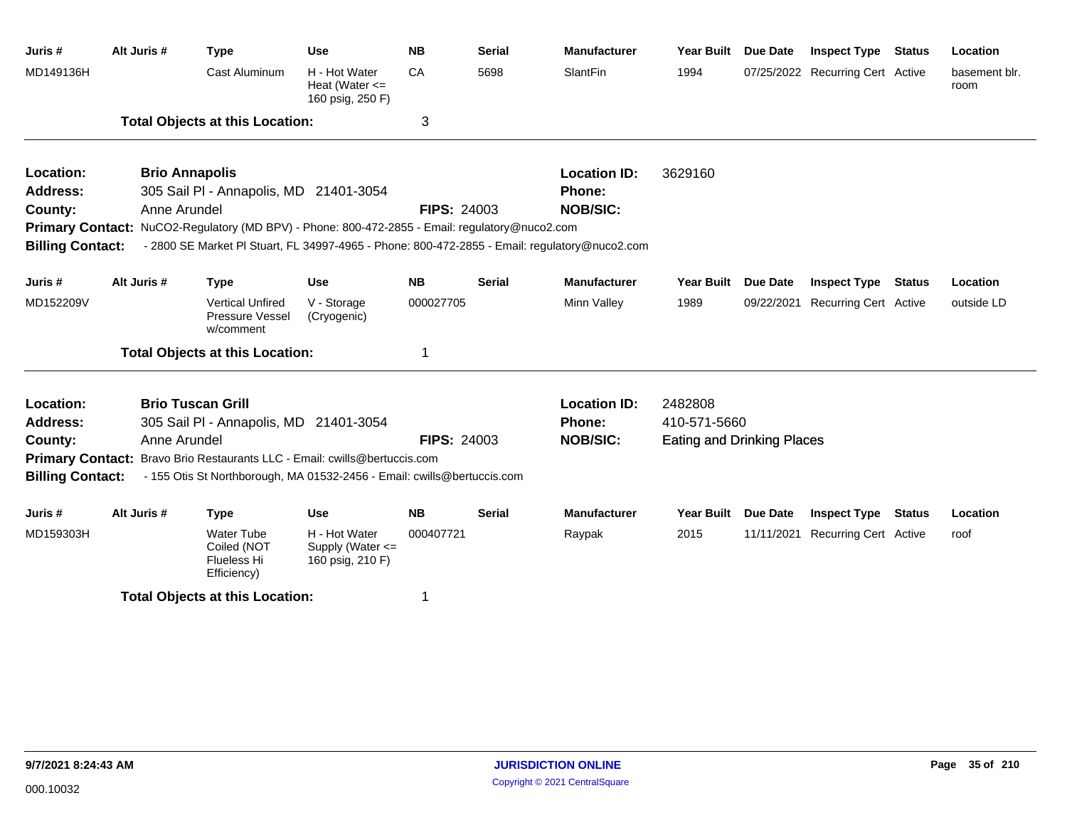| Juris # | Alt Juris # | Type | Use | NB | Serial | Manufacturer | Year Built | Due Date | Inspect Type | Status | Location |
|---|---|---|---|---|---|---|---|---|---|---|---|
| MD149136H | | Cast Aluminum | H - Hot Water Heat (Water <= 160 psig, 250 F) | CA | 5698 | SlantFin | 1994 | 07/25/2022 | Recurring Cert | Active | basement blr. room |

**Total Objects at this Location:** 3

---

**Location:** **Brio Annapolis**
**Address:** 305 Sail Pl - Annapolis, MD 21401-3054
**County:** Anne Arundel
**FIPS:** 24003
**Location ID:** 3629160
**Phone:**
**NOB/SIC:**
**Primary Contact:** NuCO2-Regulatory (MD BPV) - Phone: 800-472-2855 - Email: regulatory@nuco2.com
**Billing Contact:** - 2800 SE Market Pl Stuart, FL 34997-4965 - Phone: 800-472-2855 - Email: regulatory@nuco2.com

| Juris # | Alt Juris # | Type | Use | NB | Serial | Manufacturer | Year Built | Due Date | Inspect Type | Status | Location |
|---|---|---|---|---|---|---|---|---|---|---|---|
| MD152209V | | Vertical Unfired Pressure Vessel w/comment | V - Storage (Cryogenic) | 000027705 | | Minn Valley | 1989 | 09/22/2021 | Recurring Cert | Active | outside LD |

**Total Objects at this Location:** 1

---

**Location:** **Brio Tuscan Grill**
**Address:** 305 Sail Pl - Annapolis, MD 21401-3054
**County:** Anne Arundel
**FIPS:** 24003
**Location ID:** 2482808
**Phone:** 410-571-5660
**NOB/SIC:** Eating and Drinking Places
**Primary Contact:** Bravo Brio Restaurants LLC - Email: cwills@bertuccis.com
**Billing Contact:** - 155 Otis St Northborough, MA 01532-2456 - Email: cwills@bertuccis.com

| Juris # | Alt Juris # | Type | Use | NB | Serial | Manufacturer | Year Built | Due Date | Inspect Type | Status | Location |
|---|---|---|---|---|---|---|---|---|---|---|---|
| MD159303H | | Water Tube Coiled (NOT Flueless Hi Efficiency) | H - Hot Water Supply (Water <= 160 psig, 210 F) | 000407721 | | Raypak | 2015 | 11/11/2021 | Recurring Cert | Active | roof |

**Total Objects at this Location:** 1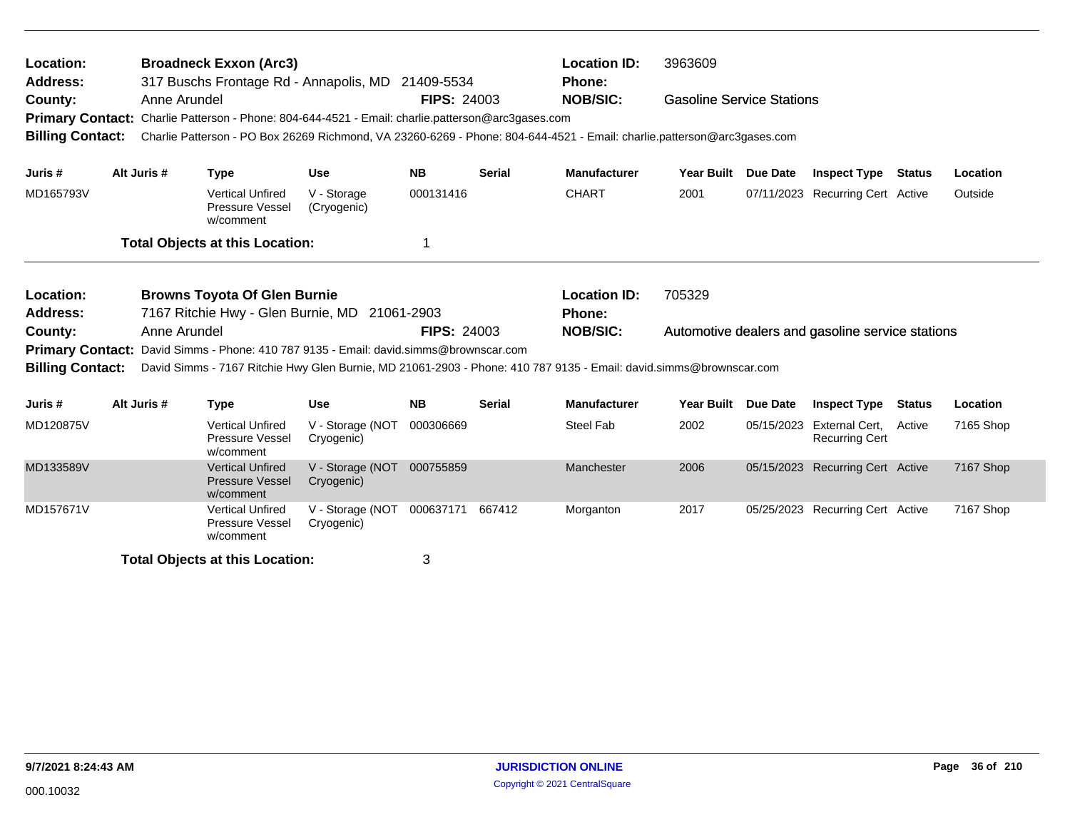**Location:** **Broadneck Exxon (Arc3)** **Location ID:** 3963609
**Address:** 317 Buschs Frontage Rd - Annapolis, MD 21409-5534 **Phone:**
**County:** Anne Arundel **FIPS:** 24003 **NOB/SIC:** Gasoline Service Stations
**Primary Contact:** Charlie Patterson - Phone: 804-644-4521 - Email: charlie.patterson@arc3gases.com
**Billing Contact:** Charlie Patterson - PO Box 26269 Richmond, VA 23260-6269 - Phone: 804-644-4521 - Email: charlie.patterson@arc3gases.com

| Juris # | Alt Juris # | Type | Use | NB | Serial | Manufacturer | Year Built | Due Date | Inspect Type | Status | Location |
|---|---|---|---|---|---|---|---|---|---|---|---|
| MD165793V | | Vertical Unfired Pressure Vessel w/comment | V - Storage (Cryogenic) | 000131416 | | CHART | 2001 | 07/11/2023 | Recurring Cert | Active | Outside |

**Total Objects at this Location:** 1

---

**Location:** **Browns Toyota Of Glen Burnie** **Location ID:** 705329
**Address:** 7167 Ritchie Hwy - Glen Burnie, MD 21061-2903 **Phone:**
**County:** Anne Arundel **FIPS:** 24003 **NOB/SIC:** Automotive dealers and gasoline service stations
**Primary Contact:** David Simms - Phone: 410 787 9135 - Email: david.simms@brownscar.com
**Billing Contact:** David Simms - 7167 Ritchie Hwy Glen Burnie, MD 21061-2903 - Phone: 410 787 9135 - Email: david.simms@brownscar.com

| Juris # | Alt Juris # | Type | Use | NB | Serial | Manufacturer | Year Built | Due Date | Inspect Type | Status | Location |
|---|---|---|---|---|---|---|---|---|---|---|---|
| MD120875V | | Vertical Unfired Pressure Vessel w/comment | V - Storage (NOT Cryogenic) | 000306669 | | Steel Fab | 2002 | 05/15/2023 | External Cert, Recurring Cert | Active | 7165 Shop |
| MD133589V | | Vertical Unfired Pressure Vessel w/comment | V - Storage (NOT Cryogenic) | 000755859 | | Manchester | 2006 | 05/15/2023 | Recurring Cert | Active | 7167 Shop |
| MD157671V | | Vertical Unfired Pressure Vessel w/comment | V - Storage (NOT Cryogenic) | 000637171 | 667412 | Morganton | 2017 | 05/25/2023 | Recurring Cert | Active | 7167 Shop |

**Total Objects at this Location:** 3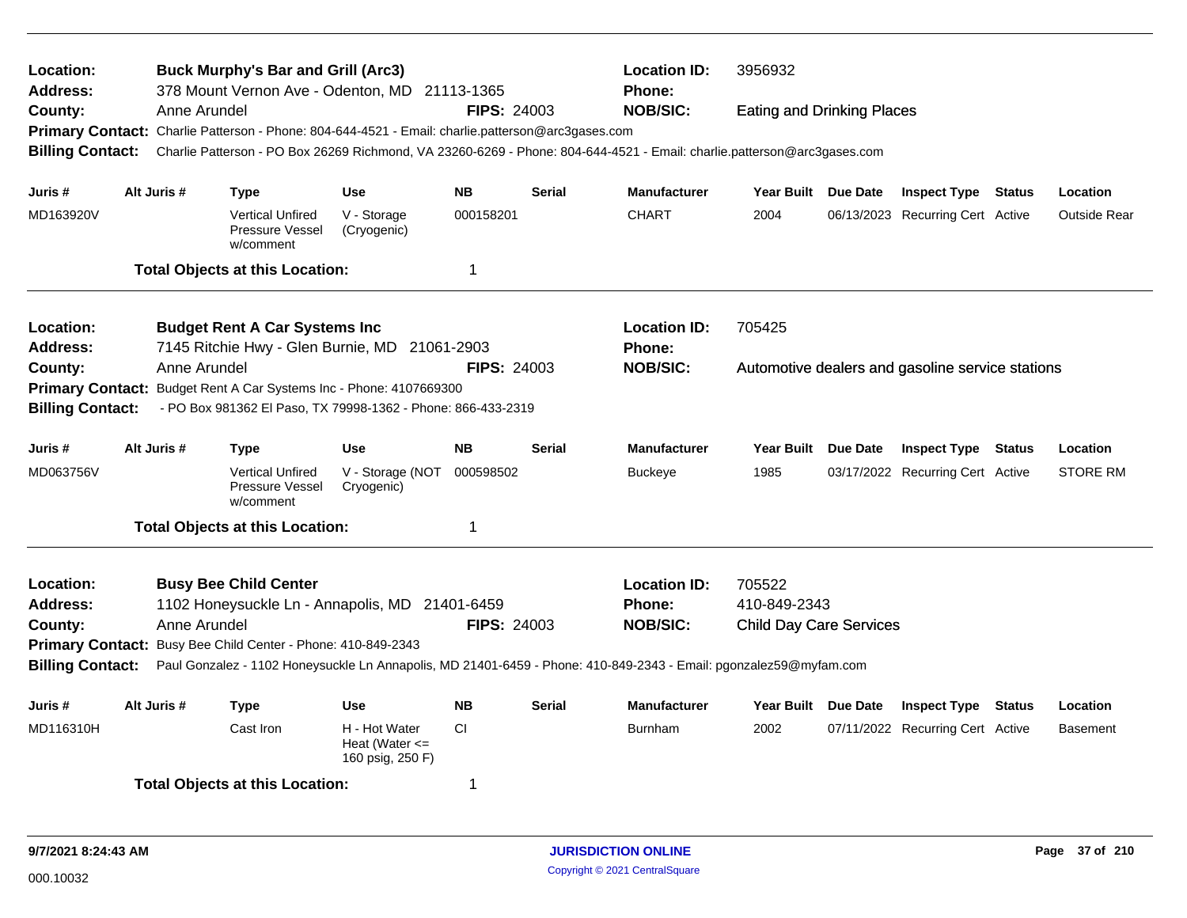**Location:** Buck Murphy's Bar and Grill (Arc3)
**Location ID:** 3956932
**Address:** 378 Mount Vernon Ave - Odenton, MD 21113-1365
**Phone:**
**County:** Anne Arundel
**FIPS:** 24003
**NOB/SIC:** Eating and Drinking Places
**Primary Contact:** Charlie Patterson - Phone: 804-644-4521 - Email: charlie.patterson@arc3gases.com
**Billing Contact:** Charlie Patterson - PO Box 26269 Richmond, VA 23260-6269 - Phone: 804-644-4521 - Email: charlie.patterson@arc3gases.com

| Juris # | Alt Juris # | Type | Use | NB | Serial | Manufacturer | Year Built | Due Date | Inspect Type | Status | Location |
|---|---|---|---|---|---|---|---|---|---|---|---|
| MD163920V | | Vertical Unfired Pressure Vessel w/comment | V - Storage (Cryogenic) | 000158201 | | CHART | 2004 | 06/13/2023 | Recurring Cert | Active | Outside Rear |

**Total Objects at this Location:** 1

---

**Location:** Budget Rent A Car Systems Inc
**Location ID:** 705425
**Address:** 7145 Ritchie Hwy - Glen Burnie, MD 21061-2903
**Phone:**
**County:** Anne Arundel
**FIPS:** 24003
**NOB/SIC:** Automotive dealers and gasoline service stations
**Primary Contact:** Budget Rent A Car Systems Inc - Phone: 4107669300
**Billing Contact:** - PO Box 981362 El Paso, TX 79998-1362 - Phone: 866-433-2319

| Juris # | Alt Juris # | Type | Use | NB | Serial | Manufacturer | Year Built | Due Date | Inspect Type | Status | Location |
|---|---|---|---|---|---|---|---|---|---|---|---|
| MD063756V | | Vertical Unfired Pressure Vessel w/comment | V - Storage (NOT Cryogenic) | 000598502 | | Buckeye | 1985 | 03/17/2022 | Recurring Cert | Active | STORE RM |

**Total Objects at this Location:** 1

---

**Location:** Busy Bee Child Center
**Location ID:** 705522
**Address:** 1102 Honeysuckle Ln - Annapolis, MD 21401-6459
**Phone:** 410-849-2343
**County:** Anne Arundel
**FIPS:** 24003
**NOB/SIC:** Child Day Care Services
**Primary Contact:** Busy Bee Child Center - Phone: 410-849-2343
**Billing Contact:** Paul Gonzalez - 1102 Honeysuckle Ln Annapolis, MD 21401-6459 - Phone: 410-849-2343 - Email: pgonzalez59@myfam.com

| Juris # | Alt Juris # | Type | Use | NB | Serial | Manufacturer | Year Built | Due Date | Inspect Type | Status | Location |
|---|---|---|---|---|---|---|---|---|---|---|---|
| MD116310H | | Cast Iron | H - Hot Water Heat (Water <= 160 psig, 250 F) | CI | | Burnham | 2002 | 07/11/2022 | Recurring Cert | Active | Basement |

**Total Objects at this Location:** 1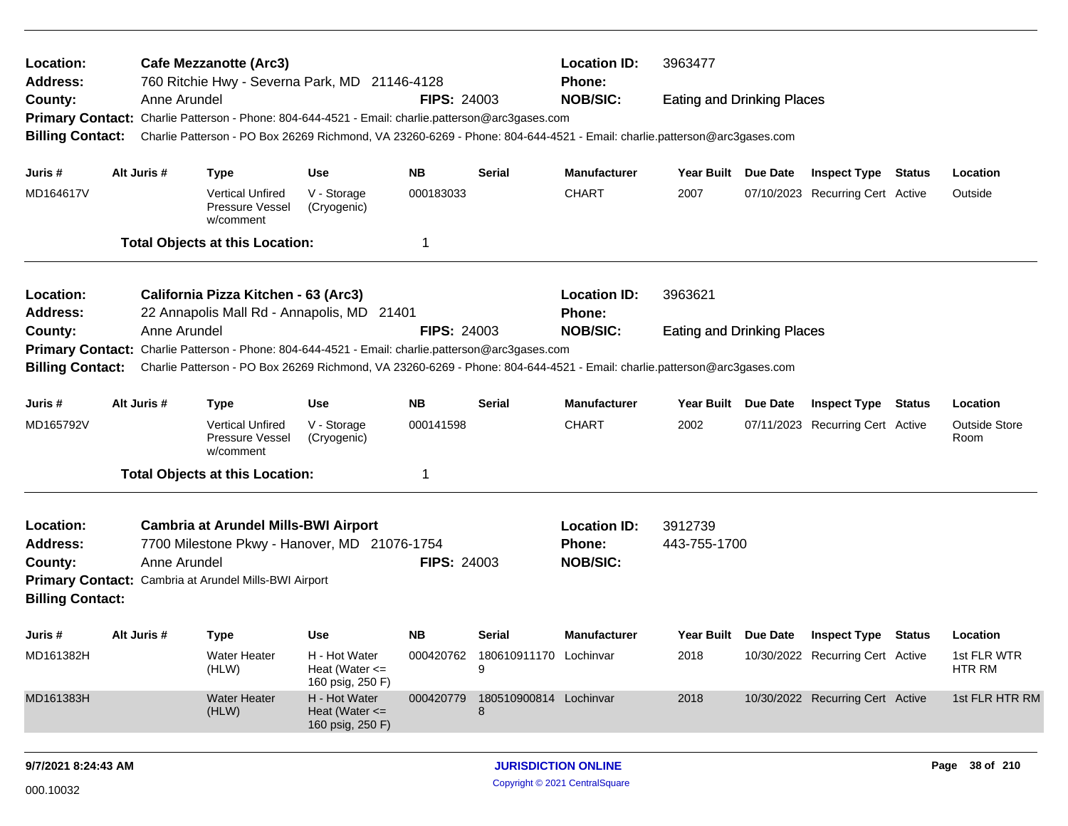**Location:** Cafe Mezzanotte (Arc3) **Location ID:** 3963477
**Address:** 760 Ritchie Hwy - Severna Park, MD 21146-4128 **Phone:**
**County:** Anne Arundel **FIPS:** 24003 **NOB/SIC:** Eating and Drinking Places
**Primary Contact:** Charlie Patterson - Phone: 804-644-4521 - Email: charlie.patterson@arc3gases.com
**Billing Contact:** Charlie Patterson - PO Box 26269 Richmond, VA 23260-6269 - Phone: 804-644-4521 - Email: charlie.patterson@arc3gases.com

| Juris # | Alt Juris # | Type | Use | NB | Serial | Manufacturer | Year Built | Due Date | Inspect Type | Status | Location |
|---|---|---|---|---|---|---|---|---|---|---|---|
| MD164617V | | Vertical Unfired Pressure Vessel w/comment | V - Storage (Cryogenic) | 000183033 | | CHART | 2007 | 07/10/2023 | Recurring Cert | Active | Outside |

**Total Objects at this Location:** 1

---

**Location:** California Pizza Kitchen - 63 (Arc3) **Location ID:** 3963621
**Address:** 22 Annapolis Mall Rd - Annapolis, MD 21401 **Phone:**
**County:** Anne Arundel **FIPS:** 24003 **NOB/SIC:** Eating and Drinking Places
**Primary Contact:** Charlie Patterson - Phone: 804-644-4521 - Email: charlie.patterson@arc3gases.com
**Billing Contact:** Charlie Patterson - PO Box 26269 Richmond, VA 23260-6269 - Phone: 804-644-4521 - Email: charlie.patterson@arc3gases.com

| Juris # | Alt Juris # | Type | Use | NB | Serial | Manufacturer | Year Built | Due Date | Inspect Type | Status | Location |
|---|---|---|---|---|---|---|---|---|---|---|---|
| MD165792V | | Vertical Unfired Pressure Vessel w/comment | V - Storage (Cryogenic) | 000141598 | | CHART | 2002 | 07/11/2023 | Recurring Cert | Active | Outside Store Room |

**Total Objects at this Location:** 1

---

**Location:** Cambria at Arundel Mills-BWI Airport **Location ID:** 3912739
**Address:** 7700 Milestone Pkwy - Hanover, MD 21076-1754 **Phone:** 443-755-1700
**County:** Anne Arundel **FIPS:** 24003 **NOB/SIC:**
**Primary Contact:** Cambria at Arundel Mills-BWI Airport
**Billing Contact:**

| Juris # | Alt Juris # | Type | Use | NB | Serial | Manufacturer | Year Built | Due Date | Inspect Type | Status | Location |
|---|---|---|---|---|---|---|---|---|---|---|---|
| MD161382H | | Water Heater (HLW) | H - Hot Water Heat (Water <= 160 psig, 250 F) | 000420762 | 1806109111709 | Lochinvar | 2018 | 10/30/2022 | Recurring Cert | Active | 1st FLR WTR HTR RM |
| MD161383H | | Water Heater (HLW) | H - Hot Water Heat (Water <= 160 psig, 250 F) | 000420779 | 1805109008148 | Lochinvar | 2018 | 10/30/2022 | Recurring Cert | Active | 1st FLR HTR RM |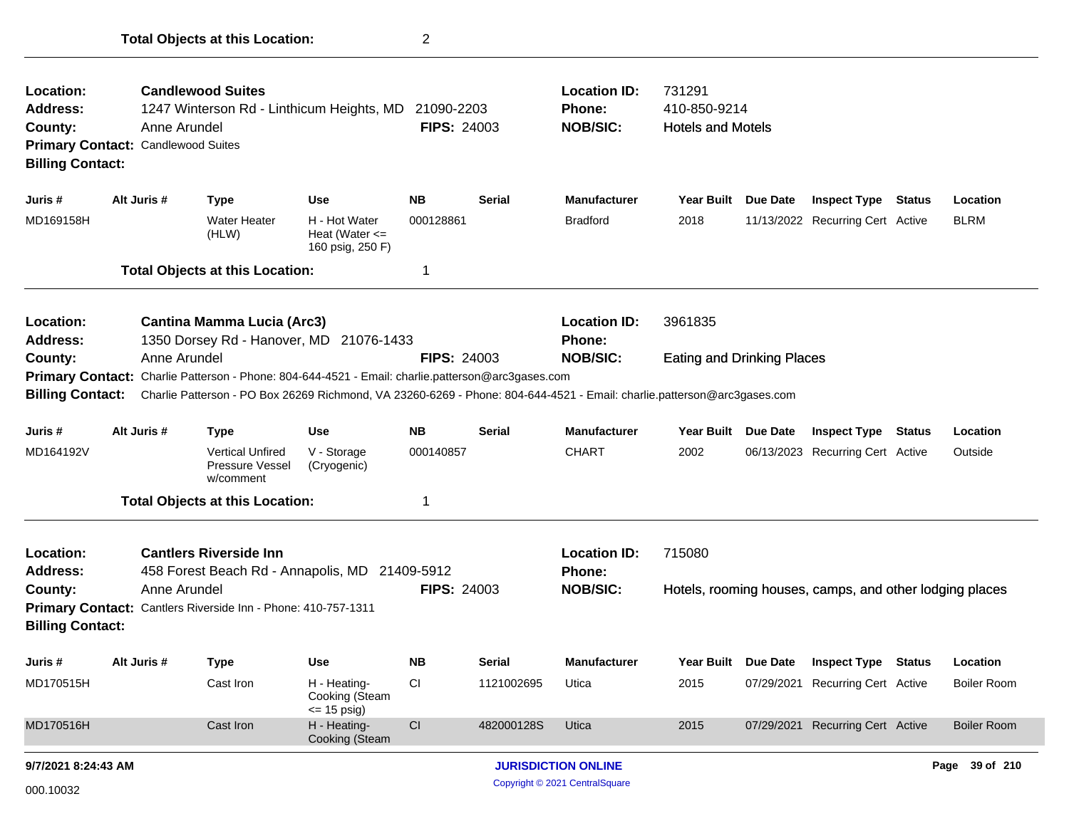**Total Objects at this Location:** 2

---

**Location:** Candlewood Suites
**Address:** 1247 Winterson Rd - Linthicum Heights, MD 21090-2203
**County:** Anne Arundel **FIPS:** 24003
**Primary Contact:** Candlewood Suites
**Billing Contact:**
**Location ID:** 731291
**Phone:** 410-850-9214
**NOB/SIC:** Hotels and Motels

| Juris # | Alt Juris # | Type | Use | NB | Serial | Manufacturer | Year Built | Due Date | Inspect Type | Status | Location |
|---|---|---|---|---|---|---|---|---|---|---|---|
| MD169158H | | Water Heater (HLW) | H - Hot Water Heat (Water <= 160 psig, 250 F) | 000128861 | | Bradford | 2018 | 11/13/2022 | Recurring Cert | Active | BLRM |

**Total Objects at this Location:** 1

---

**Location:** Cantina Mamma Lucia (Arc3)
**Address:** 1350 Dorsey Rd - Hanover, MD 21076-1433
**County:** Anne Arundel **FIPS:** 24003
**Primary Contact:** Charlie Patterson - Phone: 804-644-4521 - Email: charlie.patterson@arc3gases.com
**Billing Contact:** Charlie Patterson - PO Box 26269 Richmond, VA 23260-6269 - Phone: 804-644-4521 - Email: charlie.patterson@arc3gases.com
**Location ID:** 3961835
**Phone:**
**NOB/SIC:** Eating and Drinking Places

| Juris # | Alt Juris # | Type | Use | NB | Serial | Manufacturer | Year Built | Due Date | Inspect Type | Status | Location |
|---|---|---|---|---|---|---|---|---|---|---|---|
| MD164192V | | Vertical Unfired Pressure Vessel w/comment | V - Storage (Cryogenic) | 000140857 | | CHART | 2002 | 06/13/2023 | Recurring Cert | Active | Outside |

**Total Objects at this Location:** 1

---

**Location:** Cantlers Riverside Inn
**Address:** 458 Forest Beach Rd - Annapolis, MD 21409-5912
**County:** Anne Arundel **FIPS:** 24003
**Primary Contact:** Cantlers Riverside Inn - Phone: 410-757-1311
**Billing Contact:**
**Location ID:** 715080
**Phone:**
**NOB/SIC:** Hotels, rooming houses, camps, and other lodging places

| Juris # | Alt Juris # | Type | Use | NB | Serial | Manufacturer | Year Built | Due Date | Inspect Type | Status | Location |
|---|---|---|---|---|---|---|---|---|---|---|---|
| MD170515H | | Cast Iron | H - Heating-Cooking (Steam <= 15 psig) | CI | 1121002695 | Utica | 2015 | 07/29/2021 | Recurring Cert | Active | Boiler Room |
| MD170516H | | Cast Iron | H - Heating-Cooking (Steam | CI | 482000128S | Utica | 2015 | 07/29/2021 | Recurring Cert | Active | Boiler Room |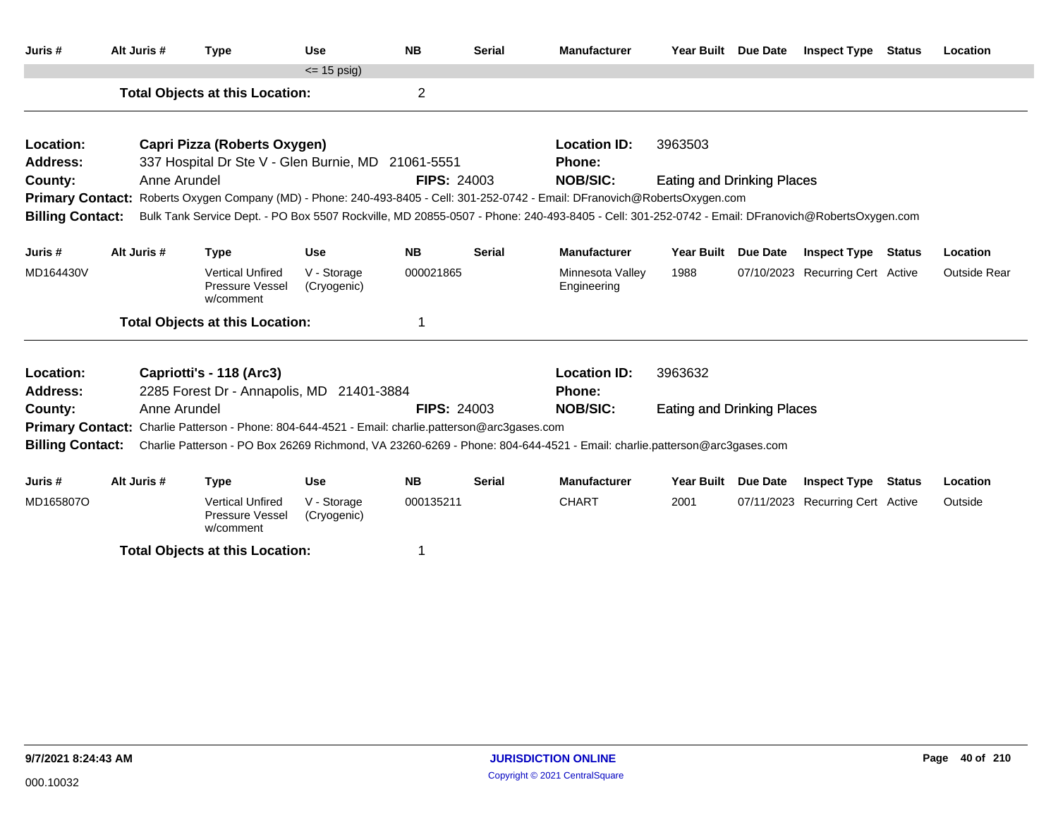| Juris # | Alt Juris # | Type | Use | NB | Serial | Manufacturer | Year Built | Due Date | Inspect Type | Status | Location |
|---|---|---|---|---|---|---|---|---|---|---|---|
| | | | <= 15 psig) | | | | | | | | |

**Total Objects at this Location:** 2

---

**Location:** **Capri Pizza (Roberts Oxygen)**
**Location ID:** 3963503
**Address:** 337 Hospital Dr Ste V - Glen Burnie, MD 21061-5551
**Phone:**
**County:** Anne Arundel
**FIPS:** 24003
**NOB/SIC:** Eating and Drinking Places
**Primary Contact:** Roberts Oxygen Company (MD) - Phone: 240-493-8405 - Cell: 301-252-0742 - Email: DFranovich@RobertsOxygen.com
**Billing Contact:** Bulk Tank Service Dept. - PO Box 5507 Rockville, MD 20855-0507 - Phone: 240-493-8405 - Cell: 301-252-0742 - Email: DFranovich@RobertsOxygen.com

| Juris # | Alt Juris # | Type | Use | NB | Serial | Manufacturer | Year Built | Due Date | Inspect Type | Status | Location |
|---|---|---|---|---|---|---|---|---|---|---|---|
| MD164430V | | Vertical Unfired Pressure Vessel w/comment | V - Storage (Cryogenic) | 000021865 | | Minnesota Valley Engineering | 1988 | 07/10/2023 | Recurring Cert | Active | Outside Rear |

**Total Objects at this Location:** 1

---

**Location:** **Capriotti's - 118 (Arc3)**
**Location ID:** 3963632
**Address:** 2285 Forest Dr - Annapolis, MD 21401-3884
**Phone:**
**County:** Anne Arundel
**FIPS:** 24003
**NOB/SIC:** Eating and Drinking Places
**Primary Contact:** Charlie Patterson - Phone: 804-644-4521 - Email: charlie.patterson@arc3gases.com
**Billing Contact:** Charlie Patterson - PO Box 26269 Richmond, VA 23260-6269 - Phone: 804-644-4521 - Email: charlie.patterson@arc3gases.com

| Juris # | Alt Juris # | Type | Use | NB | Serial | Manufacturer | Year Built | Due Date | Inspect Type | Status | Location |
|---|---|---|---|---|---|---|---|---|---|---|---|
| MD165807O | | Vertical Unfired Pressure Vessel w/comment | V - Storage (Cryogenic) | 000135211 | | CHART | 2001 | 07/11/2023 | Recurring Cert | Active | Outside |

**Total Objects at this Location:** 1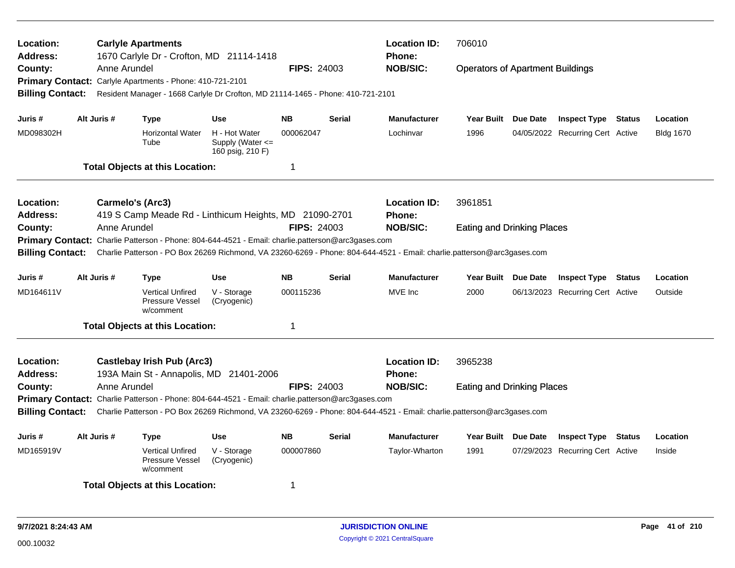**Location:** Carlyle Apartments  **Location ID:** 706010
**Address:** 1670 Carlyle Dr - Crofton, MD 21114-1418  **Phone:**
**County:** Anne Arundel  **FIPS:** 24003  **NOB/SIC:** Operators of Apartment Buildings
**Primary Contact:** Carlyle Apartments - Phone: 410-721-2101
**Billing Contact:** Resident Manager - 1668 Carlyle Dr Crofton, MD 21114-1465 - Phone: 410-721-2101

| Juris # | Alt Juris # | Type | Use | NB | Serial | Manufacturer | Year Built | Due Date | Inspect Type | Status | Location |
|---|---|---|---|---|---|---|---|---|---|---|---|
| MD098302H | | Horizontal Water Tube | H - Hot Water Supply (Water <= 160 psig, 210 F) | 000062047 | | Lochinvar | 1996 | 04/05/2022 | Recurring Cert | Active | Bldg 1670 |

**Total Objects at this Location:** 1

---

**Location:** Carmelo's (Arc3)  **Location ID:** 3961851
**Address:** 419 S Camp Meade Rd - Linthicum Heights, MD 21090-2701  **Phone:**
**County:** Anne Arundel  **FIPS:** 24003  **NOB/SIC:** Eating and Drinking Places
**Primary Contact:** Charlie Patterson - Phone: 804-644-4521 - Email: charlie.patterson@arc3gases.com
**Billing Contact:** Charlie Patterson - PO Box 26269 Richmond, VA 23260-6269 - Phone: 804-644-4521 - Email: charlie.patterson@arc3gases.com

| Juris # | Alt Juris # | Type | Use | NB | Serial | Manufacturer | Year Built | Due Date | Inspect Type | Status | Location |
|---|---|---|---|---|---|---|---|---|---|---|---|
| MD164611V | | Vertical Unfired Pressure Vessel w/comment | V - Storage (Cryogenic) | 000115236 | | MVE Inc | 2000 | 06/13/2023 | Recurring Cert | Active | Outside |

**Total Objects at this Location:** 1

---

**Location:** Castlebay Irish Pub (Arc3)  **Location ID:** 3965238
**Address:** 193A Main St - Annapolis, MD 21401-2006  **Phone:**
**County:** Anne Arundel  **FIPS:** 24003  **NOB/SIC:** Eating and Drinking Places
**Primary Contact:** Charlie Patterson - Phone: 804-644-4521 - Email: charlie.patterson@arc3gases.com
**Billing Contact:** Charlie Patterson - PO Box 26269 Richmond, VA 23260-6269 - Phone: 804-644-4521 - Email: charlie.patterson@arc3gases.com

| Juris # | Alt Juris # | Type | Use | NB | Serial | Manufacturer | Year Built | Due Date | Inspect Type | Status | Location |
|---|---|---|---|---|---|---|---|---|---|---|---|
| MD165919V | | Vertical Unfired Pressure Vessel w/comment | V - Storage (Cryogenic) | 000007860 | | Taylor-Wharton | 1991 | 07/29/2023 | Recurring Cert | Active | Inside |

**Total Objects at this Location:** 1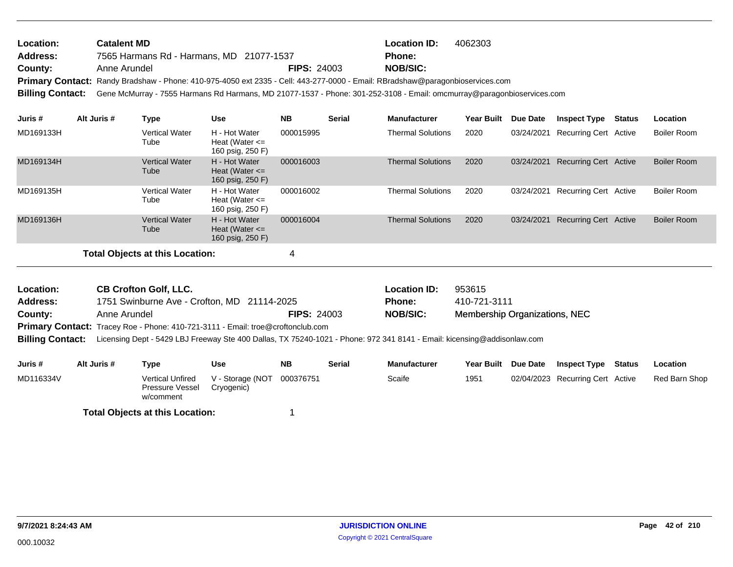**Location:** Catalent MD
**Address:** 7565 Harmans Rd - Harmans, MD 21077-1537
**County:** Anne Arundel **FIPS:** 24003
**Location ID:** 4062303
**Phone:**
**NOB/SIC:**
**Primary Contact:** Randy Bradshaw - Phone: 410-975-4050 ext 2335 - Cell: 443-277-0000 - Email: RBradshaw@paragonbioservices.com
**Billing Contact:** Gene McMurray - 7555 Harmans Rd Harmans, MD 21077-1537 - Phone: 301-252-3108 - Email: omcmurray@paragonbioservices.com

| Juris # | Alt Juris # | Type | Use | NB | Serial | Manufacturer | Year Built | Due Date | Inspect Type | Status | Location |
|---|---|---|---|---|---|---|---|---|---|---|---|
| MD169133H | | Vertical Water Tube | H - Hot Water Heat (Water <= 160 psig, 250 F) | 000015995 | | Thermal Solutions | 2020 | 03/24/2021 | Recurring Cert | Active | Boiler Room |
| MD169134H | | Vertical Water Tube | H - Hot Water Heat (Water <= 160 psig, 250 F) | 000016003 | | Thermal Solutions | 2020 | 03/24/2021 | Recurring Cert | Active | Boiler Room |
| MD169135H | | Vertical Water Tube | H - Hot Water Heat (Water <= 160 psig, 250 F) | 000016002 | | Thermal Solutions | 2020 | 03/24/2021 | Recurring Cert | Active | Boiler Room |
| MD169136H | | Vertical Water Tube | H - Hot Water Heat (Water <= 160 psig, 250 F) | 000016004 | | Thermal Solutions | 2020 | 03/24/2021 | Recurring Cert | Active | Boiler Room |

**Total Objects at this Location:** 4

---

**Location:** CB Crofton Golf, LLC.
**Address:** 1751 Swinburne Ave - Crofton, MD 21114-2025
**County:** Anne Arundel **FIPS:** 24003
**Location ID:** 953615
**Phone:** 410-721-3111
**NOB/SIC:** Membership Organizations, NEC
**Primary Contact:** Tracey Roe - Phone: 410-721-3111 - Email: troe@croftonclub.com
**Billing Contact:** Licensing Dept - 5429 LBJ Freeway Ste 400 Dallas, TX 75240-1021 - Phone: 972 341 8141 - Email: kicensing@addisonlaw.com

| Juris # | Alt Juris # | Type | Use | NB | Serial | Manufacturer | Year Built | Due Date | Inspect Type | Status | Location |
|---|---|---|---|---|---|---|---|---|---|---|---|
| MD116334V | | Vertical Unfired Pressure Vessel w/comment | V - Storage (NOT Cryogenic) | 000376751 | | Scaife | 1951 | 02/04/2023 | Recurring Cert | Active | Red Barn Shop |

**Total Objects at this Location:** 1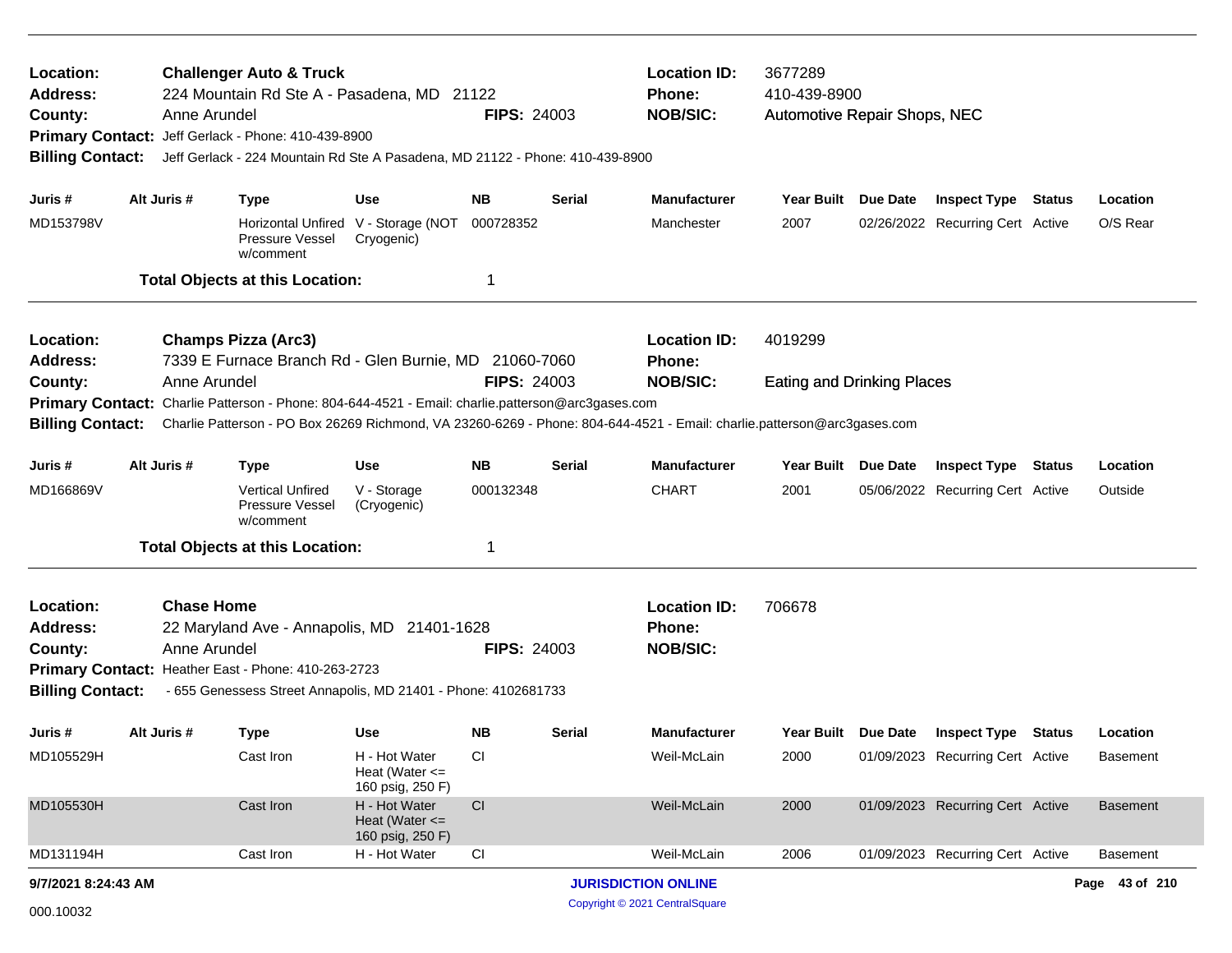**Location:** Challenger Auto & Truck
**Address:** 224 Mountain Rd Ste A - Pasadena, MD 21122
**County:** Anne Arundel **FIPS:** 24003
**Location ID:** 3677289
**Phone:** 410-439-8900
**NOB/SIC:** Automotive Repair Shops, NEC
**Primary Contact:** Jeff Gerlack - Phone: 410-439-8900
**Billing Contact:** Jeff Gerlack - 224 Mountain Rd Ste A Pasadena, MD 21122 - Phone: 410-439-8900

| Juris # | Alt Juris # | Type | Use | NB | Serial | Manufacturer | Year Built | Due Date | Inspect Type | Status | Location |
|---|---|---|---|---|---|---|---|---|---|---|---|
| MD153798V | | Horizontal Unfired Pressure Vessel w/comment | V - Storage (NOT Cryogenic) | 000728352 | | Manchester | 2007 | 02/26/2022 | Recurring Cert | Active | O/S Rear |

**Total Objects at this Location:** 1

---

**Location:** Champs Pizza (Arc3)
**Address:** 7339 E Furnace Branch Rd - Glen Burnie, MD 21060-7060
**County:** Anne Arundel **FIPS:** 24003
**Location ID:** 4019299
**Phone:**
**NOB/SIC:** Eating and Drinking Places
**Primary Contact:** Charlie Patterson - Phone: 804-644-4521 - Email: charlie.patterson@arc3gases.com
**Billing Contact:** Charlie Patterson - PO Box 26269 Richmond, VA 23260-6269 - Phone: 804-644-4521 - Email: charlie.patterson@arc3gases.com

| Juris # | Alt Juris # | Type | Use | NB | Serial | Manufacturer | Year Built | Due Date | Inspect Type | Status | Location |
|---|---|---|---|---|---|---|---|---|---|---|---|
| MD166869V | | Vertical Unfired Pressure Vessel w/comment | V - Storage (Cryogenic) | 000132348 | | CHART | 2001 | 05/06/2022 | Recurring Cert | Active | Outside |

**Total Objects at this Location:** 1

---

**Location:** Chase Home
**Address:** 22 Maryland Ave - Annapolis, MD 21401-1628
**County:** Anne Arundel **FIPS:** 24003
**Location ID:** 706678
**Phone:**
**NOB/SIC:**
**Primary Contact:** Heather East - Phone: 410-263-2723
**Billing Contact:** - 655 Genessess Street Annapolis, MD 21401 - Phone: 4102681733

| Juris # | Alt Juris # | Type | Use | NB | Serial | Manufacturer | Year Built | Due Date | Inspect Type | Status | Location |
|---|---|---|---|---|---|---|---|---|---|---|---|
| MD105529H | | Cast Iron | H - Hot Water Heat (Water <= 160 psig, 250 F) | CI | | Weil-McLain | 2000 | 01/09/2023 | Recurring Cert | Active | Basement |
| MD105530H | | Cast Iron | H - Hot Water Heat (Water <= 160 psig, 250 F) | CI | | Weil-McLain | 2000 | 01/09/2023 | Recurring Cert | Active | Basement |
| MD131194H | | Cast Iron | H - Hot Water | CI | | Weil-McLain | 2006 | 01/09/2023 | Recurring Cert | Active | Basement |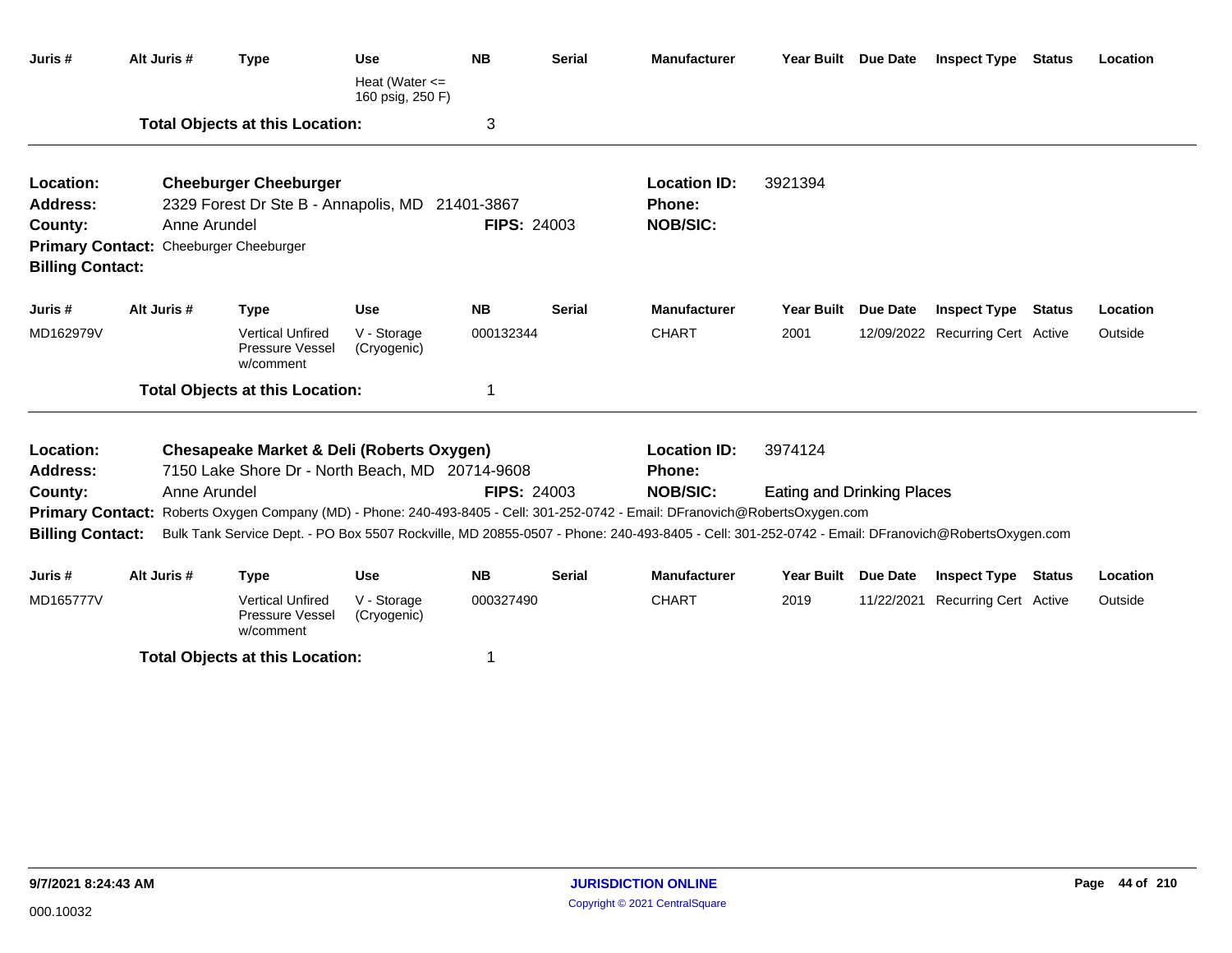| Juris # | Alt Juris # | Type | Use | NB | Serial | Manufacturer | Year Built | Due Date | Inspect Type | Status | Location |
|---|---|---|---|---|---|---|---|---|---|---|---|
| | | | Heat (Water <= 160 psig, 250 F) | | | | | | | | |

**Total Objects at this Location:** 3

---

**Location:** Cheeburger Cheeburger
**Location ID:** 3921394
**Address:** 2329 Forest Dr Ste B - Annapolis, MD 21401-3867
**Phone:**
**County:** Anne Arundel
**FIPS:** 24003
**NOB/SIC:**
**Primary Contact:** Cheeburger Cheeburger
**Billing Contact:**

| Juris # | Alt Juris # | Type | Use | NB | Serial | Manufacturer | Year Built | Due Date | Inspect Type | Status | Location |
|---|---|---|---|---|---|---|---|---|---|---|---|
| MD162979V | | Vertical Unfired Pressure Vessel w/comment | V - Storage (Cryogenic) | 000132344 | | CHART | 2001 | 12/09/2022 | Recurring Cert | Active | Outside |

**Total Objects at this Location:** 1

---

**Location:** Chesapeake Market & Deli (Roberts Oxygen)
**Location ID:** 3974124
**Address:** 7150 Lake Shore Dr - North Beach, MD 20714-9608
**Phone:**
**County:** Anne Arundel
**FIPS:** 24003
**NOB/SIC:** Eating and Drinking Places
**Primary Contact:** Roberts Oxygen Company (MD) - Phone: 240-493-8405 - Cell: 301-252-0742 - Email: DFranovich@RobertsOxygen.com
**Billing Contact:** Bulk Tank Service Dept. - PO Box 5507 Rockville, MD 20855-0507 - Phone: 240-493-8405 - Cell: 301-252-0742 - Email: DFranovich@RobertsOxygen.com

| Juris # | Alt Juris # | Type | Use | NB | Serial | Manufacturer | Year Built | Due Date | Inspect Type | Status | Location |
|---|---|---|---|---|---|---|---|---|---|---|---|
| MD165777V | | Vertical Unfired Pressure Vessel w/comment | V - Storage (Cryogenic) | 000327490 | | CHART | 2019 | 11/22/2021 | Recurring Cert | Active | Outside |

**Total Objects at this Location:** 1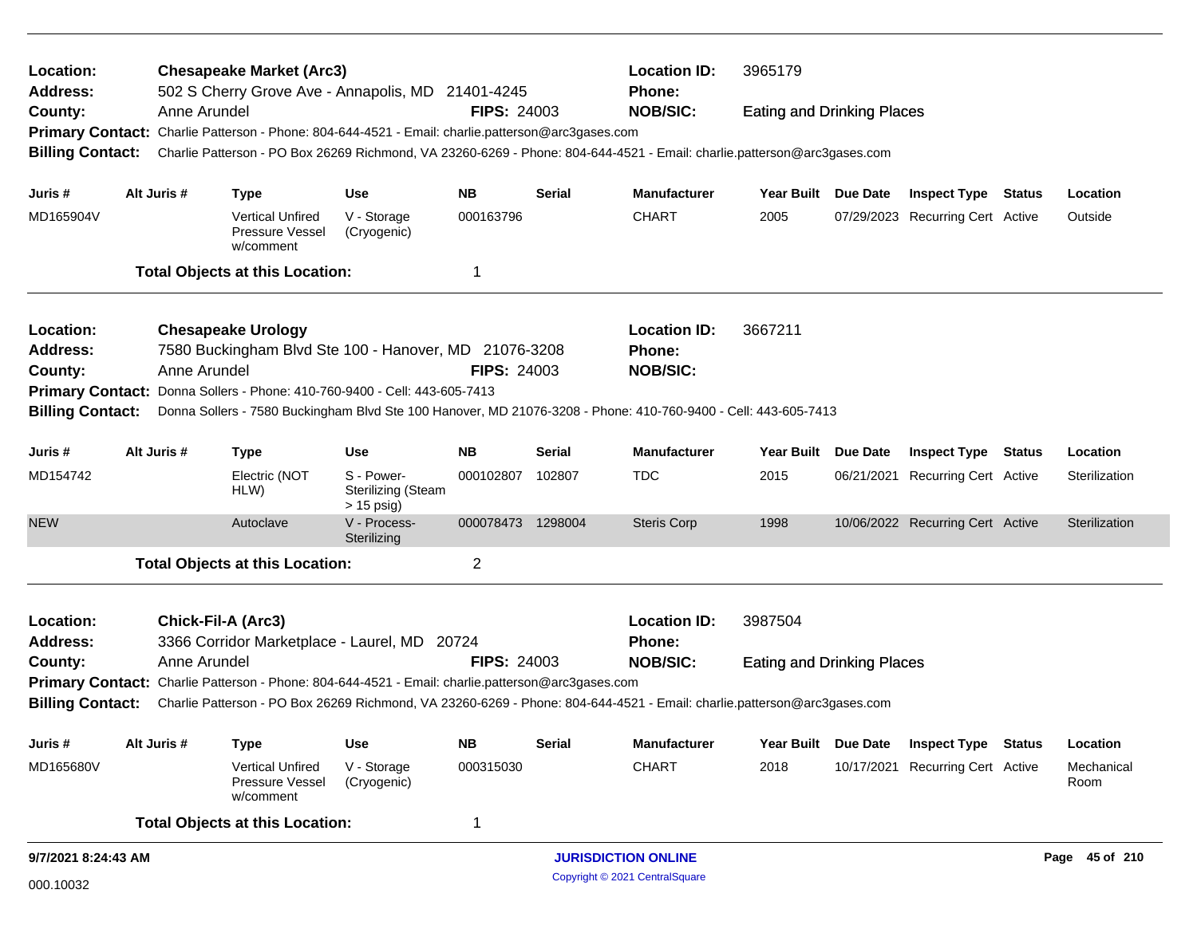**Location:** Chesapeake Market (Arc3) **Location ID:** 3965179
**Address:** 502 S Cherry Grove Ave - Annapolis, MD 21401-4245 **Phone:**
**County:** Anne Arundel **FIPS:** 24003 **NOB/SIC:** Eating and Drinking Places
**Primary Contact:** Charlie Patterson - Phone: 804-644-4521 - Email: charlie.patterson@arc3gases.com
**Billing Contact:** Charlie Patterson - PO Box 26269 Richmond, VA 23260-6269 - Phone: 804-644-4521 - Email: charlie.patterson@arc3gases.com

| Juris # | Alt Juris # | Type | Use | NB | Serial | Manufacturer | Year Built | Due Date | Inspect Type | Status | Location |
|---|---|---|---|---|---|---|---|---|---|---|---|
| MD165904V | | Vertical Unfired Pressure Vessel w/comment | V - Storage (Cryogenic) | 000163796 | | CHART | 2005 | 07/29/2023 | Recurring Cert | Active | Outside |

**Total Objects at this Location:** 1

**Location:** Chesapeake Urology **Location ID:** 3667211
**Address:** 7580 Buckingham Blvd Ste 100 - Hanover, MD 21076-3208 **Phone:**
**County:** Anne Arundel **FIPS:** 24003 **NOB/SIC:**
**Primary Contact:** Donna Sollers - Phone: 410-760-9400 - Cell: 443-605-7413
**Billing Contact:** Donna Sollers - 7580 Buckingham Blvd Ste 100 Hanover, MD 21076-3208 - Phone: 410-760-9400 - Cell: 443-605-7413

| Juris # | Alt Juris # | Type | Use | NB | Serial | Manufacturer | Year Built | Due Date | Inspect Type | Status | Location |
|---|---|---|---|---|---|---|---|---|---|---|---|
| MD154742 | | Electric (NOT HLW) | S - Power-Sterilizing (Steam > 15 psig) | 000102807 | 102807 | TDC | 2015 | 06/21/2021 | Recurring Cert | Active | Sterilization |
| NEW | | Autoclave | V - Process-Sterilizing | 000078473 | 1298004 | Steris Corp | 1998 | 10/06/2022 | Recurring Cert | Active | Sterilization |

**Total Objects at this Location:** 2

**Location:** Chick-Fil-A (Arc3) **Location ID:** 3987504
**Address:** 3366 Corridor Marketplace - Laurel, MD 20724 **Phone:**
**County:** Anne Arundel **FIPS:** 24003 **NOB/SIC:** Eating and Drinking Places
**Primary Contact:** Charlie Patterson - Phone: 804-644-4521 - Email: charlie.patterson@arc3gases.com
**Billing Contact:** Charlie Patterson - PO Box 26269 Richmond, VA 23260-6269 - Phone: 804-644-4521 - Email: charlie.patterson@arc3gases.com

| Juris # | Alt Juris # | Type | Use | NB | Serial | Manufacturer | Year Built | Due Date | Inspect Type | Status | Location |
|---|---|---|---|---|---|---|---|---|---|---|---|
| MD165680V | | Vertical Unfired Pressure Vessel w/comment | V - Storage (Cryogenic) | 000315030 | | CHART | 2018 | 10/17/2021 | Recurring Cert | Active | Mechanical Room |

**Total Objects at this Location:** 1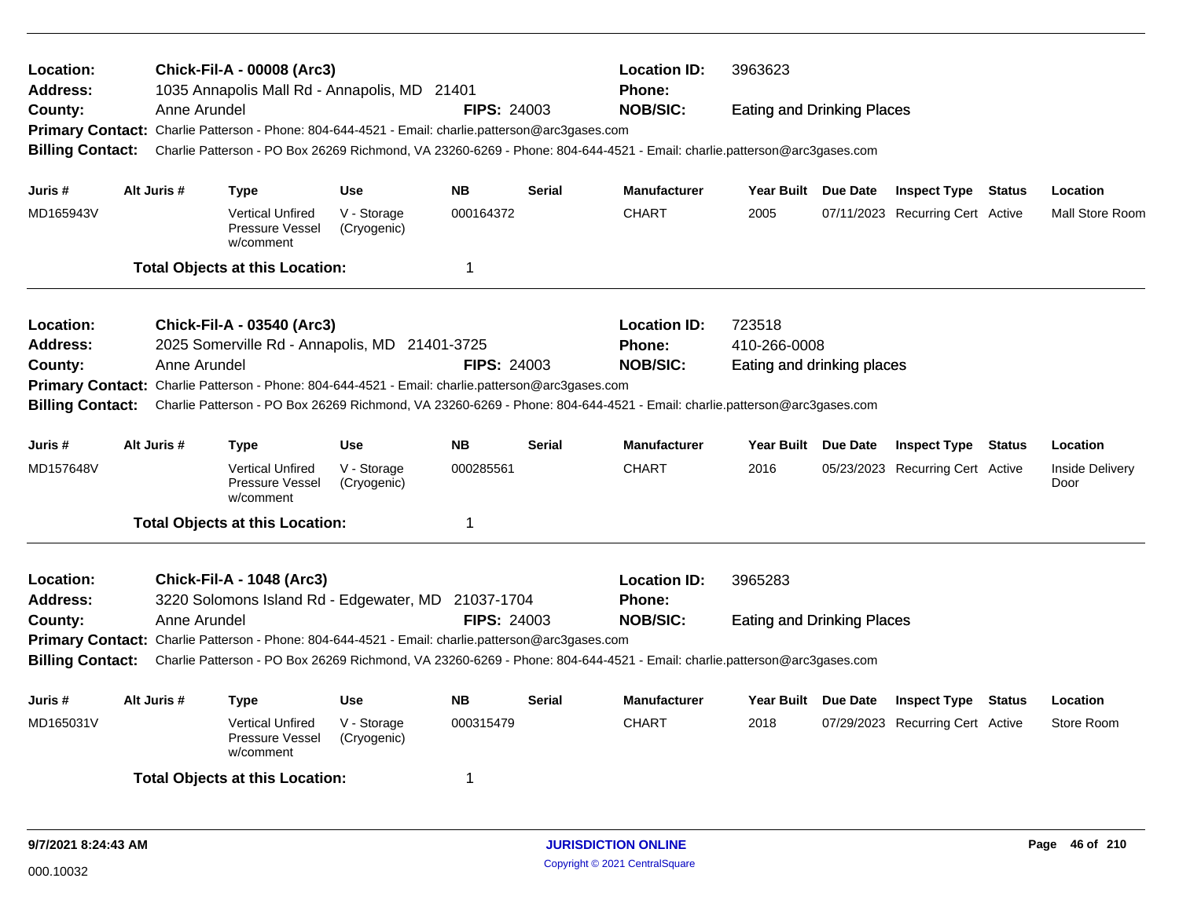**Location:** Chick-Fil-A - 00008 (Arc3) **Location ID:** 3963623
**Address:** 1035 Annapolis Mall Rd - Annapolis, MD 21401 **Phone:**
**County:** Anne Arundel **FIPS:** 24003 **NOB/SIC:** Eating and Drinking Places
**Primary Contact:** Charlie Patterson - Phone: 804-644-4521 - Email: charlie.patterson@arc3gases.com
**Billing Contact:** Charlie Patterson - PO Box 26269 Richmond, VA 23260-6269 - Phone: 804-644-4521 - Email: charlie.patterson@arc3gases.com

| Juris # | Alt Juris # | Type | Use | NB | Serial | Manufacturer | Year Built | Due Date | Inspect Type | Status | Location |
|---|---|---|---|---|---|---|---|---|---|---|---|
| MD165943V | | Vertical Unfired Pressure Vessel w/comment | V - Storage (Cryogenic) | 000164372 | | CHART | 2005 | 07/11/2023 | Recurring Cert | Active | Mall Store Room |

**Total Objects at this Location:** 1

---

**Location:** Chick-Fil-A - 03540 (Arc3) **Location ID:** 723518
**Address:** 2025 Somerville Rd - Annapolis, MD 21401-3725 **Phone:** 410-266-0008
**County:** Anne Arundel **FIPS:** 24003 **NOB/SIC:** Eating and drinking places
**Primary Contact:** Charlie Patterson - Phone: 804-644-4521 - Email: charlie.patterson@arc3gases.com
**Billing Contact:** Charlie Patterson - PO Box 26269 Richmond, VA 23260-6269 - Phone: 804-644-4521 - Email: charlie.patterson@arc3gases.com

| Juris # | Alt Juris # | Type | Use | NB | Serial | Manufacturer | Year Built | Due Date | Inspect Type | Status | Location |
|---|---|---|---|---|---|---|---|---|---|---|---|
| MD157648V | | Vertical Unfired Pressure Vessel w/comment | V - Storage (Cryogenic) | 000285561 | | CHART | 2016 | 05/23/2023 | Recurring Cert | Active | Inside Delivery Door |

**Total Objects at this Location:** 1

---

**Location:** Chick-Fil-A - 1048 (Arc3) **Location ID:** 3965283
**Address:** 3220 Solomons Island Rd - Edgewater, MD 21037-1704 **Phone:**
**County:** Anne Arundel **FIPS:** 24003 **NOB/SIC:** Eating and Drinking Places
**Primary Contact:** Charlie Patterson - Phone: 804-644-4521 - Email: charlie.patterson@arc3gases.com
**Billing Contact:** Charlie Patterson - PO Box 26269 Richmond, VA 23260-6269 - Phone: 804-644-4521 - Email: charlie.patterson@arc3gases.com

| Juris # | Alt Juris # | Type | Use | NB | Serial | Manufacturer | Year Built | Due Date | Inspect Type | Status | Location |
|---|---|---|---|---|---|---|---|---|---|---|---|
| MD165031V | | Vertical Unfired Pressure Vessel w/comment | V - Storage (Cryogenic) | 000315479 | | CHART | 2018 | 07/29/2023 | Recurring Cert | Active | Store Room |

**Total Objects at this Location:** 1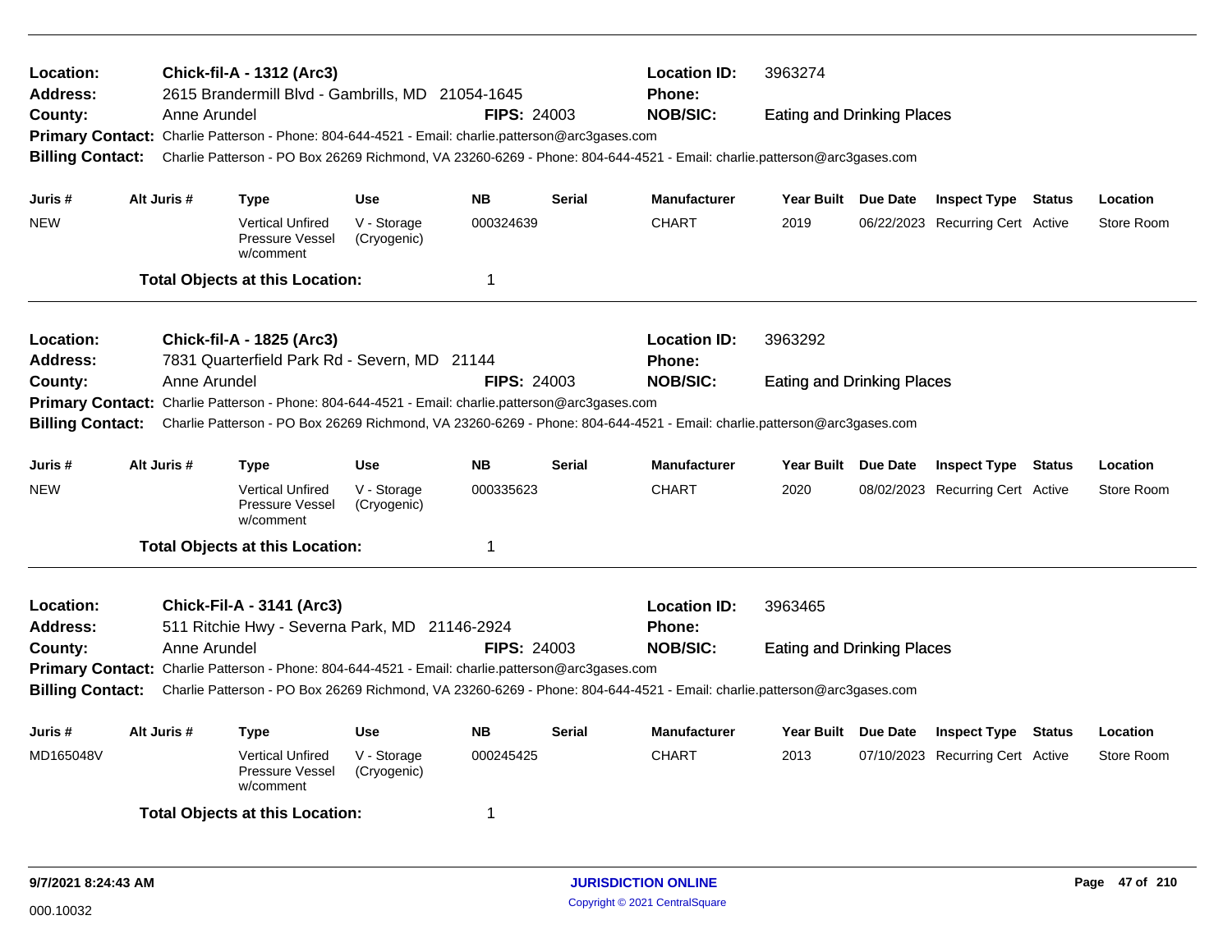**Location:** Chick-fil-A - 1312 (Arc3)
**Location ID:** 3963274
**Address:** 2615 Brandermill Blvd - Gambrills, MD 21054-1645
**Phone:**
**County:** Anne Arundel
**FIPS:** 24003
**NOB/SIC:** Eating and Drinking Places
**Primary Contact:** Charlie Patterson - Phone: 804-644-4521 - Email: charlie.patterson@arc3gases.com
**Billing Contact:** Charlie Patterson - PO Box 26269 Richmond, VA 23260-6269 - Phone: 804-644-4521 - Email: charlie.patterson@arc3gases.com

| Juris # | Alt Juris # | Type | Use | NB | Serial | Manufacturer | Year Built | Due Date | Inspect Type | Status | Location |
|---|---|---|---|---|---|---|---|---|---|---|---|
| NEW | | Vertical Unfired Pressure Vessel w/comment | V - Storage (Cryogenic) | 000324639 | | CHART | 2019 | 06/22/2023 | Recurring Cert | Active | Store Room |

**Total Objects at this Location:** 1

---

**Location:** Chick-fil-A - 1825 (Arc3)
**Location ID:** 3963292
**Address:** 7831 Quarterfield Park Rd - Severn, MD 21144
**Phone:**
**County:** Anne Arundel
**FIPS:** 24003
**NOB/SIC:** Eating and Drinking Places
**Primary Contact:** Charlie Patterson - Phone: 804-644-4521 - Email: charlie.patterson@arc3gases.com
**Billing Contact:** Charlie Patterson - PO Box 26269 Richmond, VA 23260-6269 - Phone: 804-644-4521 - Email: charlie.patterson@arc3gases.com

| Juris # | Alt Juris # | Type | Use | NB | Serial | Manufacturer | Year Built | Due Date | Inspect Type | Status | Location |
|---|---|---|---|---|---|---|---|---|---|---|---|
| NEW | | Vertical Unfired Pressure Vessel w/comment | V - Storage (Cryogenic) | 000335623 | | CHART | 2020 | 08/02/2023 | Recurring Cert | Active | Store Room |

**Total Objects at this Location:** 1

---

**Location:** Chick-Fil-A - 3141 (Arc3)
**Location ID:** 3963465
**Address:** 511 Ritchie Hwy - Severna Park, MD 21146-2924
**Phone:**
**County:** Anne Arundel
**FIPS:** 24003
**NOB/SIC:** Eating and Drinking Places
**Primary Contact:** Charlie Patterson - Phone: 804-644-4521 - Email: charlie.patterson@arc3gases.com
**Billing Contact:** Charlie Patterson - PO Box 26269 Richmond, VA 23260-6269 - Phone: 804-644-4521 - Email: charlie.patterson@arc3gases.com

| Juris # | Alt Juris # | Type | Use | NB | Serial | Manufacturer | Year Built | Due Date | Inspect Type | Status | Location |
|---|---|---|---|---|---|---|---|---|---|---|---|
| MD165048V | | Vertical Unfired Pressure Vessel w/comment | V - Storage (Cryogenic) | 000245425 | | CHART | 2013 | 07/10/2023 | Recurring Cert | Active | Store Room |

**Total Objects at this Location:** 1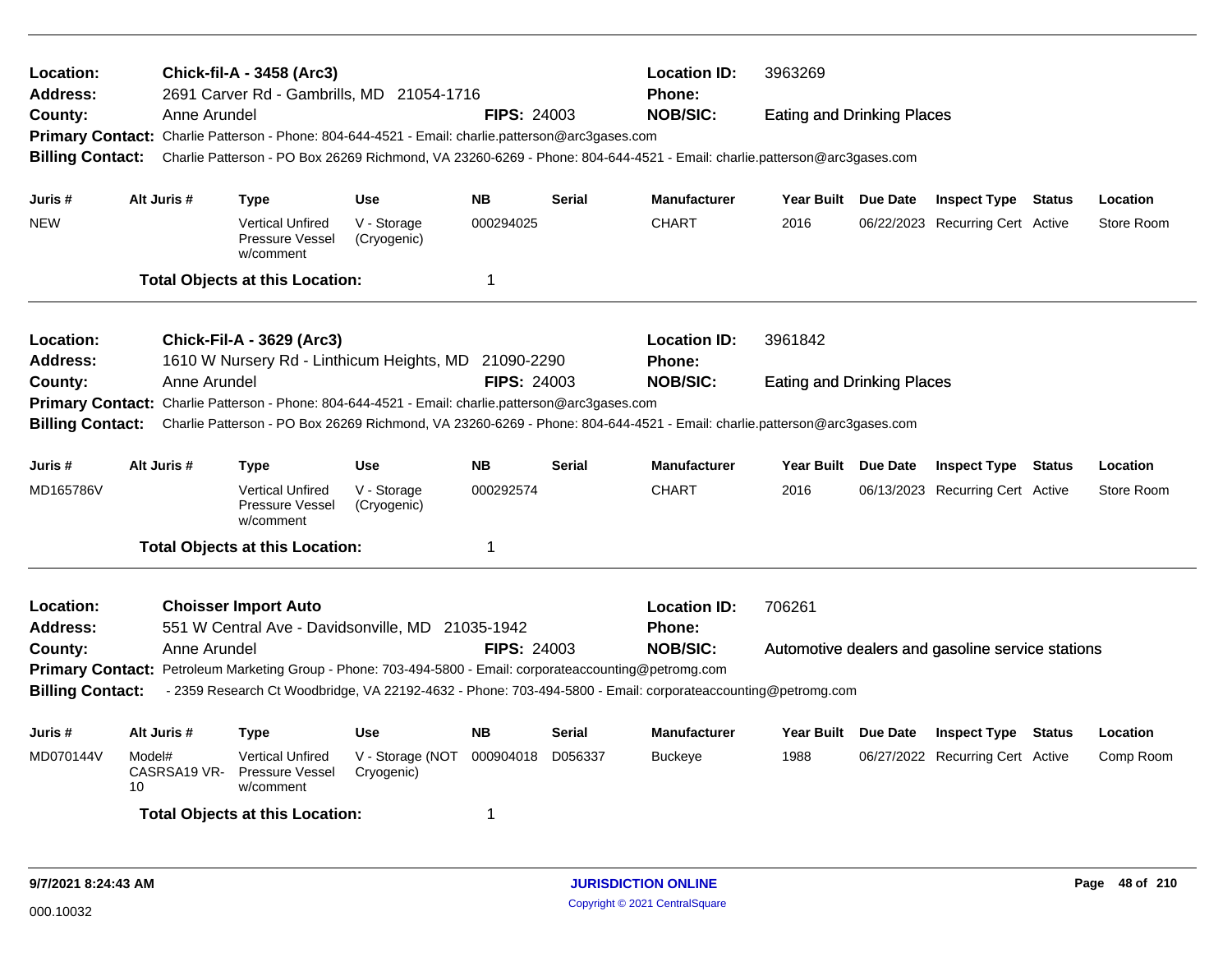| | | | |
|---|---|---|---|
| **Location:** | **Chick-fil-A - 3458 (Arc3)** | **Location ID:** | 3963269 |
| **Address:** | 2691 Carver Rd - Gambrills, MD 21054-1716 | **Phone:** | |
| **County:** | Anne Arundel **FIPS:** 24003 | **NOB/SIC:** | Eating and Drinking Places |

**Primary Contact:** Charlie Patterson - Phone: 804-644-4521 - Email: charlie.patterson@arc3gases.com

**Billing Contact:** Charlie Patterson - PO Box 26269 Richmond, VA 23260-6269 - Phone: 804-644-4521 - Email: charlie.patterson@arc3gases.com

| Juris # | Alt Juris # | Type | Use | NB | Serial | Manufacturer | Year Built | Due Date | Inspect Type | Status | Location |
|---|---|---|---|---|---|---|---|---|---|---|---|
| NEW | | Vertical Unfired Pressure Vessel w/comment | V - Storage (Cryogenic) | 000294025 | | CHART | 2016 | 06/22/2023 | Recurring Cert | Active | Store Room |

**Total Objects at this Location:** 1

---

| | | | |
|---|---|---|---|
| **Location:** | **Chick-Fil-A - 3629 (Arc3)** | **Location ID:** | 3961842 |
| **Address:** | 1610 W Nursery Rd - Linthicum Heights, MD 21090-2290 | **Phone:** | |
| **County:** | Anne Arundel **FIPS:** 24003 | **NOB/SIC:** | Eating and Drinking Places |

**Primary Contact:** Charlie Patterson - Phone: 804-644-4521 - Email: charlie.patterson@arc3gases.com

**Billing Contact:** Charlie Patterson - PO Box 26269 Richmond, VA 23260-6269 - Phone: 804-644-4521 - Email: charlie.patterson@arc3gases.com

| Juris # | Alt Juris # | Type | Use | NB | Serial | Manufacturer | Year Built | Due Date | Inspect Type | Status | Location |
|---|---|---|---|---|---|---|---|---|---|---|---|
| MD165786V | | Vertical Unfired Pressure Vessel w/comment | V - Storage (Cryogenic) | 000292574 | | CHART | 2016 | 06/13/2023 | Recurring Cert | Active | Store Room |

**Total Objects at this Location:** 1

---

| | | | |
|---|---|---|---|
| **Location:** | **Choisser Import Auto** | **Location ID:** | 706261 |
| **Address:** | 551 W Central Ave - Davidsonville, MD 21035-1942 | **Phone:** | |
| **County:** | Anne Arundel **FIPS:** 24003 | **NOB/SIC:** | Automotive dealers and gasoline service stations |

**Primary Contact:** Petroleum Marketing Group - Phone: 703-494-5800 - Email: corporateaccounting@petromg.com

**Billing Contact:** - 2359 Research Ct Woodbridge, VA 22192-4632 - Phone: 703-494-5800 - Email: corporateaccounting@petromg.com

| Juris # | Alt Juris # | Type | Use | NB | Serial | Manufacturer | Year Built | Due Date | Inspect Type | Status | Location |
|---|---|---|---|---|---|---|---|---|---|---|---|
| MD070144V | Model# CASRSA19 VR-10 | Vertical Unfired Pressure Vessel w/comment | V - Storage (NOT Cryogenic) | 000904018 | D056337 | Buckeye | 1988 | 06/27/2022 | Recurring Cert | Active | Comp Room |

**Total Objects at this Location:** 1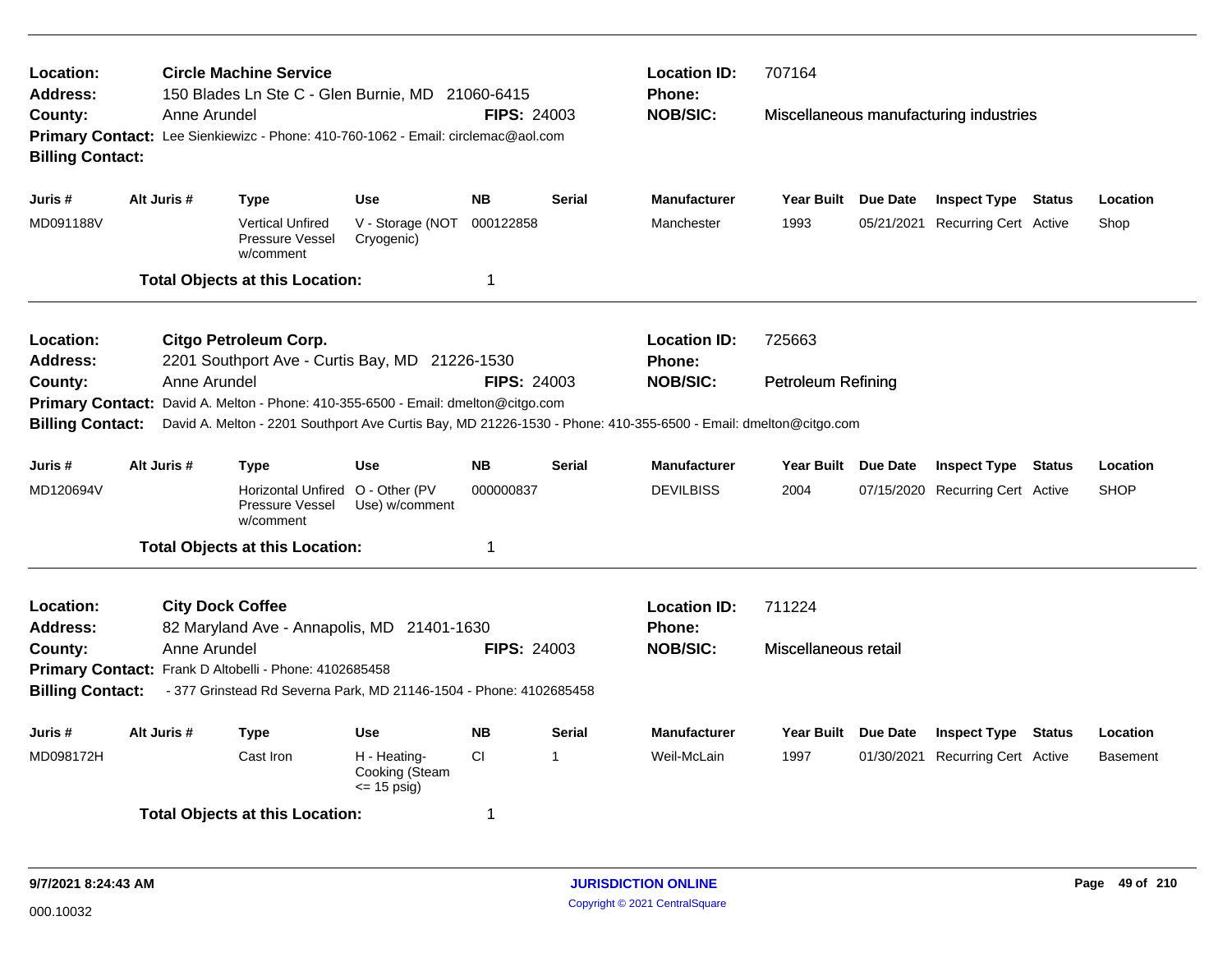**Location:** Circle Machine Service
**Address:** 150 Blades Ln Ste C - Glen Burnie, MD 21060-6415
**County:** Anne Arundel **FIPS:** 24003
**Primary Contact:** Lee Sienkiewizc - Phone: 410-760-1062 - Email: circlemac@aol.com
**Billing Contact:**

**Location ID:** 707164
**Phone:**
**NOB/SIC:** Miscellaneous manufacturing industries

| Juris # | Alt Juris # | Type | Use | NB | Serial | Manufacturer | Year Built | Due Date | Inspect Type | Status | Location |
|---|---|---|---|---|---|---|---|---|---|---|---|
| MD091188V | | Vertical Unfired Pressure Vessel w/comment | V - Storage (NOT Cryogenic) | 000122858 | | Manchester | 1993 | 05/21/2021 | Recurring Cert | Active | Shop |

**Total Objects at this Location:** 1

---

**Location:** Citgo Petroleum Corp.
**Address:** 2201 Southport Ave - Curtis Bay, MD 21226-1530
**County:** Anne Arundel **FIPS:** 24003
**Primary Contact:** David A. Melton - Phone: 410-355-6500 - Email: dmelton@citgo.com
**Billing Contact:** David A. Melton - 2201 Southport Ave Curtis Bay, MD 21226-1530 - Phone: 410-355-6500 - Email: dmelton@citgo.com

**Location ID:** 725663
**Phone:**
**NOB/SIC:** Petroleum Refining

| Juris # | Alt Juris # | Type | Use | NB | Serial | Manufacturer | Year Built | Due Date | Inspect Type | Status | Location |
|---|---|---|---|---|---|---|---|---|---|---|---|
| MD120694V | | Horizontal Unfired Pressure Vessel w/comment | O - Other (PV Use) w/comment | 000000837 | | DEVILBISS | 2004 | 07/15/2020 | Recurring Cert | Active | SHOP |

**Total Objects at this Location:** 1

---

**Location:** City Dock Coffee
**Address:** 82 Maryland Ave - Annapolis, MD 21401-1630
**County:** Anne Arundel **FIPS:** 24003
**Primary Contact:** Frank D Altobelli - Phone: 4102685458
**Billing Contact:** - 377 Grinstead Rd Severna Park, MD 21146-1504 - Phone: 4102685458

**Location ID:** 711224
**Phone:**
**NOB/SIC:** Miscellaneous retail

| Juris # | Alt Juris # | Type | Use | NB | Serial | Manufacturer | Year Built | Due Date | Inspect Type | Status | Location |
|---|---|---|---|---|---|---|---|---|---|---|---|
| MD098172H | | Cast Iron | H - Heating-Cooking (Steam <= 15 psig) | CI | 1 | Weil-McLain | 1997 | 01/30/2021 | Recurring Cert | Active | Basement |

**Total Objects at this Location:** 1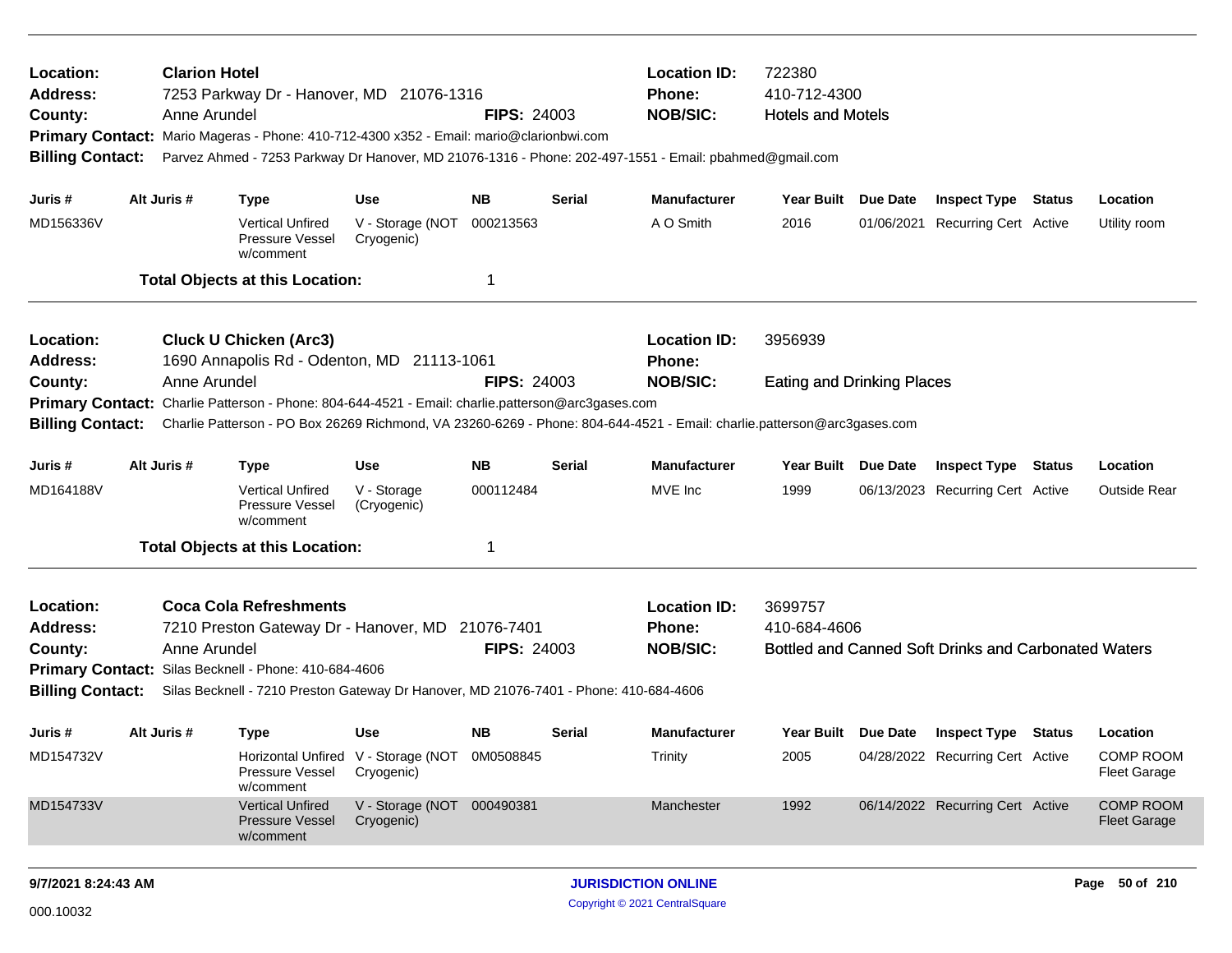**Location:** **Clarion Hotel** | **Location ID:** 722380
**Address:** 7253 Parkway Dr - Hanover, MD 21076-1316 | **Phone:** 410-712-4300
**County:** Anne Arundel | **FIPS:** 24003 | **NOB/SIC:** Hotels and Motels
**Primary Contact:** Mario Mageras - Phone: 410-712-4300 x352 - Email: mario@clarionbwi.com
**Billing Contact:** Parvez Ahmed - 7253 Parkway Dr Hanover, MD 21076-1316 - Phone: 202-497-1551 - Email: pbahmed@gmail.com

| Juris # | Alt Juris # | Type | Use | NB | Serial | Manufacturer | Year Built | Due Date | Inspect Type | Status | Location |
|---|---|---|---|---|---|---|---|---|---|---|---|
| MD156336V | | Vertical Unfired Pressure Vessel w/comment | V - Storage (NOT Cryogenic) | 000213563 | | A O Smith | 2016 | 01/06/2021 | Recurring Cert | Active | Utility room |

**Total Objects at this Location:** 1

---

**Location:** **Cluck U Chicken (Arc3)** | **Location ID:** 3956939
**Address:** 1690 Annapolis Rd - Odenton, MD 21113-1061 | **Phone:**
**County:** Anne Arundel | **FIPS:** 24003 | **NOB/SIC:** Eating and Drinking Places
**Primary Contact:** Charlie Patterson - Phone: 804-644-4521 - Email: charlie.patterson@arc3gases.com
**Billing Contact:** Charlie Patterson - PO Box 26269 Richmond, VA 23260-6269 - Phone: 804-644-4521 - Email: charlie.patterson@arc3gases.com

| Juris # | Alt Juris # | Type | Use | NB | Serial | Manufacturer | Year Built | Due Date | Inspect Type | Status | Location |
|---|---|---|---|---|---|---|---|---|---|---|---|
| MD164188V | | Vertical Unfired Pressure Vessel w/comment | V - Storage (Cryogenic) | 000112484 | | MVE Inc | 1999 | 06/13/2023 | Recurring Cert | Active | Outside Rear |

**Total Objects at this Location:** 1

---

**Location:** **Coca Cola Refreshments** | **Location ID:** 3699757
**Address:** 7210 Preston Gateway Dr - Hanover, MD 21076-7401 | **Phone:** 410-684-4606
**County:** Anne Arundel | **FIPS:** 24003 | **NOB/SIC:** Bottled and Canned Soft Drinks and Carbonated Waters
**Primary Contact:** Silas Becknell - Phone: 410-684-4606
**Billing Contact:** Silas Becknell - 7210 Preston Gateway Dr Hanover, MD 21076-7401 - Phone: 410-684-4606

| Juris # | Alt Juris # | Type | Use | NB | Serial | Manufacturer | Year Built | Due Date | Inspect Type | Status | Location |
|---|---|---|---|---|---|---|---|---|---|---|---|
| MD154732V | | Horizontal Unfired Pressure Vessel w/comment | V - Storage (NOT Cryogenic) | 0M0508845 | | Trinity | 2005 | 04/28/2022 | Recurring Cert | Active | COMP ROOM Fleet Garage |
| MD154733V | | Vertical Unfired Pressure Vessel w/comment | V - Storage (NOT Cryogenic) | 000490381 | | Manchester | 1992 | 06/14/2022 | Recurring Cert | Active | COMP ROOM Fleet Garage |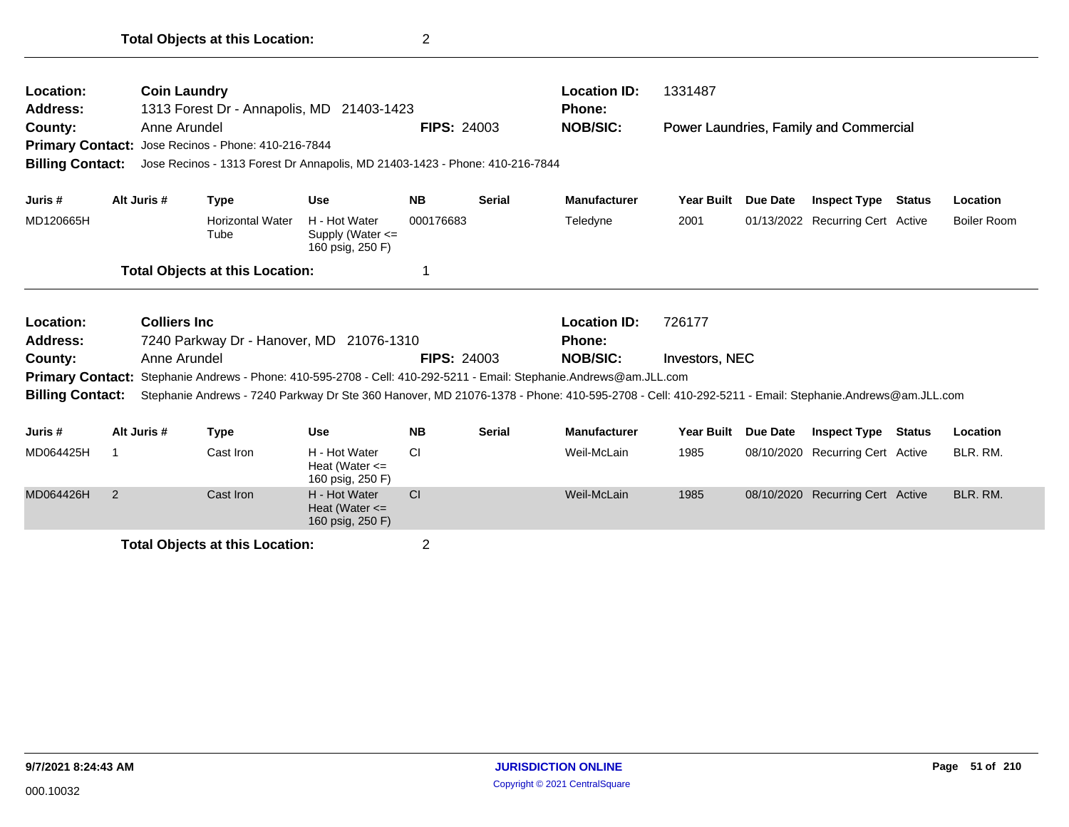**Total Objects at this Location:** 2

---

| | | | |
|---|---|---|---|
| **Location:** | **Coin Laundry** | **Location ID:** | 1331487 |
| **Address:** | 1313 Forest Dr - Annapolis, MD 21403-1423 | **Phone:** | |
| **County:** | Anne Arundel **FIPS:** 24003 | **NOB/SIC:** | Power Laundries, Family and Commercial |

**Primary Contact:** Jose Recinos - Phone: 410-216-7844

**Billing Contact:** Jose Recinos - 1313 Forest Dr Annapolis, MD 21403-1423 - Phone: 410-216-7844

| Juris # | Alt Juris # | Type | Use | NB | Serial | Manufacturer | Year Built | Due Date | Inspect Type | Status | Location |
|---|---|---|---|---|---|---|---|---|---|---|---|
| MD120665H | | Horizontal Water Tube | H - Hot Water Supply (Water <= 160 psig, 250 F) | 000176683 | | Teledyne | 2001 | 01/13/2022 | Recurring Cert | Active | Boiler Room |

**Total Objects at this Location:** 1

---

| | | | |
|---|---|---|---|
| **Location:** | **Colliers Inc** | **Location ID:** | 726177 |
| **Address:** | 7240 Parkway Dr - Hanover, MD 21076-1310 | **Phone:** | |
| **County:** | Anne Arundel **FIPS:** 24003 | **NOB/SIC:** | Investors, NEC |

**Primary Contact:** Stephanie Andrews - Phone: 410-595-2708 - Cell: 410-292-5211 - Email: Stephanie.Andrews@am.JLL.com

**Billing Contact:** Stephanie Andrews - 7240 Parkway Dr Ste 360 Hanover, MD 21076-1378 - Phone: 410-595-2708 - Cell: 410-292-5211 - Email: Stephanie.Andrews@am.JLL.com

| Juris # | Alt Juris # | Type | Use | NB | Serial | Manufacturer | Year Built | Due Date | Inspect Type | Status | Location |
|---|---|---|---|---|---|---|---|---|---|---|---|
| MD064425H | 1 | Cast Iron | H - Hot Water Heat (Water <= 160 psig, 250 F) | CI | | Weil-McLain | 1985 | 08/10/2020 | Recurring Cert | Active | BLR. RM. |
| MD064426H | 2 | Cast Iron | H - Hot Water Heat (Water <= 160 psig, 250 F) | CI | | Weil-McLain | 1985 | 08/10/2020 | Recurring Cert | Active | BLR. RM. |

**Total Objects at this Location:** 2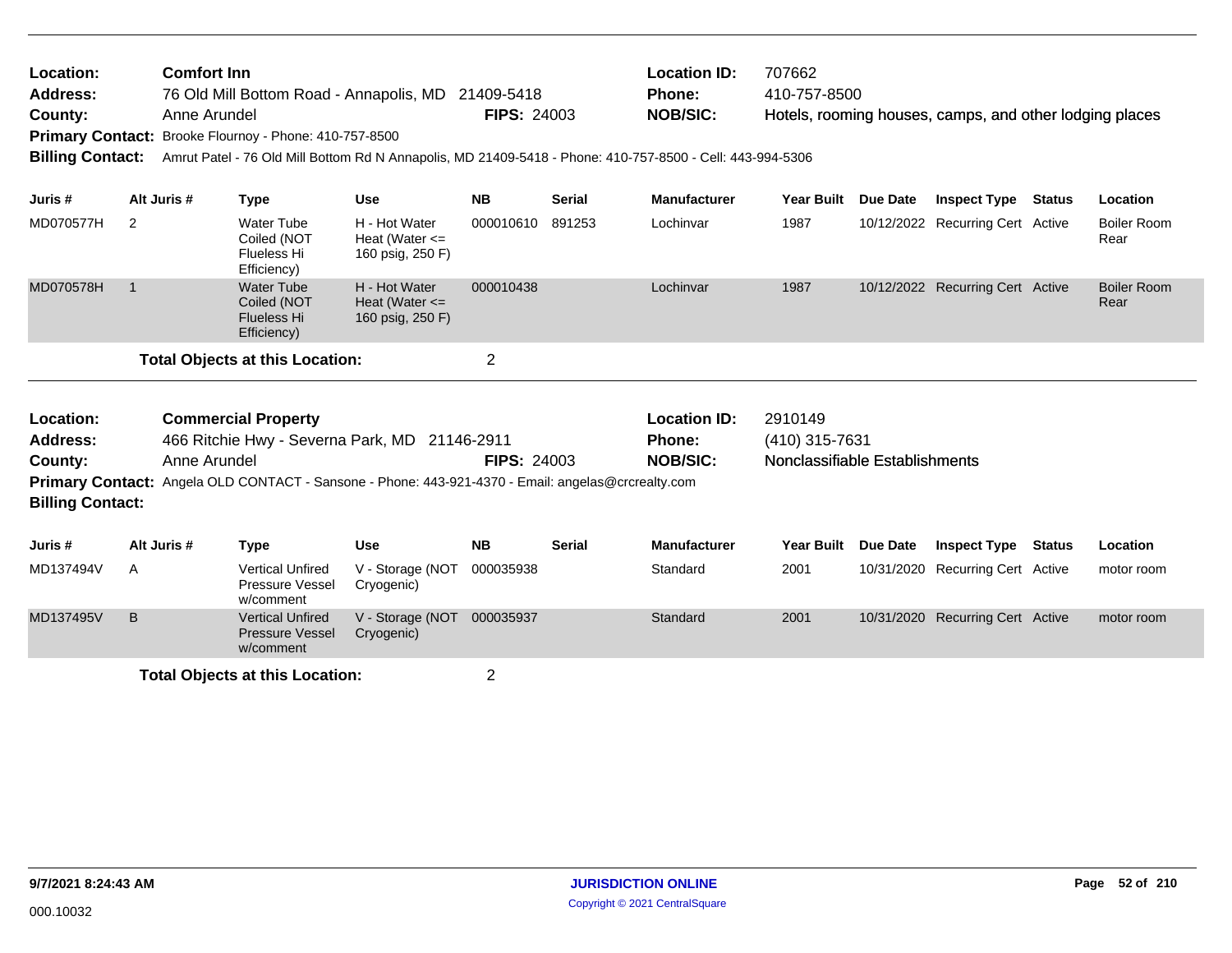**Location:** Comfort Inn
**Address:** 76 Old Mill Bottom Road - Annapolis, MD 21409-5418
**County:** Anne Arundel **FIPS:** 24003
**Primary Contact:** Brooke Flournoy - Phone: 410-757-8500
**Billing Contact:** Amrut Patel - 76 Old Mill Bottom Rd N Annapolis, MD 21409-5418 - Phone: 410-757-8500 - Cell: 443-994-5306

**Location ID:** 707662
**Phone:** 410-757-8500
**NOB/SIC:** Hotels, rooming houses, camps, and other lodging places

| Juris # | Alt Juris # | Type | Use | NB | Serial | Manufacturer | Year Built | Due Date | Inspect Type | Status | Location |
|---|---|---|---|---|---|---|---|---|---|---|---|
| MD070577H | 2 | Water Tube Coiled (NOT Flueless Hi Efficiency) | H - Hot Water Heat (Water <= 160 psig, 250 F) | 000010610 | 891253 | Lochinvar | 1987 | 10/12/2022 | Recurring Cert | Active | Boiler Room Rear |
| MD070578H | 1 | Water Tube Coiled (NOT Flueless Hi Efficiency) | H - Hot Water Heat (Water <= 160 psig, 250 F) | 000010438 | | Lochinvar | 1987 | 10/12/2022 | Recurring Cert | Active | Boiler Room Rear |

**Total Objects at this Location:** 2

---

**Location:** Commercial Property
**Address:** 466 Ritchie Hwy - Severna Park, MD 21146-2911
**County:** Anne Arundel **FIPS:** 24003
**Primary Contact:** Angela OLD CONTACT - Sansone - Phone: 443-921-4370 - Email: angelas@crcrealty.com
**Billing Contact:**

**Location ID:** 2910149
**Phone:** (410) 315-7631
**NOB/SIC:** Nonclassifiable Establishments

| Juris # | Alt Juris # | Type | Use | NB | Serial | Manufacturer | Year Built | Due Date | Inspect Type | Status | Location |
|---|---|---|---|---|---|---|---|---|---|---|---|
| MD137494V | A | Vertical Unfired Pressure Vessel w/comment | V - Storage (NOT Cryogenic) | 000035938 | | Standard | 2001 | 10/31/2020 | Recurring Cert | Active | motor room |
| MD137495V | B | Vertical Unfired Pressure Vessel w/comment | V - Storage (NOT Cryogenic) | 000035937 | | Standard | 2001 | 10/31/2020 | Recurring Cert | Active | motor room |

**Total Objects at this Location:** 2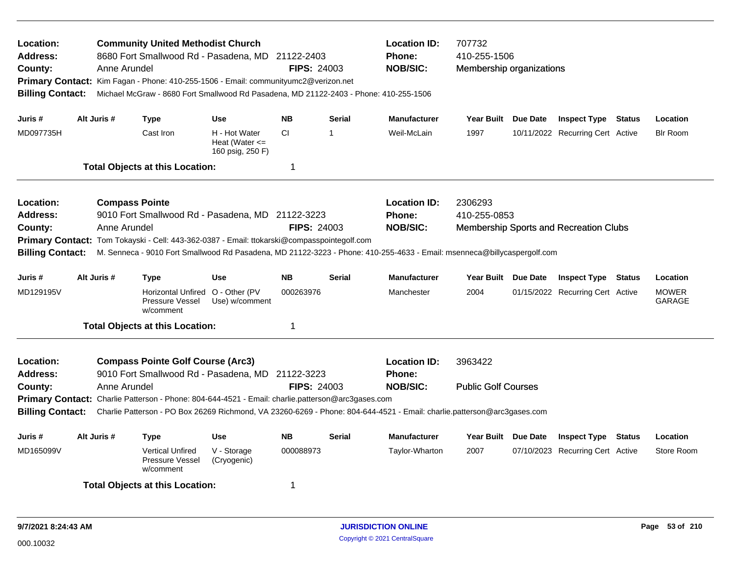**Location:** Community United Methodist Church
**Address:** 8680 Fort Smallwood Rd - Pasadena, MD 21122-2403
**County:** Anne Arundel **FIPS:** 24003
**Location ID:** 707732
**Phone:** 410-255-1506
**NOB/SIC:** Membership organizations
**Primary Contact:** Kim Fagan - Phone: 410-255-1506 - Email: communityumc2@verizon.net
**Billing Contact:** Michael McGraw - 8680 Fort Smallwood Rd Pasadena, MD 21122-2403 - Phone: 410-255-1506

| Juris # | Alt Juris # | Type | Use | NB | Serial | Manufacturer | Year Built | Due Date | Inspect Type | Status | Location |
|---|---|---|---|---|---|---|---|---|---|---|---|
| MD097735H | | Cast Iron | H - Hot Water Heat (Water <= 160 psig, 250 F) | CI | 1 | Weil-McLain | 1997 | 10/11/2022 | Recurring Cert | Active | Blr Room |

**Total Objects at this Location:** 1

---

**Location:** Compass Pointe
**Address:** 9010 Fort Smallwood Rd - Pasadena, MD 21122-3223
**County:** Anne Arundel **FIPS:** 24003
**Location ID:** 2306293
**Phone:** 410-255-0853
**NOB/SIC:** Membership Sports and Recreation Clubs
**Primary Contact:** Tom Tokayski - Cell: 443-362-0387 - Email: ttokarski@compasspointegolf.com
**Billing Contact:** M. Senneca - 9010 Fort Smallwood Rd Pasadena, MD 21122-3223 - Phone: 410-255-4633 - Email: msenneca@billycaspergolf.com

| Juris # | Alt Juris # | Type | Use | NB | Serial | Manufacturer | Year Built | Due Date | Inspect Type | Status | Location |
|---|---|---|---|---|---|---|---|---|---|---|---|
| MD129195V | | Horizontal Unfired Pressure Vessel w/comment | O - Other (PV Use) w/comment | 000263976 | | Manchester | 2004 | 01/15/2022 | Recurring Cert | Active | MOWER GARAGE |

**Total Objects at this Location:** 1

---

**Location:** Compass Pointe Golf Course (Arc3)
**Address:** 9010 Fort Smallwood Rd - Pasadena, MD 21122-3223
**County:** Anne Arundel **FIPS:** 24003
**Location ID:** 3963422
**Phone:**
**NOB/SIC:** Public Golf Courses
**Primary Contact:** Charlie Patterson - Phone: 804-644-4521 - Email: charlie.patterson@arc3gases.com
**Billing Contact:** Charlie Patterson - PO Box 26269 Richmond, VA 23260-6269 - Phone: 804-644-4521 - Email: charlie.patterson@arc3gases.com

| Juris # | Alt Juris # | Type | Use | NB | Serial | Manufacturer | Year Built | Due Date | Inspect Type | Status | Location |
|---|---|---|---|---|---|---|---|---|---|---|---|
| MD165099V | | Vertical Unfired Pressure Vessel w/comment | V - Storage (Cryogenic) | 000088973 | | Taylor-Wharton | 2007 | 07/10/2023 | Recurring Cert | Active | Store Room |

**Total Objects at this Location:** 1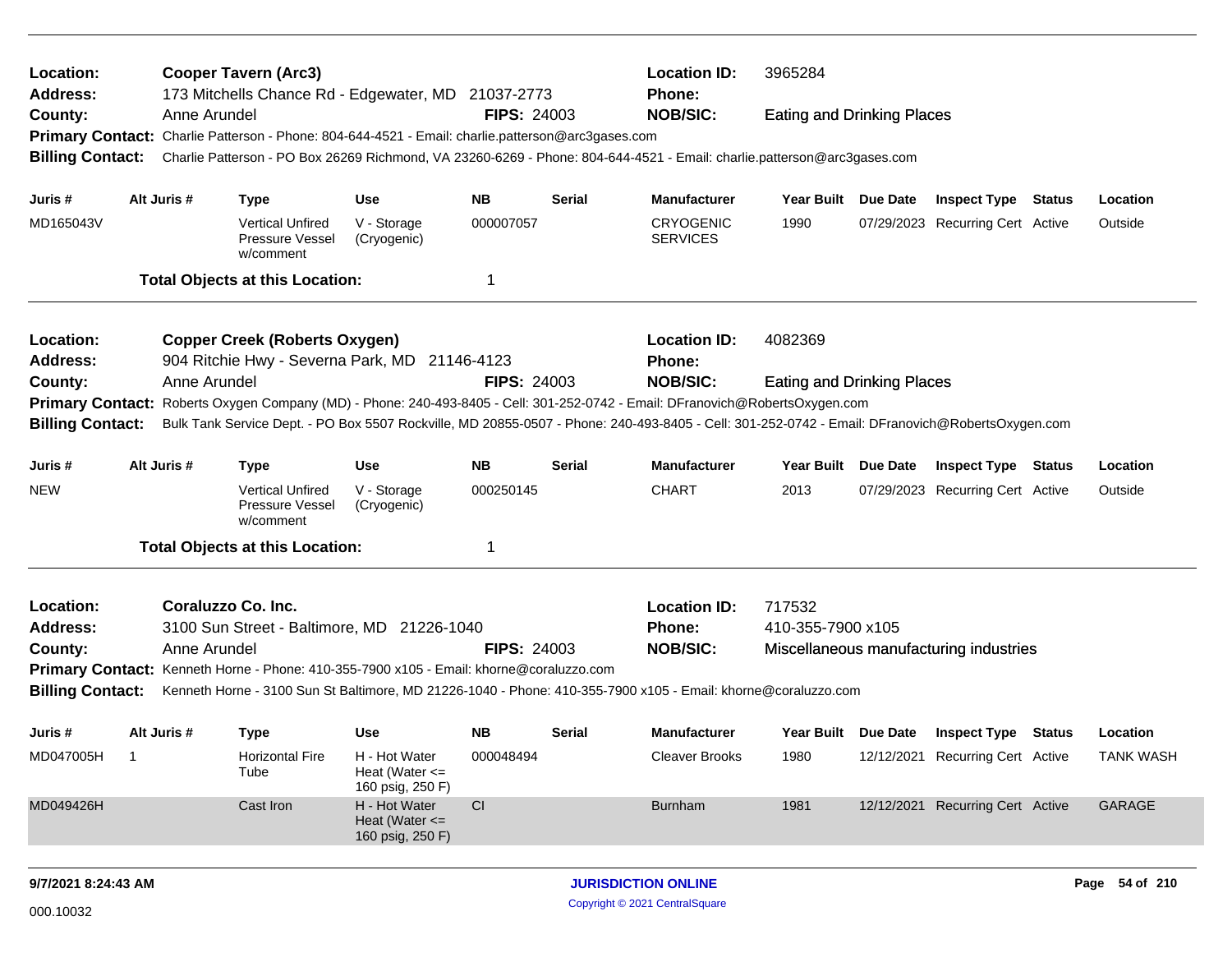**Location:** Cooper Tavern (Arc3)
**Location ID:** 3965284
**Address:** 173 Mitchells Chance Rd - Edgewater, MD 21037-2773
**Phone:**
**County:** Anne Arundel
**FIPS:** 24003
**NOB/SIC:** Eating and Drinking Places
**Primary Contact:** Charlie Patterson - Phone: 804-644-4521 - Email: charlie.patterson@arc3gases.com
**Billing Contact:** Charlie Patterson - PO Box 26269 Richmond, VA 23260-6269 - Phone: 804-644-4521 - Email: charlie.patterson@arc3gases.com

| Juris # | Alt Juris # | Type | Use | NB | Serial | Manufacturer | Year Built | Due Date | Inspect Type | Status | Location |
|---|---|---|---|---|---|---|---|---|---|---|---|
| MD165043V | | Vertical Unfired Pressure Vessel w/comment | V - Storage (Cryogenic) | 000007057 | | CRYOGENIC SERVICES | 1990 | 07/29/2023 | Recurring Cert | Active | Outside |

**Total Objects at this Location:** 1

---

**Location:** Copper Creek (Roberts Oxygen)
**Location ID:** 4082369
**Address:** 904 Ritchie Hwy - Severna Park, MD 21146-4123
**Phone:**
**County:** Anne Arundel
**FIPS:** 24003
**NOB/SIC:** Eating and Drinking Places
**Primary Contact:** Roberts Oxygen Company (MD) - Phone: 240-493-8405 - Cell: 301-252-0742 - Email: DFranovich@RobertsOxygen.com
**Billing Contact:** Bulk Tank Service Dept. - PO Box 5507 Rockville, MD 20855-0507 - Phone: 240-493-8405 - Cell: 301-252-0742 - Email: DFranovich@RobertsOxygen.com

| Juris # | Alt Juris # | Type | Use | NB | Serial | Manufacturer | Year Built | Due Date | Inspect Type | Status | Location |
|---|---|---|---|---|---|---|---|---|---|---|---|
| NEW | | Vertical Unfired Pressure Vessel w/comment | V - Storage (Cryogenic) | 000250145 | | CHART | 2013 | 07/29/2023 | Recurring Cert | Active | Outside |

**Total Objects at this Location:** 1

---

**Location:** Coraluzzo Co. Inc.
**Location ID:** 717532
**Address:** 3100 Sun Street - Baltimore, MD 21226-1040
**Phone:** 410-355-7900 x105
**County:** Anne Arundel
**FIPS:** 24003
**NOB/SIC:** Miscellaneous manufacturing industries
**Primary Contact:** Kenneth Horne - Phone: 410-355-7900 x105 - Email: khorne@coraluzzo.com
**Billing Contact:** Kenneth Horne - 3100 Sun St Baltimore, MD 21226-1040 - Phone: 410-355-7900 x105 - Email: khorne@coraluzzo.com

| Juris # | Alt Juris # | Type | Use | NB | Serial | Manufacturer | Year Built | Due Date | Inspect Type | Status | Location |
|---|---|---|---|---|---|---|---|---|---|---|---|
| MD047005H | 1 | Horizontal Fire Tube | H - Hot Water Heat (Water <= 160 psig, 250 F) | 000048494 | | Cleaver Brooks | 1980 | 12/12/2021 | Recurring Cert | Active | TANK WASH |
| MD049426H | | Cast Iron | H - Hot Water Heat (Water <= 160 psig, 250 F) | CI | | Burnham | 1981 | 12/12/2021 | Recurring Cert | Active | GARAGE |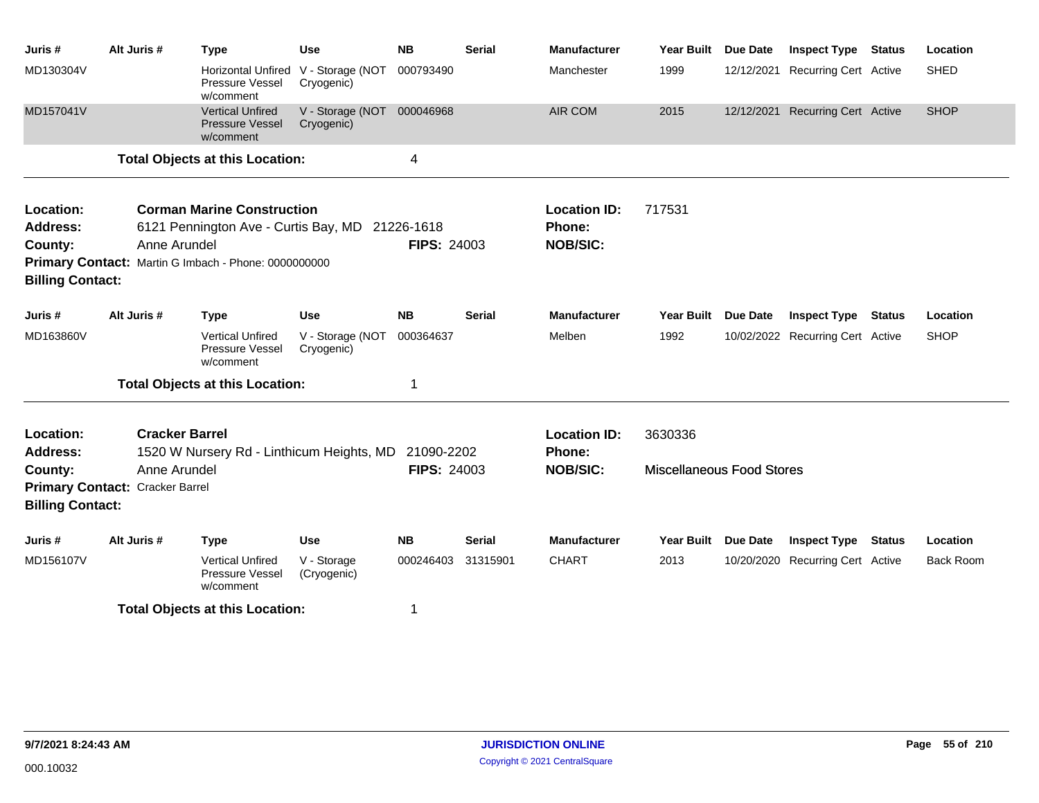| Juris # | Alt Juris # | Type | Use | NB | Serial | Manufacturer | Year Built | Due Date | Inspect Type | Status | Location |
|---|---|---|---|---|---|---|---|---|---|---|---|
| MD130304V | | Horizontal Unfired Pressure Vessel w/comment | V - Storage (NOT Cryogenic) | 000793490 | | Manchester | 1999 | 12/12/2021 | Recurring Cert | Active | SHED |
| MD157041V | | Vertical Unfired Pressure Vessel w/comment | V - Storage (NOT Cryogenic) | 000046968 | | AIR COM | 2015 | 12/12/2021 | Recurring Cert | Active | SHOP |

**Total Objects at this Location:** 4

---

**Location:** **Corman Marine Construction**
**Address:** 6121 Pennington Ave - Curtis Bay, MD 21226-1618
**County:** Anne Arundel
**FIPS:** 24003
**Location ID:** 717531
**Phone:**
**NOB/SIC:**
**Primary Contact:** Martin G Imbach - Phone: 0000000000
**Billing Contact:**

| Juris # | Alt Juris # | Type | Use | NB | Serial | Manufacturer | Year Built | Due Date | Inspect Type | Status | Location |
|---|---|---|---|---|---|---|---|---|---|---|---|
| MD163860V | | Vertical Unfired Pressure Vessel w/comment | V - Storage (NOT Cryogenic) | 000364637 | | Melben | 1992 | 10/02/2022 | Recurring Cert | Active | SHOP |

**Total Objects at this Location:** 1

---

**Location:** **Cracker Barrel**
**Address:** 1520 W Nursery Rd - Linthicum Heights, MD 21090-2202
**County:** Anne Arundel
**FIPS:** 24003
**Location ID:** 3630336
**Phone:**
**NOB/SIC:** Miscellaneous Food Stores
**Primary Contact:** Cracker Barrel
**Billing Contact:**

| Juris # | Alt Juris # | Type | Use | NB | Serial | Manufacturer | Year Built | Due Date | Inspect Type | Status | Location |
|---|---|---|---|---|---|---|---|---|---|---|---|
| MD156107V | | Vertical Unfired Pressure Vessel w/comment | V - Storage (Cryogenic) | 000246403 | 31315901 | CHART | 2013 | 10/20/2020 | Recurring Cert | Active | Back Room |

**Total Objects at this Location:** 1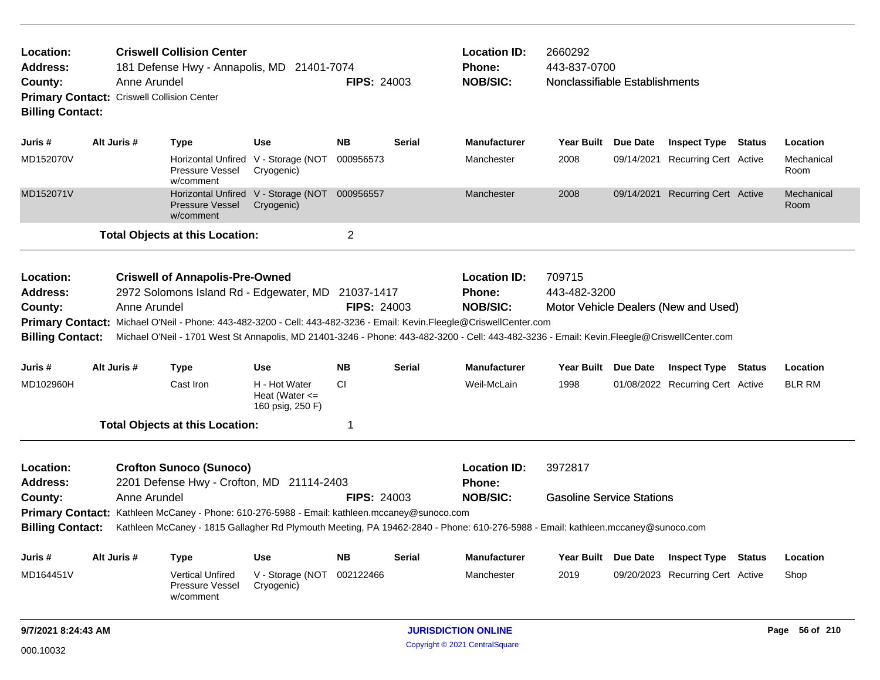**Location:** Criswell Collision Center
**Address:** 181 Defense Hwy - Annapolis, MD 21401-7074
**County:** Anne Arundel **FIPS:** 24003
**Primary Contact:** Criswell Collision Center
**Billing Contact:**

**Location ID:** 2660292
**Phone:** 443-837-0700
**NOB/SIC:** Nonclassifiable Establishments

| Juris # | Alt Juris # | Type | Use | NB | Serial | Manufacturer | Year Built | Due Date | Inspect Type | Status | Location |
|---|---|---|---|---|---|---|---|---|---|---|---|
| MD152070V | | Horizontal Unfired Pressure Vessel w/comment | V - Storage (NOT Cryogenic) | 000956573 | | Manchester | 2008 | 09/14/2021 | Recurring Cert | Active | Mechanical Room |
| MD152071V | | Horizontal Unfired Pressure Vessel w/comment | V - Storage (NOT Cryogenic) | 000956557 | | Manchester | 2008 | 09/14/2021 | Recurring Cert | Active | Mechanical Room |

**Total Objects at this Location:** 2

---

**Location:** Criswell of Annapolis-Pre-Owned
**Address:** 2972 Solomons Island Rd - Edgewater, MD 21037-1417
**County:** Anne Arundel **FIPS:** 24003
**Primary Contact:** Michael O'Neil - Phone: 443-482-3200 - Cell: 443-482-3236 - Email: Kevin.Fleegle@CriswellCenter.com
**Billing Contact:** Michael O'Neil - 1701 West St Annapolis, MD 21401-3246 - Phone: 443-482-3200 - Cell: 443-482-3236 - Email: Kevin.Fleegle@CriswellCenter.com

**Location ID:** 709715
**Phone:** 443-482-3200
**NOB/SIC:** Motor Vehicle Dealers (New and Used)

| Juris # | Alt Juris # | Type | Use | NB | Serial | Manufacturer | Year Built | Due Date | Inspect Type | Status | Location |
|---|---|---|---|---|---|---|---|---|---|---|---|
| MD102960H | | Cast Iron | H - Hot Water Heat (Water <= 160 psig, 250 F) | CI | | Weil-McLain | 1998 | 01/08/2022 | Recurring Cert | Active | BLR RM |

**Total Objects at this Location:** 1

---

**Location:** Crofton Sunoco (Sunoco)
**Address:** 2201 Defense Hwy - Crofton, MD 21114-2403
**County:** Anne Arundel **FIPS:** 24003
**Primary Contact:** Kathleen McCaney - Phone: 610-276-5988 - Email: kathleen.mccaney@sunoco.com
**Billing Contact:** Kathleen McCaney - 1815 Gallagher Rd Plymouth Meeting, PA 19462-2840 - Phone: 610-276-5988 - Email: kathleen.mccaney@sunoco.com

**Location ID:** 3972817
**Phone:**
**NOB/SIC:** Gasoline Service Stations

| Juris # | Alt Juris # | Type | Use | NB | Serial | Manufacturer | Year Built | Due Date | Inspect Type | Status | Location |
|---|---|---|---|---|---|---|---|---|---|---|---|
| MD164451V | | Vertical Unfired Pressure Vessel w/comment | V - Storage (NOT Cryogenic) | 002122466 | | Manchester | 2019 | 09/20/2023 | Recurring Cert | Active | Shop |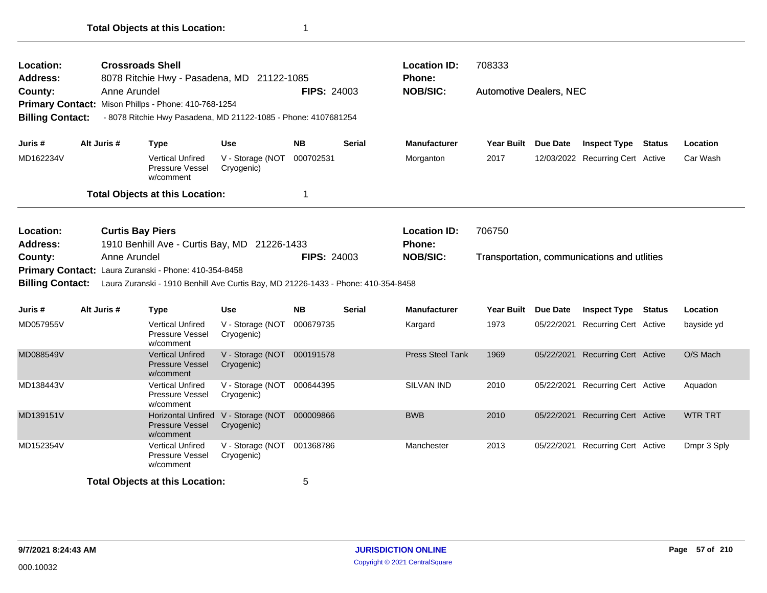**Total Objects at this Location:** 1

---

**Location:** Crossroads Shell
**Address:** 8078 Ritchie Hwy - Pasadena, MD 21122-1085
**County:** Anne Arundel **FIPS:** 24003
**Primary Contact:** Mison Phillps - Phone: 410-768-1254
**Billing Contact:** - 8078 Ritchie Hwy Pasadena, MD 21122-1085 - Phone: 4107681254

**Location ID:** 708333
**Phone:**
**NOB/SIC:** Automotive Dealers, NEC

| Juris # | Alt Juris # | Type | Use | NB | Serial | Manufacturer | Year Built | Due Date | Inspect Type | Status | Location |
|---|---|---|---|---|---|---|---|---|---|---|---|
| MD162234V | | Vertical Unfired Pressure Vessel w/comment | V - Storage (NOT Cryogenic) | 000702531 | | Morganton | 2017 | 12/03/2022 | Recurring Cert | Active | Car Wash |

**Total Objects at this Location:** 1

---

**Location:** Curtis Bay Piers
**Address:** 1910 Benhill Ave - Curtis Bay, MD 21226-1433
**County:** Anne Arundel **FIPS:** 24003
**Primary Contact:** Laura Zuranski - Phone: 410-354-8458
**Billing Contact:** Laura Zuranski - 1910 Benhill Ave Curtis Bay, MD 21226-1433 - Phone: 410-354-8458

**Location ID:** 706750
**Phone:**
**NOB/SIC:** Transportation, communications and utlities

| Juris # | Alt Juris # | Type | Use | NB | Serial | Manufacturer | Year Built | Due Date | Inspect Type | Status | Location |
|---|---|---|---|---|---|---|---|---|---|---|---|
| MD057955V | | Vertical Unfired Pressure Vessel w/comment | V - Storage (NOT Cryogenic) | 000679735 | | Kargard | 1973 | 05/22/2021 | Recurring Cert | Active | bayside yd |
| MD088549V | | Vertical Unfired Pressure Vessel w/comment | V - Storage (NOT Cryogenic) | 000191578 | | Press Steel Tank | 1969 | 05/22/2021 | Recurring Cert | Active | O/S Mach |
| MD138443V | | Vertical Unfired Pressure Vessel w/comment | V - Storage (NOT Cryogenic) | 000644395 | | SILVAN IND | 2010 | 05/22/2021 | Recurring Cert | Active | Aquadon |
| MD139151V | | Horizontal Unfired Pressure Vessel w/comment | V - Storage (NOT Cryogenic) | 000009866 | | BWB | 2010 | 05/22/2021 | Recurring Cert | Active | WTR TRT |
| MD152354V | | Vertical Unfired Pressure Vessel w/comment | V - Storage (NOT Cryogenic) | 001368786 | | Manchester | 2013 | 05/22/2021 | Recurring Cert | Active | Dmpr 3 Sply |

**Total Objects at this Location:** 5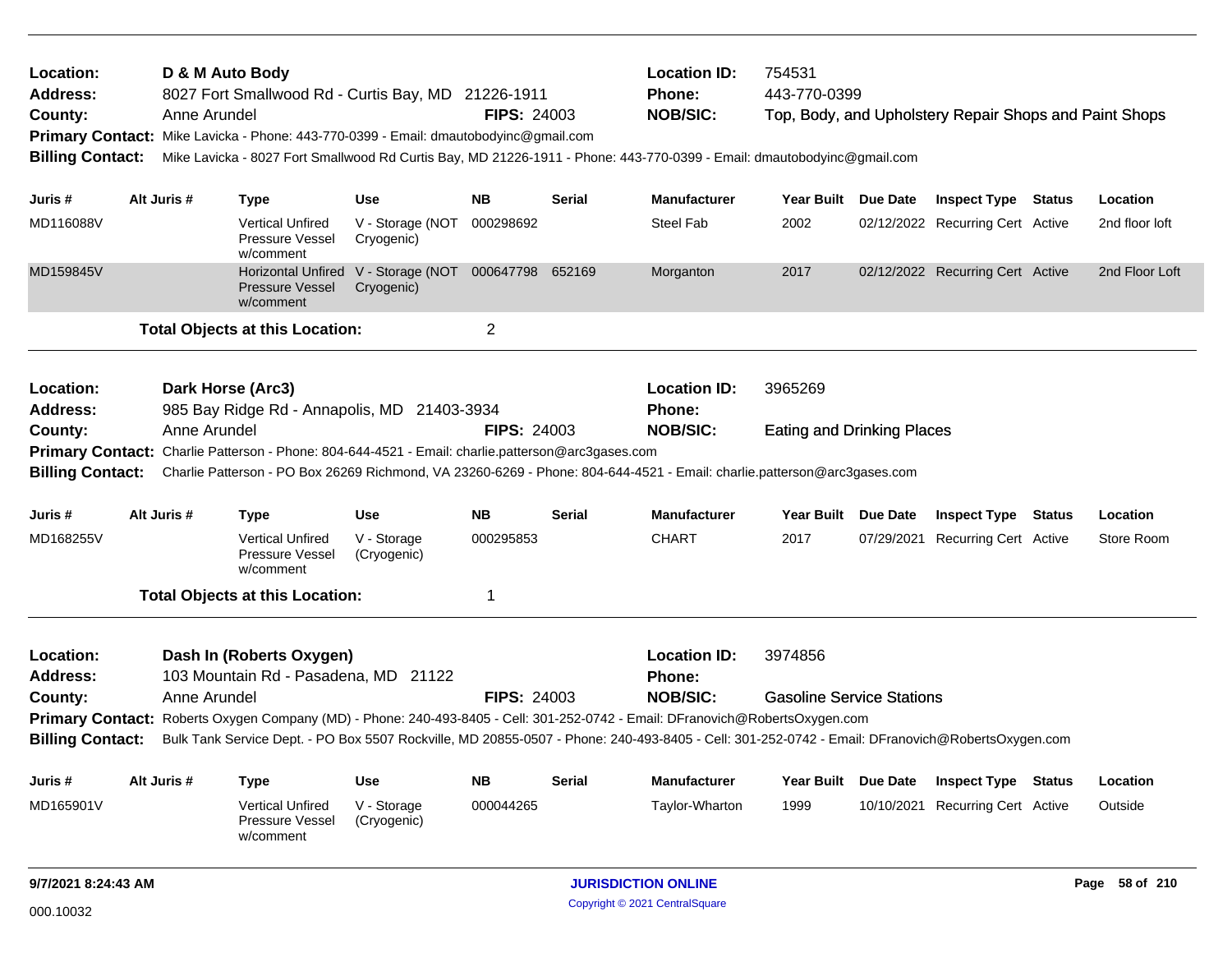**Location:** D & M Auto Body
**Address:** 8027 Fort Smallwood Rd - Curtis Bay, MD 21226-1911
**County:** Anne Arundel **FIPS:** 24003
**Location ID:** 754531
**Phone:** 443-770-0399
**NOB/SIC:** Top, Body, and Upholstery Repair Shops and Paint Shops
**Primary Contact:** Mike Lavicka - Phone: 443-770-0399 - Email: dmautobodyinc@gmail.com
**Billing Contact:** Mike Lavicka - 8027 Fort Smallwood Rd Curtis Bay, MD 21226-1911 - Phone: 443-770-0399 - Email: dmautobodyinc@gmail.com

| Juris # | Alt Juris # | Type | Use | NB | Serial | Manufacturer | Year Built | Due Date | Inspect Type | Status | Location |
|---|---|---|---|---|---|---|---|---|---|---|---|
| MD116088V | | Vertical Unfired Pressure Vessel w/comment | V - Storage (NOT Cryogenic) | 000298692 | | Steel Fab | 2002 | 02/12/2022 | Recurring Cert | Active | 2nd floor loft |
| MD159845V | | Horizontal Unfired Pressure Vessel w/comment | V - Storage (NOT Cryogenic) | 000647798 | 652169 | Morganton | 2017 | 02/12/2022 | Recurring Cert | Active | 2nd Floor Loft |

**Total Objects at this Location:** 2

---

**Location:** Dark Horse (Arc3)
**Address:** 985 Bay Ridge Rd - Annapolis, MD 21403-3934
**County:** Anne Arundel **FIPS:** 24003
**Location ID:** 3965269
**Phone:**
**NOB/SIC:** Eating and Drinking Places
**Primary Contact:** Charlie Patterson - Phone: 804-644-4521 - Email: charlie.patterson@arc3gases.com
**Billing Contact:** Charlie Patterson - PO Box 26269 Richmond, VA 23260-6269 - Phone: 804-644-4521 - Email: charlie.patterson@arc3gases.com

| Juris # | Alt Juris # | Type | Use | NB | Serial | Manufacturer | Year Built | Due Date | Inspect Type | Status | Location |
|---|---|---|---|---|---|---|---|---|---|---|---|
| MD168255V | | Vertical Unfired Pressure Vessel w/comment | V - Storage (Cryogenic) | 000295853 | | CHART | 2017 | 07/29/2021 | Recurring Cert | Active | Store Room |

**Total Objects at this Location:** 1

---

**Location:** Dash In (Roberts Oxygen)
**Address:** 103 Mountain Rd - Pasadena, MD 21122
**County:** Anne Arundel **FIPS:** 24003
**Location ID:** 3974856
**Phone:**
**NOB/SIC:** Gasoline Service Stations
**Primary Contact:** Roberts Oxygen Company (MD) - Phone: 240-493-8405 - Cell: 301-252-0742 - Email: DFranovich@RobertsOxygen.com
**Billing Contact:** Bulk Tank Service Dept. - PO Box 5507 Rockville, MD 20855-0507 - Phone: 240-493-8405 - Cell: 301-252-0742 - Email: DFranovich@RobertsOxygen.com

| Juris # | Alt Juris # | Type | Use | NB | Serial | Manufacturer | Year Built | Due Date | Inspect Type | Status | Location |
|---|---|---|---|---|---|---|---|---|---|---|---|
| MD165901V | | Vertical Unfired Pressure Vessel w/comment | V - Storage (Cryogenic) | 000044265 | | Taylor-Wharton | 1999 | 10/10/2021 | Recurring Cert | Active | Outside |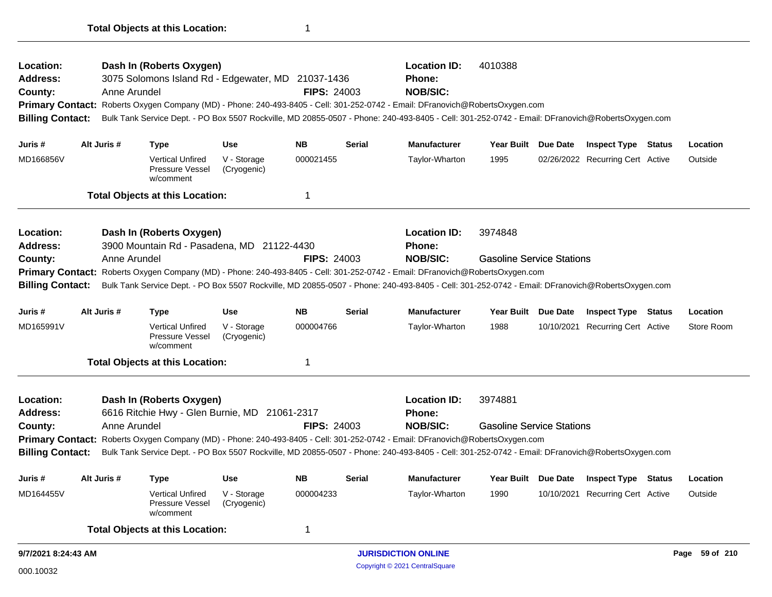**Total Objects at this Location:** 1

---

**Location:** Dash In (Roberts Oxygen) **Location ID:** 4010388
**Address:** 3075 Solomons Island Rd - Edgewater, MD 21037-1436 **Phone:**
**County:** Anne Arundel **FIPS:** 24003 **NOB/SIC:**
**Primary Contact:** Roberts Oxygen Company (MD) - Phone: 240-493-8405 - Cell: 301-252-0742 - Email: DFranovich@RobertsOxygen.com
**Billing Contact:** Bulk Tank Service Dept. - PO Box 5507 Rockville, MD 20855-0507 - Phone: 240-493-8405 - Cell: 301-252-0742 - Email: DFranovich@RobertsOxygen.com

| Juris # | Alt Juris # | Type | Use | NB | Serial | Manufacturer | Year Built | Due Date | Inspect Type | Status | Location |
|---|---|---|---|---|---|---|---|---|---|---|---|
| MD166856V | | Vertical Unfired Pressure Vessel w/comment | V - Storage (Cryogenic) | 000021455 | | Taylor-Wharton | 1995 | 02/26/2022 | Recurring Cert | Active | Outside |

**Total Objects at this Location:** 1

---

**Location:** Dash In (Roberts Oxygen) **Location ID:** 3974848
**Address:** 3900 Mountain Rd - Pasadena, MD 21122-4430 **Phone:**
**County:** Anne Arundel **FIPS:** 24003 **NOB/SIC:** Gasoline Service Stations
**Primary Contact:** Roberts Oxygen Company (MD) - Phone: 240-493-8405 - Cell: 301-252-0742 - Email: DFranovich@RobertsOxygen.com
**Billing Contact:** Bulk Tank Service Dept. - PO Box 5507 Rockville, MD 20855-0507 - Phone: 240-493-8405 - Cell: 301-252-0742 - Email: DFranovich@RobertsOxygen.com

| Juris # | Alt Juris # | Type | Use | NB | Serial | Manufacturer | Year Built | Due Date | Inspect Type | Status | Location |
|---|---|---|---|---|---|---|---|---|---|---|---|
| MD165991V | | Vertical Unfired Pressure Vessel w/comment | V - Storage (Cryogenic) | 000004766 | | Taylor-Wharton | 1988 | 10/10/2021 | Recurring Cert | Active | Store Room |

**Total Objects at this Location:** 1

---

**Location:** Dash In (Roberts Oxygen) **Location ID:** 3974881
**Address:** 6616 Ritchie Hwy - Glen Burnie, MD 21061-2317 **Phone:**
**County:** Anne Arundel **FIPS:** 24003 **NOB/SIC:** Gasoline Service Stations
**Primary Contact:** Roberts Oxygen Company (MD) - Phone: 240-493-8405 - Cell: 301-252-0742 - Email: DFranovich@RobertsOxygen.com
**Billing Contact:** Bulk Tank Service Dept. - PO Box 5507 Rockville, MD 20855-0507 - Phone: 240-493-8405 - Cell: 301-252-0742 - Email: DFranovich@RobertsOxygen.com

| Juris # | Alt Juris # | Type | Use | NB | Serial | Manufacturer | Year Built | Due Date | Inspect Type | Status | Location |
|---|---|---|---|---|---|---|---|---|---|---|---|
| MD164455V | | Vertical Unfired Pressure Vessel w/comment | V - Storage (Cryogenic) | 000004233 | | Taylor-Wharton | 1990 | 10/10/2021 | Recurring Cert | Active | Outside |

**Total Objects at this Location:** 1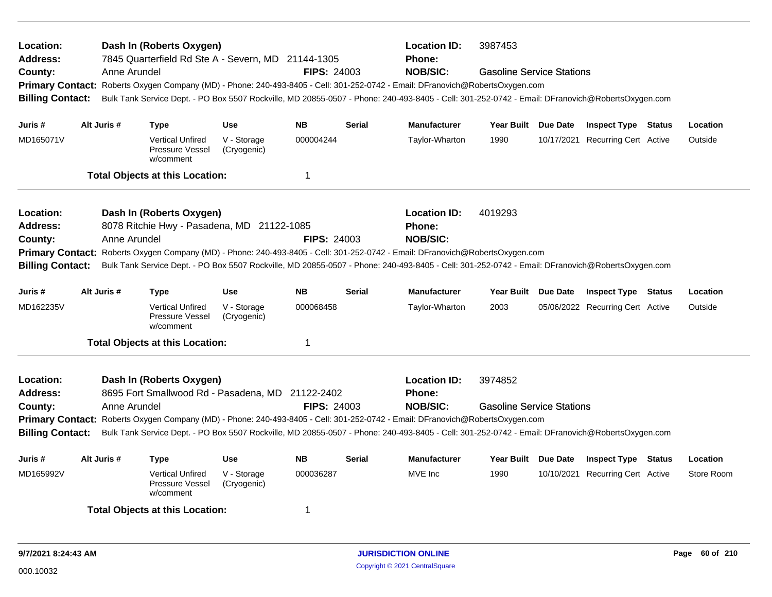**Location:** Dash In (Roberts Oxygen)
**Location ID:** 3987453
**Address:** 7845 Quarterfield Rd Ste A - Severn, MD 21144-1305
**Phone:**
**County:** Anne Arundel
**FIPS:** 24003
**NOB/SIC:** Gasoline Service Stations
**Primary Contact:** Roberts Oxygen Company (MD) - Phone: 240-493-8405 - Cell: 301-252-0742 - Email: DFranovich@RobertsOxygen.com
**Billing Contact:** Bulk Tank Service Dept. - PO Box 5507 Rockville, MD 20855-0507 - Phone: 240-493-8405 - Cell: 301-252-0742 - Email: DFranovich@RobertsOxygen.com

| Juris # | Alt Juris # | Type | Use | NB | Serial | Manufacturer | Year Built | Due Date | Inspect Type | Status | Location |
|---|---|---|---|---|---|---|---|---|---|---|---|
| MD165071V | | Vertical Unfired Pressure Vessel w/comment | V - Storage (Cryogenic) | 000004244 | | Taylor-Wharton | 1990 | 10/17/2021 | Recurring Cert | Active | Outside |

**Total Objects at this Location:** 1

---

**Location:** Dash In (Roberts Oxygen)
**Location ID:** 4019293
**Address:** 8078 Ritchie Hwy - Pasadena, MD 21122-1085
**Phone:**
**County:** Anne Arundel
**FIPS:** 24003
**NOB/SIC:**
**Primary Contact:** Roberts Oxygen Company (MD) - Phone: 240-493-8405 - Cell: 301-252-0742 - Email: DFranovich@RobertsOxygen.com
**Billing Contact:** Bulk Tank Service Dept. - PO Box 5507 Rockville, MD 20855-0507 - Phone: 240-493-8405 - Cell: 301-252-0742 - Email: DFranovich@RobertsOxygen.com

| Juris # | Alt Juris # | Type | Use | NB | Serial | Manufacturer | Year Built | Due Date | Inspect Type | Status | Location |
|---|---|---|---|---|---|---|---|---|---|---|---|
| MD162235V | | Vertical Unfired Pressure Vessel w/comment | V - Storage (Cryogenic) | 000068458 | | Taylor-Wharton | 2003 | 05/06/2022 | Recurring Cert | Active | Outside |

**Total Objects at this Location:** 1

---

**Location:** Dash In (Roberts Oxygen)
**Location ID:** 3974852
**Address:** 8695 Fort Smallwood Rd - Pasadena, MD 21122-2402
**Phone:**
**County:** Anne Arundel
**FIPS:** 24003
**NOB/SIC:** Gasoline Service Stations
**Primary Contact:** Roberts Oxygen Company (MD) - Phone: 240-493-8405 - Cell: 301-252-0742 - Email: DFranovich@RobertsOxygen.com
**Billing Contact:** Bulk Tank Service Dept. - PO Box 5507 Rockville, MD 20855-0507 - Phone: 240-493-8405 - Cell: 301-252-0742 - Email: DFranovich@RobertsOxygen.com

| Juris # | Alt Juris # | Type | Use | NB | Serial | Manufacturer | Year Built | Due Date | Inspect Type | Status | Location |
|---|---|---|---|---|---|---|---|---|---|---|---|
| MD165992V | | Vertical Unfired Pressure Vessel w/comment | V - Storage (Cryogenic) | 000036287 | | MVE Inc | 1990 | 10/10/2021 | Recurring Cert | Active | Store Room |

**Total Objects at this Location:** 1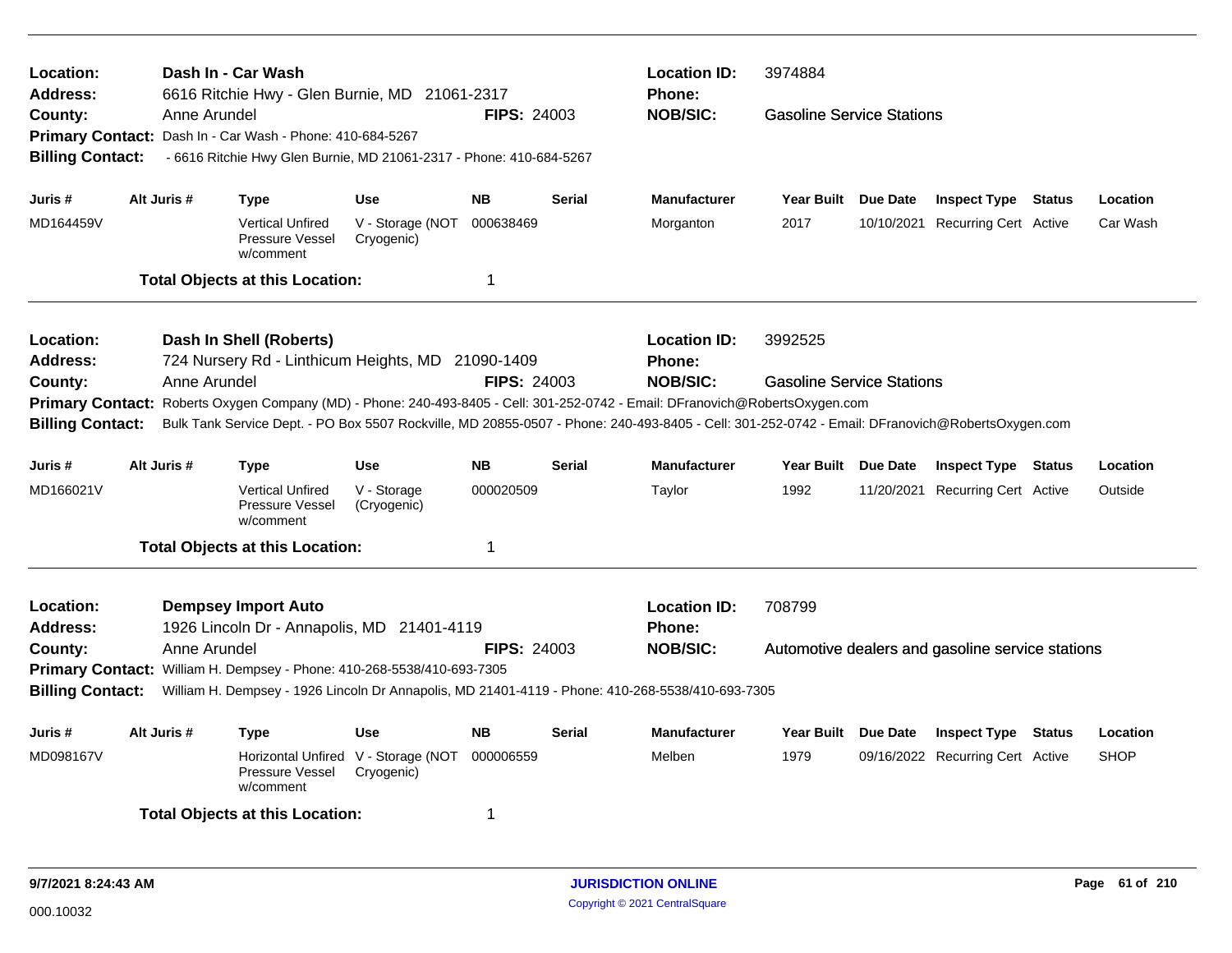**Location:** Dash In - Car Wash
**Address:** 6616 Ritchie Hwy - Glen Burnie, MD 21061-2317
**County:** Anne Arundel
**FIPS:** 24003
**Location ID:** 3974884
**Phone:**
**NOB/SIC:** Gasoline Service Stations
**Primary Contact:** Dash In - Car Wash - Phone: 410-684-5267
**Billing Contact:** - 6616 Ritchie Hwy Glen Burnie, MD 21061-2317 - Phone: 410-684-5267

| Juris # | Alt Juris # | Type | Use | NB | Serial | Manufacturer | Year Built | Due Date | Inspect Type | Status | Location |
|---|---|---|---|---|---|---|---|---|---|---|---|
| MD164459V | | Vertical Unfired Pressure Vessel w/comment | V - Storage (NOT Cryogenic) | 000638469 | | Morganton | 2017 | 10/10/2021 | Recurring Cert | Active | Car Wash |

**Total Objects at this Location:** 1

---

**Location:** Dash In Shell (Roberts)
**Address:** 724 Nursery Rd - Linthicum Heights, MD 21090-1409
**County:** Anne Arundel
**FIPS:** 24003
**Location ID:** 3992525
**Phone:**
**NOB/SIC:** Gasoline Service Stations
**Primary Contact:** Roberts Oxygen Company (MD) - Phone: 240-493-8405 - Cell: 301-252-0742 - Email: DFranovich@RobertsOxygen.com
**Billing Contact:** Bulk Tank Service Dept. - PO Box 5507 Rockville, MD 20855-0507 - Phone: 240-493-8405 - Cell: 301-252-0742 - Email: DFranovich@RobertsOxygen.com

| Juris # | Alt Juris # | Type | Use | NB | Serial | Manufacturer | Year Built | Due Date | Inspect Type | Status | Location |
|---|---|---|---|---|---|---|---|---|---|---|---|
| MD166021V | | Vertical Unfired Pressure Vessel w/comment | V - Storage (Cryogenic) | 000020509 | | Taylor | 1992 | 11/20/2021 | Recurring Cert | Active | Outside |

**Total Objects at this Location:** 1

---

**Location:** Dempsey Import Auto
**Address:** 1926 Lincoln Dr - Annapolis, MD 21401-4119
**County:** Anne Arundel
**FIPS:** 24003
**Location ID:** 708799
**Phone:**
**NOB/SIC:** Automotive dealers and gasoline service stations
**Primary Contact:** William H. Dempsey - Phone: 410-268-5538/410-693-7305
**Billing Contact:** William H. Dempsey - 1926 Lincoln Dr Annapolis, MD 21401-4119 - Phone: 410-268-5538/410-693-7305

| Juris # | Alt Juris # | Type | Use | NB | Serial | Manufacturer | Year Built | Due Date | Inspect Type | Status | Location |
|---|---|---|---|---|---|---|---|---|---|---|---|
| MD098167V | | Horizontal Unfired Pressure Vessel w/comment | V - Storage (NOT Cryogenic) | 000006559 | | Melben | 1979 | 09/16/2022 | Recurring Cert | Active | SHOP |

**Total Objects at this Location:** 1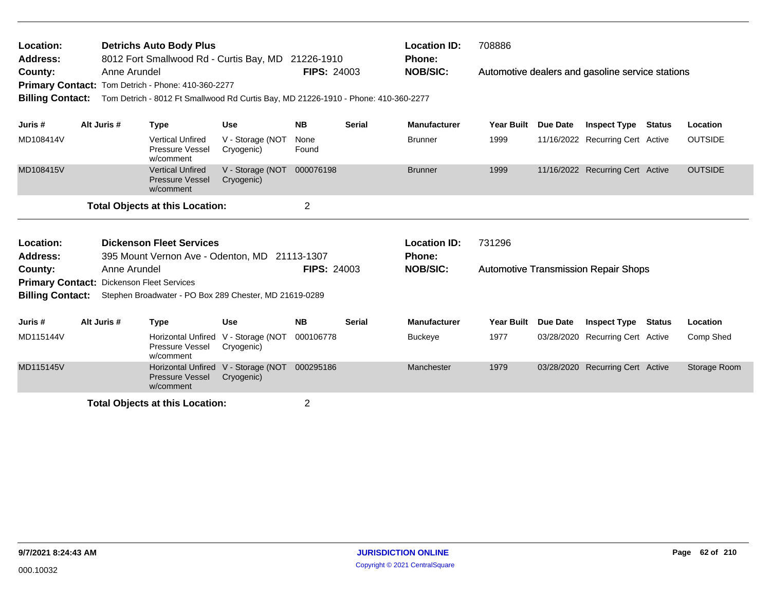**Location:** Detrichs Auto Body Plus
**Location ID:** 708886
**Address:** 8012 Fort Smallwood Rd - Curtis Bay, MD 21226-1910
**Phone:**
**County:** Anne Arundel
**FIPS:** 24003
**NOB/SIC:** Automotive dealers and gasoline service stations
**Primary Contact:** Tom Detrich - Phone: 410-360-2277
**Billing Contact:** Tom Detrich - 8012 Ft Smallwood Rd Curtis Bay, MD 21226-1910 - Phone: 410-360-2277

| Juris # | Alt Juris # | Type | Use | NB | Serial | Manufacturer | Year Built | Due Date | Inspect Type | Status | Location |
|---|---|---|---|---|---|---|---|---|---|---|---|
| MD108414V | | Vertical Unfired Pressure Vessel w/comment | V - Storage (NOT Cryogenic) | None Found | | Brunner | 1999 | 11/16/2022 | Recurring Cert | Active | OUTSIDE |
| MD108415V | | Vertical Unfired Pressure Vessel w/comment | V - Storage (NOT Cryogenic) | 000076198 | | Brunner | 1999 | 11/16/2022 | Recurring Cert | Active | OUTSIDE |

**Total Objects at this Location:** 2

**Location:** Dickenson Fleet Services
**Location ID:** 731296
**Address:** 395 Mount Vernon Ave - Odenton, MD 21113-1307
**Phone:**
**County:** Anne Arundel
**FIPS:** 24003
**NOB/SIC:** Automotive Transmission Repair Shops
**Primary Contact:** Dickenson Fleet Services
**Billing Contact:** Stephen Broadwater - PO Box 289 Chester, MD 21619-0289

| Juris # | Alt Juris # | Type | Use | NB | Serial | Manufacturer | Year Built | Due Date | Inspect Type | Status | Location |
|---|---|---|---|---|---|---|---|---|---|---|---|
| MD115144V | | Horizontal Unfired Pressure Vessel w/comment | V - Storage (NOT Cryogenic) | 000106778 | | Buckeye | 1977 | 03/28/2020 | Recurring Cert | Active | Comp Shed |
| MD115145V | | Horizontal Unfired Pressure Vessel w/comment | V - Storage (NOT Cryogenic) | 000295186 | | Manchester | 1979 | 03/28/2020 | Recurring Cert | Active | Storage Room |

**Total Objects at this Location:** 2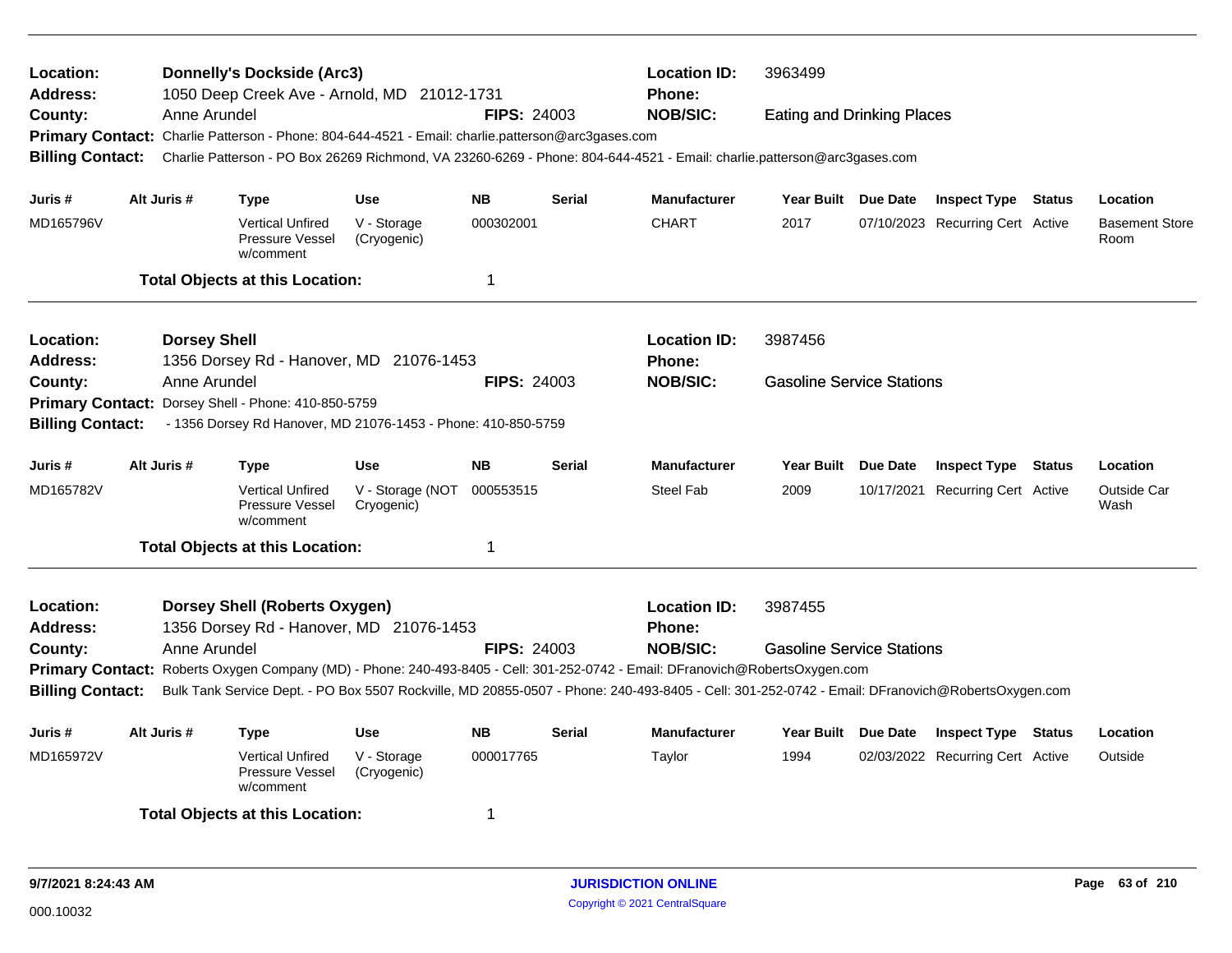**Location:** Donnelly's Dockside (Arc3)
**Location ID:** 3963499
**Address:** 1050 Deep Creek Ave - Arnold, MD 21012-1731
**Phone:**
**County:** Anne Arundel
**FIPS:** 24003
**NOB/SIC:** Eating and Drinking Places
**Primary Contact:** Charlie Patterson - Phone: 804-644-4521 - Email: charlie.patterson@arc3gases.com
**Billing Contact:** Charlie Patterson - PO Box 26269 Richmond, VA 23260-6269 - Phone: 804-644-4521 - Email: charlie.patterson@arc3gases.com

| Juris # | Alt Juris # | Type | Use | NB | Serial | Manufacturer | Year Built | Due Date | Inspect Type | Status | Location |
|---|---|---|---|---|---|---|---|---|---|---|---|
| MD165796V | | Vertical Unfired Pressure Vessel w/comment | V - Storage (Cryogenic) | 000302001 | | CHART | 2017 | 07/10/2023 | Recurring Cert | Active | Basement Store Room |

**Total Objects at this Location:** 1

---

**Location:** Dorsey Shell
**Location ID:** 3987456
**Address:** 1356 Dorsey Rd - Hanover, MD 21076-1453
**Phone:**
**County:** Anne Arundel
**FIPS:** 24003
**NOB/SIC:** Gasoline Service Stations
**Primary Contact:** Dorsey Shell - Phone: 410-850-5759
**Billing Contact:** - 1356 Dorsey Rd Hanover, MD 21076-1453 - Phone: 410-850-5759

| Juris # | Alt Juris # | Type | Use | NB | Serial | Manufacturer | Year Built | Due Date | Inspect Type | Status | Location |
|---|---|---|---|---|---|---|---|---|---|---|---|
| MD165782V | | Vertical Unfired Pressure Vessel w/comment | V - Storage (NOT Cryogenic) | 000553515 | | Steel Fab | 2009 | 10/17/2021 | Recurring Cert | Active | Outside Car Wash |

**Total Objects at this Location:** 1

---

**Location:** Dorsey Shell (Roberts Oxygen)
**Location ID:** 3987455
**Address:** 1356 Dorsey Rd - Hanover, MD 21076-1453
**Phone:**
**County:** Anne Arundel
**FIPS:** 24003
**NOB/SIC:** Gasoline Service Stations
**Primary Contact:** Roberts Oxygen Company (MD) - Phone: 240-493-8405 - Cell: 301-252-0742 - Email: DFranovich@RobertsOxygen.com
**Billing Contact:** Bulk Tank Service Dept. - PO Box 5507 Rockville, MD 20855-0507 - Phone: 240-493-8405 - Cell: 301-252-0742 - Email: DFranovich@RobertsOxygen.com

| Juris # | Alt Juris # | Type | Use | NB | Serial | Manufacturer | Year Built | Due Date | Inspect Type | Status | Location |
|---|---|---|---|---|---|---|---|---|---|---|---|
| MD165972V | | Vertical Unfired Pressure Vessel w/comment | V - Storage (Cryogenic) | 000017765 | | Taylor | 1994 | 02/03/2022 | Recurring Cert | Active | Outside |

**Total Objects at this Location:** 1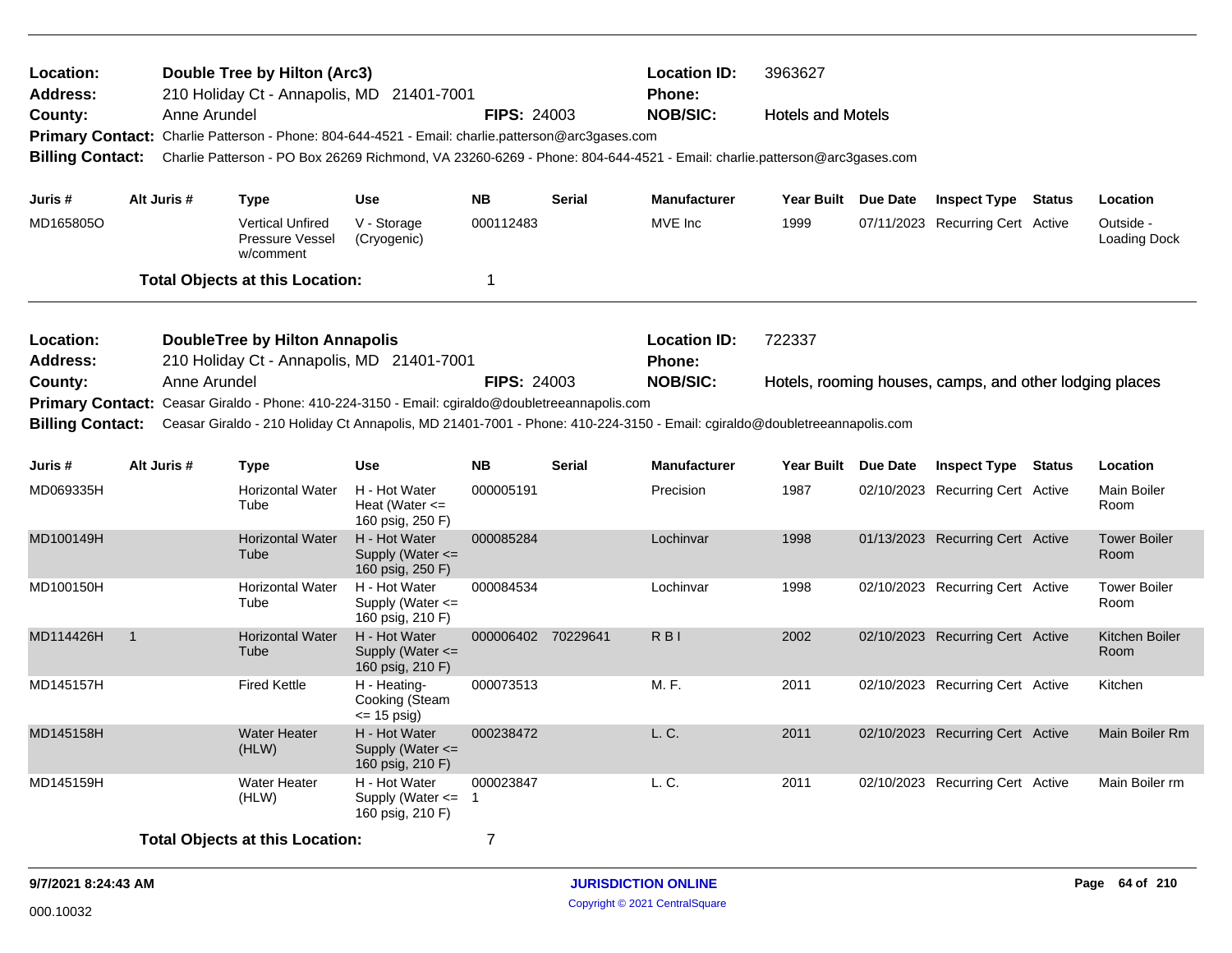| | | | |
|---|---|---|---|
| **Location:** | Double Tree by Hilton (Arc3) | **Location ID:** | 3963627 |
| **Address:** | 210 Holiday Ct - Annapolis, MD 21401-7001 | **Phone:** | |
| **County:** | Anne Arundel **FIPS:** 24003 | **NOB/SIC:** | Hotels and Motels |

**Primary Contact:** Charlie Patterson - Phone: 804-644-4521 - Email: charlie.patterson@arc3gases.com

**Billing Contact:** Charlie Patterson - PO Box 26269 Richmond, VA 23260-6269 - Phone: 804-644-4521 - Email: charlie.patterson@arc3gases.com

| Juris # | Alt Juris # | Type | Use | NB | Serial | Manufacturer | Year Built | Due Date | Inspect Type | Status | Location |
|---|---|---|---|---|---|---|---|---|---|---|---|
| MD165805O | | Vertical Unfired Pressure Vessel w/comment | V - Storage (Cryogenic) | 000112483 | | MVE Inc | 1999 | 07/11/2023 | Recurring Cert | Active | Outside - Loading Dock |

**Total Objects at this Location:** 1

| | | | |
|---|---|---|---|
| **Location:** | DoubleTree by Hilton Annapolis | **Location ID:** | 722337 |
| **Address:** | 210 Holiday Ct - Annapolis, MD 21401-7001 | **Phone:** | |
| **County:** | Anne Arundel **FIPS:** 24003 | **NOB/SIC:** | Hotels, rooming houses, camps, and other lodging places |

**Primary Contact:** Ceasar Giraldo - Phone: 410-224-3150 - Email: cgiraldo@doubletreeannapolis.com

**Billing Contact:** Ceasar Giraldo - 210 Holiday Ct Annapolis, MD 21401-7001 - Phone: 410-224-3150 - Email: cgiraldo@doubletreeannapolis.com

| Juris # | Alt Juris # | Type | Use | NB | Serial | Manufacturer | Year Built | Due Date | Inspect Type | Status | Location |
|---|---|---|---|---|---|---|---|---|---|---|---|
| MD069335H | | Horizontal Water Tube | H - Hot Water Heat (Water <= 160 psig, 250 F) | 000005191 | | Precision | 1987 | 02/10/2023 | Recurring Cert | Active | Main Boiler Room |
| MD100149H | | Horizontal Water Tube | H - Hot Water Supply (Water <= 160 psig, 250 F) | 000085284 | | Lochinvar | 1998 | 01/13/2023 | Recurring Cert | Active | Tower Boiler Room |
| MD100150H | | Horizontal Water Tube | H - Hot Water Supply (Water <= 160 psig, 210 F) | 000084534 | | Lochinvar | 1998 | 02/10/2023 | Recurring Cert | Active | Tower Boiler Room |
| MD114426H | 1 | Horizontal Water Tube | H - Hot Water Supply (Water <= 160 psig, 210 F) | 000006402 | 70229641 | R B I | 2002 | 02/10/2023 | Recurring Cert | Active | Kitchen Boiler Room |
| MD145157H | | Fired Kettle | H - Heating-Cooking (Steam <= 15 psig) | 000073513 | | M. F. | 2011 | 02/10/2023 | Recurring Cert | Active | Kitchen |
| MD145158H | | Water Heater (HLW) | H - Hot Water Supply (Water <= 160 psig, 210 F) | 000238472 | | L. C. | 2011 | 02/10/2023 | Recurring Cert | Active | Main Boiler Rm |
| MD145159H | | Water Heater (HLW) | H - Hot Water Supply (Water <= 160 psig, 210 F) | 0000238471 | | L. C. | 2011 | 02/10/2023 | Recurring Cert | Active | Main Boiler rm |

**Total Objects at this Location:** 7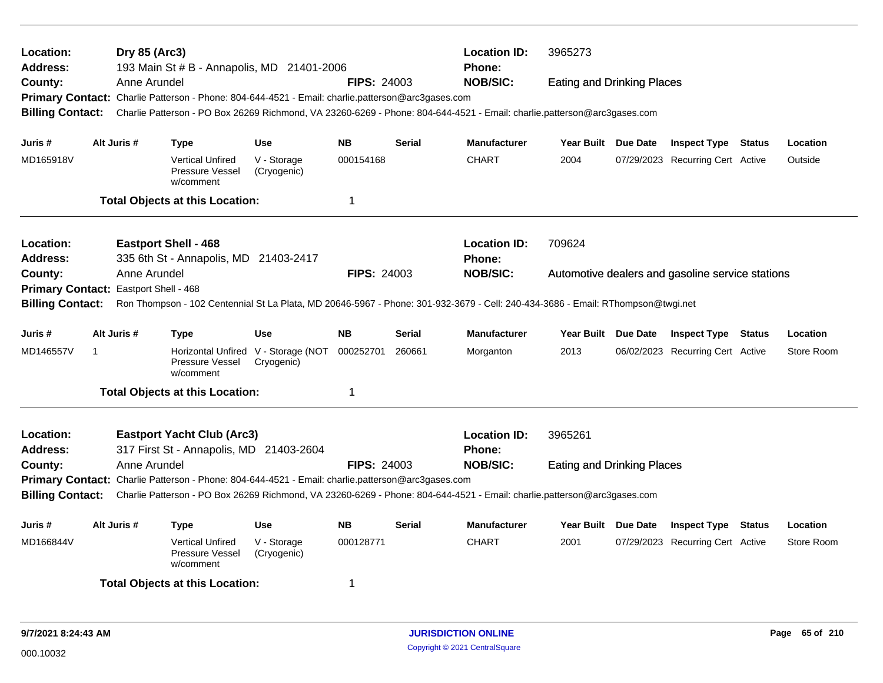**Location:** Dry 85 (Arc3)
**Location ID:** 3965273
**Address:** 193 Main St # B - Annapolis, MD 21401-2006
**Phone:**
**County:** Anne Arundel
**FIPS:** 24003
**NOB/SIC:** Eating and Drinking Places
**Primary Contact:** Charlie Patterson - Phone: 804-644-4521 - Email: charlie.patterson@arc3gases.com
**Billing Contact:** Charlie Patterson - PO Box 26269 Richmond, VA 23260-6269 - Phone: 804-644-4521 - Email: charlie.patterson@arc3gases.com

| Juris # | Alt Juris # | Type | Use | NB | Serial | Manufacturer | Year Built | Due Date | Inspect Type | Status | Location |
|---|---|---|---|---|---|---|---|---|---|---|---|
| MD165918V | | Vertical Unfired Pressure Vessel w/comment | V - Storage (Cryogenic) | 000154168 | | CHART | 2004 | 07/29/2023 | Recurring Cert | Active | Outside |

**Total Objects at this Location:** 1

---

**Location:** Eastport Shell - 468
**Location ID:** 709624
**Address:** 335 6th St - Annapolis, MD 21403-2417
**Phone:**
**County:** Anne Arundel
**FIPS:** 24003
**NOB/SIC:** Automotive dealers and gasoline service stations
**Primary Contact:** Eastport Shell - 468
**Billing Contact:** Ron Thompson - 102 Centennial St La Plata, MD 20646-5967 - Phone: 301-932-3679 - Cell: 240-434-3686 - Email: RThompson@twgi.net

| Juris # | Alt Juris # | Type | Use | NB | Serial | Manufacturer | Year Built | Due Date | Inspect Type | Status | Location |
|---|---|---|---|---|---|---|---|---|---|---|---|
| MD146557V | 1 | Horizontal Unfired Pressure Vessel w/comment | V - Storage (NOT Cryogenic) | 000252701 | 260661 | Morganton | 2013 | 06/02/2023 | Recurring Cert | Active | Store Room |

**Total Objects at this Location:** 1

---

**Location:** Eastport Yacht Club (Arc3)
**Location ID:** 3965261
**Address:** 317 First St - Annapolis, MD 21403-2604
**Phone:**
**County:** Anne Arundel
**FIPS:** 24003
**NOB/SIC:** Eating and Drinking Places
**Primary Contact:** Charlie Patterson - Phone: 804-644-4521 - Email: charlie.patterson@arc3gases.com
**Billing Contact:** Charlie Patterson - PO Box 26269 Richmond, VA 23260-6269 - Phone: 804-644-4521 - Email: charlie.patterson@arc3gases.com

| Juris # | Alt Juris # | Type | Use | NB | Serial | Manufacturer | Year Built | Due Date | Inspect Type | Status | Location |
|---|---|---|---|---|---|---|---|---|---|---|---|
| MD166844V | | Vertical Unfired Pressure Vessel w/comment | V - Storage (Cryogenic) | 000128771 | | CHART | 2001 | 07/29/2023 | Recurring Cert | Active | Store Room |

**Total Objects at this Location:** 1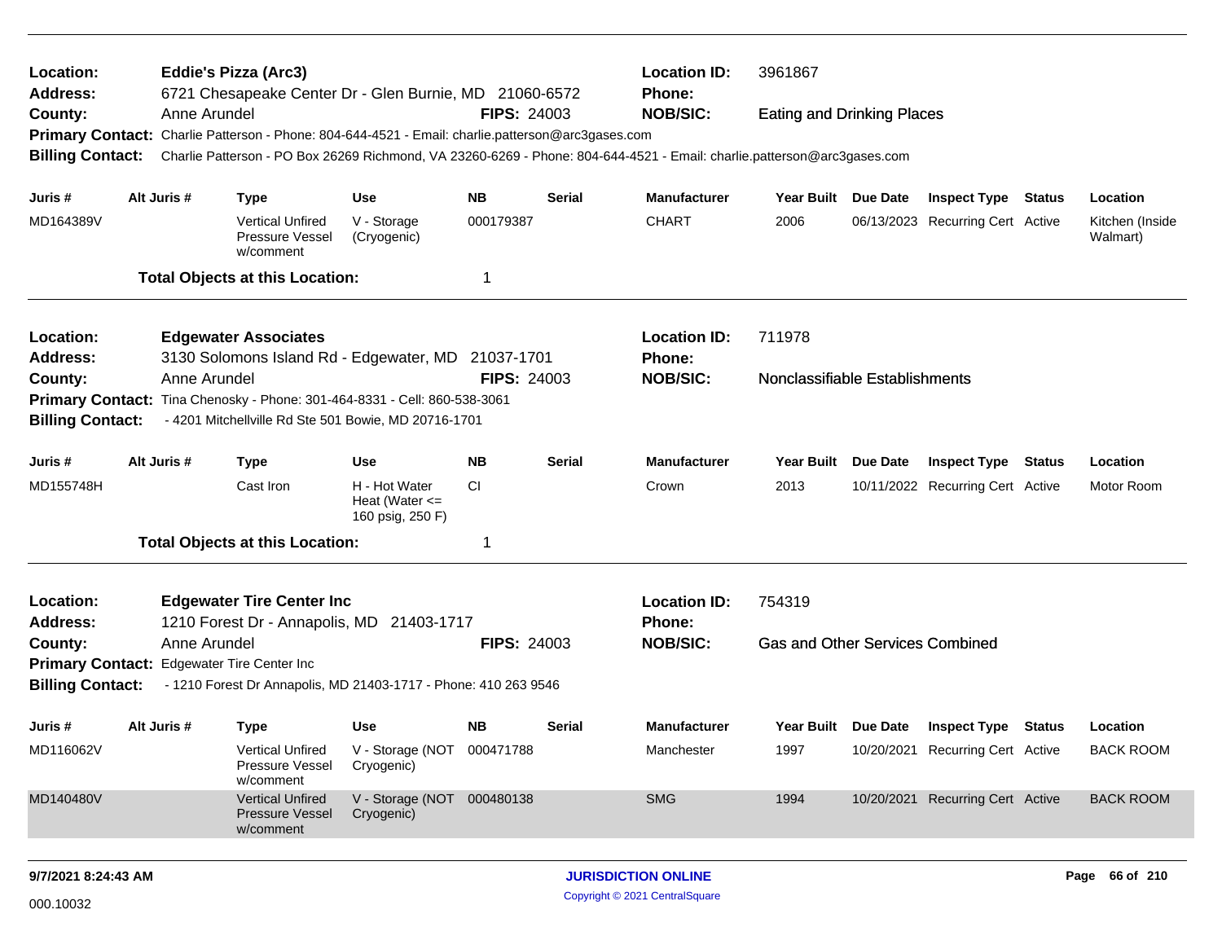**Location:** Eddie's Pizza (Arc3)  
**Location ID:** 3961867  
**Address:** 6721 Chesapeake Center Dr - Glen Burnie, MD 21060-6572  
**Phone:**  
**County:** Anne Arundel  
**FIPS:** 24003  
**NOB/SIC:** Eating and Drinking Places  
**Primary Contact:** Charlie Patterson - Phone: 804-644-4521 - Email: charlie.patterson@arc3gases.com  
**Billing Contact:** Charlie Patterson - PO Box 26269 Richmond, VA 23260-6269 - Phone: 804-644-4521 - Email: charlie.patterson@arc3gases.com

| Juris # | Alt Juris # | Type | Use | NB | Serial | Manufacturer | Year Built | Due Date | Inspect Type | Status | Location |
|---|---|---|---|---|---|---|---|---|---|---|---|
| MD164389V | | Vertical Unfired Pressure Vessel w/comment | V - Storage (Cryogenic) | 000179387 | | CHART | 2006 | 06/13/2023 | Recurring Cert | Active | Kitchen (Inside Walmart) |

**Total Objects at this Location:** 1

---

**Location:** Edgewater Associates  
**Location ID:** 711978  
**Address:** 3130 Solomons Island Rd - Edgewater, MD 21037-1701  
**Phone:**  
**County:** Anne Arundel  
**FIPS:** 24003  
**NOB/SIC:** Nonclassifiable Establishments  
**Primary Contact:** Tina Chenosky - Phone: 301-464-8331 - Cell: 860-538-3061  
**Billing Contact:** - 4201 Mitchellville Rd Ste 501 Bowie, MD 20716-1701

| Juris # | Alt Juris # | Type | Use | NB | Serial | Manufacturer | Year Built | Due Date | Inspect Type | Status | Location |
|---|---|---|---|---|---|---|---|---|---|---|---|
| MD155748H | | Cast Iron | H - Hot Water Heat (Water <= 160 psig, 250 F) | CI | | Crown | 2013 | 10/11/2022 | Recurring Cert | Active | Motor Room |

**Total Objects at this Location:** 1

---

**Location:** Edgewater Tire Center Inc  
**Location ID:** 754319  
**Address:** 1210 Forest Dr - Annapolis, MD 21403-1717  
**Phone:**  
**County:** Anne Arundel  
**FIPS:** 24003  
**NOB/SIC:** Gas and Other Services Combined  
**Primary Contact:** Edgewater Tire Center Inc  
**Billing Contact:** - 1210 Forest Dr Annapolis, MD 21403-1717 - Phone: 410 263 9546

| Juris # | Alt Juris # | Type | Use | NB | Serial | Manufacturer | Year Built | Due Date | Inspect Type | Status | Location |
|---|---|---|---|---|---|---|---|---|---|---|---|
| MD116062V | | Vertical Unfired Pressure Vessel w/comment | V - Storage (NOT Cryogenic) | 000471788 | | Manchester | 1997 | 10/20/2021 | Recurring Cert | Active | BACK ROOM |
| MD140480V | | Vertical Unfired Pressure Vessel w/comment | V - Storage (NOT Cryogenic) | 000480138 | | SMG | 1994 | 10/20/2021 | Recurring Cert | Active | BACK ROOM |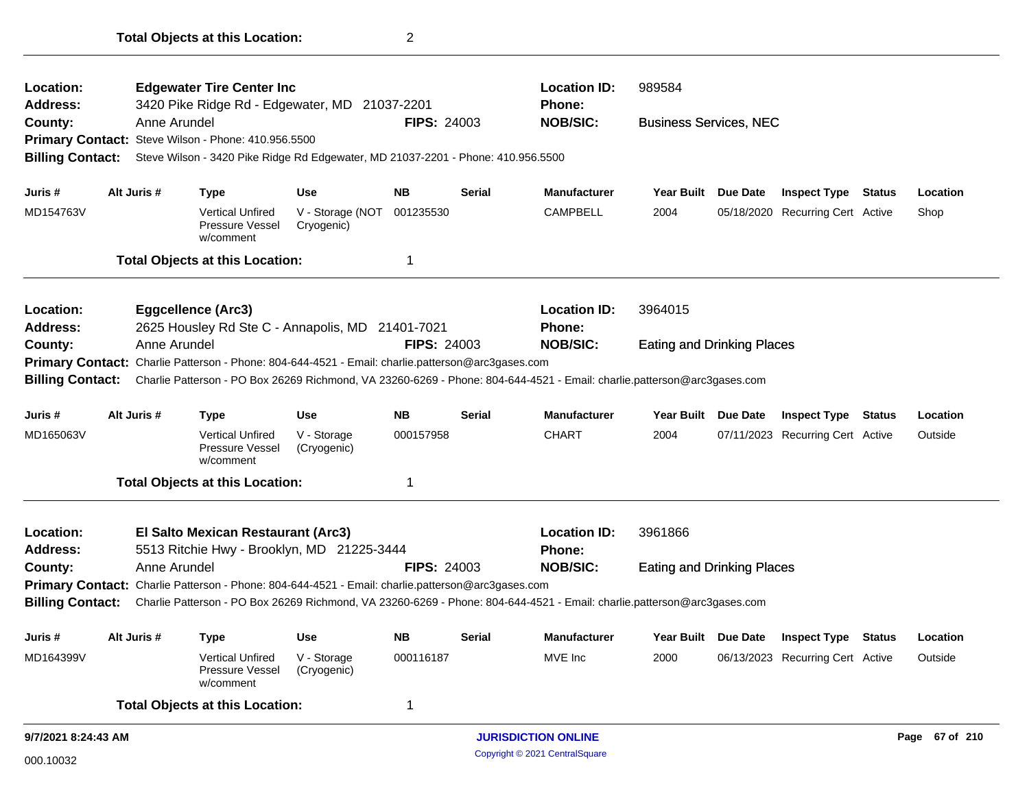**Total Objects at this Location:** 2

---

**Location:** Edgewater Tire Center Inc
**Location ID:** 989584
**Address:** 3420 Pike Ridge Rd - Edgewater, MD 21037-2201
**Phone:**
**County:** Anne Arundel
**FIPS:** 24003
**NOB/SIC:** Business Services, NEC
**Primary Contact:** Steve Wilson - Phone: 410.956.5500
**Billing Contact:** Steve Wilson - 3420 Pike Ridge Rd Edgewater, MD 21037-2201 - Phone: 410.956.5500

| Juris # | Alt Juris # | Type | Use | NB | Serial | Manufacturer | Year Built | Due Date | Inspect Type | Status | Location |
|---|---|---|---|---|---|---|---|---|---|---|---|
| MD154763V | | Vertical Unfired Pressure Vessel w/comment | V - Storage (NOT Cryogenic) | 001235530 | | CAMPBELL | 2004 | 05/18/2020 | Recurring Cert | Active | Shop |

**Total Objects at this Location:** 1

---

**Location:** Eggcellence (Arc3)
**Location ID:** 3964015
**Address:** 2625 Housley Rd Ste C - Annapolis, MD 21401-7021
**Phone:**
**County:** Anne Arundel
**FIPS:** 24003
**NOB/SIC:** Eating and Drinking Places
**Primary Contact:** Charlie Patterson - Phone: 804-644-4521 - Email: charlie.patterson@arc3gases.com
**Billing Contact:** Charlie Patterson - PO Box 26269 Richmond, VA 23260-6269 - Phone: 804-644-4521 - Email: charlie.patterson@arc3gases.com

| Juris # | Alt Juris # | Type | Use | NB | Serial | Manufacturer | Year Built | Due Date | Inspect Type | Status | Location |
|---|---|---|---|---|---|---|---|---|---|---|---|
| MD165063V | | Vertical Unfired Pressure Vessel w/comment | V - Storage (Cryogenic) | 000157958 | | CHART | 2004 | 07/11/2023 | Recurring Cert | Active | Outside |

**Total Objects at this Location:** 1

---

**Location:** El Salto Mexican Restaurant (Arc3)
**Location ID:** 3961866
**Address:** 5513 Ritchie Hwy - Brooklyn, MD 21225-3444
**Phone:**
**County:** Anne Arundel
**FIPS:** 24003
**NOB/SIC:** Eating and Drinking Places
**Primary Contact:** Charlie Patterson - Phone: 804-644-4521 - Email: charlie.patterson@arc3gases.com
**Billing Contact:** Charlie Patterson - PO Box 26269 Richmond, VA 23260-6269 - Phone: 804-644-4521 - Email: charlie.patterson@arc3gases.com

| Juris # | Alt Juris # | Type | Use | NB | Serial | Manufacturer | Year Built | Due Date | Inspect Type | Status | Location |
|---|---|---|---|---|---|---|---|---|---|---|---|
| MD164399V | | Vertical Unfired Pressure Vessel w/comment | V - Storage (Cryogenic) | 000116187 | | MVE Inc | 2000 | 06/13/2023 | Recurring Cert | Active | Outside |

**Total Objects at this Location:** 1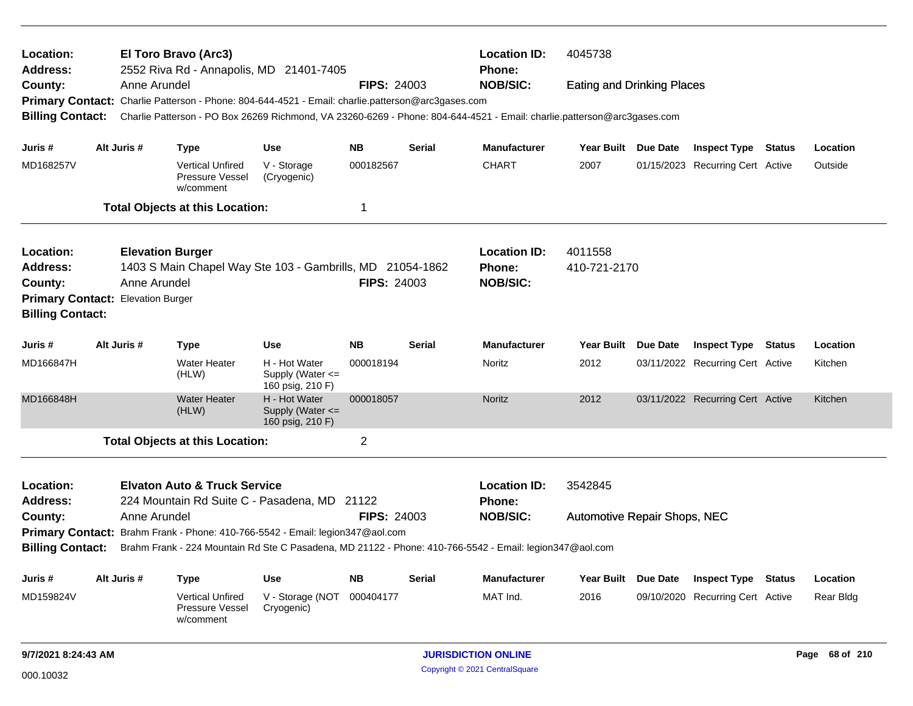**Location:** El Toro Bravo (Arc3) **Location ID:** 4045738
**Address:** 2552 Riva Rd - Annapolis, MD 21401-7405 **Phone:**
**County:** Anne Arundel **FIPS:** 24003 **NOB/SIC:** Eating and Drinking Places
**Primary Contact:** Charlie Patterson - Phone: 804-644-4521 - Email: charlie.patterson@arc3gases.com
**Billing Contact:** Charlie Patterson - PO Box 26269 Richmond, VA 23260-6269 - Phone: 804-644-4521 - Email: charlie.patterson@arc3gases.com

| Juris # | Alt Juris # | Type | Use | NB | Serial | Manufacturer | Year Built | Due Date | Inspect Type | Status | Location |
|---|---|---|---|---|---|---|---|---|---|---|---|
| MD168257V | | Vertical Unfired Pressure Vessel w/comment | V - Storage (Cryogenic) | 000182567 | | CHART | 2007 | 01/15/2023 | Recurring Cert | Active | Outside |

**Total Objects at this Location:** 1

---

**Location:** Elevation Burger **Location ID:** 4011558
**Address:** 1403 S Main Chapel Way Ste 103 - Gambrills, MD 21054-1862 **Phone:** 410-721-2170
**County:** Anne Arundel **FIPS:** 24003 **NOB/SIC:**
**Primary Contact:** Elevation Burger
**Billing Contact:**

| Juris # | Alt Juris # | Type | Use | NB | Serial | Manufacturer | Year Built | Due Date | Inspect Type | Status | Location |
|---|---|---|---|---|---|---|---|---|---|---|---|
| MD166847H | | Water Heater (HLW) | H - Hot Water Supply (Water <= 160 psig, 210 F) | 000018194 | | Noritz | 2012 | 03/11/2022 | Recurring Cert | Active | Kitchen |
| MD166848H | | Water Heater (HLW) | H - Hot Water Supply (Water <= 160 psig, 210 F) | 000018057 | | Noritz | 2012 | 03/11/2022 | Recurring Cert | Active | Kitchen |

**Total Objects at this Location:** 2

---

**Location:** Elvaton Auto & Truck Service **Location ID:** 3542845
**Address:** 224 Mountain Rd Suite C - Pasadena, MD 21122 **Phone:**
**County:** Anne Arundel **FIPS:** 24003 **NOB/SIC:** Automotive Repair Shops, NEC
**Primary Contact:** Brahm Frank - Phone: 410-766-5542 - Email: legion347@aol.com
**Billing Contact:** Brahm Frank - 224 Mountain Rd Ste C Pasadena, MD 21122 - Phone: 410-766-5542 - Email: legion347@aol.com

| Juris # | Alt Juris # | Type | Use | NB | Serial | Manufacturer | Year Built | Due Date | Inspect Type | Status | Location |
|---|---|---|---|---|---|---|---|---|---|---|---|
| MD159824V | | Vertical Unfired Pressure Vessel w/comment | V - Storage (NOT Cryogenic) | 000404177 | | MAT Ind. | 2016 | 09/10/2020 | Recurring Cert | Active | Rear Bldg |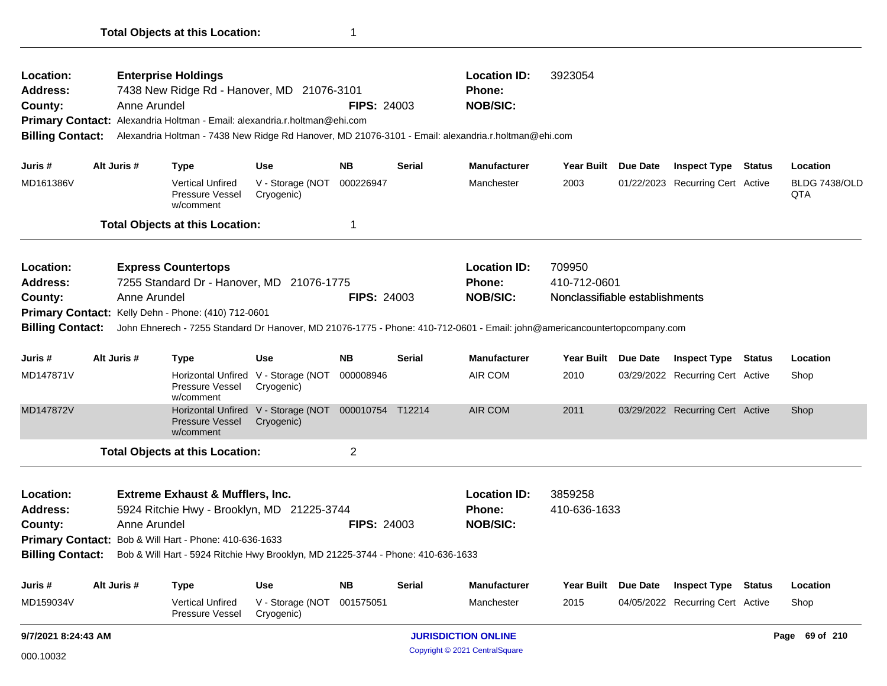**Total Objects at this Location:** 1

---

**Location:** Enterprise Holdings
**Address:** 7438 New Ridge Rd - Hanover, MD 21076-3101
**County:** Anne Arundel
**FIPS:** 24003
**Location ID:** 3923054
**Phone:**
**NOB/SIC:**
**Primary Contact:** Alexandria Holtman - Email: alexandria.r.holtman@ehi.com
**Billing Contact:** Alexandria Holtman - 7438 New Ridge Rd Hanover, MD 21076-3101 - Email: alexandria.r.holtman@ehi.com

| Juris # | Alt Juris # | Type | Use | NB | Serial | Manufacturer | Year Built | Due Date | Inspect Type | Status | Location |
|---|---|---|---|---|---|---|---|---|---|---|---|
| MD161386V | | Vertical Unfired Pressure Vessel w/comment | V - Storage (NOT Cryogenic) | 000226947 | | Manchester | 2003 | 01/22/2023 | Recurring Cert | Active | BLDG 7438/OLD QTA |

**Total Objects at this Location:** 1

---

**Location:** Express Countertops
**Address:** 7255 Standard Dr - Hanover, MD 21076-1775
**County:** Anne Arundel
**FIPS:** 24003
**Location ID:** 709950
**Phone:** 410-712-0601
**NOB/SIC:** Nonclassifiable establishments
**Primary Contact:** Kelly Dehn - Phone: (410) 712-0601
**Billing Contact:** John Ehnerech - 7255 Standard Dr Hanover, MD 21076-1775 - Phone: 410-712-0601 - Email: john@americancountertopcompany.com

| Juris # | Alt Juris # | Type | Use | NB | Serial | Manufacturer | Year Built | Due Date | Inspect Type | Status | Location |
|---|---|---|---|---|---|---|---|---|---|---|---|
| MD147871V | | Horizontal Unfired Pressure Vessel w/comment | V - Storage (NOT Cryogenic) | 000008946 | | AIR COM | 2010 | 03/29/2022 | Recurring Cert | Active | Shop |
| MD147872V | | Horizontal Unfired Pressure Vessel w/comment | V - Storage (NOT Cryogenic) | 000010754 | T12214 | AIR COM | 2011 | 03/29/2022 | Recurring Cert | Active | Shop |

**Total Objects at this Location:** 2

---

**Location:** Extreme Exhaust & Mufflers, Inc.
**Address:** 5924 Ritchie Hwy - Brooklyn, MD 21225-3744
**County:** Anne Arundel
**FIPS:** 24003
**Location ID:** 3859258
**Phone:** 410-636-1633
**NOB/SIC:**
**Primary Contact:** Bob & Will Hart - Phone: 410-636-1633
**Billing Contact:** Bob & Will Hart - 5924 Ritchie Hwy Brooklyn, MD 21225-3744 - Phone: 410-636-1633

| Juris # | Alt Juris # | Type | Use | NB | Serial | Manufacturer | Year Built | Due Date | Inspect Type | Status | Location |
|---|---|---|---|---|---|---|---|---|---|---|---|
| MD159034V | | Vertical Unfired Pressure Vessel | V - Storage (NOT Cryogenic) | 001575051 | | Manchester | 2015 | 04/05/2022 | Recurring Cert | Active | Shop |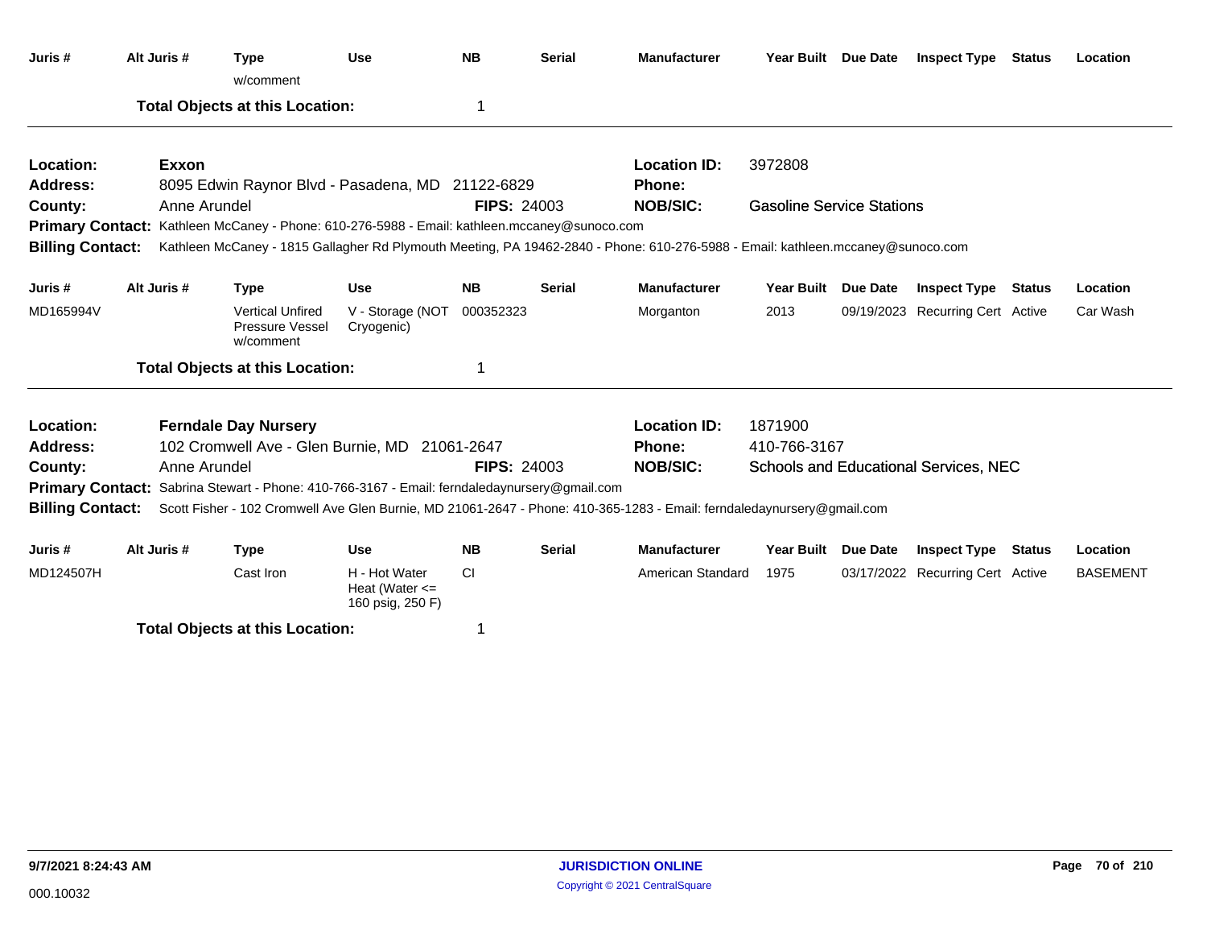| Juris # | Alt Juris # | Type | Use | NB | Serial | Manufacturer | Year Built | Due Date | Inspect Type | Status | Location |
|---|---|---|---|---|---|---|---|---|---|---|---|
| | | w/comment | | | | | | | | | |

**Total Objects at this Location:** 1

---

**Location:** Exxon  
**Location ID:** 3972808  
**Address:** 8095 Edwin Raynor Blvd - Pasadena, MD 21122-6829  
**Phone:**  
**County:** Anne Arundel  
**FIPS:** 24003  
**NOB/SIC:** Gasoline Service Stations  
**Primary Contact:** Kathleen McCaney - Phone: 610-276-5988 - Email: kathleen.mccaney@sunoco.com  
**Billing Contact:** Kathleen McCaney - 1815 Gallagher Rd Plymouth Meeting, PA 19462-2840 - Phone: 610-276-5988 - Email: kathleen.mccaney@sunoco.com

| Juris # | Alt Juris # | Type | Use | NB | Serial | Manufacturer | Year Built | Due Date | Inspect Type | Status | Location |
|---|---|---|---|---|---|---|---|---|---|---|---|
| MD165994V | | Vertical Unfired Pressure Vessel w/comment | V - Storage (NOT Cryogenic) | 000352323 | | Morganton | 2013 | 09/19/2023 | Recurring Cert | Active | Car Wash |

**Total Objects at this Location:** 1

---

**Location:** Ferndale Day Nursery  
**Location ID:** 1871900  
**Address:** 102 Cromwell Ave - Glen Burnie, MD 21061-2647  
**Phone:** 410-766-3167  
**County:** Anne Arundel  
**FIPS:** 24003  
**NOB/SIC:** Schools and Educational Services, NEC  
**Primary Contact:** Sabrina Stewart - Phone: 410-766-3167 - Email: ferndaledaynursery@gmail.com  
**Billing Contact:** Scott Fisher - 102 Cromwell Ave Glen Burnie, MD 21061-2647 - Phone: 410-365-1283 - Email: ferndaledaynursery@gmail.com

| Juris # | Alt Juris # | Type | Use | NB | Serial | Manufacturer | Year Built | Due Date | Inspect Type | Status | Location |
|---|---|---|---|---|---|---|---|---|---|---|---|
| MD124507H | | Cast Iron | H - Hot Water Heat (Water <= 160 psig, 250 F) | CI | | American Standard | 1975 | 03/17/2022 | Recurring Cert | Active | BASEMENT |

**Total Objects at this Location:** 1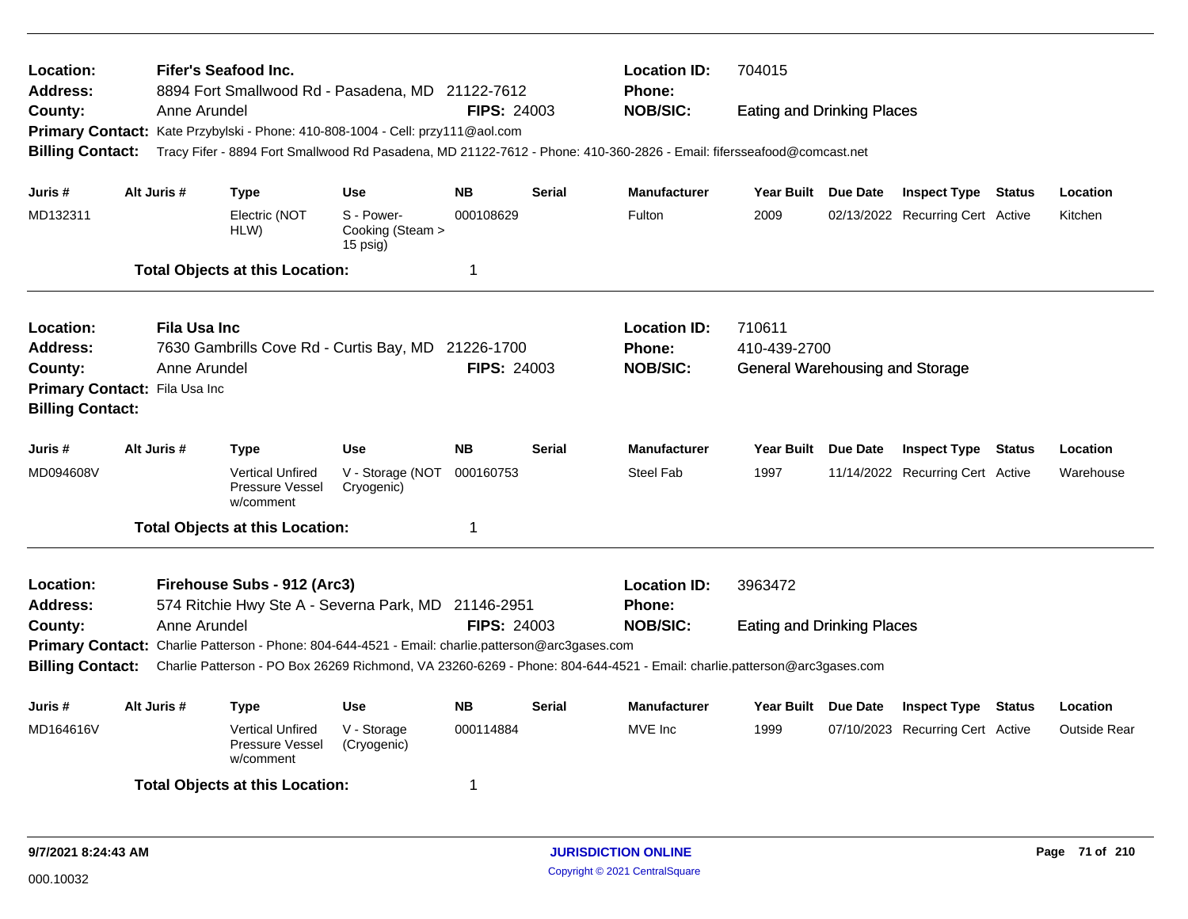**Location:** Fifer's Seafood Inc.
**Address:** 8894 Fort Smallwood Rd - Pasadena, MD 21122-7612
**County:** Anne Arundel **FIPS:** 24003
**Location ID:** 704015
**Phone:**
**NOB/SIC:** Eating and Drinking Places
**Primary Contact:** Kate Przybylski - Phone: 410-808-1004 - Cell: przy111@aol.com
**Billing Contact:** Tracy Fifer - 8894 Fort Smallwood Rd Pasadena, MD 21122-7612 - Phone: 410-360-2826 - Email: fifersseafood@comcast.net

| Juris # | Alt Juris # | Type | Use | NB | Serial | Manufacturer | Year Built | Due Date | Inspect Type | Status | Location |
|---|---|---|---|---|---|---|---|---|---|---|---|
| MD132311 | | Electric (NOT HLW) | S - Power-Cooking (Steam > 15 psig) | 000108629 | | Fulton | 2009 | 02/13/2022 | Recurring Cert | Active | Kitchen |

**Total Objects at this Location:** 1

---

**Location:** Fila Usa Inc
**Address:** 7630 Gambrills Cove Rd - Curtis Bay, MD 21226-1700
**County:** Anne Arundel **FIPS:** 24003
**Location ID:** 710611
**Phone:** 410-439-2700
**NOB/SIC:** General Warehousing and Storage
**Primary Contact:** Fila Usa Inc
**Billing Contact:**

| Juris # | Alt Juris # | Type | Use | NB | Serial | Manufacturer | Year Built | Due Date | Inspect Type | Status | Location |
|---|---|---|---|---|---|---|---|---|---|---|---|
| MD094608V | | Vertical Unfired Pressure Vessel w/comment | V - Storage (NOT Cryogenic) | 000160753 | | Steel Fab | 1997 | 11/14/2022 | Recurring Cert | Active | Warehouse |

**Total Objects at this Location:** 1

---

**Location:** Firehouse Subs - 912 (Arc3)
**Address:** 574 Ritchie Hwy Ste A - Severna Park, MD 21146-2951
**County:** Anne Arundel **FIPS:** 24003
**Location ID:** 3963472
**Phone:**
**NOB/SIC:** Eating and Drinking Places
**Primary Contact:** Charlie Patterson - Phone: 804-644-4521 - Email: charlie.patterson@arc3gases.com
**Billing Contact:** Charlie Patterson - PO Box 26269 Richmond, VA 23260-6269 - Phone: 804-644-4521 - Email: charlie.patterson@arc3gases.com

| Juris # | Alt Juris # | Type | Use | NB | Serial | Manufacturer | Year Built | Due Date | Inspect Type | Status | Location |
|---|---|---|---|---|---|---|---|---|---|---|---|
| MD164616V | | Vertical Unfired Pressure Vessel w/comment | V - Storage (Cryogenic) | 000114884 | | MVE Inc | 1999 | 07/10/2023 | Recurring Cert | Active | Outside Rear |

**Total Objects at this Location:** 1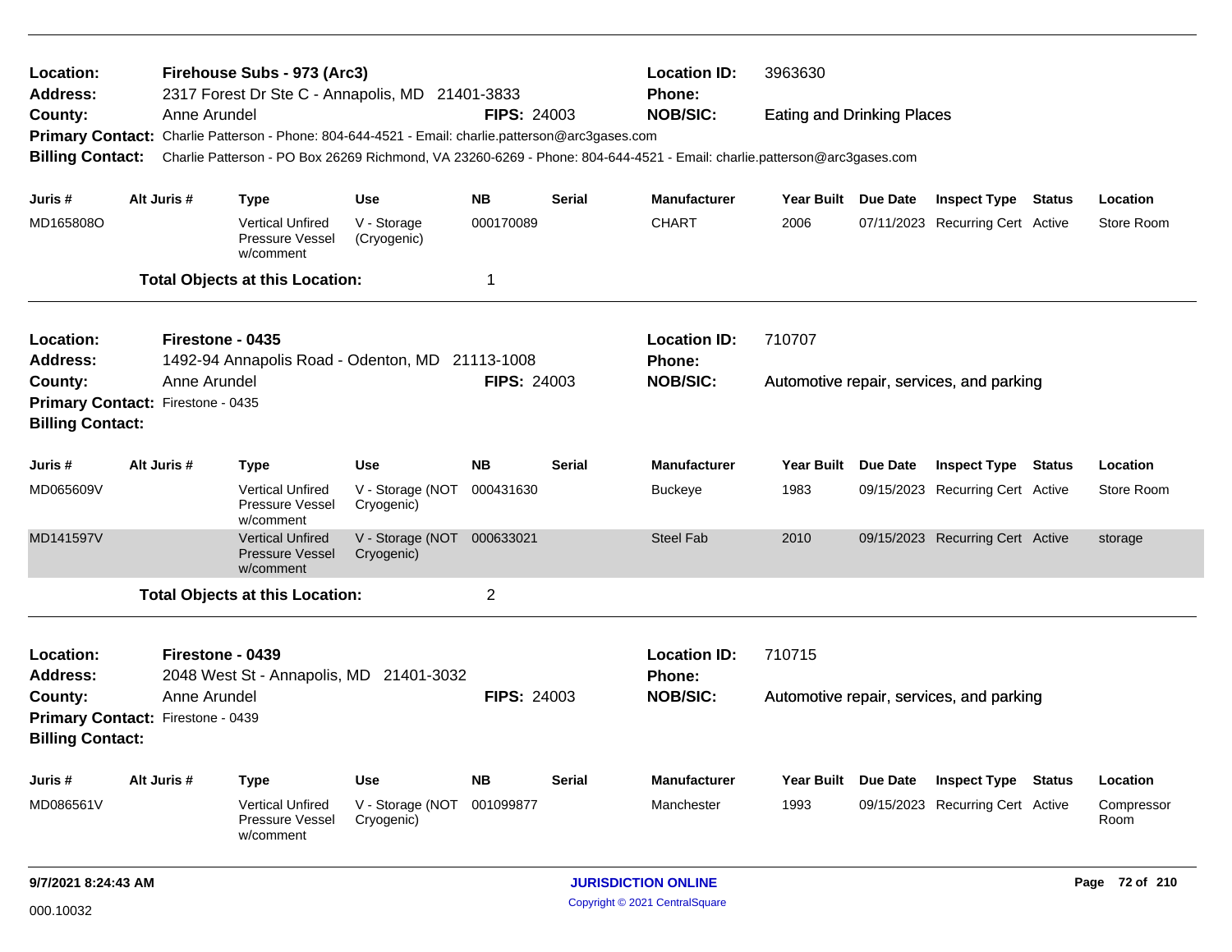**Location:** Firehouse Subs - 973 (Arc3)
**Location ID:** 3963630
**Address:** 2317 Forest Dr Ste C - Annapolis, MD 21401-3833
**Phone:**
**County:** Anne Arundel
**FIPS:** 24003
**NOB/SIC:** Eating and Drinking Places
**Primary Contact:** Charlie Patterson - Phone: 804-644-4521 - Email: charlie.patterson@arc3gases.com
**Billing Contact:** Charlie Patterson - PO Box 26269 Richmond, VA 23260-6269 - Phone: 804-644-4521 - Email: charlie.patterson@arc3gases.com

| Juris # | Alt Juris # | Type | Use | NB | Serial | Manufacturer | Year Built | Due Date | Inspect Type | Status | Location |
|---|---|---|---|---|---|---|---|---|---|---|---|
| MD165808O | | Vertical Unfired Pressure Vessel w/comment | V - Storage (Cryogenic) | 000170089 | | CHART | 2006 | 07/11/2023 | Recurring Cert | Active | Store Room |

**Total Objects at this Location:** 1

---

**Location:** Firestone - 0435
**Location ID:** 710707
**Address:** 1492-94 Annapolis Road - Odenton, MD 21113-1008
**Phone:**
**County:** Anne Arundel
**FIPS:** 24003
**NOB/SIC:** Automotive repair, services, and parking
**Primary Contact:** Firestone - 0435
**Billing Contact:**

| Juris # | Alt Juris # | Type | Use | NB | Serial | Manufacturer | Year Built | Due Date | Inspect Type | Status | Location |
|---|---|---|---|---|---|---|---|---|---|---|---|
| MD065609V | | Vertical Unfired Pressure Vessel w/comment | V - Storage (NOT Cryogenic) | 000431630 | | Buckeye | 1983 | 09/15/2023 | Recurring Cert | Active | Store Room |
| MD141597V | | Vertical Unfired Pressure Vessel w/comment | V - Storage (NOT Cryogenic) | 000633021 | | Steel Fab | 2010 | 09/15/2023 | Recurring Cert | Active | storage |

**Total Objects at this Location:** 2

---

**Location:** Firestone - 0439
**Location ID:** 710715
**Address:** 2048 West St - Annapolis, MD 21401-3032
**Phone:**
**County:** Anne Arundel
**FIPS:** 24003
**NOB/SIC:** Automotive repair, services, and parking
**Primary Contact:** Firestone - 0439
**Billing Contact:**

| Juris # | Alt Juris # | Type | Use | NB | Serial | Manufacturer | Year Built | Due Date | Inspect Type | Status | Location |
|---|---|---|---|---|---|---|---|---|---|---|---|
| MD086561V | | Vertical Unfired Pressure Vessel w/comment | V - Storage (NOT Cryogenic) | 001099877 | | Manchester | 1993 | 09/15/2023 | Recurring Cert | Active | Compressor Room |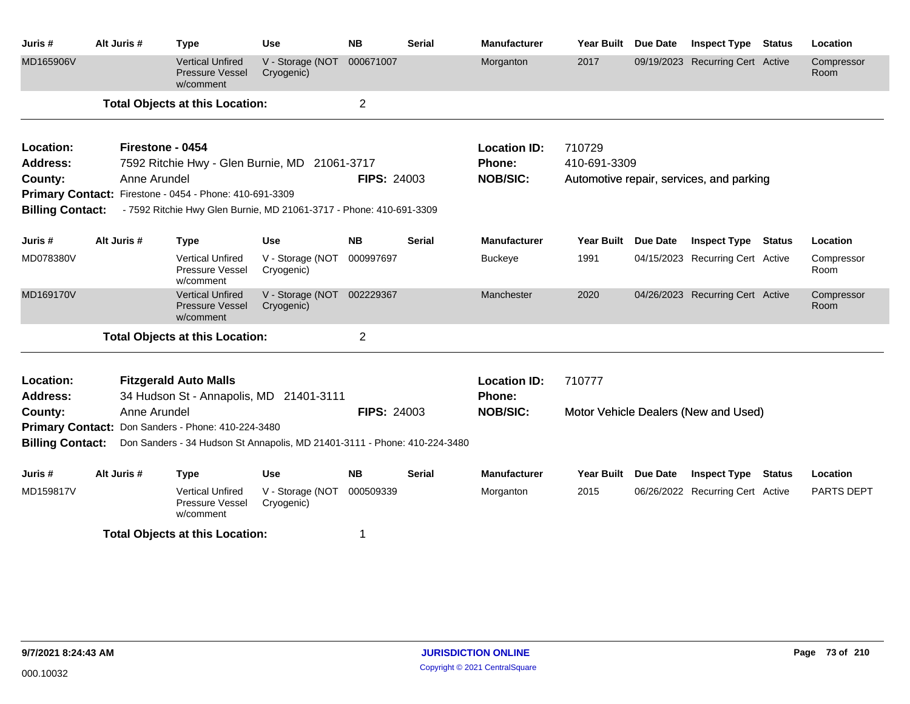| Juris # | Alt Juris # | Type | Use | NB | Serial | Manufacturer | Year Built | Due Date | Inspect Type | Status | Location |
|---|---|---|---|---|---|---|---|---|---|---|---|
| MD165906V | | Vertical Unfired Pressure Vessel w/comment | V - Storage (NOT Cryogenic) | 000671007 | | Morganton | 2017 | 09/19/2023 | Recurring Cert | Active | Compressor Room |

**Total Objects at this Location:** 2

---

**Location:** Firestone - 0454
**Address:** 7592 Ritchie Hwy - Glen Burnie, MD 21061-3717
**County:** Anne Arundel
**FIPS:** 24003
**Location ID:** 710729
**Phone:** 410-691-3309
**NOB/SIC:** Automotive repair, services, and parking
**Primary Contact:** Firestone - 0454 - Phone: 410-691-3309
**Billing Contact:** - 7592 Ritchie Hwy Glen Burnie, MD 21061-3717 - Phone: 410-691-3309

| Juris # | Alt Juris # | Type | Use | NB | Serial | Manufacturer | Year Built | Due Date | Inspect Type | Status | Location |
|---|---|---|---|---|---|---|---|---|---|---|---|
| MD078380V | | Vertical Unfired Pressure Vessel w/comment | V - Storage (NOT Cryogenic) | 000997697 | | Buckeye | 1991 | 04/15/2023 | Recurring Cert | Active | Compressor Room |
| MD169170V | | Vertical Unfired Pressure Vessel w/comment | V - Storage (NOT Cryogenic) | 002229367 | | Manchester | 2020 | 04/26/2023 | Recurring Cert | Active | Compressor Room |

**Total Objects at this Location:** 2

---

**Location:** Fitzgerald Auto Malls
**Address:** 34 Hudson St - Annapolis, MD 21401-3111
**County:** Anne Arundel
**FIPS:** 24003
**Location ID:** 710777
**Phone:**
**NOB/SIC:** Motor Vehicle Dealers (New and Used)
**Primary Contact:** Don Sanders - Phone: 410-224-3480
**Billing Contact:** Don Sanders - 34 Hudson St Annapolis, MD 21401-3111 - Phone: 410-224-3480

| Juris # | Alt Juris # | Type | Use | NB | Serial | Manufacturer | Year Built | Due Date | Inspect Type | Status | Location |
|---|---|---|---|---|---|---|---|---|---|---|---|
| MD159817V | | Vertical Unfired Pressure Vessel w/comment | V - Storage (NOT Cryogenic) | 000509339 | | Morganton | 2015 | 06/26/2022 | Recurring Cert | Active | PARTS DEPT |

**Total Objects at this Location:** 1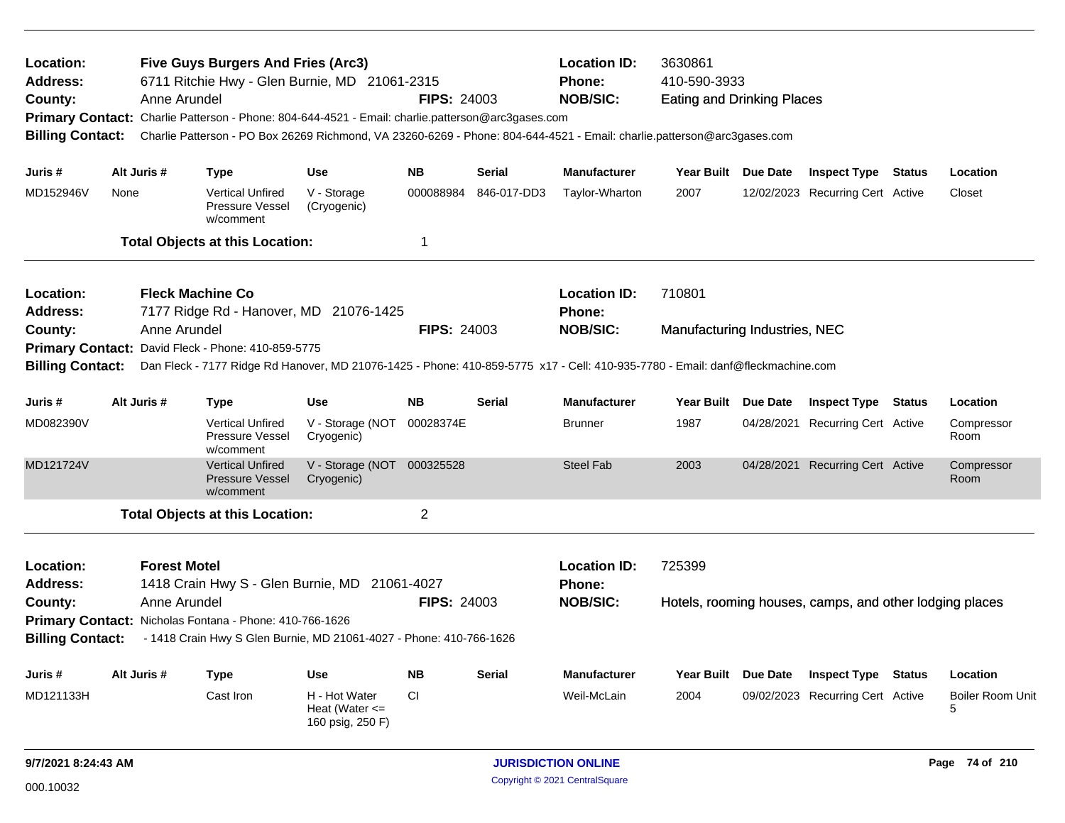**Location:** Five Guys Burgers And Fries (Arc3)
**Location ID:** 3630861
**Address:** 6711 Ritchie Hwy - Glen Burnie, MD 21061-2315
**Phone:** 410-590-3933
**County:** Anne Arundel
**FIPS:** 24003
**NOB/SIC:** Eating and Drinking Places
**Primary Contact:** Charlie Patterson - Phone: 804-644-4521 - Email: charlie.patterson@arc3gases.com
**Billing Contact:** Charlie Patterson - PO Box 26269 Richmond, VA 23260-6269 - Phone: 804-644-4521 - Email: charlie.patterson@arc3gases.com

| Juris # | Alt Juris # | Type | Use | NB | Serial | Manufacturer | Year Built | Due Date | Inspect Type | Status | Location |
|---|---|---|---|---|---|---|---|---|---|---|---|
| MD152946V | None | Vertical Unfired Pressure Vessel w/comment | V - Storage (Cryogenic) | 000088984 | 846-017-DD3 | Taylor-Wharton | 2007 | 12/02/2023 | Recurring Cert | Active | Closet |

**Total Objects at this Location:** 1

---

**Location:** Fleck Machine Co
**Location ID:** 710801
**Address:** 7177 Ridge Rd - Hanover, MD 21076-1425
**Phone:**
**County:** Anne Arundel
**FIPS:** 24003
**NOB/SIC:** Manufacturing Industries, NEC
**Primary Contact:** David Fleck - Phone: 410-859-5775
**Billing Contact:** Dan Fleck - 7177 Ridge Rd Hanover, MD 21076-1425 - Phone: 410-859-5775 x17 - Cell: 410-935-7780 - Email: danf@fleckmachine.com

| Juris # | Alt Juris # | Type | Use | NB | Serial | Manufacturer | Year Built | Due Date | Inspect Type | Status | Location |
|---|---|---|---|---|---|---|---|---|---|---|---|
| MD082390V | | Vertical Unfired Pressure Vessel w/comment | V - Storage (NOT Cryogenic) | 00028374E | | Brunner | 1987 | 04/28/2021 | Recurring Cert | Active | Compressor Room |
| MD121724V | | Vertical Unfired Pressure Vessel w/comment | V - Storage (NOT Cryogenic) | 000325528 | | Steel Fab | 2003 | 04/28/2021 | Recurring Cert | Active | Compressor Room |

**Total Objects at this Location:** 2

---

**Location:** Forest Motel
**Location ID:** 725399
**Address:** 1418 Crain Hwy S - Glen Burnie, MD 21061-4027
**Phone:**
**County:** Anne Arundel
**FIPS:** 24003
**NOB/SIC:** Hotels, rooming houses, camps, and other lodging places
**Primary Contact:** Nicholas Fontana - Phone: 410-766-1626
**Billing Contact:** - 1418 Crain Hwy S Glen Burnie, MD 21061-4027 - Phone: 410-766-1626

| Juris # | Alt Juris # | Type | Use | NB | Serial | Manufacturer | Year Built | Due Date | Inspect Type | Status | Location |
|---|---|---|---|---|---|---|---|---|---|---|---|
| MD121133H | | Cast Iron | H - Hot Water Heat (Water <= 160 psig, 250 F) | CI | | Weil-McLain | 2004 | 09/02/2023 | Recurring Cert | Active | Boiler Room Unit 5 |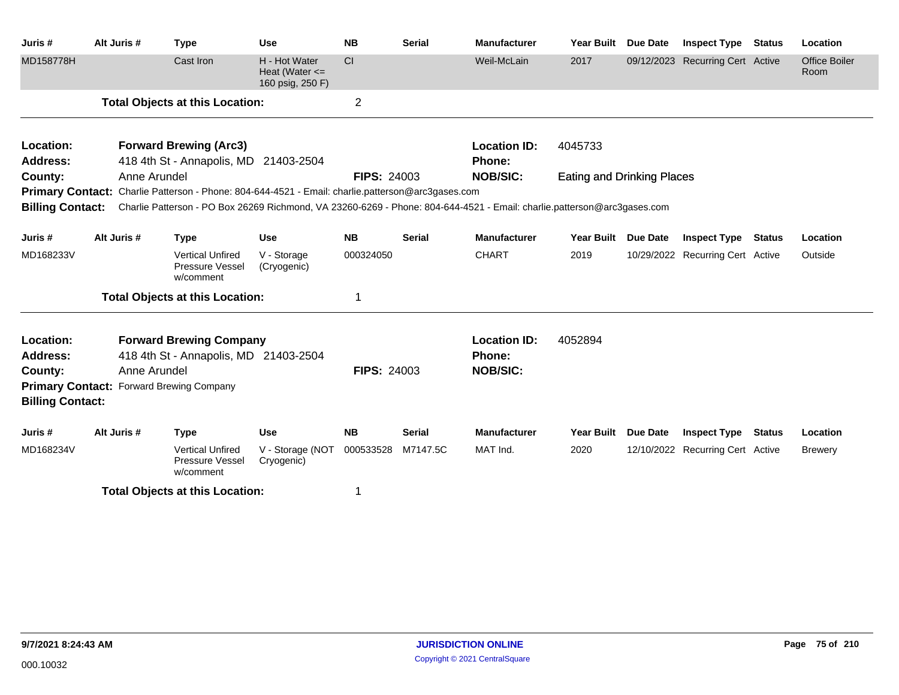| Juris # | Alt Juris # | Type | Use | NB | Serial | Manufacturer | Year Built | Due Date | Inspect Type | Status | Location |
|---|---|---|---|---|---|---|---|---|---|---|---|
| MD158778H | | Cast Iron | H - Hot Water Heat (Water <= 160 psig, 250 F) | CI | | Weil-McLain | 2017 | 09/12/2023 | Recurring Cert | Active | Office Boiler Room |

**Total Objects at this Location:** 2

---

**Location:** Forward Brewing (Arc3)
**Location ID:** 4045733
**Address:** 418 4th St - Annapolis, MD 21403-2504
**Phone:**
**County:** Anne Arundel
**FIPS:** 24003
**NOB/SIC:** Eating and Drinking Places
**Primary Contact:** Charlie Patterson - Phone: 804-644-4521 - Email: charlie.patterson@arc3gases.com
**Billing Contact:** Charlie Patterson - PO Box 26269 Richmond, VA 23260-6269 - Phone: 804-644-4521 - Email: charlie.patterson@arc3gases.com

| Juris # | Alt Juris # | Type | Use | NB | Serial | Manufacturer | Year Built | Due Date | Inspect Type | Status | Location |
|---|---|---|---|---|---|---|---|---|---|---|---|
| MD168233V | | Vertical Unfired Pressure Vessel w/comment | V - Storage (Cryogenic) | 000324050 | | CHART | 2019 | 10/29/2022 | Recurring Cert | Active | Outside |

**Total Objects at this Location:** 1

---

**Location:** Forward Brewing Company
**Location ID:** 4052894
**Address:** 418 4th St - Annapolis, MD 21403-2504
**Phone:**
**County:** Anne Arundel
**FIPS:** 24003
**NOB/SIC:**
**Primary Contact:** Forward Brewing Company
**Billing Contact:**

| Juris # | Alt Juris # | Type | Use | NB | Serial | Manufacturer | Year Built | Due Date | Inspect Type | Status | Location |
|---|---|---|---|---|---|---|---|---|---|---|---|
| MD168234V | | Vertical Unfired Pressure Vessel w/comment | V - Storage (NOT Cryogenic) | 000533528 | M7147.5C | MAT Ind. | 2020 | 12/10/2022 | Recurring Cert | Active | Brewery |

**Total Objects at this Location:** 1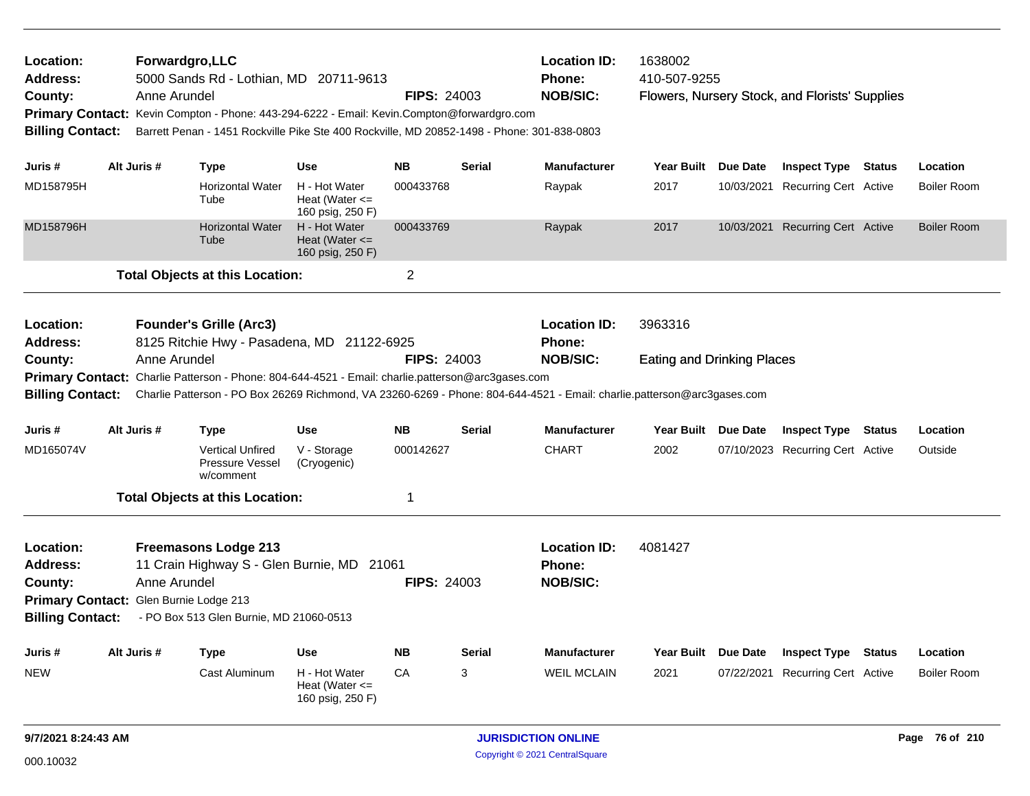**Location:** Forwardgro,LLC
**Address:** 5000 Sands Rd - Lothian, MD 20711-9613
**County:** Anne Arundel **FIPS:** 24003
**Location ID:** 1638002
**Phone:** 410-507-9255
**NOB/SIC:** Flowers, Nursery Stock, and Florists' Supplies
**Primary Contact:** Kevin Compton - Phone: 443-294-6222 - Email: Kevin.Compton@forwardgro.com
**Billing Contact:** Barrett Penan - 1451 Rockville Pike Ste 400 Rockville, MD 20852-1498 - Phone: 301-838-0803

| Juris # | Alt Juris # | Type | Use | NB | Serial | Manufacturer | Year Built | Due Date | Inspect Type | Status | Location |
|---|---|---|---|---|---|---|---|---|---|---|---|
| MD158795H | | Horizontal Water Tube | H - Hot Water Heat (Water <= 160 psig, 250 F) | 000433768 | | Raypak | 2017 | 10/03/2021 | Recurring Cert | Active | Boiler Room |
| MD158796H | | Horizontal Water Tube | H - Hot Water Heat (Water <= 160 psig, 250 F) | 000433769 | | Raypak | 2017 | 10/03/2021 | Recurring Cert | Active | Boiler Room |

**Total Objects at this Location:** 2

---

**Location:** Founder's Grille (Arc3)
**Address:** 8125 Ritchie Hwy - Pasadena, MD 21122-6925
**County:** Anne Arundel **FIPS:** 24003
**Location ID:** 3963316
**Phone:**
**NOB/SIC:** Eating and Drinking Places
**Primary Contact:** Charlie Patterson - Phone: 804-644-4521 - Email: charlie.patterson@arc3gases.com
**Billing Contact:** Charlie Patterson - PO Box 26269 Richmond, VA 23260-6269 - Phone: 804-644-4521 - Email: charlie.patterson@arc3gases.com

| Juris # | Alt Juris # | Type | Use | NB | Serial | Manufacturer | Year Built | Due Date | Inspect Type | Status | Location |
|---|---|---|---|---|---|---|---|---|---|---|---|
| MD165074V | | Vertical Unfired Pressure Vessel w/comment | V - Storage (Cryogenic) | 000142627 | | CHART | 2002 | 07/10/2023 | Recurring Cert | Active | Outside |

**Total Objects at this Location:** 1

---

**Location:** Freemasons Lodge 213
**Address:** 11 Crain Highway S - Glen Burnie, MD 21061
**County:** Anne Arundel **FIPS:** 24003
**Location ID:** 4081427
**Phone:**
**NOB/SIC:**
**Primary Contact:** Glen Burnie Lodge 213
**Billing Contact:** - PO Box 513 Glen Burnie, MD 21060-0513

| Juris # | Alt Juris # | Type | Use | NB | Serial | Manufacturer | Year Built | Due Date | Inspect Type | Status | Location |
|---|---|---|---|---|---|---|---|---|---|---|---|
| NEW | | Cast Aluminum | H - Hot Water Heat (Water <= 160 psig, 250 F) | CA | 3 | WEIL MCLAIN | 2021 | 07/22/2021 | Recurring Cert | Active | Boiler Room |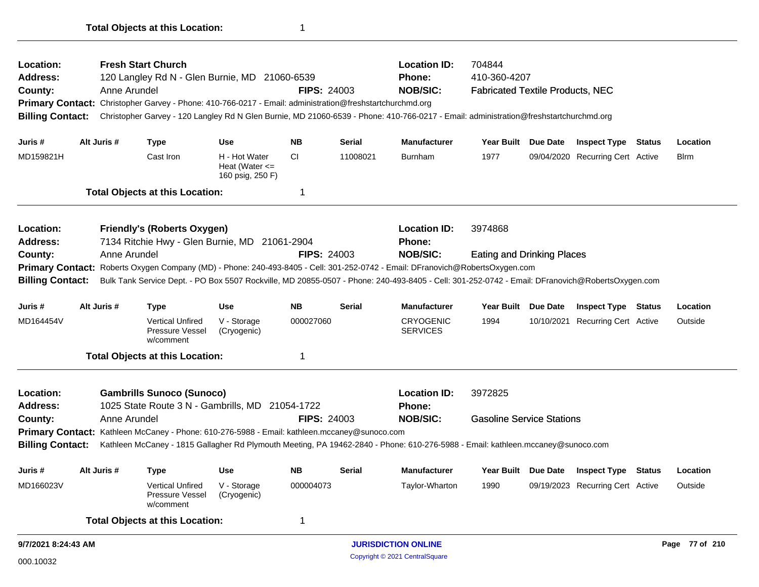**Total Objects at this Location:** 1

---

**Location:** **Fresh Start Church** — **Location ID:** 704844
**Address:** 120 Langley Rd N - Glen Burnie, MD 21060-6539 — **Phone:** 410-360-4207
**County:** Anne Arundel — **FIPS:** 24003 — **NOB/SIC:** Fabricated Textile Products, NEC
**Primary Contact:** Christopher Garvey - Phone: 410-766-0217 - Email: administration@freshstartchurchmd.org
**Billing Contact:** Christopher Garvey - 120 Langley Rd N Glen Burnie, MD 21060-6539 - Phone: 410-766-0217 - Email: administration@freshstartchurchmd.org

| Juris # | Alt Juris # | Type | Use | NB | Serial | Manufacturer | Year Built | Due Date | Inspect Type | Status | Location |
|---|---|---|---|---|---|---|---|---|---|---|---|
| MD159821H | | Cast Iron | H - Hot Water Heat (Water <= 160 psig, 250 F) | CI | 11008021 | Burnham | 1977 | 09/04/2020 | Recurring Cert | Active | Blrm |

**Total Objects at this Location:** 1

---

**Location:** **Friendly's (Roberts Oxygen)** — **Location ID:** 3974868
**Address:** 7134 Ritchie Hwy - Glen Burnie, MD 21061-2904 — **Phone:**
**County:** Anne Arundel — **FIPS:** 24003 — **NOB/SIC:** Eating and Drinking Places
**Primary Contact:** Roberts Oxygen Company (MD) - Phone: 240-493-8405 - Cell: 301-252-0742 - Email: DFranovich@RobertsOxygen.com
**Billing Contact:** Bulk Tank Service Dept. - PO Box 5507 Rockville, MD 20855-0507 - Phone: 240-493-8405 - Cell: 301-252-0742 - Email: DFranovich@RobertsOxygen.com

| Juris # | Alt Juris # | Type | Use | NB | Serial | Manufacturer | Year Built | Due Date | Inspect Type | Status | Location |
|---|---|---|---|---|---|---|---|---|---|---|---|
| MD164454V | | Vertical Unfired Pressure Vessel w/comment | V - Storage (Cryogenic) | 000027060 | | CRYOGENIC SERVICES | 1994 | 10/10/2021 | Recurring Cert | Active | Outside |

**Total Objects at this Location:** 1

---

**Location:** **Gambrills Sunoco (Sunoco)** — **Location ID:** 3972825
**Address:** 1025 State Route 3 N - Gambrills, MD 21054-1722 — **Phone:**
**County:** Anne Arundel — **FIPS:** 24003 — **NOB/SIC:** Gasoline Service Stations
**Primary Contact:** Kathleen McCaney - Phone: 610-276-5988 - Email: kathleen.mccaney@sunoco.com
**Billing Contact:** Kathleen McCaney - 1815 Gallagher Rd Plymouth Meeting, PA 19462-2840 - Phone: 610-276-5988 - Email: kathleen.mccaney@sunoco.com

| Juris # | Alt Juris # | Type | Use | NB | Serial | Manufacturer | Year Built | Due Date | Inspect Type | Status | Location |
|---|---|---|---|---|---|---|---|---|---|---|---|
| MD166023V | | Vertical Unfired Pressure Vessel w/comment | V - Storage (Cryogenic) | 000004073 | | Taylor-Wharton | 1990 | 09/19/2023 | Recurring Cert | Active | Outside |

**Total Objects at this Location:** 1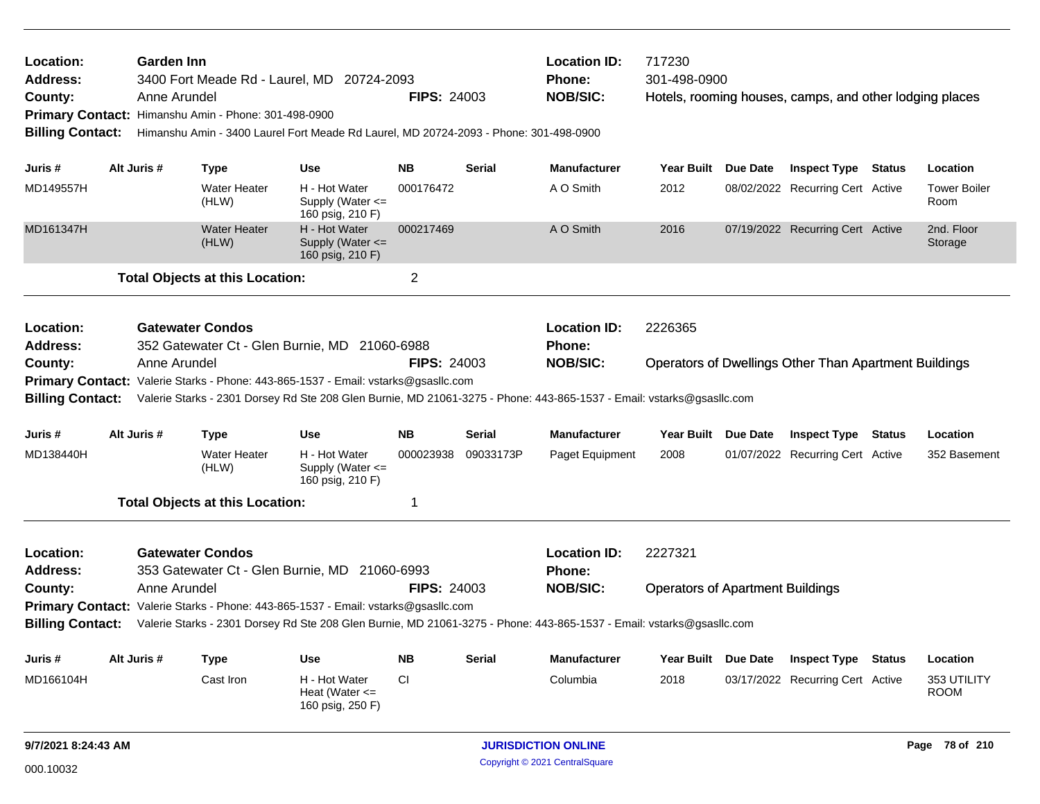**Location:** Garden Inn
**Address:** 3400 Fort Meade Rd - Laurel, MD 20724-2093
**County:** Anne Arundel **FIPS:** 24003
**Location ID:** 717230
**Phone:** 301-498-0900
**NOB/SIC:** Hotels, rooming houses, camps, and other lodging places
**Primary Contact:** Himanshu Amin - Phone: 301-498-0900
**Billing Contact:** Himanshu Amin - 3400 Laurel Fort Meade Rd Laurel, MD 20724-2093 - Phone: 301-498-0900

| Juris # | Alt Juris # | Type | Use | NB | Serial | Manufacturer | Year Built | Due Date | Inspect Type | Status | Location |
|---|---|---|---|---|---|---|---|---|---|---|---|
| MD149557H | | Water Heater (HLW) | H - Hot Water Supply (Water <= 160 psig, 210 F) | 000176472 | | A O Smith | 2012 | 08/02/2022 | Recurring Cert | Active | Tower Boiler Room |
| MD161347H | | Water Heater (HLW) | H - Hot Water Supply (Water <= 160 psig, 210 F) | 000217469 | | A O Smith | 2016 | 07/19/2022 | Recurring Cert | Active | 2nd. Floor Storage |

**Total Objects at this Location:** 2

---

**Location:** Gatewater Condos
**Address:** 352 Gatewater Ct - Glen Burnie, MD 21060-6988
**County:** Anne Arundel **FIPS:** 24003
**Location ID:** 2226365
**Phone:**
**NOB/SIC:** Operators of Dwellings Other Than Apartment Buildings
**Primary Contact:** Valerie Starks - Phone: 443-865-1537 - Email: vstarks@gsasllc.com
**Billing Contact:** Valerie Starks - 2301 Dorsey Rd Ste 208 Glen Burnie, MD 21061-3275 - Phone: 443-865-1537 - Email: vstarks@gsasllc.com

| Juris # | Alt Juris # | Type | Use | NB | Serial | Manufacturer | Year Built | Due Date | Inspect Type | Status | Location |
|---|---|---|---|---|---|---|---|---|---|---|---|
| MD138440H | | Water Heater (HLW) | H - Hot Water Supply (Water <= 160 psig, 210 F) | 000023938 | 09033173P | Paget Equipment | 2008 | 01/07/2022 | Recurring Cert | Active | 352 Basement |

**Total Objects at this Location:** 1

---

**Location:** Gatewater Condos
**Address:** 353 Gatewater Ct - Glen Burnie, MD 21060-6993
**County:** Anne Arundel **FIPS:** 24003
**Location ID:** 2227321
**Phone:**
**NOB/SIC:** Operators of Apartment Buildings
**Primary Contact:** Valerie Starks - Phone: 443-865-1537 - Email: vstarks@gsasllc.com
**Billing Contact:** Valerie Starks - 2301 Dorsey Rd Ste 208 Glen Burnie, MD 21061-3275 - Phone: 443-865-1537 - Email: vstarks@gsasllc.com

| Juris # | Alt Juris # | Type | Use | NB | Serial | Manufacturer | Year Built | Due Date | Inspect Type | Status | Location |
|---|---|---|---|---|---|---|---|---|---|---|---|
| MD166104H | | Cast Iron | H - Hot Water Heat (Water <= 160 psig, 250 F) | CI | | Columbia | 2018 | 03/17/2022 | Recurring Cert | Active | 353 UTILITY ROOM |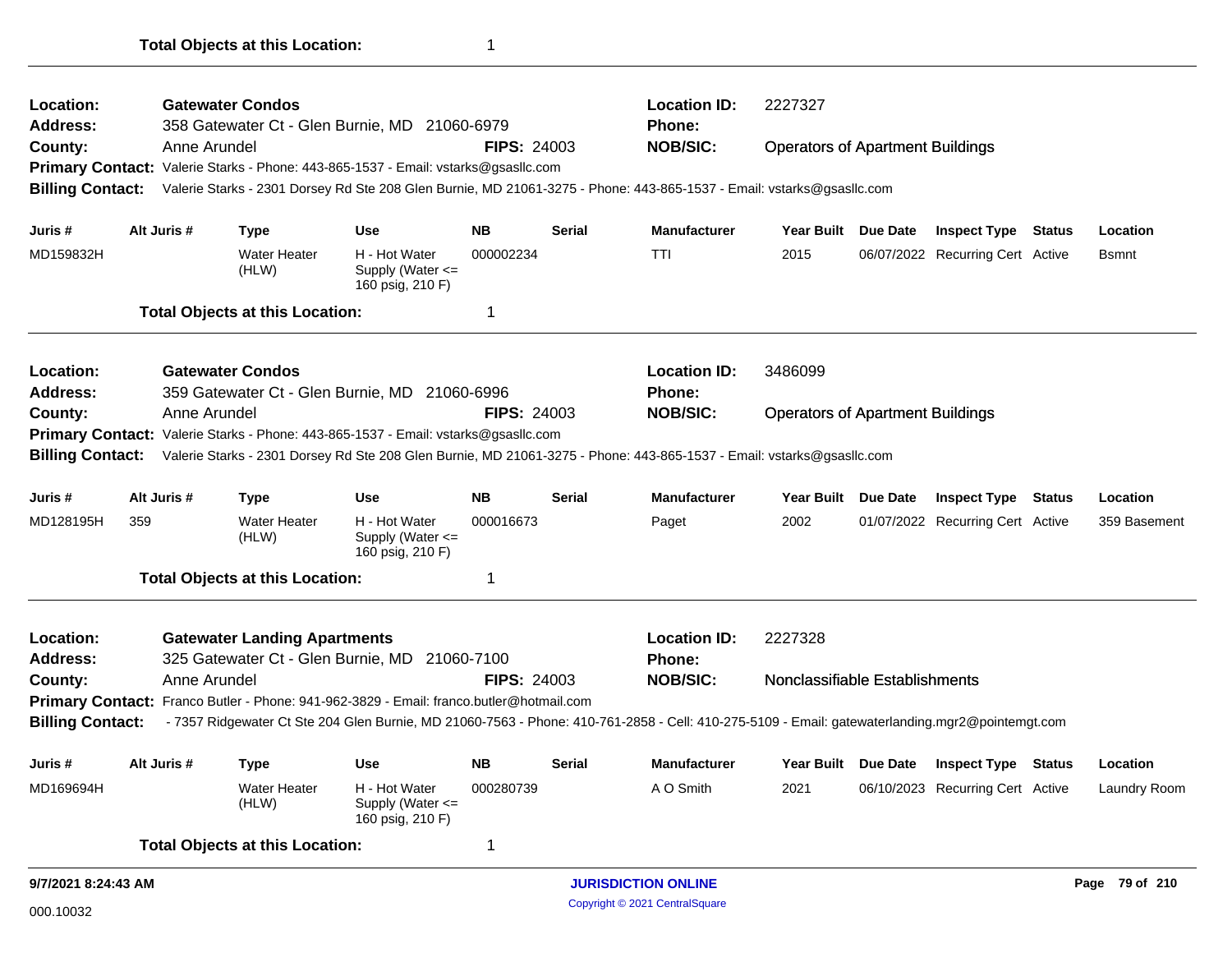**Total Objects at this Location:** 1

---

**Location:** Gatewater Condos | **Location ID:** 2227327
**Address:** 358 Gatewater Ct - Glen Burnie, MD 21060-6979 | **Phone:**
**County:** Anne Arundel | **FIPS:** 24003 | **NOB/SIC:** Operators of Apartment Buildings
**Primary Contact:** Valerie Starks - Phone: 443-865-1537 - Email: vstarks@gsasllc.com
**Billing Contact:** Valerie Starks - 2301 Dorsey Rd Ste 208 Glen Burnie, MD 21061-3275 - Phone: 443-865-1537 - Email: vstarks@gsasllc.com

| Juris # | Alt Juris # | Type | Use | NB | Serial | Manufacturer | Year Built | Due Date | Inspect Type | Status | Location |
|---|---|---|---|---|---|---|---|---|---|---|---|
| MD159832H | | Water Heater (HLW) | H - Hot Water Supply (Water <= 160 psig, 210 F) | 000002234 | | TTI | 2015 | 06/07/2022 | Recurring Cert | Active | Bsmnt |

**Total Objects at this Location:** 1

---

**Location:** Gatewater Condos | **Location ID:** 3486099
**Address:** 359 Gatewater Ct - Glen Burnie, MD 21060-6996 | **Phone:**
**County:** Anne Arundel | **FIPS:** 24003 | **NOB/SIC:** Operators of Apartment Buildings
**Primary Contact:** Valerie Starks - Phone: 443-865-1537 - Email: vstarks@gsasllc.com
**Billing Contact:** Valerie Starks - 2301 Dorsey Rd Ste 208 Glen Burnie, MD 21061-3275 - Phone: 443-865-1537 - Email: vstarks@gsasllc.com

| Juris # | Alt Juris # | Type | Use | NB | Serial | Manufacturer | Year Built | Due Date | Inspect Type | Status | Location |
|---|---|---|---|---|---|---|---|---|---|---|---|
| MD128195H | 359 | Water Heater (HLW) | H - Hot Water Supply (Water <= 160 psig, 210 F) | 000016673 | | Paget | 2002 | 01/07/2022 | Recurring Cert | Active | 359 Basement |

**Total Objects at this Location:** 1

---

**Location:** Gatewater Landing Apartments | **Location ID:** 2227328
**Address:** 325 Gatewater Ct - Glen Burnie, MD 21060-7100 | **Phone:**
**County:** Anne Arundel | **FIPS:** 24003 | **NOB/SIC:** Nonclassifiable Establishments
**Primary Contact:** Franco Butler - Phone: 941-962-3829 - Email: franco.butler@hotmail.com
**Billing Contact:** - 7357 Ridgewater Ct Ste 204 Glen Burnie, MD 21060-7563 - Phone: 410-761-2858 - Cell: 410-275-5109 - Email: gatewaterlanding.mgr2@pointemgt.com

| Juris # | Alt Juris # | Type | Use | NB | Serial | Manufacturer | Year Built | Due Date | Inspect Type | Status | Location |
|---|---|---|---|---|---|---|---|---|---|---|---|
| MD169694H | | Water Heater (HLW) | H - Hot Water Supply (Water <= 160 psig, 210 F) | 000280739 | | A O Smith | 2021 | 06/10/2023 | Recurring Cert | Active | Laundry Room |

**Total Objects at this Location:** 1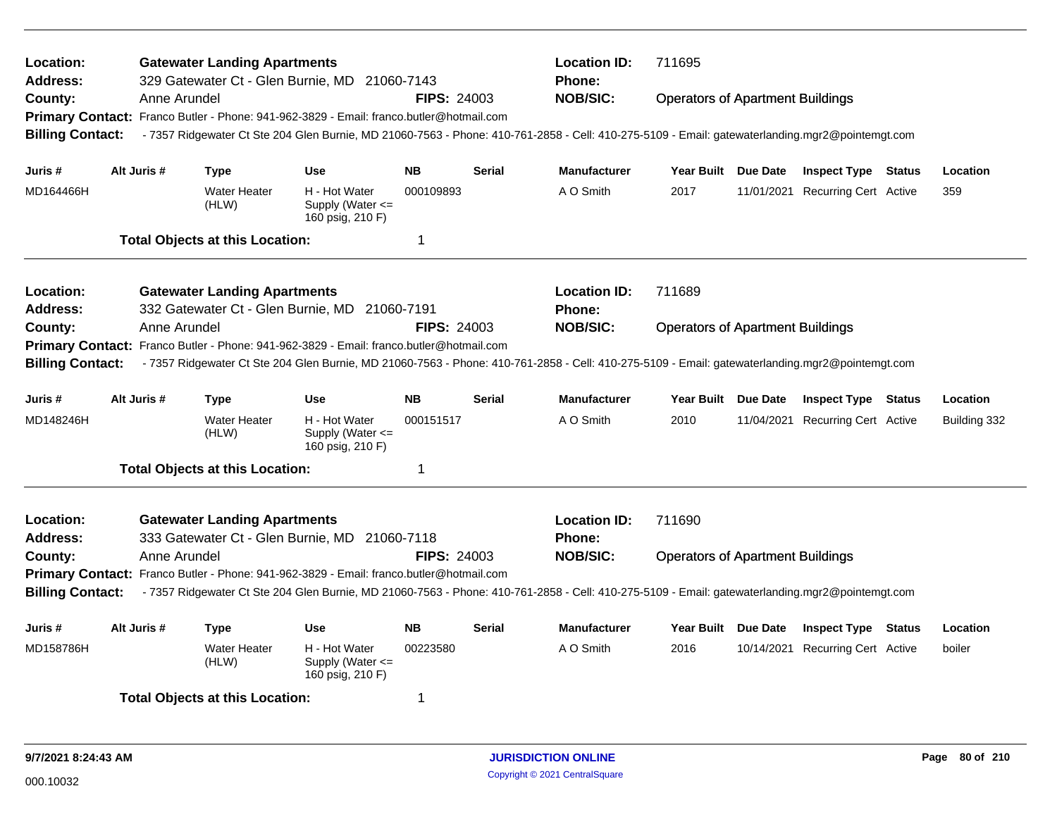**Location:** **Gatewater Landing Apartments** **Location ID:** 711695
**Address:** 329 Gatewater Ct - Glen Burnie, MD 21060-7143 **Phone:**
**County:** Anne Arundel **FIPS:** 24003 **NOB/SIC:** Operators of Apartment Buildings
**Primary Contact:** Franco Butler - Phone: 941-962-3829 - Email: franco.butler@hotmail.com
**Billing Contact:** - 7357 Ridgewater Ct Ste 204 Glen Burnie, MD 21060-7563 - Phone: 410-761-2858 - Cell: 410-275-5109 - Email: gatewaterlanding.mgr2@pointemgt.com

| Juris # | Alt Juris # | Type | Use | NB | Serial | Manufacturer | Year Built | Due Date | Inspect Type | Status | Location |
|---|---|---|---|---|---|---|---|---|---|---|---|
| MD164466H | | Water Heater (HLW) | H - Hot Water Supply (Water <= 160 psig, 210 F) | 000109893 | | A O Smith | 2017 | 11/01/2021 | Recurring Cert | Active | 359 |

**Total Objects at this Location:** 1

---

**Location:** **Gatewater Landing Apartments** **Location ID:** 711689
**Address:** 332 Gatewater Ct - Glen Burnie, MD 21060-7191 **Phone:**
**County:** Anne Arundel **FIPS:** 24003 **NOB/SIC:** Operators of Apartment Buildings
**Primary Contact:** Franco Butler - Phone: 941-962-3829 - Email: franco.butler@hotmail.com
**Billing Contact:** - 7357 Ridgewater Ct Ste 204 Glen Burnie, MD 21060-7563 - Phone: 410-761-2858 - Cell: 410-275-5109 - Email: gatewaterlanding.mgr2@pointemgt.com

| Juris # | Alt Juris # | Type | Use | NB | Serial | Manufacturer | Year Built | Due Date | Inspect Type | Status | Location |
|---|---|---|---|---|---|---|---|---|---|---|---|
| MD148246H | | Water Heater (HLW) | H - Hot Water Supply (Water <= 160 psig, 210 F) | 000151517 | | A O Smith | 2010 | 11/04/2021 | Recurring Cert | Active | Building 332 |

**Total Objects at this Location:** 1

---

**Location:** **Gatewater Landing Apartments** **Location ID:** 711690
**Address:** 333 Gatewater Ct - Glen Burnie, MD 21060-7118 **Phone:**
**County:** Anne Arundel **FIPS:** 24003 **NOB/SIC:** Operators of Apartment Buildings
**Primary Contact:** Franco Butler - Phone: 941-962-3829 - Email: franco.butler@hotmail.com
**Billing Contact:** - 7357 Ridgewater Ct Ste 204 Glen Burnie, MD 21060-7563 - Phone: 410-761-2858 - Cell: 410-275-5109 - Email: gatewaterlanding.mgr2@pointemgt.com

| Juris # | Alt Juris # | Type | Use | NB | Serial | Manufacturer | Year Built | Due Date | Inspect Type | Status | Location |
|---|---|---|---|---|---|---|---|---|---|---|---|
| MD158786H | | Water Heater (HLW) | H - Hot Water Supply (Water <= 160 psig, 210 F) | 00223580 | | A O Smith | 2016 | 10/14/2021 | Recurring Cert | Active | boiler |

**Total Objects at this Location:** 1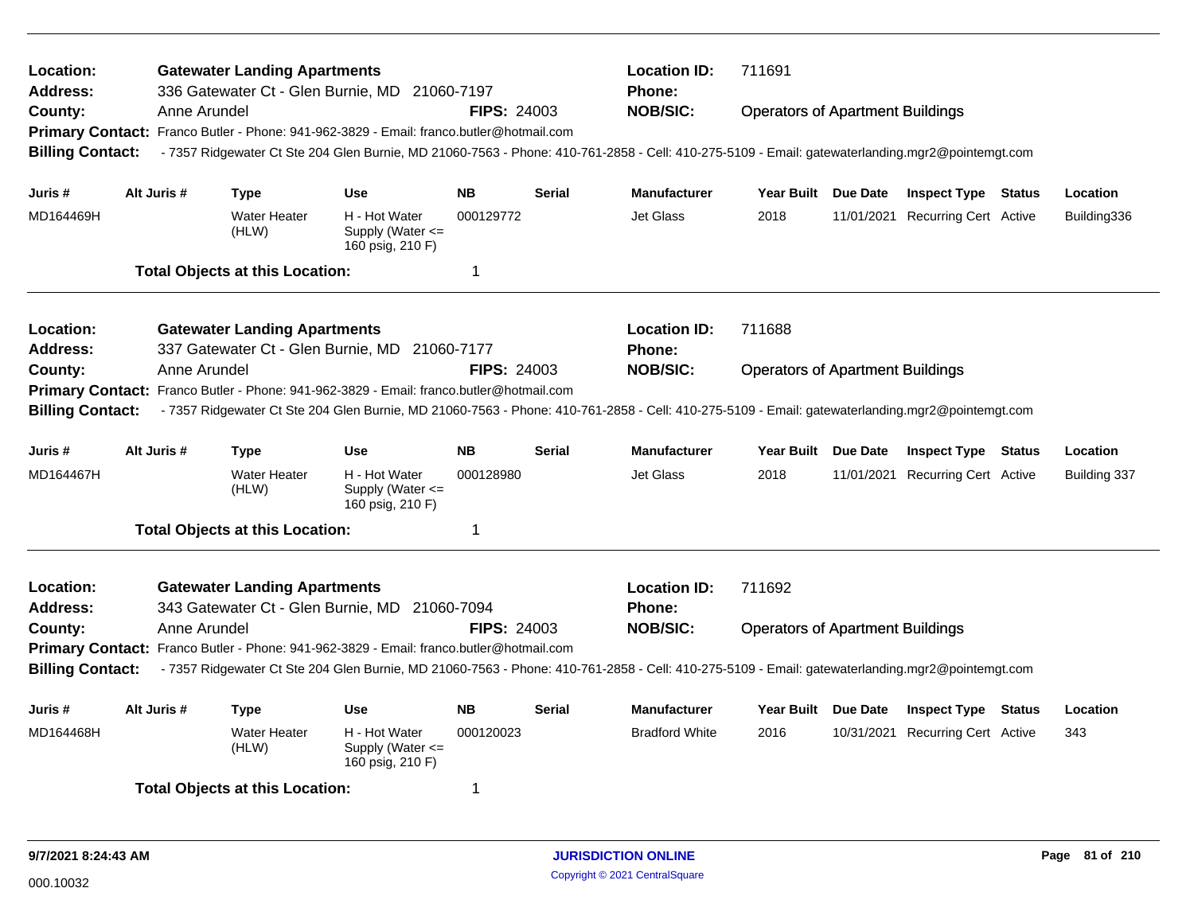**Location:** **Gatewater Landing Apartments** **Location ID:** 711691
**Address:** 336 Gatewater Ct - Glen Burnie, MD 21060-7197 **Phone:**
**County:** Anne Arundel **FIPS:** 24003 **NOB/SIC:** Operators of Apartment Buildings
**Primary Contact:** Franco Butler - Phone: 941-962-3829 - Email: franco.butler@hotmail.com
**Billing Contact:** - 7357 Ridgewater Ct Ste 204 Glen Burnie, MD 21060-7563 - Phone: 410-761-2858 - Cell: 410-275-5109 - Email: gatewaterlanding.mgr2@pointemgt.com

| Juris # | Alt Juris # | Type | Use | NB | Serial | Manufacturer | Year Built | Due Date | Inspect Type | Status | Location |
|---|---|---|---|---|---|---|---|---|---|---|---|
| MD164469H | | Water Heater (HLW) | H - Hot Water Supply (Water <= 160 psig, 210 F) | 000129772 | | Jet Glass | 2018 | 11/01/2021 | Recurring Cert | Active | Building336 |

**Total Objects at this Location:** 1

---

**Location:** **Gatewater Landing Apartments** **Location ID:** 711688
**Address:** 337 Gatewater Ct - Glen Burnie, MD 21060-7177 **Phone:**
**County:** Anne Arundel **FIPS:** 24003 **NOB/SIC:** Operators of Apartment Buildings
**Primary Contact:** Franco Butler - Phone: 941-962-3829 - Email: franco.butler@hotmail.com
**Billing Contact:** - 7357 Ridgewater Ct Ste 204 Glen Burnie, MD 21060-7563 - Phone: 410-761-2858 - Cell: 410-275-5109 - Email: gatewaterlanding.mgr2@pointemgt.com

| Juris # | Alt Juris # | Type | Use | NB | Serial | Manufacturer | Year Built | Due Date | Inspect Type | Status | Location |
|---|---|---|---|---|---|---|---|---|---|---|---|
| MD164467H | | Water Heater (HLW) | H - Hot Water Supply (Water <= 160 psig, 210 F) | 000128980 | | Jet Glass | 2018 | 11/01/2021 | Recurring Cert | Active | Building 337 |

**Total Objects at this Location:** 1

---

**Location:** **Gatewater Landing Apartments** **Location ID:** 711692
**Address:** 343 Gatewater Ct - Glen Burnie, MD 21060-7094 **Phone:**
**County:** Anne Arundel **FIPS:** 24003 **NOB/SIC:** Operators of Apartment Buildings
**Primary Contact:** Franco Butler - Phone: 941-962-3829 - Email: franco.butler@hotmail.com
**Billing Contact:** - 7357 Ridgewater Ct Ste 204 Glen Burnie, MD 21060-7563 - Phone: 410-761-2858 - Cell: 410-275-5109 - Email: gatewaterlanding.mgr2@pointemgt.com

| Juris # | Alt Juris # | Type | Use | NB | Serial | Manufacturer | Year Built | Due Date | Inspect Type | Status | Location |
|---|---|---|---|---|---|---|---|---|---|---|---|
| MD164468H | | Water Heater (HLW) | H - Hot Water Supply (Water <= 160 psig, 210 F) | 000120023 | | Bradford White | 2016 | 10/31/2021 | Recurring Cert | Active | 343 |

**Total Objects at this Location:** 1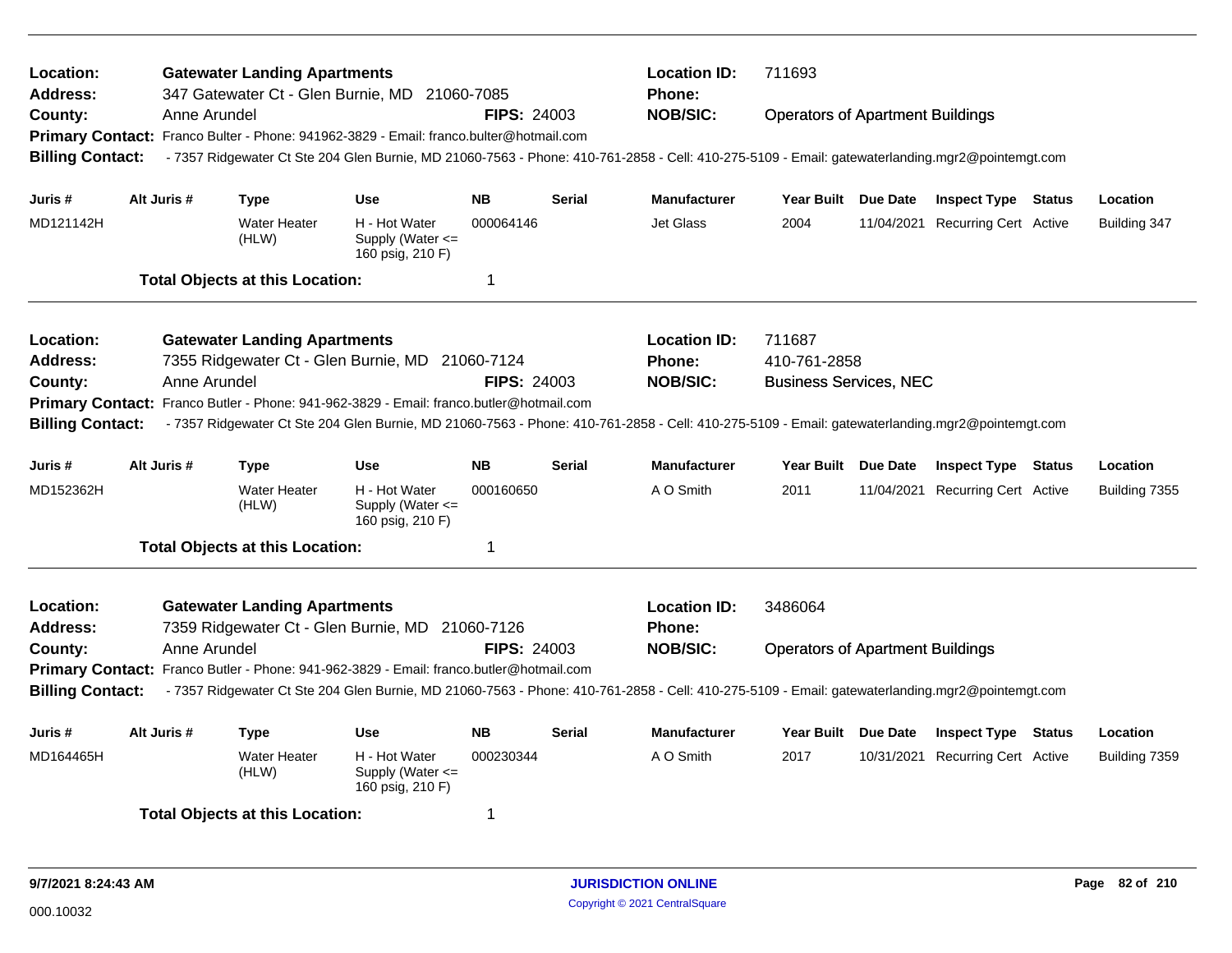**Location:** Gatewater Landing Apartments
**Address:** 347 Gatewater Ct - Glen Burnie, MD 21060-7085
**County:** Anne Arundel
**FIPS:** 24003
**Location ID:** 711693
**Phone:**
**NOB/SIC:** Operators of Apartment Buildings
**Primary Contact:** Franco Bulter - Phone: 941962-3829 - Email: franco.bulter@hotmail.com
**Billing Contact:** - 7357 Ridgewater Ct Ste 204 Glen Burnie, MD 21060-7563 - Phone: 410-761-2858 - Cell: 410-275-5109 - Email: gatewaterlanding.mgr2@pointemgt.com

| Juris # | Alt Juris # | Type | Use | NB | Serial | Manufacturer | Year Built | Due Date | Inspect Type | Status | Location |
|---|---|---|---|---|---|---|---|---|---|---|---|
| MD121142H | | Water Heater (HLW) | H - Hot Water Supply (Water <= 160 psig, 210 F) | 000064146 | | Jet Glass | 2004 | 11/04/2021 | Recurring Cert | Active | Building 347 |

**Total Objects at this Location:** 1

---

**Location:** Gatewater Landing Apartments
**Address:** 7355 Ridgewater Ct - Glen Burnie, MD 21060-7124
**County:** Anne Arundel
**FIPS:** 24003
**Location ID:** 711687
**Phone:** 410-761-2858
**NOB/SIC:** Business Services, NEC
**Primary Contact:** Franco Butler - Phone: 941-962-3829 - Email: franco.butler@hotmail.com
**Billing Contact:** - 7357 Ridgewater Ct Ste 204 Glen Burnie, MD 21060-7563 - Phone: 410-761-2858 - Cell: 410-275-5109 - Email: gatewaterlanding.mgr2@pointemgt.com

| Juris # | Alt Juris # | Type | Use | NB | Serial | Manufacturer | Year Built | Due Date | Inspect Type | Status | Location |
|---|---|---|---|---|---|---|---|---|---|---|---|
| MD152362H | | Water Heater (HLW) | H - Hot Water Supply (Water <= 160 psig, 210 F) | 000160650 | | A O Smith | 2011 | 11/04/2021 | Recurring Cert | Active | Building 7355 |

**Total Objects at this Location:** 1

---

**Location:** Gatewater Landing Apartments
**Address:** 7359 Ridgewater Ct - Glen Burnie, MD 21060-7126
**County:** Anne Arundel
**FIPS:** 24003
**Location ID:** 3486064
**Phone:**
**NOB/SIC:** Operators of Apartment Buildings
**Primary Contact:** Franco Butler - Phone: 941-962-3829 - Email: franco.butler@hotmail.com
**Billing Contact:** - 7357 Ridgewater Ct Ste 204 Glen Burnie, MD 21060-7563 - Phone: 410-761-2858 - Cell: 410-275-5109 - Email: gatewaterlanding.mgr2@pointemgt.com

| Juris # | Alt Juris # | Type | Use | NB | Serial | Manufacturer | Year Built | Due Date | Inspect Type | Status | Location |
|---|---|---|---|---|---|---|---|---|---|---|---|
| MD164465H | | Water Heater (HLW) | H - Hot Water Supply (Water <= 160 psig, 210 F) | 000230344 | | A O Smith | 2017 | 10/31/2021 | Recurring Cert | Active | Building 7359 |

**Total Objects at this Location:** 1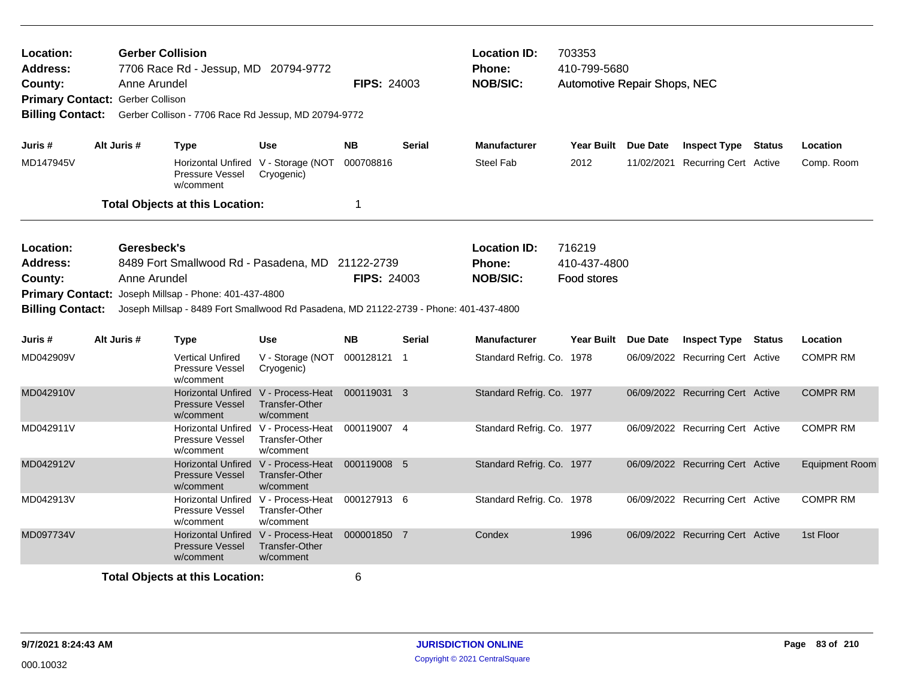**Location:** Gerber Collision
**Address:** 7706 Race Rd - Jessup, MD 20794-9772
**County:** Anne Arundel **FIPS:** 24003
**Primary Contact:** Gerber Collison
**Billing Contact:** Gerber Collison - 7706 Race Rd Jessup, MD 20794-9772

**Location ID:** 703353
**Phone:** 410-799-5680
**NOB/SIC:** Automotive Repair Shops, NEC

| Juris # | Alt Juris # | Type | Use | NB | Serial | Manufacturer | Year Built | Due Date | Inspect Type | Status | Location |
|---|---|---|---|---|---|---|---|---|---|---|---|
| MD147945V | | Horizontal Unfired Pressure Vessel w/comment | V - Storage (NOT Cryogenic) | 000708816 | | Steel Fab | 2012 | 11/02/2021 | Recurring Cert | Active | Comp. Room |

**Total Objects at this Location:** 1

---

**Location:** Geresbeck's
**Address:** 8489 Fort Smallwood Rd - Pasadena, MD 21122-2739
**County:** Anne Arundel **FIPS:** 24003
**Primary Contact:** Joseph Millsap - Phone: 401-437-4800
**Billing Contact:** Joseph Millsap - 8489 Fort Smallwood Rd Pasadena, MD 21122-2739 - Phone: 401-437-4800

**Location ID:** 716219
**Phone:** 410-437-4800
**NOB/SIC:** Food stores

| Juris # | Alt Juris # | Type | Use | NB | Serial | Manufacturer | Year Built | Due Date | Inspect Type | Status | Location |
|---|---|---|---|---|---|---|---|---|---|---|---|
| MD042909V | | Vertical Unfired Pressure Vessel w/comment | V - Storage (NOT Cryogenic) | 000128121 | 1 | Standard Refrig. Co. | 1978 | 06/09/2022 | Recurring Cert | Active | COMPR RM |
| MD042910V | | Horizontal Unfired Pressure Vessel w/comment | V - Process-Heat Transfer-Other w/comment | 000119031 | 3 | Standard Refrig. Co. | 1977 | 06/09/2022 | Recurring Cert | Active | COMPR RM |
| MD042911V | | Horizontal Unfired Pressure Vessel w/comment | V - Process-Heat Transfer-Other w/comment | 000119007 | 4 | Standard Refrig. Co. | 1977 | 06/09/2022 | Recurring Cert | Active | COMPR RM |
| MD042912V | | Horizontal Unfired Pressure Vessel w/comment | V - Process-Heat Transfer-Other w/comment | 000119008 | 5 | Standard Refrig. Co. | 1977 | 06/09/2022 | Recurring Cert | Active | Equipment Room |
| MD042913V | | Horizontal Unfired Pressure Vessel w/comment | V - Process-Heat Transfer-Other w/comment | 000127913 | 6 | Standard Refrig. Co. | 1978 | 06/09/2022 | Recurring Cert | Active | COMPR RM |
| MD097734V | | Horizontal Unfired Pressure Vessel w/comment | V - Process-Heat Transfer-Other w/comment | 000001850 | 7 | Condex | 1996 | 06/09/2022 | Recurring Cert | Active | 1st Floor |

**Total Objects at this Location:** 6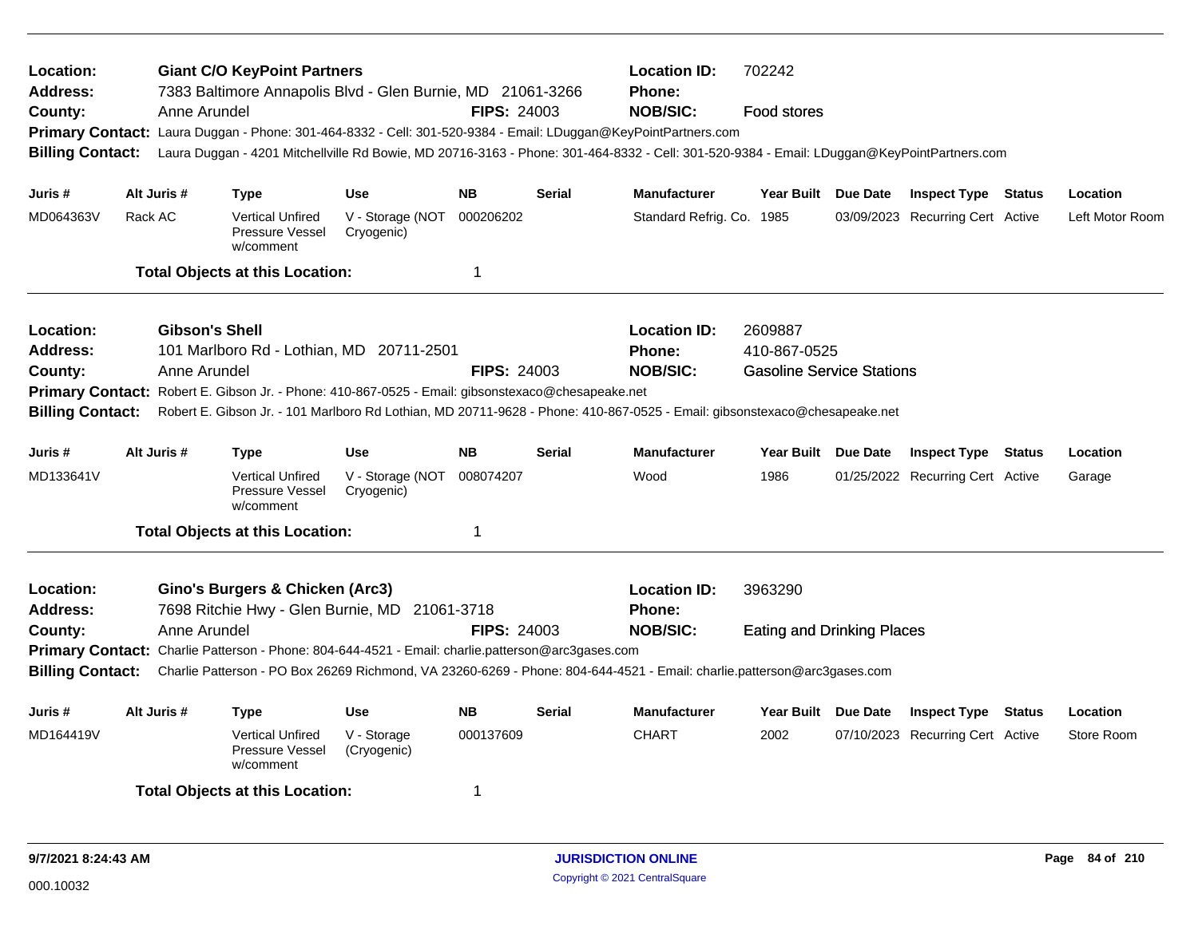**Location:** Giant C/O KeyPoint Partners
**Address:** 7383 Baltimore Annapolis Blvd - Glen Burnie, MD 21061-3266
**County:** Anne Arundel **FIPS:** 24003
**Location ID:** 702242
**Phone:**
**NOB/SIC:** Food stores
**Primary Contact:** Laura Duggan - Phone: 301-464-8332 - Cell: 301-520-9384 - Email: LDuggan@KeyPointPartners.com
**Billing Contact:** Laura Duggan - 4201 Mitchellville Rd Bowie, MD 20716-3163 - Phone: 301-464-8332 - Cell: 301-520-9384 - Email: LDuggan@KeyPointPartners.com

| Juris # | Alt Juris # | Type | Use | NB | Serial | Manufacturer | Year Built | Due Date | Inspect Type | Status | Location |
|---|---|---|---|---|---|---|---|---|---|---|---|
| MD064363V | Rack AC | Vertical Unfired Pressure Vessel w/comment | V - Storage (NOT Cryogenic) | 000206202 | | Standard Refrig. Co. | 1985 | 03/09/2023 | Recurring Cert | Active | Left Motor Room |

**Total Objects at this Location:** 1

---

**Location:** Gibson's Shell
**Address:** 101 Marlboro Rd - Lothian, MD 20711-2501
**County:** Anne Arundel **FIPS:** 24003
**Location ID:** 2609887
**Phone:** 410-867-0525
**NOB/SIC:** Gasoline Service Stations
**Primary Contact:** Robert E. Gibson Jr. - Phone: 410-867-0525 - Email: gibsonstexaco@chesapeake.net
**Billing Contact:** Robert E. Gibson Jr. - 101 Marlboro Rd Lothian, MD 20711-9628 - Phone: 410-867-0525 - Email: gibsonstexaco@chesapeake.net

| Juris # | Alt Juris # | Type | Use | NB | Serial | Manufacturer | Year Built | Due Date | Inspect Type | Status | Location |
|---|---|---|---|---|---|---|---|---|---|---|---|
| MD133641V | | Vertical Unfired Pressure Vessel w/comment | V - Storage (NOT Cryogenic) | 008074207 | | Wood | 1986 | 01/25/2022 | Recurring Cert | Active | Garage |

**Total Objects at this Location:** 1

---

**Location:** Gino's Burgers & Chicken (Arc3)
**Address:** 7698 Ritchie Hwy - Glen Burnie, MD 21061-3718
**County:** Anne Arundel **FIPS:** 24003
**Location ID:** 3963290
**Phone:**
**NOB/SIC:** Eating and Drinking Places
**Primary Contact:** Charlie Patterson - Phone: 804-644-4521 - Email: charlie.patterson@arc3gases.com
**Billing Contact:** Charlie Patterson - PO Box 26269 Richmond, VA 23260-6269 - Phone: 804-644-4521 - Email: charlie.patterson@arc3gases.com

| Juris # | Alt Juris # | Type | Use | NB | Serial | Manufacturer | Year Built | Due Date | Inspect Type | Status | Location |
|---|---|---|---|---|---|---|---|---|---|---|---|
| MD164419V | | Vertical Unfired Pressure Vessel w/comment | V - Storage (Cryogenic) | 000137609 | | CHART | 2002 | 07/10/2023 | Recurring Cert | Active | Store Room |

**Total Objects at this Location:** 1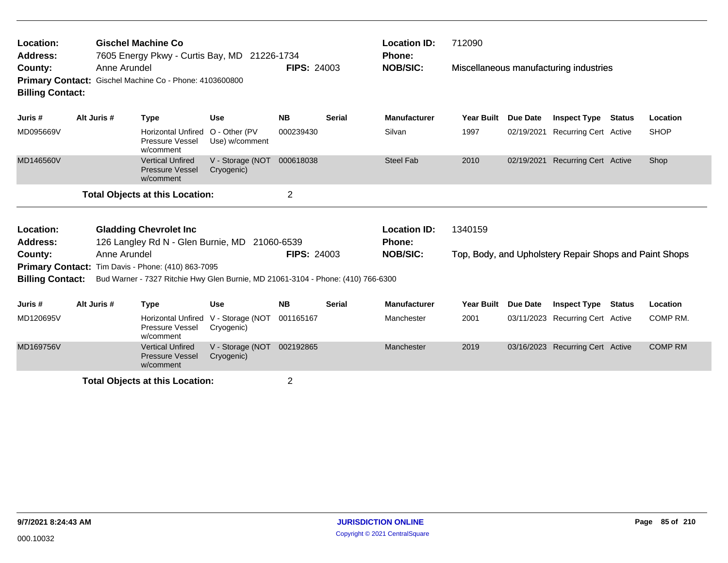**Location:** Gischel Machine Co
**Address:** 7605 Energy Pkwy - Curtis Bay, MD 21226-1734
**County:** Anne Arundel **FIPS:** 24003
**Primary Contact:** Gischel Machine Co - Phone: 4103600800
**Billing Contact:**

**Location ID:** 712090
**Phone:**
**NOB/SIC:** Miscellaneous manufacturing industries

| Juris # | Alt Juris # | Type | Use | NB | Serial | Manufacturer | Year Built | Due Date | Inspect Type | Status | Location |
|---|---|---|---|---|---|---|---|---|---|---|---|
| MD095669V | | Horizontal Unfired Pressure Vessel w/comment | O - Other (PV Use) w/comment | 000239430 | | Silvan | 1997 | 02/19/2021 | Recurring Cert | Active | SHOP |
| MD146560V | | Vertical Unfired Pressure Vessel w/comment | V - Storage (NOT Cryogenic) | 000618038 | | Steel Fab | 2010 | 02/19/2021 | Recurring Cert | Active | Shop |

**Total Objects at this Location:** 2

---

**Location:** Gladding Chevrolet Inc
**Address:** 126 Langley Rd N - Glen Burnie, MD 21060-6539
**County:** Anne Arundel **FIPS:** 24003
**Primary Contact:** Tim Davis - Phone: (410) 863-7095
**Billing Contact:** Bud Warner - 7327 Ritchie Hwy Glen Burnie, MD 21061-3104 - Phone: (410) 766-6300

**Location ID:** 1340159
**Phone:**
**NOB/SIC:** Top, Body, and Upholstery Repair Shops and Paint Shops

| Juris # | Alt Juris # | Type | Use | NB | Serial | Manufacturer | Year Built | Due Date | Inspect Type | Status | Location |
|---|---|---|---|---|---|---|---|---|---|---|---|
| MD120695V | | Horizontal Unfired Pressure Vessel w/comment | V - Storage (NOT Cryogenic) | 001165167 | | Manchester | 2001 | 03/11/2023 | Recurring Cert | Active | COMP RM. |
| MD169756V | | Vertical Unfired Pressure Vessel w/comment | V - Storage (NOT Cryogenic) | 002192865 | | Manchester | 2019 | 03/16/2023 | Recurring Cert | Active | COMP RM |

**Total Objects at this Location:** 2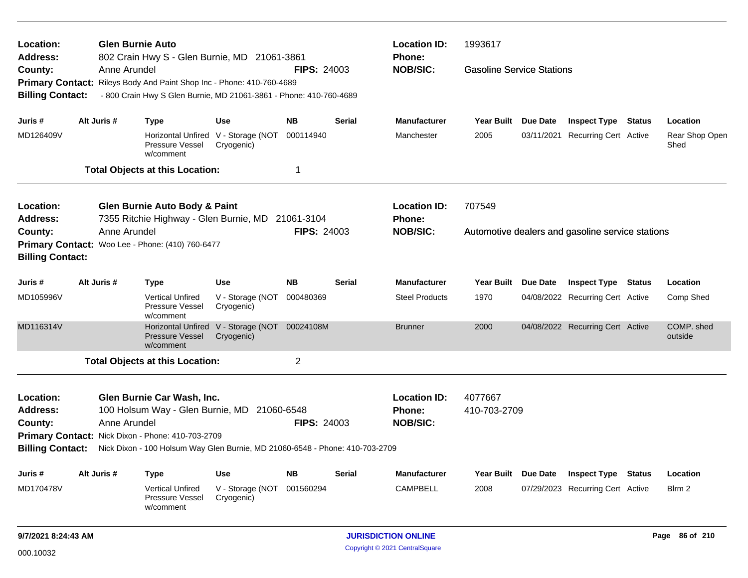**Location:** Glen Burnie Auto
**Address:** 802 Crain Hwy S - Glen Burnie, MD 21061-3861
**County:** Anne Arundel
**FIPS:** 24003
**Location ID:** 1993617
**Phone:**
**NOB/SIC:** Gasoline Service Stations
**Primary Contact:** Rileys Body And Paint Shop Inc - Phone: 410-760-4689
**Billing Contact:** - 800 Crain Hwy S Glen Burnie, MD 21061-3861 - Phone: 410-760-4689

| Juris # | Alt Juris # | Type | Use | NB | Serial | Manufacturer | Year Built | Due Date | Inspect Type | Status | Location |
|---|---|---|---|---|---|---|---|---|---|---|---|
| MD126409V | | Horizontal Unfired Pressure Vessel w/comment | V - Storage (NOT Cryogenic) | 000114940 | | Manchester | 2005 | 03/11/2021 | Recurring Cert | Active | Rear Shop Open Shed |

**Total Objects at this Location:** 1

---

**Location:** Glen Burnie Auto Body & Paint
**Address:** 7355 Ritchie Highway - Glen Burnie, MD 21061-3104
**County:** Anne Arundel
**FIPS:** 24003
**Location ID:** 707549
**Phone:**
**NOB/SIC:** Automotive dealers and gasoline service stations
**Primary Contact:** Woo Lee - Phone: (410) 760-6477
**Billing Contact:**

| Juris # | Alt Juris # | Type | Use | NB | Serial | Manufacturer | Year Built | Due Date | Inspect Type | Status | Location |
|---|---|---|---|---|---|---|---|---|---|---|---|
| MD105996V | | Vertical Unfired Pressure Vessel w/comment | V - Storage (NOT Cryogenic) | 000480369 | | Steel Products | 1970 | 04/08/2022 | Recurring Cert | Active | Comp Shed |
| MD116314V | | Horizontal Unfired Pressure Vessel w/comment | V - Storage (NOT Cryogenic) | 00024108M | | Brunner | 2000 | 04/08/2022 | Recurring Cert | Active | COMP. shed outside |

**Total Objects at this Location:** 2

---

**Location:** Glen Burnie Car Wash, Inc.
**Address:** 100 Holsum Way - Glen Burnie, MD 21060-6548
**County:** Anne Arundel
**FIPS:** 24003
**Location ID:** 4077667
**Phone:** 410-703-2709
**NOB/SIC:**
**Primary Contact:** Nick Dixon - Phone: 410-703-2709
**Billing Contact:** Nick Dixon - 100 Holsum Way Glen Burnie, MD 21060-6548 - Phone: 410-703-2709

| Juris # | Alt Juris # | Type | Use | NB | Serial | Manufacturer | Year Built | Due Date | Inspect Type | Status | Location |
|---|---|---|---|---|---|---|---|---|---|---|---|
| MD170478V | | Vertical Unfired Pressure Vessel w/comment | V - Storage (NOT Cryogenic) | 001560294 | | CAMPBELL | 2008 | 07/29/2023 | Recurring Cert | Active | Blrm 2 |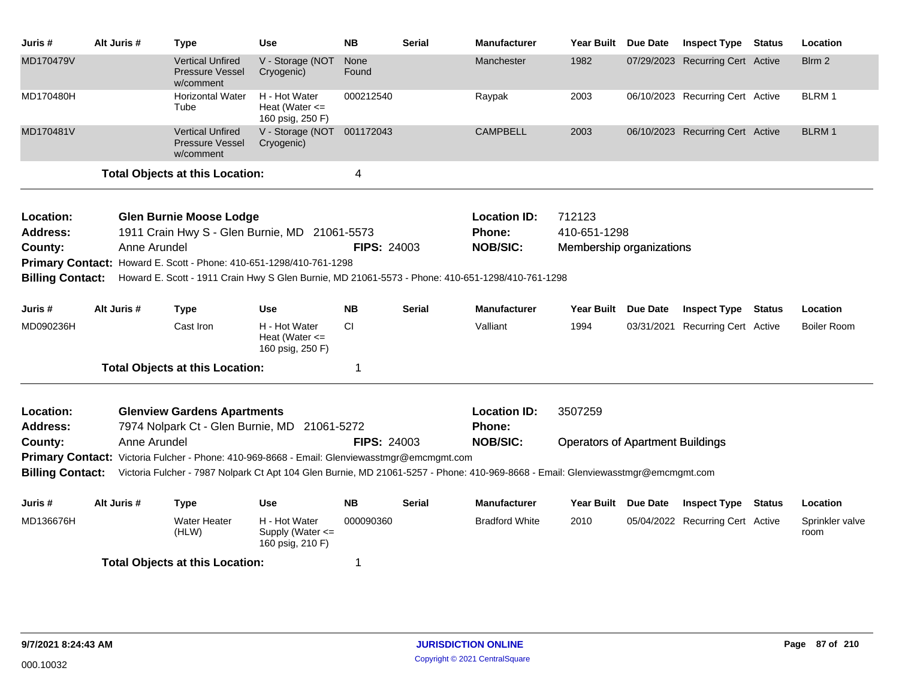| Juris # | Alt Juris # | Type | Use | NB | Serial | Manufacturer | Year Built | Due Date | Inspect Type | Status | Location |
|---|---|---|---|---|---|---|---|---|---|---|---|
| MD170479V | | Vertical Unfired Pressure Vessel w/comment | V - Storage (NOT Cryogenic) | None Found | | Manchester | 1982 | 07/29/2023 | Recurring Cert | Active | Blrm 2 |
| MD170480H | | Horizontal Water Tube | H - Hot Water Heat (Water <= 160 psig, 250 F) | 000212540 | | Raypak | 2003 | 06/10/2023 | Recurring Cert | Active | BLRM 1 |
| MD170481V | | Vertical Unfired Pressure Vessel w/comment | V - Storage (NOT Cryogenic) | 001172043 | | CAMPBELL | 2003 | 06/10/2023 | Recurring Cert | Active | BLRM 1 |

**Total Objects at this Location:** 4

---

**Location:** Glen Burnie Moose Lodge  
**Location ID:** 712123  
**Address:** 1911 Crain Hwy S - Glen Burnie, MD 21061-5573  
**Phone:** 410-651-1298  
**County:** Anne Arundel  
**FIPS:** 24003  
**NOB/SIC:** Membership organizations  
**Primary Contact:** Howard E. Scott - Phone: 410-651-1298/410-761-1298  
**Billing Contact:** Howard E. Scott - 1911 Crain Hwy S Glen Burnie, MD 21061-5573 - Phone: 410-651-1298/410-761-1298

| Juris # | Alt Juris # | Type | Use | NB | Serial | Manufacturer | Year Built | Due Date | Inspect Type | Status | Location |
|---|---|---|---|---|---|---|---|---|---|---|---|
| MD090236H | | Cast Iron | H - Hot Water Heat (Water <= 160 psig, 250 F) | CI | | Valliant | 1994 | 03/31/2021 | Recurring Cert | Active | Boiler Room |

**Total Objects at this Location:** 1

---

**Location:** Glenview Gardens Apartments  
**Location ID:** 3507259  
**Address:** 7974 Nolpark Ct - Glen Burnie, MD 21061-5272  
**Phone:**  
**County:** Anne Arundel  
**FIPS:** 24003  
**NOB/SIC:** Operators of Apartment Buildings  
**Primary Contact:** Victoria Fulcher - Phone: 410-969-8668 - Email: Glenviewasstmgr@emcmgmt.com  
**Billing Contact:** Victoria Fulcher - 7987 Nolpark Ct Apt 104 Glen Burnie, MD 21061-5257 - Phone: 410-969-8668 - Email: Glenviewasstmgr@emcmgmt.com

| Juris # | Alt Juris # | Type | Use | NB | Serial | Manufacturer | Year Built | Due Date | Inspect Type | Status | Location |
|---|---|---|---|---|---|---|---|---|---|---|---|
| MD136676H | | Water Heater (HLW) | H - Hot Water Supply (Water <= 160 psig, 210 F) | 000090360 | | Bradford White | 2010 | 05/04/2022 | Recurring Cert | Active | Sprinkler valve room |

**Total Objects at this Location:** 1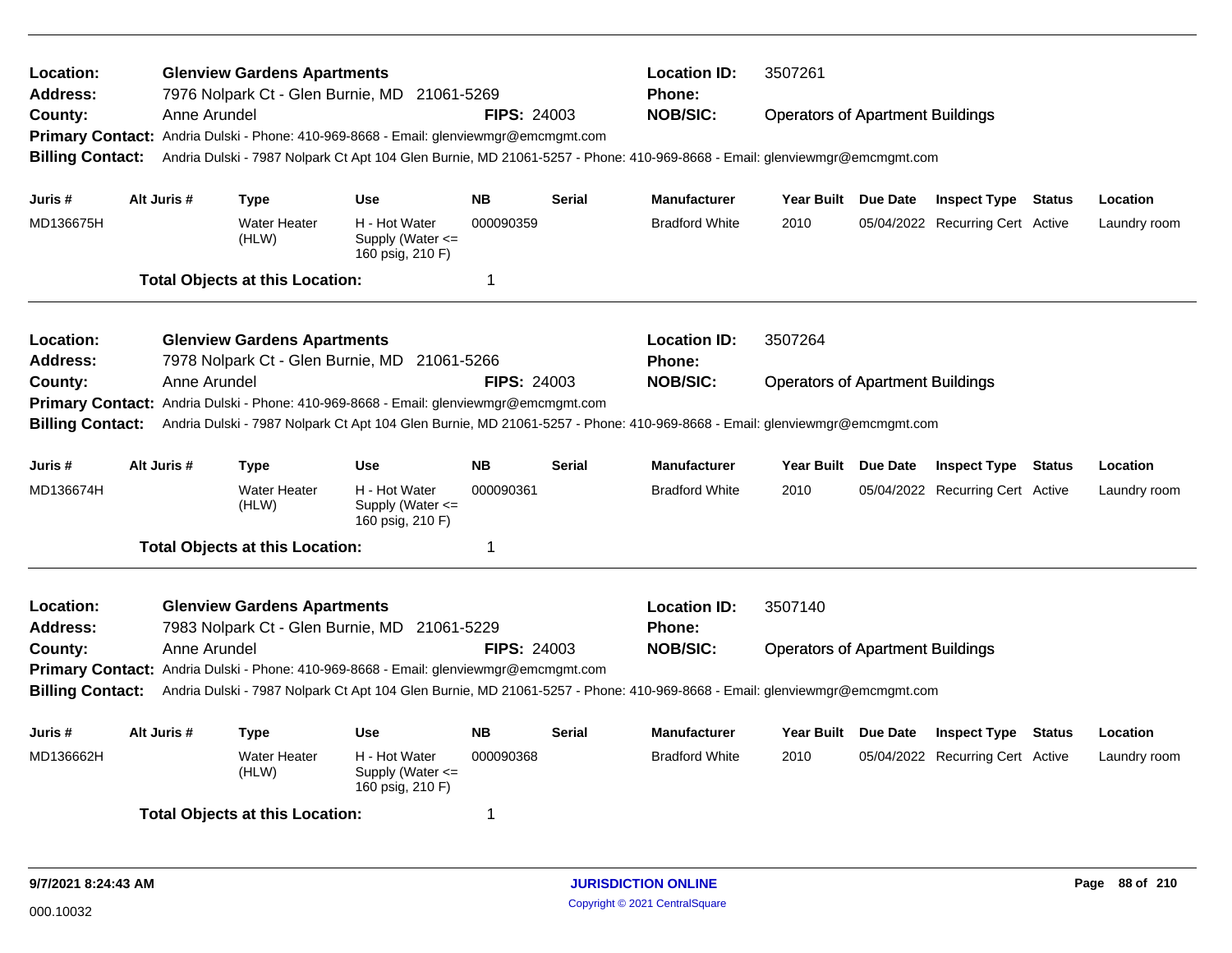**Location:** Glenview Gardens Apartments
**Address:** 7976 Nolpark Ct - Glen Burnie, MD 21061-5269
**County:** Anne Arundel
**FIPS:** 24003
**Location ID:** 3507261
**Phone:**
**NOB/SIC:** Operators of Apartment Buildings
**Primary Contact:** Andria Dulski - Phone: 410-969-8668 - Email: glenviewmgr@emcmgmt.com
**Billing Contact:** Andria Dulski - 7987 Nolpark Ct Apt 104 Glen Burnie, MD 21061-5257 - Phone: 410-969-8668 - Email: glenviewmgr@emcmgmt.com

| Juris # | Alt Juris # | Type | Use | NB | Serial | Manufacturer | Year Built | Due Date | Inspect Type | Status | Location |
|---|---|---|---|---|---|---|---|---|---|---|---|
| MD136675H | | Water Heater (HLW) | H - Hot Water Supply (Water <= 160 psig, 210 F) | 000090359 | | Bradford White | 2010 | 05/04/2022 | Recurring Cert | Active | Laundry room |

**Total Objects at this Location:** 1

---

**Location:** Glenview Gardens Apartments
**Address:** 7978 Nolpark Ct - Glen Burnie, MD 21061-5266
**County:** Anne Arundel
**FIPS:** 24003
**Location ID:** 3507264
**Phone:**
**NOB/SIC:** Operators of Apartment Buildings
**Primary Contact:** Andria Dulski - Phone: 410-969-8668 - Email: glenviewmgr@emcmgmt.com
**Billing Contact:** Andria Dulski - 7987 Nolpark Ct Apt 104 Glen Burnie, MD 21061-5257 - Phone: 410-969-8668 - Email: glenviewmgr@emcmgmt.com

| Juris # | Alt Juris # | Type | Use | NB | Serial | Manufacturer | Year Built | Due Date | Inspect Type | Status | Location |
|---|---|---|---|---|---|---|---|---|---|---|---|
| MD136674H | | Water Heater (HLW) | H - Hot Water Supply (Water <= 160 psig, 210 F) | 000090361 | | Bradford White | 2010 | 05/04/2022 | Recurring Cert | Active | Laundry room |

**Total Objects at this Location:** 1

---

**Location:** Glenview Gardens Apartments
**Address:** 7983 Nolpark Ct - Glen Burnie, MD 21061-5229
**County:** Anne Arundel
**FIPS:** 24003
**Location ID:** 3507140
**Phone:**
**NOB/SIC:** Operators of Apartment Buildings
**Primary Contact:** Andria Dulski - Phone: 410-969-8668 - Email: glenviewmgr@emcmgmt.com
**Billing Contact:** Andria Dulski - 7987 Nolpark Ct Apt 104 Glen Burnie, MD 21061-5257 - Phone: 410-969-8668 - Email: glenviewmgr@emcmgmt.com

| Juris # | Alt Juris # | Type | Use | NB | Serial | Manufacturer | Year Built | Due Date | Inspect Type | Status | Location |
|---|---|---|---|---|---|---|---|---|---|---|---|
| MD136662H | | Water Heater (HLW) | H - Hot Water Supply (Water <= 160 psig, 210 F) | 000090368 | | Bradford White | 2010 | 05/04/2022 | Recurring Cert | Active | Laundry room |

**Total Objects at this Location:** 1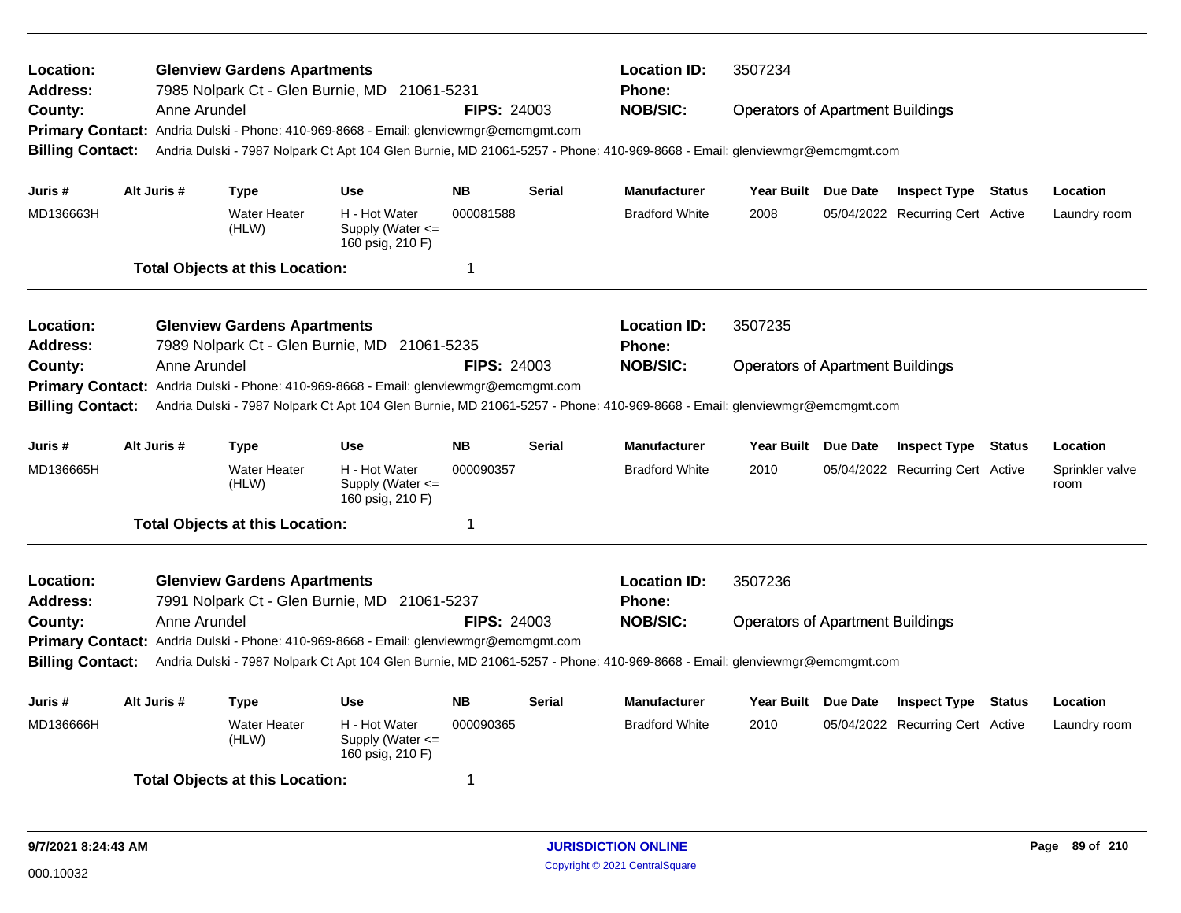**Location:** Glenview Gardens Apartments
**Location ID:** 3507234
**Address:** 7985 Nolpark Ct - Glen Burnie, MD 21061-5231
**Phone:**
**County:** Anne Arundel
**FIPS:** 24003
**NOB/SIC:** Operators of Apartment Buildings
**Primary Contact:** Andria Dulski - Phone: 410-969-8668 - Email: glenviewmgr@emcmgmt.com
**Billing Contact:** Andria Dulski - 7987 Nolpark Ct Apt 104 Glen Burnie, MD 21061-5257 - Phone: 410-969-8668 - Email: glenviewmgr@emcmgmt.com

| Juris # | Alt Juris # | Type | Use | NB | Serial | Manufacturer | Year Built | Due Date | Inspect Type | Status | Location |
|---|---|---|---|---|---|---|---|---|---|---|---|
| MD136663H | | Water Heater (HLW) | H - Hot Water Supply (Water <= 160 psig, 210 F) | 000081588 | | Bradford White | 2008 | 05/04/2022 | Recurring Cert | Active | Laundry room |

**Total Objects at this Location:** 1

---

**Location:** Glenview Gardens Apartments
**Location ID:** 3507235
**Address:** 7989 Nolpark Ct - Glen Burnie, MD 21061-5235
**Phone:**
**County:** Anne Arundel
**FIPS:** 24003
**NOB/SIC:** Operators of Apartment Buildings
**Primary Contact:** Andria Dulski - Phone: 410-969-8668 - Email: glenviewmgr@emcmgmt.com
**Billing Contact:** Andria Dulski - 7987 Nolpark Ct Apt 104 Glen Burnie, MD 21061-5257 - Phone: 410-969-8668 - Email: glenviewmgr@emcmgmt.com

| Juris # | Alt Juris # | Type | Use | NB | Serial | Manufacturer | Year Built | Due Date | Inspect Type | Status | Location |
|---|---|---|---|---|---|---|---|---|---|---|---|
| MD136665H | | Water Heater (HLW) | H - Hot Water Supply (Water <= 160 psig, 210 F) | 000090357 | | Bradford White | 2010 | 05/04/2022 | Recurring Cert | Active | Sprinkler valve room |

**Total Objects at this Location:** 1

---

**Location:** Glenview Gardens Apartments
**Location ID:** 3507236
**Address:** 7991 Nolpark Ct - Glen Burnie, MD 21061-5237
**Phone:**
**County:** Anne Arundel
**FIPS:** 24003
**NOB/SIC:** Operators of Apartment Buildings
**Primary Contact:** Andria Dulski - Phone: 410-969-8668 - Email: glenviewmgr@emcmgmt.com
**Billing Contact:** Andria Dulski - 7987 Nolpark Ct Apt 104 Glen Burnie, MD 21061-5257 - Phone: 410-969-8668 - Email: glenviewmgr@emcmgmt.com

| Juris # | Alt Juris # | Type | Use | NB | Serial | Manufacturer | Year Built | Due Date | Inspect Type | Status | Location |
|---|---|---|---|---|---|---|---|---|---|---|---|
| MD136666H | | Water Heater (HLW) | H - Hot Water Supply (Water <= 160 psig, 210 F) | 000090365 | | Bradford White | 2010 | 05/04/2022 | Recurring Cert | Active | Laundry room |

**Total Objects at this Location:** 1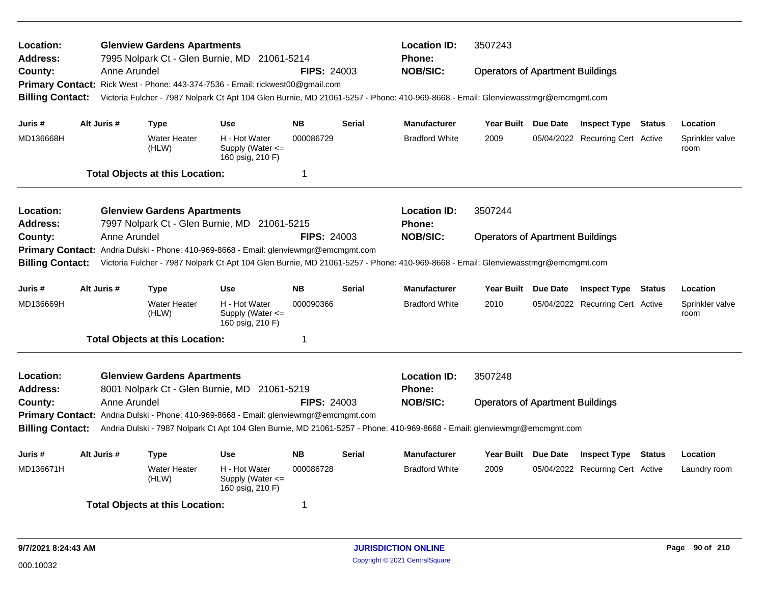**Location:** Glenview Gardens Apartments
**Address:** 7995 Nolpark Ct - Glen Burnie, MD 21061-5214
**County:** Anne Arundel
**FIPS:** 24003
**Location ID:** 3507243
**Phone:**
**NOB/SIC:** Operators of Apartment Buildings
**Primary Contact:** Rick West - Phone: 443-374-7536 - Email: rickwest00@gmail.com
**Billing Contact:** Victoria Fulcher - 7987 Nolpark Ct Apt 104 Glen Burnie, MD 21061-5257 - Phone: 410-969-8668 - Email: Glenviewasstmgr@emcmgmt.com

| Juris # | Alt Juris # | Type | Use | NB | Serial | Manufacturer | Year Built | Due Date | Inspect Type | Status | Location |
|---|---|---|---|---|---|---|---|---|---|---|---|
| MD136668H | | Water Heater (HLW) | H - Hot Water Supply (Water <= 160 psig, 210 F) | 000086729 | | Bradford White | 2009 | 05/04/2022 | Recurring Cert | Active | Sprinkler valve room |

**Total Objects at this Location:** 1

---

**Location:** Glenview Gardens Apartments
**Address:** 7997 Nolpark Ct - Glen Burnie, MD 21061-5215
**County:** Anne Arundel
**FIPS:** 24003
**Location ID:** 3507244
**Phone:**
**NOB/SIC:** Operators of Apartment Buildings
**Primary Contact:** Andria Dulski - Phone: 410-969-8668 - Email: glenviewmgr@emcmgmt.com
**Billing Contact:** Victoria Fulcher - 7987 Nolpark Ct Apt 104 Glen Burnie, MD 21061-5257 - Phone: 410-969-8668 - Email: Glenviewasstmgr@emcmgmt.com

| Juris # | Alt Juris # | Type | Use | NB | Serial | Manufacturer | Year Built | Due Date | Inspect Type | Status | Location |
|---|---|---|---|---|---|---|---|---|---|---|---|
| MD136669H | | Water Heater (HLW) | H - Hot Water Supply (Water <= 160 psig, 210 F) | 000090366 | | Bradford White | 2010 | 05/04/2022 | Recurring Cert | Active | Sprinkler valve room |

**Total Objects at this Location:** 1

---

**Location:** Glenview Gardens Apartments
**Address:** 8001 Nolpark Ct - Glen Burnie, MD 21061-5219
**County:** Anne Arundel
**FIPS:** 24003
**Location ID:** 3507248
**Phone:**
**NOB/SIC:** Operators of Apartment Buildings
**Primary Contact:** Andria Dulski - Phone: 410-969-8668 - Email: glenviewmgr@emcmgmt.com
**Billing Contact:** Andria Dulski - 7987 Nolpark Ct Apt 104 Glen Burnie, MD 21061-5257 - Phone: 410-969-8668 - Email: glenviewmgr@emcmgmt.com

| Juris # | Alt Juris # | Type | Use | NB | Serial | Manufacturer | Year Built | Due Date | Inspect Type | Status | Location |
|---|---|---|---|---|---|---|---|---|---|---|---|
| MD136671H | | Water Heater (HLW) | H - Hot Water Supply (Water <= 160 psig, 210 F) | 000086728 | | Bradford White | 2009 | 05/04/2022 | Recurring Cert | Active | Laundry room |

**Total Objects at this Location:** 1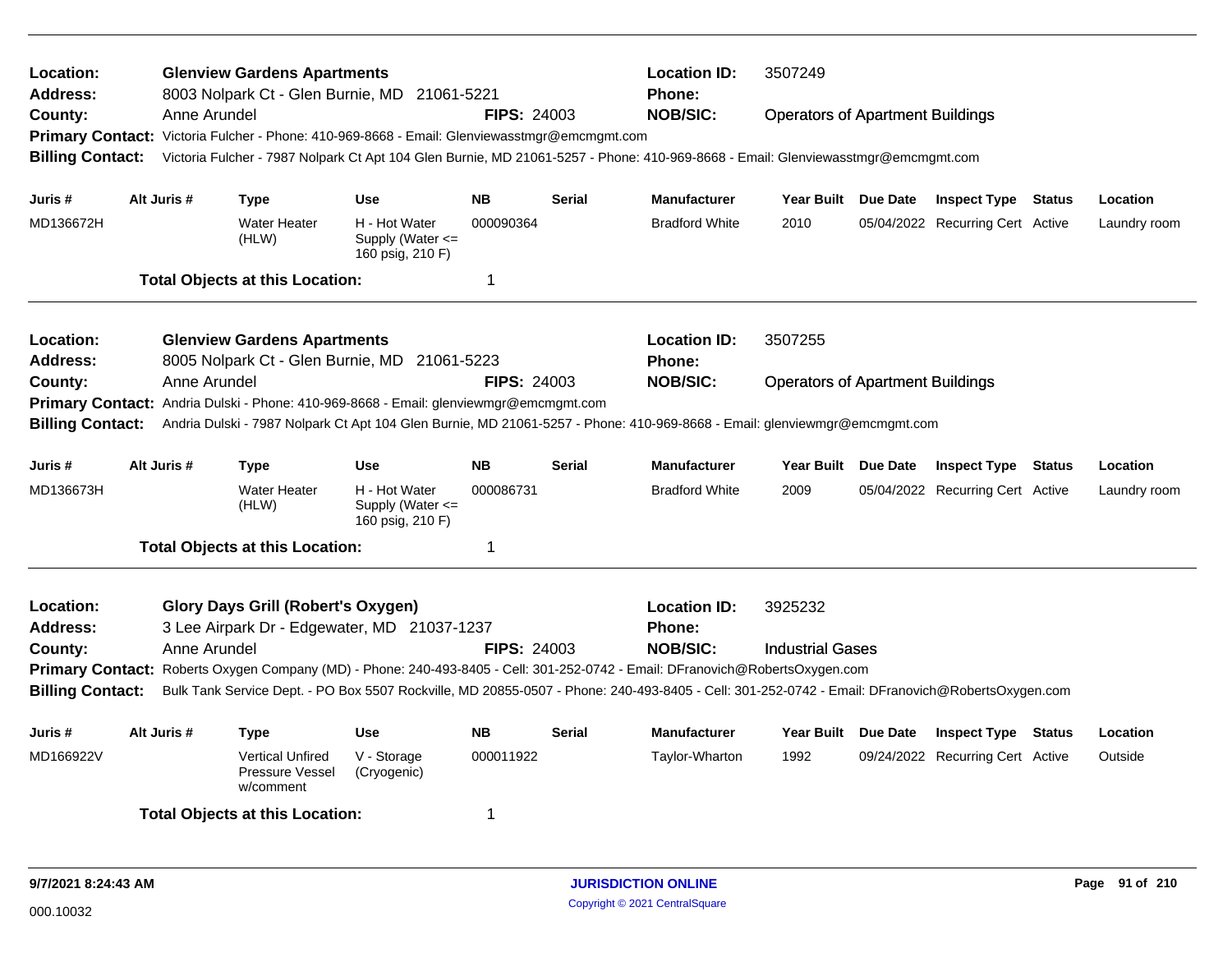**Location:** Glenview Gardens Apartments
**Address:** 8003 Nolpark Ct - Glen Burnie, MD 21061-5221
**County:** Anne Arundel **FIPS:** 24003
**Location ID:** 3507249
**Phone:**
**NOB/SIC:** Operators of Apartment Buildings
**Primary Contact:** Victoria Fulcher - Phone: 410-969-8668 - Email: Glenviewasstmgr@emcmgmt.com
**Billing Contact:** Victoria Fulcher - 7987 Nolpark Ct Apt 104 Glen Burnie, MD 21061-5257 - Phone: 410-969-8668 - Email: Glenviewasstmgr@emcmgmt.com

| Juris # | Alt Juris # | Type | Use | NB | Serial | Manufacturer | Year Built | Due Date | Inspect Type | Status | Location |
|---|---|---|---|---|---|---|---|---|---|---|---|
| MD136672H | | Water Heater (HLW) | H - Hot Water Supply (Water <= 160 psig, 210 F) | 000090364 | | Bradford White | 2010 | 05/04/2022 | Recurring Cert | Active | Laundry room |

**Total Objects at this Location:** 1

---

**Location:** Glenview Gardens Apartments
**Address:** 8005 Nolpark Ct - Glen Burnie, MD 21061-5223
**County:** Anne Arundel **FIPS:** 24003
**Location ID:** 3507255
**Phone:**
**NOB/SIC:** Operators of Apartment Buildings
**Primary Contact:** Andria Dulski - Phone: 410-969-8668 - Email: glenviewmgr@emcmgmt.com
**Billing Contact:** Andria Dulski - 7987 Nolpark Ct Apt 104 Glen Burnie, MD 21061-5257 - Phone: 410-969-8668 - Email: glenviewmgr@emcmgmt.com

| Juris # | Alt Juris # | Type | Use | NB | Serial | Manufacturer | Year Built | Due Date | Inspect Type | Status | Location |
|---|---|---|---|---|---|---|---|---|---|---|---|
| MD136673H | | Water Heater (HLW) | H - Hot Water Supply (Water <= 160 psig, 210 F) | 000086731 | | Bradford White | 2009 | 05/04/2022 | Recurring Cert | Active | Laundry room |

**Total Objects at this Location:** 1

---

**Location:** Glory Days Grill (Robert's Oxygen)
**Address:** 3 Lee Airpark Dr - Edgewater, MD 21037-1237
**County:** Anne Arundel **FIPS:** 24003
**Location ID:** 3925232
**Phone:**
**NOB/SIC:** Industrial Gases
**Primary Contact:** Roberts Oxygen Company (MD) - Phone: 240-493-8405 - Cell: 301-252-0742 - Email: DFranovich@RobertsOxygen.com
**Billing Contact:** Bulk Tank Service Dept. - PO Box 5507 Rockville, MD 20855-0507 - Phone: 240-493-8405 - Cell: 301-252-0742 - Email: DFranovich@RobertsOxygen.com

| Juris # | Alt Juris # | Type | Use | NB | Serial | Manufacturer | Year Built | Due Date | Inspect Type | Status | Location |
|---|---|---|---|---|---|---|---|---|---|---|---|
| MD166922V | | Vertical Unfired Pressure Vessel w/comment | V - Storage (Cryogenic) | 000011922 | | Taylor-Wharton | 1992 | 09/24/2022 | Recurring Cert | Active | Outside |

**Total Objects at this Location:** 1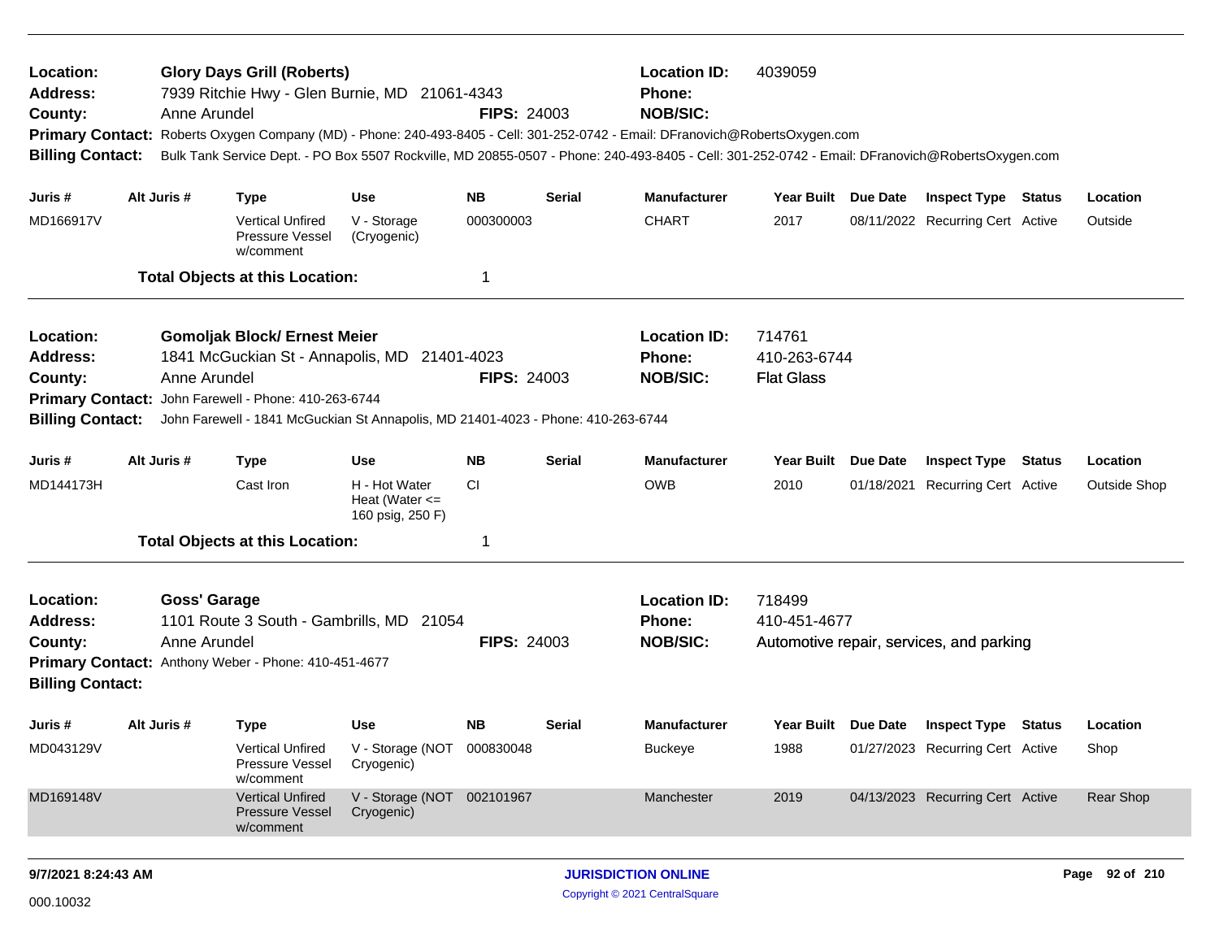**Location:** Glory Days Grill (Roberts)
**Address:** 7939 Ritchie Hwy - Glen Burnie, MD 21061-4343
**County:** Anne Arundel
**FIPS:** 24003
**Location ID:** 4039059
**Phone:**
**NOB/SIC:**
**Primary Contact:** Roberts Oxygen Company (MD) - Phone: 240-493-8405 - Cell: 301-252-0742 - Email: DFranovich@RobertsOxygen.com
**Billing Contact:** Bulk Tank Service Dept. - PO Box 5507 Rockville, MD 20855-0507 - Phone: 240-493-8405 - Cell: 301-252-0742 - Email: DFranovich@RobertsOxygen.com

| Juris # | Alt Juris # | Type | Use | NB | Serial | Manufacturer | Year Built | Due Date | Inspect Type | Status | Location |
|---|---|---|---|---|---|---|---|---|---|---|---|
| MD166917V | | Vertical Unfired Pressure Vessel w/comment | V - Storage (Cryogenic) | 000300003 | | CHART | 2017 | 08/11/2022 | Recurring Cert | Active | Outside |

**Total Objects at this Location:** 1

---

**Location:** Gomoljak Block/ Ernest Meier
**Address:** 1841 McGuckian St - Annapolis, MD 21401-4023
**County:** Anne Arundel
**FIPS:** 24003
**Location ID:** 714761
**Phone:** 410-263-6744
**NOB/SIC:** Flat Glass
**Primary Contact:** John Farewell - Phone: 410-263-6744
**Billing Contact:** John Farewell - 1841 McGuckian St Annapolis, MD 21401-4023 - Phone: 410-263-6744

| Juris # | Alt Juris # | Type | Use | NB | Serial | Manufacturer | Year Built | Due Date | Inspect Type | Status | Location |
|---|---|---|---|---|---|---|---|---|---|---|---|
| MD144173H | | Cast Iron | H - Hot Water Heat (Water <= 160 psig, 250 F) | CI | | OWB | 2010 | 01/18/2021 | Recurring Cert | Active | Outside Shop |

**Total Objects at this Location:** 1

---

**Location:** Goss' Garage
**Address:** 1101 Route 3 South - Gambrills, MD 21054
**County:** Anne Arundel
**FIPS:** 24003
**Location ID:** 718499
**Phone:** 410-451-4677
**NOB/SIC:** Automotive repair, services, and parking
**Primary Contact:** Anthony Weber - Phone: 410-451-4677
**Billing Contact:**

| Juris # | Alt Juris # | Type | Use | NB | Serial | Manufacturer | Year Built | Due Date | Inspect Type | Status | Location |
|---|---|---|---|---|---|---|---|---|---|---|---|
| MD043129V | | Vertical Unfired Pressure Vessel w/comment | V - Storage (NOT Cryogenic) | 000830048 | | Buckeye | 1988 | 01/27/2023 | Recurring Cert | Active | Shop |
| MD169148V | | Vertical Unfired Pressure Vessel w/comment | V - Storage (NOT Cryogenic) | 002101967 | | Manchester | 2019 | 04/13/2023 | Recurring Cert | Active | Rear Shop |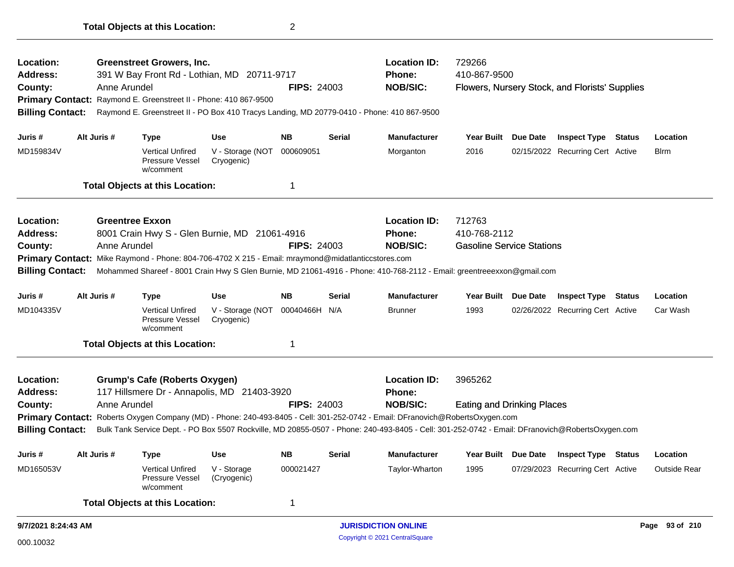**Total Objects at this Location:** 2

---

**Location:** Greenstreet Growers, Inc.
**Location ID:** 729266
**Address:** 391 W Bay Front Rd - Lothian, MD 20711-9717
**Phone:** 410-867-9500
**County:** Anne Arundel
**FIPS:** 24003
**NOB/SIC:** Flowers, Nursery Stock, and Florists' Supplies
**Primary Contact:** Raymond E. Greenstreet II - Phone: 410 867-9500
**Billing Contact:** Raymond E. Greenstreet II - PO Box 410 Tracys Landing, MD 20779-0410 - Phone: 410 867-9500

| Juris # | Alt Juris # | Type | Use | NB | Serial | Manufacturer | Year Built | Due Date | Inspect Type | Status | Location |
|---|---|---|---|---|---|---|---|---|---|---|---|
| MD159834V | | Vertical Unfired Pressure Vessel w/comment | V - Storage (NOT Cryogenic) | 000609051 | | Morganton | 2016 | 02/15/2022 | Recurring Cert | Active | Blrm |

**Total Objects at this Location:** 1

---

**Location:** Greentree Exxon
**Location ID:** 712763
**Address:** 8001 Crain Hwy S - Glen Burnie, MD 21061-4916
**Phone:** 410-768-2112
**County:** Anne Arundel
**FIPS:** 24003
**NOB/SIC:** Gasoline Service Stations
**Primary Contact:** Mike Raymond - Phone: 804-706-4702 X 215 - Email: mraymond@midatlanticcstores.com
**Billing Contact:** Mohammed Shareef - 8001 Crain Hwy S Glen Burnie, MD 21061-4916 - Phone: 410-768-2112 - Email: greentreeexxon@gmail.com

| Juris # | Alt Juris # | Type | Use | NB | Serial | Manufacturer | Year Built | Due Date | Inspect Type | Status | Location |
|---|---|---|---|---|---|---|---|---|---|---|---|
| MD104335V | | Vertical Unfired Pressure Vessel w/comment | V - Storage (NOT Cryogenic) | 00040466H | N/A | Brunner | 1993 | 02/26/2022 | Recurring Cert | Active | Car Wash |

**Total Objects at this Location:** 1

---

**Location:** Grump's Cafe (Roberts Oxygen)
**Location ID:** 3965262
**Address:** 117 Hillsmere Dr - Annapolis, MD 21403-3920
**Phone:**
**County:** Anne Arundel
**FIPS:** 24003
**NOB/SIC:** Eating and Drinking Places
**Primary Contact:** Roberts Oxygen Company (MD) - Phone: 240-493-8405 - Cell: 301-252-0742 - Email: DFranovich@RobertsOxygen.com
**Billing Contact:** Bulk Tank Service Dept. - PO Box 5507 Rockville, MD 20855-0507 - Phone: 240-493-8405 - Cell: 301-252-0742 - Email: DFranovich@RobertsOxygen.com

| Juris # | Alt Juris # | Type | Use | NB | Serial | Manufacturer | Year Built | Due Date | Inspect Type | Status | Location |
|---|---|---|---|---|---|---|---|---|---|---|---|
| MD165053V | | Vertical Unfired Pressure Vessel w/comment | V - Storage (Cryogenic) | 000021427 | | Taylor-Wharton | 1995 | 07/29/2023 | Recurring Cert | Active | Outside Rear |

**Total Objects at this Location:** 1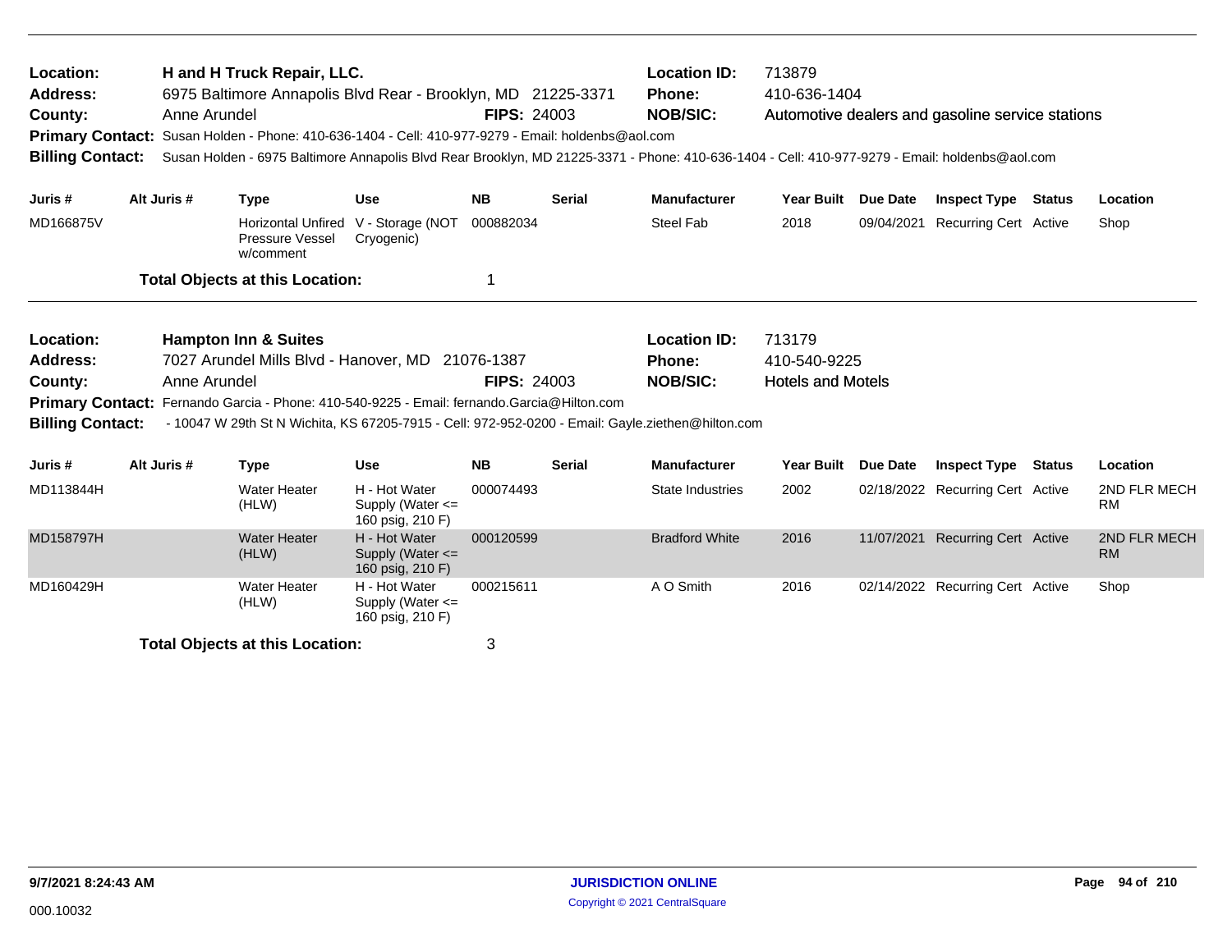| | | | |
|---|---|---|---|
| **Location:** | **H and H Truck Repair, LLC.** | **Location ID:** | 713879 |
| **Address:** | 6975 Baltimore Annapolis Blvd Rear - Brooklyn, MD 21225-3371 | **Phone:** | 410-636-1404 |
| **County:** | Anne Arundel **FIPS:** 24003 | **NOB/SIC:** | Automotive dealers and gasoline service stations |

**Primary Contact:** Susan Holden - Phone: 410-636-1404 - Cell: 410-977-9279 - Email: holdenbs@aol.com

**Billing Contact:** Susan Holden - 6975 Baltimore Annapolis Blvd Rear Brooklyn, MD 21225-3371 - Phone: 410-636-1404 - Cell: 410-977-9279 - Email: holdenbs@aol.com

| Juris # | Alt Juris # | Type | Use | NB | Serial | Manufacturer | Year Built | Due Date | Inspect Type | Status | Location |
|---|---|---|---|---|---|---|---|---|---|---|---|
| MD166875V | | Horizontal Unfired Pressure Vessel w/comment | V - Storage (NOT Cryogenic) | 000882034 | | Steel Fab | 2018 | 09/04/2021 | Recurring Cert | Active | Shop |

**Total Objects at this Location:** 1

| | | | |
|---|---|---|---|
| **Location:** | **Hampton Inn & Suites** | **Location ID:** | 713179 |
| **Address:** | 7027 Arundel Mills Blvd - Hanover, MD 21076-1387 | **Phone:** | 410-540-9225 |
| **County:** | Anne Arundel **FIPS:** 24003 | **NOB/SIC:** | Hotels and Motels |

**Primary Contact:** Fernando Garcia - Phone: 410-540-9225 - Email: fernando.Garcia@Hilton.com

**Billing Contact:** - 10047 W 29th St N Wichita, KS 67205-7915 - Cell: 972-952-0200 - Email: Gayle.ziethen@hilton.com

| Juris # | Alt Juris # | Type | Use | NB | Serial | Manufacturer | Year Built | Due Date | Inspect Type | Status | Location |
|---|---|---|---|---|---|---|---|---|---|---|---|
| MD113844H | | Water Heater (HLW) | H - Hot Water Supply (Water <= 160 psig, 210 F) | 000074493 | | State Industries | 2002 | 02/18/2022 | Recurring Cert | Active | 2ND FLR MECH RM |
| MD158797H | | Water Heater (HLW) | H - Hot Water Supply (Water <= 160 psig, 210 F) | 000120599 | | Bradford White | 2016 | 11/07/2021 | Recurring Cert | Active | 2ND FLR MECH RM |
| MD160429H | | Water Heater (HLW) | H - Hot Water Supply (Water <= 160 psig, 210 F) | 000215611 | | A O Smith | 2016 | 02/14/2022 | Recurring Cert | Active | Shop |

**Total Objects at this Location:** 3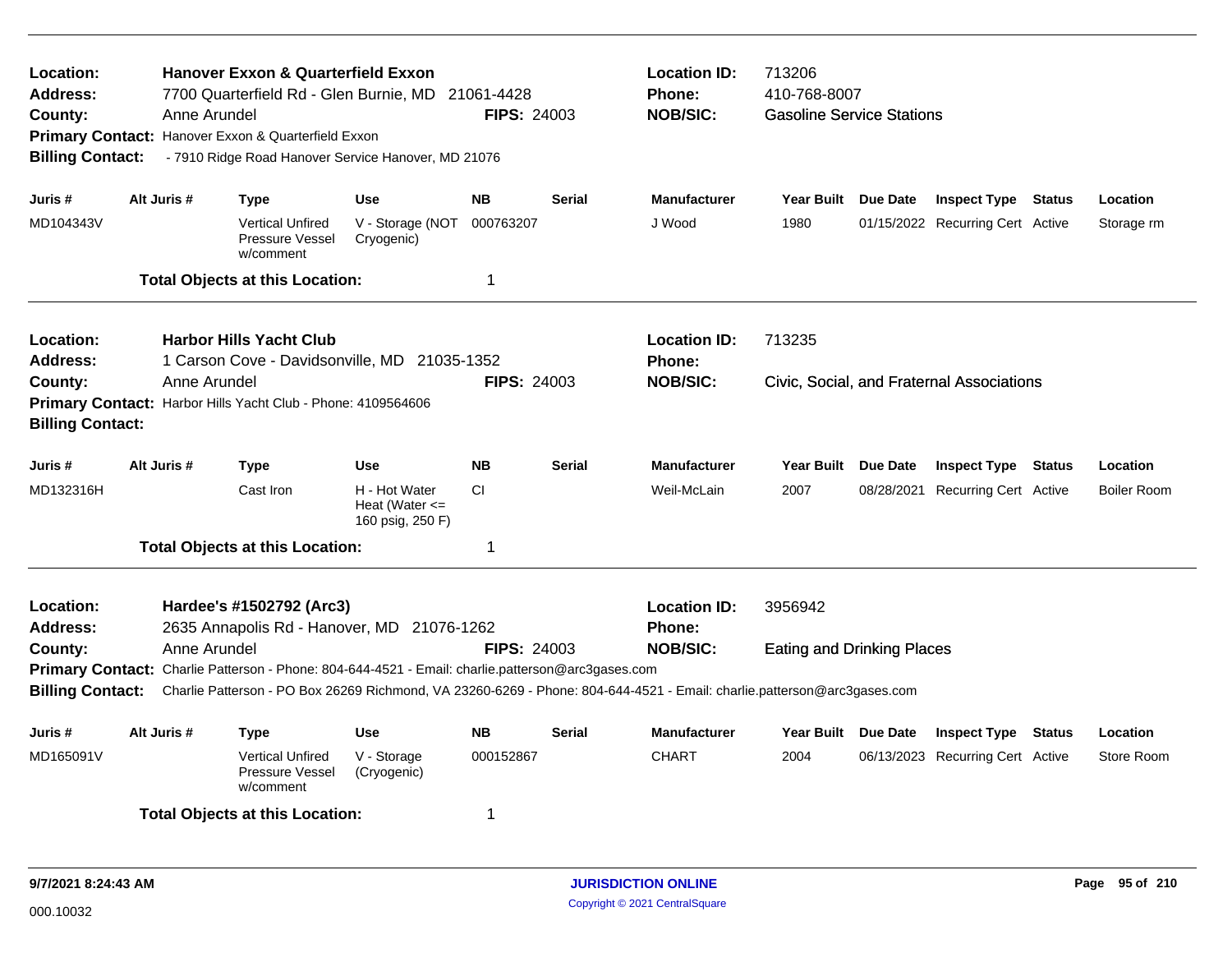**Location:** Hanover Exxon & Quarterfield Exxon
**Address:** 7700 Quarterfield Rd - Glen Burnie, MD 21061-4428
**County:** Anne Arundel
**FIPS:** 24003
**Location ID:** 713206
**Phone:** 410-768-8007
**NOB/SIC:** Gasoline Service Stations
**Primary Contact:** Hanover Exxon & Quarterfield Exxon
**Billing Contact:** - 7910 Ridge Road Hanover Service Hanover, MD 21076

| Juris # | Alt Juris # | Type | Use | NB | Serial | Manufacturer | Year Built | Due Date | Inspect Type | Status | Location |
|---|---|---|---|---|---|---|---|---|---|---|---|
| MD104343V | | Vertical Unfired Pressure Vessel w/comment | V - Storage (NOT Cryogenic) | 000763207 | | J Wood | 1980 | 01/15/2022 | Recurring Cert | Active | Storage rm |

**Total Objects at this Location:** 1

---

**Location:** Harbor Hills Yacht Club
**Address:** 1 Carson Cove - Davidsonville, MD 21035-1352
**County:** Anne Arundel
**FIPS:** 24003
**Location ID:** 713235
**Phone:**
**NOB/SIC:** Civic, Social, and Fraternal Associations
**Primary Contact:** Harbor Hills Yacht Club - Phone: 4109564606
**Billing Contact:**

| Juris # | Alt Juris # | Type | Use | NB | Serial | Manufacturer | Year Built | Due Date | Inspect Type | Status | Location |
|---|---|---|---|---|---|---|---|---|---|---|---|
| MD132316H | | Cast Iron | H - Hot Water Heat (Water <= 160 psig, 250 F) | CI | | Weil-McLain | 2007 | 08/28/2021 | Recurring Cert | Active | Boiler Room |

**Total Objects at this Location:** 1

---

**Location:** Hardee's #1502792 (Arc3)
**Address:** 2635 Annapolis Rd - Hanover, MD 21076-1262
**County:** Anne Arundel
**FIPS:** 24003
**Location ID:** 3956942
**Phone:**
**NOB/SIC:** Eating and Drinking Places
**Primary Contact:** Charlie Patterson - Phone: 804-644-4521 - Email: charlie.patterson@arc3gases.com
**Billing Contact:** Charlie Patterson - PO Box 26269 Richmond, VA 23260-6269 - Phone: 804-644-4521 - Email: charlie.patterson@arc3gases.com

| Juris # | Alt Juris # | Type | Use | NB | Serial | Manufacturer | Year Built | Due Date | Inspect Type | Status | Location |
|---|---|---|---|---|---|---|---|---|---|---|---|
| MD165091V | | Vertical Unfired Pressure Vessel w/comment | V - Storage (Cryogenic) | 000152867 | | CHART | 2004 | 06/13/2023 | Recurring Cert | Active | Store Room |

**Total Objects at this Location:** 1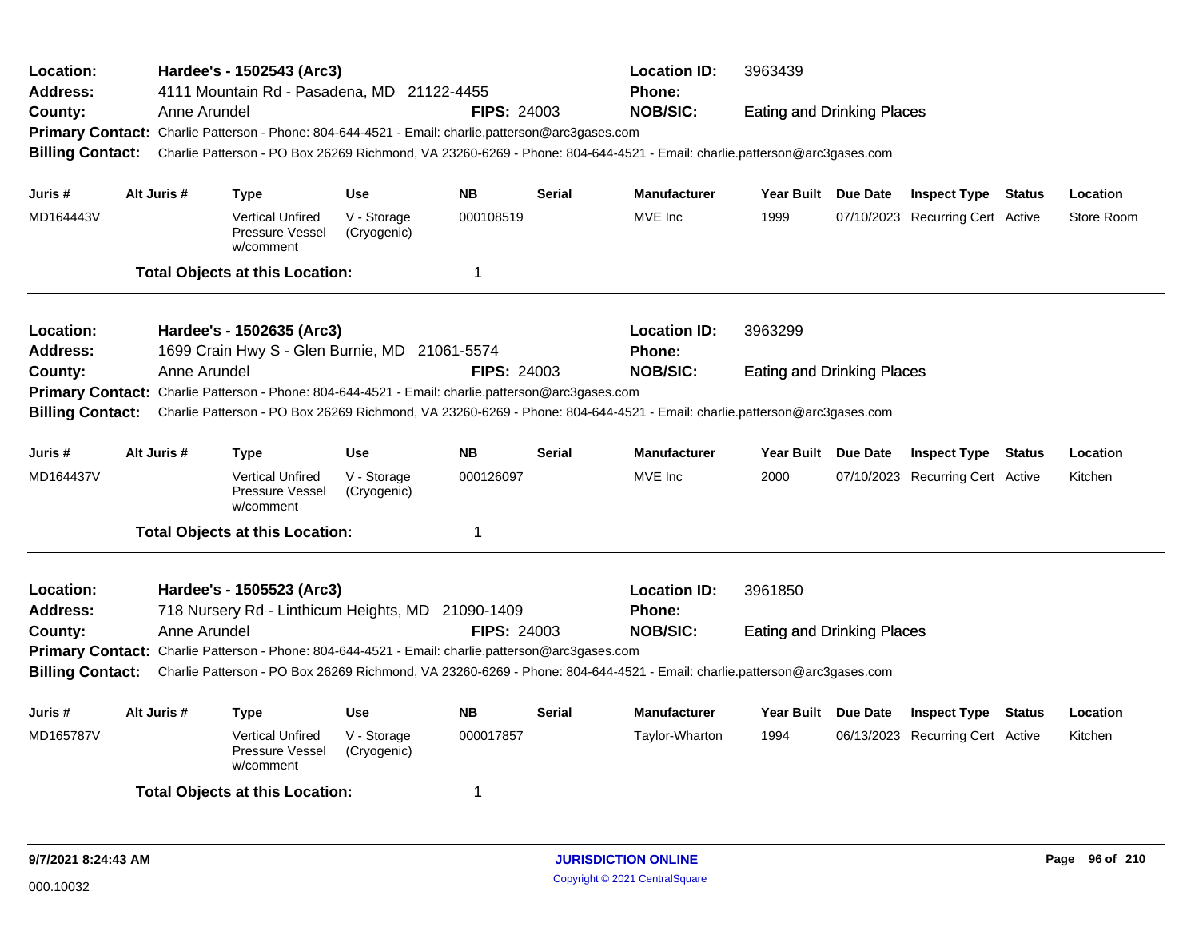**Location:** Hardee's - 1502543 (Arc3) **Location ID:** 3963439
**Address:** 4111 Mountain Rd - Pasadena, MD 21122-4455 **Phone:**
**County:** Anne Arundel **FIPS:** 24003 **NOB/SIC:** Eating and Drinking Places
**Primary Contact:** Charlie Patterson - Phone: 804-644-4521 - Email: charlie.patterson@arc3gases.com
**Billing Contact:** Charlie Patterson - PO Box 26269 Richmond, VA 23260-6269 - Phone: 804-644-4521 - Email: charlie.patterson@arc3gases.com

| Juris # | Alt Juris # | Type | Use | NB | Serial | Manufacturer | Year Built | Due Date | Inspect Type | Status | Location |
|---|---|---|---|---|---|---|---|---|---|---|---|
| MD164443V | | Vertical Unfired Pressure Vessel w/comment | V - Storage (Cryogenic) | 000108519 | | MVE Inc | 1999 | 07/10/2023 | Recurring Cert | Active | Store Room |

**Total Objects at this Location:** 1

---

**Location:** Hardee's - 1502635 (Arc3) **Location ID:** 3963299
**Address:** 1699 Crain Hwy S - Glen Burnie, MD 21061-5574 **Phone:**
**County:** Anne Arundel **FIPS:** 24003 **NOB/SIC:** Eating and Drinking Places
**Primary Contact:** Charlie Patterson - Phone: 804-644-4521 - Email: charlie.patterson@arc3gases.com
**Billing Contact:** Charlie Patterson - PO Box 26269 Richmond, VA 23260-6269 - Phone: 804-644-4521 - Email: charlie.patterson@arc3gases.com

| Juris # | Alt Juris # | Type | Use | NB | Serial | Manufacturer | Year Built | Due Date | Inspect Type | Status | Location |
|---|---|---|---|---|---|---|---|---|---|---|---|
| MD164437V | | Vertical Unfired Pressure Vessel w/comment | V - Storage (Cryogenic) | 000126097 | | MVE Inc | 2000 | 07/10/2023 | Recurring Cert | Active | Kitchen |

**Total Objects at this Location:** 1

---

**Location:** Hardee's - 1505523 (Arc3) **Location ID:** 3961850
**Address:** 718 Nursery Rd - Linthicum Heights, MD 21090-1409 **Phone:**
**County:** Anne Arundel **FIPS:** 24003 **NOB/SIC:** Eating and Drinking Places
**Primary Contact:** Charlie Patterson - Phone: 804-644-4521 - Email: charlie.patterson@arc3gases.com
**Billing Contact:** Charlie Patterson - PO Box 26269 Richmond, VA 23260-6269 - Phone: 804-644-4521 - Email: charlie.patterson@arc3gases.com

| Juris # | Alt Juris # | Type | Use | NB | Serial | Manufacturer | Year Built | Due Date | Inspect Type | Status | Location |
|---|---|---|---|---|---|---|---|---|---|---|---|
| MD165787V | | Vertical Unfired Pressure Vessel w/comment | V - Storage (Cryogenic) | 000017857 | | Taylor-Wharton | 1994 | 06/13/2023 | Recurring Cert | Active | Kitchen |

**Total Objects at this Location:** 1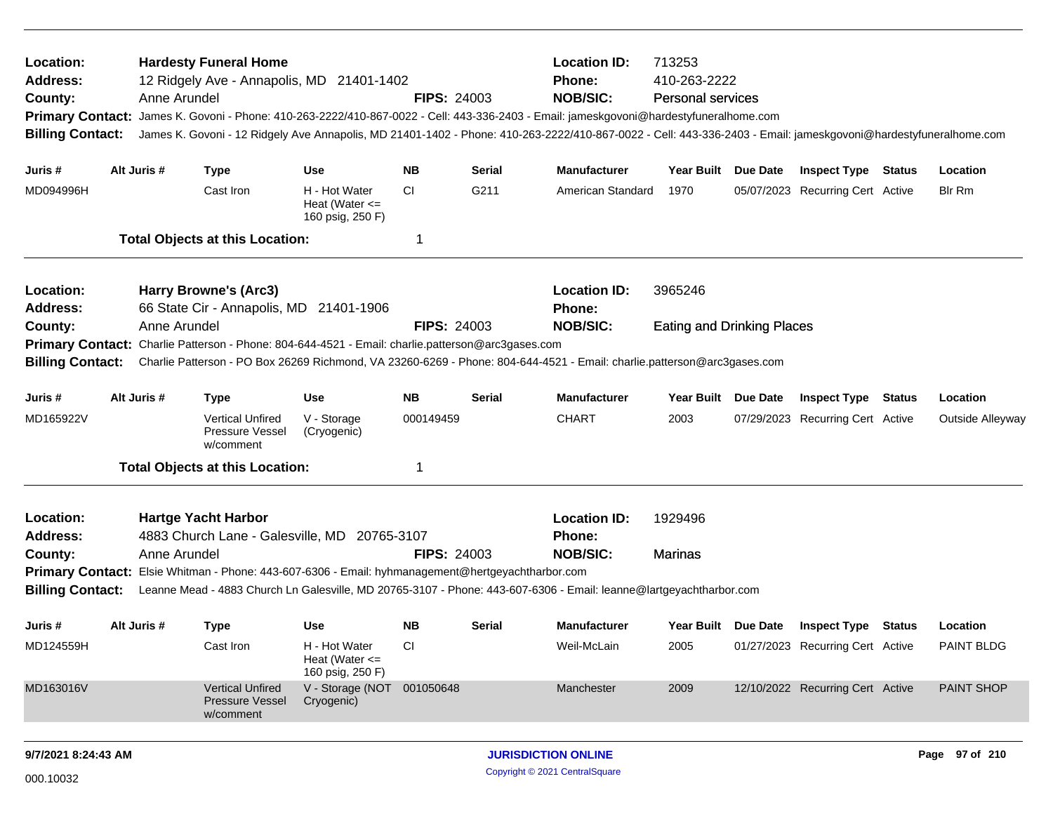**Location:** Hardesty Funeral Home
**Location ID:** 713253
**Address:** 12 Ridgely Ave - Annapolis, MD 21401-1402
**Phone:** 410-263-2222
**County:** Anne Arundel
**FIPS:** 24003
**NOB/SIC:** Personal services
**Primary Contact:** James K. Govoni - Phone: 410-263-2222/410-867-0022 - Cell: 443-336-2403 - Email: jameskgovoni@hardestyfuneralhome.com
**Billing Contact:** James K. Govoni - 12 Ridgely Ave Annapolis, MD 21401-1402 - Phone: 410-263-2222/410-867-0022 - Cell: 443-336-2403 - Email: jameskgovoni@hardestyfuneralhome.com

| Juris # | Alt Juris # | Type | Use | NB | Serial | Manufacturer | Year Built | Due Date | Inspect Type | Status | Location |
|---|---|---|---|---|---|---|---|---|---|---|---|
| MD094996H | | Cast Iron | H - Hot Water Heat (Water <= 160 psig, 250 F) | CI | G211 | American Standard | 1970 | 05/07/2023 | Recurring Cert | Active | Blr Rm |

**Total Objects at this Location:** 1

---

**Location:** Harry Browne's (Arc3)
**Location ID:** 3965246
**Address:** 66 State Cir - Annapolis, MD 21401-1906
**Phone:**
**County:** Anne Arundel
**FIPS:** 24003
**NOB/SIC:** Eating and Drinking Places
**Primary Contact:** Charlie Patterson - Phone: 804-644-4521 - Email: charlie.patterson@arc3gases.com
**Billing Contact:** Charlie Patterson - PO Box 26269 Richmond, VA 23260-6269 - Phone: 804-644-4521 - Email: charlie.patterson@arc3gases.com

| Juris # | Alt Juris # | Type | Use | NB | Serial | Manufacturer | Year Built | Due Date | Inspect Type | Status | Location |
|---|---|---|---|---|---|---|---|---|---|---|---|
| MD165922V | | Vertical Unfired Pressure Vessel w/comment | V - Storage (Cryogenic) | 000149459 | | CHART | 2003 | 07/29/2023 | Recurring Cert | Active | Outside Alleyway |

**Total Objects at this Location:** 1

---

**Location:** Hartge Yacht Harbor
**Location ID:** 1929496
**Address:** 4883 Church Lane - Galesville, MD 20765-3107
**Phone:**
**County:** Anne Arundel
**FIPS:** 24003
**NOB/SIC:** Marinas
**Primary Contact:** Elsie Whitman - Phone: 443-607-6306 - Email: hyhmanagement@hertgeyachtharbor.com
**Billing Contact:** Leanne Mead - 4883 Church Ln Galesville, MD 20765-3107 - Phone: 443-607-6306 - Email: leanne@lartgeyachtharbor.com

| Juris # | Alt Juris # | Type | Use | NB | Serial | Manufacturer | Year Built | Due Date | Inspect Type | Status | Location |
|---|---|---|---|---|---|---|---|---|---|---|---|
| MD124559H | | Cast Iron | H - Hot Water Heat (Water <= 160 psig, 250 F) | CI | | Weil-McLain | 2005 | 01/27/2023 | Recurring Cert | Active | PAINT BLDG |
| MD163016V | | Vertical Unfired Pressure Vessel w/comment | V - Storage (NOT Cryogenic) | 001050648 | | Manchester | 2009 | 12/10/2022 | Recurring Cert | Active | PAINT SHOP |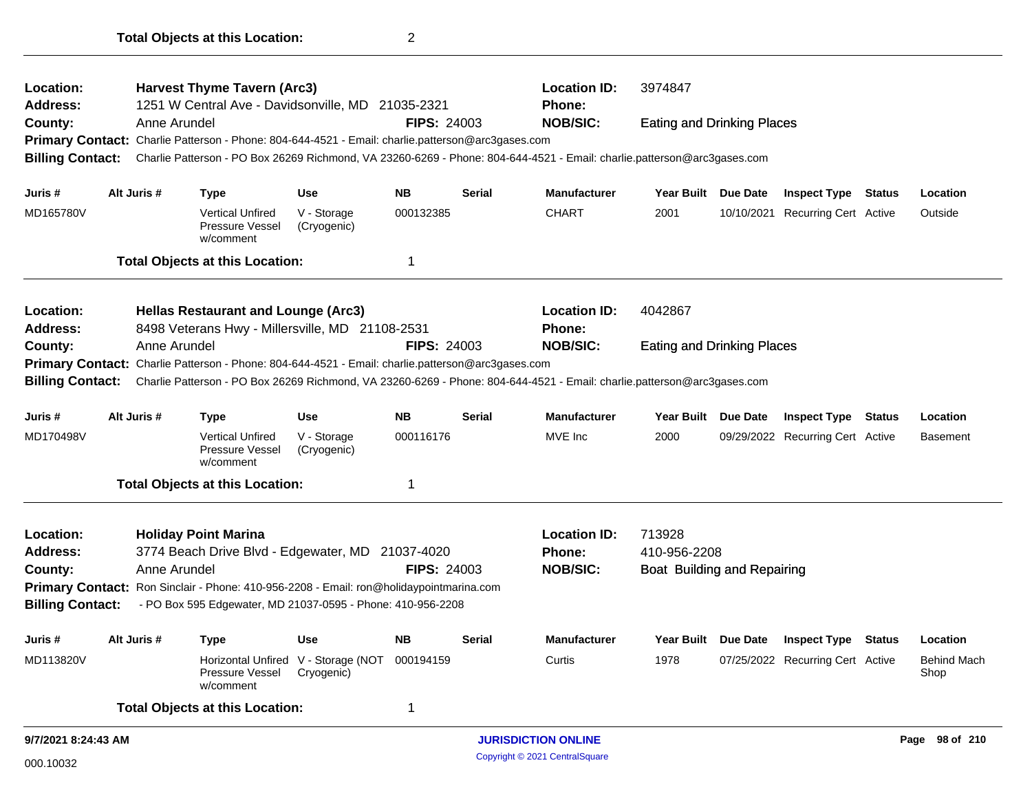**Total Objects at this Location:** 2

---

**Location:** Harvest Thyme Tavern (Arc3) **Location ID:** 3974847
**Address:** 1251 W Central Ave - Davidsonville, MD 21035-2321 **Phone:**
**County:** Anne Arundel **FIPS:** 24003 **NOB/SIC:** Eating and Drinking Places
**Primary Contact:** Charlie Patterson - Phone: 804-644-4521 - Email: charlie.patterson@arc3gases.com
**Billing Contact:** Charlie Patterson - PO Box 26269 Richmond, VA 23260-6269 - Phone: 804-644-4521 - Email: charlie.patterson@arc3gases.com

| Juris # | Alt Juris # | Type | Use | NB | Serial | Manufacturer | Year Built | Due Date | Inspect Type | Status | Location |
|---|---|---|---|---|---|---|---|---|---|---|---|
| MD165780V | | Vertical Unfired Pressure Vessel w/comment | V - Storage (Cryogenic) | 000132385 | | CHART | 2001 | 10/10/2021 | Recurring Cert | Active | Outside |

**Total Objects at this Location:** 1

---

**Location:** Hellas Restaurant and Lounge (Arc3) **Location ID:** 4042867
**Address:** 8498 Veterans Hwy - Millersville, MD 21108-2531 **Phone:**
**County:** Anne Arundel **FIPS:** 24003 **NOB/SIC:** Eating and Drinking Places
**Primary Contact:** Charlie Patterson - Phone: 804-644-4521 - Email: charlie.patterson@arc3gases.com
**Billing Contact:** Charlie Patterson - PO Box 26269 Richmond, VA 23260-6269 - Phone: 804-644-4521 - Email: charlie.patterson@arc3gases.com

| Juris # | Alt Juris # | Type | Use | NB | Serial | Manufacturer | Year Built | Due Date | Inspect Type | Status | Location |
|---|---|---|---|---|---|---|---|---|---|---|---|
| MD170498V | | Vertical Unfired Pressure Vessel w/comment | V - Storage (Cryogenic) | 000116176 | | MVE Inc | 2000 | 09/29/2022 | Recurring Cert | Active | Basement |

**Total Objects at this Location:** 1

---

**Location:** Holiday Point Marina **Location ID:** 713928
**Address:** 3774 Beach Drive Blvd - Edgewater, MD 21037-4020 **Phone:** 410-956-2208
**County:** Anne Arundel **FIPS:** 24003 **NOB/SIC:** Boat Building and Repairing
**Primary Contact:** Ron Sinclair - Phone: 410-956-2208 - Email: ron@holidaypointmarina.com
**Billing Contact:** - PO Box 595 Edgewater, MD 21037-0595 - Phone: 410-956-2208

| Juris # | Alt Juris # | Type | Use | NB | Serial | Manufacturer | Year Built | Due Date | Inspect Type | Status | Location |
|---|---|---|---|---|---|---|---|---|---|---|---|
| MD113820V | | Horizontal Unfired Pressure Vessel w/comment | V - Storage (NOT Cryogenic) | 000194159 | | Curtis | 1978 | 07/25/2022 | Recurring Cert | Active | Behind Mach Shop |

**Total Objects at this Location:** 1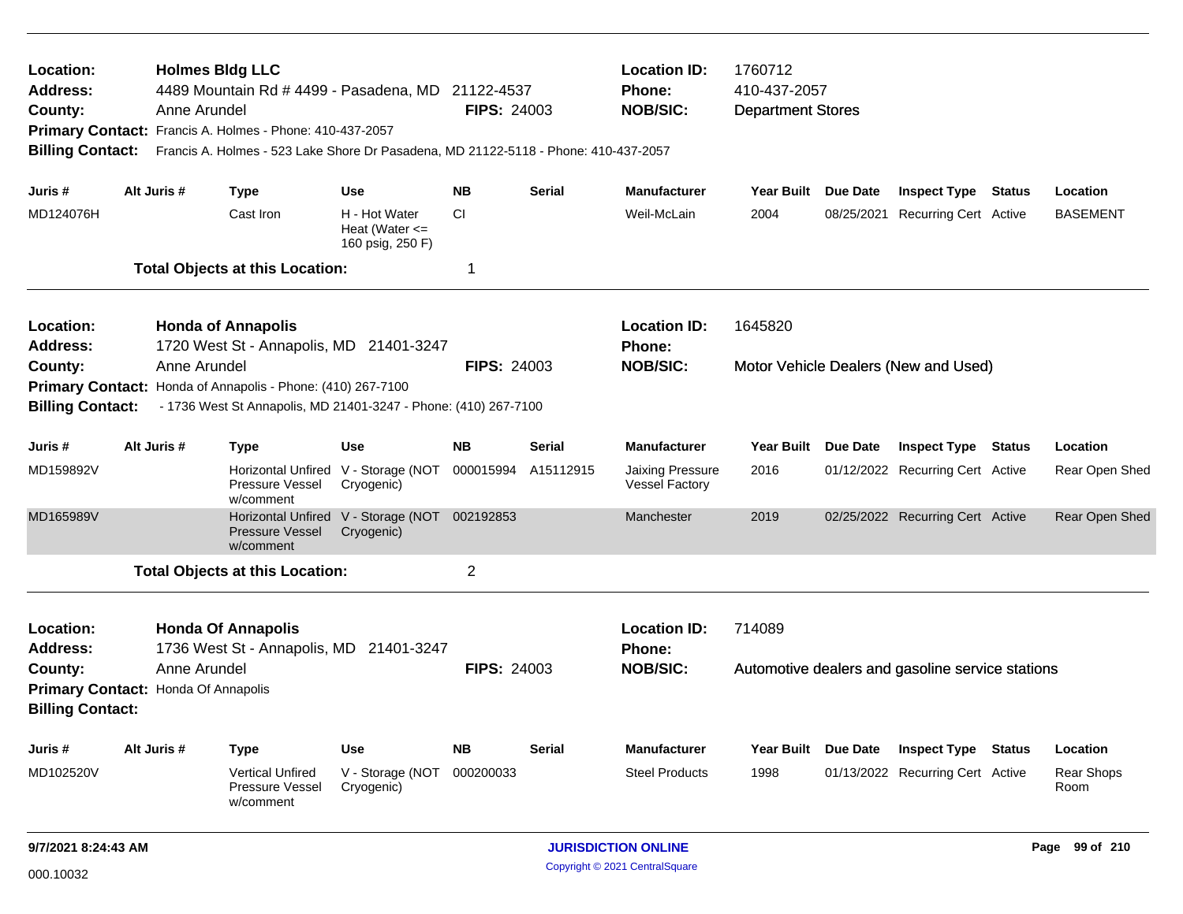**Location:** Holmes Bldg LLC
**Location ID:** 1760712
**Address:** 4489 Mountain Rd # 4499 - Pasadena, MD 21122-4537
**Phone:** 410-437-2057
**County:** Anne Arundel
**FIPS:** 24003
**NOB/SIC:** Department Stores
**Primary Contact:** Francis A. Holmes - Phone: 410-437-2057
**Billing Contact:** Francis A. Holmes - 523 Lake Shore Dr Pasadena, MD 21122-5118 - Phone: 410-437-2057

| Juris # | Alt Juris # | Type | Use | NB | Serial | Manufacturer | Year Built | Due Date | Inspect Type | Status | Location |
|---|---|---|---|---|---|---|---|---|---|---|---|
| MD124076H | | Cast Iron | H - Hot Water Heat (Water <= 160 psig, 250 F) | CI | | Weil-McLain | 2004 | 08/25/2021 | Recurring Cert | Active | BASEMENT |

**Total Objects at this Location:** 1

---

**Location:** Honda of Annapolis
**Location ID:** 1645820
**Address:** 1720 West St - Annapolis, MD 21401-3247
**Phone:**
**County:** Anne Arundel
**FIPS:** 24003
**NOB/SIC:** Motor Vehicle Dealers (New and Used)
**Primary Contact:** Honda of Annapolis - Phone: (410) 267-7100
**Billing Contact:** - 1736 West St Annapolis, MD 21401-3247 - Phone: (410) 267-7100

| Juris # | Alt Juris # | Type | Use | NB | Serial | Manufacturer | Year Built | Due Date | Inspect Type | Status | Location |
|---|---|---|---|---|---|---|---|---|---|---|---|
| MD159892V | | Horizontal Unfired Pressure Vessel w/comment | V - Storage (NOT Cryogenic) | 000015994 | A15112915 | Jaixing Pressure Vessel Factory | 2016 | 01/12/2022 | Recurring Cert | Active | Rear Open Shed |
| MD165989V | | Horizontal Unfired Pressure Vessel w/comment | V - Storage (NOT Cryogenic) | 002192853 | | Manchester | 2019 | 02/25/2022 | Recurring Cert | Active | Rear Open Shed |

**Total Objects at this Location:** 2

---

**Location:** Honda Of Annapolis
**Location ID:** 714089
**Address:** 1736 West St - Annapolis, MD 21401-3247
**Phone:**
**County:** Anne Arundel
**FIPS:** 24003
**NOB/SIC:** Automotive dealers and gasoline service stations
**Primary Contact:** Honda Of Annapolis
**Billing Contact:**

| Juris # | Alt Juris # | Type | Use | NB | Serial | Manufacturer | Year Built | Due Date | Inspect Type | Status | Location |
|---|---|---|---|---|---|---|---|---|---|---|---|
| MD102520V | | Vertical Unfired Pressure Vessel w/comment | V - Storage (NOT Cryogenic) | 000200033 | | Steel Products | 1998 | 01/13/2022 | Recurring Cert | Active | Rear Shops Room |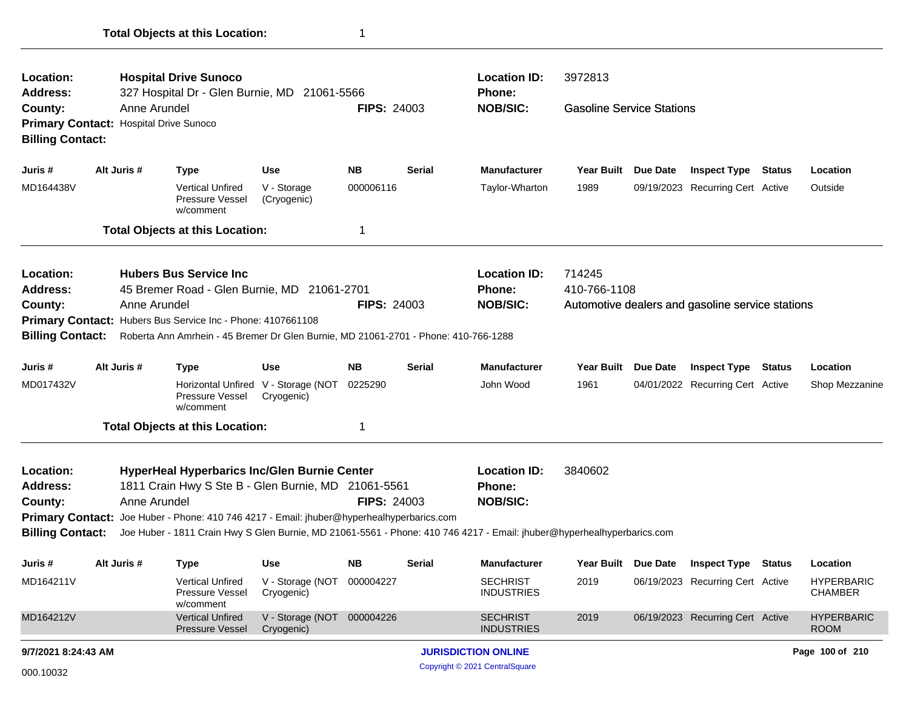Total Objects at this Location: 1

---

**Location:** **Hospital Drive Sunoco**
**Location ID:** 3972813
**Address:** 327 Hospital Dr - Glen Burnie, MD 21061-5566
**Phone:**
**County:** Anne Arundel
**FIPS:** 24003
**NOB/SIC:** Gasoline Service Stations
**Primary Contact:** Hospital Drive Sunoco
**Billing Contact:**

| Juris # | Alt Juris # | Type | Use | NB | Serial | Manufacturer | Year Built | Due Date | Inspect Type | Status | Location |
|---|---|---|---|---|---|---|---|---|---|---|---|
| MD164438V | | Vertical Unfired Pressure Vessel w/comment | V - Storage (Cryogenic) | 000006116 | | Taylor-Wharton | 1989 | 09/19/2023 | Recurring Cert | Active | Outside |

**Total Objects at this Location:** 1

---

**Location:** **Hubers Bus Service Inc**
**Location ID:** 714245
**Address:** 45 Bremer Road - Glen Burnie, MD 21061-2701
**Phone:** 410-766-1108
**County:** Anne Arundel
**FIPS:** 24003
**NOB/SIC:** Automotive dealers and gasoline service stations
**Primary Contact:** Hubers Bus Service Inc - Phone: 4107661108
**Billing Contact:** Roberta Ann Amrhein - 45 Bremer Dr Glen Burnie, MD 21061-2701 - Phone: 410-766-1288

| Juris # | Alt Juris # | Type | Use | NB | Serial | Manufacturer | Year Built | Due Date | Inspect Type | Status | Location |
|---|---|---|---|---|---|---|---|---|---|---|---|
| MD017432V | | Horizontal Unfired Pressure Vessel w/comment | V - Storage (NOT Cryogenic) | 0225290 | | John Wood | 1961 | 04/01/2022 | Recurring Cert | Active | Shop Mezzanine |

**Total Objects at this Location:** 1

---

**Location:** **HyperHeal Hyperbarics Inc/Glen Burnie Center**
**Location ID:** 3840602
**Address:** 1811 Crain Hwy S Ste B - Glen Burnie, MD 21061-5561
**Phone:**
**County:** Anne Arundel
**FIPS:** 24003
**NOB/SIC:**
**Primary Contact:** Joe Huber - Phone: 410 746 4217 - Email: jhuber@hyperhealhyperbarics.com
**Billing Contact:** Joe Huber - 1811 Crain Hwy S Glen Burnie, MD 21061-5561 - Phone: 410 746 4217 - Email: jhuber@hyperhealhyperbarics.com

| Juris # | Alt Juris # | Type | Use | NB | Serial | Manufacturer | Year Built | Due Date | Inspect Type | Status | Location |
|---|---|---|---|---|---|---|---|---|---|---|---|
| MD164211V | | Vertical Unfired Pressure Vessel w/comment | V - Storage (NOT Cryogenic) | 000004227 | | SECHRIST INDUSTRIES | 2019 | 06/19/2023 | Recurring Cert | Active | HYPERBARIC CHAMBER |
| MD164212V | | Vertical Unfired Pressure Vessel | V - Storage (NOT Cryogenic) | 000004226 | | SECHRIST INDUSTRIES | 2019 | 06/19/2023 | Recurring Cert | Active | HYPERBARIC ROOM |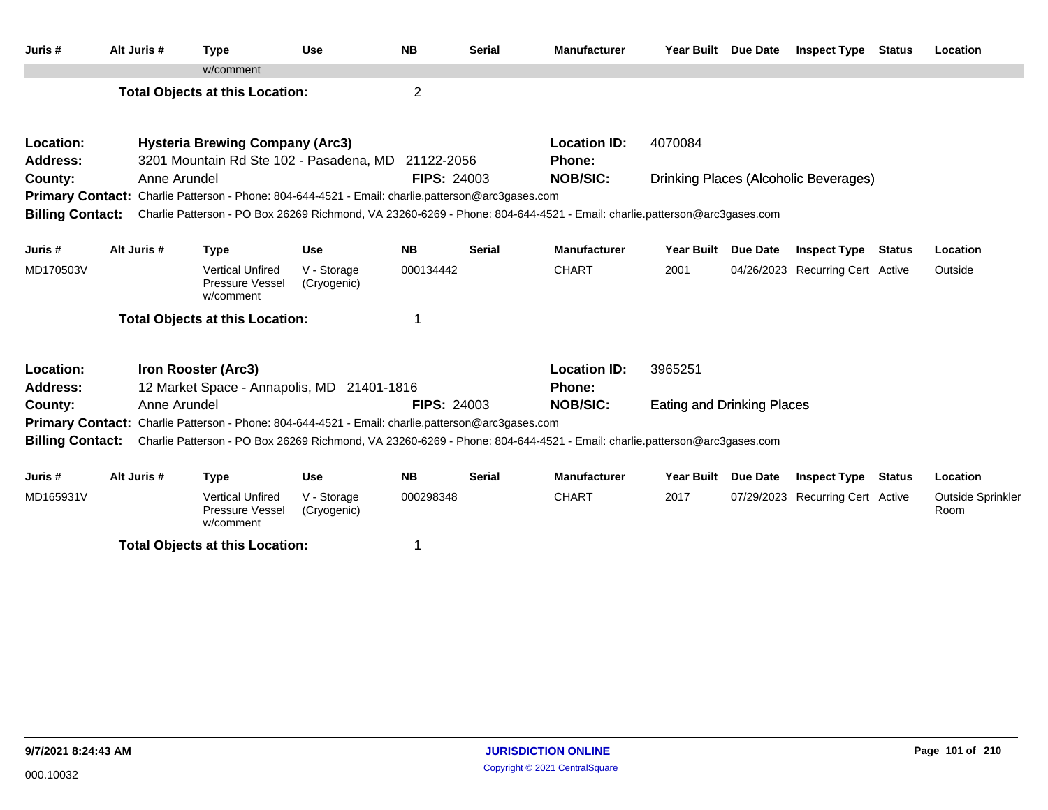| Juris # | Alt Juris # | Type | Use | NB | Serial | Manufacturer | Year Built | Due Date | Inspect Type | Status | Location |
|---|---|---|---|---|---|---|---|---|---|---|---|
| | | w/comment | | | | | | | | | |

**Total Objects at this Location:** 2

---

**Location:** Hysteria Brewing Company (Arc3)
**Location ID:** 4070084
**Address:** 3201 Mountain Rd Ste 102 - Pasadena, MD 21122-2056
**Phone:**
**County:** Anne Arundel
**FIPS:** 24003
**NOB/SIC:** Drinking Places (Alcoholic Beverages)
**Primary Contact:** Charlie Patterson - Phone: 804-644-4521 - Email: charlie.patterson@arc3gases.com
**Billing Contact:** Charlie Patterson - PO Box 26269 Richmond, VA 23260-6269 - Phone: 804-644-4521 - Email: charlie.patterson@arc3gases.com

| Juris # | Alt Juris # | Type | Use | NB | Serial | Manufacturer | Year Built | Due Date | Inspect Type | Status | Location |
|---|---|---|---|---|---|---|---|---|---|---|---|
| MD170503V | | Vertical Unfired Pressure Vessel w/comment | V - Storage (Cryogenic) | 000134442 | | CHART | 2001 | 04/26/2023 | Recurring Cert | Active | Outside |

**Total Objects at this Location:** 1

---

**Location:** Iron Rooster (Arc3)
**Location ID:** 3965251
**Address:** 12 Market Space - Annapolis, MD 21401-1816
**Phone:**
**County:** Anne Arundel
**FIPS:** 24003
**NOB/SIC:** Eating and Drinking Places
**Primary Contact:** Charlie Patterson - Phone: 804-644-4521 - Email: charlie.patterson@arc3gases.com
**Billing Contact:** Charlie Patterson - PO Box 26269 Richmond, VA 23260-6269 - Phone: 804-644-4521 - Email: charlie.patterson@arc3gases.com

| Juris # | Alt Juris # | Type | Use | NB | Serial | Manufacturer | Year Built | Due Date | Inspect Type | Status | Location |
|---|---|---|---|---|---|---|---|---|---|---|---|
| MD165931V | | Vertical Unfired Pressure Vessel w/comment | V - Storage (Cryogenic) | 000298348 | | CHART | 2017 | 07/29/2023 | Recurring Cert | Active | Outside Sprinkler Room |

**Total Objects at this Location:** 1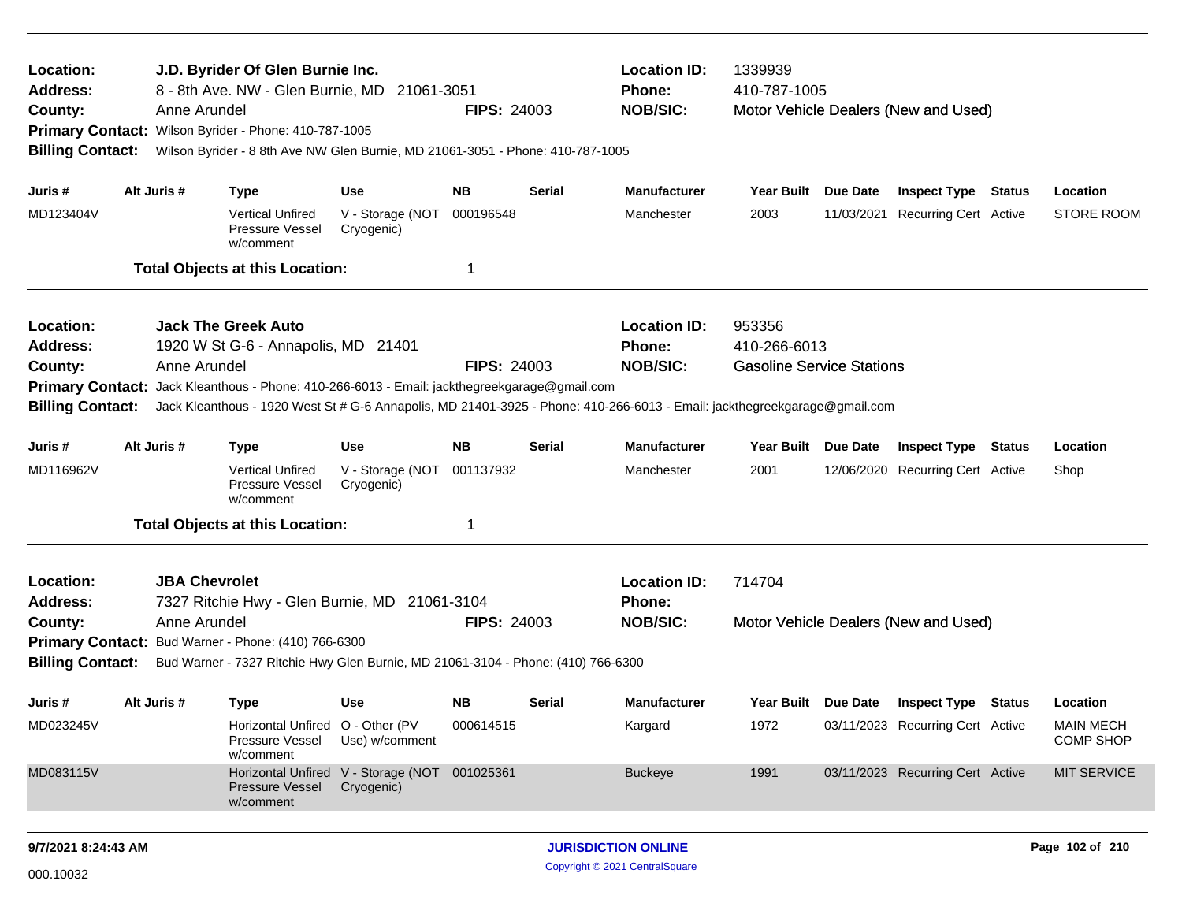**Location:** **J.D. Byrider Of Glen Burnie Inc.**
**Address:** 8 - 8th Ave. NW - Glen Burnie, MD 21061-3051
**County:** Anne Arundel
**FIPS:** 24003
**Location ID:** 1339939
**Phone:** 410-787-1005
**NOB/SIC:** Motor Vehicle Dealers (New and Used)
**Primary Contact:** Wilson Byrider - Phone: 410-787-1005
**Billing Contact:** Wilson Byrider - 8 8th Ave NW Glen Burnie, MD 21061-3051 - Phone: 410-787-1005

| Juris # | Alt Juris # | Type | Use | NB | Serial | Manufacturer | Year Built | Due Date | Inspect Type | Status | Location |
|---|---|---|---|---|---|---|---|---|---|---|---|
| MD123404V | | Vertical Unfired Pressure Vessel w/comment | V - Storage (NOT Cryogenic) | 000196548 | | Manchester | 2003 | 11/03/2021 | Recurring Cert | Active | STORE ROOM |

**Total Objects at this Location:** 1

---

**Location:** **Jack The Greek Auto**
**Address:** 1920 W St G-6 - Annapolis, MD 21401
**County:** Anne Arundel
**FIPS:** 24003
**Location ID:** 953356
**Phone:** 410-266-6013
**NOB/SIC:** Gasoline Service Stations
**Primary Contact:** Jack Kleanthous - Phone: 410-266-6013 - Email: jackthegreekgarage@gmail.com
**Billing Contact:** Jack Kleanthous - 1920 West St # G-6 Annapolis, MD 21401-3925 - Phone: 410-266-6013 - Email: jackthegreekgarage@gmail.com

| Juris # | Alt Juris # | Type | Use | NB | Serial | Manufacturer | Year Built | Due Date | Inspect Type | Status | Location |
|---|---|---|---|---|---|---|---|---|---|---|---|
| MD116962V | | Vertical Unfired Pressure Vessel w/comment | V - Storage (NOT Cryogenic) | 001137932 | | Manchester | 2001 | 12/06/2020 | Recurring Cert | Active | Shop |

**Total Objects at this Location:** 1

---

**Location:** **JBA Chevrolet**
**Address:** 7327 Ritchie Hwy - Glen Burnie, MD 21061-3104
**County:** Anne Arundel
**FIPS:** 24003
**Location ID:** 714704
**Phone:**
**NOB/SIC:** Motor Vehicle Dealers (New and Used)
**Primary Contact:** Bud Warner - Phone: (410) 766-6300
**Billing Contact:** Bud Warner - 7327 Ritchie Hwy Glen Burnie, MD 21061-3104 - Phone: (410) 766-6300

| Juris # | Alt Juris # | Type | Use | NB | Serial | Manufacturer | Year Built | Due Date | Inspect Type | Status | Location |
|---|---|---|---|---|---|---|---|---|---|---|---|
| MD023245V | | Horizontal Unfired Pressure Vessel w/comment | O - Other (PV Use) w/comment | 000614515 | | Kargard | 1972 | 03/11/2023 | Recurring Cert | Active | MAIN MECH COMP SHOP |
| MD083115V | | Horizontal Unfired Pressure Vessel w/comment | V - Storage (NOT Cryogenic) | 001025361 | | Buckeye | 1991 | 03/11/2023 | Recurring Cert | Active | MIT SERVICE |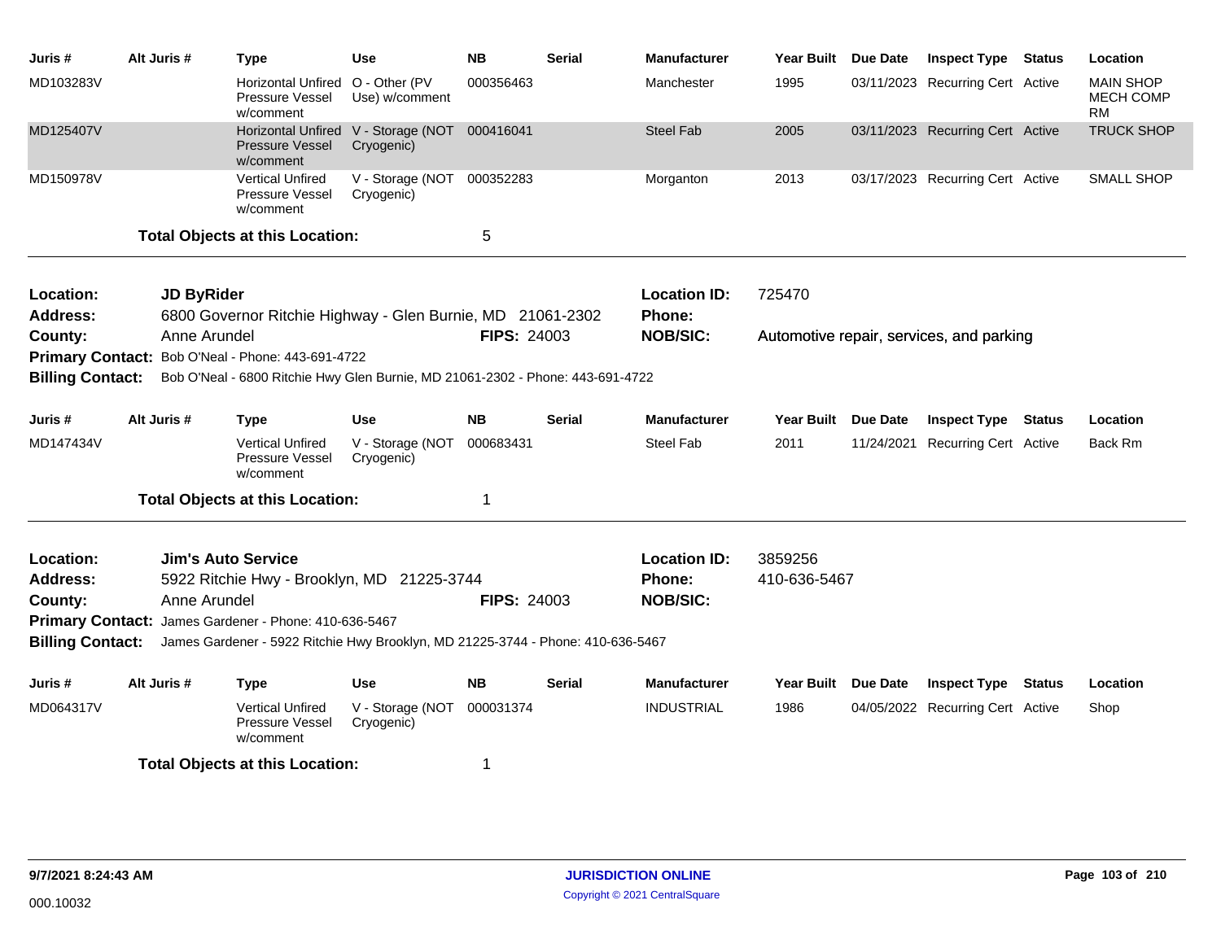| Juris # | Alt Juris # | Type | Use | NB | Serial | Manufacturer | Year Built | Due Date | Inspect Type | Status | Location |
|---|---|---|---|---|---|---|---|---|---|---|---|
| MD103283V | | Horizontal Unfired Pressure Vessel w/comment | O - Other (PV Use) w/comment | 000356463 | | Manchester | 1995 | 03/11/2023 | Recurring Cert | Active | MAIN SHOP MECH COMP RM |
| MD125407V | | Horizontal Unfired Pressure Vessel w/comment | V - Storage (NOT Cryogenic) | 000416041 | | Steel Fab | 2005 | 03/11/2023 | Recurring Cert | Active | TRUCK SHOP |
| MD150978V | | Vertical Unfired Pressure Vessel w/comment | V - Storage (NOT Cryogenic) | 000352283 | | Morganton | 2013 | 03/17/2023 | Recurring Cert | Active | SMALL SHOP |

**Total Objects at this Location:** 5

---

**Location:** JD ByRider
**Location ID:** 725470
**Address:** 6800 Governor Ritchie Highway - Glen Burnie, MD 21061-2302
**Phone:**
**County:** Anne Arundel
**FIPS:** 24003
**NOB/SIC:** Automotive repair, services, and parking
**Primary Contact:** Bob O'Neal - Phone: 443-691-4722
**Billing Contact:** Bob O'Neal - 6800 Ritchie Hwy Glen Burnie, MD 21061-2302 - Phone: 443-691-4722

| Juris # | Alt Juris # | Type | Use | NB | Serial | Manufacturer | Year Built | Due Date | Inspect Type | Status | Location |
|---|---|---|---|---|---|---|---|---|---|---|---|
| MD147434V | | Vertical Unfired Pressure Vessel w/comment | V - Storage (NOT Cryogenic) | 000683431 | | Steel Fab | 2011 | 11/24/2021 | Recurring Cert | Active | Back Rm |

**Total Objects at this Location:** 1

---

**Location:** Jim's Auto Service
**Location ID:** 3859256
**Address:** 5922 Ritchie Hwy - Brooklyn, MD 21225-3744
**Phone:** 410-636-5467
**County:** Anne Arundel
**FIPS:** 24003
**NOB/SIC:**
**Primary Contact:** James Gardener - Phone: 410-636-5467
**Billing Contact:** James Gardener - 5922 Ritchie Hwy Brooklyn, MD 21225-3744 - Phone: 410-636-5467

| Juris # | Alt Juris # | Type | Use | NB | Serial | Manufacturer | Year Built | Due Date | Inspect Type | Status | Location |
|---|---|---|---|---|---|---|---|---|---|---|---|
| MD064317V | | Vertical Unfired Pressure Vessel w/comment | V - Storage (NOT Cryogenic) | 000031374 | | INDUSTRIAL | 1986 | 04/05/2022 | Recurring Cert | Active | Shop |

**Total Objects at this Location:** 1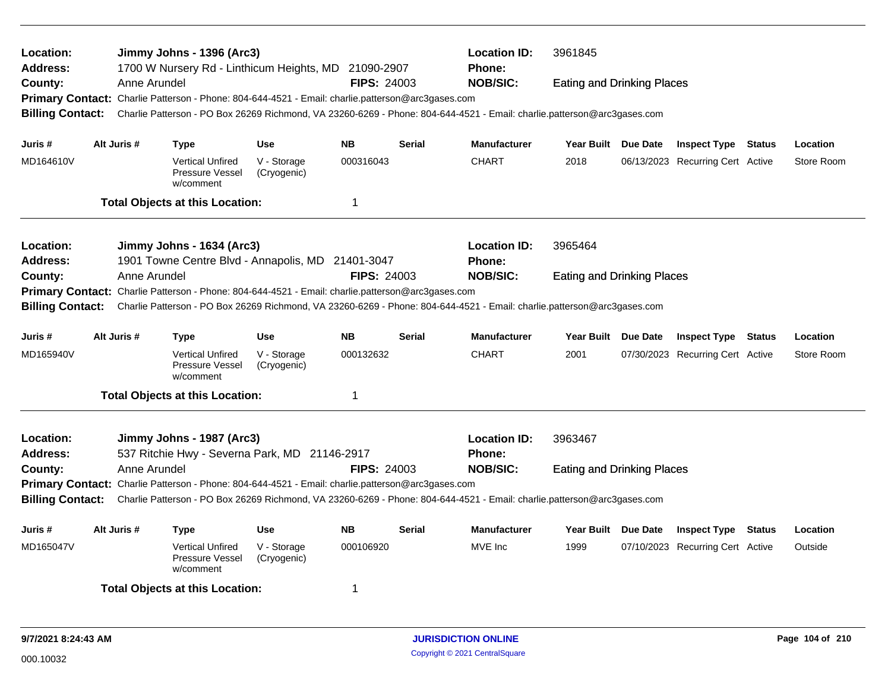**Location:** Jimmy Johns - 1396 (Arc3) **Location ID:** 3961845
**Address:** 1700 W Nursery Rd - Linthicum Heights, MD 21090-2907 **Phone:**
**County:** Anne Arundel **FIPS:** 24003 **NOB/SIC:** Eating and Drinking Places
**Primary Contact:** Charlie Patterson - Phone: 804-644-4521 - Email: charlie.patterson@arc3gases.com
**Billing Contact:** Charlie Patterson - PO Box 26269 Richmond, VA 23260-6269 - Phone: 804-644-4521 - Email: charlie.patterson@arc3gases.com

| Juris # | Alt Juris # | Type | Use | NB | Serial | Manufacturer | Year Built | Due Date | Inspect Type | Status | Location |
|---|---|---|---|---|---|---|---|---|---|---|---|
| MD164610V | | Vertical Unfired Pressure Vessel w/comment | V - Storage (Cryogenic) | 000316043 | | CHART | 2018 | 06/13/2023 | Recurring Cert | Active | Store Room |

**Total Objects at this Location:** 1

---

**Location:** Jimmy Johns - 1634 (Arc3) **Location ID:** 3965464
**Address:** 1901 Towne Centre Blvd - Annapolis, MD 21401-3047 **Phone:**
**County:** Anne Arundel **FIPS:** 24003 **NOB/SIC:** Eating and Drinking Places
**Primary Contact:** Charlie Patterson - Phone: 804-644-4521 - Email: charlie.patterson@arc3gases.com
**Billing Contact:** Charlie Patterson - PO Box 26269 Richmond, VA 23260-6269 - Phone: 804-644-4521 - Email: charlie.patterson@arc3gases.com

| Juris # | Alt Juris # | Type | Use | NB | Serial | Manufacturer | Year Built | Due Date | Inspect Type | Status | Location |
|---|---|---|---|---|---|---|---|---|---|---|---|
| MD165940V | | Vertical Unfired Pressure Vessel w/comment | V - Storage (Cryogenic) | 000132632 | | CHART | 2001 | 07/30/2023 | Recurring Cert | Active | Store Room |

**Total Objects at this Location:** 1

---

**Location:** Jimmy Johns - 1987 (Arc3) **Location ID:** 3963467
**Address:** 537 Ritchie Hwy - Severna Park, MD 21146-2917 **Phone:**
**County:** Anne Arundel **FIPS:** 24003 **NOB/SIC:** Eating and Drinking Places
**Primary Contact:** Charlie Patterson - Phone: 804-644-4521 - Email: charlie.patterson@arc3gases.com
**Billing Contact:** Charlie Patterson - PO Box 26269 Richmond, VA 23260-6269 - Phone: 804-644-4521 - Email: charlie.patterson@arc3gases.com

| Juris # | Alt Juris # | Type | Use | NB | Serial | Manufacturer | Year Built | Due Date | Inspect Type | Status | Location |
|---|---|---|---|---|---|---|---|---|---|---|---|
| MD165047V | | Vertical Unfired Pressure Vessel w/comment | V - Storage (Cryogenic) | 000106920 | | MVE Inc | 1999 | 07/10/2023 | Recurring Cert | Active | Outside |

**Total Objects at this Location:** 1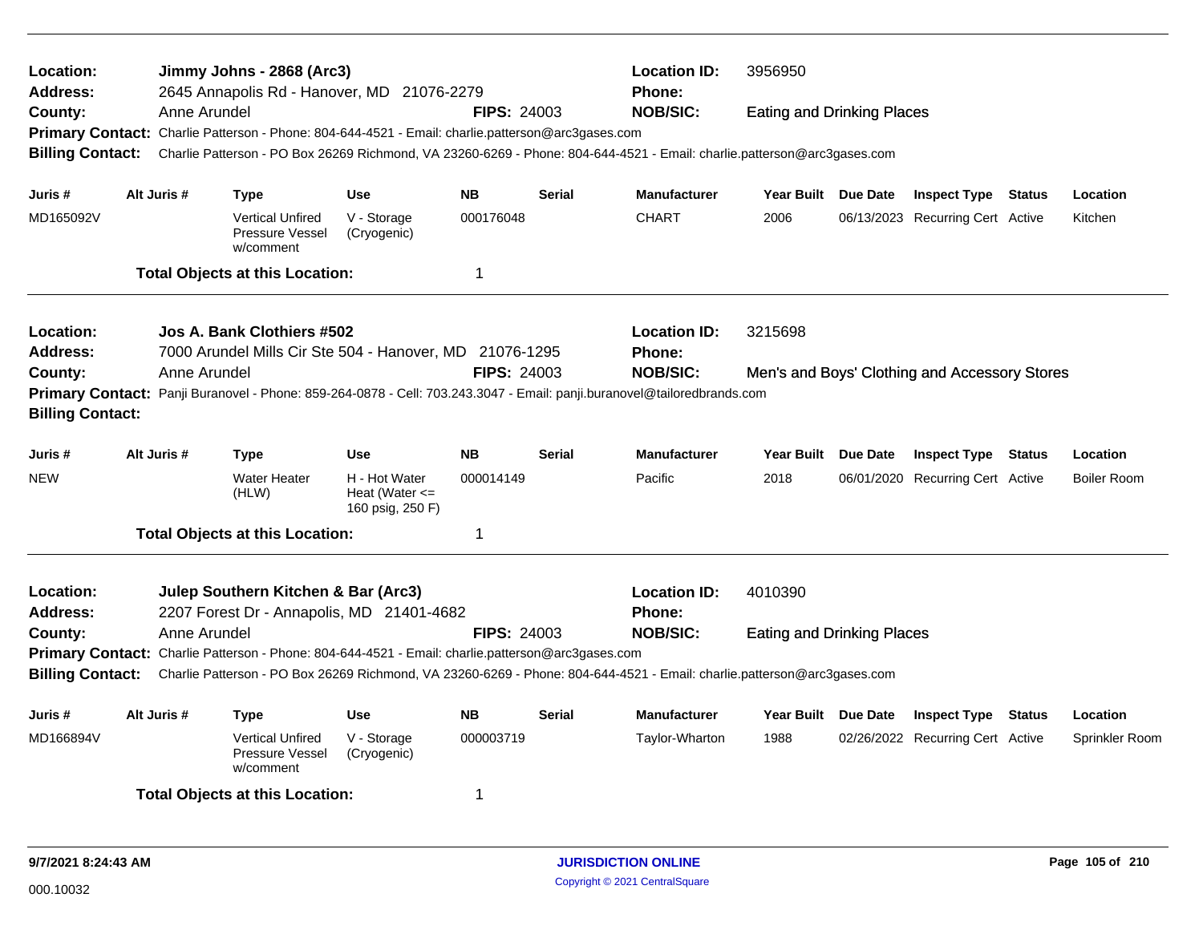**Location:** Jimmy Johns - 2868 (Arc3)
**Location ID:** 3956950
**Address:** 2645 Annapolis Rd - Hanover, MD 21076-2279
**Phone:**
**County:** Anne Arundel
**FIPS:** 24003
**NOB/SIC:** Eating and Drinking Places
**Primary Contact:** Charlie Patterson - Phone: 804-644-4521 - Email: charlie.patterson@arc3gases.com
**Billing Contact:** Charlie Patterson - PO Box 26269 Richmond, VA 23260-6269 - Phone: 804-644-4521 - Email: charlie.patterson@arc3gases.com

| Juris # | Alt Juris # | Type | Use | NB | Serial | Manufacturer | Year Built | Due Date | Inspect Type | Status | Location |
|---|---|---|---|---|---|---|---|---|---|---|---|
| MD165092V | | Vertical Unfired Pressure Vessel w/comment | V - Storage (Cryogenic) | 000176048 | | CHART | 2006 | 06/13/2023 | Recurring Cert | Active | Kitchen |

**Total Objects at this Location:** 1

---

**Location:** Jos A. Bank Clothiers #502
**Location ID:** 3215698
**Address:** 7000 Arundel Mills Cir Ste 504 - Hanover, MD 21076-1295
**Phone:**
**County:** Anne Arundel
**FIPS:** 24003
**NOB/SIC:** Men's and Boys' Clothing and Accessory Stores
**Primary Contact:** Panji Buranovel - Phone: 859-264-0878 - Cell: 703.243.3047 - Email: panji.buranovel@tailoredbrands.com
**Billing Contact:**

| Juris # | Alt Juris # | Type | Use | NB | Serial | Manufacturer | Year Built | Due Date | Inspect Type | Status | Location |
|---|---|---|---|---|---|---|---|---|---|---|---|
| NEW | | Water Heater (HLW) | H - Hot Water Heat (Water <= 160 psig, 250 F) | 000014149 | | Pacific | 2018 | 06/01/2020 | Recurring Cert | Active | Boiler Room |

**Total Objects at this Location:** 1

---

**Location:** Julep Southern Kitchen & Bar (Arc3)
**Location ID:** 4010390
**Address:** 2207 Forest Dr - Annapolis, MD 21401-4682
**Phone:**
**County:** Anne Arundel
**FIPS:** 24003
**NOB/SIC:** Eating and Drinking Places
**Primary Contact:** Charlie Patterson - Phone: 804-644-4521 - Email: charlie.patterson@arc3gases.com
**Billing Contact:** Charlie Patterson - PO Box 26269 Richmond, VA 23260-6269 - Phone: 804-644-4521 - Email: charlie.patterson@arc3gases.com

| Juris # | Alt Juris # | Type | Use | NB | Serial | Manufacturer | Year Built | Due Date | Inspect Type | Status | Location |
|---|---|---|---|---|---|---|---|---|---|---|---|
| MD166894V | | Vertical Unfired Pressure Vessel w/comment | V - Storage (Cryogenic) | 000003719 | | Taylor-Wharton | 1988 | 02/26/2022 | Recurring Cert | Active | Sprinkler Room |

**Total Objects at this Location:** 1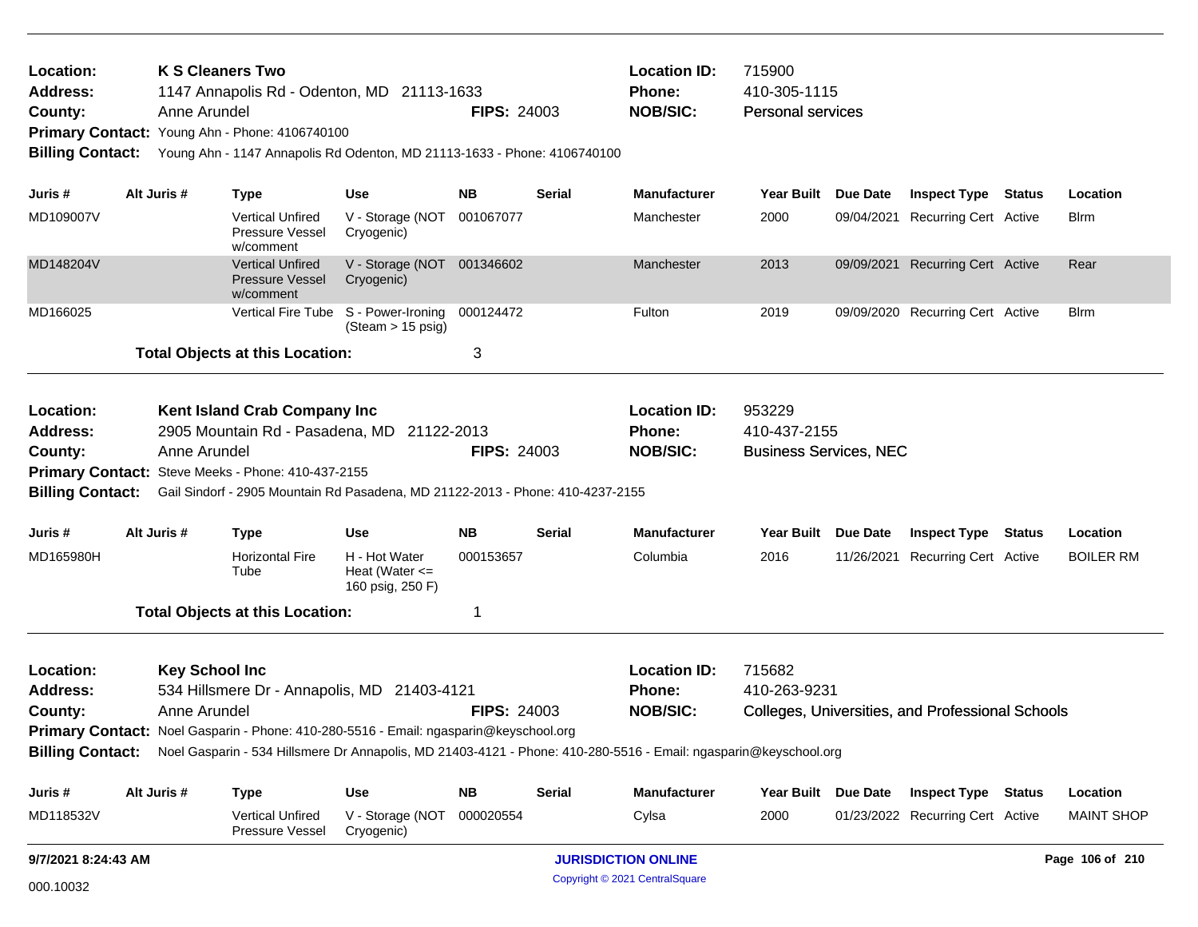**Location:** K S Cleaners Two
**Address:** 1147 Annapolis Rd - Odenton, MD 21113-1633
**County:** Anne Arundel
**FIPS:** 24003
**Location ID:** 715900
**Phone:** 410-305-1115
**NOB/SIC:** Personal services
**Primary Contact:** Young Ahn - Phone: 4106740100
**Billing Contact:** Young Ahn - 1147 Annapolis Rd Odenton, MD 21113-1633 - Phone: 4106740100

| Juris # | Alt Juris # | Type | Use | NB | Serial | Manufacturer | Year Built | Due Date | Inspect Type | Status | Location |
|---|---|---|---|---|---|---|---|---|---|---|---|
| MD109007V | | Vertical Unfired Pressure Vessel w/comment | V - Storage (NOT Cryogenic) | 001067077 | | Manchester | 2000 | 09/04/2021 | Recurring Cert | Active | Blrm |
| MD148204V | | Vertical Unfired Pressure Vessel w/comment | V - Storage (NOT Cryogenic) | 001346602 | | Manchester | 2013 | 09/09/2021 | Recurring Cert | Active | Rear |
| MD166025 | | Vertical Fire Tube | S - Power-Ironing (Steam > 15 psig) | 000124472 | | Fulton | 2019 | 09/09/2020 | Recurring Cert | Active | Blrm |

**Total Objects at this Location:** 3

---

**Location:** Kent Island Crab Company Inc
**Address:** 2905 Mountain Rd - Pasadena, MD 21122-2013
**County:** Anne Arundel
**FIPS:** 24003
**Location ID:** 953229
**Phone:** 410-437-2155
**NOB/SIC:** Business Services, NEC
**Primary Contact:** Steve Meeks - Phone: 410-437-2155
**Billing Contact:** Gail Sindorf - 2905 Mountain Rd Pasadena, MD 21122-2013 - Phone: 410-4237-2155

| Juris # | Alt Juris # | Type | Use | NB | Serial | Manufacturer | Year Built | Due Date | Inspect Type | Status | Location |
|---|---|---|---|---|---|---|---|---|---|---|---|
| MD165980H | | Horizontal Fire Tube | H - Hot Water Heat (Water <= 160 psig, 250 F) | 000153657 | | Columbia | 2016 | 11/26/2021 | Recurring Cert | Active | BOILER RM |

**Total Objects at this Location:** 1

---

**Location:** Key School Inc
**Address:** 534 Hillsmere Dr - Annapolis, MD 21403-4121
**County:** Anne Arundel
**FIPS:** 24003
**Location ID:** 715682
**Phone:** 410-263-9231
**NOB/SIC:** Colleges, Universities, and Professional Schools
**Primary Contact:** Noel Gasparin - Phone: 410-280-5516 - Email: ngasparin@keyschool.org
**Billing Contact:** Noel Gasparin - 534 Hillsmere Dr Annapolis, MD 21403-4121 - Phone: 410-280-5516 - Email: ngasparin@keyschool.org

| Juris # | Alt Juris # | Type | Use | NB | Serial | Manufacturer | Year Built | Due Date | Inspect Type | Status | Location |
|---|---|---|---|---|---|---|---|---|---|---|---|
| MD118532V | | Vertical Unfired Pressure Vessel | V - Storage (NOT Cryogenic) | 000020554 | | Cylsa | 2000 | 01/23/2022 | Recurring Cert | Active | MAINT SHOP |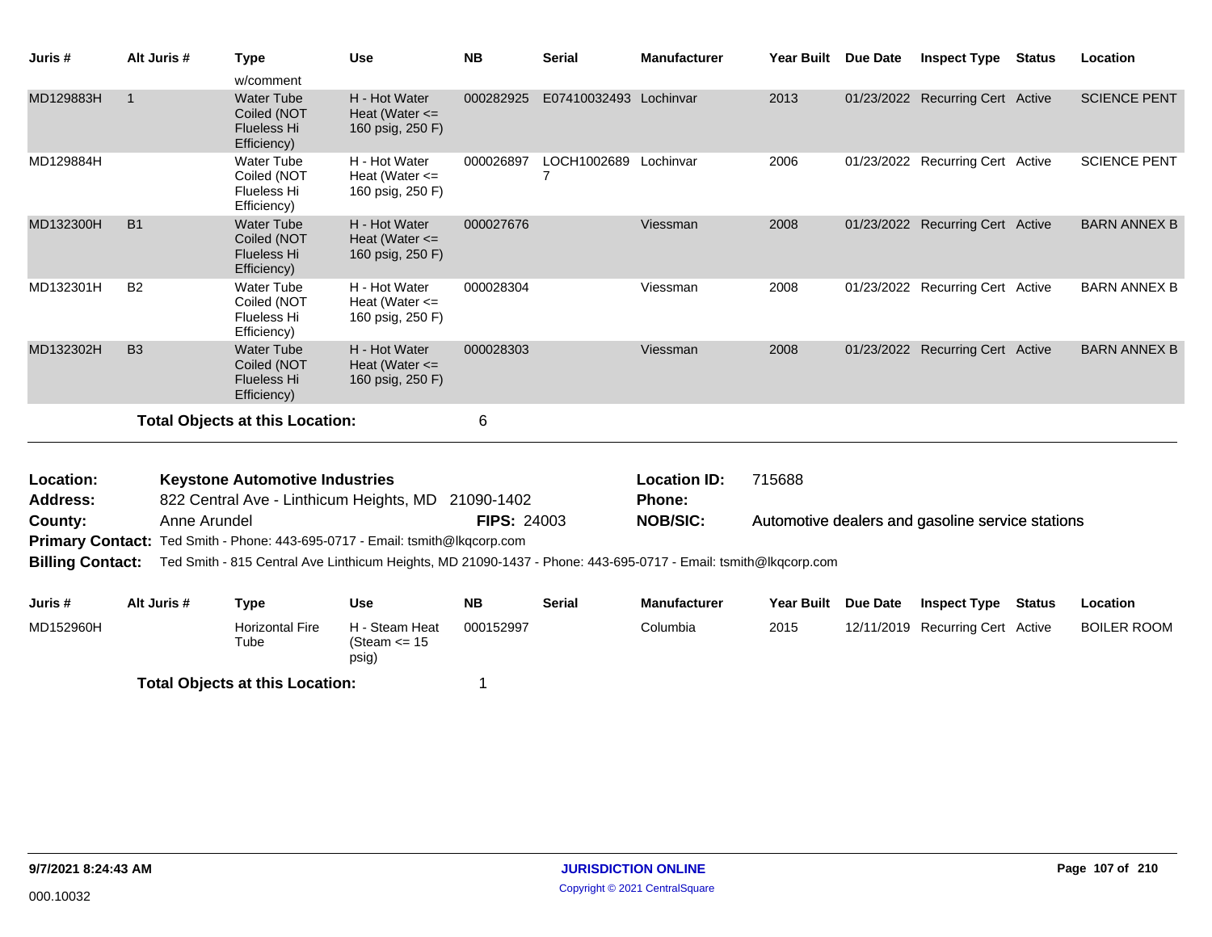| Juris # | Alt Juris # | Type | Use | NB | Serial | Manufacturer | Year Built | Due Date | Inspect Type | Status | Location |
|---|---|---|---|---|---|---|---|---|---|---|---|
| | | w/comment | | | | | | | | | |
| MD129883H | 1 | Water Tube Coiled (NOT Flueless Hi Efficiency) | H - Hot Water Heat (Water <= 160 psig, 250 F) | 000282925 | E07410032493 | Lochinvar | 2013 | 01/23/2022 | Recurring Cert | Active | SCIENCE PENT |
| MD129884H | | Water Tube Coiled (NOT Flueless Hi Efficiency) | H - Hot Water Heat (Water <= 160 psig, 250 F) | 000026897 | LOCH1002689 7 | Lochinvar | 2006 | 01/23/2022 | Recurring Cert | Active | SCIENCE PENT |
| MD132300H | B1 | Water Tube Coiled (NOT Flueless Hi Efficiency) | H - Hot Water Heat (Water <= 160 psig, 250 F) | 000027676 | | Viessman | 2008 | 01/23/2022 | Recurring Cert | Active | BARN ANNEX B |
| MD132301H | B2 | Water Tube Coiled (NOT Flueless Hi Efficiency) | H - Hot Water Heat (Water <= 160 psig, 250 F) | 000028304 | | Viessman | 2008 | 01/23/2022 | Recurring Cert | Active | BARN ANNEX B |
| MD132302H | B3 | Water Tube Coiled (NOT Flueless Hi Efficiency) | H - Hot Water Heat (Water <= 160 psig, 250 F) | 000028303 | | Viessman | 2008 | 01/23/2022 | Recurring Cert | Active | BARN ANNEX B |

**Total Objects at this Location:** 6

---

**Location:** Keystone Automotive Industries
**Location ID:** 715688
**Address:** 822 Central Ave - Linthicum Heights, MD 21090-1402
**Phone:**
**County:** Anne Arundel
**FIPS:** 24003
**NOB/SIC:** Automotive dealers and gasoline service stations
**Primary Contact:** Ted Smith - Phone: 443-695-0717 - Email: tsmith@lkqcorp.com
**Billing Contact:** Ted Smith - 815 Central Ave Linthicum Heights, MD 21090-1437 - Phone: 443-695-0717 - Email: tsmith@lkqcorp.com

| Juris # | Alt Juris # | Type | Use | NB | Serial | Manufacturer | Year Built | Due Date | Inspect Type | Status | Location |
|---|---|---|---|---|---|---|---|---|---|---|---|
| MD152960H | | Horizontal Fire Tube | H - Steam Heat (Steam <= 15 psig) | 000152997 | | Columbia | 2015 | 12/11/2019 | Recurring Cert | Active | BOILER ROOM |

**Total Objects at this Location:** 1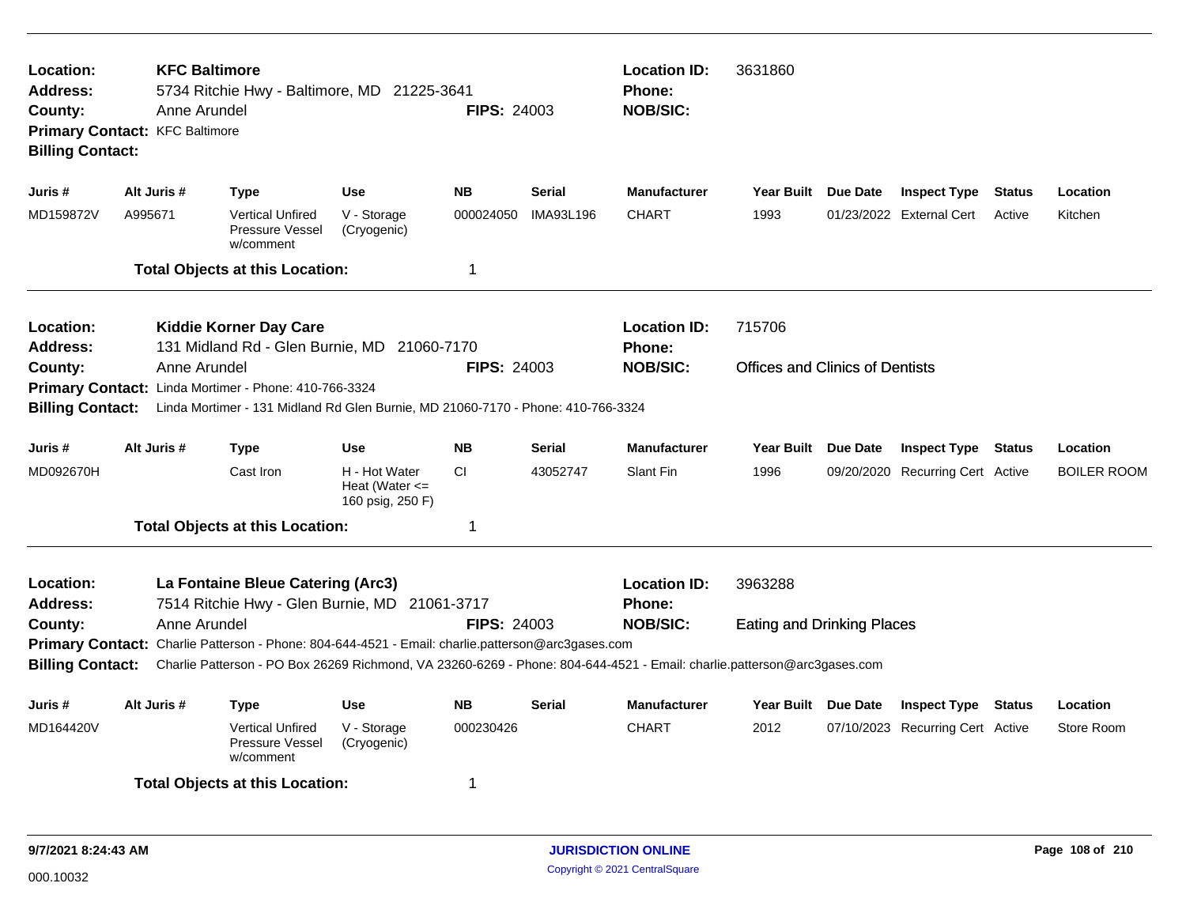**Location:** KFC Baltimore
**Address:** 5734 Ritchie Hwy - Baltimore, MD 21225-3641
**County:** Anne Arundel
**FIPS:** 24003
**Location ID:** 3631860
**Phone:**
**NOB/SIC:**
**Primary Contact:** KFC Baltimore
**Billing Contact:**

| Juris # | Alt Juris # | Type | Use | NB | Serial | Manufacturer | Year Built | Due Date | Inspect Type | Status | Location |
|---|---|---|---|---|---|---|---|---|---|---|---|
| MD159872V | A995671 | Vertical Unfired Pressure Vessel w/comment | V - Storage (Cryogenic) | 000024050 | IMA93L196 | CHART | 1993 | 01/23/2022 | External Cert | Active | Kitchen |

**Total Objects at this Location:** 1

---

**Location:** Kiddie Korner Day Care
**Address:** 131 Midland Rd - Glen Burnie, MD 21060-7170
**County:** Anne Arundel
**FIPS:** 24003
**Location ID:** 715706
**Phone:**
**NOB/SIC:** Offices and Clinics of Dentists
**Primary Contact:** Linda Mortimer - Phone: 410-766-3324
**Billing Contact:** Linda Mortimer - 131 Midland Rd Glen Burnie, MD 21060-7170 - Phone: 410-766-3324

| Juris # | Alt Juris # | Type | Use | NB | Serial | Manufacturer | Year Built | Due Date | Inspect Type | Status | Location |
|---|---|---|---|---|---|---|---|---|---|---|---|
| MD092670H | | Cast Iron | H - Hot Water Heat (Water <= 160 psig, 250 F) | CI | 43052747 | Slant Fin | 1996 | 09/20/2020 | Recurring Cert | Active | BOILER ROOM |

**Total Objects at this Location:** 1

---

**Location:** La Fontaine Bleue Catering (Arc3)
**Address:** 7514 Ritchie Hwy - Glen Burnie, MD 21061-3717
**County:** Anne Arundel
**FIPS:** 24003
**Location ID:** 3963288
**Phone:**
**NOB/SIC:** Eating and Drinking Places
**Primary Contact:** Charlie Patterson - Phone: 804-644-4521 - Email: charlie.patterson@arc3gases.com
**Billing Contact:** Charlie Patterson - PO Box 26269 Richmond, VA 23260-6269 - Phone: 804-644-4521 - Email: charlie.patterson@arc3gases.com

| Juris # | Alt Juris # | Type | Use | NB | Serial | Manufacturer | Year Built | Due Date | Inspect Type | Status | Location |
|---|---|---|---|---|---|---|---|---|---|---|---|
| MD164420V | | Vertical Unfired Pressure Vessel w/comment | V - Storage (Cryogenic) | 000230426 | | CHART | 2012 | 07/10/2023 | Recurring Cert | Active | Store Room |

**Total Objects at this Location:** 1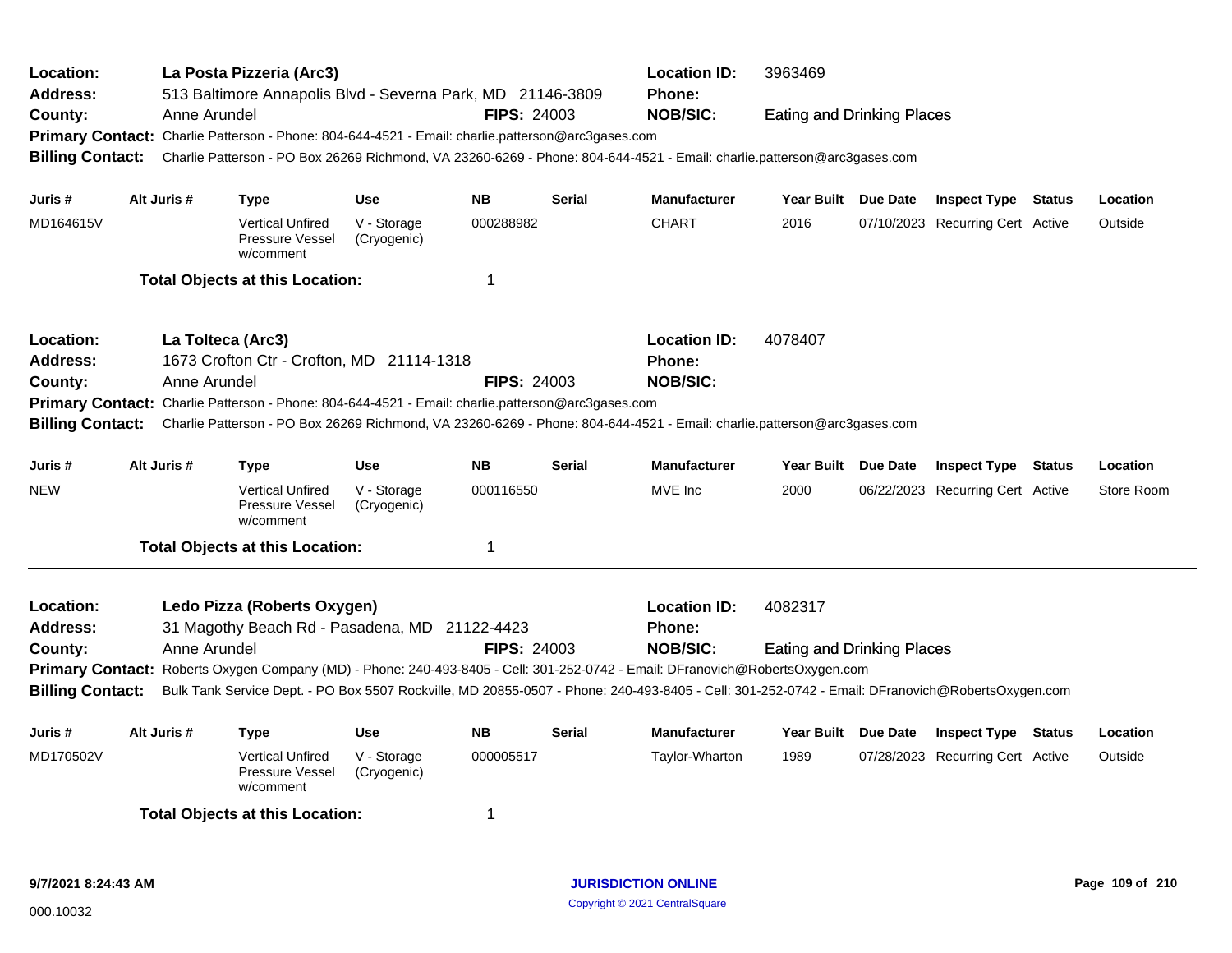**Location:** La Posta Pizzeria (Arc3)
**Address:** 513 Baltimore Annapolis Blvd - Severna Park, MD 21146-3809
**County:** Anne Arundel
**FIPS:** 24003
**Location ID:** 3963469
**Phone:**
**NOB/SIC:** Eating and Drinking Places
**Primary Contact:** Charlie Patterson - Phone: 804-644-4521 - Email: charlie.patterson@arc3gases.com
**Billing Contact:** Charlie Patterson - PO Box 26269 Richmond, VA 23260-6269 - Phone: 804-644-4521 - Email: charlie.patterson@arc3gases.com

| Juris # | Alt Juris # | Type | Use | NB | Serial | Manufacturer | Year Built | Due Date | Inspect Type | Status | Location |
|---|---|---|---|---|---|---|---|---|---|---|---|
| MD164615V | | Vertical Unfired Pressure Vessel w/comment | V - Storage (Cryogenic) | 000288982 | | CHART | 2016 | 07/10/2023 | Recurring Cert | Active | Outside |

**Total Objects at this Location:** 1

---

**Location:** La Tolteca (Arc3)
**Address:** 1673 Crofton Ctr - Crofton, MD 21114-1318
**County:** Anne Arundel
**FIPS:** 24003
**Location ID:** 4078407
**Phone:**
**NOB/SIC:**
**Primary Contact:** Charlie Patterson - Phone: 804-644-4521 - Email: charlie.patterson@arc3gases.com
**Billing Contact:** Charlie Patterson - PO Box 26269 Richmond, VA 23260-6269 - Phone: 804-644-4521 - Email: charlie.patterson@arc3gases.com

| Juris # | Alt Juris # | Type | Use | NB | Serial | Manufacturer | Year Built | Due Date | Inspect Type | Status | Location |
|---|---|---|---|---|---|---|---|---|---|---|---|
| NEW | | Vertical Unfired Pressure Vessel w/comment | V - Storage (Cryogenic) | 000116550 | | MVE Inc | 2000 | 06/22/2023 | Recurring Cert | Active | Store Room |

**Total Objects at this Location:** 1

---

**Location:** Ledo Pizza (Roberts Oxygen)
**Address:** 31 Magothy Beach Rd - Pasadena, MD 21122-4423
**County:** Anne Arundel
**FIPS:** 24003
**Location ID:** 4082317
**Phone:**
**NOB/SIC:** Eating and Drinking Places
**Primary Contact:** Roberts Oxygen Company (MD) - Phone: 240-493-8405 - Cell: 301-252-0742 - Email: DFranovich@RobertsOxygen.com
**Billing Contact:** Bulk Tank Service Dept. - PO Box 5507 Rockville, MD 20855-0507 - Phone: 240-493-8405 - Cell: 301-252-0742 - Email: DFranovich@RobertsOxygen.com

| Juris # | Alt Juris # | Type | Use | NB | Serial | Manufacturer | Year Built | Due Date | Inspect Type | Status | Location |
|---|---|---|---|---|---|---|---|---|---|---|---|
| MD170502V | | Vertical Unfired Pressure Vessel w/comment | V - Storage (Cryogenic) | 000005517 | | Taylor-Wharton | 1989 | 07/28/2023 | Recurring Cert | Active | Outside |

**Total Objects at this Location:** 1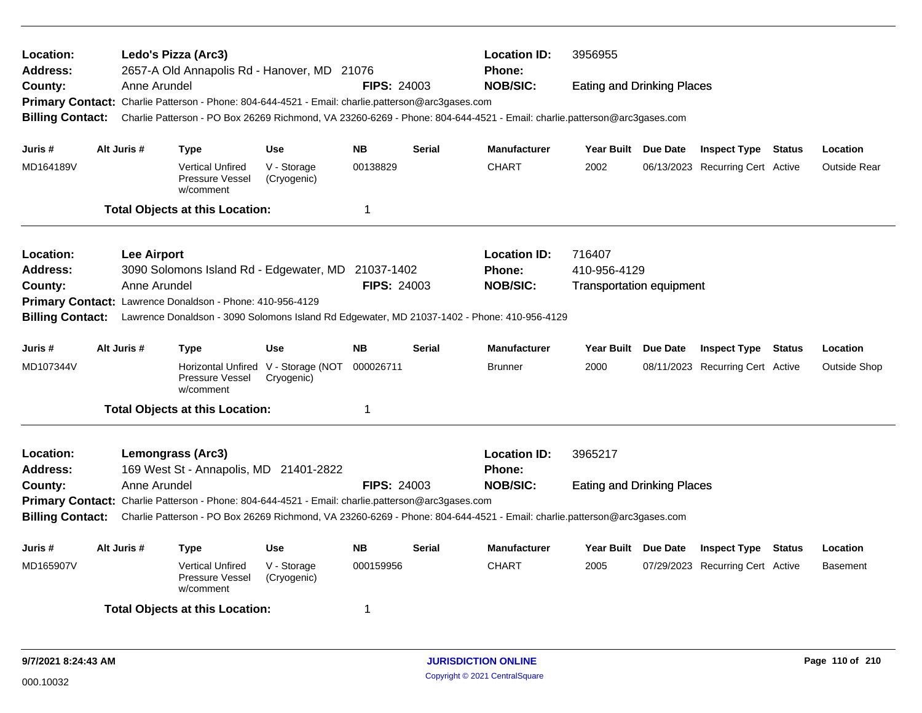**Location:** Ledo's Pizza (Arc3)
**Address:** 2657-A Old Annapolis Rd - Hanover, MD 21076
**County:** Anne Arundel
**FIPS:** 24003
**Location ID:** 3956955
**Phone:**
**NOB/SIC:** Eating and Drinking Places
**Primary Contact:** Charlie Patterson - Phone: 804-644-4521 - Email: charlie.patterson@arc3gases.com
**Billing Contact:** Charlie Patterson - PO Box 26269 Richmond, VA 23260-6269 - Phone: 804-644-4521 - Email: charlie.patterson@arc3gases.com

| Juris # | Alt Juris # | Type | Use | NB | Serial | Manufacturer | Year Built | Due Date | Inspect Type | Status | Location |
|---|---|---|---|---|---|---|---|---|---|---|---|
| MD164189V | | Vertical Unfired Pressure Vessel w/comment | V - Storage (Cryogenic) | 00138829 | | CHART | 2002 | 06/13/2023 | Recurring Cert | Active | Outside Rear |

**Total Objects at this Location:** 1

---

**Location:** Lee Airport
**Address:** 3090 Solomons Island Rd - Edgewater, MD 21037-1402
**County:** Anne Arundel
**FIPS:** 24003
**Location ID:** 716407
**Phone:** 410-956-4129
**NOB/SIC:** Transportation equipment
**Primary Contact:** Lawrence Donaldson - Phone: 410-956-4129
**Billing Contact:** Lawrence Donaldson - 3090 Solomons Island Rd Edgewater, MD 21037-1402 - Phone: 410-956-4129

| Juris # | Alt Juris # | Type | Use | NB | Serial | Manufacturer | Year Built | Due Date | Inspect Type | Status | Location |
|---|---|---|---|---|---|---|---|---|---|---|---|
| MD107344V | | Horizontal Unfired Pressure Vessel w/comment | V - Storage (NOT Cryogenic) | 000026711 | | Brunner | 2000 | 08/11/2023 | Recurring Cert | Active | Outside Shop |

**Total Objects at this Location:** 1

---

**Location:** Lemongrass (Arc3)
**Address:** 169 West St - Annapolis, MD 21401-2822
**County:** Anne Arundel
**FIPS:** 24003
**Location ID:** 3965217
**Phone:**
**NOB/SIC:** Eating and Drinking Places
**Primary Contact:** Charlie Patterson - Phone: 804-644-4521 - Email: charlie.patterson@arc3gases.com
**Billing Contact:** Charlie Patterson - PO Box 26269 Richmond, VA 23260-6269 - Phone: 804-644-4521 - Email: charlie.patterson@arc3gases.com

| Juris # | Alt Juris # | Type | Use | NB | Serial | Manufacturer | Year Built | Due Date | Inspect Type | Status | Location |
|---|---|---|---|---|---|---|---|---|---|---|---|
| MD165907V | | Vertical Unfired Pressure Vessel w/comment | V - Storage (Cryogenic) | 000159956 | | CHART | 2005 | 07/29/2023 | Recurring Cert | Active | Basement |

**Total Objects at this Location:** 1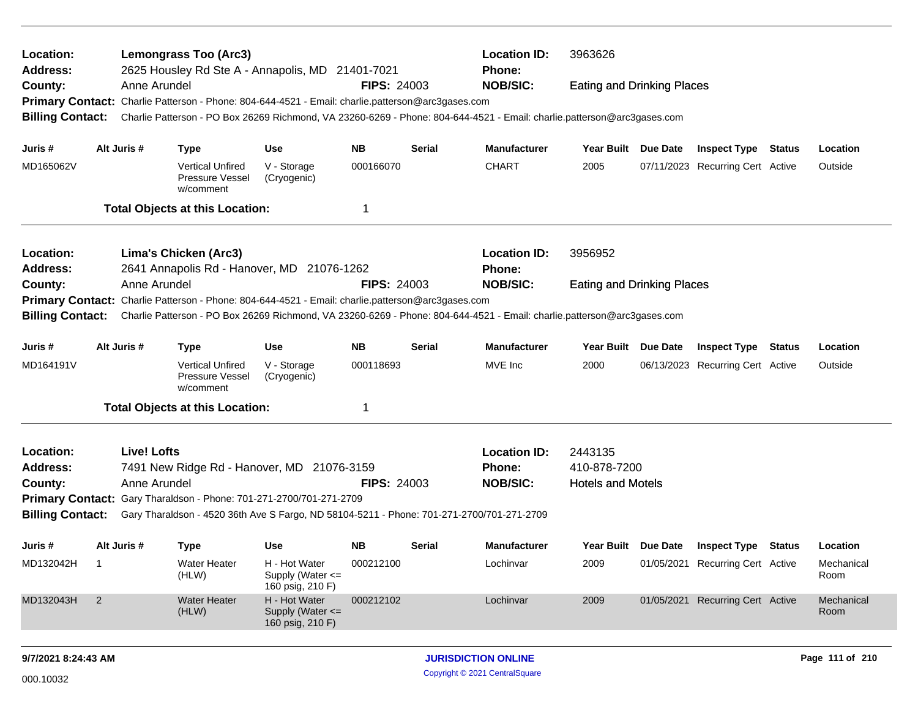**Location:** Lemongrass Too (Arc3)
**Address:** 2625 Housley Rd Ste A - Annapolis, MD 21401-7021
**County:** Anne Arundel **FIPS:** 24003
**Location ID:** 3963626
**Phone:**
**NOB/SIC:** Eating and Drinking Places
**Primary Contact:** Charlie Patterson - Phone: 804-644-4521 - Email: charlie.patterson@arc3gases.com
**Billing Contact:** Charlie Patterson - PO Box 26269 Richmond, VA 23260-6269 - Phone: 804-644-4521 - Email: charlie.patterson@arc3gases.com

| Juris # | Alt Juris # | Type | Use | NB | Serial | Manufacturer | Year Built | Due Date | Inspect Type | Status | Location |
|---|---|---|---|---|---|---|---|---|---|---|---|
| MD165062V | | Vertical Unfired Pressure Vessel w/comment | V - Storage (Cryogenic) | 000166070 | | CHART | 2005 | 07/11/2023 | Recurring Cert | Active | Outside |

**Total Objects at this Location:** 1

---

**Location:** Lima's Chicken (Arc3)
**Address:** 2641 Annapolis Rd - Hanover, MD 21076-1262
**County:** Anne Arundel **FIPS:** 24003
**Location ID:** 3956952
**Phone:**
**NOB/SIC:** Eating and Drinking Places
**Primary Contact:** Charlie Patterson - Phone: 804-644-4521 - Email: charlie.patterson@arc3gases.com
**Billing Contact:** Charlie Patterson - PO Box 26269 Richmond, VA 23260-6269 - Phone: 804-644-4521 - Email: charlie.patterson@arc3gases.com

| Juris # | Alt Juris # | Type | Use | NB | Serial | Manufacturer | Year Built | Due Date | Inspect Type | Status | Location |
|---|---|---|---|---|---|---|---|---|---|---|---|
| MD164191V | | Vertical Unfired Pressure Vessel w/comment | V - Storage (Cryogenic) | 000118693 | | MVE Inc | 2000 | 06/13/2023 | Recurring Cert | Active | Outside |

**Total Objects at this Location:** 1

---

**Location:** Live! Lofts
**Address:** 7491 New Ridge Rd - Hanover, MD 21076-3159
**County:** Anne Arundel **FIPS:** 24003
**Location ID:** 2443135
**Phone:** 410-878-7200
**NOB/SIC:** Hotels and Motels
**Primary Contact:** Gary Tharaldson - Phone: 701-271-2700/701-271-2709
**Billing Contact:** Gary Tharaldson - 4520 36th Ave S Fargo, ND 58104-5211 - Phone: 701-271-2700/701-271-2709

| Juris # | Alt Juris # | Type | Use | NB | Serial | Manufacturer | Year Built | Due Date | Inspect Type | Status | Location |
|---|---|---|---|---|---|---|---|---|---|---|---|
| MD132042H | 1 | Water Heater (HLW) | H - Hot Water Supply (Water <= 160 psig, 210 F) | 000212100 | | Lochinvar | 2009 | 01/05/2021 | Recurring Cert | Active | Mechanical Room |
| MD132043H | 2 | Water Heater (HLW) | H - Hot Water Supply (Water <= 160 psig, 210 F) | 000212102 | | Lochinvar | 2009 | 01/05/2021 | Recurring Cert | Active | Mechanical Room |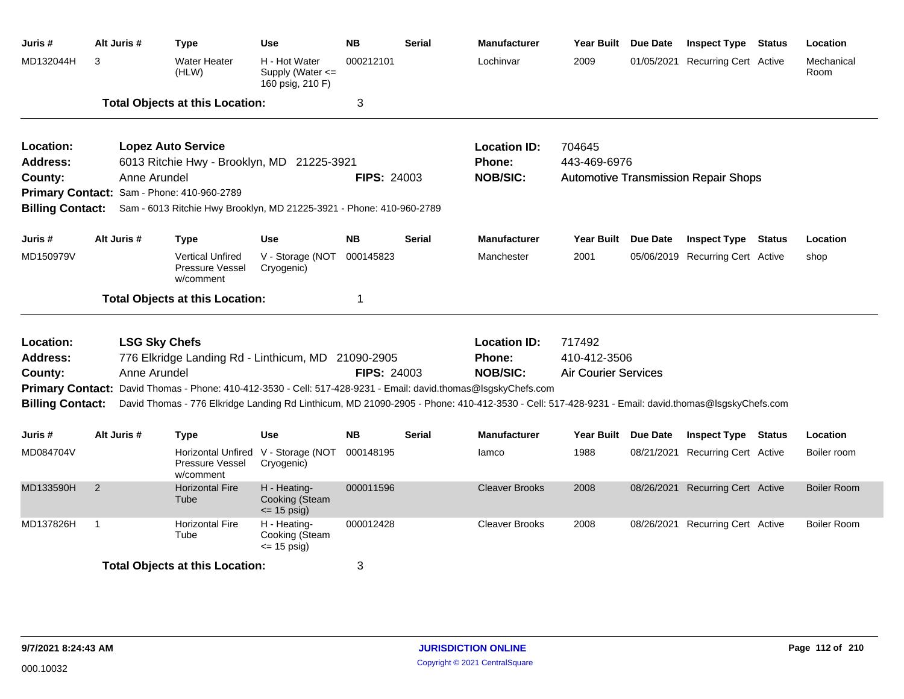| Juris # | Alt Juris # | Type | Use | NB | Serial | Manufacturer | Year Built | Due Date | Inspect Type | Status | Location |
|---|---|---|---|---|---|---|---|---|---|---|---|
| MD132044H | 3 | Water Heater (HLW) | H - Hot Water Supply (Water <= 160 psig, 210 F) | 000212101 | | Lochinvar | 2009 | 01/05/2021 | Recurring Cert | Active | Mechanical Room |

**Total Objects at this Location:** 3

---

**Location:** **Lopez Auto Service**
**Address:** 6013 Ritchie Hwy - Brooklyn, MD 21225-3921
**County:** Anne Arundel
**FIPS:** 24003
**Location ID:** 704645
**Phone:** 443-469-6976
**NOB/SIC:** Automotive Transmission Repair Shops
**Primary Contact:** Sam - Phone: 410-960-2789
**Billing Contact:** Sam - 6013 Ritchie Hwy Brooklyn, MD 21225-3921 - Phone: 410-960-2789

| Juris # | Alt Juris # | Type | Use | NB | Serial | Manufacturer | Year Built | Due Date | Inspect Type | Status | Location |
|---|---|---|---|---|---|---|---|---|---|---|---|
| MD150979V | | Vertical Unfired Pressure Vessel w/comment | V - Storage (NOT Cryogenic) | 000145823 | | Manchester | 2001 | 05/06/2019 | Recurring Cert | Active | shop |

**Total Objects at this Location:** 1

---

**Location:** **LSG Sky Chefs**
**Address:** 776 Elkridge Landing Rd - Linthicum, MD 21090-2905
**County:** Anne Arundel
**FIPS:** 24003
**Location ID:** 717492
**Phone:** 410-412-3506
**NOB/SIC:** Air Courier Services
**Primary Contact:** David Thomas - Phone: 410-412-3530 - Cell: 517-428-9231 - Email: david.thomas@lsgskyChefs.com
**Billing Contact:** David Thomas - 776 Elkridge Landing Rd Linthicum, MD 21090-2905 - Phone: 410-412-3530 - Cell: 517-428-9231 - Email: david.thomas@lsgskyChefs.com

| Juris # | Alt Juris # | Type | Use | NB | Serial | Manufacturer | Year Built | Due Date | Inspect Type | Status | Location |
|---|---|---|---|---|---|---|---|---|---|---|---|
| MD084704V | | Horizontal Unfired Pressure Vessel w/comment | V - Storage (NOT Cryogenic) | 000148195 | | Iamco | 1988 | 08/21/2021 | Recurring Cert | Active | Boiler room |
| MD133590H | 2 | Horizontal Fire Tube | H - Heating-Cooking (Steam <= 15 psig) | 000011596 | | Cleaver Brooks | 2008 | 08/26/2021 | Recurring Cert | Active | Boiler Room |
| MD137826H | 1 | Horizontal Fire Tube | H - Heating-Cooking (Steam <= 15 psig) | 000012428 | | Cleaver Brooks | 2008 | 08/26/2021 | Recurring Cert | Active | Boiler Room |

**Total Objects at this Location:** 3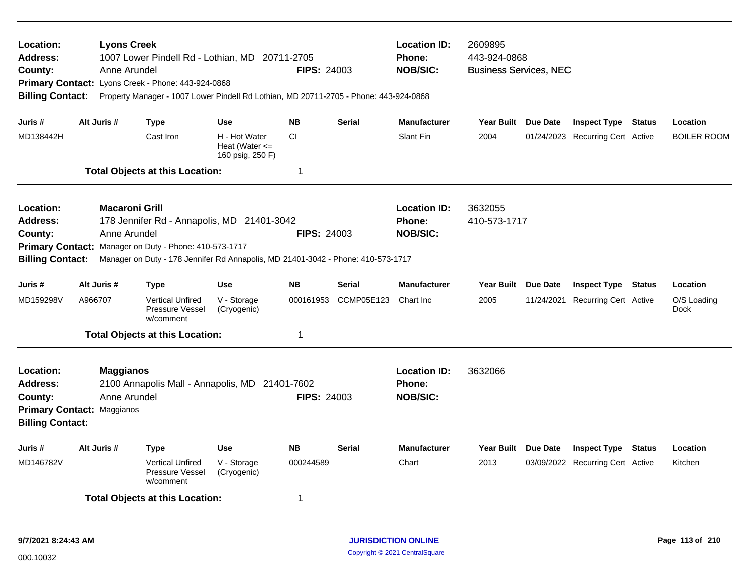**Location:** **Lyons Creek** | **Location ID:** 2609895
**Address:** 1007 Lower Pindell Rd - Lothian, MD 20711-2705 | **Phone:** 443-924-0868
**County:** Anne Arundel | **FIPS:** 24003 | **NOB/SIC:** Business Services, NEC
**Primary Contact:** Lyons Creek - Phone: 443-924-0868
**Billing Contact:** Property Manager - 1007 Lower Pindell Rd Lothian, MD 20711-2705 - Phone: 443-924-0868

| Juris # | Alt Juris # | Type | Use | NB | Serial | Manufacturer | Year Built | Due Date | Inspect Type | Status | Location |
|---|---|---|---|---|---|---|---|---|---|---|---|
| MD138442H | | Cast Iron | H - Hot Water Heat (Water <= 160 psig, 250 F) | CI | | Slant Fin | 2004 | 01/24/2023 | Recurring Cert | Active | BOILER ROOM |

**Total Objects at this Location:** 1

---

**Location:** **Macaroni Grill** | **Location ID:** 3632055
**Address:** 178 Jennifer Rd - Annapolis, MD 21401-3042 | **Phone:** 410-573-1717
**County:** Anne Arundel | **FIPS:** 24003 | **NOB/SIC:**
**Primary Contact:** Manager on Duty - Phone: 410-573-1717
**Billing Contact:** Manager on Duty - 178 Jennifer Rd Annapolis, MD 21401-3042 - Phone: 410-573-1717

| Juris # | Alt Juris # | Type | Use | NB | Serial | Manufacturer | Year Built | Due Date | Inspect Type | Status | Location |
|---|---|---|---|---|---|---|---|---|---|---|---|
| MD159298V | A966707 | Vertical Unfired Pressure Vessel w/comment | V - Storage (Cryogenic) | 000161953 | CCMP05E123 | Chart Inc | 2005 | 11/24/2021 | Recurring Cert | Active | O/S Loading Dock |

**Total Objects at this Location:** 1

---

**Location:** **Maggianos** | **Location ID:** 3632066
**Address:** 2100 Annapolis Mall - Annapolis, MD 21401-7602 | **Phone:**
**County:** Anne Arundel | **FIPS:** 24003 | **NOB/SIC:**
**Primary Contact:** Maggianos
**Billing Contact:**

| Juris # | Alt Juris # | Type | Use | NB | Serial | Manufacturer | Year Built | Due Date | Inspect Type | Status | Location |
|---|---|---|---|---|---|---|---|---|---|---|---|
| MD146782V | | Vertical Unfired Pressure Vessel w/comment | V - Storage (Cryogenic) | 000244589 | | Chart | 2013 | 03/09/2022 | Recurring Cert | Active | Kitchen |

**Total Objects at this Location:** 1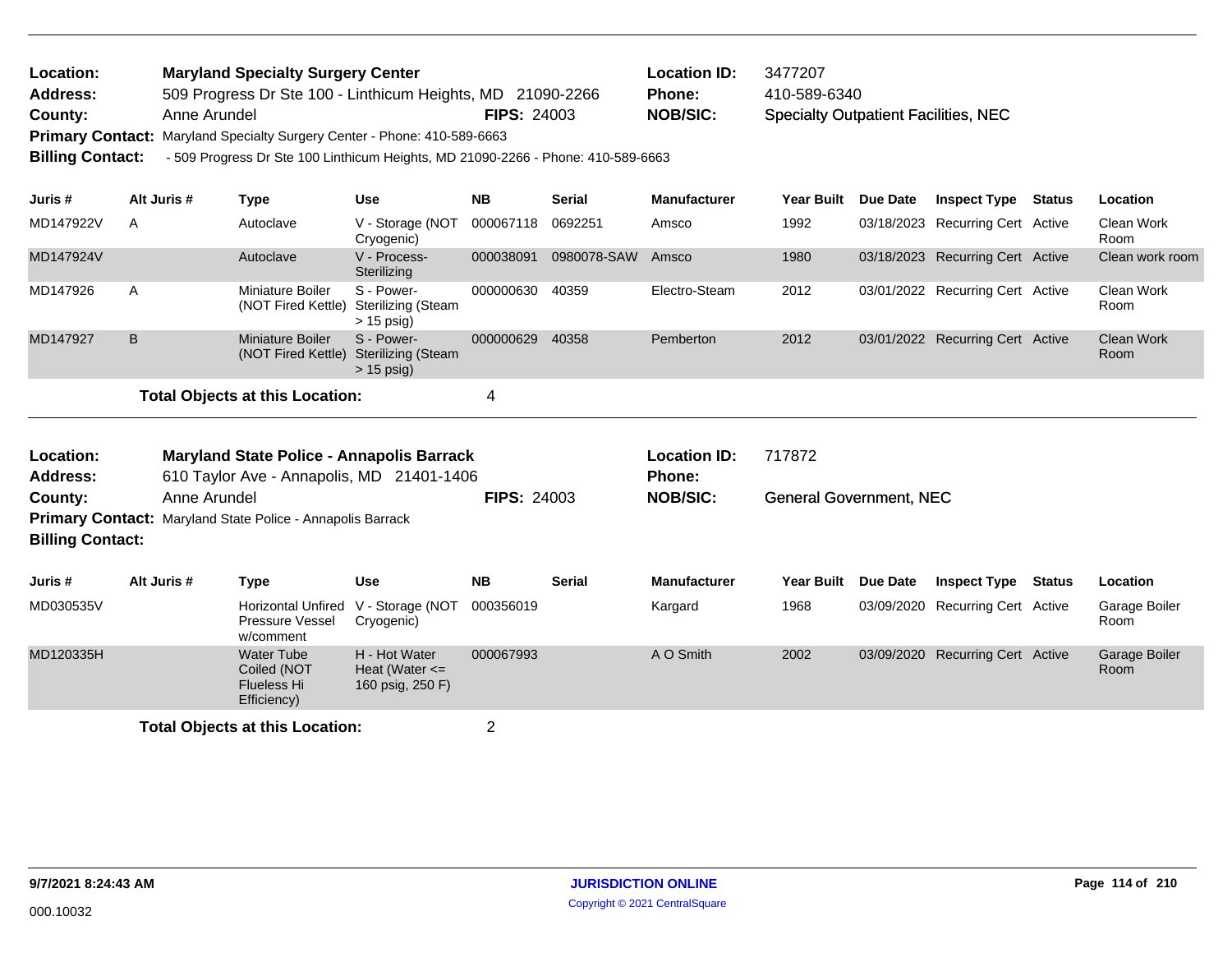**Location:** Maryland Specialty Surgery Center
**Address:** 509 Progress Dr Ste 100 - Linthicum Heights, MD 21090-2266
**County:** Anne Arundel **FIPS:** 24003
**Location ID:** 3477207
**Phone:** 410-589-6340
**NOB/SIC:** Specialty Outpatient Facilities, NEC
**Primary Contact:** Maryland Specialty Surgery Center - Phone: 410-589-6663
**Billing Contact:** - 509 Progress Dr Ste 100 Linthicum Heights, MD 21090-2266 - Phone: 410-589-6663

| Juris # | Alt Juris # | Type | Use | NB | Serial | Manufacturer | Year Built | Due Date | Inspect Type | Status | Location |
|---|---|---|---|---|---|---|---|---|---|---|---|
| MD147922V | A | Autoclave | V - Storage (NOT Cryogenic) | 000067118 | 0692251 | Amsco | 1992 | 03/18/2023 | Recurring Cert | Active | Clean Work Room |
| MD147924V | | Autoclave | V - Process-Sterilizing | 000038091 | 0980078-SAW | Amsco | 1980 | 03/18/2023 | Recurring Cert | Active | Clean work room |
| MD147926 | A | Miniature Boiler (NOT Fired Kettle) | S - Power-Sterilizing (Steam > 15 psig) | 000000630 | 40359 | Electro-Steam | 2012 | 03/01/2022 | Recurring Cert | Active | Clean Work Room |
| MD147927 | B | Miniature Boiler (NOT Fired Kettle) | S - Power-Sterilizing (Steam > 15 psig) | 000000629 | 40358 | Pemberton | 2012 | 03/01/2022 | Recurring Cert | Active | Clean Work Room |

**Total Objects at this Location:** 4

**Location:** Maryland State Police - Annapolis Barrack
**Address:** 610 Taylor Ave - Annapolis, MD 21401-1406
**County:** Anne Arundel **FIPS:** 24003
**Location ID:** 717872
**Phone:**
**NOB/SIC:** General Government, NEC
**Primary Contact:** Maryland State Police - Annapolis Barrack
**Billing Contact:**

| Juris # | Alt Juris # | Type | Use | NB | Serial | Manufacturer | Year Built | Due Date | Inspect Type | Status | Location |
|---|---|---|---|---|---|---|---|---|---|---|---|
| MD030535V | | Horizontal Unfired Pressure Vessel w/comment | V - Storage (NOT Cryogenic) | 000356019 | | Kargard | 1968 | 03/09/2020 | Recurring Cert | Active | Garage Boiler Room |
| MD120335H | | Water Tube Coiled (NOT Flueless Hi Efficiency) | H - Hot Water Heat (Water <= 160 psig, 250 F) | 000067993 | | A O Smith | 2002 | 03/09/2020 | Recurring Cert | Active | Garage Boiler Room |

**Total Objects at this Location:** 2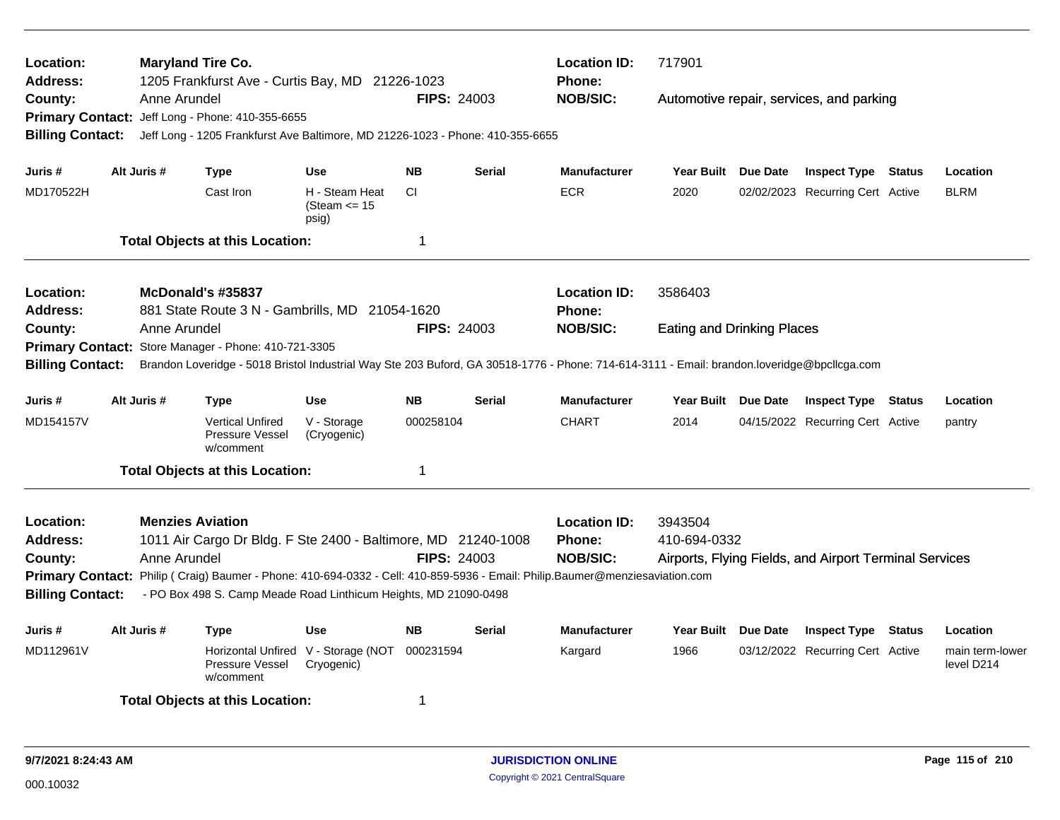**Location:** **Maryland Tire Co.**
**Address:** 1205 Frankfurst Ave - Curtis Bay, MD 21226-1023
**County:** Anne Arundel
**FIPS:** 24003
**Location ID:** 717901
**Phone:**
**NOB/SIC:** Automotive repair, services, and parking
**Primary Contact:** Jeff Long - Phone: 410-355-6655
**Billing Contact:** Jeff Long - 1205 Frankfurst Ave Baltimore, MD 21226-1023 - Phone: 410-355-6655

| Juris # | Alt Juris # | Type | Use | NB | Serial | Manufacturer | Year Built | Due Date | Inspect Type | Status | Location |
|---|---|---|---|---|---|---|---|---|---|---|---|
| MD170522H | | Cast Iron | H - Steam Heat (Steam <= 15 psig) | CI | | ECR | 2020 | 02/02/2023 | Recurring Cert | Active | BLRM |

**Total Objects at this Location:** 1

---

**Location:** **McDonald's #35837**
**Address:** 881 State Route 3 N - Gambrills, MD 21054-1620
**County:** Anne Arundel
**FIPS:** 24003
**Location ID:** 3586403
**Phone:**
**NOB/SIC:** Eating and Drinking Places
**Primary Contact:** Store Manager - Phone: 410-721-3305
**Billing Contact:** Brandon Loveridge - 5018 Bristol Industrial Way Ste 203 Buford, GA 30518-1776 - Phone: 714-614-3111 - Email: brandon.loveridge@bpcllcga.com

| Juris # | Alt Juris # | Type | Use | NB | Serial | Manufacturer | Year Built | Due Date | Inspect Type | Status | Location |
|---|---|---|---|---|---|---|---|---|---|---|---|
| MD154157V | | Vertical Unfired Pressure Vessel w/comment | V - Storage (Cryogenic) | 000258104 | | CHART | 2014 | 04/15/2022 | Recurring Cert | Active | pantry |

**Total Objects at this Location:** 1

---

**Location:** **Menzies Aviation**
**Address:** 1011 Air Cargo Dr Bldg. F Ste 2400 - Baltimore, MD 21240-1008
**County:** Anne Arundel
**FIPS:** 24003
**Location ID:** 3943504
**Phone:** 410-694-0332
**NOB/SIC:** Airports, Flying Fields, and Airport Terminal Services
**Primary Contact:** Philip ( Craig) Baumer - Phone: 410-694-0332 - Cell: 410-859-5936 - Email: Philip.Baumer@menziesaviation.com
**Billing Contact:** - PO Box 498 S. Camp Meade Road Linthicum Heights, MD 21090-0498

| Juris # | Alt Juris # | Type | Use | NB | Serial | Manufacturer | Year Built | Due Date | Inspect Type | Status | Location |
|---|---|---|---|---|---|---|---|---|---|---|---|
| MD112961V | | Horizontal Unfired Pressure Vessel w/comment | V - Storage (NOT Cryogenic) | 000231594 | | Kargard | 1966 | 03/12/2022 | Recurring Cert | Active | main term-lower level D214 |

**Total Objects at this Location:** 1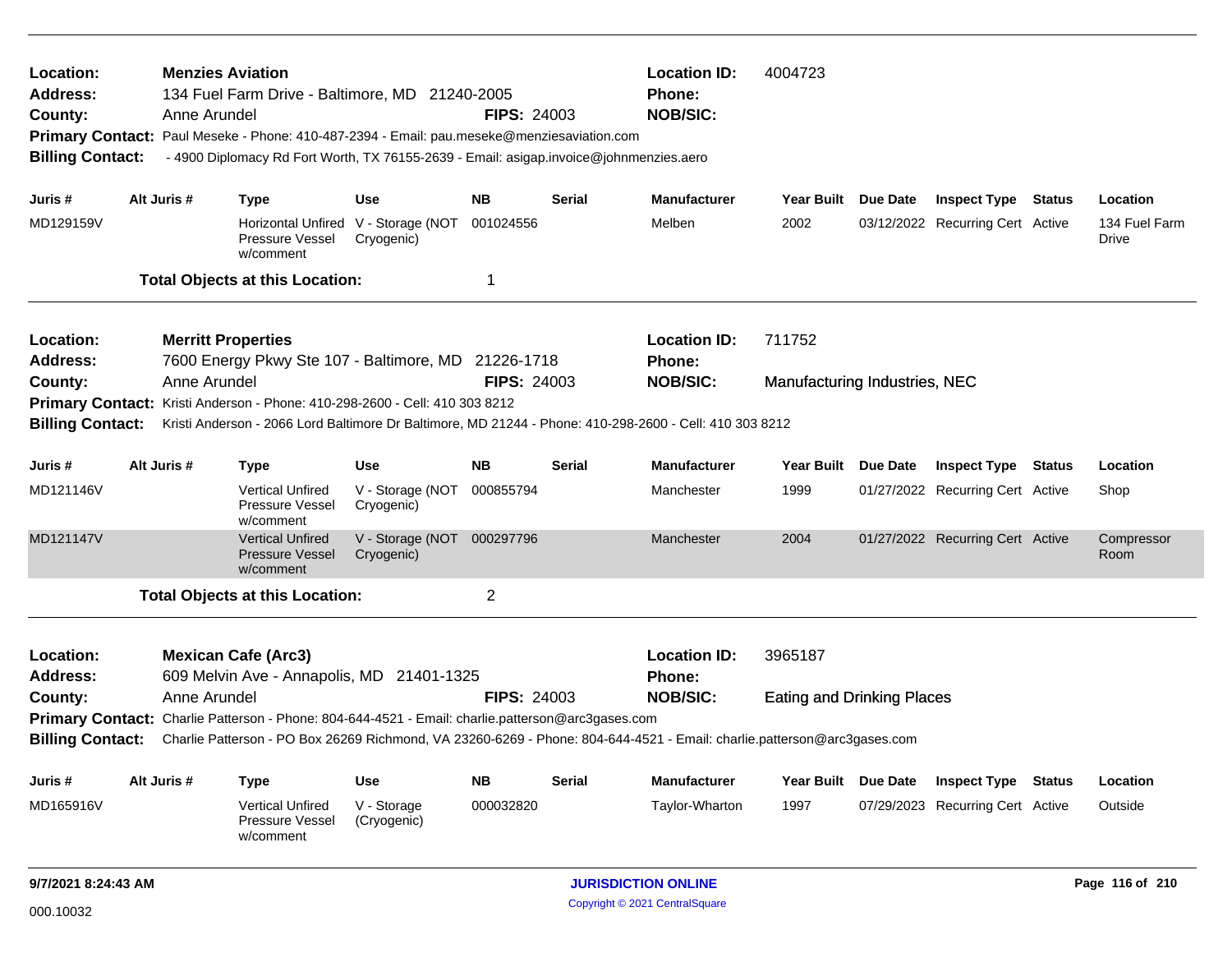**Location:** **Menzies Aviation** | **Location ID:** 4004723
**Address:** 134 Fuel Farm Drive - Baltimore, MD 21240-2005 | **Phone:**
**County:** Anne Arundel | **FIPS:** 24003 | **NOB/SIC:**
**Primary Contact:** Paul Meseke - Phone: 410-487-2394 - Email: pau.meseke@menziesaviation.com
**Billing Contact:** - 4900 Diplomacy Rd Fort Worth, TX 76155-2639 - Email: asigap.invoice@johnmenzies.aero

| Juris # | Alt Juris # | Type | Use | NB | Serial | Manufacturer | Year Built | Due Date | Inspect Type | Status | Location |
|---|---|---|---|---|---|---|---|---|---|---|---|
| MD129159V | | Horizontal Unfired Pressure Vessel w/comment | V - Storage (NOT Cryogenic) | 001024556 | | Melben | 2002 | 03/12/2022 | Recurring Cert | Active | 134 Fuel Farm Drive |

**Total Objects at this Location:** 1

---

**Location:** **Merritt Properties** | **Location ID:** 711752
**Address:** 7600 Energy Pkwy Ste 107 - Baltimore, MD 21226-1718 | **Phone:**
**County:** Anne Arundel | **FIPS:** 24003 | **NOB/SIC:** Manufacturing Industries, NEC
**Primary Contact:** Kristi Anderson - Phone: 410-298-2600 - Cell: 410 303 8212
**Billing Contact:** Kristi Anderson - 2066 Lord Baltimore Dr Baltimore, MD 21244 - Phone: 410-298-2600 - Cell: 410 303 8212

| Juris # | Alt Juris # | Type | Use | NB | Serial | Manufacturer | Year Built | Due Date | Inspect Type | Status | Location |
|---|---|---|---|---|---|---|---|---|---|---|---|
| MD121146V | | Vertical Unfired Pressure Vessel w/comment | V - Storage (NOT Cryogenic) | 000855794 | | Manchester | 1999 | 01/27/2022 | Recurring Cert | Active | Shop |
| MD121147V | | Vertical Unfired Pressure Vessel w/comment | V - Storage (NOT Cryogenic) | 000297796 | | Manchester | 2004 | 01/27/2022 | Recurring Cert | Active | Compressor Room |

**Total Objects at this Location:** 2

---

**Location:** **Mexican Cafe (Arc3)** | **Location ID:** 3965187
**Address:** 609 Melvin Ave - Annapolis, MD 21401-1325 | **Phone:**
**County:** Anne Arundel | **FIPS:** 24003 | **NOB/SIC:** Eating and Drinking Places
**Primary Contact:** Charlie Patterson - Phone: 804-644-4521 - Email: charlie.patterson@arc3gases.com
**Billing Contact:** Charlie Patterson - PO Box 26269 Richmond, VA 23260-6269 - Phone: 804-644-4521 - Email: charlie.patterson@arc3gases.com

| Juris # | Alt Juris # | Type | Use | NB | Serial | Manufacturer | Year Built | Due Date | Inspect Type | Status | Location |
|---|---|---|---|---|---|---|---|---|---|---|---|
| MD165916V | | Vertical Unfired Pressure Vessel w/comment | V - Storage (Cryogenic) | 000032820 | | Taylor-Wharton | 1997 | 07/29/2023 | Recurring Cert | Active | Outside |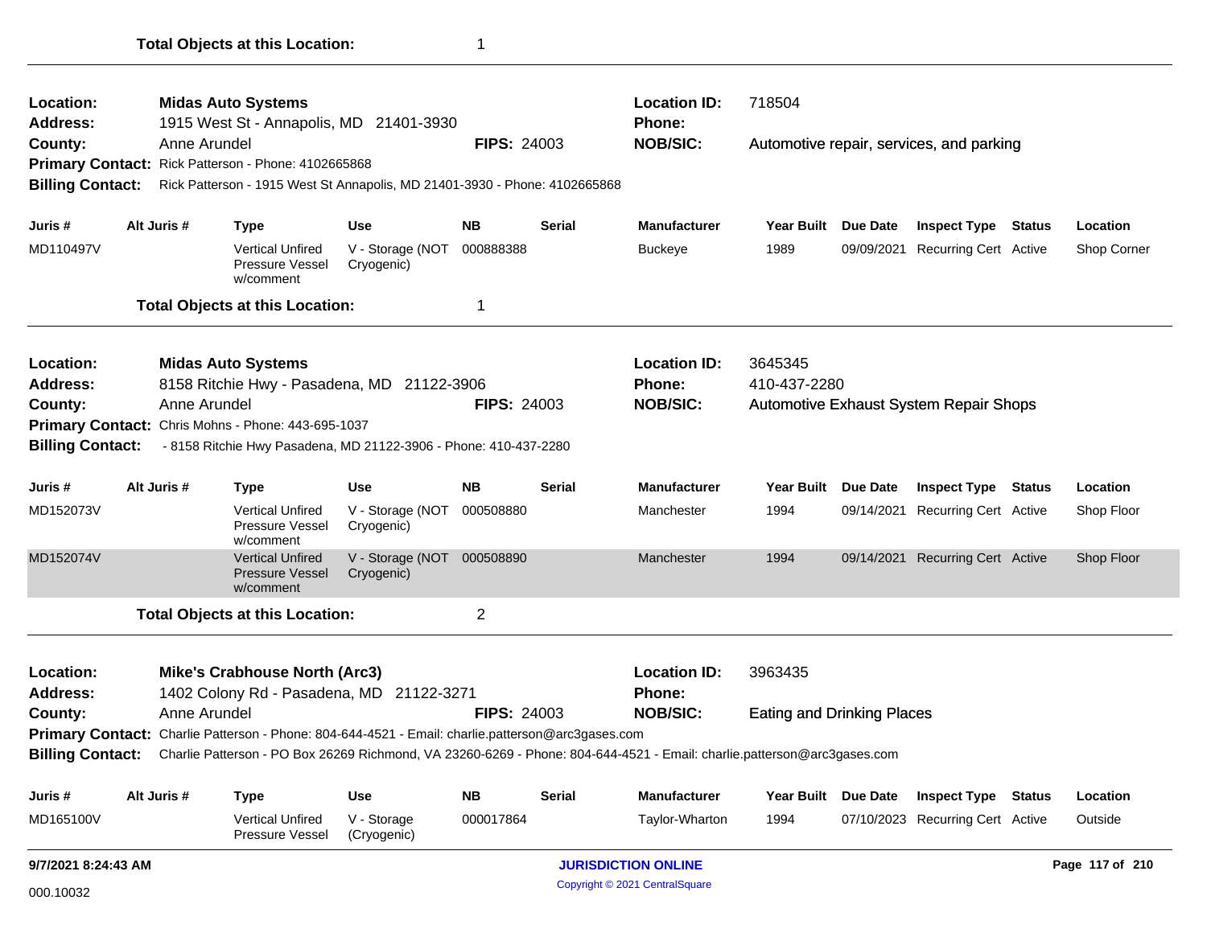**Total Objects at this Location:** 1

---

**Location:** **Midas Auto Systems** | **Location ID:** 718504
**Address:** 1915 West St - Annapolis, MD 21401-3930 | **Phone:**
**County:** Anne Arundel | **FIPS:** 24003 | **NOB/SIC:** Automotive repair, services, and parking
**Primary Contact:** Rick Patterson - Phone: 4102665868
**Billing Contact:** Rick Patterson - 1915 West St Annapolis, MD 21401-3930 - Phone: 4102665868

| Juris # | Alt Juris # | Type | Use | NB | Serial | Manufacturer | Year Built | Due Date | Inspect Type | Status | Location |
|---|---|---|---|---|---|---|---|---|---|---|---|
| MD110497V | | Vertical Unfired Pressure Vessel w/comment | V - Storage (NOT Cryogenic) | 000888388 | | Buckeye | 1989 | 09/09/2021 | Recurring Cert | Active | Shop Corner |

**Total Objects at this Location:** 1

---

**Location:** **Midas Auto Systems** | **Location ID:** 3645345
**Address:** 8158 Ritchie Hwy - Pasadena, MD 21122-3906 | **Phone:** 410-437-2280
**County:** Anne Arundel | **FIPS:** 24003 | **NOB/SIC:** Automotive Exhaust System Repair Shops
**Primary Contact:** Chris Mohns - Phone: 443-695-1037
**Billing Contact:** - 8158 Ritchie Hwy Pasadena, MD 21122-3906 - Phone: 410-437-2280

| Juris # | Alt Juris # | Type | Use | NB | Serial | Manufacturer | Year Built | Due Date | Inspect Type | Status | Location |
|---|---|---|---|---|---|---|---|---|---|---|---|
| MD152073V | | Vertical Unfired Pressure Vessel w/comment | V - Storage (NOT Cryogenic) | 000508880 | | Manchester | 1994 | 09/14/2021 | Recurring Cert | Active | Shop Floor |
| MD152074V | | Vertical Unfired Pressure Vessel w/comment | V - Storage (NOT Cryogenic) | 000508890 | | Manchester | 1994 | 09/14/2021 | Recurring Cert | Active | Shop Floor |

**Total Objects at this Location:** 2

---

**Location:** **Mike's Crabhouse North (Arc3)** | **Location ID:** 3963435
**Address:** 1402 Colony Rd - Pasadena, MD 21122-3271 | **Phone:**
**County:** Anne Arundel | **FIPS:** 24003 | **NOB/SIC:** Eating and Drinking Places
**Primary Contact:** Charlie Patterson - Phone: 804-644-4521 - Email: charlie.patterson@arc3gases.com
**Billing Contact:** Charlie Patterson - PO Box 26269 Richmond, VA 23260-6269 - Phone: 804-644-4521 - Email: charlie.patterson@arc3gases.com

| Juris # | Alt Juris # | Type | Use | NB | Serial | Manufacturer | Year Built | Due Date | Inspect Type | Status | Location |
|---|---|---|---|---|---|---|---|---|---|---|---|
| MD165100V | | Vertical Unfired Pressure Vessel | V - Storage (Cryogenic) | 000017864 | | Taylor-Wharton | 1994 | 07/10/2023 | Recurring Cert | Active | Outside |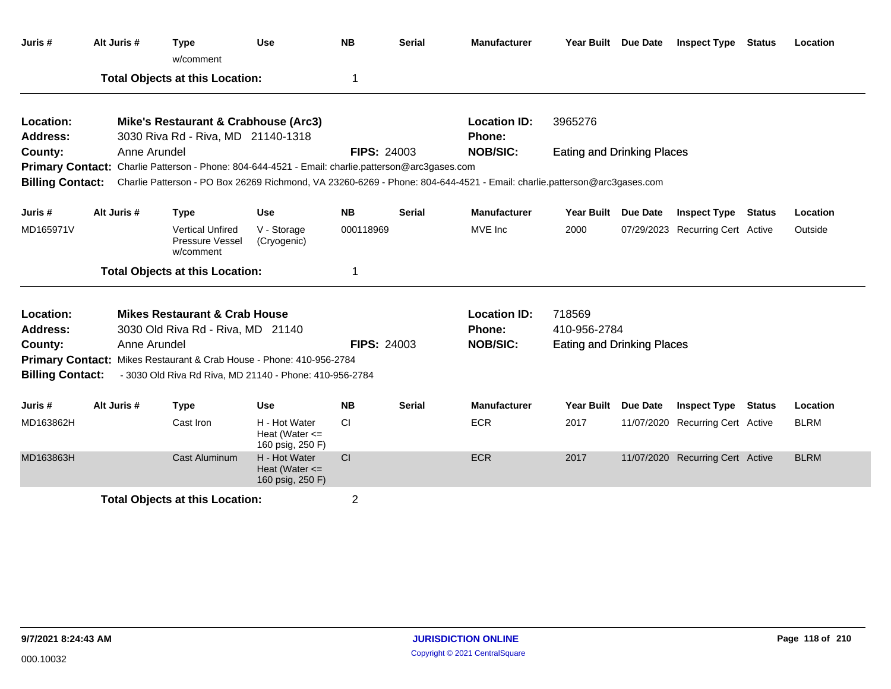| Juris # | Alt Juris # | Type w/comment | Use | NB | Serial | Manufacturer | Year Built | Due Date | Inspect Type | Status | Location |
|---|---|---|---|---|---|---|---|---|---|---|---|

**Total Objects at this Location:** 1

---

**Location:** Mike's Restaurant & Crabhouse (Arc3)
**Location ID:** 3965276
**Address:** 3030 Riva Rd - Riva, MD 21140-1318
**Phone:**
**County:** Anne Arundel
**FIPS:** 24003
**NOB/SIC:** Eating and Drinking Places
**Primary Contact:** Charlie Patterson - Phone: 804-644-4521 - Email: charlie.patterson@arc3gases.com
**Billing Contact:** Charlie Patterson - PO Box 26269 Richmond, VA 23260-6269 - Phone: 804-644-4521 - Email: charlie.patterson@arc3gases.com

| Juris # | Alt Juris # | Type | Use | NB | Serial | Manufacturer | Year Built | Due Date | Inspect Type | Status | Location |
|---|---|---|---|---|---|---|---|---|---|---|---|
| MD165971V | | Vertical Unfired Pressure Vessel w/comment | V - Storage (Cryogenic) | 000118969 | | MVE Inc | 2000 | 07/29/2023 | Recurring Cert | Active | Outside |

**Total Objects at this Location:** 1

---

**Location:** Mikes Restaurant & Crab House
**Location ID:** 718569
**Address:** 3030 Old Riva Rd - Riva, MD 21140
**Phone:** 410-956-2784
**County:** Anne Arundel
**FIPS:** 24003
**NOB/SIC:** Eating and Drinking Places
**Primary Contact:** Mikes Restaurant & Crab House - Phone: 410-956-2784
**Billing Contact:** - 3030 Old Riva Rd Riva, MD 21140 - Phone: 410-956-2784

| Juris # | Alt Juris # | Type | Use | NB | Serial | Manufacturer | Year Built | Due Date | Inspect Type | Status | Location |
|---|---|---|---|---|---|---|---|---|---|---|---|
| MD163862H | | Cast Iron | H - Hot Water Heat (Water <= 160 psig, 250 F) | CI | | ECR | 2017 | 11/07/2020 | Recurring Cert | Active | BLRM |
| MD163863H | | Cast Aluminum | H - Hot Water Heat (Water <= 160 psig, 250 F) | CI | | ECR | 2017 | 11/07/2020 | Recurring Cert | Active | BLRM |

**Total Objects at this Location:** 2

9/7/2021 8:24:43 AM
000.10032
JURISDICTION ONLINE
Copyright © 2021 CentralSquare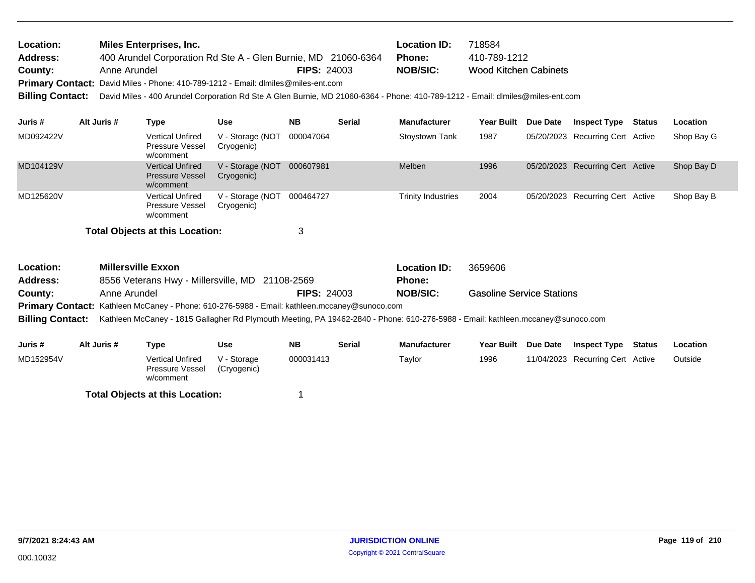**Location:** Miles Enterprises, Inc.  
**Address:** 400 Arundel Corporation Rd Ste A - Glen Burnie, MD 21060-6364  
**County:** Anne Arundel  
**FIPS:** 24003  
**Location ID:** 718584  
**Phone:** 410-789-1212  
**NOB/SIC:** Wood Kitchen Cabinets  
**Primary Contact:** David Miles - Phone: 410-789-1212 - Email: dlmiles@miles-ent.com  
**Billing Contact:** David Miles - 400 Arundel Corporation Rd Ste A Glen Burnie, MD 21060-6364 - Phone: 410-789-1212 - Email: dlmiles@miles-ent.com

| Juris # | Alt Juris # | Type | Use | NB | Serial | Manufacturer | Year Built | Due Date | Inspect Type | Status | Location |
|---|---|---|---|---|---|---|---|---|---|---|---|
| MD092422V | | Vertical Unfired Pressure Vessel w/comment | V - Storage (NOT Cryogenic) | 000047064 | | Stoystown Tank | 1987 | 05/20/2023 | Recurring Cert | Active | Shop Bay G |
| MD104129V | | Vertical Unfired Pressure Vessel w/comment | V - Storage (NOT Cryogenic) | 000607981 | | Melben | 1996 | 05/20/2023 | Recurring Cert | Active | Shop Bay D |
| MD125620V | | Vertical Unfired Pressure Vessel w/comment | V - Storage (NOT Cryogenic) | 000464727 | | Trinity Industries | 2004 | 05/20/2023 | Recurring Cert | Active | Shop Bay B |

**Total Objects at this Location:** 3

---

**Location:** Millersville Exxon  
**Address:** 8556 Veterans Hwy - Millersville, MD 21108-2569  
**County:** Anne Arundel  
**FIPS:** 24003  
**Location ID:** 3659606  
**Phone:**  
**NOB/SIC:** Gasoline Service Stations  
**Primary Contact:** Kathleen McCaney - Phone: 610-276-5988 - Email: kathleen.mccaney@sunoco.com  
**Billing Contact:** Kathleen McCaney - 1815 Gallagher Rd Plymouth Meeting, PA 19462-2840 - Phone: 610-276-5988 - Email: kathleen.mccaney@sunoco.com

| Juris # | Alt Juris # | Type | Use | NB | Serial | Manufacturer | Year Built | Due Date | Inspect Type | Status | Location |
|---|---|---|---|---|---|---|---|---|---|---|---|
| MD152954V | | Vertical Unfired Pressure Vessel w/comment | V - Storage (Cryogenic) | 000031413 | | Taylor | 1996 | 11/04/2023 | Recurring Cert | Active | Outside |

**Total Objects at this Location:** 1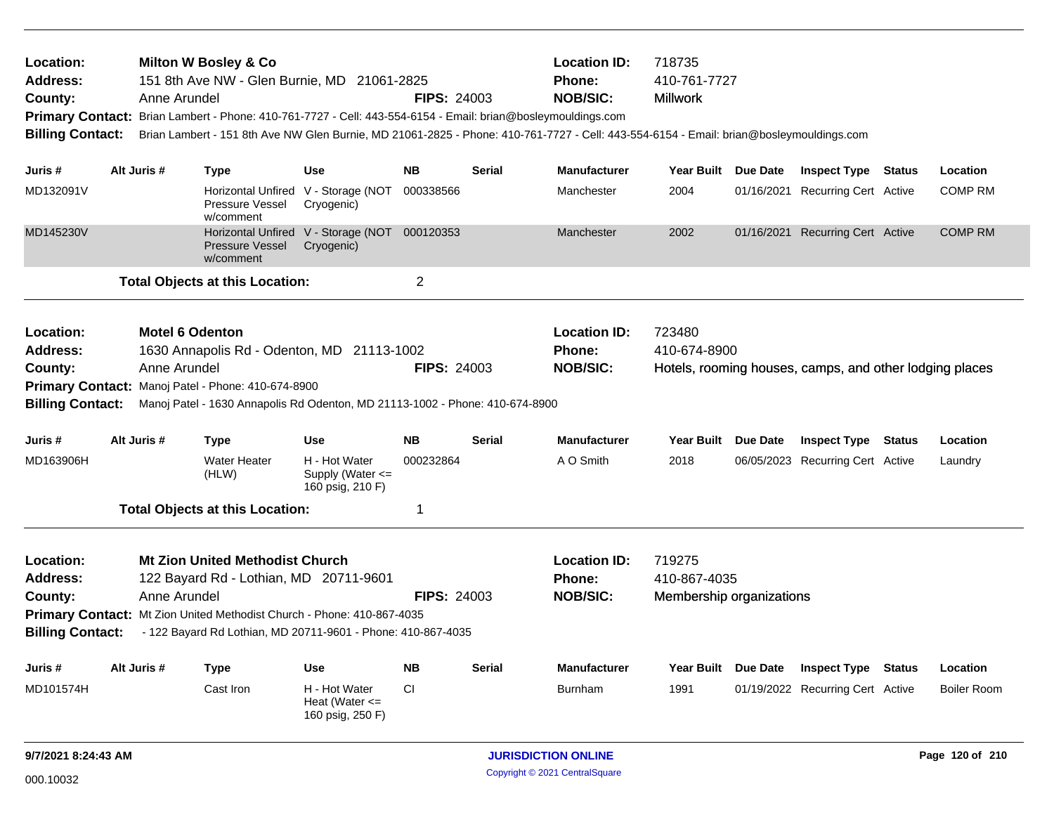**Location:** **Milton W Bosley & Co**
**Address:** 151 8th Ave NW - Glen Burnie, MD 21061-2825
**County:** Anne Arundel **FIPS:** 24003
**Location ID:** 718735
**Phone:** 410-761-7727
**NOB/SIC:** Millwork
**Primary Contact:** Brian Lambert - Phone: 410-761-7727 - Cell: 443-554-6154 - Email: brian@bosleymouldings.com
**Billing Contact:** Brian Lambert - 151 8th Ave NW Glen Burnie, MD 21061-2825 - Phone: 410-761-7727 - Cell: 443-554-6154 - Email: brian@bosleymouldings.com

| Juris # | Alt Juris # | Type | Use | NB | Serial | Manufacturer | Year Built | Due Date | Inspect Type | Status | Location |
|---|---|---|---|---|---|---|---|---|---|---|---|
| MD132091V | | Horizontal Unfired Pressure Vessel w/comment | V - Storage (NOT Cryogenic) | 000338566 | | Manchester | 2004 | 01/16/2021 | Recurring Cert | Active | COMP RM |
| MD145230V | | Horizontal Unfired Pressure Vessel w/comment | V - Storage (NOT Cryogenic) | 000120353 | | Manchester | 2002 | 01/16/2021 | Recurring Cert | Active | COMP RM |

**Total Objects at this Location:** 2

---

**Location:** **Motel 6 Odenton**
**Address:** 1630 Annapolis Rd - Odenton, MD 21113-1002
**County:** Anne Arundel **FIPS:** 24003
**Location ID:** 723480
**Phone:** 410-674-8900
**NOB/SIC:** Hotels, rooming houses, camps, and other lodging places
**Primary Contact:** Manoj Patel - Phone: 410-674-8900
**Billing Contact:** Manoj Patel - 1630 Annapolis Rd Odenton, MD 21113-1002 - Phone: 410-674-8900

| Juris # | Alt Juris # | Type | Use | NB | Serial | Manufacturer | Year Built | Due Date | Inspect Type | Status | Location |
|---|---|---|---|---|---|---|---|---|---|---|---|
| MD163906H | | Water Heater (HLW) | H - Hot Water Supply (Water <= 160 psig, 210 F) | 000232864 | | A O Smith | 2018 | 06/05/2023 | Recurring Cert | Active | Laundry |

**Total Objects at this Location:** 1

---

**Location:** **Mt Zion United Methodist Church**
**Address:** 122 Bayard Rd - Lothian, MD 20711-9601
**County:** Anne Arundel **FIPS:** 24003
**Location ID:** 719275
**Phone:** 410-867-4035
**NOB/SIC:** Membership organizations
**Primary Contact:** Mt Zion United Methodist Church - Phone: 410-867-4035
**Billing Contact:** - 122 Bayard Rd Lothian, MD 20711-9601 - Phone: 410-867-4035

| Juris # | Alt Juris # | Type | Use | NB | Serial | Manufacturer | Year Built | Due Date | Inspect Type | Status | Location |
|---|---|---|---|---|---|---|---|---|---|---|---|
| MD101574H | | Cast Iron | H - Hot Water Heat (Water <= 160 psig, 250 F) | CI | | Burnham | 1991 | 01/19/2022 | Recurring Cert | Active | Boiler Room |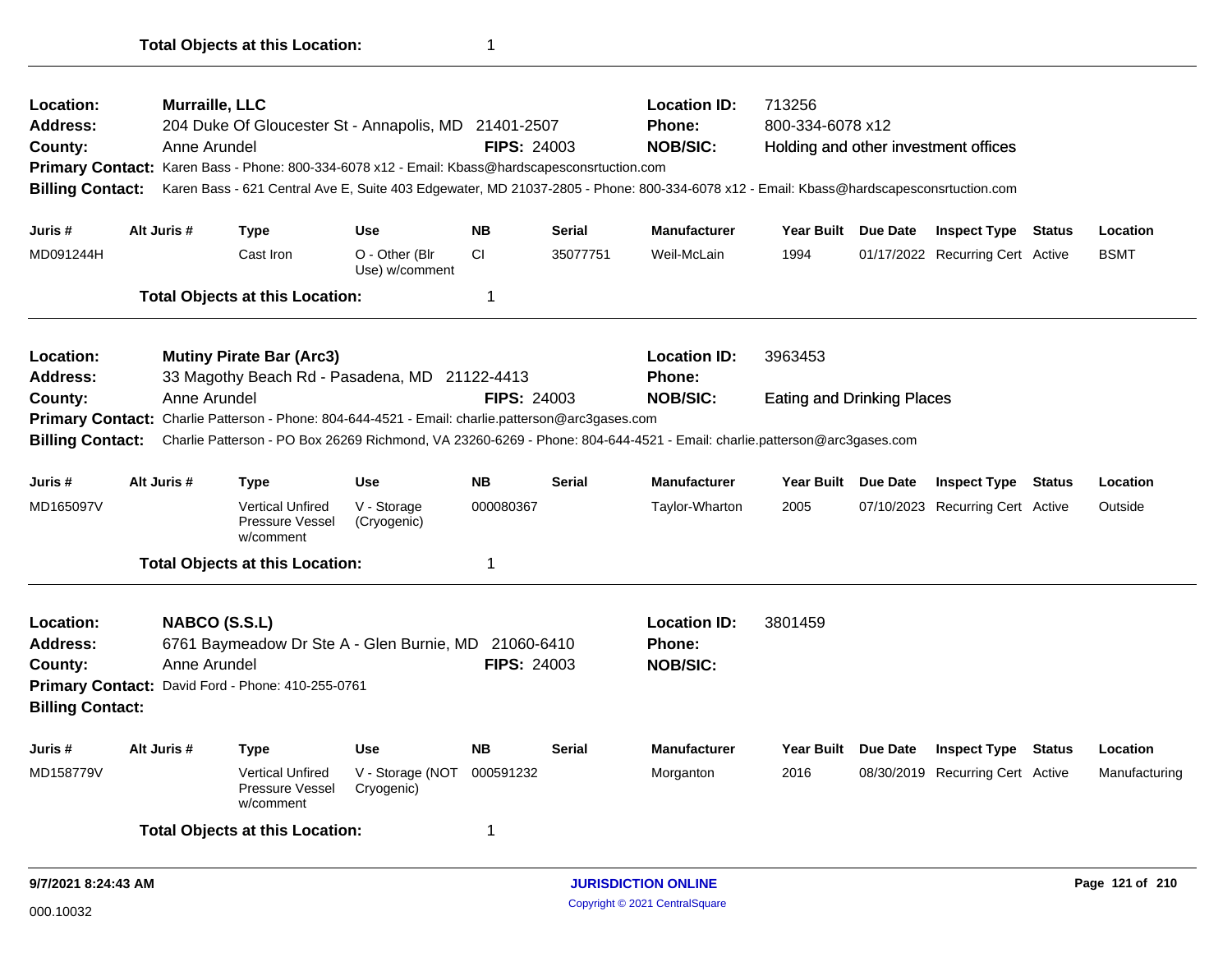**Total Objects at this Location:** 1

---

**Location:** **Murraille, LLC** | **Location ID:** 713256
**Address:** 204 Duke Of Gloucester St - Annapolis, MD 21401-2507 | **Phone:** 800-334-6078 x12
**County:** Anne Arundel | **FIPS:** 24003 | **NOB/SIC:** Holding and other investment offices
**Primary Contact:** Karen Bass - Phone: 800-334-6078 x12 - Email: Kbass@hardscapesconsrtuction.com
**Billing Contact:** Karen Bass - 621 Central Ave E, Suite 403 Edgewater, MD 21037-2805 - Phone: 800-334-6078 x12 - Email: Kbass@hardscapesconsrtuction.com

| Juris # | Alt Juris # | Type | Use | NB | Serial | Manufacturer | Year Built | Due Date | Inspect Type | Status | Location |
|---|---|---|---|---|---|---|---|---|---|---|---|
| MD091244H | | Cast Iron | O - Other (Blr Use) w/comment | CI | 35077751 | Weil-McLain | 1994 | 01/17/2022 | Recurring Cert | Active | BSMT |

**Total Objects at this Location:** 1

---

**Location:** **Mutiny Pirate Bar (Arc3)** | **Location ID:** 3963453
**Address:** 33 Magothy Beach Rd - Pasadena, MD 21122-4413 | **Phone:**
**County:** Anne Arundel | **FIPS:** 24003 | **NOB/SIC:** Eating and Drinking Places
**Primary Contact:** Charlie Patterson - Phone: 804-644-4521 - Email: charlie.patterson@arc3gases.com
**Billing Contact:** Charlie Patterson - PO Box 26269 Richmond, VA 23260-6269 - Phone: 804-644-4521 - Email: charlie.patterson@arc3gases.com

| Juris # | Alt Juris # | Type | Use | NB | Serial | Manufacturer | Year Built | Due Date | Inspect Type | Status | Location |
|---|---|---|---|---|---|---|---|---|---|---|---|
| MD165097V | | Vertical Unfired Pressure Vessel w/comment | V - Storage (Cryogenic) | 000080367 | | Taylor-Wharton | 2005 | 07/10/2023 | Recurring Cert | Active | Outside |

**Total Objects at this Location:** 1

---

**Location:** **NABCO (S.S.L)** | **Location ID:** 3801459
**Address:** 6761 Baymeadow Dr Ste A - Glen Burnie, MD 21060-6410 | **Phone:**
**County:** Anne Arundel | **FIPS:** 24003 | **NOB/SIC:**
**Primary Contact:** David Ford - Phone: 410-255-0761
**Billing Contact:**

| Juris # | Alt Juris # | Type | Use | NB | Serial | Manufacturer | Year Built | Due Date | Inspect Type | Status | Location |
|---|---|---|---|---|---|---|---|---|---|---|---|
| MD158779V | | Vertical Unfired Pressure Vessel w/comment | V - Storage (NOT Cryogenic) | 000591232 | | Morganton | 2016 | 08/30/2019 | Recurring Cert | Active | Manufacturing |

**Total Objects at this Location:** 1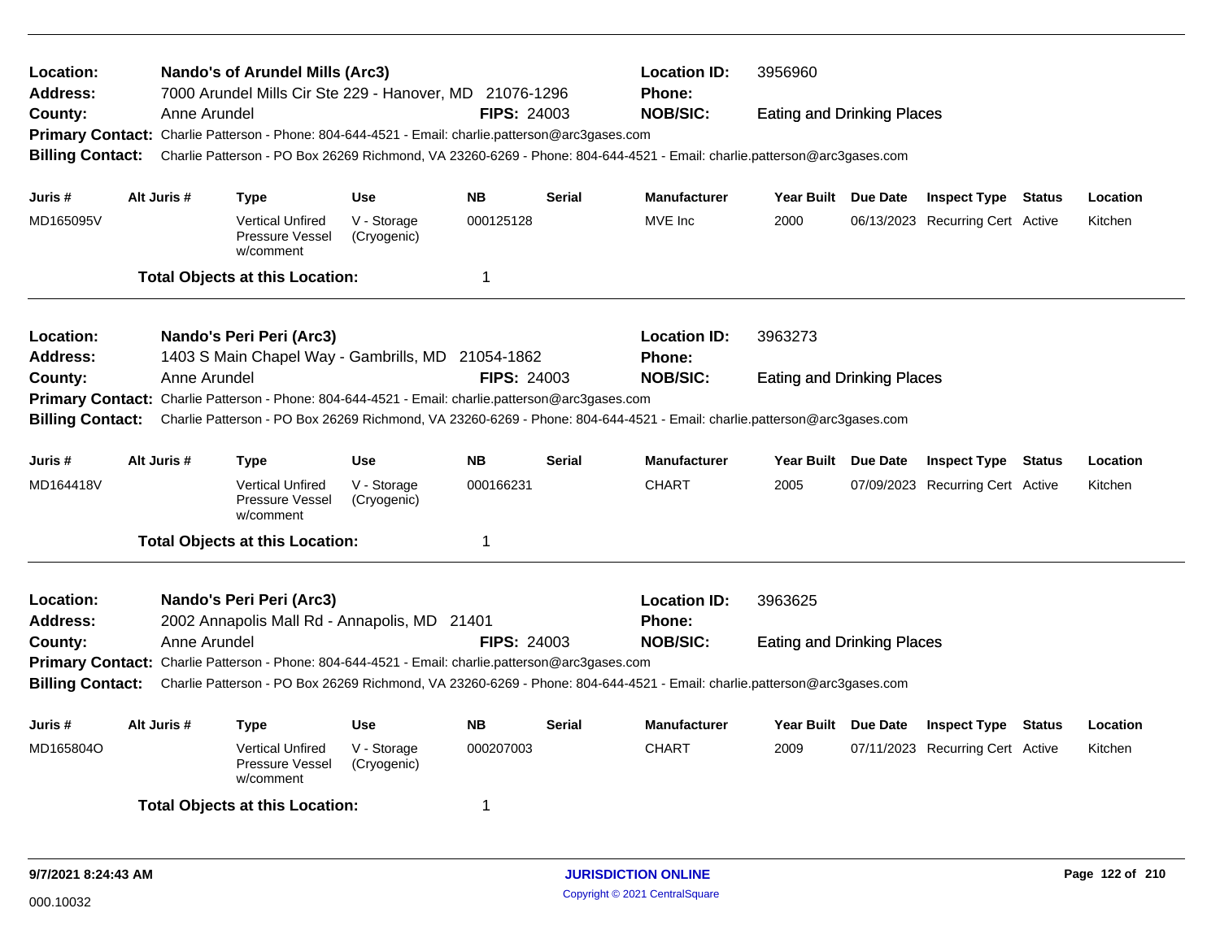**Location:** Nando's of Arundel Mills (Arc3) **Location ID:** 3956960
**Address:** 7000 Arundel Mills Cir Ste 229 - Hanover, MD 21076-1296 **Phone:**
**County:** Anne Arundel **FIPS:** 24003 **NOB/SIC:** Eating and Drinking Places
**Primary Contact:** Charlie Patterson - Phone: 804-644-4521 - Email: charlie.patterson@arc3gases.com
**Billing Contact:** Charlie Patterson - PO Box 26269 Richmond, VA 23260-6269 - Phone: 804-644-4521 - Email: charlie.patterson@arc3gases.com

| Juris # | Alt Juris # | Type | Use | NB | Serial | Manufacturer | Year Built | Due Date | Inspect Type | Status | Location |
|---|---|---|---|---|---|---|---|---|---|---|---|
| MD165095V | | Vertical Unfired Pressure Vessel w/comment | V - Storage (Cryogenic) | 000125128 | | MVE Inc | 2000 | 06/13/2023 | Recurring Cert | Active | Kitchen |

**Total Objects at this Location:** 1

---

**Location:** Nando's Peri Peri (Arc3) **Location ID:** 3963273
**Address:** 1403 S Main Chapel Way - Gambrills, MD 21054-1862 **Phone:**
**County:** Anne Arundel **FIPS:** 24003 **NOB/SIC:** Eating and Drinking Places
**Primary Contact:** Charlie Patterson - Phone: 804-644-4521 - Email: charlie.patterson@arc3gases.com
**Billing Contact:** Charlie Patterson - PO Box 26269 Richmond, VA 23260-6269 - Phone: 804-644-4521 - Email: charlie.patterson@arc3gases.com

| Juris # | Alt Juris # | Type | Use | NB | Serial | Manufacturer | Year Built | Due Date | Inspect Type | Status | Location |
|---|---|---|---|---|---|---|---|---|---|---|---|
| MD164418V | | Vertical Unfired Pressure Vessel w/comment | V - Storage (Cryogenic) | 000166231 | | CHART | 2005 | 07/09/2023 | Recurring Cert | Active | Kitchen |

**Total Objects at this Location:** 1

---

**Location:** Nando's Peri Peri (Arc3) **Location ID:** 3963625
**Address:** 2002 Annapolis Mall Rd - Annapolis, MD 21401 **Phone:**
**County:** Anne Arundel **FIPS:** 24003 **NOB/SIC:** Eating and Drinking Places
**Primary Contact:** Charlie Patterson - Phone: 804-644-4521 - Email: charlie.patterson@arc3gases.com
**Billing Contact:** Charlie Patterson - PO Box 26269 Richmond, VA 23260-6269 - Phone: 804-644-4521 - Email: charlie.patterson@arc3gases.com

| Juris # | Alt Juris # | Type | Use | NB | Serial | Manufacturer | Year Built | Due Date | Inspect Type | Status | Location |
|---|---|---|---|---|---|---|---|---|---|---|---|
| MD165804O | | Vertical Unfired Pressure Vessel w/comment | V - Storage (Cryogenic) | 000207003 | | CHART | 2009 | 07/11/2023 | Recurring Cert | Active | Kitchen |

**Total Objects at this Location:** 1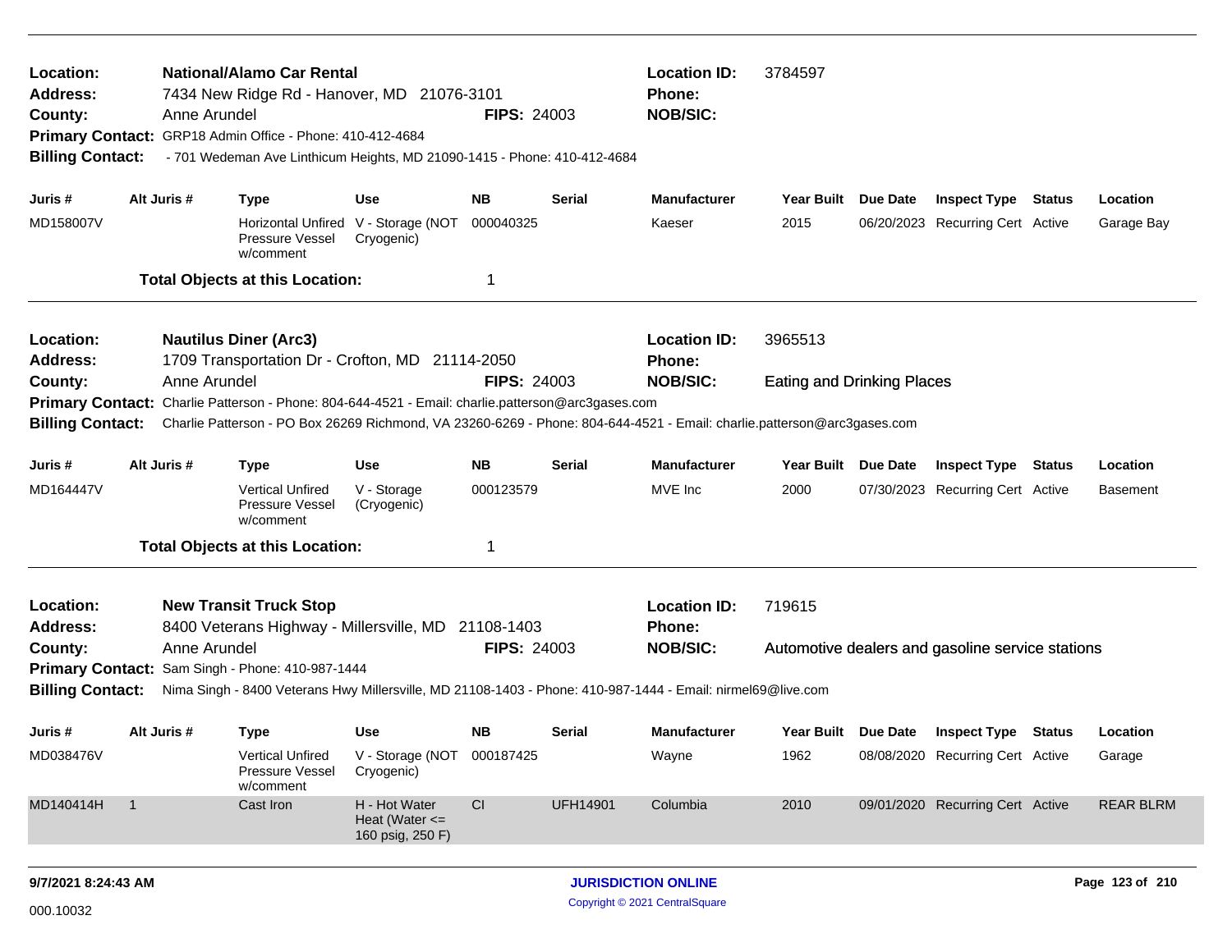**Location:** National/Alamo Car Rental
**Address:** 7434 New Ridge Rd - Hanover, MD 21076-3101
**County:** Anne Arundel  **FIPS:** 24003
**Location ID:** 3784597
**Phone:**
**NOB/SIC:**
**Primary Contact:** GRP18 Admin Office - Phone: 410-412-4684
**Billing Contact:** - 701 Wedeman Ave Linthicum Heights, MD 21090-1415 - Phone: 410-412-4684

| Juris # | Alt Juris # | Type | Use | NB | Serial | Manufacturer | Year Built | Due Date | Inspect Type | Status | Location |
|---|---|---|---|---|---|---|---|---|---|---|---|
| MD158007V | | Horizontal Unfired Pressure Vessel w/comment | V - Storage (NOT Cryogenic) | 000040325 | | Kaeser | 2015 | 06/20/2023 | Recurring Cert | Active | Garage Bay |

**Total Objects at this Location:** 1

---

**Location:** Nautilus Diner (Arc3)
**Address:** 1709 Transportation Dr - Crofton, MD 21114-2050
**County:** Anne Arundel  **FIPS:** 24003
**Location ID:** 3965513
**Phone:**
**NOB/SIC:** Eating and Drinking Places
**Primary Contact:** Charlie Patterson - Phone: 804-644-4521 - Email: charlie.patterson@arc3gases.com
**Billing Contact:** Charlie Patterson - PO Box 26269 Richmond, VA 23260-6269 - Phone: 804-644-4521 - Email: charlie.patterson@arc3gases.com

| Juris # | Alt Juris # | Type | Use | NB | Serial | Manufacturer | Year Built | Due Date | Inspect Type | Status | Location |
|---|---|---|---|---|---|---|---|---|---|---|---|
| MD164447V | | Vertical Unfired Pressure Vessel w/comment | V - Storage (Cryogenic) | 000123579 | | MVE Inc | 2000 | 07/30/2023 | Recurring Cert | Active | Basement |

**Total Objects at this Location:** 1

---

**Location:** New Transit Truck Stop
**Address:** 8400 Veterans Highway - Millersville, MD 21108-1403
**County:** Anne Arundel  **FIPS:** 24003
**Location ID:** 719615
**Phone:**
**NOB/SIC:** Automotive dealers and gasoline service stations
**Primary Contact:** Sam Singh - Phone: 410-987-1444
**Billing Contact:** Nima Singh - 8400 Veterans Hwy Millersville, MD 21108-1403 - Phone: 410-987-1444 - Email: nirmel69@live.com

| Juris # | Alt Juris # | Type | Use | NB | Serial | Manufacturer | Year Built | Due Date | Inspect Type | Status | Location |
|---|---|---|---|---|---|---|---|---|---|---|---|
| MD038476V | | Vertical Unfired Pressure Vessel w/comment | V - Storage (NOT Cryogenic) | 000187425 | | Wayne | 1962 | 08/08/2020 | Recurring Cert | Active | Garage |
| MD140414H | 1 | Cast Iron | H - Hot Water Heat (Water <= 160 psig, 250 F) | CI | UFH14901 | Columbia | 2010 | 09/01/2020 | Recurring Cert | Active | REAR BLRM |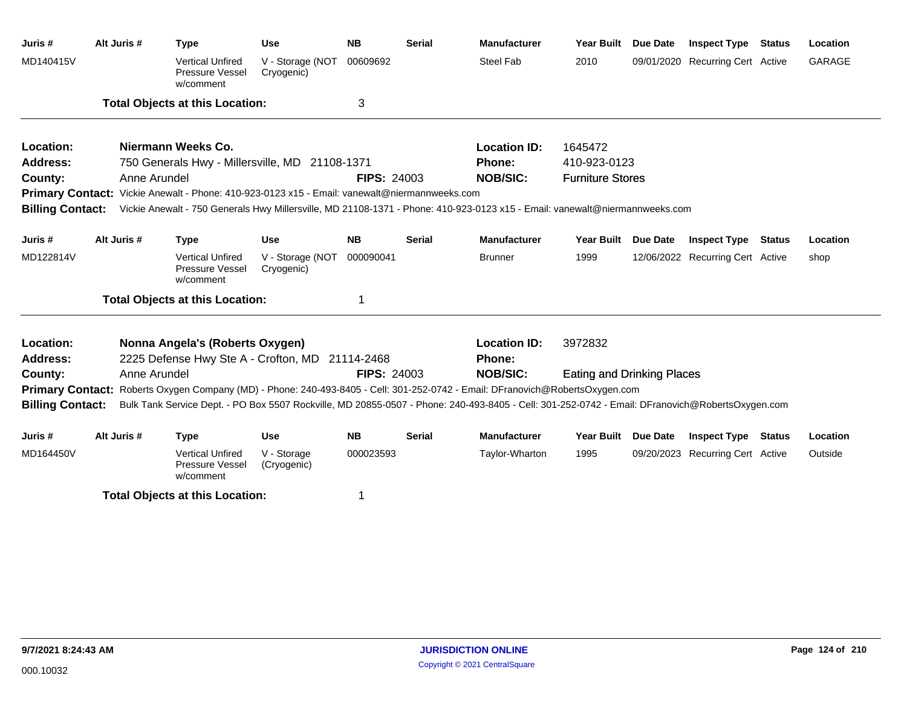| Juris # | Alt Juris # | Type | Use | NB | Serial | Manufacturer | Year Built | Due Date | Inspect Type | Status | Location |
|---|---|---|---|---|---|---|---|---|---|---|---|
| MD140415V | | Vertical Unfired Pressure Vessel w/comment | V - Storage (NOT Cryogenic) | 00609692 | | Steel Fab | 2010 | 09/01/2020 | Recurring Cert | Active | GARAGE |

**Total Objects at this Location:** 3

---

**Location:** Niermann Weeks Co.
**Location ID:** 1645472
**Address:** 750 Generals Hwy - Millersville, MD 21108-1371
**Phone:** 410-923-0123
**County:** Anne Arundel
**FIPS:** 24003
**NOB/SIC:** Furniture Stores
**Primary Contact:** Vickie Anewalt - Phone: 410-923-0123 x15 - Email: vanewalt@niermannweeks.com
**Billing Contact:** Vickie Anewalt - 750 Generals Hwy Millersville, MD 21108-1371 - Phone: 410-923-0123 x15 - Email: vanewalt@niermannweeks.com

| Juris # | Alt Juris # | Type | Use | NB | Serial | Manufacturer | Year Built | Due Date | Inspect Type | Status | Location |
|---|---|---|---|---|---|---|---|---|---|---|---|
| MD122814V | | Vertical Unfired Pressure Vessel w/comment | V - Storage (NOT Cryogenic) | 000090041 | | Brunner | 1999 | 12/06/2022 | Recurring Cert | Active | shop |

**Total Objects at this Location:** 1

---

**Location:** Nonna Angela's (Roberts Oxygen)
**Location ID:** 3972832
**Address:** 2225 Defense Hwy Ste A - Crofton, MD 21114-2468
**Phone:**
**County:** Anne Arundel
**FIPS:** 24003
**NOB/SIC:** Eating and Drinking Places
**Primary Contact:** Roberts Oxygen Company (MD) - Phone: 240-493-8405 - Cell: 301-252-0742 - Email: DFranovich@RobertsOxygen.com
**Billing Contact:** Bulk Tank Service Dept. - PO Box 5507 Rockville, MD 20855-0507 - Phone: 240-493-8405 - Cell: 301-252-0742 - Email: DFranovich@RobertsOxygen.com

| Juris # | Alt Juris # | Type | Use | NB | Serial | Manufacturer | Year Built | Due Date | Inspect Type | Status | Location |
|---|---|---|---|---|---|---|---|---|---|---|---|
| MD164450V | | Vertical Unfired Pressure Vessel w/comment | V - Storage (Cryogenic) | 000023593 | | Taylor-Wharton | 1995 | 09/20/2023 | Recurring Cert | Active | Outside |

**Total Objects at this Location:** 1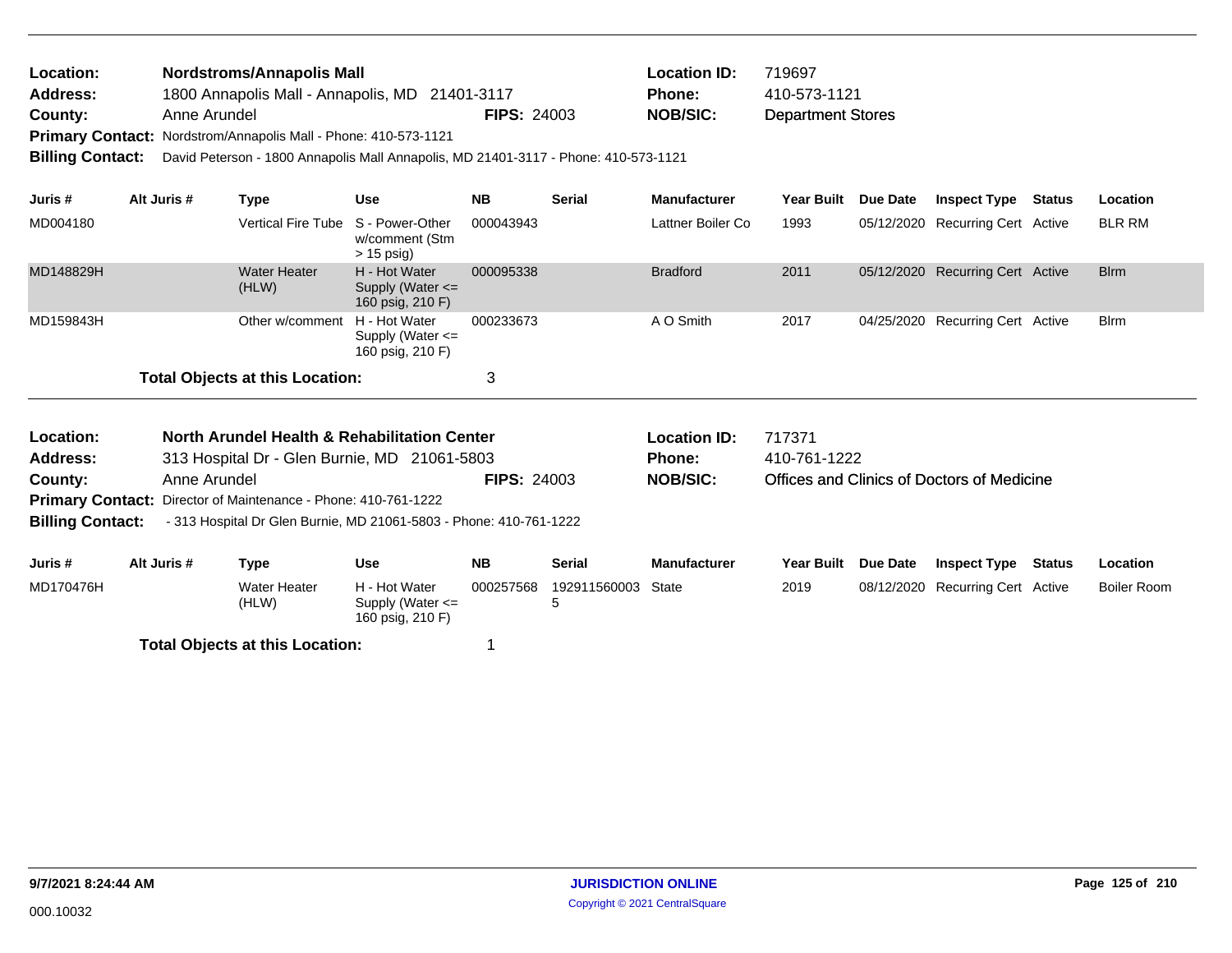| | | | |
|---|---|---|---|
| **Location:** | **Nordstroms/Annapolis Mall** | **Location ID:** | 719697 |
| **Address:** | 1800 Annapolis Mall - Annapolis, MD 21401-3117 | **Phone:** | 410-573-1121 |
| **County:** | Anne Arundel **FIPS:** 24003 | **NOB/SIC:** | Department Stores |
| **Primary Contact:** | Nordstrom/Annapolis Mall - Phone: 410-573-1121 | | |
| **Billing Contact:** | David Peterson - 1800 Annapolis Mall Annapolis, MD 21401-3117 - Phone: 410-573-1121 | | |

| Juris # | Alt Juris # | Type | Use | NB | Serial | Manufacturer | Year Built | Due Date | Inspect Type | Status | Location |
|---|---|---|---|---|---|---|---|---|---|---|---|
| MD004180 | | Vertical Fire Tube | S - Power-Other w/comment (Stm > 15 psig) | 000043943 | | Lattner Boiler Co | 1993 | 05/12/2020 | Recurring Cert | Active | BLR RM |
| MD148829H | | Water Heater (HLW) | H - Hot Water Supply (Water <= 160 psig, 210 F) | 000095338 | | Bradford | 2011 | 05/12/2020 | Recurring Cert | Active | Blrm |
| MD159843H | | Other w/comment | H - Hot Water Supply (Water <= 160 psig, 210 F) | 000233673 | | A O Smith | 2017 | 04/25/2020 | Recurring Cert | Active | Blrm |

**Total Objects at this Location:** 3

| | | | |
|---|---|---|---|
| **Location:** | **North Arundel Health & Rehabilitation Center** | **Location ID:** | 717371 |
| **Address:** | 313 Hospital Dr - Glen Burnie, MD 21061-5803 | **Phone:** | 410-761-1222 |
| **County:** | Anne Arundel **FIPS:** 24003 | **NOB/SIC:** | Offices and Clinics of Doctors of Medicine |
| **Primary Contact:** | Director of Maintenance - Phone: 410-761-1222 | | |
| **Billing Contact:** | - 313 Hospital Dr Glen Burnie, MD 21061-5803 - Phone: 410-761-1222 | | |

| Juris # | Alt Juris # | Type | Use | NB | Serial | Manufacturer | Year Built | Due Date | Inspect Type | Status | Location |
|---|---|---|---|---|---|---|---|---|---|---|---|
| MD170476H | | Water Heater (HLW) | H - Hot Water Supply (Water <= 160 psig, 210 F) | 000257568 | 1929115600035 | State | 2019 | 08/12/2020 | Recurring Cert | Active | Boiler Room |

**Total Objects at this Location:** 1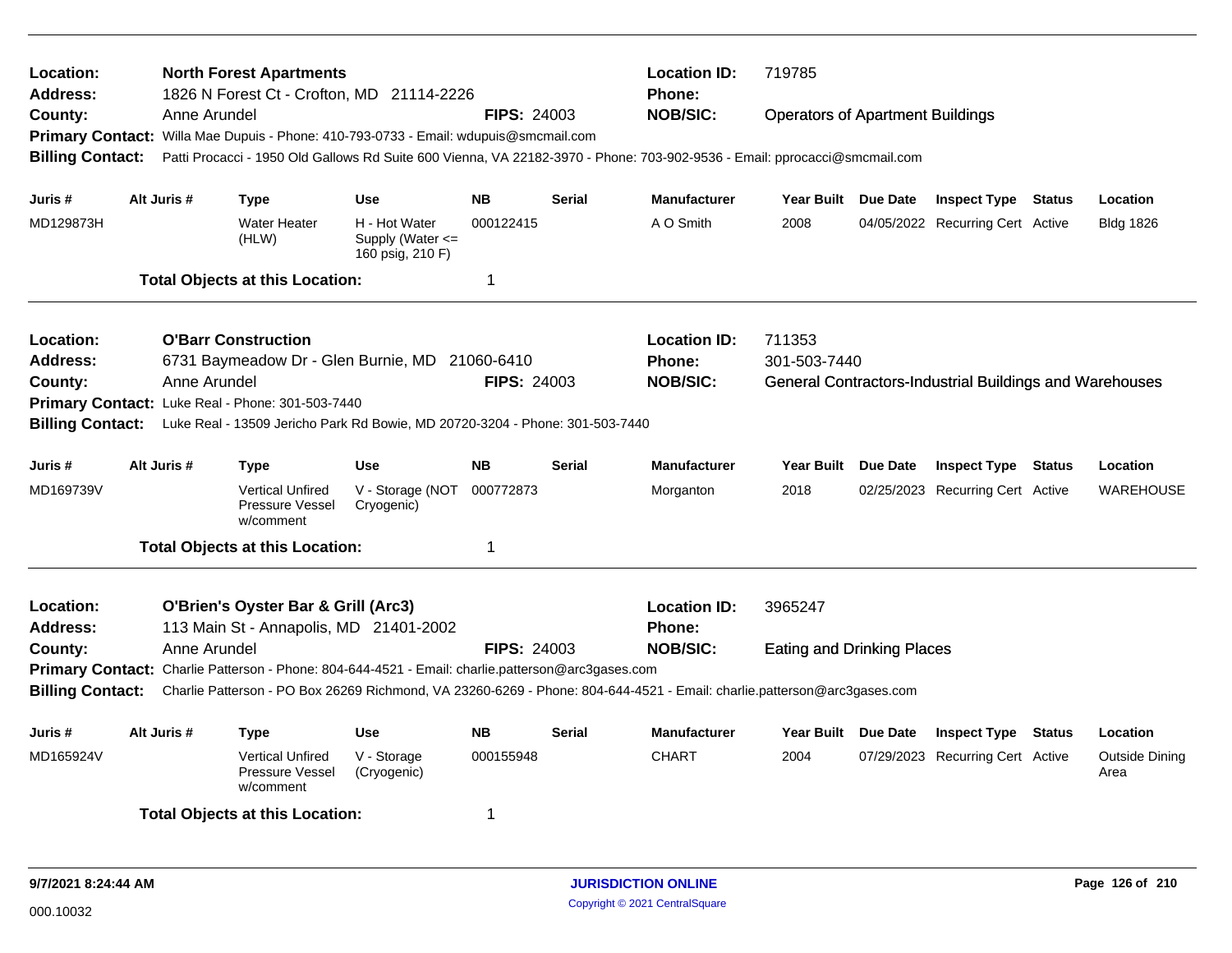**Location:** North Forest Apartments
**Address:** 1826 N Forest Ct - Crofton, MD 21114-2226
**County:** Anne Arundel
**FIPS:** 24003
**Location ID:** 719785
**Phone:**
**NOB/SIC:** Operators of Apartment Buildings
**Primary Contact:** Willa Mae Dupuis - Phone: 410-793-0733 - Email: wdupuis@smcmail.com
**Billing Contact:** Patti Procacci - 1950 Old Gallows Rd Suite 600 Vienna, VA 22182-3970 - Phone: 703-902-9536 - Email: pprocacci@smcmail.com

| Juris # | Alt Juris # | Type | Use | NB | Serial | Manufacturer | Year Built | Due Date | Inspect Type | Status | Location |
|---|---|---|---|---|---|---|---|---|---|---|---|
| MD129873H | | Water Heater (HLW) | H - Hot Water Supply (Water <= 160 psig, 210 F) | 000122415 | | A O Smith | 2008 | 04/05/2022 | Recurring Cert | Active | Bldg 1826 |

**Total Objects at this Location:** 1

---

**Location:** O'Barr Construction
**Address:** 6731 Baymeadow Dr - Glen Burnie, MD 21060-6410
**County:** Anne Arundel
**FIPS:** 24003
**Location ID:** 711353
**Phone:** 301-503-7440
**NOB/SIC:** General Contractors-Industrial Buildings and Warehouses
**Primary Contact:** Luke Real - Phone: 301-503-7440
**Billing Contact:** Luke Real - 13509 Jericho Park Rd Bowie, MD 20720-3204 - Phone: 301-503-7440

| Juris # | Alt Juris # | Type | Use | NB | Serial | Manufacturer | Year Built | Due Date | Inspect Type | Status | Location |
|---|---|---|---|---|---|---|---|---|---|---|---|
| MD169739V | | Vertical Unfired Pressure Vessel w/comment | V - Storage (NOT Cryogenic) | 000772873 | | Morganton | 2018 | 02/25/2023 | Recurring Cert | Active | WAREHOUSE |

**Total Objects at this Location:** 1

---

**Location:** O'Brien's Oyster Bar & Grill (Arc3)
**Address:** 113 Main St - Annapolis, MD 21401-2002
**County:** Anne Arundel
**FIPS:** 24003
**Location ID:** 3965247
**Phone:**
**NOB/SIC:** Eating and Drinking Places
**Primary Contact:** Charlie Patterson - Phone: 804-644-4521 - Email: charlie.patterson@arc3gases.com
**Billing Contact:** Charlie Patterson - PO Box 26269 Richmond, VA 23260-6269 - Phone: 804-644-4521 - Email: charlie.patterson@arc3gases.com

| Juris # | Alt Juris # | Type | Use | NB | Serial | Manufacturer | Year Built | Due Date | Inspect Type | Status | Location |
|---|---|---|---|---|---|---|---|---|---|---|---|
| MD165924V | | Vertical Unfired Pressure Vessel w/comment | V - Storage (Cryogenic) | 000155948 | | CHART | 2004 | 07/29/2023 | Recurring Cert | Active | Outside Dining Area |

**Total Objects at this Location:** 1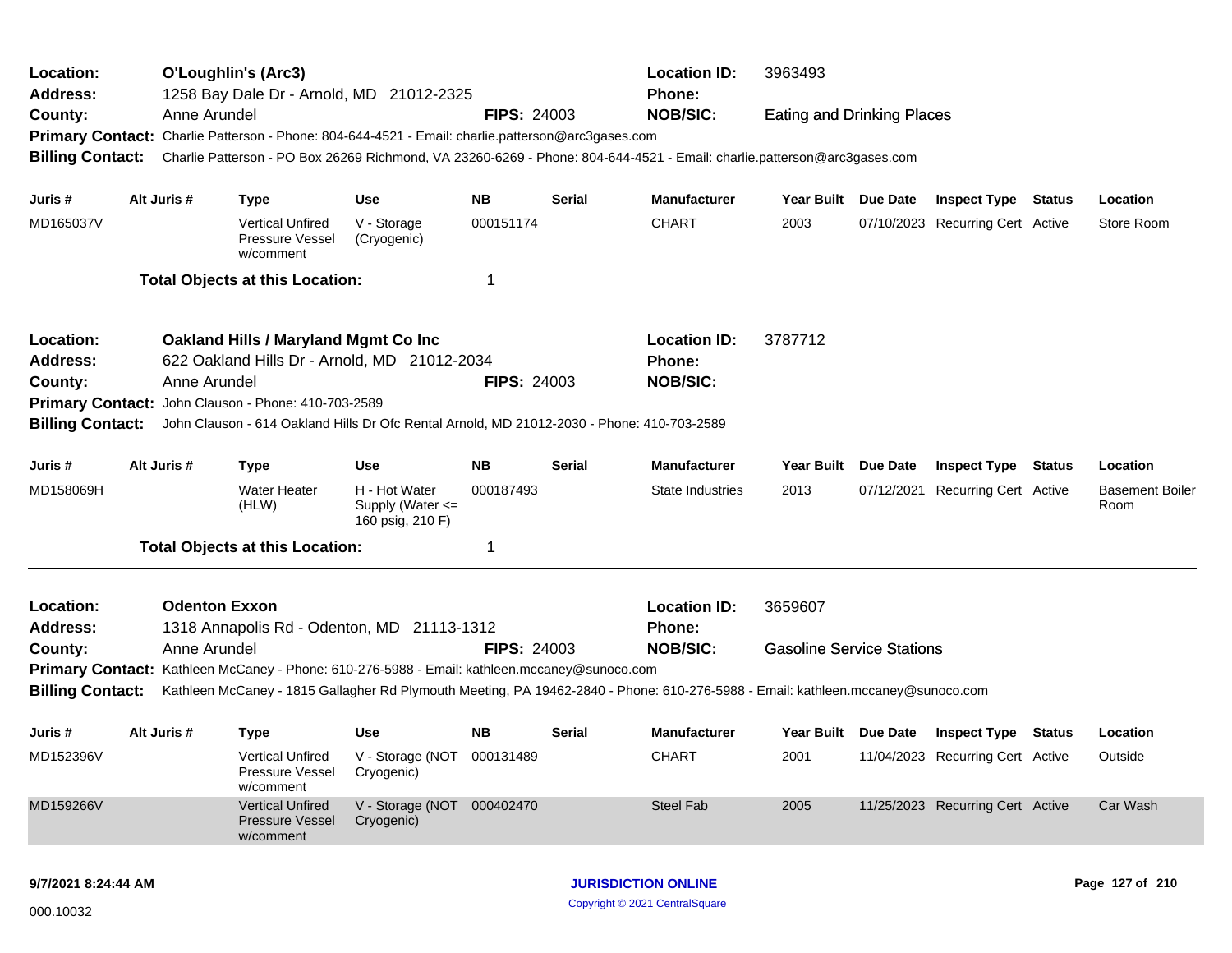**Location:** O'Loughlin's (Arc3) **Location ID:** 3963493
**Address:** 1258 Bay Dale Dr - Arnold, MD 21012-2325 **Phone:**
**County:** Anne Arundel **FIPS:** 24003 **NOB/SIC:** Eating and Drinking Places
**Primary Contact:** Charlie Patterson - Phone: 804-644-4521 - Email: charlie.patterson@arc3gases.com
**Billing Contact:** Charlie Patterson - PO Box 26269 Richmond, VA 23260-6269 - Phone: 804-644-4521 - Email: charlie.patterson@arc3gases.com

| Juris # | Alt Juris # | Type | Use | NB | Serial | Manufacturer | Year Built | Due Date | Inspect Type | Status | Location |
|---|---|---|---|---|---|---|---|---|---|---|---|
| MD165037V | | Vertical Unfired Pressure Vessel w/comment | V - Storage (Cryogenic) | 000151174 | | CHART | 2003 | 07/10/2023 | Recurring Cert | Active | Store Room |

**Total Objects at this Location:** 1

---

**Location:** Oakland Hills / Maryland Mgmt Co Inc **Location ID:** 3787712
**Address:** 622 Oakland Hills Dr - Arnold, MD 21012-2034 **Phone:**
**County:** Anne Arundel **FIPS:** 24003 **NOB/SIC:**
**Primary Contact:** John Clauson - Phone: 410-703-2589
**Billing Contact:** John Clauson - 614 Oakland Hills Dr Ofc Rental Arnold, MD 21012-2030 - Phone: 410-703-2589

| Juris # | Alt Juris # | Type | Use | NB | Serial | Manufacturer | Year Built | Due Date | Inspect Type | Status | Location |
|---|---|---|---|---|---|---|---|---|---|---|---|
| MD158069H | | Water Heater (HLW) | H - Hot Water Supply (Water <= 160 psig, 210 F) | 000187493 | | State Industries | 2013 | 07/12/2021 | Recurring Cert | Active | Basement Boiler Room |

**Total Objects at this Location:** 1

---

**Location:** Odenton Exxon **Location ID:** 3659607
**Address:** 1318 Annapolis Rd - Odenton, MD 21113-1312 **Phone:**
**County:** Anne Arundel **FIPS:** 24003 **NOB/SIC:** Gasoline Service Stations
**Primary Contact:** Kathleen McCaney - Phone: 610-276-5988 - Email: kathleen.mccaney@sunoco.com
**Billing Contact:** Kathleen McCaney - 1815 Gallagher Rd Plymouth Meeting, PA 19462-2840 - Phone: 610-276-5988 - Email: kathleen.mccaney@sunoco.com

| Juris # | Alt Juris # | Type | Use | NB | Serial | Manufacturer | Year Built | Due Date | Inspect Type | Status | Location |
|---|---|---|---|---|---|---|---|---|---|---|---|
| MD152396V | | Vertical Unfired Pressure Vessel w/comment | V - Storage (NOT Cryogenic) | 000131489 | | CHART | 2001 | 11/04/2023 | Recurring Cert | Active | Outside |
| MD159266V | | Vertical Unfired Pressure Vessel w/comment | V - Storage (NOT Cryogenic) | 000402470 | | Steel Fab | 2005 | 11/25/2023 | Recurring Cert | Active | Car Wash |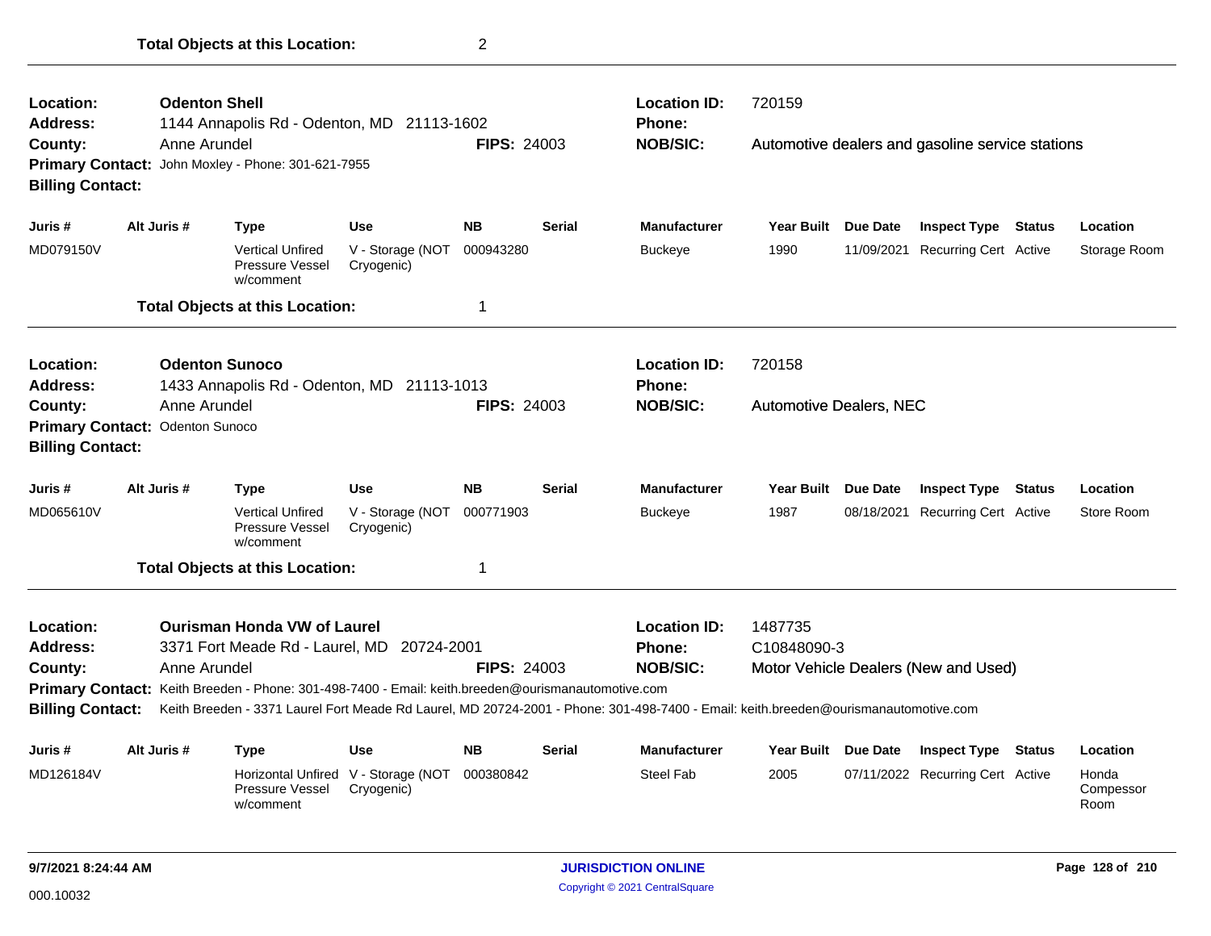**Total Objects at this Location:** 2

---

**Location:** Odenton Shell
**Address:** 1144 Annapolis Rd - Odenton, MD 21113-1602
**County:** Anne Arundel
**FIPS:** 24003
**Location ID:** 720159
**Phone:**
**NOB/SIC:** Automotive dealers and gasoline service stations
**Primary Contact:** John Moxley - Phone: 301-621-7955
**Billing Contact:**

| Juris # | Alt Juris # | Type | Use | NB | Serial | Manufacturer | Year Built | Due Date | Inspect Type | Status | Location |
|---|---|---|---|---|---|---|---|---|---|---|---|
| MD079150V | | Vertical Unfired Pressure Vessel w/comment | V - Storage (NOT Cryogenic) | 000943280 | | Buckeye | 1990 | 11/09/2021 | Recurring Cert | Active | Storage Room |

**Total Objects at this Location:** 1

---

**Location:** Odenton Sunoco
**Address:** 1433 Annapolis Rd - Odenton, MD 21113-1013
**County:** Anne Arundel
**FIPS:** 24003
**Location ID:** 720158
**Phone:**
**NOB/SIC:** Automotive Dealers, NEC
**Primary Contact:** Odenton Sunoco
**Billing Contact:**

| Juris # | Alt Juris # | Type | Use | NB | Serial | Manufacturer | Year Built | Due Date | Inspect Type | Status | Location |
|---|---|---|---|---|---|---|---|---|---|---|---|
| MD065610V | | Vertical Unfired Pressure Vessel w/comment | V - Storage (NOT Cryogenic) | 000771903 | | Buckeye | 1987 | 08/18/2021 | Recurring Cert | Active | Store Room |

**Total Objects at this Location:** 1

---

**Location:** Ourisman Honda VW of Laurel
**Address:** 3371 Fort Meade Rd - Laurel, MD 20724-2001
**County:** Anne Arundel
**FIPS:** 24003
**Location ID:** 1487735
**Phone:** C10848090-3
**NOB/SIC:** Motor Vehicle Dealers (New and Used)
**Primary Contact:** Keith Breeden - Phone: 301-498-7400 - Email: keith.breeden@ourismanautomotive.com
**Billing Contact:** Keith Breeden - 3371 Laurel Fort Meade Rd Laurel, MD 20724-2001 - Phone: 301-498-7400 - Email: keith.breeden@ourismanautomotive.com

| Juris # | Alt Juris # | Type | Use | NB | Serial | Manufacturer | Year Built | Due Date | Inspect Type | Status | Location |
|---|---|---|---|---|---|---|---|---|---|---|---|
| MD126184V | | Horizontal Unfired Pressure Vessel w/comment | V - Storage (NOT Cryogenic) | 000380842 | | Steel Fab | 2005 | 07/11/2022 | Recurring Cert | Active | Honda Compessor Room |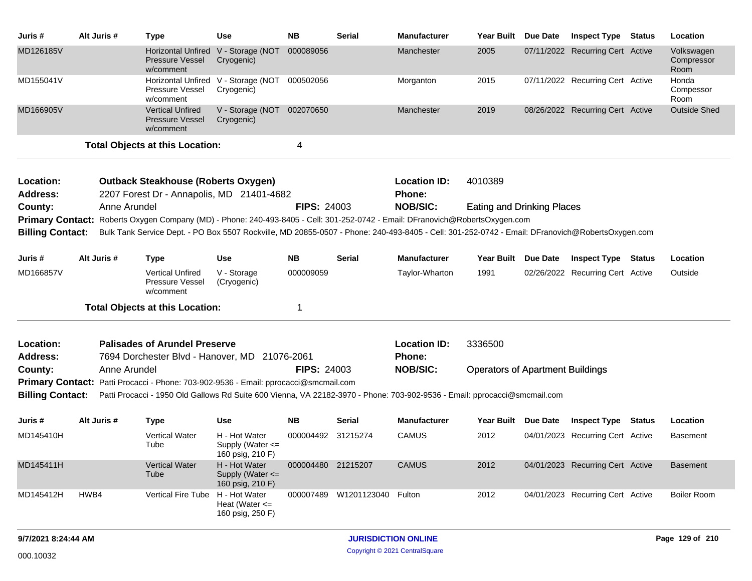| Juris # | Alt Juris # | Type | Use | NB | Serial | Manufacturer | Year Built | Due Date | Inspect Type | Status | Location |
|---|---|---|---|---|---|---|---|---|---|---|---|
| MD126185V | | Horizontal Unfired Pressure Vessel w/comment | V - Storage (NOT Cryogenic) | 000089056 | | Manchester | 2005 | 07/11/2022 | Recurring Cert | Active | Volkswagen Compressor Room |
| MD155041V | | Horizontal Unfired Pressure Vessel w/comment | V - Storage (NOT Cryogenic) | 000502056 | | Morganton | 2015 | 07/11/2022 | Recurring Cert | Active | Honda Compessor Room |
| MD166905V | | Vertical Unfired Pressure Vessel w/comment | V - Storage (NOT Cryogenic) | 002070650 | | Manchester | 2019 | 08/26/2022 | Recurring Cert | Active | Outside Shed |

**Total Objects at this Location:** 4

---

**Location:** Outback Steakhouse (Roberts Oxygen)
**Location ID:** 4010389
**Address:** 2207 Forest Dr - Annapolis, MD 21401-4682
**Phone:**
**County:** Anne Arundel
**FIPS:** 24003
**NOB/SIC:** Eating and Drinking Places
**Primary Contact:** Roberts Oxygen Company (MD) - Phone: 240-493-8405 - Cell: 301-252-0742 - Email: DFranovich@RobertsOxygen.com
**Billing Contact:** Bulk Tank Service Dept. - PO Box 5507 Rockville, MD 20855-0507 - Phone: 240-493-8405 - Cell: 301-252-0742 - Email: DFranovich@RobertsOxygen.com

| Juris # | Alt Juris # | Type | Use | NB | Serial | Manufacturer | Year Built | Due Date | Inspect Type | Status | Location |
|---|---|---|---|---|---|---|---|---|---|---|---|
| MD166857V | | Vertical Unfired Pressure Vessel w/comment | V - Storage (Cryogenic) | 000009059 | | Taylor-Wharton | 1991 | 02/26/2022 | Recurring Cert | Active | Outside |

**Total Objects at this Location:** 1

---

**Location:** Palisades of Arundel Preserve
**Location ID:** 3336500
**Address:** 7694 Dorchester Blvd - Hanover, MD 21076-2061
**Phone:**
**County:** Anne Arundel
**FIPS:** 24003
**NOB/SIC:** Operators of Apartment Buildings
**Primary Contact:** Patti Procacci - Phone: 703-902-9536 - Email: pprocacci@smcmail.com
**Billing Contact:** Patti Procacci - 1950 Old Gallows Rd Suite 600 Vienna, VA 22182-3970 - Phone: 703-902-9536 - Email: pprocacci@smcmail.com

| Juris # | Alt Juris # | Type | Use | NB | Serial | Manufacturer | Year Built | Due Date | Inspect Type | Status | Location |
|---|---|---|---|---|---|---|---|---|---|---|---|
| MD145410H | | Vertical Water Tube | H - Hot Water Supply (Water <= 160 psig, 210 F) | 000004492 | 31215274 | CAMUS | 2012 | 04/01/2023 | Recurring Cert | Active | Basement |
| MD145411H | | Vertical Water Tube | H - Hot Water Supply (Water <= 160 psig, 210 F) | 000004480 | 21215207 | CAMUS | 2012 | 04/01/2023 | Recurring Cert | Active | Basement |
| MD145412H | HWB4 | Vertical Fire Tube | H - Hot Water Heat (Water <= 160 psig, 250 F) | 000007489 | W1201123040 | Fulton | 2012 | 04/01/2023 | Recurring Cert | Active | Boiler Room |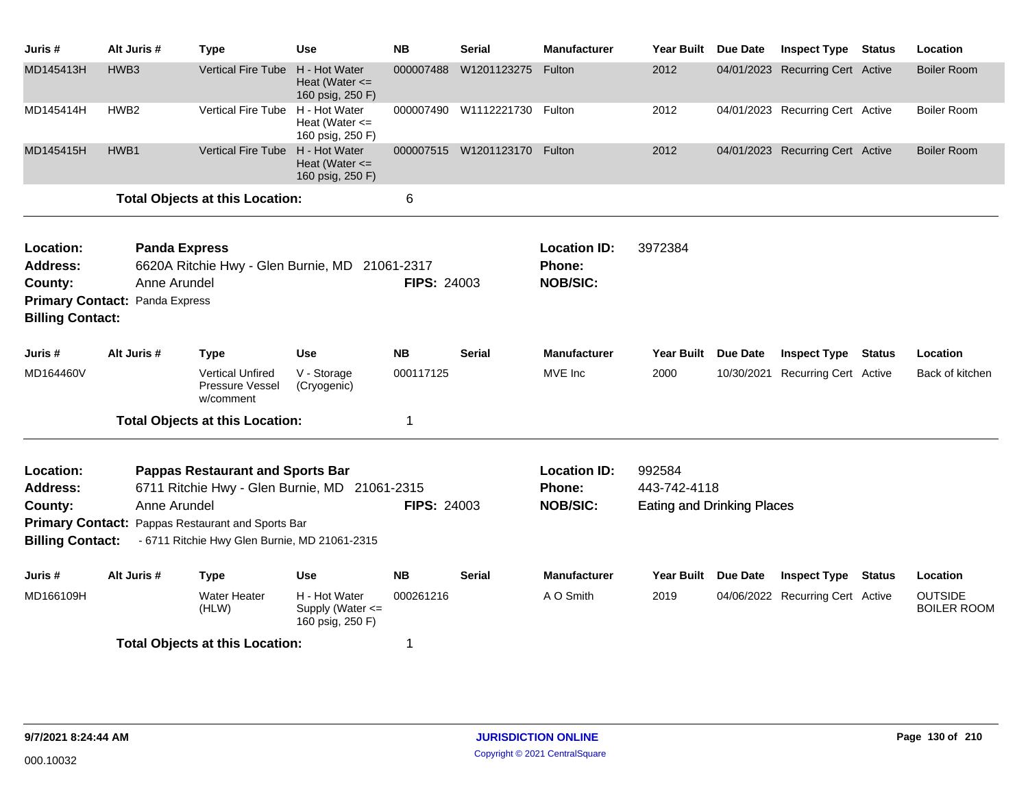| Juris # | Alt Juris # | Type | Use | NB | Serial | Manufacturer | Year Built | Due Date | Inspect Type | Status | Location |
|---|---|---|---|---|---|---|---|---|---|---|---|
| MD145413H | HWB3 | Vertical Fire Tube | H - Hot Water Heat (Water <= 160 psig, 250 F) | 000007488 | W1201123275 | Fulton | 2012 | 04/01/2023 | Recurring Cert | Active | Boiler Room |
| MD145414H | HWB2 | Vertical Fire Tube | H - Hot Water Heat (Water <= 160 psig, 250 F) | 000007490 | W1112221730 | Fulton | 2012 | 04/01/2023 | Recurring Cert | Active | Boiler Room |
| MD145415H | HWB1 | Vertical Fire Tube | H - Hot Water Heat (Water <= 160 psig, 250 F) | 000007515 | W1201123170 | Fulton | 2012 | 04/01/2023 | Recurring Cert | Active | Boiler Room |

**Total Objects at this Location:** 6

---

**Location:** **Panda Express** | **Location ID:** 3972384
**Address:** 6620A Ritchie Hwy - Glen Burnie, MD 21061-2317 | **Phone:**
**County:** Anne Arundel | **FIPS:** 24003 | **NOB/SIC:**
**Primary Contact:** Panda Express
**Billing Contact:**

| Juris # | Alt Juris # | Type | Use | NB | Serial | Manufacturer | Year Built | Due Date | Inspect Type | Status | Location |
|---|---|---|---|---|---|---|---|---|---|---|---|
| MD164460V | | Vertical Unfired Pressure Vessel w/comment | V - Storage (Cryogenic) | 000117125 | | MVE Inc | 2000 | 10/30/2021 | Recurring Cert | Active | Back of kitchen |

**Total Objects at this Location:** 1

---

**Location:** **Pappas Restaurant and Sports Bar** | **Location ID:** 992584
**Address:** 6711 Ritchie Hwy - Glen Burnie, MD 21061-2315 | **Phone:** 443-742-4118
**County:** Anne Arundel | **FIPS:** 24003 | **NOB/SIC:** Eating and Drinking Places
**Primary Contact:** Pappas Restaurant and Sports Bar
**Billing Contact:** - 6711 Ritchie Hwy Glen Burnie, MD 21061-2315

| Juris # | Alt Juris # | Type | Use | NB | Serial | Manufacturer | Year Built | Due Date | Inspect Type | Status | Location |
|---|---|---|---|---|---|---|---|---|---|---|---|
| MD166109H | | Water Heater (HLW) | H - Hot Water Supply (Water <= 160 psig, 250 F) | 000261216 | | A O Smith | 2019 | 04/06/2022 | Recurring Cert | Active | OUTSIDE BOILER ROOM |

**Total Objects at this Location:** 1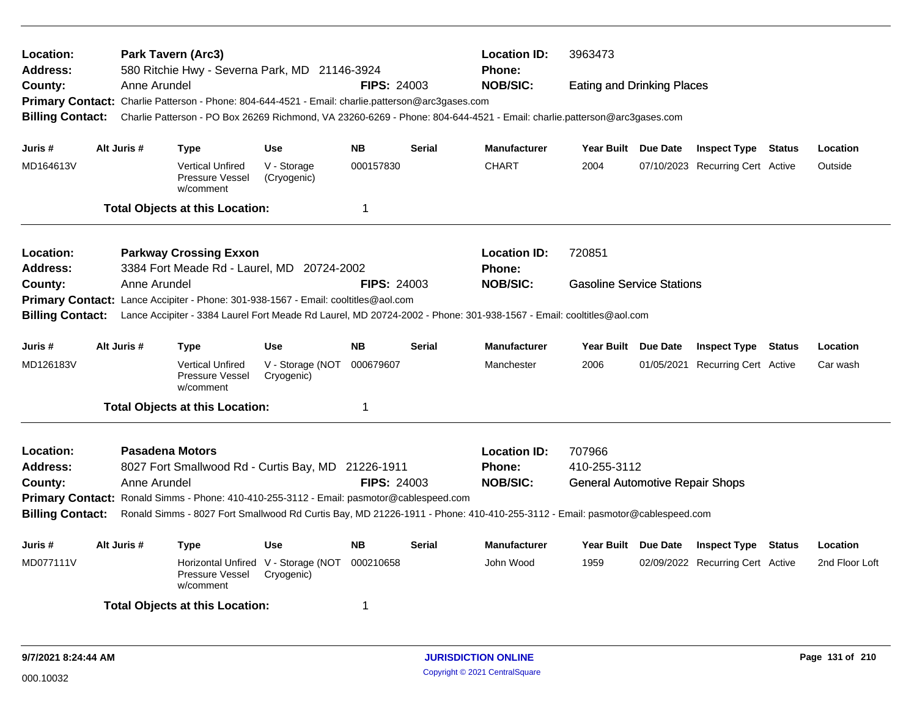**Location:** Park Tavern (Arc3) **Location ID:** 3963473
**Address:** 580 Ritchie Hwy - Severna Park, MD 21146-3924 **Phone:**
**County:** Anne Arundel **FIPS:** 24003 **NOB/SIC:** Eating and Drinking Places
**Primary Contact:** Charlie Patterson - Phone: 804-644-4521 - Email: charlie.patterson@arc3gases.com
**Billing Contact:** Charlie Patterson - PO Box 26269 Richmond, VA 23260-6269 - Phone: 804-644-4521 - Email: charlie.patterson@arc3gases.com

| Juris # | Alt Juris # | Type | Use | NB | Serial | Manufacturer | Year Built | Due Date | Inspect Type | Status | Location |
|---|---|---|---|---|---|---|---|---|---|---|---|
| MD164613V | | Vertical Unfired Pressure Vessel w/comment | V - Storage (Cryogenic) | 000157830 | | CHART | 2004 | 07/10/2023 | Recurring Cert | Active | Outside |

**Total Objects at this Location:** 1

---

**Location:** Parkway Crossing Exxon **Location ID:** 720851
**Address:** 3384 Fort Meade Rd - Laurel, MD 20724-2002 **Phone:**
**County:** Anne Arundel **FIPS:** 24003 **NOB/SIC:** Gasoline Service Stations
**Primary Contact:** Lance Accipiter - Phone: 301-938-1567 - Email: cooltitles@aol.com
**Billing Contact:** Lance Accipiter - 3384 Laurel Fort Meade Rd Laurel, MD 20724-2002 - Phone: 301-938-1567 - Email: cooltitles@aol.com

| Juris # | Alt Juris # | Type | Use | NB | Serial | Manufacturer | Year Built | Due Date | Inspect Type | Status | Location |
|---|---|---|---|---|---|---|---|---|---|---|---|
| MD126183V | | Vertical Unfired Pressure Vessel w/comment | V - Storage (NOT Cryogenic) | 000679607 | | Manchester | 2006 | 01/05/2021 | Recurring Cert | Active | Car wash |

**Total Objects at this Location:** 1

---

**Location:** Pasadena Motors **Location ID:** 707966
**Address:** 8027 Fort Smallwood Rd - Curtis Bay, MD 21226-1911 **Phone:** 410-255-3112
**County:** Anne Arundel **FIPS:** 24003 **NOB/SIC:** General Automotive Repair Shops
**Primary Contact:** Ronald Simms - Phone: 410-410-255-3112 - Email: pasmotor@cablespeed.com
**Billing Contact:** Ronald Simms - 8027 Fort Smallwood Rd Curtis Bay, MD 21226-1911 - Phone: 410-410-255-3112 - Email: pasmotor@cablespeed.com

| Juris # | Alt Juris # | Type | Use | NB | Serial | Manufacturer | Year Built | Due Date | Inspect Type | Status | Location |
|---|---|---|---|---|---|---|---|---|---|---|---|
| MD077111V | | Horizontal Unfired Pressure Vessel w/comment | V - Storage (NOT Cryogenic) | 000210658 | | John Wood | 1959 | 02/09/2022 | Recurring Cert | Active | 2nd Floor Loft |

**Total Objects at this Location:** 1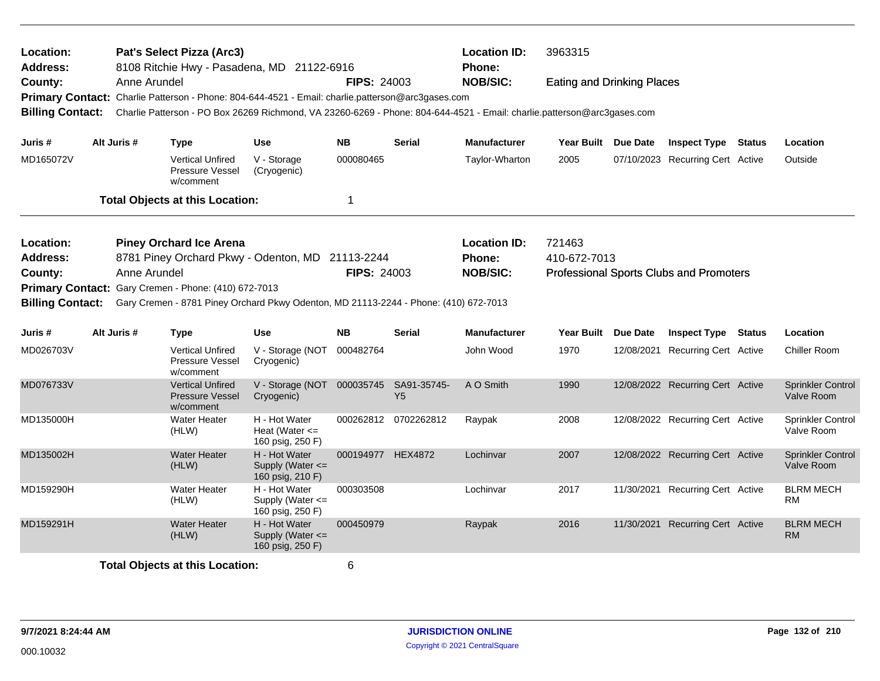**Location:** Pat's Select Pizza (Arc3)
**Address:** 8108 Ritchie Hwy - Pasadena, MD 21122-6916
**County:** Anne Arundel **FIPS:** 24003
**Location ID:** 3963315
**Phone:**
**NOB/SIC:** Eating and Drinking Places
**Primary Contact:** Charlie Patterson - Phone: 804-644-4521 - Email: charlie.patterson@arc3gases.com
**Billing Contact:** Charlie Patterson - PO Box 26269 Richmond, VA 23260-6269 - Phone: 804-644-4521 - Email: charlie.patterson@arc3gases.com

| Juris # | Alt Juris # | Type | Use | NB | Serial | Manufacturer | Year Built | Due Date | Inspect Type | Status | Location |
|---|---|---|---|---|---|---|---|---|---|---|---|
| MD165072V | | Vertical Unfired Pressure Vessel w/comment | V - Storage (Cryogenic) | 000080465 | | Taylor-Wharton | 2005 | 07/10/2023 | Recurring Cert | Active | Outside |

**Total Objects at this Location:** 1

**Location:** Piney Orchard Ice Arena
**Address:** 8781 Piney Orchard Pkwy - Odenton, MD 21113-2244
**County:** Anne Arundel **FIPS:** 24003
**Location ID:** 721463
**Phone:** 410-672-7013
**NOB/SIC:** Professional Sports Clubs and Promoters
**Primary Contact:** Gary Cremen - Phone: (410) 672-7013
**Billing Contact:** Gary Cremen - 8781 Piney Orchard Pkwy Odenton, MD 21113-2244 - Phone: (410) 672-7013

| Juris # | Alt Juris # | Type | Use | NB | Serial | Manufacturer | Year Built | Due Date | Inspect Type | Status | Location |
|---|---|---|---|---|---|---|---|---|---|---|---|
| MD026703V | | Vertical Unfired Pressure Vessel w/comment | V - Storage (NOT Cryogenic) | 000482764 | | John Wood | 1970 | 12/08/2021 | Recurring Cert | Active | Chiller Room |
| MD076733V | | Vertical Unfired Pressure Vessel w/comment | V - Storage (NOT Cryogenic) | 000035745 | SA91-35745-Y5 | A O Smith | 1990 | 12/08/2022 | Recurring Cert | Active | Sprinkler Control Valve Room |
| MD135000H | | Water Heater (HLW) | H - Hot Water Heat (Water <= 160 psig, 250 F) | 000262812 | 0702262812 | Raypak | 2008 | 12/08/2022 | Recurring Cert | Active | Sprinkler Control Valve Room |
| MD135002H | | Water Heater (HLW) | H - Hot Water Supply (Water <= 160 psig, 210 F) | 000194977 | HEX4872 | Lochinvar | 2007 | 12/08/2022 | Recurring Cert | Active | Sprinkler Control Valve Room |
| MD159290H | | Water Heater (HLW) | H - Hot Water Supply (Water <= 160 psig, 250 F) | 000303508 | | Lochinvar | 2017 | 11/30/2021 | Recurring Cert | Active | BLRM MECH RM |
| MD159291H | | Water Heater (HLW) | H - Hot Water Supply (Water <= 160 psig, 250 F) | 000450979 | | Raypak | 2016 | 11/30/2021 | Recurring Cert | Active | BLRM MECH RM |

**Total Objects at this Location:** 6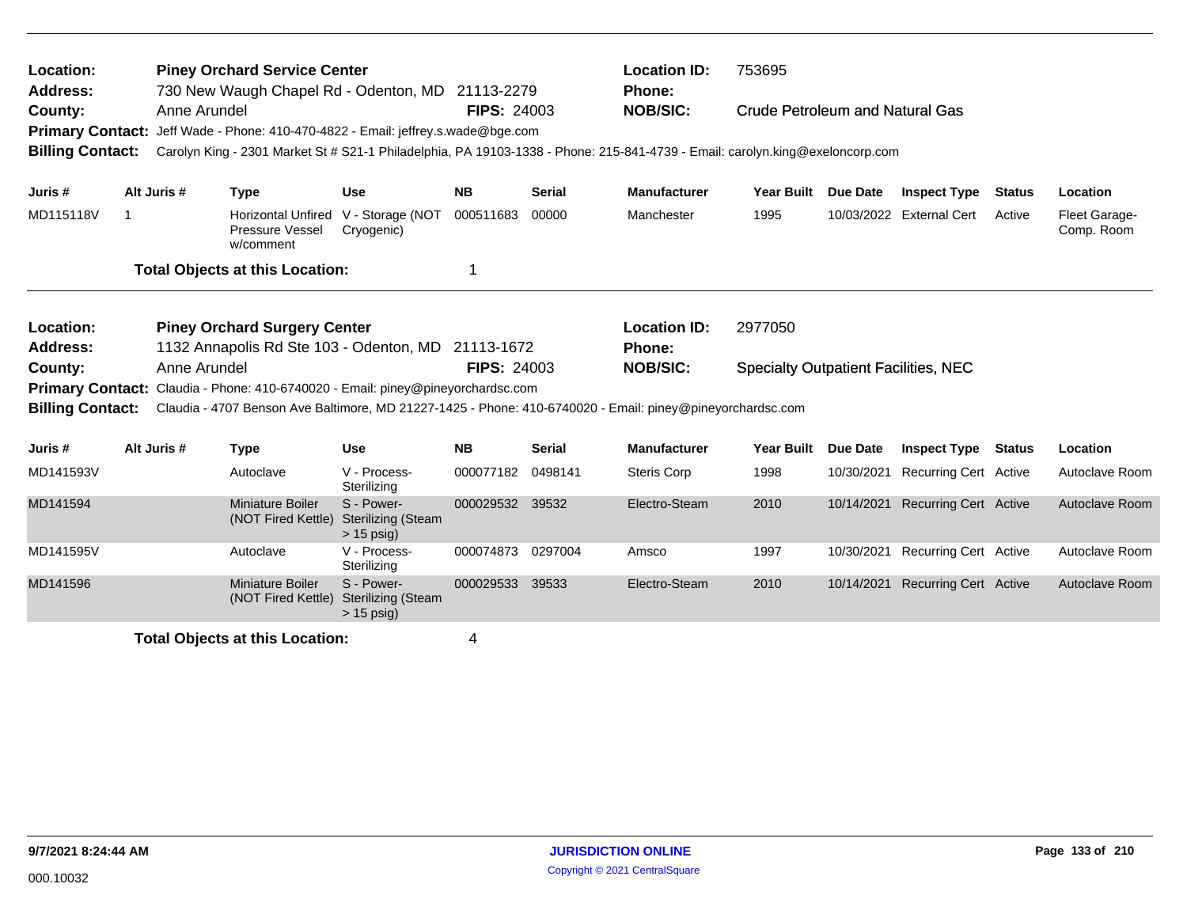**Location:** Piney Orchard Service Center
**Address:** 730 New Waugh Chapel Rd - Odenton, MD 21113-2279
**County:** Anne Arundel **FIPS:** 24003
**Location ID:** 753695
**Phone:**
**NOB/SIC:** Crude Petroleum and Natural Gas
**Primary Contact:** Jeff Wade - Phone: 410-470-4822 - Email: jeffrey.s.wade@bge.com
**Billing Contact:** Carolyn King - 2301 Market St # S21-1 Philadelphia, PA 19103-1338 - Phone: 215-841-4739 - Email: carolyn.king@exeloncorp.com

| Juris # | Alt Juris # | Type | Use | NB | Serial | Manufacturer | Year Built | Due Date | Inspect Type | Status | Location |
|---|---|---|---|---|---|---|---|---|---|---|---|
| MD115118V | 1 | Horizontal Unfired Pressure Vessel w/comment | V - Storage (NOT Cryogenic) | 000511683 | 00000 | Manchester | 1995 | 10/03/2022 | External Cert | Active | Fleet Garage-Comp. Room |

**Total Objects at this Location:** 1

---

**Location:** Piney Orchard Surgery Center
**Address:** 1132 Annapolis Rd Ste 103 - Odenton, MD 21113-1672
**County:** Anne Arundel **FIPS:** 24003
**Location ID:** 2977050
**Phone:**
**NOB/SIC:** Specialty Outpatient Facilities, NEC
**Primary Contact:** Claudia - Phone: 410-6740020 - Email: piney@pineyorchardsc.com
**Billing Contact:** Claudia - 4707 Benson Ave Baltimore, MD 21227-1425 - Phone: 410-6740020 - Email: piney@pineyorchardsc.com

| Juris # | Alt Juris # | Type | Use | NB | Serial | Manufacturer | Year Built | Due Date | Inspect Type | Status | Location |
|---|---|---|---|---|---|---|---|---|---|---|---|
| MD141593V | | Autoclave | V - Process-Sterilizing | 000077182 | 0498141 | Steris Corp | 1998 | 10/30/2021 | Recurring Cert | Active | Autoclave Room |
| MD141594 | | Miniature Boiler (NOT Fired Kettle) | S - Power-Sterilizing (Steam > 15 psig) | 000029532 | 39532 | Electro-Steam | 2010 | 10/14/2021 | Recurring Cert | Active | Autoclave Room |
| MD141595V | | Autoclave | V - Process-Sterilizing | 000074873 | 0297004 | Amsco | 1997 | 10/30/2021 | Recurring Cert | Active | Autoclave Room |
| MD141596 | | Miniature Boiler (NOT Fired Kettle) | S - Power-Sterilizing (Steam > 15 psig) | 000029533 | 39533 | Electro-Steam | 2010 | 10/14/2021 | Recurring Cert | Active | Autoclave Room |

**Total Objects at this Location:** 4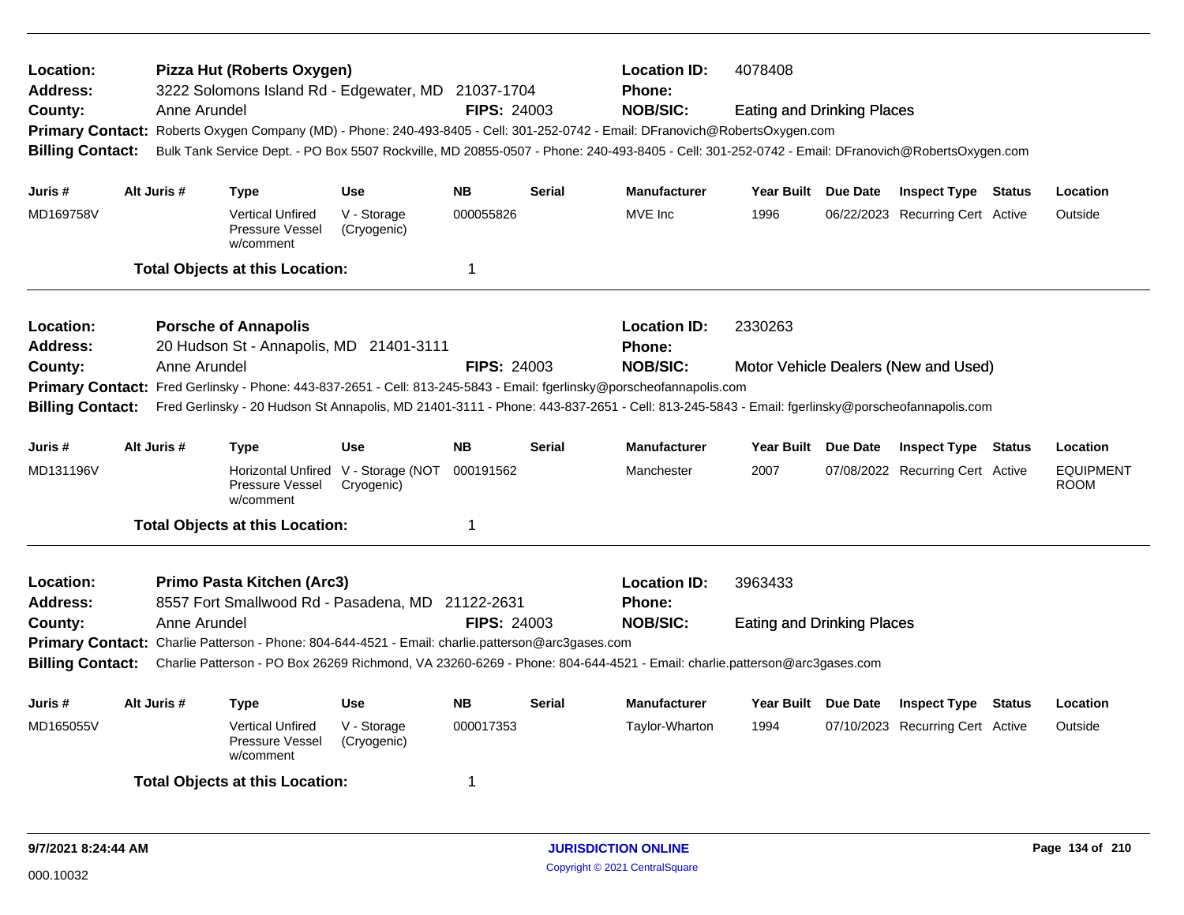**Location:** Pizza Hut (Roberts Oxygen) **Location ID:** 4078408
**Address:** 3222 Solomons Island Rd - Edgewater, MD 21037-1704 **Phone:**
**County:** Anne Arundel **FIPS:** 24003 **NOB/SIC:** Eating and Drinking Places
**Primary Contact:** Roberts Oxygen Company (MD) - Phone: 240-493-8405 - Cell: 301-252-0742 - Email: DFranovich@RobertsOxygen.com
**Billing Contact:** Bulk Tank Service Dept. - PO Box 5507 Rockville, MD 20855-0507 - Phone: 240-493-8405 - Cell: 301-252-0742 - Email: DFranovich@RobertsOxygen.com

| Juris # | Alt Juris # | Type | Use | NB | Serial | Manufacturer | Year Built | Due Date | Inspect Type | Status | Location |
|---|---|---|---|---|---|---|---|---|---|---|---|
| MD169758V | | Vertical Unfired Pressure Vessel w/comment | V - Storage (Cryogenic) | 000055826 | | MVE Inc | 1996 | 06/22/2023 | Recurring Cert | Active | Outside |

**Total Objects at this Location:** 1

---

**Location:** Porsche of Annapolis **Location ID:** 2330263
**Address:** 20 Hudson St - Annapolis, MD 21401-3111 **Phone:**
**County:** Anne Arundel **FIPS:** 24003 **NOB/SIC:** Motor Vehicle Dealers (New and Used)
**Primary Contact:** Fred Gerlinsky - Phone: 443-837-2651 - Cell: 813-245-5843 - Email: fgerlinsky@porscheofannapolis.com
**Billing Contact:** Fred Gerlinsky - 20 Hudson St Annapolis, MD 21401-3111 - Phone: 443-837-2651 - Cell: 813-245-5843 - Email: fgerlinsky@porscheofannapolis.com

| Juris # | Alt Juris # | Type | Use | NB | Serial | Manufacturer | Year Built | Due Date | Inspect Type | Status | Location |
|---|---|---|---|---|---|---|---|---|---|---|---|
| MD131196V | | Horizontal Unfired Pressure Vessel w/comment | V - Storage (NOT Cryogenic) | 000191562 | | Manchester | 2007 | 07/08/2022 | Recurring Cert | Active | EQUIPMENT ROOM |

**Total Objects at this Location:** 1

---

**Location:** Primo Pasta Kitchen (Arc3) **Location ID:** 3963433
**Address:** 8557 Fort Smallwood Rd - Pasadena, MD 21122-2631 **Phone:**
**County:** Anne Arundel **FIPS:** 24003 **NOB/SIC:** Eating and Drinking Places
**Primary Contact:** Charlie Patterson - Phone: 804-644-4521 - Email: charlie.patterson@arc3gases.com
**Billing Contact:** Charlie Patterson - PO Box 26269 Richmond, VA 23260-6269 - Phone: 804-644-4521 - Email: charlie.patterson@arc3gases.com

| Juris # | Alt Juris # | Type | Use | NB | Serial | Manufacturer | Year Built | Due Date | Inspect Type | Status | Location |
|---|---|---|---|---|---|---|---|---|---|---|---|
| MD165055V | | Vertical Unfired Pressure Vessel w/comment | V - Storage (Cryogenic) | 000017353 | | Taylor-Wharton | 1994 | 07/10/2023 | Recurring Cert | Active | Outside |

**Total Objects at this Location:** 1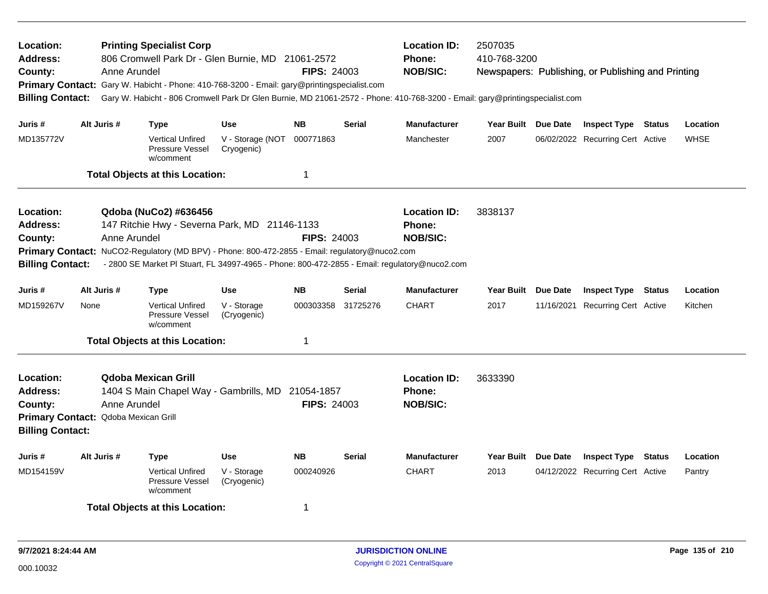**Location:** Printing Specialist Corp
**Address:** 806 Cromwell Park Dr - Glen Burnie, MD 21061-2572
**County:** Anne Arundel
**FIPS:** 24003
**Location ID:** 2507035
**Phone:** 410-768-3200
**NOB/SIC:** Newspapers: Publishing, or Publishing and Printing
**Primary Contact:** Gary W. Habicht - Phone: 410-768-3200 - Email: gary@printingspecialist.com
**Billing Contact:** Gary W. Habicht - 806 Cromwell Park Dr Glen Burnie, MD 21061-2572 - Phone: 410-768-3200 - Email: gary@printingspecialist.com

| Juris # | Alt Juris # | Type | Use | NB | Serial | Manufacturer | Year Built | Due Date | Inspect Type | Status | Location |
|---|---|---|---|---|---|---|---|---|---|---|---|
| MD135772V | | Vertical Unfired Pressure Vessel w/comment | V - Storage (NOT Cryogenic) | 000771863 | | Manchester | 2007 | 06/02/2022 | Recurring Cert | Active | WHSE |

**Total Objects at this Location:** 1

---

**Location:** Qdoba (NuCo2) #636456
**Address:** 147 Ritchie Hwy - Severna Park, MD 21146-1133
**County:** Anne Arundel
**FIPS:** 24003
**Location ID:** 3838137
**Phone:**
**NOB/SIC:**
**Primary Contact:** NuCO2-Regulatory (MD BPV) - Phone: 800-472-2855 - Email: regulatory@nuco2.com
**Billing Contact:** - 2800 SE Market Pl Stuart, FL 34997-4965 - Phone: 800-472-2855 - Email: regulatory@nuco2.com

| Juris # | Alt Juris # | Type | Use | NB | Serial | Manufacturer | Year Built | Due Date | Inspect Type | Status | Location |
|---|---|---|---|---|---|---|---|---|---|---|---|
| MD159267V | None | Vertical Unfired Pressure Vessel w/comment | V - Storage (Cryogenic) | 000303358 | 31725276 | CHART | 2017 | 11/16/2021 | Recurring Cert | Active | Kitchen |

**Total Objects at this Location:** 1

---

**Location:** Qdoba Mexican Grill
**Address:** 1404 S Main Chapel Way - Gambrills, MD 21054-1857
**County:** Anne Arundel
**FIPS:** 24003
**Location ID:** 3633390
**Phone:**
**NOB/SIC:**
**Primary Contact:** Qdoba Mexican Grill
**Billing Contact:**

| Juris # | Alt Juris # | Type | Use | NB | Serial | Manufacturer | Year Built | Due Date | Inspect Type | Status | Location |
|---|---|---|---|---|---|---|---|---|---|---|---|
| MD154159V | | Vertical Unfired Pressure Vessel w/comment | V - Storage (Cryogenic) | 000240926 | | CHART | 2013 | 04/12/2022 | Recurring Cert | Active | Pantry |

**Total Objects at this Location:** 1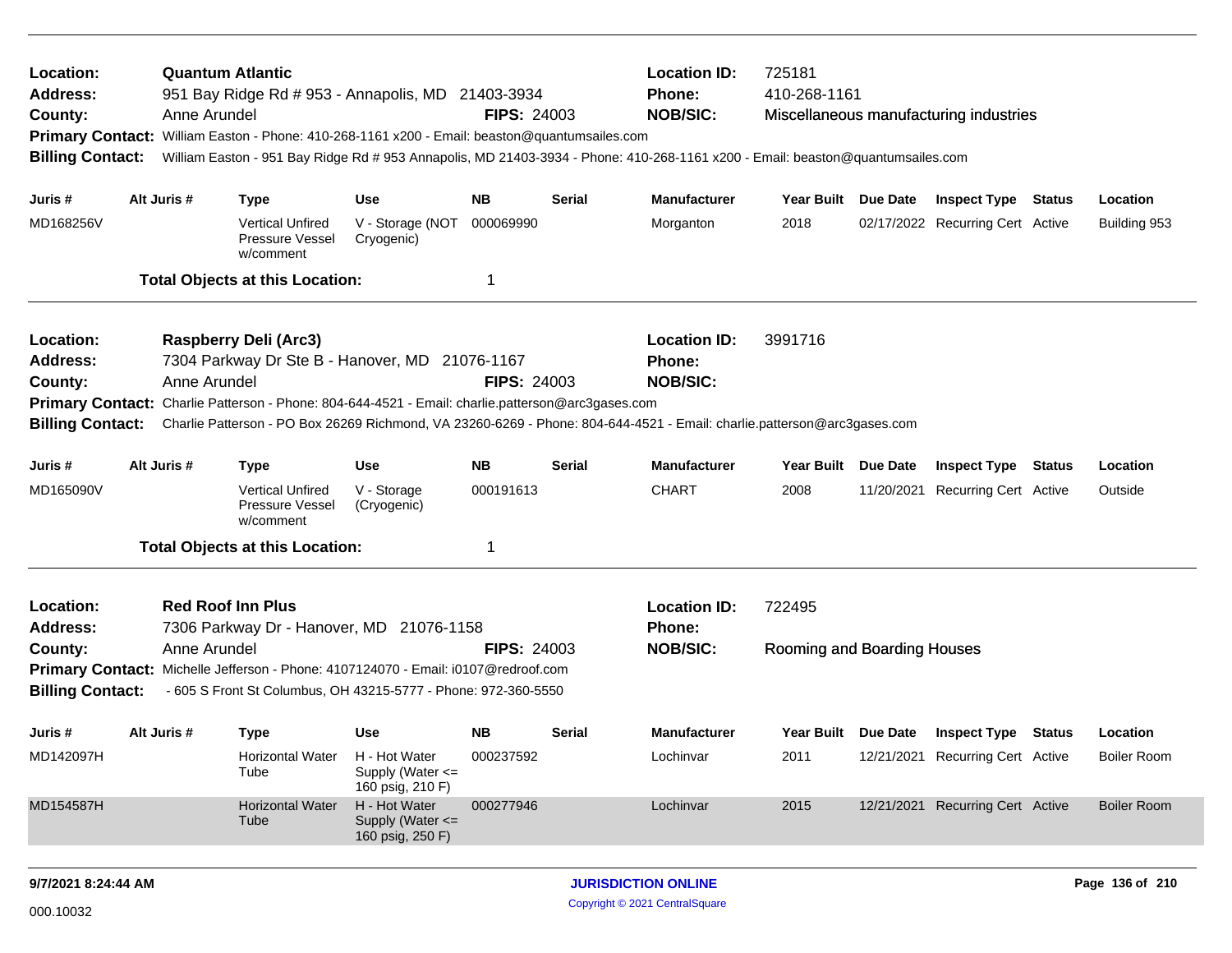**Location:** Quantum Atlantic
**Address:** 951 Bay Ridge Rd # 953 - Annapolis, MD 21403-3934
**County:** Anne Arundel **FIPS:** 24003
**Location ID:** 725181
**Phone:** 410-268-1161
**NOB/SIC:** Miscellaneous manufacturing industries
**Primary Contact:** William Easton - Phone: 410-268-1161 x200 - Email: beaston@quantumsailes.com
**Billing Contact:** William Easton - 951 Bay Ridge Rd # 953 Annapolis, MD 21403-3934 - Phone: 410-268-1161 x200 - Email: beaston@quantumsailes.com

| Juris # | Alt Juris # | Type | Use | NB | Serial | Manufacturer | Year Built | Due Date | Inspect Type | Status | Location |
|---|---|---|---|---|---|---|---|---|---|---|---|
| MD168256V | | Vertical Unfired Pressure Vessel w/comment | V - Storage (NOT Cryogenic) | 000069990 | | Morganton | 2018 | 02/17/2022 | Recurring Cert | Active | Building 953 |

**Total Objects at this Location:** 1

---

**Location:** Raspberry Deli (Arc3)
**Address:** 7304 Parkway Dr Ste B - Hanover, MD 21076-1167
**County:** Anne Arundel **FIPS:** 24003
**Location ID:** 3991716
**Phone:**
**NOB/SIC:**
**Primary Contact:** Charlie Patterson - Phone: 804-644-4521 - Email: charlie.patterson@arc3gases.com
**Billing Contact:** Charlie Patterson - PO Box 26269 Richmond, VA 23260-6269 - Phone: 804-644-4521 - Email: charlie.patterson@arc3gases.com

| Juris # | Alt Juris # | Type | Use | NB | Serial | Manufacturer | Year Built | Due Date | Inspect Type | Status | Location |
|---|---|---|---|---|---|---|---|---|---|---|---|
| MD165090V | | Vertical Unfired Pressure Vessel w/comment | V - Storage (Cryogenic) | 000191613 | | CHART | 2008 | 11/20/2021 | Recurring Cert | Active | Outside |

**Total Objects at this Location:** 1

---

**Location:** Red Roof Inn Plus
**Address:** 7306 Parkway Dr - Hanover, MD 21076-1158
**County:** Anne Arundel **FIPS:** 24003
**Location ID:** 722495
**Phone:**
**NOB/SIC:** Rooming and Boarding Houses
**Primary Contact:** Michelle Jefferson - Phone: 4107124070 - Email: i0107@redroof.com
**Billing Contact:** - 605 S Front St Columbus, OH 43215-5777 - Phone: 972-360-5550

| Juris # | Alt Juris # | Type | Use | NB | Serial | Manufacturer | Year Built | Due Date | Inspect Type | Status | Location |
|---|---|---|---|---|---|---|---|---|---|---|---|
| MD142097H | | Horizontal Water Tube | H - Hot Water Supply (Water <= 160 psig, 210 F) | 000237592 | | Lochinvar | 2011 | 12/21/2021 | Recurring Cert | Active | Boiler Room |
| MD154587H | | Horizontal Water Tube | H - Hot Water Supply (Water <= 160 psig, 250 F) | 000277946 | | Lochinvar | 2015 | 12/21/2021 | Recurring Cert | Active | Boiler Room |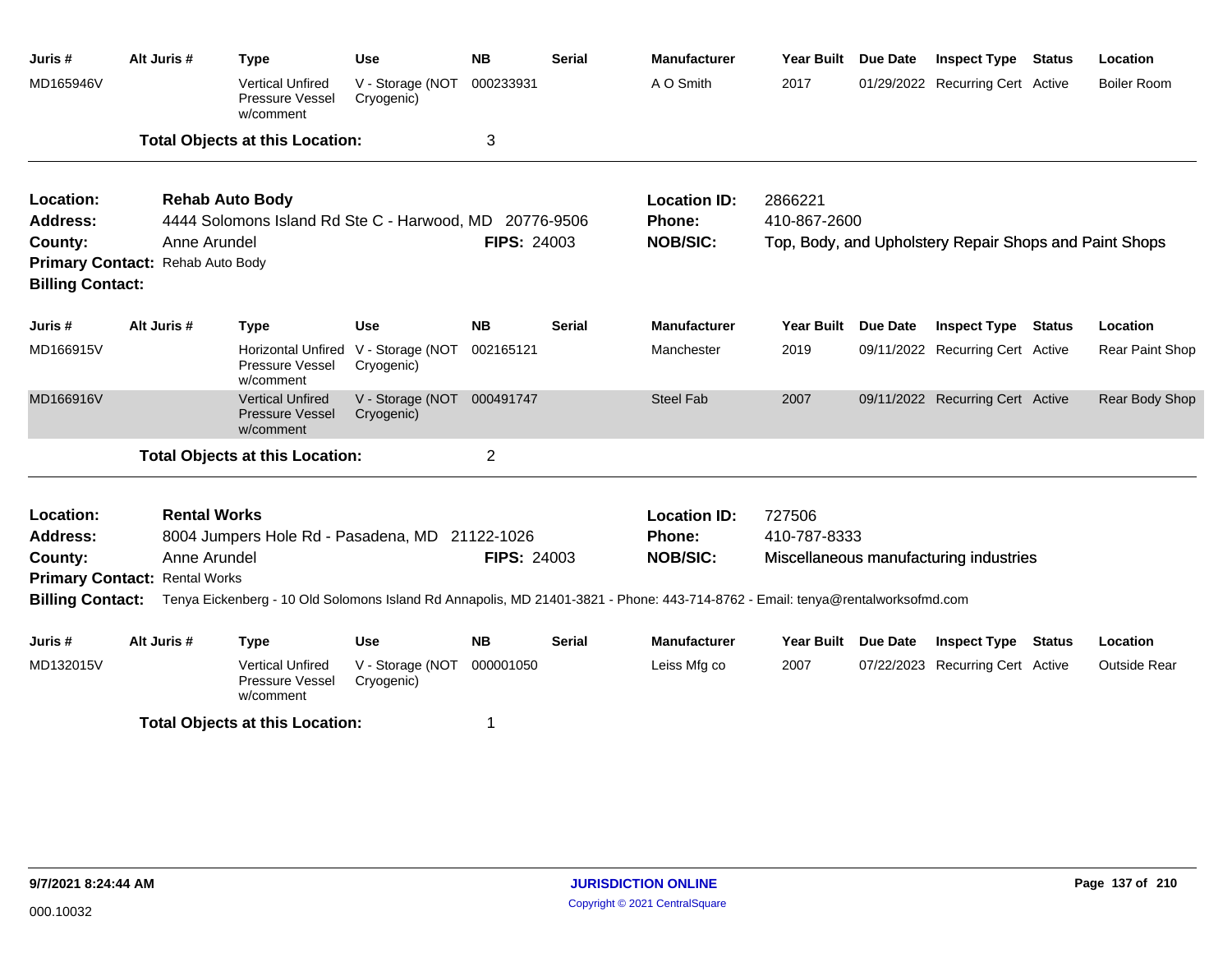| Juris # | Alt Juris # | Type | Use | NB | Serial | Manufacturer | Year Built | Due Date | Inspect Type | Status | Location |
|---|---|---|---|---|---|---|---|---|---|---|---|
| MD165946V | | Vertical Unfired Pressure Vessel w/comment | V - Storage (NOT Cryogenic) | 000233931 | | A O Smith | 2017 | 01/29/2022 | Recurring Cert | Active | Boiler Room |

**Total Objects at this Location:** 3

---

**Location:** Rehab Auto Body
**Address:** 4444 Solomons Island Rd Ste C - Harwood, MD 20776-9506
**County:** Anne Arundel
**FIPS:** 24003
**Location ID:** 2866221
**Phone:** 410-867-2600
**NOB/SIC:** Top, Body, and Upholstery Repair Shops and Paint Shops
**Primary Contact:** Rehab Auto Body
**Billing Contact:**

| Juris # | Alt Juris # | Type | Use | NB | Serial | Manufacturer | Year Built | Due Date | Inspect Type | Status | Location |
|---|---|---|---|---|---|---|---|---|---|---|---|
| MD166915V | | Horizontal Unfired Pressure Vessel w/comment | V - Storage (NOT Cryogenic) | 002165121 | | Manchester | 2019 | 09/11/2022 | Recurring Cert | Active | Rear Paint Shop |
| MD166916V | | Vertical Unfired Pressure Vessel w/comment | V - Storage (NOT Cryogenic) | 000491747 | | Steel Fab | 2007 | 09/11/2022 | Recurring Cert | Active | Rear Body Shop |

**Total Objects at this Location:** 2

---

**Location:** Rental Works
**Address:** 8004 Jumpers Hole Rd - Pasadena, MD 21122-1026
**County:** Anne Arundel
**FIPS:** 24003
**Location ID:** 727506
**Phone:** 410-787-8333
**NOB/SIC:** Miscellaneous manufacturing industries
**Primary Contact:** Rental Works
**Billing Contact:** Tenya Eickenberg - 10 Old Solomons Island Rd Annapolis, MD 21401-3821 - Phone: 443-714-8762 - Email: tenya@rentalworksofmd.com

| Juris # | Alt Juris # | Type | Use | NB | Serial | Manufacturer | Year Built | Due Date | Inspect Type | Status | Location |
|---|---|---|---|---|---|---|---|---|---|---|---|
| MD132015V | | Vertical Unfired Pressure Vessel w/comment | V - Storage (NOT Cryogenic) | 000001050 | | Leiss Mfg co | 2007 | 07/22/2023 | Recurring Cert | Active | Outside Rear |

**Total Objects at this Location:** 1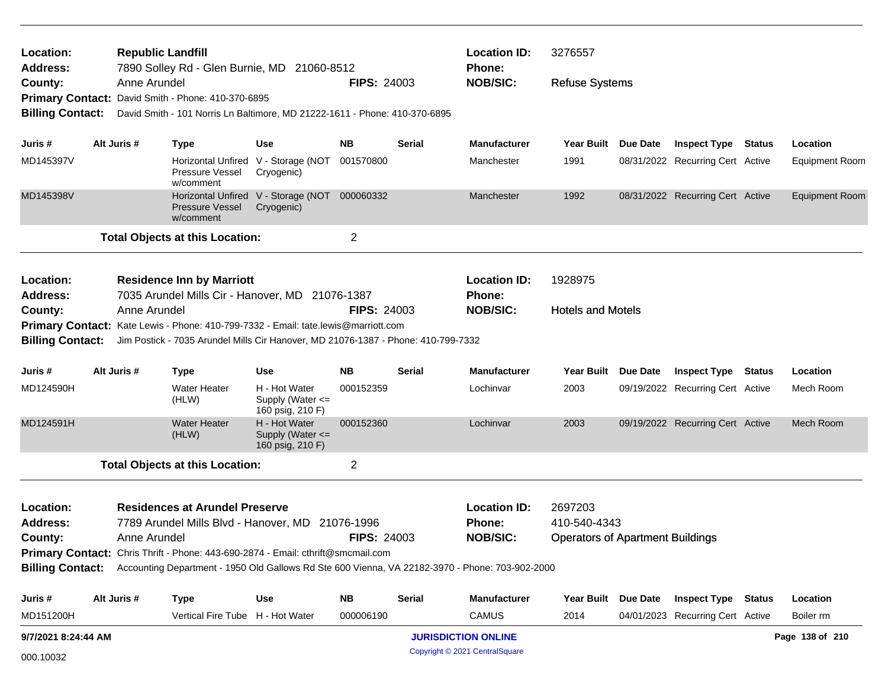**Location:** Republic Landfill
**Address:** 7890 Solley Rd - Glen Burnie, MD 21060-8512
**County:** Anne Arundel  **FIPS:** 24003
**Location ID:** 3276557
**Phone:**
**NOB/SIC:** Refuse Systems
**Primary Contact:** David Smith - Phone: 410-370-6895
**Billing Contact:** David Smith - 101 Norris Ln Baltimore, MD 21222-1611 - Phone: 410-370-6895

| Juris # | Alt Juris # | Type | Use | NB | Serial | Manufacturer | Year Built | Due Date | Inspect Type | Status | Location |
|---|---|---|---|---|---|---|---|---|---|---|---|
| MD145397V | | Horizontal Unfired Pressure Vessel w/comment | V - Storage (NOT Cryogenic) | 001570800 | | Manchester | 1991 | 08/31/2022 | Recurring Cert | Active | Equipment Room |
| MD145398V | | Horizontal Unfired Pressure Vessel w/comment | V - Storage (NOT Cryogenic) | 000060332 | | Manchester | 1992 | 08/31/2022 | Recurring Cert | Active | Equipment Room |

**Total Objects at this Location:** 2

---

**Location:** Residence Inn by Marriott
**Address:** 7035 Arundel Mills Cir - Hanover, MD 21076-1387
**County:** Anne Arundel  **FIPS:** 24003
**Location ID:** 1928975
**Phone:**
**NOB/SIC:** Hotels and Motels
**Primary Contact:** Kate Lewis - Phone: 410-799-7332 - Email: tate.lewis@marriott.com
**Billing Contact:** Jim Postick - 7035 Arundel Mills Cir Hanover, MD 21076-1387 - Phone: 410-799-7332

| Juris # | Alt Juris # | Type | Use | NB | Serial | Manufacturer | Year Built | Due Date | Inspect Type | Status | Location |
|---|---|---|---|---|---|---|---|---|---|---|---|
| MD124590H | | Water Heater (HLW) | H - Hot Water Supply (Water <= 160 psig, 210 F) | 000152359 | | Lochinvar | 2003 | 09/19/2022 | Recurring Cert | Active | Mech Room |
| MD124591H | | Water Heater (HLW) | H - Hot Water Supply (Water <= 160 psig, 210 F) | 000152360 | | Lochinvar | 2003 | 09/19/2022 | Recurring Cert | Active | Mech Room |

**Total Objects at this Location:** 2

---

**Location:** Residences at Arundel Preserve
**Address:** 7789 Arundel Mills Blvd - Hanover, MD 21076-1996
**County:** Anne Arundel  **FIPS:** 24003
**Location ID:** 2697203
**Phone:** 410-540-4343
**NOB/SIC:** Operators of Apartment Buildings
**Primary Contact:** Chris Thrift - Phone: 443-690-2874 - Email: cthrift@smcmail.com
**Billing Contact:** Accounting Department - 1950 Old Gallows Rd Ste 600 Vienna, VA 22182-3970 - Phone: 703-902-2000

| Juris # | Alt Juris # | Type | Use | NB | Serial | Manufacturer | Year Built | Due Date | Inspect Type | Status | Location |
|---|---|---|---|---|---|---|---|---|---|---|---|
| MD151200H | | Vertical Fire Tube | H - Hot Water | 000006190 | | CAMUS | 2014 | 04/01/2023 | Recurring Cert | Active | Boiler rm |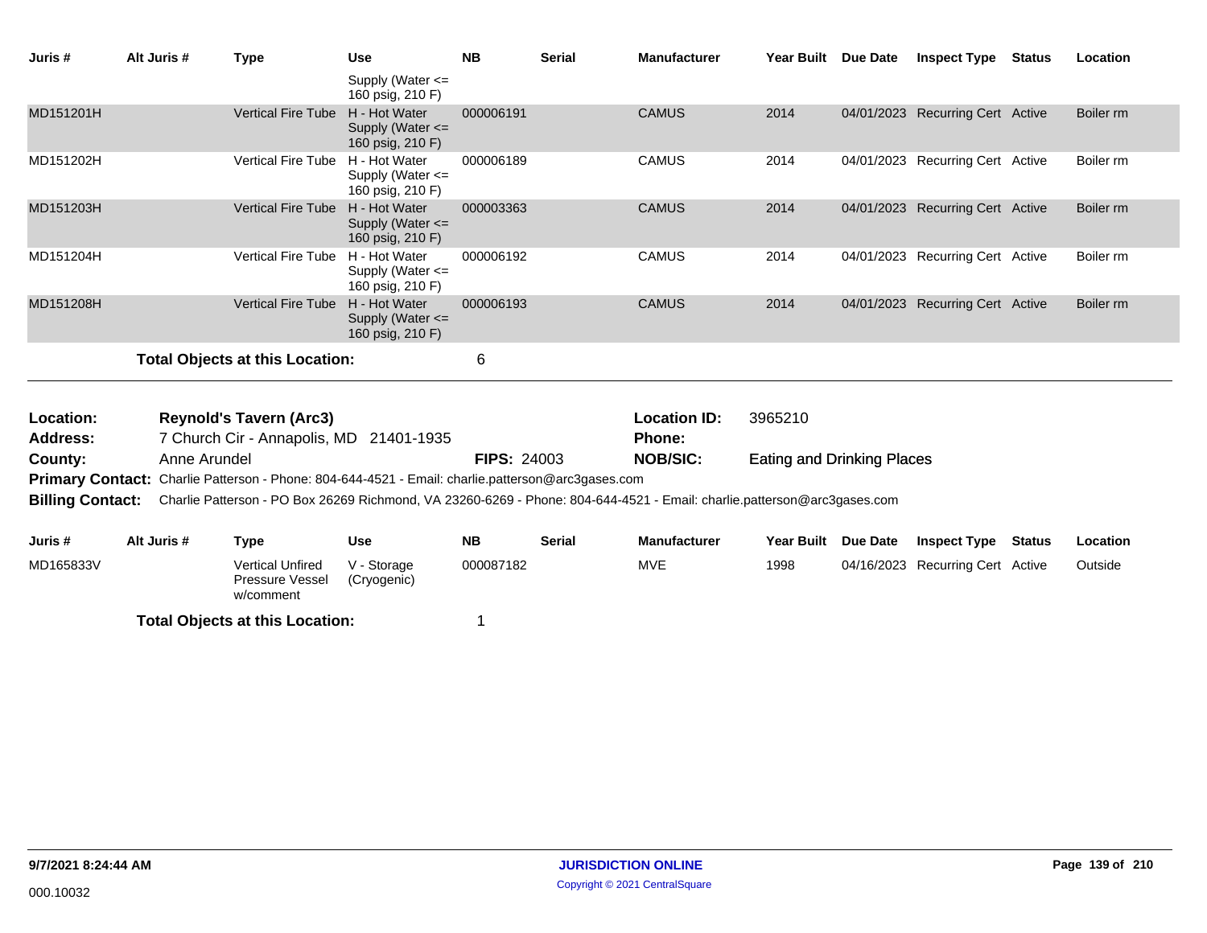| Juris # | Alt Juris # | Type | Use | NB | Serial | Manufacturer | Year Built | Due Date | Inspect Type | Status | Location |
|---|---|---|---|---|---|---|---|---|---|---|---|
| | | | Supply (Water <= 160 psig, 210 F) | | | | | | | | |
| MD151201H | | Vertical Fire Tube | H - Hot Water Supply (Water <= 160 psig, 210 F) | 000006191 | | CAMUS | 2014 | 04/01/2023 | Recurring Cert | Active | Boiler rm |
| MD151202H | | Vertical Fire Tube | H - Hot Water Supply (Water <= 160 psig, 210 F) | 000006189 | | CAMUS | 2014 | 04/01/2023 | Recurring Cert | Active | Boiler rm |
| MD151203H | | Vertical Fire Tube | H - Hot Water Supply (Water <= 160 psig, 210 F) | 000003363 | | CAMUS | 2014 | 04/01/2023 | Recurring Cert | Active | Boiler rm |
| MD151204H | | Vertical Fire Tube | H - Hot Water Supply (Water <= 160 psig, 210 F) | 000006192 | | CAMUS | 2014 | 04/01/2023 | Recurring Cert | Active | Boiler rm |
| MD151208H | | Vertical Fire Tube | H - Hot Water Supply (Water <= 160 psig, 210 F) | 000006193 | | CAMUS | 2014 | 04/01/2023 | Recurring Cert | Active | Boiler rm |

**Total Objects at this Location:** 6

**Location:** Reynold's Tavern (Arc3) | **Location ID:** 3965210
**Address:** 7 Church Cir - Annapolis, MD 21401-1935 | **Phone:**
**County:** Anne Arundel | **FIPS:** 24003 | **NOB/SIC:** Eating and Drinking Places
**Primary Contact:** Charlie Patterson - Phone: 804-644-4521 - Email: charlie.patterson@arc3gases.com
**Billing Contact:** Charlie Patterson - PO Box 26269 Richmond, VA 23260-6269 - Phone: 804-644-4521 - Email: charlie.patterson@arc3gases.com

| Juris # | Alt Juris # | Type | Use | NB | Serial | Manufacturer | Year Built | Due Date | Inspect Type | Status | Location |
|---|---|---|---|---|---|---|---|---|---|---|---|
| MD165833V | | Vertical Unfired Pressure Vessel w/comment | V - Storage (Cryogenic) | 000087182 | | MVE | 1998 | 04/16/2023 | Recurring Cert | Active | Outside |

**Total Objects at this Location:** 1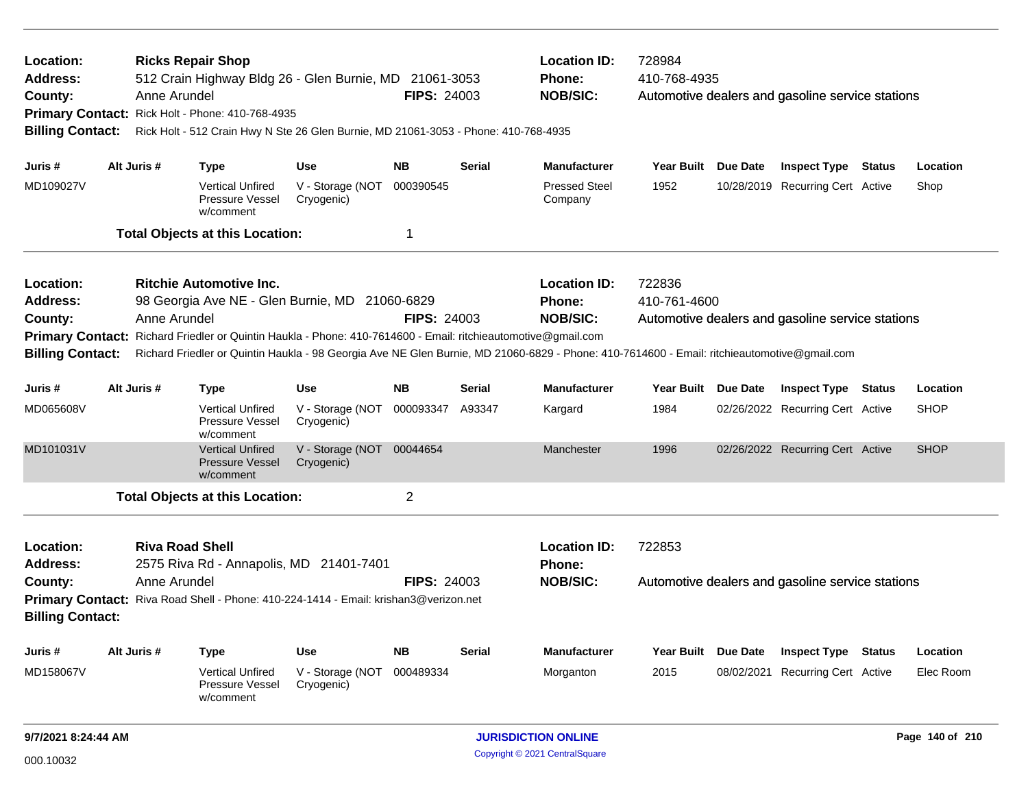**Location:** Ricks Repair Shop
**Address:** 512 Crain Highway Bldg 26 - Glen Burnie, MD 21061-3053
**County:** Anne Arundel **FIPS:** 24003
**Location ID:** 728984
**Phone:** 410-768-4935
**NOB/SIC:** Automotive dealers and gasoline service stations
**Primary Contact:** Rick Holt - Phone: 410-768-4935
**Billing Contact:** Rick Holt - 512 Crain Hwy N Ste 26 Glen Burnie, MD 21061-3053 - Phone: 410-768-4935

| Juris # | Alt Juris # | Type | Use | NB | Serial | Manufacturer | Year Built | Due Date | Inspect Type | Status | Location |
|---|---|---|---|---|---|---|---|---|---|---|---|
| MD109027V | | Vertical Unfired Pressure Vessel w/comment | V - Storage (NOT Cryogenic) | 000390545 | | Pressed Steel Company | 1952 | 10/28/2019 | Recurring Cert | Active | Shop |

**Total Objects at this Location:** 1

---

**Location:** Ritchie Automotive Inc.
**Address:** 98 Georgia Ave NE - Glen Burnie, MD 21060-6829
**County:** Anne Arundel **FIPS:** 24003
**Location ID:** 722836
**Phone:** 410-761-4600
**NOB/SIC:** Automotive dealers and gasoline service stations
**Primary Contact:** Richard Friedler or Quintin Haukla - Phone: 410-7614600 - Email: ritchieautomotive@gmail.com
**Billing Contact:** Richard Friedler or Quintin Haukla - 98 Georgia Ave NE Glen Burnie, MD 21060-6829 - Phone: 410-7614600 - Email: ritchieautomotive@gmail.com

| Juris # | Alt Juris # | Type | Use | NB | Serial | Manufacturer | Year Built | Due Date | Inspect Type | Status | Location |
|---|---|---|---|---|---|---|---|---|---|---|---|
| MD065608V | | Vertical Unfired Pressure Vessel w/comment | V - Storage (NOT Cryogenic) | 000093347 | A93347 | Kargard | 1984 | 02/26/2022 | Recurring Cert | Active | SHOP |
| MD101031V | | Vertical Unfired Pressure Vessel w/comment | V - Storage (NOT Cryogenic) | 00044654 | | Manchester | 1996 | 02/26/2022 | Recurring Cert | Active | SHOP |

**Total Objects at this Location:** 2

---

**Location:** Riva Road Shell
**Address:** 2575 Riva Rd - Annapolis, MD 21401-7401
**County:** Anne Arundel **FIPS:** 24003
**Location ID:** 722853
**Phone:**
**NOB/SIC:** Automotive dealers and gasoline service stations
**Primary Contact:** Riva Road Shell - Phone: 410-224-1414 - Email: krishan3@verizon.net
**Billing Contact:**

| Juris # | Alt Juris # | Type | Use | NB | Serial | Manufacturer | Year Built | Due Date | Inspect Type | Status | Location |
|---|---|---|---|---|---|---|---|---|---|---|---|
| MD158067V | | Vertical Unfired Pressure Vessel w/comment | V - Storage (NOT Cryogenic) | 000489334 | | Morganton | 2015 | 08/02/2021 | Recurring Cert | Active | Elec Room |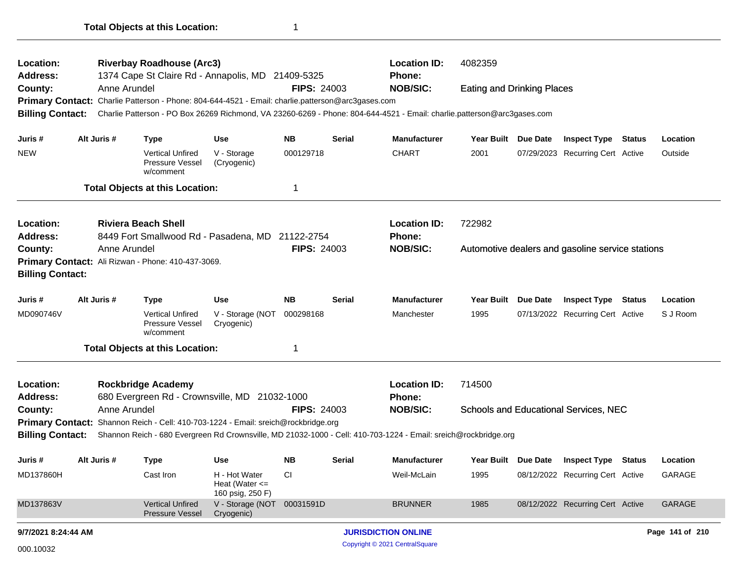**Total Objects at this Location:** 1

---

**Location:** Riverbay Roadhouse (Arc3)
**Location ID:** 4082359
**Address:** 1374 Cape St Claire Rd - Annapolis, MD 21409-5325
**Phone:**
**County:** Anne Arundel
**FIPS:** 24003
**NOB/SIC:** Eating and Drinking Places
**Primary Contact:** Charlie Patterson - Phone: 804-644-4521 - Email: charlie.patterson@arc3gases.com
**Billing Contact:** Charlie Patterson - PO Box 26269 Richmond, VA 23260-6269 - Phone: 804-644-4521 - Email: charlie.patterson@arc3gases.com

| Juris # | Alt Juris # | Type | Use | NB | Serial | Manufacturer | Year Built | Due Date | Inspect Type | Status | Location |
|---|---|---|---|---|---|---|---|---|---|---|---|
| NEW | | Vertical Unfired Pressure Vessel w/comment | V - Storage (Cryogenic) | 000129718 | | CHART | 2001 | 07/29/2023 | Recurring Cert | Active | Outside |

**Total Objects at this Location:** 1

---

**Location:** Riviera Beach Shell
**Location ID:** 722982
**Address:** 8449 Fort Smallwood Rd - Pasadena, MD 21122-2754
**Phone:**
**County:** Anne Arundel
**FIPS:** 24003
**NOB/SIC:** Automotive dealers and gasoline service stations
**Primary Contact:** Ali Rizwan - Phone: 410-437-3069.
**Billing Contact:**

| Juris # | Alt Juris # | Type | Use | NB | Serial | Manufacturer | Year Built | Due Date | Inspect Type | Status | Location |
|---|---|---|---|---|---|---|---|---|---|---|---|
| MD090746V | | Vertical Unfired Pressure Vessel w/comment | V - Storage (NOT Cryogenic) | 000298168 | | Manchester | 1995 | 07/13/2022 | Recurring Cert | Active | S J Room |

**Total Objects at this Location:** 1

---

**Location:** Rockbridge Academy
**Location ID:** 714500
**Address:** 680 Evergreen Rd - Crownsville, MD 21032-1000
**Phone:**
**County:** Anne Arundel
**FIPS:** 24003
**NOB/SIC:** Schools and Educational Services, NEC
**Primary Contact:** Shannon Reich - Cell: 410-703-1224 - Email: sreich@rockbridge.org
**Billing Contact:** Shannon Reich - 680 Evergreen Rd Crownsville, MD 21032-1000 - Cell: 410-703-1224 - Email: sreich@rockbridge.org

| Juris # | Alt Juris # | Type | Use | NB | Serial | Manufacturer | Year Built | Due Date | Inspect Type | Status | Location |
|---|---|---|---|---|---|---|---|---|---|---|---|
| MD137860H | | Cast Iron | H - Hot Water Heat (Water <= 160 psig, 250 F) | CI | | Weil-McLain | 1995 | 08/12/2022 | Recurring Cert | Active | GARAGE |
| MD137863V | | Vertical Unfired Pressure Vessel | V - Storage (NOT Cryogenic) | 00031591D | | BRUNNER | 1985 | 08/12/2022 | Recurring Cert | Active | GARAGE |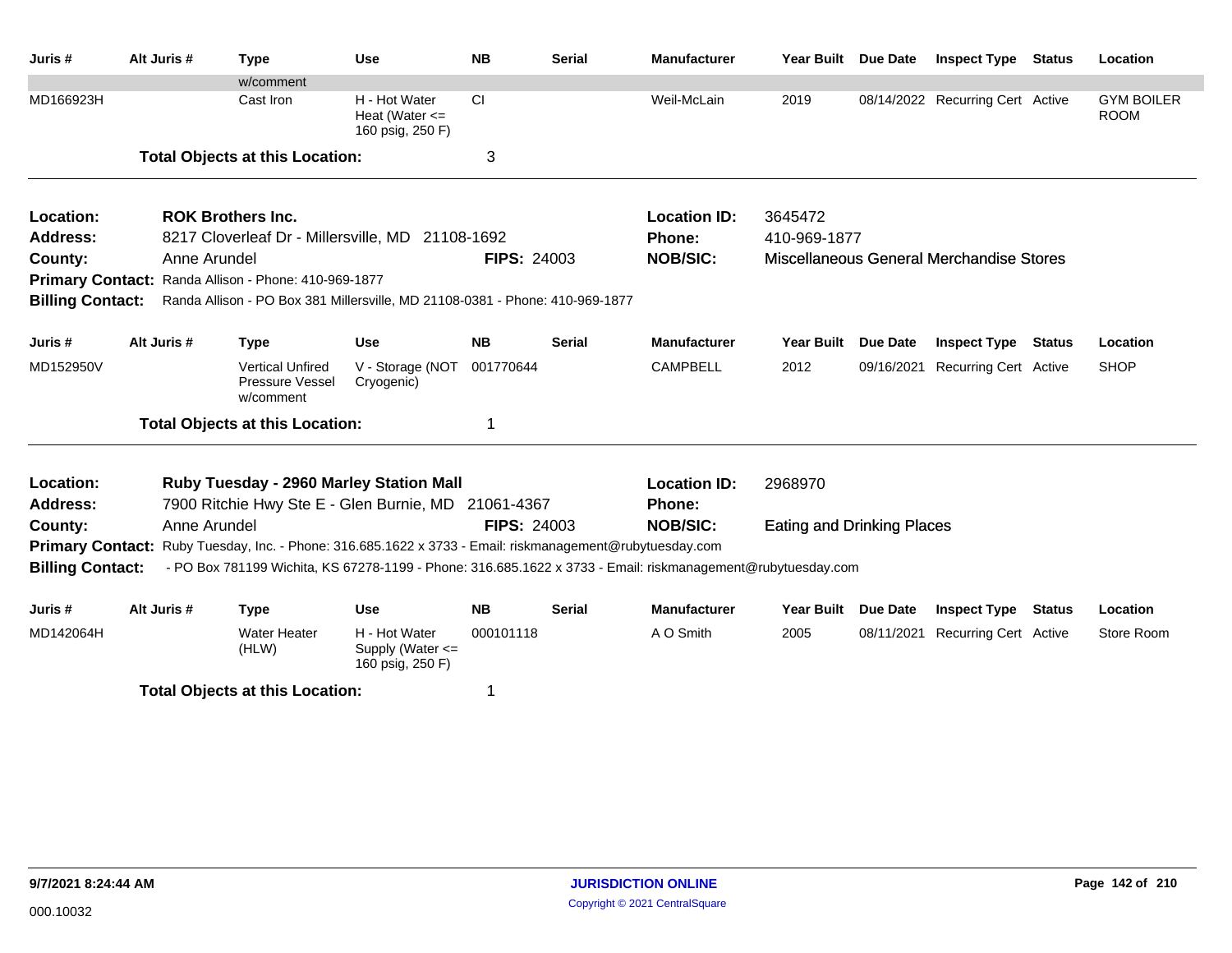| Juris # | Alt Juris # | Type | Use | NB | Serial | Manufacturer | Year Built | Due Date | Inspect Type | Status | Location |
|---|---|---|---|---|---|---|---|---|---|---|---|
| | | w/comment | | | | | | | | | |
| MD166923H | | Cast Iron | H - Hot Water Heat (Water <= 160 psig, 250 F) | CI | | Weil-McLain | 2019 | 08/14/2022 | Recurring Cert | Active | GYM BOILER ROOM |

**Total Objects at this Location:** 3

---

**Location:** ROK Brothers Inc.
**Location ID:** 3645472
**Address:** 8217 Cloverleaf Dr - Millersville, MD 21108-1692
**Phone:** 410-969-1877
**County:** Anne Arundel
**FIPS:** 24003
**NOB/SIC:** Miscellaneous General Merchandise Stores
**Primary Contact:** Randa Allison - Phone: 410-969-1877
**Billing Contact:** Randa Allison - PO Box 381 Millersville, MD 21108-0381 - Phone: 410-969-1877

| Juris # | Alt Juris # | Type | Use | NB | Serial | Manufacturer | Year Built | Due Date | Inspect Type | Status | Location |
|---|---|---|---|---|---|---|---|---|---|---|---|
| MD152950V | | Vertical Unfired Pressure Vessel w/comment | V - Storage (NOT Cryogenic) | 001770644 | | CAMPBELL | 2012 | 09/16/2021 | Recurring Cert | Active | SHOP |

**Total Objects at this Location:** 1

---

**Location:** Ruby Tuesday - 2960 Marley Station Mall
**Location ID:** 2968970
**Address:** 7900 Ritchie Hwy Ste E - Glen Burnie, MD 21061-4367
**Phone:**
**County:** Anne Arundel
**FIPS:** 24003
**NOB/SIC:** Eating and Drinking Places
**Primary Contact:** Ruby Tuesday, Inc. - Phone: 316.685.1622 x 3733 - Email: riskmanagement@rubytuesday.com
**Billing Contact:** - PO Box 781199 Wichita, KS 67278-1199 - Phone: 316.685.1622 x 3733 - Email: riskmanagement@rubytuesday.com

| Juris # | Alt Juris # | Type | Use | NB | Serial | Manufacturer | Year Built | Due Date | Inspect Type | Status | Location |
|---|---|---|---|---|---|---|---|---|---|---|---|
| MD142064H | | Water Heater (HLW) | H - Hot Water Supply (Water <= 160 psig, 250 F) | 000101118 | | A O Smith | 2005 | 08/11/2021 | Recurring Cert | Active | Store Room |

**Total Objects at this Location:** 1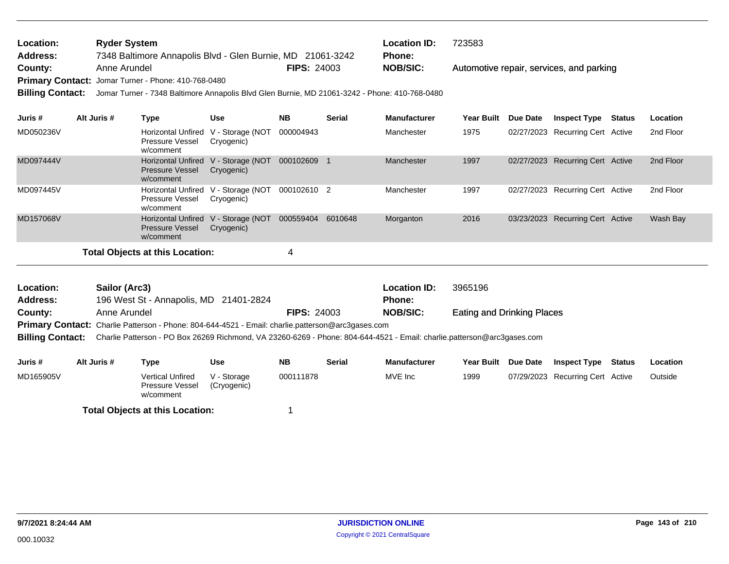**Location:** Ryder System
**Address:** 7348 Baltimore Annapolis Blvd - Glen Burnie, MD 21061-3242
**County:** Anne Arundel
**FIPS:** 24003
**Location ID:** 723583
**Phone:**
**NOB/SIC:** Automotive repair, services, and parking
**Primary Contact:** Jomar Turner - Phone: 410-768-0480
**Billing Contact:** Jomar Turner - 7348 Baltimore Annapolis Blvd Glen Burnie, MD 21061-3242 - Phone: 410-768-0480

| Juris # | Alt Juris # | Type | Use | NB | Serial | Manufacturer | Year Built | Due Date | Inspect Type | Status | Location |
|---|---|---|---|---|---|---|---|---|---|---|---|
| MD050236V | | Horizontal Unfired Pressure Vessel w/comment | V - Storage (NOT Cryogenic) | 000004943 | | Manchester | 1975 | 02/27/2023 | Recurring Cert | Active | 2nd Floor |
| MD097444V | | Horizontal Unfired Pressure Vessel w/comment | V - Storage (NOT Cryogenic) | 000102609 | 1 | Manchester | 1997 | 02/27/2023 | Recurring Cert | Active | 2nd Floor |
| MD097445V | | Horizontal Unfired Pressure Vessel w/comment | V - Storage (NOT Cryogenic) | 000102610 | 2 | Manchester | 1997 | 02/27/2023 | Recurring Cert | Active | 2nd Floor |
| MD157068V | | Horizontal Unfired Pressure Vessel w/comment | V - Storage (NOT Cryogenic) | 000559404 | 6010648 | Morganton | 2016 | 03/23/2023 | Recurring Cert | Active | Wash Bay |

**Total Objects at this Location:** 4

---

**Location:** Sailor (Arc3)
**Address:** 196 West St - Annapolis, MD 21401-2824
**County:** Anne Arundel
**FIPS:** 24003
**Location ID:** 3965196
**Phone:**
**NOB/SIC:** Eating and Drinking Places
**Primary Contact:** Charlie Patterson - Phone: 804-644-4521 - Email: charlie.patterson@arc3gases.com
**Billing Contact:** Charlie Patterson - PO Box 26269 Richmond, VA 23260-6269 - Phone: 804-644-4521 - Email: charlie.patterson@arc3gases.com

| Juris # | Alt Juris # | Type | Use | NB | Serial | Manufacturer | Year Built | Due Date | Inspect Type | Status | Location |
|---|---|---|---|---|---|---|---|---|---|---|---|
| MD165905V | | Vertical Unfired Pressure Vessel w/comment | V - Storage (Cryogenic) | 000111878 | | MVE Inc | 1999 | 07/29/2023 | Recurring Cert | Active | Outside |

**Total Objects at this Location:** 1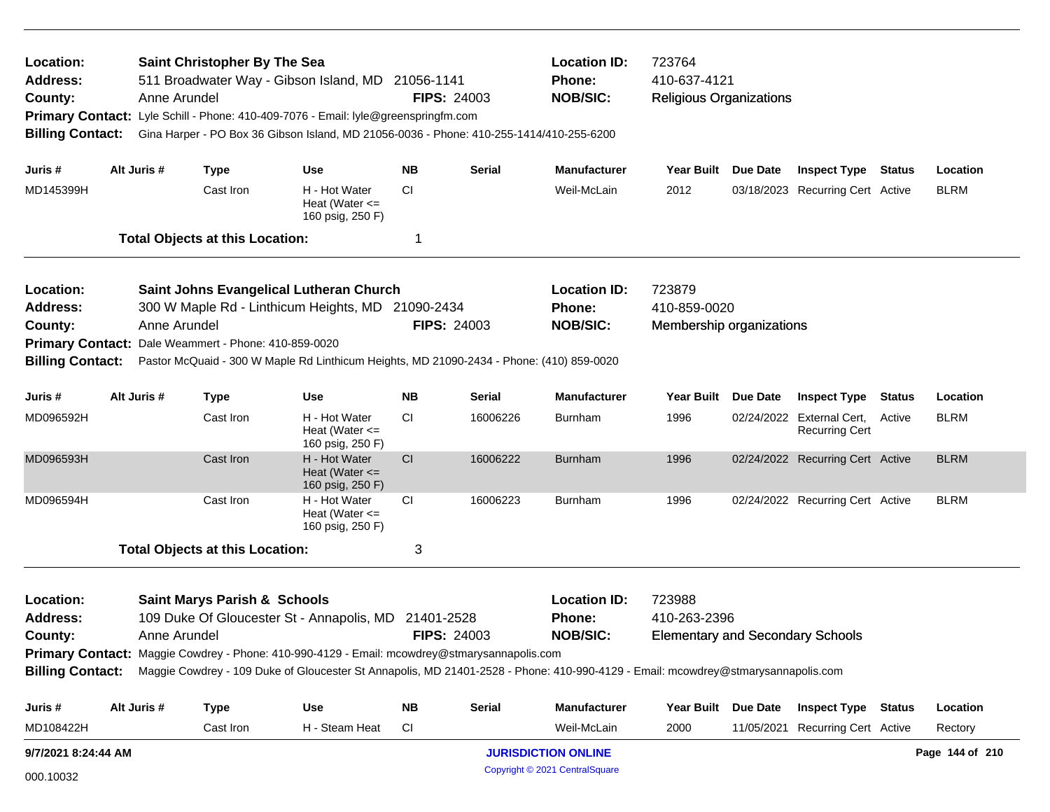**Location:** Saint Christopher By The Sea  
**Location ID:** 723764  
**Address:** 511 Broadwater Way - Gibson Island, MD 21056-1141  
**Phone:** 410-637-4121  
**County:** Anne Arundel  
**FIPS:** 24003  
**NOB/SIC:** Religious Organizations  
**Primary Contact:** Lyle Schill - Phone: 410-409-7076 - Email: lyle@greenspringfm.com  
**Billing Contact:** Gina Harper - PO Box 36 Gibson Island, MD 21056-0036 - Phone: 410-255-1414/410-255-6200

| Juris # | Alt Juris # | Type | Use | NB | Serial | Manufacturer | Year Built | Due Date | Inspect Type | Status | Location |
|---|---|---|---|---|---|---|---|---|---|---|---|
| MD145399H | | Cast Iron | H - Hot Water Heat (Water <= 160 psig, 250 F) | CI | | Weil-McLain | 2012 | 03/18/2023 | Recurring Cert | Active | BLRM |

**Total Objects at this Location:** 1

---

**Location:** Saint Johns Evangelical Lutheran Church  
**Location ID:** 723879  
**Address:** 300 W Maple Rd - Linthicum Heights, MD 21090-2434  
**Phone:** 410-859-0020  
**County:** Anne Arundel  
**FIPS:** 24003  
**NOB/SIC:** Membership organizations  
**Primary Contact:** Dale Weammert - Phone: 410-859-0020  
**Billing Contact:** Pastor McQuaid - 300 W Maple Rd Linthicum Heights, MD 21090-2434 - Phone: (410) 859-0020

| Juris # | Alt Juris # | Type | Use | NB | Serial | Manufacturer | Year Built | Due Date | Inspect Type | Status | Location |
|---|---|---|---|---|---|---|---|---|---|---|---|
| MD096592H | | Cast Iron | H - Hot Water Heat (Water <= 160 psig, 250 F) | CI | 16006226 | Burnham | 1996 | 02/24/2022 | External Cert, Recurring Cert | Active | BLRM |
| MD096593H | | Cast Iron | H - Hot Water Heat (Water <= 160 psig, 250 F) | CI | 16006222 | Burnham | 1996 | 02/24/2022 | Recurring Cert | Active | BLRM |
| MD096594H | | Cast Iron | H - Hot Water Heat (Water <= 160 psig, 250 F) | CI | 16006223 | Burnham | 1996 | 02/24/2022 | Recurring Cert | Active | BLRM |

**Total Objects at this Location:** 3

---

**Location:** Saint Marys Parish & Schools  
**Location ID:** 723988  
**Address:** 109 Duke Of Gloucester St - Annapolis, MD 21401-2528  
**Phone:** 410-263-2396  
**County:** Anne Arundel  
**FIPS:** 24003  
**NOB/SIC:** Elementary and Secondary Schools  
**Primary Contact:** Maggie Cowdrey - Phone: 410-990-4129 - Email: mcowdrey@stmarysannapolis.com  
**Billing Contact:** Maggie Cowdrey - 109 Duke of Gloucester St Annapolis, MD 21401-2528 - Phone: 410-990-4129 - Email: mcowdrey@stmarysannapolis.com

| Juris # | Alt Juris # | Type | Use | NB | Serial | Manufacturer | Year Built | Due Date | Inspect Type | Status | Location |
|---|---|---|---|---|---|---|---|---|---|---|---|
| MD108422H | | Cast Iron | H - Steam Heat | CI | | Weil-McLain | 2000 | 11/05/2021 | Recurring Cert | Active | Rectory |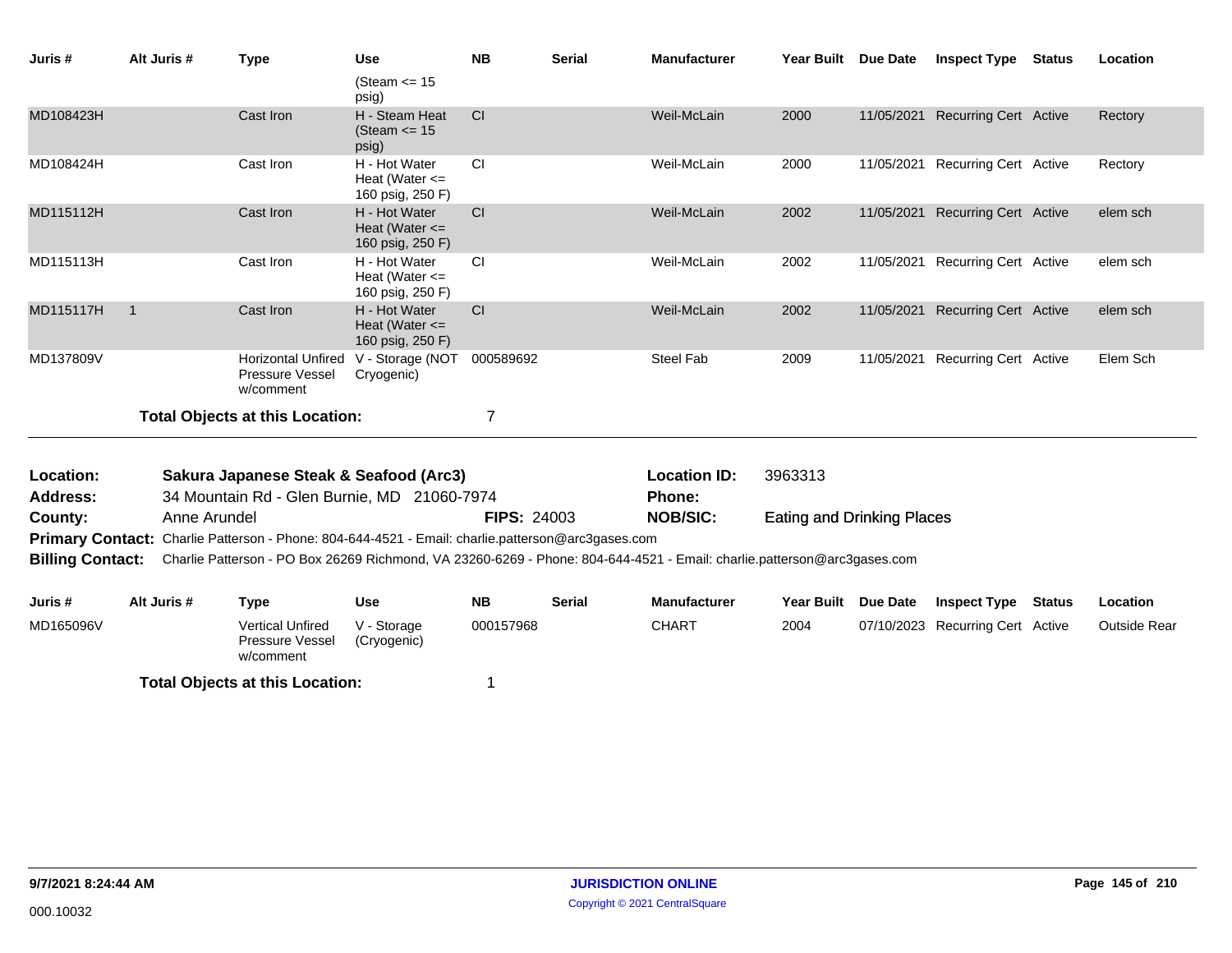| Juris # | Alt Juris # | Type | Use | NB | Serial | Manufacturer | Year Built | Due Date | Inspect Type | Status | Location |
|---|---|---|---|---|---|---|---|---|---|---|---|
| | | | (Steam <= 15 psig) | | | | | | | | |
| MD108423H | | Cast Iron | H - Steam Heat (Steam <= 15 psig) | CI | | Weil-McLain | 2000 | 11/05/2021 | Recurring Cert | Active | Rectory |
| MD108424H | | Cast Iron | H - Hot Water Heat (Water <= 160 psig, 250 F) | CI | | Weil-McLain | 2000 | 11/05/2021 | Recurring Cert | Active | Rectory |
| MD115112H | | Cast Iron | H - Hot Water Heat (Water <= 160 psig, 250 F) | CI | | Weil-McLain | 2002 | 11/05/2021 | Recurring Cert | Active | elem sch |
| MD115113H | | Cast Iron | H - Hot Water Heat (Water <= 160 psig, 250 F) | CI | | Weil-McLain | 2002 | 11/05/2021 | Recurring Cert | Active | elem sch |
| MD115117H | 1 | Cast Iron | H - Hot Water Heat (Water <= 160 psig, 250 F) | CI | | Weil-McLain | 2002 | 11/05/2021 | Recurring Cert | Active | elem sch |
| MD137809V | | Horizontal Unfired Pressure Vessel w/comment | V - Storage (NOT Cryogenic) | 000589692 | | Steel Fab | 2009 | 11/05/2021 | Recurring Cert | Active | Elem Sch |

**Total Objects at this Location:** 7

**Location:** **Sakura Japanese Steak & Seafood (Arc3)**
**Location ID:** 3963313
**Address:** 34 Mountain Rd - Glen Burnie, MD 21060-7974
**Phone:**
**County:** Anne Arundel
**FIPS:** 24003
**NOB/SIC:** Eating and Drinking Places
**Primary Contact:** Charlie Patterson - Phone: 804-644-4521 - Email: charlie.patterson@arc3gases.com
**Billing Contact:** Charlie Patterson - PO Box 26269 Richmond, VA 23260-6269 - Phone: 804-644-4521 - Email: charlie.patterson@arc3gases.com

| Juris # | Alt Juris # | Type | Use | NB | Serial | Manufacturer | Year Built | Due Date | Inspect Type | Status | Location |
|---|---|---|---|---|---|---|---|---|---|---|---|
| MD165096V | | Vertical Unfired Pressure Vessel w/comment | V - Storage (Cryogenic) | 000157968 | | CHART | 2004 | 07/10/2023 | Recurring Cert | Active | Outside Rear |

**Total Objects at this Location:** 1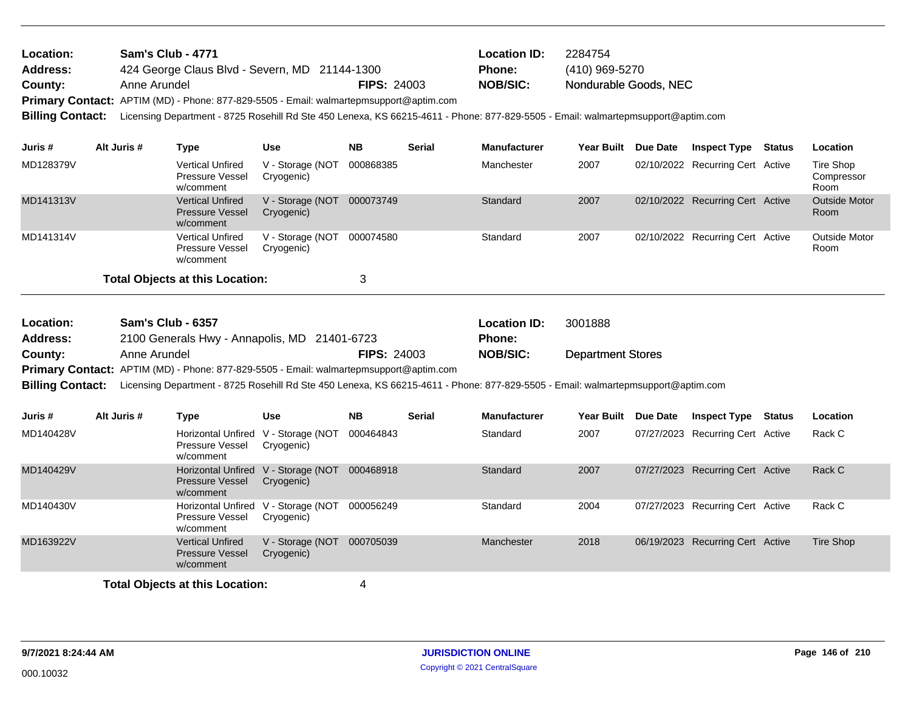**Location:** Sam's Club - 4771
**Address:** 424 George Claus Blvd - Severn, MD 21144-1300
**County:** Anne Arundel
**FIPS:** 24003
**Location ID:** 2284754
**Phone:** (410) 969-5270
**NOB/SIC:** Nondurable Goods, NEC
**Primary Contact:** APTIM (MD) - Phone: 877-829-5505 - Email: walmartepmsupport@aptim.com
**Billing Contact:** Licensing Department - 8725 Rosehill Rd Ste 450 Lenexa, KS 66215-4611 - Phone: 877-829-5505 - Email: walmartepmsupport@aptim.com

| Juris # | Alt Juris # | Type | Use | NB | Serial | Manufacturer | Year Built | Due Date | Inspect Type | Status | Location |
|---|---|---|---|---|---|---|---|---|---|---|---|
| MD128379V | | Vertical Unfired Pressure Vessel w/comment | V - Storage (NOT Cryogenic) | 000868385 | | Manchester | 2007 | 02/10/2022 | Recurring Cert | Active | Tire Shop Compressor Room |
| MD141313V | | Vertical Unfired Pressure Vessel w/comment | V - Storage (NOT Cryogenic) | 000073749 | | Standard | 2007 | 02/10/2022 | Recurring Cert | Active | Outside Motor Room |
| MD141314V | | Vertical Unfired Pressure Vessel w/comment | V - Storage (NOT Cryogenic) | 000074580 | | Standard | 2007 | 02/10/2022 | Recurring Cert | Active | Outside Motor Room |

**Total Objects at this Location:** 3

**Location:** Sam's Club - 6357
**Address:** 2100 Generals Hwy - Annapolis, MD 21401-6723
**County:** Anne Arundel
**FIPS:** 24003
**Location ID:** 3001888
**Phone:**
**NOB/SIC:** Department Stores
**Primary Contact:** APTIM (MD) - Phone: 877-829-5505 - Email: walmartepmsupport@aptim.com
**Billing Contact:** Licensing Department - 8725 Rosehill Rd Ste 450 Lenexa, KS 66215-4611 - Phone: 877-829-5505 - Email: walmartepmsupport@aptim.com

| Juris # | Alt Juris # | Type | Use | NB | Serial | Manufacturer | Year Built | Due Date | Inspect Type | Status | Location |
|---|---|---|---|---|---|---|---|---|---|---|---|
| MD140428V | | Horizontal Unfired Pressure Vessel w/comment | V - Storage (NOT Cryogenic) | 000464843 | | Standard | 2007 | 07/27/2023 | Recurring Cert | Active | Rack C |
| MD140429V | | Horizontal Unfired Pressure Vessel w/comment | V - Storage (NOT Cryogenic) | 000468918 | | Standard | 2007 | 07/27/2023 | Recurring Cert | Active | Rack C |
| MD140430V | | Horizontal Unfired Pressure Vessel w/comment | V - Storage (NOT Cryogenic) | 000056249 | | Standard | 2004 | 07/27/2023 | Recurring Cert | Active | Rack C |
| MD163922V | | Vertical Unfired Pressure Vessel w/comment | V - Storage (NOT Cryogenic) | 000705039 | | Manchester | 2018 | 06/19/2023 | Recurring Cert | Active | Tire Shop |

**Total Objects at this Location:** 4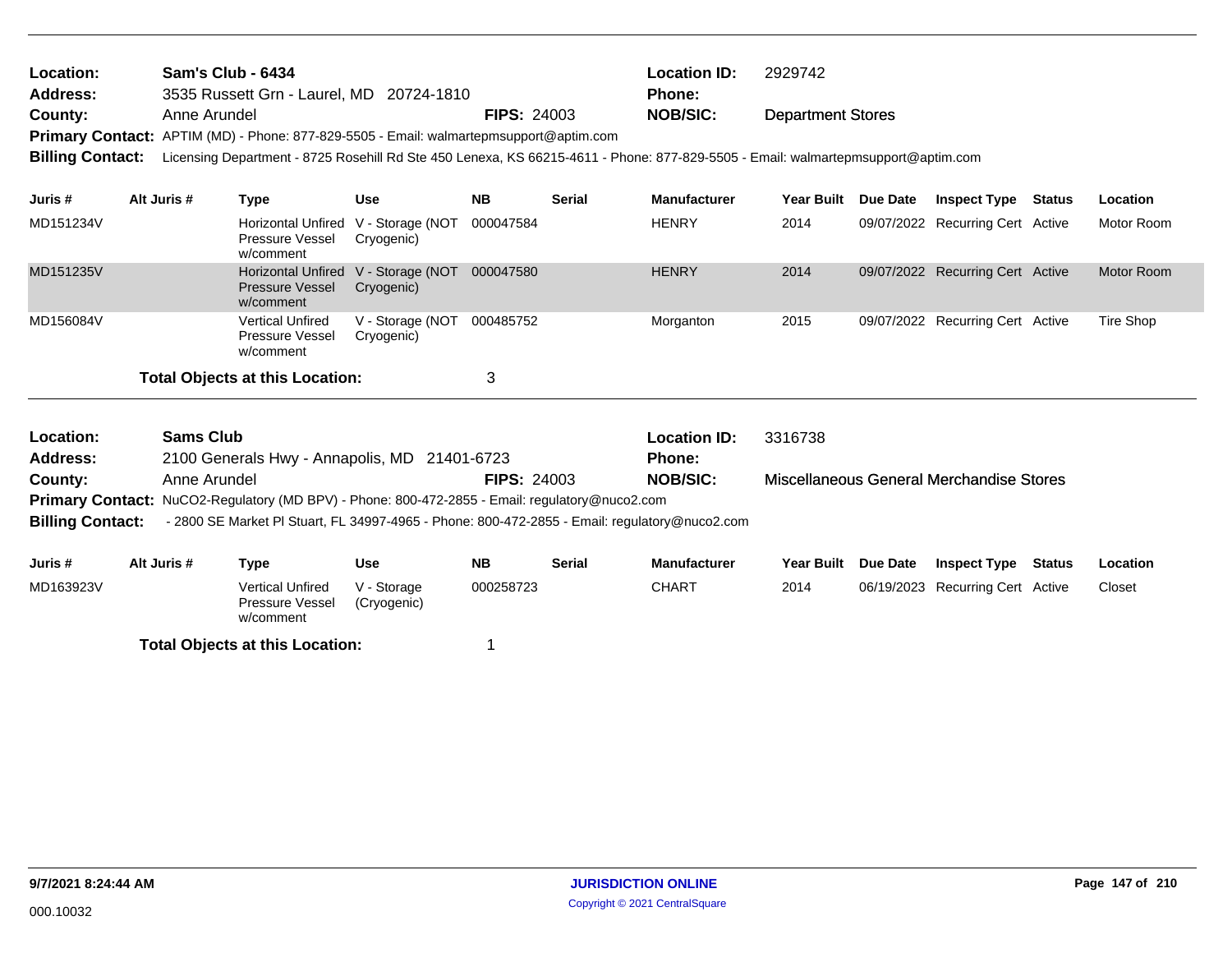**Location:** Sam's Club - 6434 **Location ID:** 2929742
**Address:** 3535 Russett Grn - Laurel, MD 20724-1810 **Phone:**
**County:** Anne Arundel **FIPS:** 24003 **NOB/SIC:** Department Stores
**Primary Contact:** APTIM (MD) - Phone: 877-829-5505 - Email: walmartepmsupport@aptim.com
**Billing Contact:** Licensing Department - 8725 Rosehill Rd Ste 450 Lenexa, KS 66215-4611 - Phone: 877-829-5505 - Email: walmartepmsupport@aptim.com

| Juris # | Alt Juris # | Type | Use | NB | Serial | Manufacturer | Year Built | Due Date | Inspect Type | Status | Location |
|---|---|---|---|---|---|---|---|---|---|---|---|
| MD151234V | | Horizontal Unfired Pressure Vessel w/comment | V - Storage (NOT Cryogenic) | 000047584 | | HENRY | 2014 | 09/07/2022 | Recurring Cert | Active | Motor Room |
| MD151235V | | Horizontal Unfired Pressure Vessel w/comment | V - Storage (NOT Cryogenic) | 000047580 | | HENRY | 2014 | 09/07/2022 | Recurring Cert | Active | Motor Room |
| MD156084V | | Vertical Unfired Pressure Vessel w/comment | V - Storage (NOT Cryogenic) | 000485752 | | Morganton | 2015 | 09/07/2022 | Recurring Cert | Active | Tire Shop |

**Total Objects at this Location:** 3

---

**Location:** Sams Club **Location ID:** 3316738
**Address:** 2100 Generals Hwy - Annapolis, MD 21401-6723 **Phone:**
**County:** Anne Arundel **FIPS:** 24003 **NOB/SIC:** Miscellaneous General Merchandise Stores
**Primary Contact:** NuCO2-Regulatory (MD BPV) - Phone: 800-472-2855 - Email: regulatory@nuco2.com
**Billing Contact:** - 2800 SE Market Pl Stuart, FL 34997-4965 - Phone: 800-472-2855 - Email: regulatory@nuco2.com

| Juris # | Alt Juris # | Type | Use | NB | Serial | Manufacturer | Year Built | Due Date | Inspect Type | Status | Location |
|---|---|---|---|---|---|---|---|---|---|---|---|
| MD163923V | | Vertical Unfired Pressure Vessel w/comment | V - Storage (Cryogenic) | 000258723 | | CHART | 2014 | 06/19/2023 | Recurring Cert | Active | Closet |

**Total Objects at this Location:** 1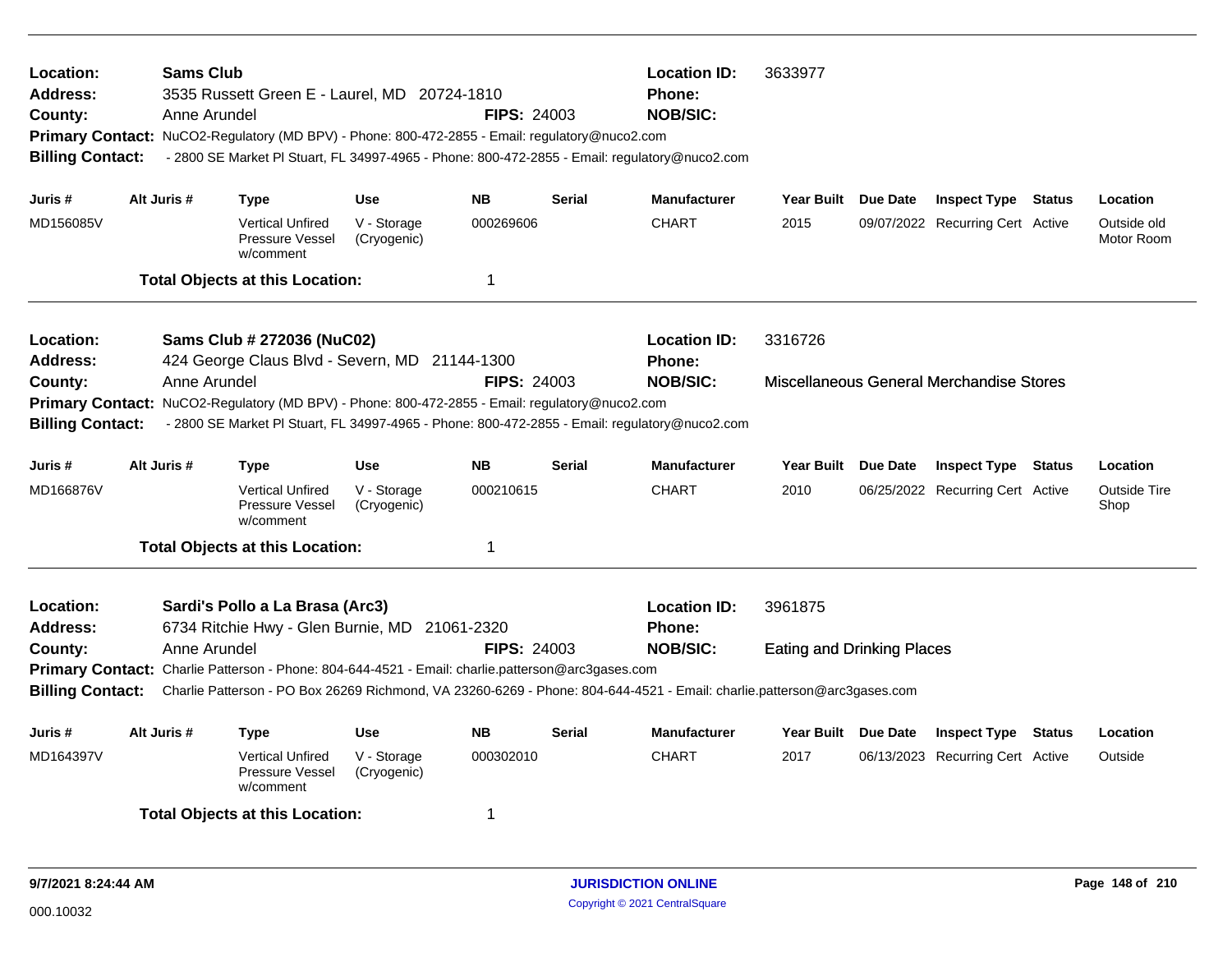**Location:** Sams Club
**Address:** 3535 Russett Green E - Laurel, MD 20724-1810
**County:** Anne Arundel
**FIPS:** 24003
**Location ID:** 3633977
**Phone:**
**NOB/SIC:**
**Primary Contact:** NuCO2-Regulatory (MD BPV) - Phone: 800-472-2855 - Email: regulatory@nuco2.com
**Billing Contact:** - 2800 SE Market Pl Stuart, FL 34997-4965 - Phone: 800-472-2855 - Email: regulatory@nuco2.com

| Juris # | Alt Juris # | Type | Use | NB | Serial | Manufacturer | Year Built | Due Date | Inspect Type | Status | Location |
|---|---|---|---|---|---|---|---|---|---|---|---|
| MD156085V | | Vertical Unfired Pressure Vessel w/comment | V - Storage (Cryogenic) | 000269606 | | CHART | 2015 | 09/07/2022 | Recurring Cert | Active | Outside old Motor Room |

**Total Objects at this Location:** 1

---

**Location:** Sams Club # 272036 (NuC02)
**Address:** 424 George Claus Blvd - Severn, MD 21144-1300
**County:** Anne Arundel
**FIPS:** 24003
**Location ID:** 3316726
**Phone:**
**NOB/SIC:** Miscellaneous General Merchandise Stores
**Primary Contact:** NuCO2-Regulatory (MD BPV) - Phone: 800-472-2855 - Email: regulatory@nuco2.com
**Billing Contact:** - 2800 SE Market Pl Stuart, FL 34997-4965 - Phone: 800-472-2855 - Email: regulatory@nuco2.com

| Juris # | Alt Juris # | Type | Use | NB | Serial | Manufacturer | Year Built | Due Date | Inspect Type | Status | Location |
|---|---|---|---|---|---|---|---|---|---|---|---|
| MD166876V | | Vertical Unfired Pressure Vessel w/comment | V - Storage (Cryogenic) | 000210615 | | CHART | 2010 | 06/25/2022 | Recurring Cert | Active | Outside Tire Shop |

**Total Objects at this Location:** 1

---

**Location:** Sardi's Pollo a La Brasa (Arc3)
**Address:** 6734 Ritchie Hwy - Glen Burnie, MD 21061-2320
**County:** Anne Arundel
**FIPS:** 24003
**Location ID:** 3961875
**Phone:**
**NOB/SIC:** Eating and Drinking Places
**Primary Contact:** Charlie Patterson - Phone: 804-644-4521 - Email: charlie.patterson@arc3gases.com
**Billing Contact:** Charlie Patterson - PO Box 26269 Richmond, VA 23260-6269 - Phone: 804-644-4521 - Email: charlie.patterson@arc3gases.com

| Juris # | Alt Juris # | Type | Use | NB | Serial | Manufacturer | Year Built | Due Date | Inspect Type | Status | Location |
|---|---|---|---|---|---|---|---|---|---|---|---|
| MD164397V | | Vertical Unfired Pressure Vessel w/comment | V - Storage (Cryogenic) | 000302010 | | CHART | 2017 | 06/13/2023 | Recurring Cert | Active | Outside |

**Total Objects at this Location:** 1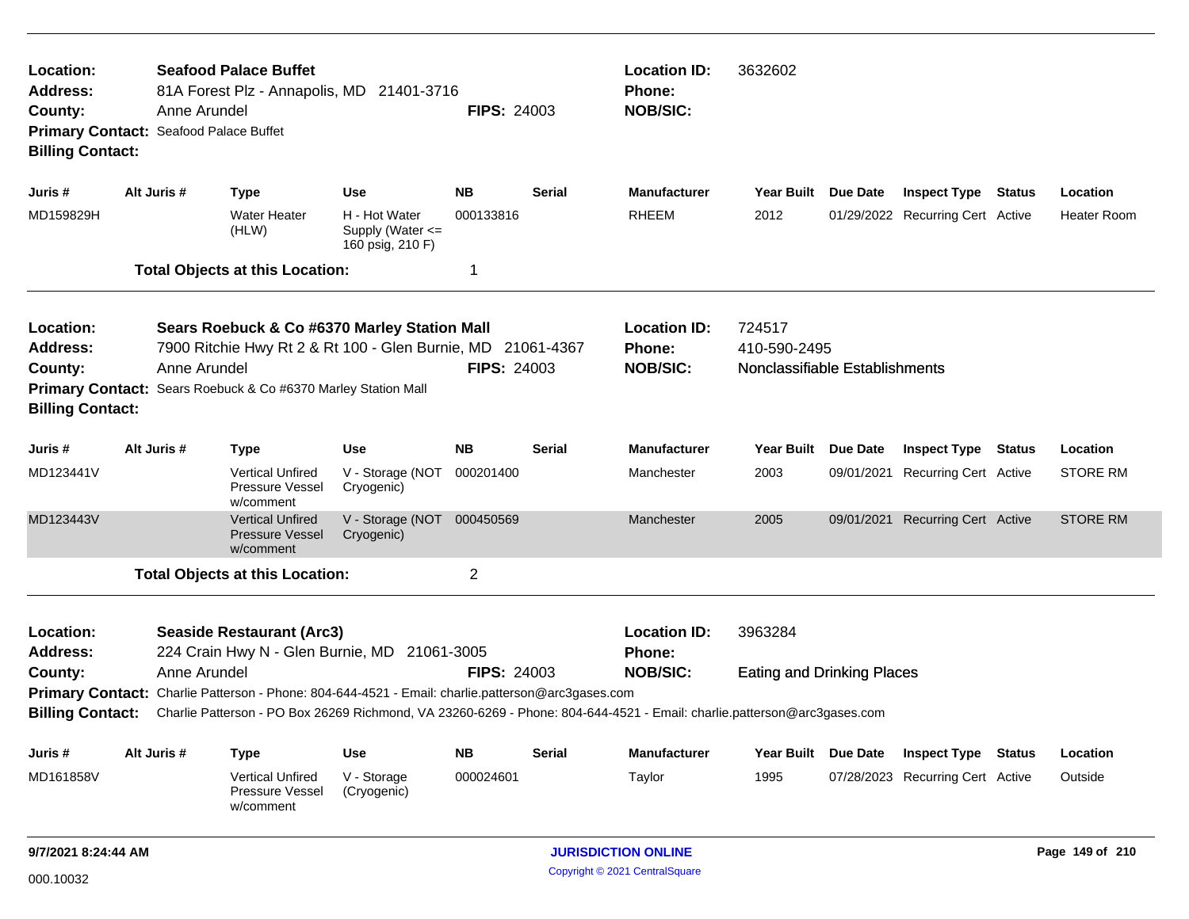**Location:** Seafood Palace Buffet
**Address:** 81A Forest Plz - Annapolis, MD 21401-3716
**County:** Anne Arundel **FIPS:** 24003
**Primary Contact:** Seafood Palace Buffet
**Billing Contact:**

**Location ID:** 3632602
**Phone:**
**NOB/SIC:**

| Juris # | Alt Juris # | Type | Use | NB | Serial | Manufacturer | Year Built | Due Date | Inspect Type | Status | Location |
|---|---|---|---|---|---|---|---|---|---|---|---|
| MD159829H | | Water Heater (HLW) | H - Hot Water Supply (Water <= 160 psig, 210 F) | 000133816 | | RHEEM | 2012 | 01/29/2022 | Recurring Cert | Active | Heater Room |

**Total Objects at this Location:** 1

---

**Location:** Sears Roebuck & Co #6370 Marley Station Mall
**Address:** 7900 Ritchie Hwy Rt 2 & Rt 100 - Glen Burnie, MD 21061-4367
**County:** Anne Arundel **FIPS:** 24003
**Primary Contact:** Sears Roebuck & Co #6370 Marley Station Mall
**Billing Contact:**

**Location ID:** 724517
**Phone:** 410-590-2495
**NOB/SIC:** Nonclassifiable Establishments

| Juris # | Alt Juris # | Type | Use | NB | Serial | Manufacturer | Year Built | Due Date | Inspect Type | Status | Location |
|---|---|---|---|---|---|---|---|---|---|---|---|
| MD123441V | | Vertical Unfired Pressure Vessel w/comment | V - Storage (NOT Cryogenic) | 000201400 | | Manchester | 2003 | 09/01/2021 | Recurring Cert | Active | STORE RM |
| MD123443V | | Vertical Unfired Pressure Vessel w/comment | V - Storage (NOT Cryogenic) | 000450569 | | Manchester | 2005 | 09/01/2021 | Recurring Cert | Active | STORE RM |

**Total Objects at this Location:** 2

---

**Location:** Seaside Restaurant (Arc3)
**Address:** 224 Crain Hwy N - Glen Burnie, MD 21061-3005
**County:** Anne Arundel **FIPS:** 24003
**Primary Contact:** Charlie Patterson - Phone: 804-644-4521 - Email: charlie.patterson@arc3gases.com
**Billing Contact:** Charlie Patterson - PO Box 26269 Richmond, VA 23260-6269 - Phone: 804-644-4521 - Email: charlie.patterson@arc3gases.com

**Location ID:** 3963284
**Phone:**
**NOB/SIC:** Eating and Drinking Places

| Juris # | Alt Juris # | Type | Use | NB | Serial | Manufacturer | Year Built | Due Date | Inspect Type | Status | Location |
|---|---|---|---|---|---|---|---|---|---|---|---|
| MD161858V | | Vertical Unfired Pressure Vessel w/comment | V - Storage (Cryogenic) | 000024601 | | Taylor | 1995 | 07/28/2023 | Recurring Cert | Active | Outside |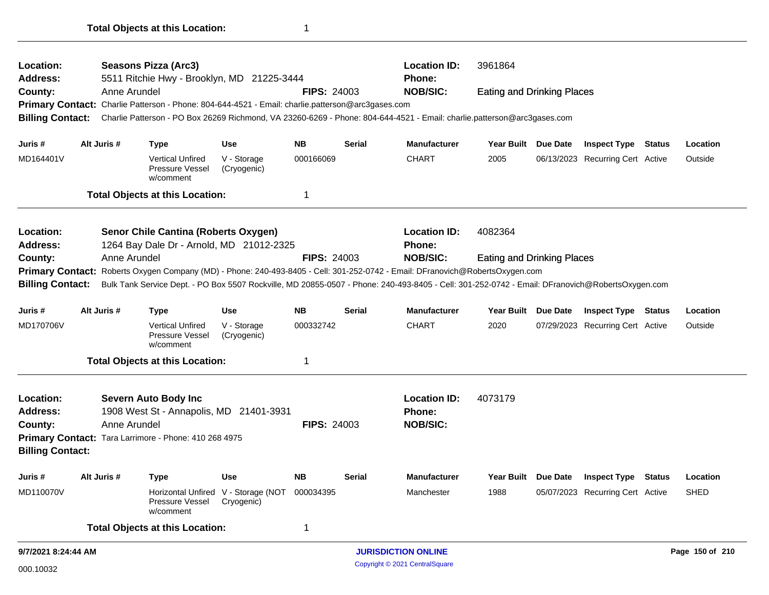**Total Objects at this Location:** 1

---

**Location:** Seasons Pizza (Arc3)
**Location ID:** 3961864
**Address:** 5511 Ritchie Hwy - Brooklyn, MD 21225-3444
**Phone:**
**County:** Anne Arundel
**FIPS:** 24003
**NOB/SIC:** Eating and Drinking Places
**Primary Contact:** Charlie Patterson - Phone: 804-644-4521 - Email: charlie.patterson@arc3gases.com
**Billing Contact:** Charlie Patterson - PO Box 26269 Richmond, VA 23260-6269 - Phone: 804-644-4521 - Email: charlie.patterson@arc3gases.com

| Juris # | Alt Juris # | Type | Use | NB | Serial | Manufacturer | Year Built | Due Date | Inspect Type | Status | Location |
|---|---|---|---|---|---|---|---|---|---|---|---|
| MD164401V | | Vertical Unfired Pressure Vessel w/comment | V - Storage (Cryogenic) | 000166069 | | CHART | 2005 | 06/13/2023 | Recurring Cert | Active | Outside |

**Total Objects at this Location:** 1

---

**Location:** Senor Chile Cantina (Roberts Oxygen)
**Location ID:** 4082364
**Address:** 1264 Bay Dale Dr - Arnold, MD 21012-2325
**Phone:**
**County:** Anne Arundel
**FIPS:** 24003
**NOB/SIC:** Eating and Drinking Places
**Primary Contact:** Roberts Oxygen Company (MD) - Phone: 240-493-8405 - Cell: 301-252-0742 - Email: DFranovich@RobertsOxygen.com
**Billing Contact:** Bulk Tank Service Dept. - PO Box 5507 Rockville, MD 20855-0507 - Phone: 240-493-8405 - Cell: 301-252-0742 - Email: DFranovich@RobertsOxygen.com

| Juris # | Alt Juris # | Type | Use | NB | Serial | Manufacturer | Year Built | Due Date | Inspect Type | Status | Location |
|---|---|---|---|---|---|---|---|---|---|---|---|
| MD170706V | | Vertical Unfired Pressure Vessel w/comment | V - Storage (Cryogenic) | 000332742 | | CHART | 2020 | 07/29/2023 | Recurring Cert | Active | Outside |

**Total Objects at this Location:** 1

---

**Location:** Severn Auto Body Inc
**Location ID:** 4073179
**Address:** 1908 West St - Annapolis, MD 21401-3931
**Phone:**
**County:** Anne Arundel
**FIPS:** 24003
**NOB/SIC:**
**Primary Contact:** Tara Larrimore - Phone: 410 268 4975
**Billing Contact:**

| Juris # | Alt Juris # | Type | Use | NB | Serial | Manufacturer | Year Built | Due Date | Inspect Type | Status | Location |
|---|---|---|---|---|---|---|---|---|---|---|---|
| MD110070V | | Horizontal Unfired Pressure Vessel w/comment | V - Storage (NOT Cryogenic) | 000034395 | | Manchester | 1988 | 05/07/2023 | Recurring Cert | Active | SHED |

**Total Objects at this Location:** 1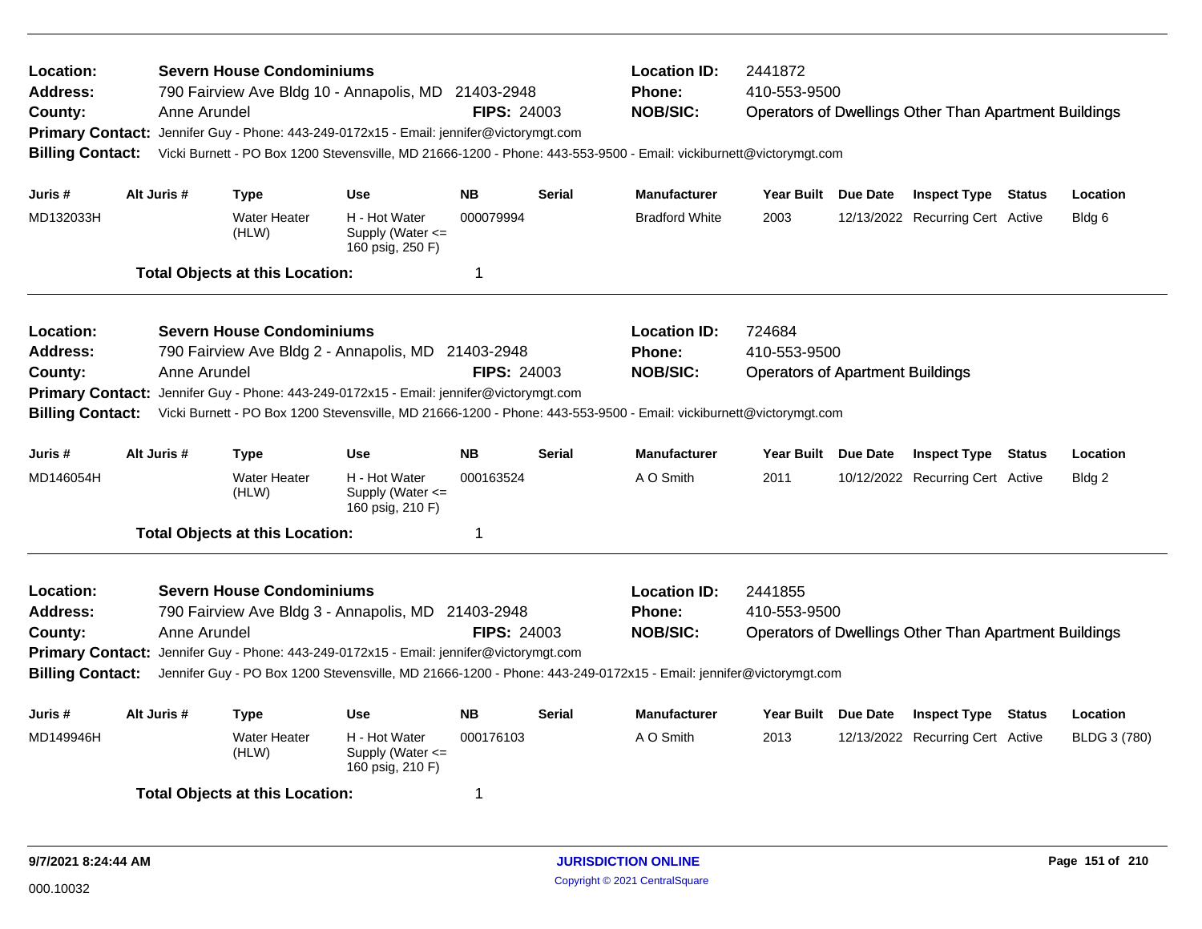**Location:** Severn House Condominiums **Location ID:** 2441872
**Address:** 790 Fairview Ave Bldg 10 - Annapolis, MD 21403-2948 **Phone:** 410-553-9500
**County:** Anne Arundel **FIPS:** 24003 **NOB/SIC:** Operators of Dwellings Other Than Apartment Buildings
**Primary Contact:** Jennifer Guy - Phone: 443-249-0172x15 - Email: jennifer@victorymgt.com
**Billing Contact:** Vicki Burnett - PO Box 1200 Stevensville, MD 21666-1200 - Phone: 443-553-9500 - Email: vickiburnett@victorymgt.com

| Juris # | Alt Juris # | Type | Use | NB | Serial | Manufacturer | Year Built | Due Date | Inspect Type | Status | Location |
|---|---|---|---|---|---|---|---|---|---|---|---|
| MD132033H | | Water Heater (HLW) | H - Hot Water Supply (Water <= 160 psig, 250 F) | 000079994 | | Bradford White | 2003 | 12/13/2022 | Recurring Cert | Active | Bldg 6 |

**Total Objects at this Location:** 1

---

**Location:** Severn House Condominiums **Location ID:** 724684
**Address:** 790 Fairview Ave Bldg 2 - Annapolis, MD 21403-2948 **Phone:** 410-553-9500
**County:** Anne Arundel **FIPS:** 24003 **NOB/SIC:** Operators of Apartment Buildings
**Primary Contact:** Jennifer Guy - Phone: 443-249-0172x15 - Email: jennifer@victorymgt.com
**Billing Contact:** Vicki Burnett - PO Box 1200 Stevensville, MD 21666-1200 - Phone: 443-553-9500 - Email: vickiburnett@victorymgt.com

| Juris # | Alt Juris # | Type | Use | NB | Serial | Manufacturer | Year Built | Due Date | Inspect Type | Status | Location |
|---|---|---|---|---|---|---|---|---|---|---|---|
| MD146054H | | Water Heater (HLW) | H - Hot Water Supply (Water <= 160 psig, 210 F) | 000163524 | | A O Smith | 2011 | 10/12/2022 | Recurring Cert | Active | Bldg 2 |

**Total Objects at this Location:** 1

---

**Location:** Severn House Condominiums **Location ID:** 2441855
**Address:** 790 Fairview Ave Bldg 3 - Annapolis, MD 21403-2948 **Phone:** 410-553-9500
**County:** Anne Arundel **FIPS:** 24003 **NOB/SIC:** Operators of Dwellings Other Than Apartment Buildings
**Primary Contact:** Jennifer Guy - Phone: 443-249-0172x15 - Email: jennifer@victorymgt.com
**Billing Contact:** Jennifer Guy - PO Box 1200 Stevensville, MD 21666-1200 - Phone: 443-249-0172x15 - Email: jennifer@victorymgt.com

| Juris # | Alt Juris # | Type | Use | NB | Serial | Manufacturer | Year Built | Due Date | Inspect Type | Status | Location |
|---|---|---|---|---|---|---|---|---|---|---|---|
| MD149946H | | Water Heater (HLW) | H - Hot Water Supply (Water <= 160 psig, 210 F) | 000176103 | | A O Smith | 2013 | 12/13/2022 | Recurring Cert | Active | BLDG 3 (780) |

**Total Objects at this Location:** 1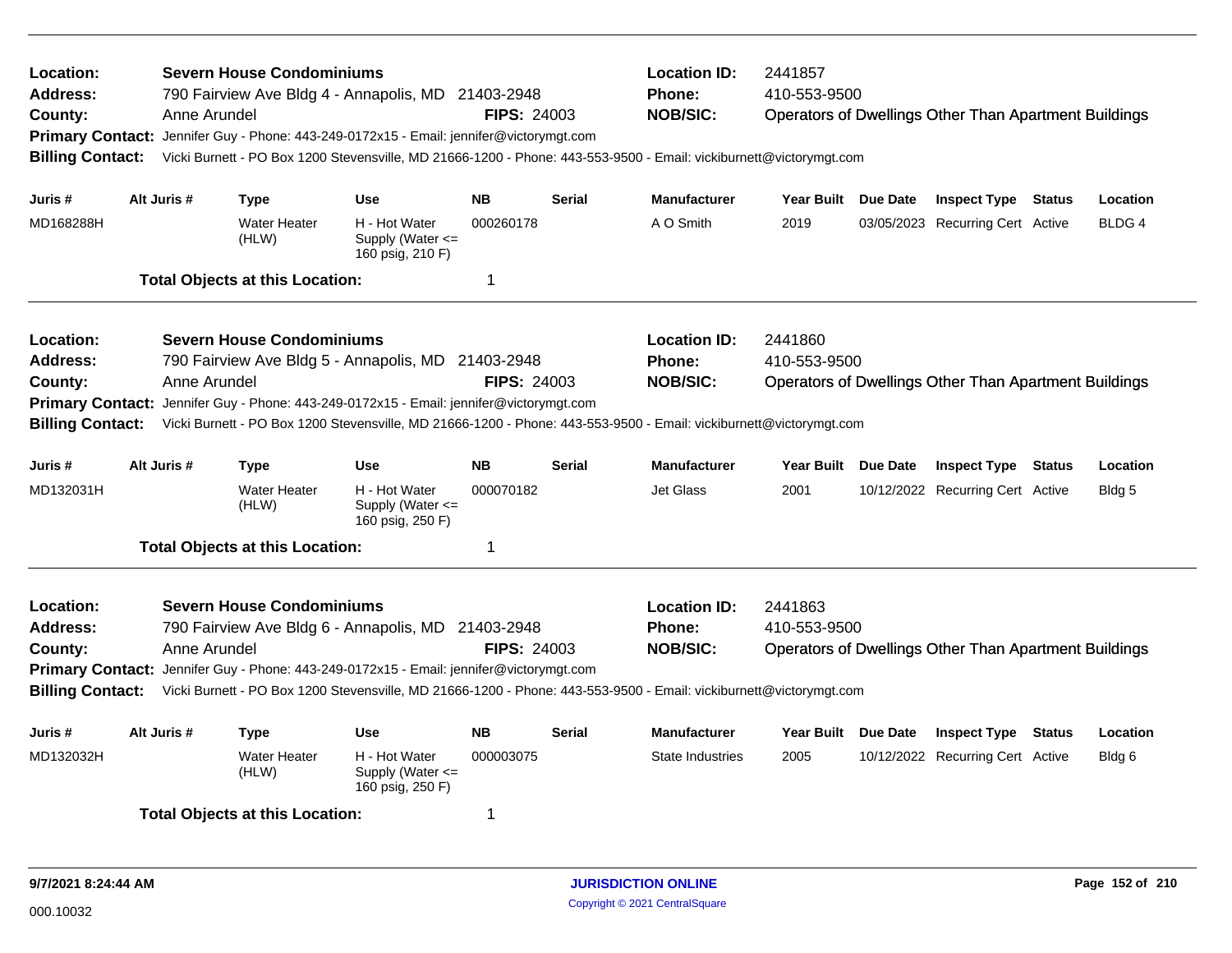**Location:** Severn House Condominiums
**Address:** 790 Fairview Ave Bldg 4 - Annapolis, MD 21403-2948
**County:** Anne Arundel **FIPS:** 24003
**Location ID:** 2441857
**Phone:** 410-553-9500
**NOB/SIC:** Operators of Dwellings Other Than Apartment Buildings
**Primary Contact:** Jennifer Guy - Phone: 443-249-0172x15 - Email: jennifer@victorymgt.com
**Billing Contact:** Vicki Burnett - PO Box 1200 Stevensville, MD 21666-1200 - Phone: 443-553-9500 - Email: vickiburnett@victorymgt.com

| Juris # | Alt Juris # | Type | Use | NB | Serial | Manufacturer | Year Built | Due Date | Inspect Type | Status | Location |
|---|---|---|---|---|---|---|---|---|---|---|---|
| MD168288H | | Water Heater (HLW) | H - Hot Water Supply (Water <= 160 psig, 210 F) | 000260178 | | A O Smith | 2019 | 03/05/2023 | Recurring Cert | Active | BLDG 4 |

**Total Objects at this Location:** 1

---

**Location:** Severn House Condominiums
**Address:** 790 Fairview Ave Bldg 5 - Annapolis, MD 21403-2948
**County:** Anne Arundel **FIPS:** 24003
**Location ID:** 2441860
**Phone:** 410-553-9500
**NOB/SIC:** Operators of Dwellings Other Than Apartment Buildings
**Primary Contact:** Jennifer Guy - Phone: 443-249-0172x15 - Email: jennifer@victorymgt.com
**Billing Contact:** Vicki Burnett - PO Box 1200 Stevensville, MD 21666-1200 - Phone: 443-553-9500 - Email: vickiburnett@victorymgt.com

| Juris # | Alt Juris # | Type | Use | NB | Serial | Manufacturer | Year Built | Due Date | Inspect Type | Status | Location |
|---|---|---|---|---|---|---|---|---|---|---|---|
| MD132031H | | Water Heater (HLW) | H - Hot Water Supply (Water <= 160 psig, 250 F) | 000070182 | | Jet Glass | 2001 | 10/12/2022 | Recurring Cert | Active | Bldg 5 |

**Total Objects at this Location:** 1

---

**Location:** Severn House Condominiums
**Address:** 790 Fairview Ave Bldg 6 - Annapolis, MD 21403-2948
**County:** Anne Arundel **FIPS:** 24003
**Location ID:** 2441863
**Phone:** 410-553-9500
**NOB/SIC:** Operators of Dwellings Other Than Apartment Buildings
**Primary Contact:** Jennifer Guy - Phone: 443-249-0172x15 - Email: jennifer@victorymgt.com
**Billing Contact:** Vicki Burnett - PO Box 1200 Stevensville, MD 21666-1200 - Phone: 443-553-9500 - Email: vickiburnett@victorymgt.com

| Juris # | Alt Juris # | Type | Use | NB | Serial | Manufacturer | Year Built | Due Date | Inspect Type | Status | Location |
|---|---|---|---|---|---|---|---|---|---|---|---|
| MD132032H | | Water Heater (HLW) | H - Hot Water Supply (Water <= 160 psig, 250 F) | 000003075 | | State Industries | 2005 | 10/12/2022 | Recurring Cert | Active | Bldg 6 |

**Total Objects at this Location:** 1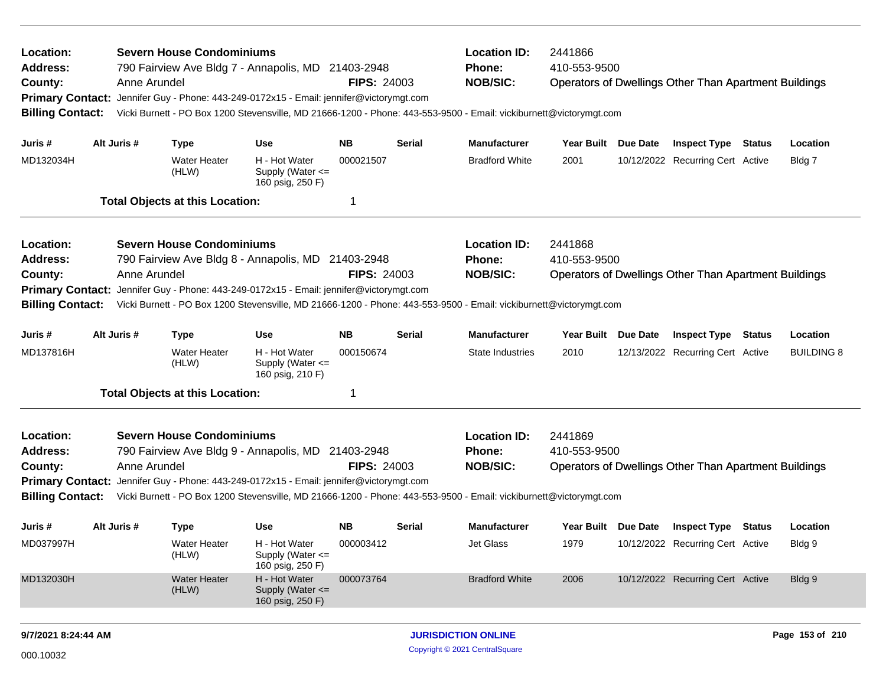**Location:** Severn House Condominiums
**Address:** 790 Fairview Ave Bldg 7 - Annapolis, MD 21403-2948
**County:** Anne Arundel **FIPS:** 24003
**Location ID:** 2441866
**Phone:** 410-553-9500
**NOB/SIC:** Operators of Dwellings Other Than Apartment Buildings
**Primary Contact:** Jennifer Guy - Phone: 443-249-0172x15 - Email: jennifer@victorymgt.com
**Billing Contact:** Vicki Burnett - PO Box 1200 Stevensville, MD 21666-1200 - Phone: 443-553-9500 - Email: vickiburnett@victorymgt.com

| Juris # | Alt Juris # | Type | Use | NB | Serial | Manufacturer | Year Built | Due Date | Inspect Type | Status | Location |
|---|---|---|---|---|---|---|---|---|---|---|---|
| MD132034H | | Water Heater (HLW) | H - Hot Water Supply (Water <= 160 psig, 250 F) | 000021507 | | Bradford White | 2001 | 10/12/2022 | Recurring Cert | Active | Bldg 7 |

**Total Objects at this Location:** 1

---

**Location:** Severn House Condominiums
**Address:** 790 Fairview Ave Bldg 8 - Annapolis, MD 21403-2948
**County:** Anne Arundel **FIPS:** 24003
**Location ID:** 2441868
**Phone:** 410-553-9500
**NOB/SIC:** Operators of Dwellings Other Than Apartment Buildings
**Primary Contact:** Jennifer Guy - Phone: 443-249-0172x15 - Email: jennifer@victorymgt.com
**Billing Contact:** Vicki Burnett - PO Box 1200 Stevensville, MD 21666-1200 - Phone: 443-553-9500 - Email: vickiburnett@victorymgt.com

| Juris # | Alt Juris # | Type | Use | NB | Serial | Manufacturer | Year Built | Due Date | Inspect Type | Status | Location |
|---|---|---|---|---|---|---|---|---|---|---|---|
| MD137816H | | Water Heater (HLW) | H - Hot Water Supply (Water <= 160 psig, 210 F) | 000150674 | | State Industries | 2010 | 12/13/2022 | Recurring Cert | Active | BUILDING 8 |

**Total Objects at this Location:** 1

---

**Location:** Severn House Condominiums
**Address:** 790 Fairview Ave Bldg 9 - Annapolis, MD 21403-2948
**County:** Anne Arundel **FIPS:** 24003
**Location ID:** 2441869
**Phone:** 410-553-9500
**NOB/SIC:** Operators of Dwellings Other Than Apartment Buildings
**Primary Contact:** Jennifer Guy - Phone: 443-249-0172x15 - Email: jennifer@victorymgt.com
**Billing Contact:** Vicki Burnett - PO Box 1200 Stevensville, MD 21666-1200 - Phone: 443-553-9500 - Email: vickiburnett@victorymgt.com

| Juris # | Alt Juris # | Type | Use | NB | Serial | Manufacturer | Year Built | Due Date | Inspect Type | Status | Location |
|---|---|---|---|---|---|---|---|---|---|---|---|
| MD037997H | | Water Heater (HLW) | H - Hot Water Supply (Water <= 160 psig, 250 F) | 000003412 | | Jet Glass | 1979 | 10/12/2022 | Recurring Cert | Active | Bldg 9 |
| MD132030H | | Water Heater (HLW) | H - Hot Water Supply (Water <= 160 psig, 250 F) | 000073764 | | Bradford White | 2006 | 10/12/2022 | Recurring Cert | Active | Bldg 9 |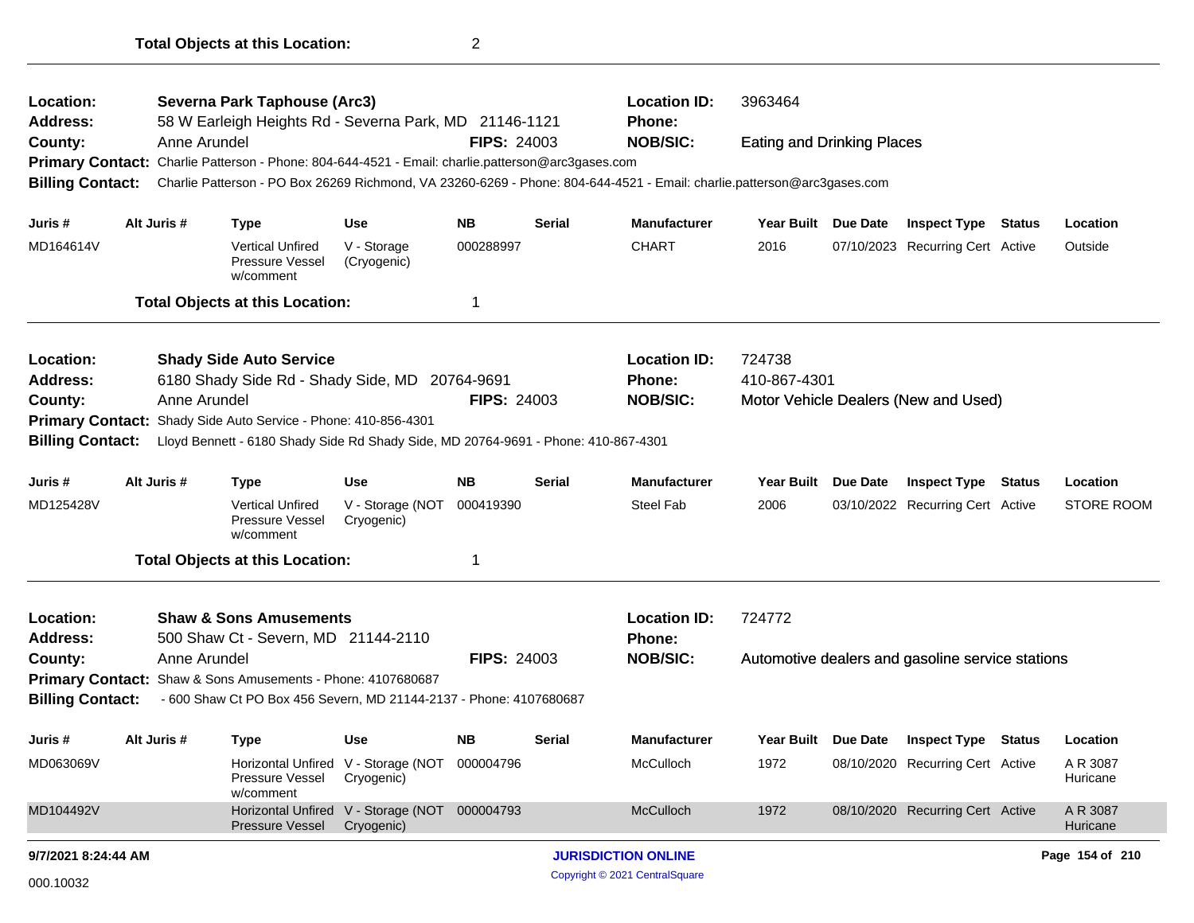**Total Objects at this Location:** 2

---

**Location:** Severna Park Taphouse (Arc3) **Location ID:** 3963464
**Address:** 58 W Earleigh Heights Rd - Severna Park, MD 21146-1121 **Phone:**
**County:** Anne Arundel **FIPS:** 24003 **NOB/SIC:** Eating and Drinking Places
**Primary Contact:** Charlie Patterson - Phone: 804-644-4521 - Email: charlie.patterson@arc3gases.com
**Billing Contact:** Charlie Patterson - PO Box 26269 Richmond, VA 23260-6269 - Phone: 804-644-4521 - Email: charlie.patterson@arc3gases.com

| Juris # | Alt Juris # | Type | Use | NB | Serial | Manufacturer | Year Built | Due Date | Inspect Type | Status | Location |
|---|---|---|---|---|---|---|---|---|---|---|---|
| MD164614V | | Vertical Unfired Pressure Vessel w/comment | V - Storage (Cryogenic) | 000288997 | | CHART | 2016 | 07/10/2023 | Recurring Cert | Active | Outside |

**Total Objects at this Location:** 1

---

**Location:** Shady Side Auto Service **Location ID:** 724738
**Address:** 6180 Shady Side Rd - Shady Side, MD 20764-9691 **Phone:** 410-867-4301
**County:** Anne Arundel **FIPS:** 24003 **NOB/SIC:** Motor Vehicle Dealers (New and Used)
**Primary Contact:** Shady Side Auto Service - Phone: 410-856-4301
**Billing Contact:** Lloyd Bennett - 6180 Shady Side Rd Shady Side, MD 20764-9691 - Phone: 410-867-4301

| Juris # | Alt Juris # | Type | Use | NB | Serial | Manufacturer | Year Built | Due Date | Inspect Type | Status | Location |
|---|---|---|---|---|---|---|---|---|---|---|---|
| MD125428V | | Vertical Unfired Pressure Vessel w/comment | V - Storage (NOT Cryogenic) | 000419390 | | Steel Fab | 2006 | 03/10/2022 | Recurring Cert | Active | STORE ROOM |

**Total Objects at this Location:** 1

---

**Location:** Shaw & Sons Amusements **Location ID:** 724772
**Address:** 500 Shaw Ct - Severn, MD 21144-2110 **Phone:**
**County:** Anne Arundel **FIPS:** 24003 **NOB/SIC:** Automotive dealers and gasoline service stations
**Primary Contact:** Shaw & Sons Amusements - Phone: 4107680687
**Billing Contact:** - 600 Shaw Ct PO Box 456 Severn, MD 21144-2137 - Phone: 4107680687

| Juris # | Alt Juris # | Type | Use | NB | Serial | Manufacturer | Year Built | Due Date | Inspect Type | Status | Location |
|---|---|---|---|---|---|---|---|---|---|---|---|
| MD063069V | | Horizontal Unfired Pressure Vessel w/comment | V - Storage (NOT Cryogenic) | 000004796 | | McCulloch | 1972 | 08/10/2020 | Recurring Cert | Active | A R 3087 Huricane |
| MD104492V | | Horizontal Unfired Pressure Vessel | V - Storage (NOT Cryogenic) | 000004793 | | McCulloch | 1972 | 08/10/2020 | Recurring Cert | Active | A R 3087 Huricane |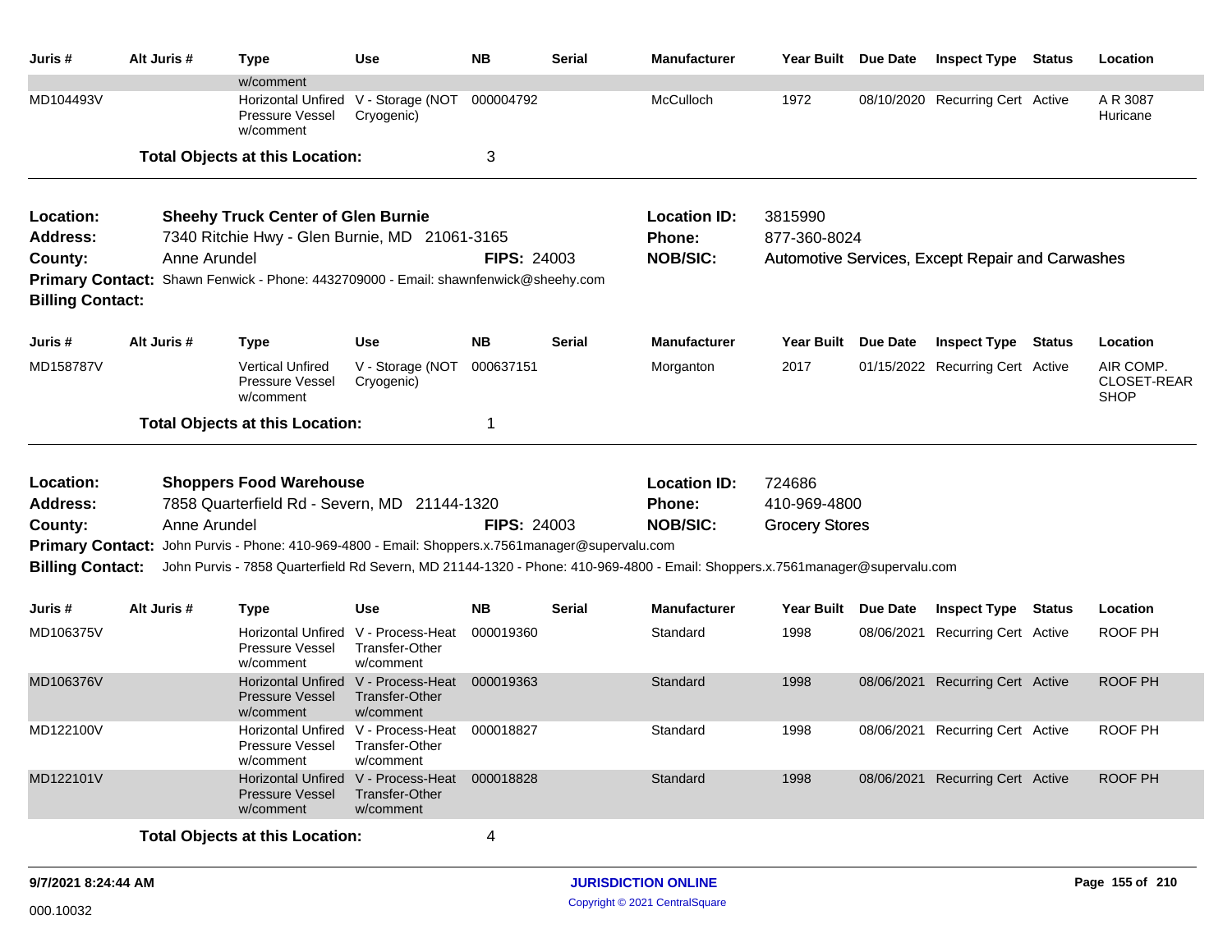| Juris # | Alt Juris # | Type | Use | NB | Serial | Manufacturer | Year Built | Due Date | Inspect Type | Status | Location |
|---|---|---|---|---|---|---|---|---|---|---|---|
| | | w/comment | | | | | | | | | |
| MD104493V | | Horizontal Unfired Pressure Vessel w/comment | V - Storage (NOT Cryogenic) | 000004792 | | McCulloch | 1972 | 08/10/2020 | Recurring Cert | Active | A R 3087 Huricane |

**Total Objects at this Location:** 3

---

**Location:** Sheehy Truck Center of Glen Burnie
**Address:** 7340 Ritchie Hwy - Glen Burnie, MD 21061-3165
**County:** Anne Arundel
**FIPS:** 24003
**Location ID:** 3815990
**Phone:** 877-360-8024
**NOB/SIC:** Automotive Services, Except Repair and Carwashes
**Primary Contact:** Shawn Fenwick - Phone: 4432709000 - Email: shawnfenwick@sheehy.com
**Billing Contact:**

| Juris # | Alt Juris # | Type | Use | NB | Serial | Manufacturer | Year Built | Due Date | Inspect Type | Status | Location |
|---|---|---|---|---|---|---|---|---|---|---|---|
| MD158787V | | Vertical Unfired Pressure Vessel w/comment | V - Storage (NOT Cryogenic) | 000637151 | | Morganton | 2017 | 01/15/2022 | Recurring Cert | Active | AIR COMP. CLOSET-REAR SHOP |

**Total Objects at this Location:** 1

---

**Location:** Shoppers Food Warehouse
**Address:** 7858 Quarterfield Rd - Severn, MD 21144-1320
**County:** Anne Arundel
**FIPS:** 24003
**Location ID:** 724686
**Phone:** 410-969-4800
**NOB/SIC:** Grocery Stores
**Primary Contact:** John Purvis - Phone: 410-969-4800 - Email: Shoppers.x.7561manager@supervalu.com
**Billing Contact:** John Purvis - 7858 Quarterfield Rd Severn, MD 21144-1320 - Phone: 410-969-4800 - Email: Shoppers.x.7561manager@supervalu.com

| Juris # | Alt Juris # | Type | Use | NB | Serial | Manufacturer | Year Built | Due Date | Inspect Type | Status | Location |
|---|---|---|---|---|---|---|---|---|---|---|---|
| MD106375V | | Horizontal Unfired Pressure Vessel w/comment | V - Process-Heat Transfer-Other w/comment | 000019360 | | Standard | 1998 | 08/06/2021 | Recurring Cert | Active | ROOF PH |
| MD106376V | | Horizontal Unfired Pressure Vessel w/comment | V - Process-Heat Transfer-Other w/comment | 000019363 | | Standard | 1998 | 08/06/2021 | Recurring Cert | Active | ROOF PH |
| MD122100V | | Horizontal Unfired Pressure Vessel w/comment | V - Process-Heat Transfer-Other w/comment | 000018827 | | Standard | 1998 | 08/06/2021 | Recurring Cert | Active | ROOF PH |
| MD122101V | | Horizontal Unfired Pressure Vessel w/comment | V - Process-Heat Transfer-Other w/comment | 000018828 | | Standard | 1998 | 08/06/2021 | Recurring Cert | Active | ROOF PH |

**Total Objects at this Location:** 4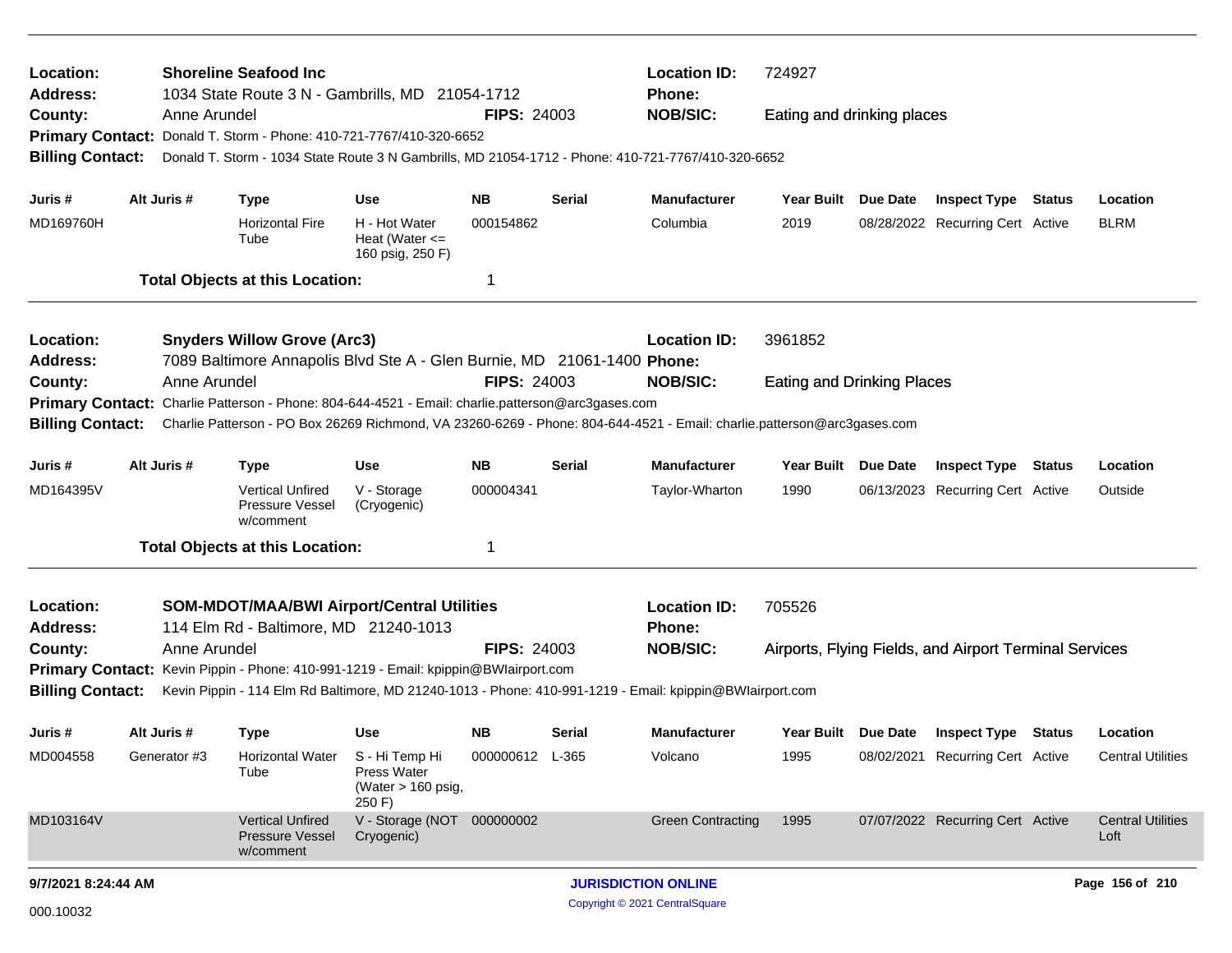**Location:** Shoreline Seafood Inc  **Location ID:** 724927
**Address:** 1034 State Route 3 N - Gambrills, MD 21054-1712  **Phone:**
**County:** Anne Arundel  **FIPS:** 24003  **NOB/SIC:** Eating and drinking places
**Primary Contact:** Donald T. Storm - Phone: 410-721-7767/410-320-6652
**Billing Contact:** Donald T. Storm - 1034 State Route 3 N Gambrills, MD 21054-1712 - Phone: 410-721-7767/410-320-6652

| Juris # | Alt Juris # | Type | Use | NB | Serial | Manufacturer | Year Built | Due Date | Inspect Type | Status | Location |
|---|---|---|---|---|---|---|---|---|---|---|---|
| MD169760H | | Horizontal Fire Tube | H - Hot Water Heat (Water <= 160 psig, 250 F) | 000154862 | | Columbia | 2019 | 08/28/2022 | Recurring Cert | Active | BLRM |

**Total Objects at this Location:** 1

---

**Location:** Snyders Willow Grove (Arc3)  **Location ID:** 3961852
**Address:** 7089 Baltimore Annapolis Blvd Ste A - Glen Burnie, MD 21061-1400  **Phone:**
**County:** Anne Arundel  **FIPS:** 24003  **NOB/SIC:** Eating and Drinking Places
**Primary Contact:** Charlie Patterson - Phone: 804-644-4521 - Email: charlie.patterson@arc3gases.com
**Billing Contact:** Charlie Patterson - PO Box 26269 Richmond, VA 23260-6269 - Phone: 804-644-4521 - Email: charlie.patterson@arc3gases.com

| Juris # | Alt Juris # | Type | Use | NB | Serial | Manufacturer | Year Built | Due Date | Inspect Type | Status | Location |
|---|---|---|---|---|---|---|---|---|---|---|---|
| MD164395V | | Vertical Unfired Pressure Vessel w/comment | V - Storage (Cryogenic) | 000004341 | | Taylor-Wharton | 1990 | 06/13/2023 | Recurring Cert | Active | Outside |

**Total Objects at this Location:** 1

---

**Location:** SOM-MDOT/MAA/BWI Airport/Central Utilities  **Location ID:** 705526
**Address:** 114 Elm Rd - Baltimore, MD 21240-1013  **Phone:**
**County:** Anne Arundel  **FIPS:** 24003  **NOB/SIC:** Airports, Flying Fields, and Airport Terminal Services
**Primary Contact:** Kevin Pippin - Phone: 410-991-1219 - Email: kpippin@BWIairport.com
**Billing Contact:** Kevin Pippin - 114 Elm Rd Baltimore, MD 21240-1013 - Phone: 410-991-1219 - Email: kpippin@BWIairport.com

| Juris # | Alt Juris # | Type | Use | NB | Serial | Manufacturer | Year Built | Due Date | Inspect Type | Status | Location |
|---|---|---|---|---|---|---|---|---|---|---|---|
| MD004558 | Generator #3 | Horizontal Water Tube | S - Hi Temp Hi Press Water (Water > 160 psig, 250 F) | 000000612 | L-365 | Volcano | 1995 | 08/02/2021 | Recurring Cert | Active | Central Utilities |
| MD103164V | | Vertical Unfired Pressure Vessel w/comment | V - Storage (NOT Cryogenic) | 000000002 | | Green Contracting | 1995 | 07/07/2022 | Recurring Cert | Active | Central Utilities Loft |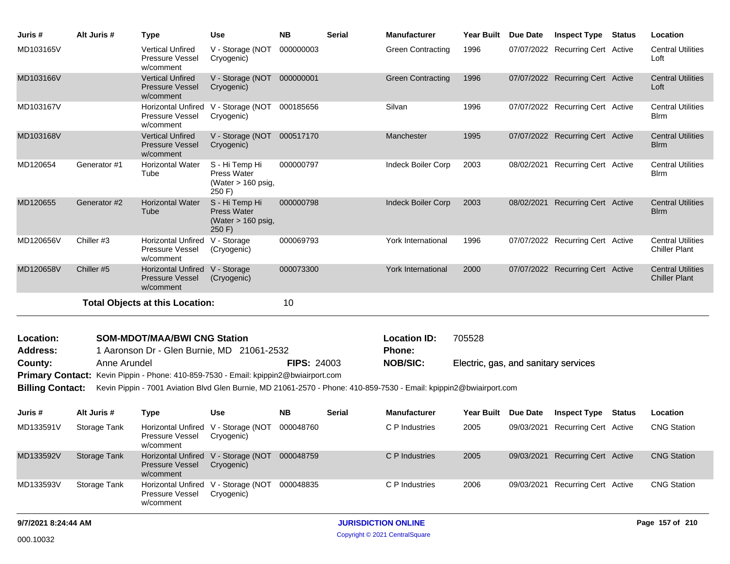| Juris # | Alt Juris # | Type | Use | NB | Serial | Manufacturer | Year Built | Due Date | Inspect Type | Status | Location |
|---|---|---|---|---|---|---|---|---|---|---|---|
| MD103165V | | Vertical Unfired Pressure Vessel w/comment | V - Storage (NOT Cryogenic) | 000000003 | | Green Contracting | 1996 | 07/07/2022 | Recurring Cert | Active | Central Utilities Loft |
| MD103166V | | Vertical Unfired Pressure Vessel w/comment | V - Storage (NOT Cryogenic) | 000000001 | | Green Contracting | 1996 | 07/07/2022 | Recurring Cert | Active | Central Utilities Loft |
| MD103167V | | Horizontal Unfired Pressure Vessel w/comment | V - Storage (NOT Cryogenic) | 000185656 | | Silvan | 1996 | 07/07/2022 | Recurring Cert | Active | Central Utilities Blrm |
| MD103168V | | Vertical Unfired Pressure Vessel w/comment | V - Storage (NOT Cryogenic) | 000517170 | | Manchester | 1995 | 07/07/2022 | Recurring Cert | Active | Central Utilities Blrm |
| MD120654 | Generator #1 | Horizontal Water Tube | S - Hi Temp Hi Press Water (Water > 160 psig, 250 F) | 000000797 | | Indeck Boiler Corp | 2003 | 08/02/2021 | Recurring Cert | Active | Central Utilities Blrm |
| MD120655 | Generator #2 | Horizontal Water Tube | S - Hi Temp Hi Press Water (Water > 160 psig, 250 F) | 000000798 | | Indeck Boiler Corp | 2003 | 08/02/2021 | Recurring Cert | Active | Central Utilities Blrm |
| MD120656V | Chiller #3 | Horizontal Unfired Pressure Vessel w/comment | V - Storage (Cryogenic) | 000069793 | | York International | 1996 | 07/07/2022 | Recurring Cert | Active | Central Utilities Chiller Plant |
| MD120658V | Chiller #5 | Horizontal Unfired Pressure Vessel w/comment | V - Storage (Cryogenic) | 000073300 | | York International | 2000 | 07/07/2022 | Recurring Cert | Active | Central Utilities Chiller Plant |

**Total Objects at this Location:** 10

**Location:** **SOM-MDOT/MAA/BWI CNG Station**
**Location ID:** 705528
**Address:** 1 Aaronson Dr - Glen Burnie, MD 21061-2532
**Phone:**
**County:** Anne Arundel
**FIPS:** 24003
**NOB/SIC:** Electric, gas, and sanitary services
**Primary Contact:** Kevin Pippin - Phone: 410-859-7530 - Email: kpippin2@bwiairport.com
**Billing Contact:** Kevin Pippin - 7001 Aviation Blvd Glen Burnie, MD 21061-2570 - Phone: 410-859-7530 - Email: kpippin2@bwiairport.com

| Juris # | Alt Juris # | Type | Use | NB | Serial | Manufacturer | Year Built | Due Date | Inspect Type | Status | Location |
|---|---|---|---|---|---|---|---|---|---|---|---|
| MD133591V | Storage Tank | Horizontal Unfired Pressure Vessel w/comment | V - Storage (NOT Cryogenic) | 000048760 | | C P Industries | 2005 | 09/03/2021 | Recurring Cert | Active | CNG Station |
| MD133592V | Storage Tank | Horizontal Unfired Pressure Vessel w/comment | V - Storage (NOT Cryogenic) | 000048759 | | C P Industries | 2005 | 09/03/2021 | Recurring Cert | Active | CNG Station |
| MD133593V | Storage Tank | Horizontal Unfired Pressure Vessel w/comment | V - Storage (NOT Cryogenic) | 000048835 | | C P Industries | 2006 | 09/03/2021 | Recurring Cert | Active | CNG Station |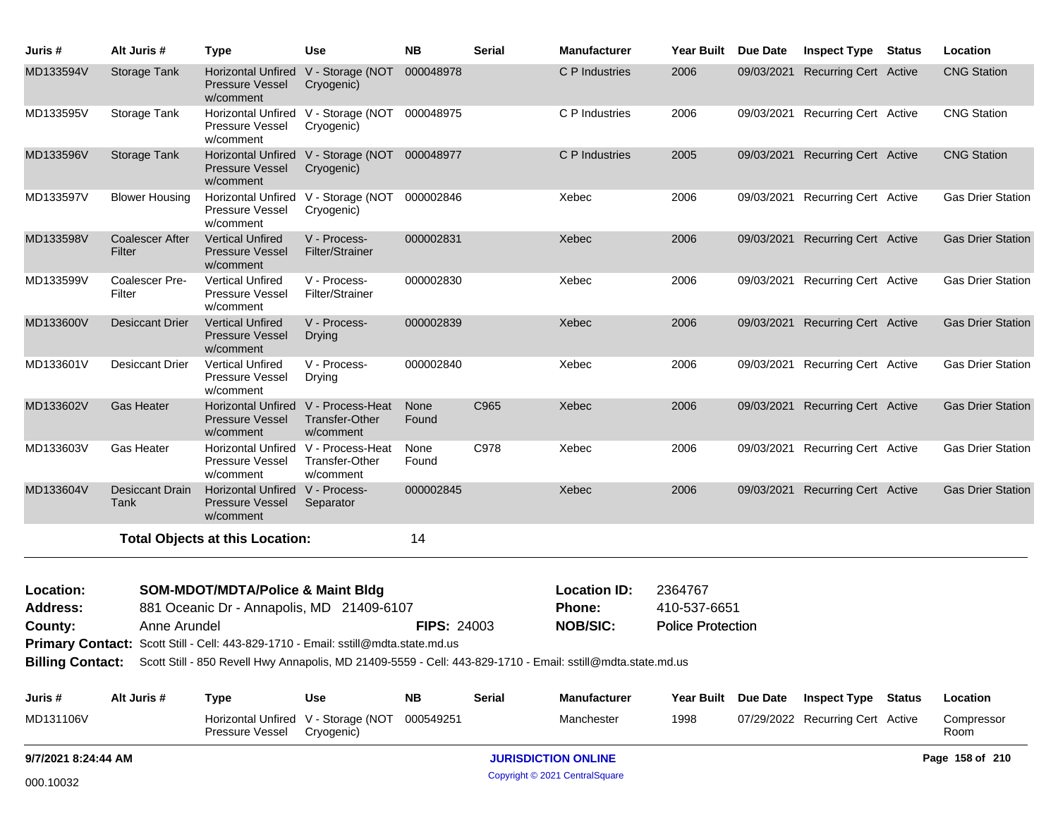| Juris # | Alt Juris # | Type | Use | NB | Serial | Manufacturer | Year Built | Due Date | Inspect Type | Status | Location |
|---|---|---|---|---|---|---|---|---|---|---|---|
| MD133594V | Storage Tank | Horizontal Unfired Pressure Vessel w/comment | V - Storage (NOT Cryogenic) | 000048978 | | C P Industries | 2006 | 09/03/2021 | Recurring Cert | Active | CNG Station |
| MD133595V | Storage Tank | Horizontal Unfired Pressure Vessel w/comment | V - Storage (NOT Cryogenic) | 000048975 | | C P Industries | 2006 | 09/03/2021 | Recurring Cert | Active | CNG Station |
| MD133596V | Storage Tank | Horizontal Unfired Pressure Vessel w/comment | V - Storage (NOT Cryogenic) | 000048977 | | C P Industries | 2005 | 09/03/2021 | Recurring Cert | Active | CNG Station |
| MD133597V | Blower Housing | Horizontal Unfired Pressure Vessel w/comment | V - Storage (NOT Cryogenic) | 000002846 | | Xebec | 2006 | 09/03/2021 | Recurring Cert | Active | Gas Drier Station |
| MD133598V | Coalescer After Filter | Vertical Unfired Pressure Vessel w/comment | V - Process-Filter/Strainer | 000002831 | | Xebec | 2006 | 09/03/2021 | Recurring Cert | Active | Gas Drier Station |
| MD133599V | Coalescer Pre-Filter | Vertical Unfired Pressure Vessel w/comment | V - Process-Filter/Strainer | 000002830 | | Xebec | 2006 | 09/03/2021 | Recurring Cert | Active | Gas Drier Station |
| MD133600V | Desiccant Drier | Vertical Unfired Pressure Vessel w/comment | V - Process-Drying | 000002839 | | Xebec | 2006 | 09/03/2021 | Recurring Cert | Active | Gas Drier Station |
| MD133601V | Desiccant Drier | Vertical Unfired Pressure Vessel w/comment | V - Process-Drying | 000002840 | | Xebec | 2006 | 09/03/2021 | Recurring Cert | Active | Gas Drier Station |
| MD133602V | Gas Heater | Horizontal Unfired Pressure Vessel w/comment | V - Process-Heat Transfer-Other w/comment | None Found | C965 | Xebec | 2006 | 09/03/2021 | Recurring Cert | Active | Gas Drier Station |
| MD133603V | Gas Heater | Horizontal Unfired Pressure Vessel w/comment | V - Process-Heat Transfer-Other w/comment | None Found | C978 | Xebec | 2006 | 09/03/2021 | Recurring Cert | Active | Gas Drier Station |
| MD133604V | Desiccant Drain Tank | Horizontal Unfired Pressure Vessel w/comment | V - Process-Separator | 000002845 | | Xebec | 2006 | 09/03/2021 | Recurring Cert | Active | Gas Drier Station |

**Total Objects at this Location:** 14

**Location:** **SOM-MDOT/MDTA/Police & Maint Bldg**
**Location ID:** 2364767
**Address:** 881 Oceanic Dr - Annapolis, MD 21409-6107
**Phone:** 410-537-6651
**County:** Anne Arundel
**FIPS:** 24003
**NOB/SIC:** Police Protection
**Primary Contact:** Scott Still - Cell: 443-829-1710 - Email: sstill@mdta.state.md.us
**Billing Contact:** Scott Still - 850 Revell Hwy Annapolis, MD 21409-5559 - Cell: 443-829-1710 - Email: sstill@mdta.state.md.us

| Juris # | Alt Juris # | Type | Use | NB | Serial | Manufacturer | Year Built | Due Date | Inspect Type | Status | Location |
|---|---|---|---|---|---|---|---|---|---|---|---|
| MD131106V | | Horizontal Unfired Pressure Vessel | V - Storage (NOT Cryogenic) | 000549251 | | Manchester | 1998 | 07/29/2022 | Recurring Cert | Active | Compressor Room |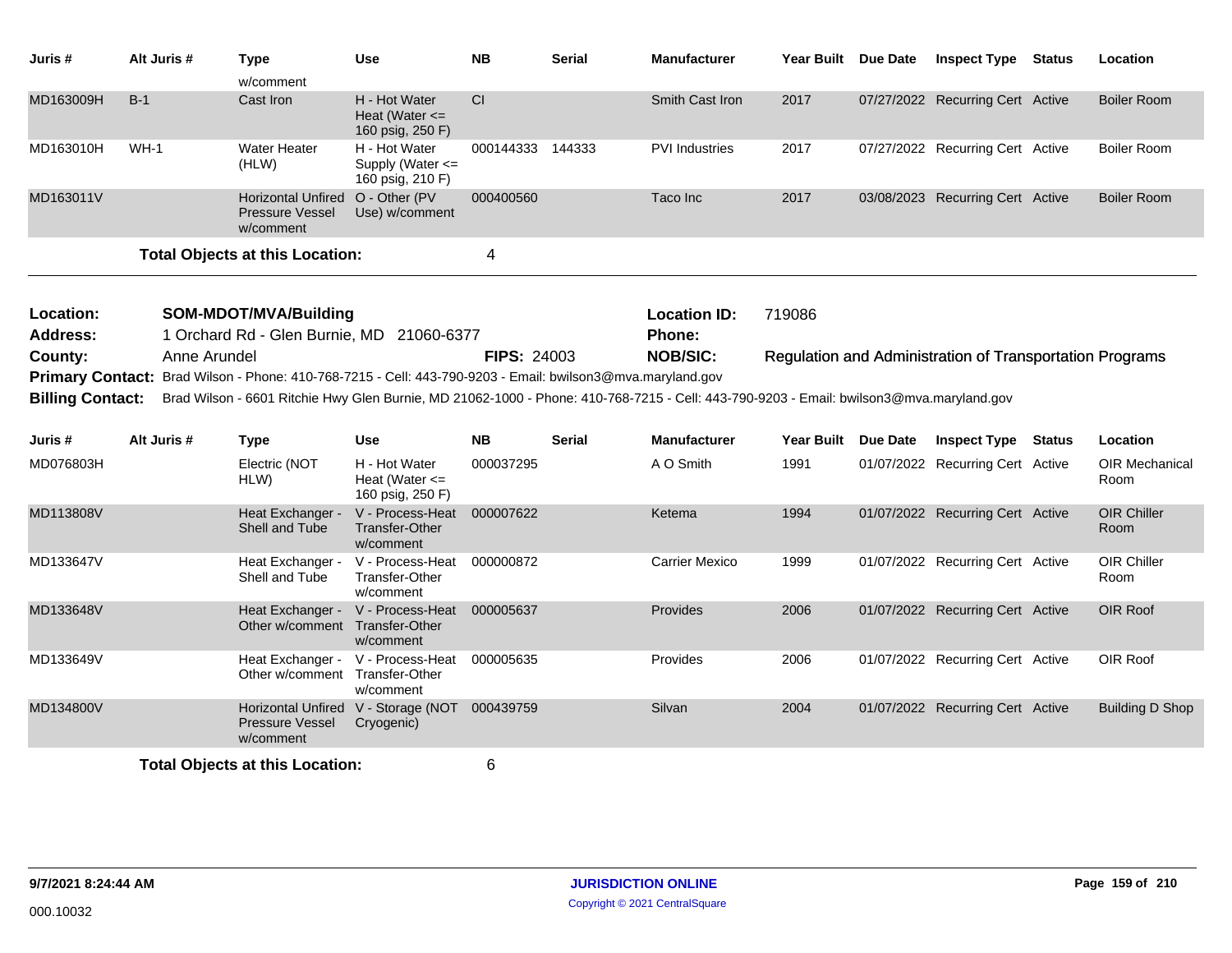| Juris # | Alt Juris # | Type | Use | NB | Serial | Manufacturer | Year Built | Due Date | Inspect Type | Status | Location |
|---|---|---|---|---|---|---|---|---|---|---|---|
| | | w/comment | | | | | | | | | |
| MD163009H | B-1 | Cast Iron | H - Hot Water Heat (Water <= 160 psig, 250 F) | CI | | Smith Cast Iron | 2017 | 07/27/2022 | Recurring Cert | Active | Boiler Room |
| MD163010H | WH-1 | Water Heater (HLW) | H - Hot Water Supply (Water <= 160 psig, 210 F) | 000144333 | 144333 | PVI Industries | 2017 | 07/27/2022 | Recurring Cert | Active | Boiler Room |
| MD163011V | | Horizontal Unfired Pressure Vessel w/comment | O - Other (PV Use) w/comment | 000400560 | | Taco Inc | 2017 | 03/08/2023 | Recurring Cert | Active | Boiler Room |

**Total Objects at this Location:** 4

**Location:** SOM-MDOT/MVA/Building
**Location ID:** 719086
**Address:** 1 Orchard Rd - Glen Burnie, MD 21060-6377
**Phone:**
**County:** Anne Arundel
**FIPS:** 24003
**NOB/SIC:** Regulation and Administration of Transportation Programs
**Primary Contact:** Brad Wilson - Phone: 410-768-7215 - Cell: 443-790-9203 - Email: bwilson3@mva.maryland.gov
**Billing Contact:** Brad Wilson - 6601 Ritchie Hwy Glen Burnie, MD 21062-1000 - Phone: 410-768-7215 - Cell: 443-790-9203 - Email: bwilson3@mva.maryland.gov

| Juris # | Alt Juris # | Type | Use | NB | Serial | Manufacturer | Year Built | Due Date | Inspect Type | Status | Location |
|---|---|---|---|---|---|---|---|---|---|---|---|
| MD076803H | | Electric (NOT HLW) | H - Hot Water Heat (Water <= 160 psig, 250 F) | 000037295 | | A O Smith | 1991 | 01/07/2022 | Recurring Cert | Active | OIR Mechanical Room |
| MD113808V | | Heat Exchanger - Shell and Tube | V - Process-Heat Transfer-Other w/comment | 000007622 | | Ketema | 1994 | 01/07/2022 | Recurring Cert | Active | OIR Chiller Room |
| MD133647V | | Heat Exchanger - Shell and Tube | V - Process-Heat Transfer-Other w/comment | 000000872 | | Carrier Mexico | 1999 | 01/07/2022 | Recurring Cert | Active | OIR Chiller Room |
| MD133648V | | Heat Exchanger - Other w/comment | V - Process-Heat Transfer-Other w/comment | 000005637 | | Provides | 2006 | 01/07/2022 | Recurring Cert | Active | OIR Roof |
| MD133649V | | Heat Exchanger - Other w/comment | V - Process-Heat Transfer-Other w/comment | 000005635 | | Provides | 2006 | 01/07/2022 | Recurring Cert | Active | OIR Roof |
| MD134800V | | Horizontal Unfired Pressure Vessel w/comment | V - Storage (NOT Cryogenic) | 000439759 | | Silvan | 2004 | 01/07/2022 | Recurring Cert | Active | Building D Shop |

**Total Objects at this Location:** 6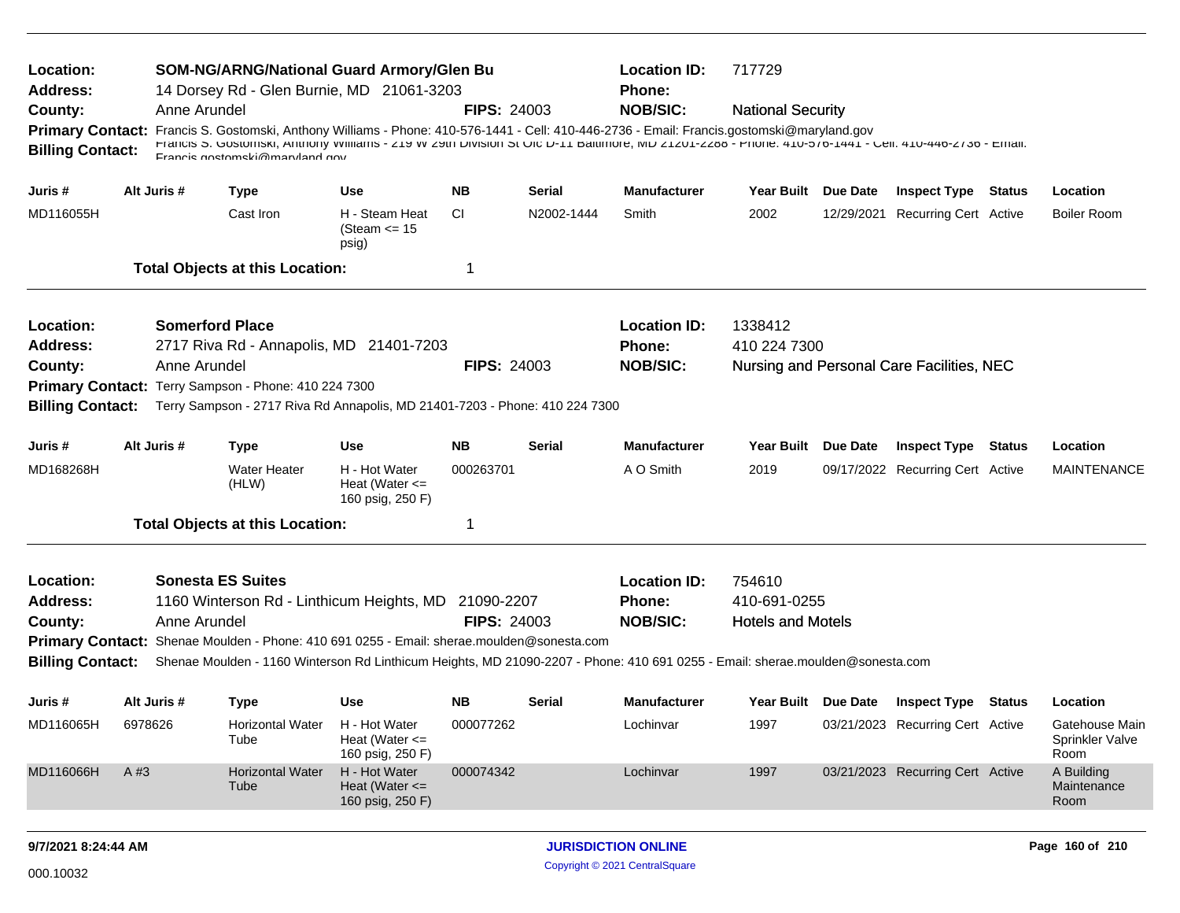**Location:** SOM-NG/ARNG/National Guard Armory/Glen Bu  **Location ID:** 717729
**Address:** 14 Dorsey Rd - Glen Burnie, MD 21061-3203  **Phone:**
**County:** Anne Arundel  **FIPS:** 24003  **NOB/SIC:** National Security
**Primary Contact:** Francis S. Gostomski, Anthony Williams - Phone: 410-576-1441 - Cell: 410-446-2736 - Email: Francis.gostomski@maryland.gov
**Billing Contact:** Francis S. Gostomski, Anthony Williams - 219 W 29th Division St Ofc D-11 Baltimore, MD 21201-2288 - Phone: 410-576-1441 - Cell: 410-446-2736 - Email: Francis.gostomski@maryland.gov

| Juris # | Alt Juris # | Type | Use | NB | Serial | Manufacturer | Year Built | Due Date | Inspect Type | Status | Location |
|---|---|---|---|---|---|---|---|---|---|---|---|
| MD116055H | | Cast Iron | H - Steam Heat (Steam <= 15 psig) | CI | N2002-1444 | Smith | 2002 | 12/29/2021 | Recurring Cert | Active | Boiler Room |

**Total Objects at this Location:** 1

**Location:** Somerford Place  **Location ID:** 1338412
**Address:** 2717 Riva Rd - Annapolis, MD 21401-7203  **Phone:** 410 224 7300
**County:** Anne Arundel  **FIPS:** 24003  **NOB/SIC:** Nursing and Personal Care Facilities, NEC
**Primary Contact:** Terry Sampson - Phone: 410 224 7300
**Billing Contact:** Terry Sampson - 2717 Riva Rd Annapolis, MD 21401-7203 - Phone: 410 224 7300

| Juris # | Alt Juris # | Type | Use | NB | Serial | Manufacturer | Year Built | Due Date | Inspect Type | Status | Location |
|---|---|---|---|---|---|---|---|---|---|---|---|
| MD168268H | | Water Heater (HLW) | H - Hot Water Heat (Water <= 160 psig, 250 F) | 000263701 | | A O Smith | 2019 | 09/17/2022 | Recurring Cert | Active | MAINTENANCE |

**Total Objects at this Location:** 1

**Location:** Sonesta ES Suites  **Location ID:** 754610
**Address:** 1160 Winterson Rd - Linthicum Heights, MD 21090-2207  **Phone:** 410-691-0255
**County:** Anne Arundel  **FIPS:** 24003  **NOB/SIC:** Hotels and Motels
**Primary Contact:** Shenae Moulden - Phone: 410 691 0255 - Email: sherae.moulden@sonesta.com
**Billing Contact:** Shenae Moulden - 1160 Winterson Rd Linthicum Heights, MD 21090-2207 - Phone: 410 691 0255 - Email: sherae.moulden@sonesta.com

| Juris # | Alt Juris # | Type | Use | NB | Serial | Manufacturer | Year Built | Due Date | Inspect Type | Status | Location |
|---|---|---|---|---|---|---|---|---|---|---|---|
| MD116065H | 6978626 | Horizontal Water Tube | H - Hot Water Heat (Water <= 160 psig, 250 F) | 000077262 | | Lochinvar | 1997 | 03/21/2023 | Recurring Cert | Active | Gatehouse Main Sprinkler Valve Room |
| MD116066H | A #3 | Horizontal Water Tube | H - Hot Water Heat (Water <= 160 psig, 250 F) | 000074342 | | Lochinvar | 1997 | 03/21/2023 | Recurring Cert | Active | A Building Maintenance Room |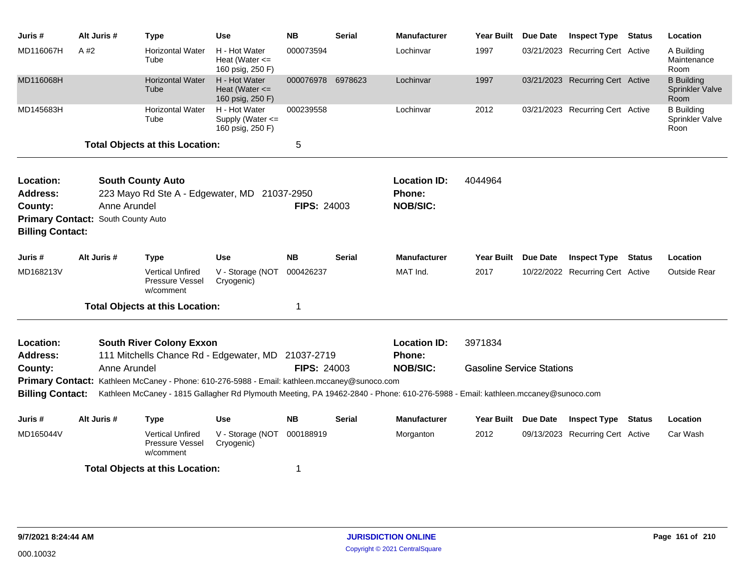| Juris # | Alt Juris # | Type | Use | NB | Serial | Manufacturer | Year Built | Due Date | Inspect Type | Status | Location |
|---|---|---|---|---|---|---|---|---|---|---|---|
| MD116067H | A #2 | Horizontal Water Tube | H - Hot Water Heat (Water <= 160 psig, 250 F) | 000073594 | | Lochinvar | 1997 | 03/21/2023 | Recurring Cert | Active | A Building Maintenance Room |
| MD116068H | | Horizontal Water Tube | H - Hot Water Heat (Water <= 160 psig, 250 F) | 000076978 | 6978623 | Lochinvar | 1997 | 03/21/2023 | Recurring Cert | Active | B Building Sprinkler Valve Room |
| MD145683H | | Horizontal Water Tube | H - Hot Water Supply (Water <= 160 psig, 250 F) | 000239558 | | Lochinvar | 2012 | 03/21/2023 | Recurring Cert | Active | B Building Sprinkler Valve Roon |

**Total Objects at this Location:** 5

---

**Location:** South County Auto  
**Address:** 223 Mayo Rd Ste A - Edgewater, MD 21037-2950  
**County:** Anne Arundel  
**FIPS:** 24003  
**Location ID:** 4044964  
**Phone:**  
**NOB/SIC:**  
**Primary Contact:** South County Auto  
**Billing Contact:**

| Juris # | Alt Juris # | Type | Use | NB | Serial | Manufacturer | Year Built | Due Date | Inspect Type | Status | Location |
|---|---|---|---|---|---|---|---|---|---|---|---|
| MD168213V | | Vertical Unfired Pressure Vessel w/comment | V - Storage (NOT Cryogenic) | 000426237 | | MAT Ind. | 2017 | 10/22/2022 | Recurring Cert | Active | Outside Rear |

**Total Objects at this Location:** 1

---

**Location:** South River Colony Exxon  
**Address:** 111 Mitchells Chance Rd - Edgewater, MD 21037-2719  
**County:** Anne Arundel  
**FIPS:** 24003  
**Location ID:** 3971834  
**Phone:**  
**NOB/SIC:** Gasoline Service Stations  
**Primary Contact:** Kathleen McCaney - Phone: 610-276-5988 - Email: kathleen.mccaney@sunoco.com  
**Billing Contact:** Kathleen McCaney - 1815 Gallagher Rd Plymouth Meeting, PA 19462-2840 - Phone: 610-276-5988 - Email: kathleen.mccaney@sunoco.com

| Juris # | Alt Juris # | Type | Use | NB | Serial | Manufacturer | Year Built | Due Date | Inspect Type | Status | Location |
|---|---|---|---|---|---|---|---|---|---|---|---|
| MD165044V | | Vertical Unfired Pressure Vessel w/comment | V - Storage (NOT Cryogenic) | 000188919 | | Morganton | 2012 | 09/13/2023 | Recurring Cert | Active | Car Wash |

**Total Objects at this Location:** 1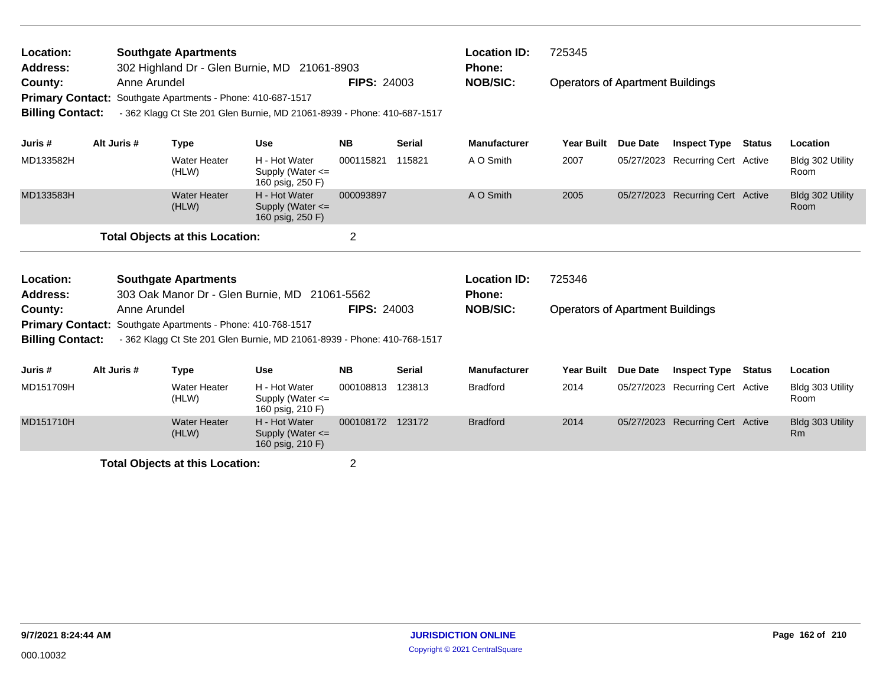**Location:** Southgate Apartments
**Address:** 302 Highland Dr - Glen Burnie, MD 21061-8903
**County:** Anne Arundel **FIPS:** 24003
**Primary Contact:** Southgate Apartments - Phone: 410-687-1517
**Billing Contact:** - 362 Klagg Ct Ste 201 Glen Burnie, MD 21061-8939 - Phone: 410-687-1517

**Location ID:** 725345
**Phone:**
**NOB/SIC:** Operators of Apartment Buildings

| Juris # | Alt Juris # | Type | Use | NB | Serial | Manufacturer | Year Built | Due Date | Inspect Type | Status | Location |
|---|---|---|---|---|---|---|---|---|---|---|---|
| MD133582H | | Water Heater (HLW) | H - Hot Water Supply (Water <= 160 psig, 250 F) | 000115821 | 115821 | A O Smith | 2007 | 05/27/2023 | Recurring Cert | Active | Bldg 302 Utility Room |
| MD133583H | | Water Heater (HLW) | H - Hot Water Supply (Water <= 160 psig, 250 F) | 000093897 | | A O Smith | 2005 | 05/27/2023 | Recurring Cert | Active | Bldg 302 Utility Room |

**Total Objects at this Location:** 2

**Location:** Southgate Apartments
**Address:** 303 Oak Manor Dr - Glen Burnie, MD 21061-5562
**County:** Anne Arundel **FIPS:** 24003
**Primary Contact:** Southgate Apartments - Phone: 410-768-1517
**Billing Contact:** - 362 Klagg Ct Ste 201 Glen Burnie, MD 21061-8939 - Phone: 410-768-1517

**Location ID:** 725346
**Phone:**
**NOB/SIC:** Operators of Apartment Buildings

| Juris # | Alt Juris # | Type | Use | NB | Serial | Manufacturer | Year Built | Due Date | Inspect Type | Status | Location |
|---|---|---|---|---|---|---|---|---|---|---|---|
| MD151709H | | Water Heater (HLW) | H - Hot Water Supply (Water <= 160 psig, 210 F) | 000108813 | 123813 | Bradford | 2014 | 05/27/2023 | Recurring Cert | Active | Bldg 303 Utility Room |
| MD151710H | | Water Heater (HLW) | H - Hot Water Supply (Water <= 160 psig, 210 F) | 000108172 | 123172 | Bradford | 2014 | 05/27/2023 | Recurring Cert | Active | Bldg 303 Utility Rm |

**Total Objects at this Location:** 2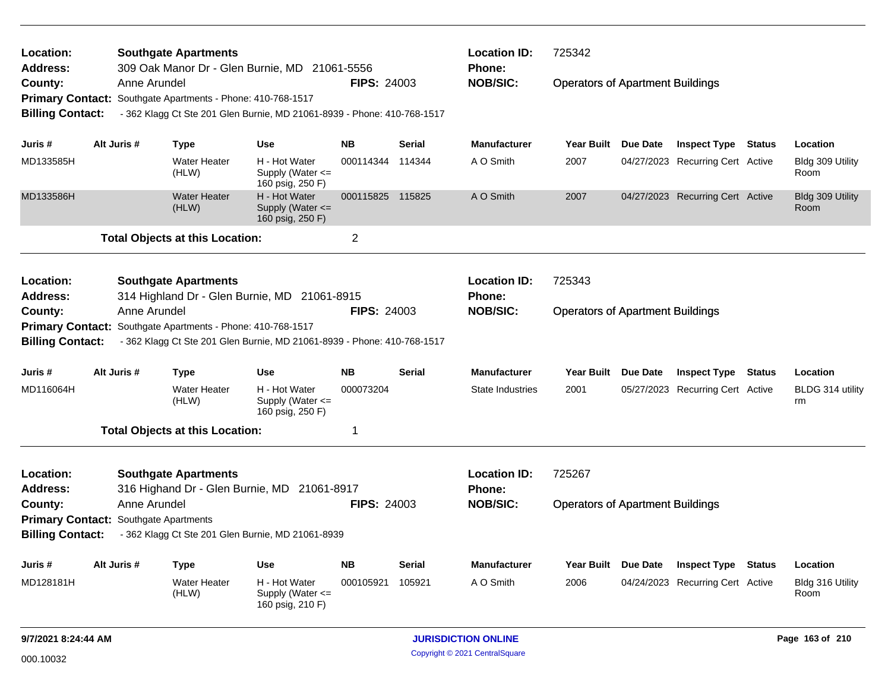**Location:** Southgate Apartments  
**Address:** 309 Oak Manor Dr - Glen Burnie, MD 21061-5556  
**County:** Anne Arundel **FIPS:** 24003  
**Primary Contact:** Southgate Apartments - Phone: 410-768-1517  
**Billing Contact:** - 362 Klagg Ct Ste 201 Glen Burnie, MD 21061-8939 - Phone: 410-768-1517  
**Location ID:** 725342  
**Phone:**  
**NOB/SIC:** Operators of Apartment Buildings

| Juris # | Alt Juris # | Type | Use | NB | Serial | Manufacturer | Year Built | Due Date | Inspect Type | Status | Location |
|---|---|---|---|---|---|---|---|---|---|---|---|
| MD133585H | | Water Heater (HLW) | H - Hot Water Supply (Water <= 160 psig, 250 F) | 000114344 | 114344 | A O Smith | 2007 | 04/27/2023 | Recurring Cert | Active | Bldg 309 Utility Room |
| MD133586H | | Water Heater (HLW) | H - Hot Water Supply (Water <= 160 psig, 250 F) | 000115825 | 115825 | A O Smith | 2007 | 04/27/2023 | Recurring Cert | Active | Bldg 309 Utility Room |

**Total Objects at this Location:** 2

**Location:** Southgate Apartments  
**Address:** 314 Highland Dr - Glen Burnie, MD 21061-8915  
**County:** Anne Arundel **FIPS:** 24003  
**Primary Contact:** Southgate Apartments - Phone: 410-768-1517  
**Billing Contact:** - 362 Klagg Ct Ste 201 Glen Burnie, MD 21061-8939 - Phone: 410-768-1517  
**Location ID:** 725343  
**Phone:**  
**NOB/SIC:** Operators of Apartment Buildings

| Juris # | Alt Juris # | Type | Use | NB | Serial | Manufacturer | Year Built | Due Date | Inspect Type | Status | Location |
|---|---|---|---|---|---|---|---|---|---|---|---|
| MD116064H | | Water Heater (HLW) | H - Hot Water Supply (Water <= 160 psig, 250 F) | 000073204 | | State Industries | 2001 | 05/27/2023 | Recurring Cert | Active | BLDG 314 utility rm |

**Total Objects at this Location:** 1

**Location:** Southgate Apartments  
**Address:** 316 Highand Dr - Glen Burnie, MD 21061-8917  
**County:** Anne Arundel **FIPS:** 24003  
**Primary Contact:** Southgate Apartments  
**Billing Contact:** - 362 Klagg Ct Ste 201 Glen Burnie, MD 21061-8939  
**Location ID:** 725267  
**Phone:**  
**NOB/SIC:** Operators of Apartment Buildings

| Juris # | Alt Juris # | Type | Use | NB | Serial | Manufacturer | Year Built | Due Date | Inspect Type | Status | Location |
|---|---|---|---|---|---|---|---|---|---|---|---|
| MD128181H | | Water Heater (HLW) | H - Hot Water Supply (Water <= 160 psig, 210 F) | 000105921 | 105921 | A O Smith | 2006 | 04/24/2023 | Recurring Cert | Active | Bldg 316 Utility Room |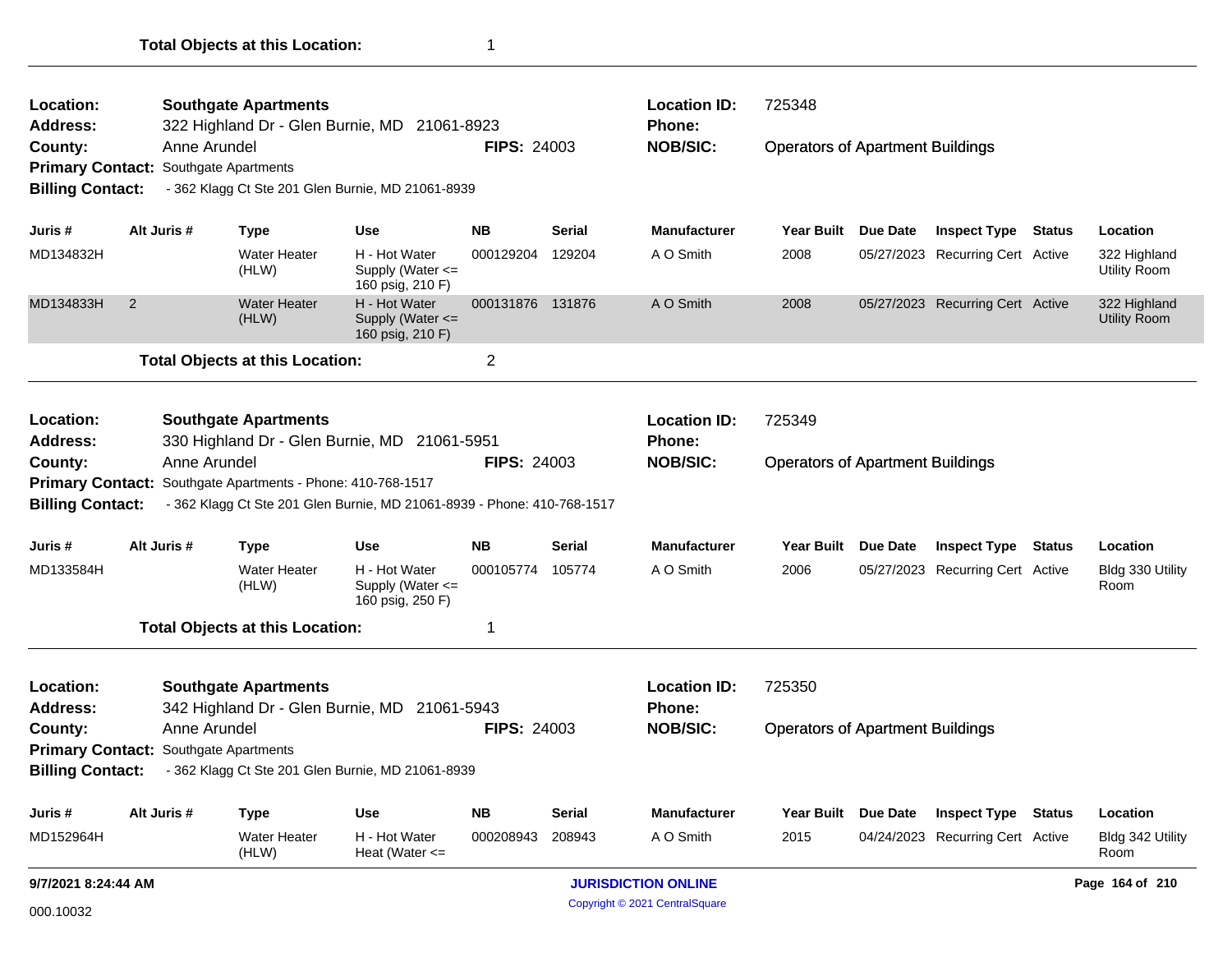**Total Objects at this Location:** 1

---

**Location:** Southgate Apartments
**Location ID:** 725348
**Address:** 322 Highland Dr - Glen Burnie, MD 21061-8923
**Phone:**
**County:** Anne Arundel
**FIPS:** 24003
**NOB/SIC:** Operators of Apartment Buildings
**Primary Contact:** Southgate Apartments
**Billing Contact:** - 362 Klagg Ct Ste 201 Glen Burnie, MD 21061-8939

| Juris # | Alt Juris # | Type | Use | NB | Serial | Manufacturer | Year Built | Due Date | Inspect Type | Status | Location |
|---|---|---|---|---|---|---|---|---|---|---|---|
| MD134832H | | Water Heater (HLW) | H - Hot Water Supply (Water <= 160 psig, 210 F) | 000129204 | 129204 | A O Smith | 2008 | 05/27/2023 | Recurring Cert | Active | 322 Highland Utility Room |
| MD134833H | 2 | Water Heater (HLW) | H - Hot Water Supply (Water <= 160 psig, 210 F) | 000131876 | 131876 | A O Smith | 2008 | 05/27/2023 | Recurring Cert | Active | 322 Highland Utility Room |

**Total Objects at this Location:** 2

---

**Location:** Southgate Apartments
**Location ID:** 725349
**Address:** 330 Highland Dr - Glen Burnie, MD 21061-5951
**Phone:**
**County:** Anne Arundel
**FIPS:** 24003
**NOB/SIC:** Operators of Apartment Buildings
**Primary Contact:** Southgate Apartments - Phone: 410-768-1517
**Billing Contact:** - 362 Klagg Ct Ste 201 Glen Burnie, MD 21061-8939 - Phone: 410-768-1517

| Juris # | Alt Juris # | Type | Use | NB | Serial | Manufacturer | Year Built | Due Date | Inspect Type | Status | Location |
|---|---|---|---|---|---|---|---|---|---|---|---|
| MD133584H | | Water Heater (HLW) | H - Hot Water Supply (Water <= 160 psig, 250 F) | 000105774 | 105774 | A O Smith | 2006 | 05/27/2023 | Recurring Cert | Active | Bldg 330 Utility Room |

**Total Objects at this Location:** 1

---

**Location:** Southgate Apartments
**Location ID:** 725350
**Address:** 342 Highland Dr - Glen Burnie, MD 21061-5943
**Phone:**
**County:** Anne Arundel
**FIPS:** 24003
**NOB/SIC:** Operators of Apartment Buildings
**Primary Contact:** Southgate Apartments
**Billing Contact:** - 362 Klagg Ct Ste 201 Glen Burnie, MD 21061-8939

| Juris # | Alt Juris # | Type | Use | NB | Serial | Manufacturer | Year Built | Due Date | Inspect Type | Status | Location |
|---|---|---|---|---|---|---|---|---|---|---|---|
| MD152964H | | Water Heater (HLW) | H - Hot Water Heat (Water <= | 000208943 | 208943 | A O Smith | 2015 | 04/24/2023 | Recurring Cert | Active | Bldg 342 Utility Room |

9/7/2021 8:24:44 AM

JURISDICTION ONLINE
Copyright © 2021 CentralSquare

000.10032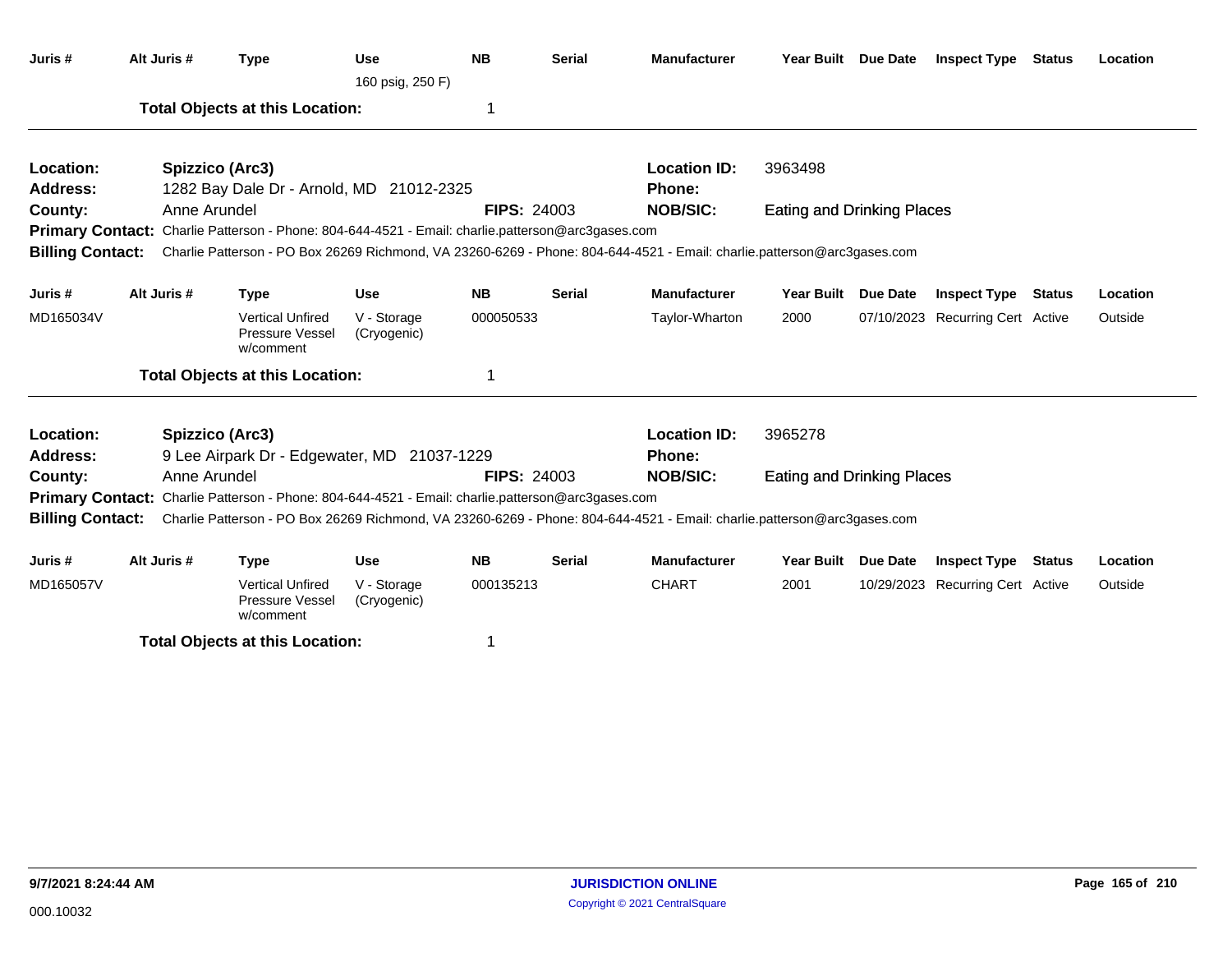| Juris # | Alt Juris # | Type | Use | NB | Serial | Manufacturer | Year Built | Due Date | Inspect Type | Status | Location |
|---|---|---|---|---|---|---|---|---|---|---|---|
| | | | 160 psig, 250 F) | | | | | | | | |

**Total Objects at this Location:** 1

---

**Location:** Spizzico (Arc3)
**Location ID:** 3963498
**Address:** 1282 Bay Dale Dr - Arnold, MD 21012-2325
**Phone:**
**County:** Anne Arundel
**FIPS:** 24003
**NOB/SIC:** Eating and Drinking Places
**Primary Contact:** Charlie Patterson - Phone: 804-644-4521 - Email: charlie.patterson@arc3gases.com
**Billing Contact:** Charlie Patterson - PO Box 26269 Richmond, VA 23260-6269 - Phone: 804-644-4521 - Email: charlie.patterson@arc3gases.com

| Juris # | Alt Juris # | Type | Use | NB | Serial | Manufacturer | Year Built | Due Date | Inspect Type | Status | Location |
|---|---|---|---|---|---|---|---|---|---|---|---|
| MD165034V | | Vertical Unfired Pressure Vessel w/comment | V - Storage (Cryogenic) | 000050533 | | Taylor-Wharton | 2000 | 07/10/2023 | Recurring Cert | Active | Outside |

**Total Objects at this Location:** 1

---

**Location:** Spizzico (Arc3)
**Location ID:** 3965278
**Address:** 9 Lee Airpark Dr - Edgewater, MD 21037-1229
**Phone:**
**County:** Anne Arundel
**FIPS:** 24003
**NOB/SIC:** Eating and Drinking Places
**Primary Contact:** Charlie Patterson - Phone: 804-644-4521 - Email: charlie.patterson@arc3gases.com
**Billing Contact:** Charlie Patterson - PO Box 26269 Richmond, VA 23260-6269 - Phone: 804-644-4521 - Email: charlie.patterson@arc3gases.com

| Juris # | Alt Juris # | Type | Use | NB | Serial | Manufacturer | Year Built | Due Date | Inspect Type | Status | Location |
|---|---|---|---|---|---|---|---|---|---|---|---|
| MD165057V | | Vertical Unfired Pressure Vessel w/comment | V - Storage (Cryogenic) | 000135213 | | CHART | 2001 | 10/29/2023 | Recurring Cert | Active | Outside |

**Total Objects at this Location:** 1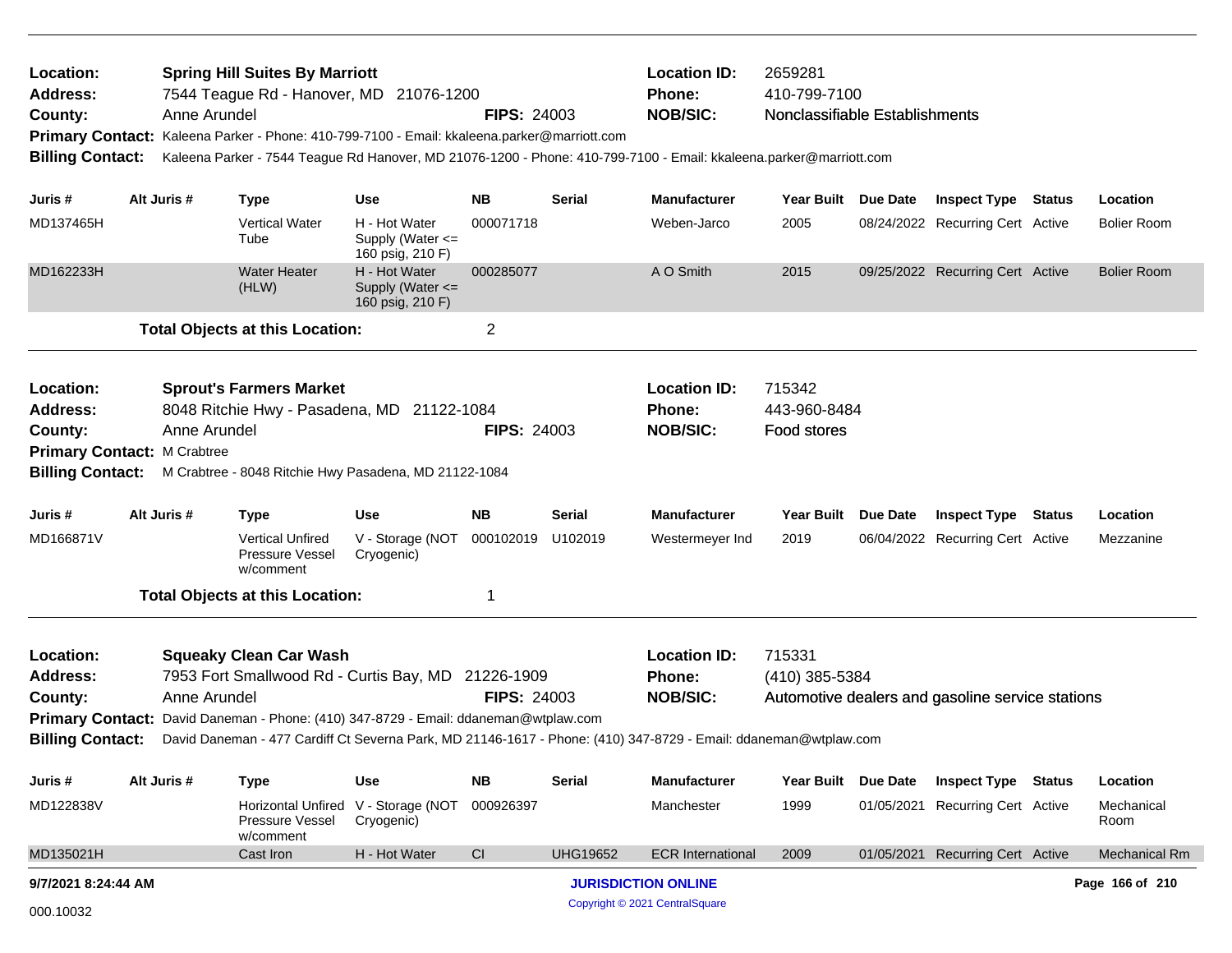**Location:** Spring Hill Suites By Marriott
**Address:** 7544 Teague Rd - Hanover, MD 21076-1200
**County:** Anne Arundel **FIPS:** 24003
**Location ID:** 2659281
**Phone:** 410-799-7100
**NOB/SIC:** Nonclassifiable Establishments
**Primary Contact:** Kaleena Parker - Phone: 410-799-7100 - Email: kkaleena.parker@marriott.com
**Billing Contact:** Kaleena Parker - 7544 Teague Rd Hanover, MD 21076-1200 - Phone: 410-799-7100 - Email: kkaleena.parker@marriott.com

| Juris # | Alt Juris # | Type | Use | NB | Serial | Manufacturer | Year Built | Due Date | Inspect Type | Status | Location |
|---|---|---|---|---|---|---|---|---|---|---|---|
| MD137465H | | Vertical Water Tube | H - Hot Water Supply (Water <= 160 psig, 210 F) | 000071718 | | Weben-Jarco | 2005 | 08/24/2022 | Recurring Cert | Active | Bolier Room |
| MD162233H | | Water Heater (HLW) | H - Hot Water Supply (Water <= 160 psig, 210 F) | 000285077 | | A O Smith | 2015 | 09/25/2022 | Recurring Cert | Active | Bolier Room |

**Total Objects at this Location:** 2

**Location:** Sprout's Farmers Market
**Address:** 8048 Ritchie Hwy - Pasadena, MD 21122-1084
**County:** Anne Arundel **FIPS:** 24003
**Location ID:** 715342
**Phone:** 443-960-8484
**NOB/SIC:** Food stores
**Primary Contact:** M Crabtree
**Billing Contact:** M Crabtree - 8048 Ritchie Hwy Pasadena, MD 21122-1084

| Juris # | Alt Juris # | Type | Use | NB | Serial | Manufacturer | Year Built | Due Date | Inspect Type | Status | Location |
|---|---|---|---|---|---|---|---|---|---|---|---|
| MD166871V | | Vertical Unfired Pressure Vessel w/comment | V - Storage (NOT Cryogenic) | 000102019 | U102019 | Westermeyer Ind | 2019 | 06/04/2022 | Recurring Cert | Active | Mezzanine |

**Total Objects at this Location:** 1

**Location:** Squeaky Clean Car Wash
**Address:** 7953 Fort Smallwood Rd - Curtis Bay, MD 21226-1909
**County:** Anne Arundel **FIPS:** 24003
**Location ID:** 715331
**Phone:** (410) 385-5384
**NOB/SIC:** Automotive dealers and gasoline service stations
**Primary Contact:** David Daneman - Phone: (410) 347-8729 - Email: ddaneman@wtplaw.com
**Billing Contact:** David Daneman - 477 Cardiff Ct Severna Park, MD 21146-1617 - Phone: (410) 347-8729 - Email: ddaneman@wtplaw.com

| Juris # | Alt Juris # | Type | Use | NB | Serial | Manufacturer | Year Built | Due Date | Inspect Type | Status | Location |
|---|---|---|---|---|---|---|---|---|---|---|---|
| MD122838V | | Horizontal Unfired Pressure Vessel w/comment | V - Storage (NOT Cryogenic) | 000926397 | | Manchester | 1999 | 01/05/2021 | Recurring Cert | Active | Mechanical Room |
| MD135021H | | Cast Iron | H - Hot Water | CI | UHG19652 | ECR International | 2009 | 01/05/2021 | Recurring Cert | Active | Mechanical Rm |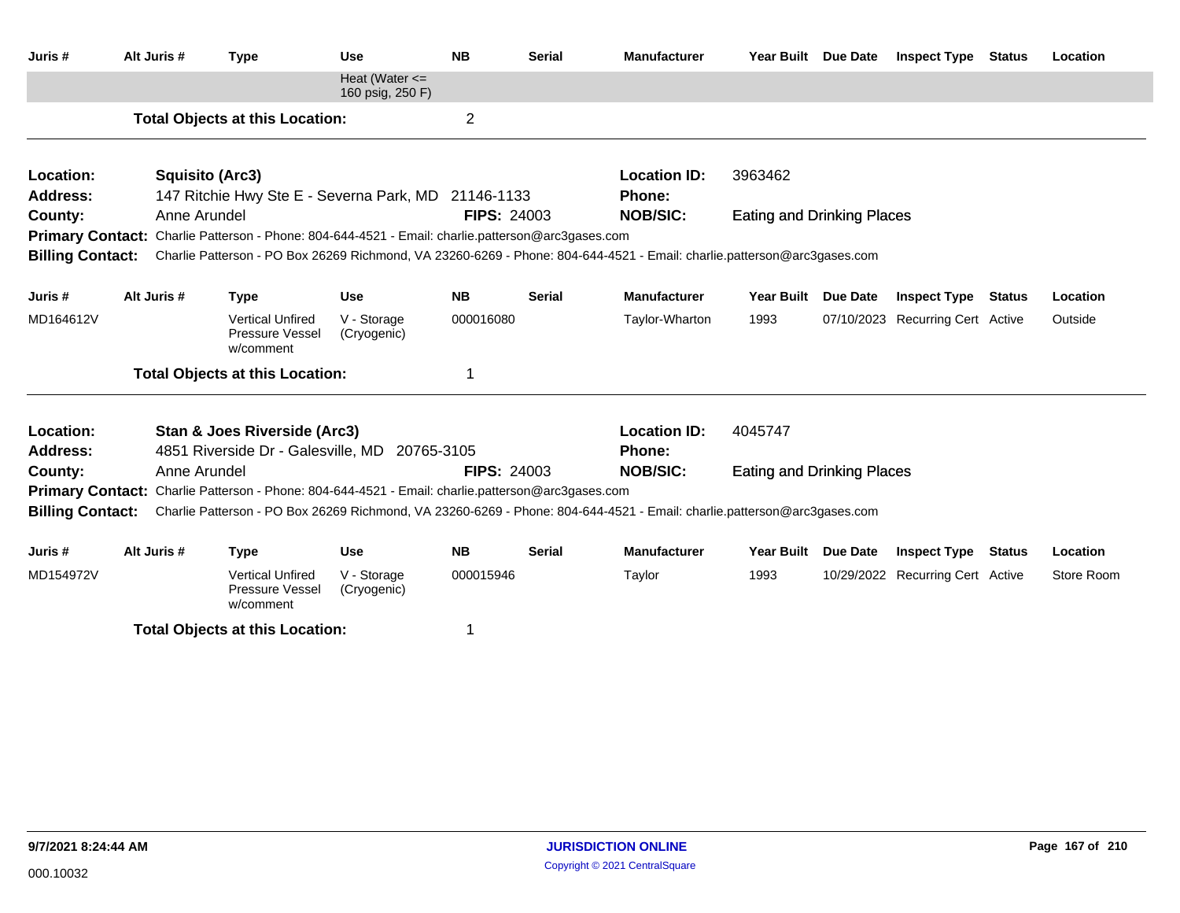| Juris # | Alt Juris # | Type | Use | NB | Serial | Manufacturer | Year Built | Due Date | Inspect Type | Status | Location |
|---|---|---|---|---|---|---|---|---|---|---|---|
| | | | Heat (Water <= 160 psig, 250 F) | | | | | | | | |

**Total Objects at this Location:** 2

---

**Location:** Squisito (Arc3) **Location ID:** 3963462
**Address:** 147 Ritchie Hwy Ste E - Severna Park, MD 21146-1133 **Phone:**
**County:** Anne Arundel **FIPS:** 24003 **NOB/SIC:** Eating and Drinking Places
**Primary Contact:** Charlie Patterson - Phone: 804-644-4521 - Email: charlie.patterson@arc3gases.com
**Billing Contact:** Charlie Patterson - PO Box 26269 Richmond, VA 23260-6269 - Phone: 804-644-4521 - Email: charlie.patterson@arc3gases.com

| Juris # | Alt Juris # | Type | Use | NB | Serial | Manufacturer | Year Built | Due Date | Inspect Type | Status | Location |
|---|---|---|---|---|---|---|---|---|---|---|---|
| MD164612V | | Vertical Unfired Pressure Vessel w/comment | V - Storage (Cryogenic) | 000016080 | | Taylor-Wharton | 1993 | 07/10/2023 | Recurring Cert | Active | Outside |

**Total Objects at this Location:** 1

---

**Location:** Stan & Joes Riverside (Arc3) **Location ID:** 4045747
**Address:** 4851 Riverside Dr - Galesville, MD 20765-3105 **Phone:**
**County:** Anne Arundel **FIPS:** 24003 **NOB/SIC:** Eating and Drinking Places
**Primary Contact:** Charlie Patterson - Phone: 804-644-4521 - Email: charlie.patterson@arc3gases.com
**Billing Contact:** Charlie Patterson - PO Box 26269 Richmond, VA 23260-6269 - Phone: 804-644-4521 - Email: charlie.patterson@arc3gases.com

| Juris # | Alt Juris # | Type | Use | NB | Serial | Manufacturer | Year Built | Due Date | Inspect Type | Status | Location |
|---|---|---|---|---|---|---|---|---|---|---|---|
| MD154972V | | Vertical Unfired Pressure Vessel w/comment | V - Storage (Cryogenic) | 000015946 | | Taylor | 1993 | 10/29/2022 | Recurring Cert | Active | Store Room |

**Total Objects at this Location:** 1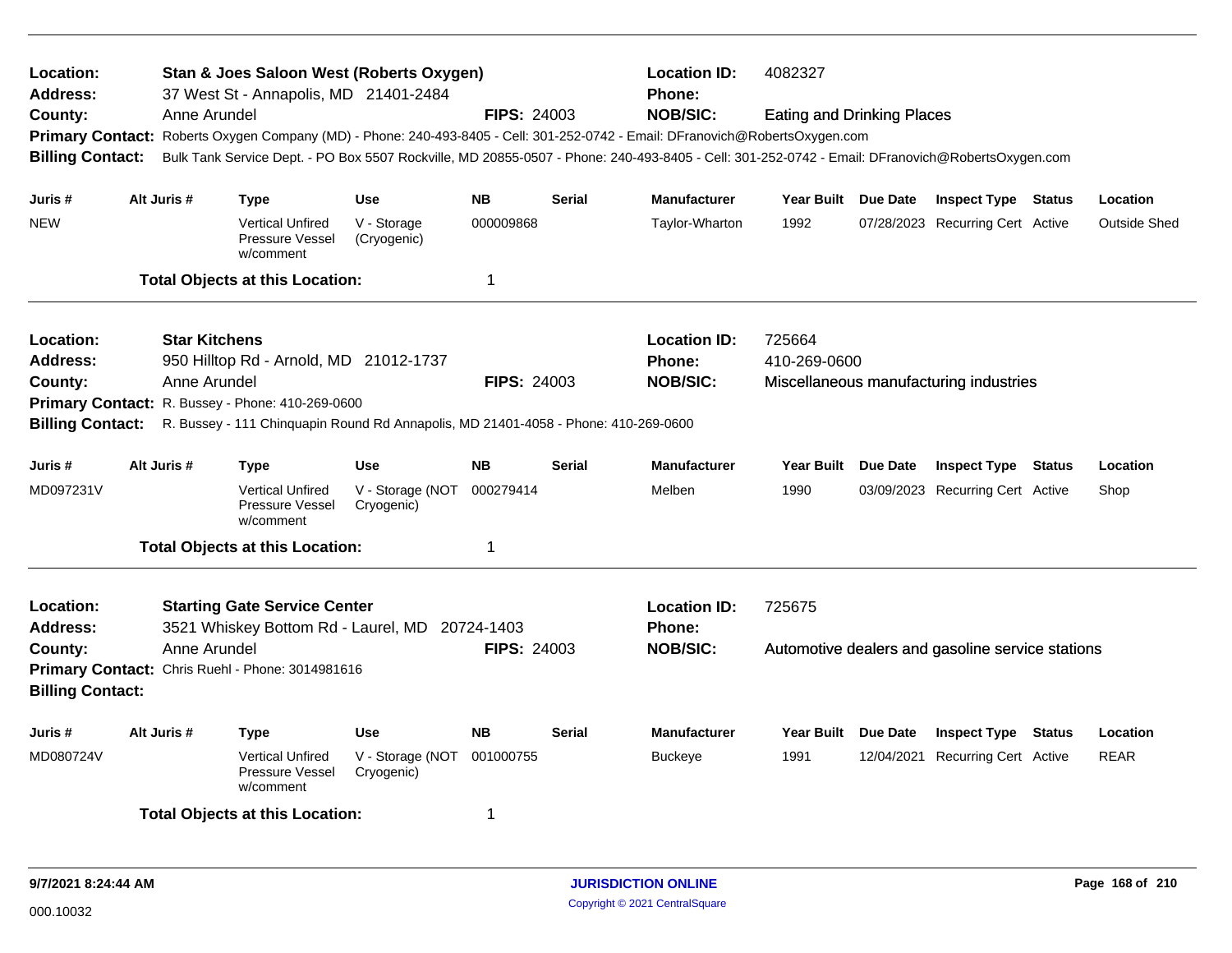**Location:** Stan & Joes Saloon West (Roberts Oxygen)
**Location ID:** 4082327
**Address:** 37 West St - Annapolis, MD 21401-2484
**Phone:**
**County:** Anne Arundel
**FIPS:** 24003
**NOB/SIC:** Eating and Drinking Places
**Primary Contact:** Roberts Oxygen Company (MD) - Phone: 240-493-8405 - Cell: 301-252-0742 - Email: DFranovich@RobertsOxygen.com
**Billing Contact:** Bulk Tank Service Dept. - PO Box 5507 Rockville, MD 20855-0507 - Phone: 240-493-8405 - Cell: 301-252-0742 - Email: DFranovich@RobertsOxygen.com

| Juris # | Alt Juris # | Type | Use | NB | Serial | Manufacturer | Year Built | Due Date | Inspect Type | Status | Location |
|---|---|---|---|---|---|---|---|---|---|---|---|
| NEW | | Vertical Unfired Pressure Vessel w/comment | V - Storage (Cryogenic) | 000009868 | | Taylor-Wharton | 1992 | 07/28/2023 | Recurring Cert | Active | Outside Shed |

**Total Objects at this Location:** 1

---

**Location:** Star Kitchens
**Location ID:** 725664
**Address:** 950 Hilltop Rd - Arnold, MD 21012-1737
**Phone:** 410-269-0600
**County:** Anne Arundel
**FIPS:** 24003
**NOB/SIC:** Miscellaneous manufacturing industries
**Primary Contact:** R. Bussey - Phone: 410-269-0600
**Billing Contact:** R. Bussey - 111 Chinquapin Round Rd Annapolis, MD 21401-4058 - Phone: 410-269-0600

| Juris # | Alt Juris # | Type | Use | NB | Serial | Manufacturer | Year Built | Due Date | Inspect Type | Status | Location |
|---|---|---|---|---|---|---|---|---|---|---|---|
| MD097231V | | Vertical Unfired Pressure Vessel w/comment | V - Storage (NOT Cryogenic) | 000279414 | | Melben | 1990 | 03/09/2023 | Recurring Cert | Active | Shop |

**Total Objects at this Location:** 1

---

**Location:** Starting Gate Service Center
**Location ID:** 725675
**Address:** 3521 Whiskey Bottom Rd - Laurel, MD 20724-1403
**Phone:**
**County:** Anne Arundel
**FIPS:** 24003
**NOB/SIC:** Automotive dealers and gasoline service stations
**Primary Contact:** Chris Ruehl - Phone: 3014981616
**Billing Contact:**

| Juris # | Alt Juris # | Type | Use | NB | Serial | Manufacturer | Year Built | Due Date | Inspect Type | Status | Location |
|---|---|---|---|---|---|---|---|---|---|---|---|
| MD080724V | | Vertical Unfired Pressure Vessel w/comment | V - Storage (NOT Cryogenic) | 001000755 | | Buckeye | 1991 | 12/04/2021 | Recurring Cert | Active | REAR |

**Total Objects at this Location:** 1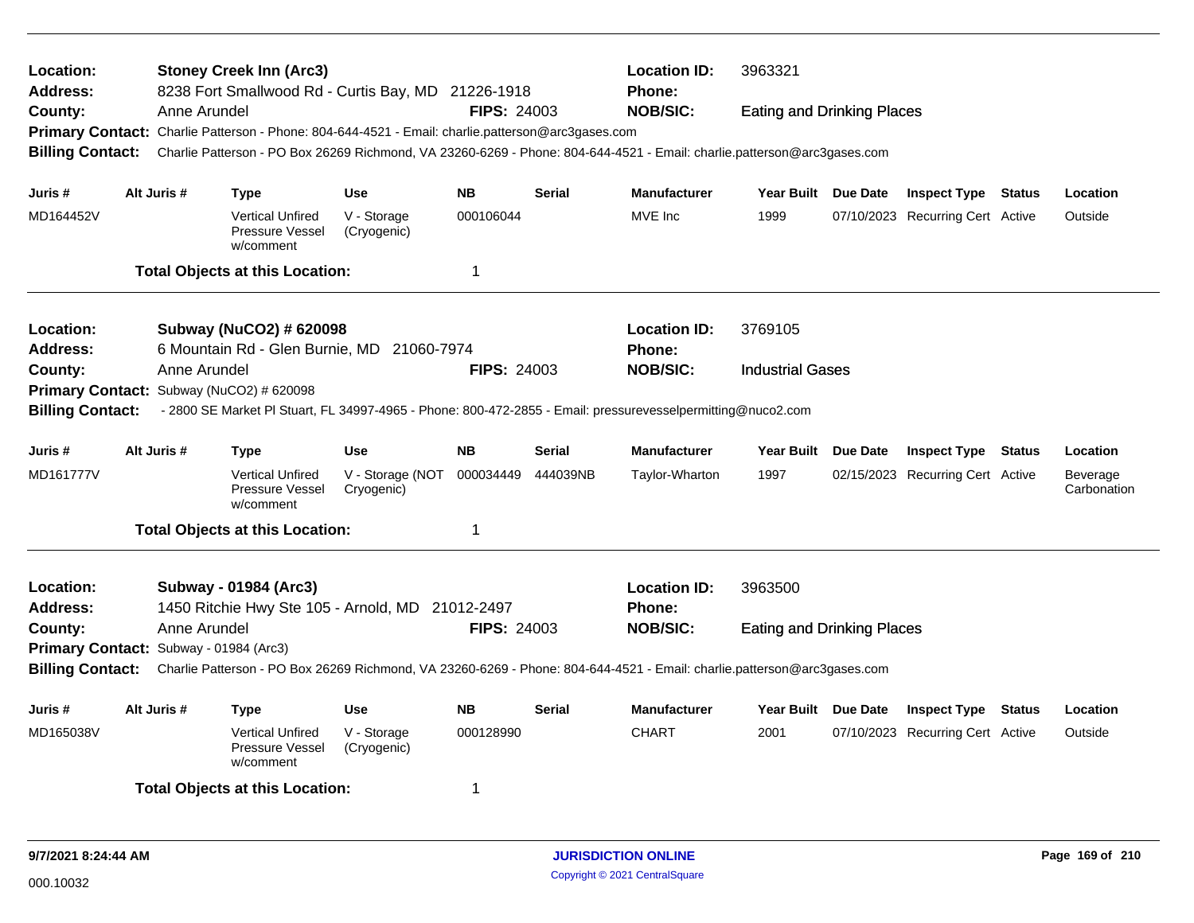**Location:** Stoney Creek Inn (Arc3) **Location ID:** 3963321
**Address:** 8238 Fort Smallwood Rd - Curtis Bay, MD 21226-1918 **Phone:**
**County:** Anne Arundel **FIPS:** 24003 **NOB/SIC:** Eating and Drinking Places
**Primary Contact:** Charlie Patterson - Phone: 804-644-4521 - Email: charlie.patterson@arc3gases.com
**Billing Contact:** Charlie Patterson - PO Box 26269 Richmond, VA 23260-6269 - Phone: 804-644-4521 - Email: charlie.patterson@arc3gases.com

| Juris # | Alt Juris # | Type | Use | NB | Serial | Manufacturer | Year Built | Due Date | Inspect Type | Status | Location |
|---|---|---|---|---|---|---|---|---|---|---|---|
| MD164452V | | Vertical Unfired Pressure Vessel w/comment | V - Storage (Cryogenic) | 000106044 | | MVE Inc | 1999 | 07/10/2023 | Recurring Cert | Active | Outside |

**Total Objects at this Location:** 1

---

**Location:** Subway (NuCO2) # 620098 **Location ID:** 3769105
**Address:** 6 Mountain Rd - Glen Burnie, MD 21060-7974 **Phone:**
**County:** Anne Arundel **FIPS:** 24003 **NOB/SIC:** Industrial Gases
**Primary Contact:** Subway (NuCO2) # 620098
**Billing Contact:** - 2800 SE Market Pl Stuart, FL 34997-4965 - Phone: 800-472-2855 - Email: pressurevesselpermitting@nuco2.com

| Juris # | Alt Juris # | Type | Use | NB | Serial | Manufacturer | Year Built | Due Date | Inspect Type | Status | Location |
|---|---|---|---|---|---|---|---|---|---|---|---|
| MD161777V | | Vertical Unfired Pressure Vessel w/comment | V - Storage (NOT Cryogenic) | 000034449 | 444039NB | Taylor-Wharton | 1997 | 02/15/2023 | Recurring Cert | Active | Beverage Carbonation |

**Total Objects at this Location:** 1

---

**Location:** Subway - 01984 (Arc3) **Location ID:** 3963500
**Address:** 1450 Ritchie Hwy Ste 105 - Arnold, MD 21012-2497 **Phone:**
**County:** Anne Arundel **FIPS:** 24003 **NOB/SIC:** Eating and Drinking Places
**Primary Contact:** Subway - 01984 (Arc3)
**Billing Contact:** Charlie Patterson - PO Box 26269 Richmond, VA 23260-6269 - Phone: 804-644-4521 - Email: charlie.patterson@arc3gases.com

| Juris # | Alt Juris # | Type | Use | NB | Serial | Manufacturer | Year Built | Due Date | Inspect Type | Status | Location |
|---|---|---|---|---|---|---|---|---|---|---|---|
| MD165038V | | Vertical Unfired Pressure Vessel w/comment | V - Storage (Cryogenic) | 000128990 | | CHART | 2001 | 07/10/2023 | Recurring Cert | Active | Outside |

**Total Objects at this Location:** 1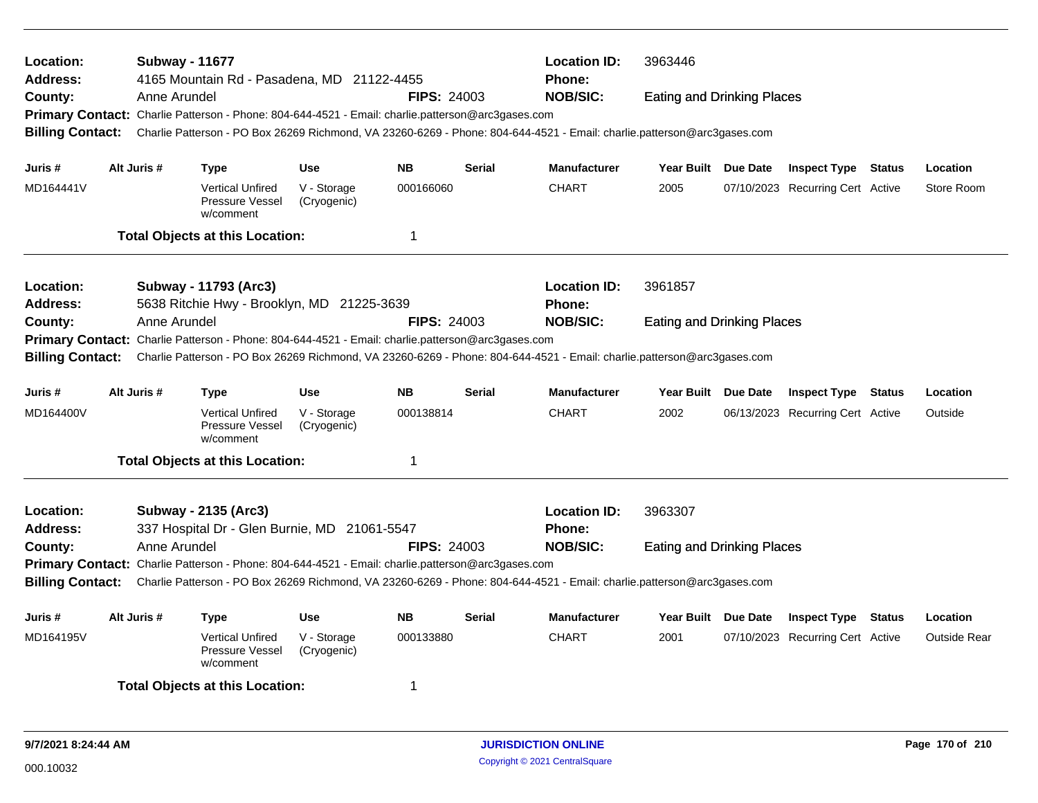**Location:** Subway - 11677 **Location ID:** 3963446
**Address:** 4165 Mountain Rd - Pasadena, MD 21122-4455 **Phone:**
**County:** Anne Arundel **FIPS:** 24003 **NOB/SIC:** Eating and Drinking Places
**Primary Contact:** Charlie Patterson - Phone: 804-644-4521 - Email: charlie.patterson@arc3gases.com
**Billing Contact:** Charlie Patterson - PO Box 26269 Richmond, VA 23260-6269 - Phone: 804-644-4521 - Email: charlie.patterson@arc3gases.com

| Juris # | Alt Juris # | Type | Use | NB | Serial | Manufacturer | Year Built | Due Date | Inspect Type | Status | Location |
|---|---|---|---|---|---|---|---|---|---|---|---|
| MD164441V | | Vertical Unfired Pressure Vessel w/comment | V - Storage (Cryogenic) | 000166060 | | CHART | 2005 | 07/10/2023 | Recurring Cert | Active | Store Room |

**Total Objects at this Location:** 1

---

**Location:** Subway - 11793 (Arc3) **Location ID:** 3961857
**Address:** 5638 Ritchie Hwy - Brooklyn, MD 21225-3639 **Phone:**
**County:** Anne Arundel **FIPS:** 24003 **NOB/SIC:** Eating and Drinking Places
**Primary Contact:** Charlie Patterson - Phone: 804-644-4521 - Email: charlie.patterson@arc3gases.com
**Billing Contact:** Charlie Patterson - PO Box 26269 Richmond, VA 23260-6269 - Phone: 804-644-4521 - Email: charlie.patterson@arc3gases.com

| Juris # | Alt Juris # | Type | Use | NB | Serial | Manufacturer | Year Built | Due Date | Inspect Type | Status | Location |
|---|---|---|---|---|---|---|---|---|---|---|---|
| MD164400V | | Vertical Unfired Pressure Vessel w/comment | V - Storage (Cryogenic) | 000138814 | | CHART | 2002 | 06/13/2023 | Recurring Cert | Active | Outside |

**Total Objects at this Location:** 1

---

**Location:** Subway - 2135 (Arc3) **Location ID:** 3963307
**Address:** 337 Hospital Dr - Glen Burnie, MD 21061-5547 **Phone:**
**County:** Anne Arundel **FIPS:** 24003 **NOB/SIC:** Eating and Drinking Places
**Primary Contact:** Charlie Patterson - Phone: 804-644-4521 - Email: charlie.patterson@arc3gases.com
**Billing Contact:** Charlie Patterson - PO Box 26269 Richmond, VA 23260-6269 - Phone: 804-644-4521 - Email: charlie.patterson@arc3gases.com

| Juris # | Alt Juris # | Type | Use | NB | Serial | Manufacturer | Year Built | Due Date | Inspect Type | Status | Location |
|---|---|---|---|---|---|---|---|---|---|---|---|
| MD164195V | | Vertical Unfired Pressure Vessel w/comment | V - Storage (Cryogenic) | 000133880 | | CHART | 2001 | 07/10/2023 | Recurring Cert | Active | Outside Rear |

**Total Objects at this Location:** 1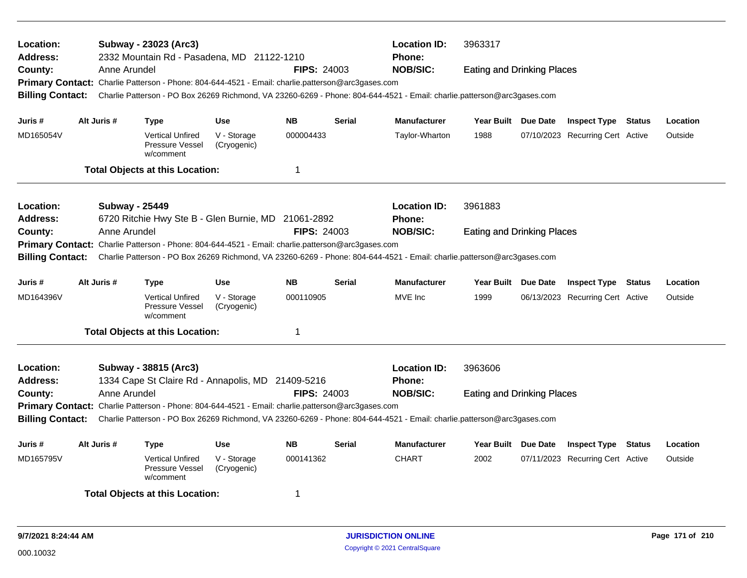**Location:** Subway - 23023 (Arc3)
**Location ID:** 3963317
**Address:** 2332 Mountain Rd - Pasadena, MD 21122-1210
**Phone:**
**County:** Anne Arundel
**FIPS:** 24003
**NOB/SIC:** Eating and Drinking Places
**Primary Contact:** Charlie Patterson - Phone: 804-644-4521 - Email: charlie.patterson@arc3gases.com
**Billing Contact:** Charlie Patterson - PO Box 26269 Richmond, VA 23260-6269 - Phone: 804-644-4521 - Email: charlie.patterson@arc3gases.com

| Juris # | Alt Juris # | Type | Use | NB | Serial | Manufacturer | Year Built | Due Date | Inspect Type | Status | Location |
|---|---|---|---|---|---|---|---|---|---|---|---|
| MD165054V | | Vertical Unfired Pressure Vessel w/comment | V - Storage (Cryogenic) | 000004433 | | Taylor-Wharton | 1988 | 07/10/2023 | Recurring Cert | Active | Outside |

**Total Objects at this Location:** 1

---

**Location:** Subway - 25449
**Location ID:** 3961883
**Address:** 6720 Ritchie Hwy Ste B - Glen Burnie, MD 21061-2892
**Phone:**
**County:** Anne Arundel
**FIPS:** 24003
**NOB/SIC:** Eating and Drinking Places
**Primary Contact:** Charlie Patterson - Phone: 804-644-4521 - Email: charlie.patterson@arc3gases.com
**Billing Contact:** Charlie Patterson - PO Box 26269 Richmond, VA 23260-6269 - Phone: 804-644-4521 - Email: charlie.patterson@arc3gases.com

| Juris # | Alt Juris # | Type | Use | NB | Serial | Manufacturer | Year Built | Due Date | Inspect Type | Status | Location |
|---|---|---|---|---|---|---|---|---|---|---|---|
| MD164396V | | Vertical Unfired Pressure Vessel w/comment | V - Storage (Cryogenic) | 000110905 | | MVE Inc | 1999 | 06/13/2023 | Recurring Cert | Active | Outside |

**Total Objects at this Location:** 1

---

**Location:** Subway - 38815 (Arc3)
**Location ID:** 3963606
**Address:** 1334 Cape St Claire Rd - Annapolis, MD 21409-5216
**Phone:**
**County:** Anne Arundel
**FIPS:** 24003
**NOB/SIC:** Eating and Drinking Places
**Primary Contact:** Charlie Patterson - Phone: 804-644-4521 - Email: charlie.patterson@arc3gases.com
**Billing Contact:** Charlie Patterson - PO Box 26269 Richmond, VA 23260-6269 - Phone: 804-644-4521 - Email: charlie.patterson@arc3gases.com

| Juris # | Alt Juris # | Type | Use | NB | Serial | Manufacturer | Year Built | Due Date | Inspect Type | Status | Location |
|---|---|---|---|---|---|---|---|---|---|---|---|
| MD165795V | | Vertical Unfired Pressure Vessel w/comment | V - Storage (Cryogenic) | 000141362 | | CHART | 2002 | 07/11/2023 | Recurring Cert | Active | Outside |

**Total Objects at this Location:** 1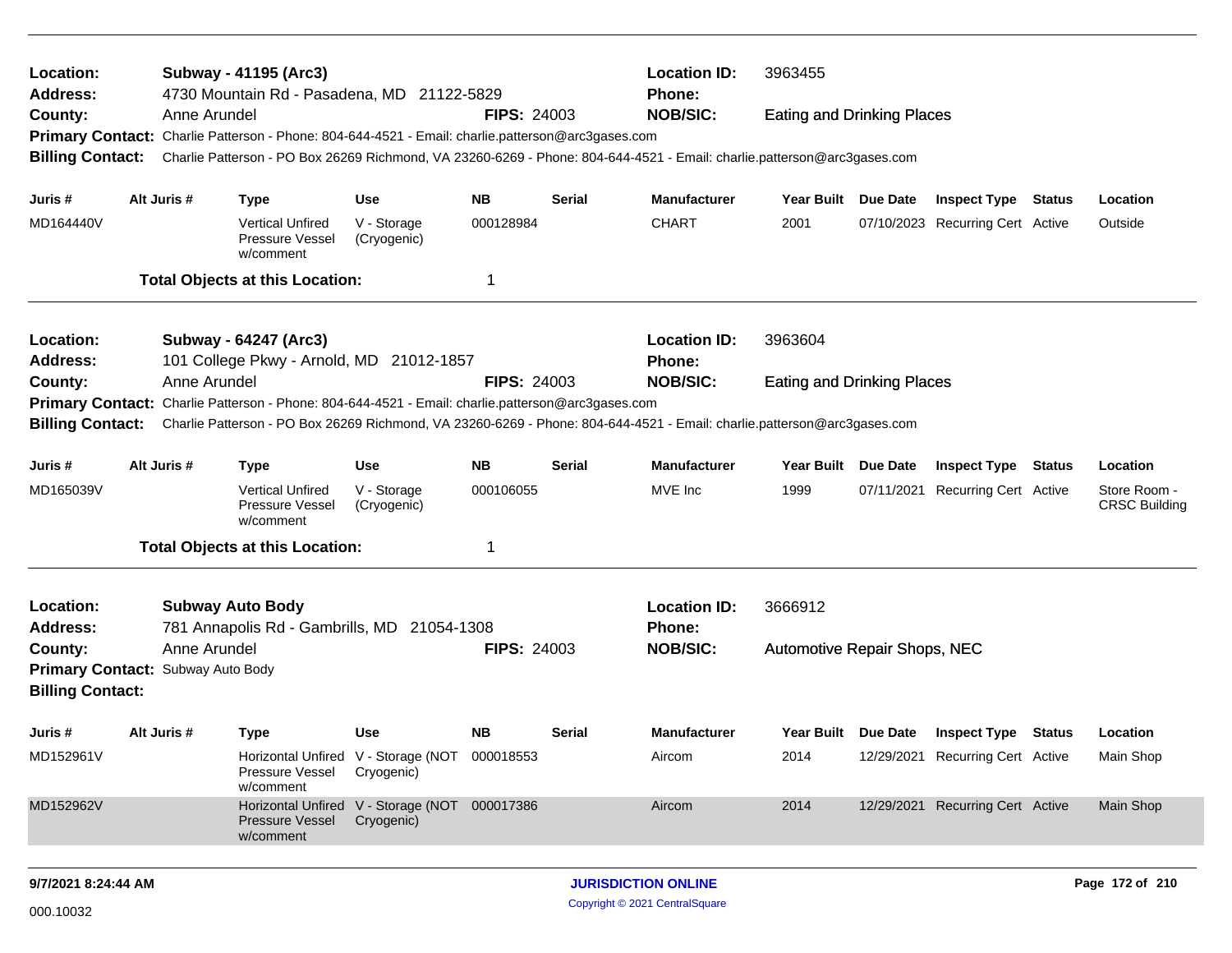**Location:** Subway - 41195 (Arc3) **Location ID:** 3963455
**Address:** 4730 Mountain Rd - Pasadena, MD 21122-5829 **Phone:**
**County:** Anne Arundel **FIPS:** 24003 **NOB/SIC:** Eating and Drinking Places
**Primary Contact:** Charlie Patterson - Phone: 804-644-4521 - Email: charlie.patterson@arc3gases.com
**Billing Contact:** Charlie Patterson - PO Box 26269 Richmond, VA 23260-6269 - Phone: 804-644-4521 - Email: charlie.patterson@arc3gases.com

| Juris # | Alt Juris # | Type | Use | NB | Serial | Manufacturer | Year Built | Due Date | Inspect Type | Status | Location |
|---|---|---|---|---|---|---|---|---|---|---|---|
| MD164440V | | Vertical Unfired Pressure Vessel w/comment | V - Storage (Cryogenic) | 000128984 | | CHART | 2001 | 07/10/2023 | Recurring Cert | Active | Outside |

**Total Objects at this Location:** 1

---

**Location:** Subway - 64247 (Arc3) **Location ID:** 3963604
**Address:** 101 College Pkwy - Arnold, MD 21012-1857 **Phone:**
**County:** Anne Arundel **FIPS:** 24003 **NOB/SIC:** Eating and Drinking Places
**Primary Contact:** Charlie Patterson - Phone: 804-644-4521 - Email: charlie.patterson@arc3gases.com
**Billing Contact:** Charlie Patterson - PO Box 26269 Richmond, VA 23260-6269 - Phone: 804-644-4521 - Email: charlie.patterson@arc3gases.com

| Juris # | Alt Juris # | Type | Use | NB | Serial | Manufacturer | Year Built | Due Date | Inspect Type | Status | Location |
|---|---|---|---|---|---|---|---|---|---|---|---|
| MD165039V | | Vertical Unfired Pressure Vessel w/comment | V - Storage (Cryogenic) | 000106055 | | MVE Inc | 1999 | 07/11/2021 | Recurring Cert | Active | Store Room - CRSC Building |

**Total Objects at this Location:** 1

---

**Location:** Subway Auto Body **Location ID:** 3666912
**Address:** 781 Annapolis Rd - Gambrills, MD 21054-1308 **Phone:**
**County:** Anne Arundel **FIPS:** 24003 **NOB/SIC:** Automotive Repair Shops, NEC
**Primary Contact:** Subway Auto Body
**Billing Contact:**

| Juris # | Alt Juris # | Type | Use | NB | Serial | Manufacturer | Year Built | Due Date | Inspect Type | Status | Location |
|---|---|---|---|---|---|---|---|---|---|---|---|
| MD152961V | | Horizontal Unfired Pressure Vessel w/comment | V - Storage (NOT Cryogenic) | 000018553 | | Aircom | 2014 | 12/29/2021 | Recurring Cert | Active | Main Shop |
| MD152962V | | Horizontal Unfired Pressure Vessel w/comment | V - Storage (NOT Cryogenic) | 000017386 | | Aircom | 2014 | 12/29/2021 | Recurring Cert | Active | Main Shop |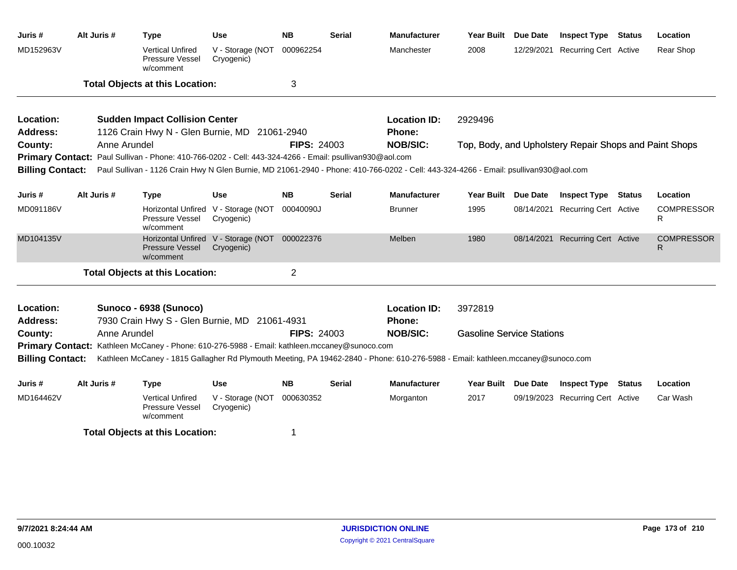| Juris # | Alt Juris # | Type | Use | NB | Serial | Manufacturer | Year Built | Due Date | Inspect Type | Status | Location |
|---|---|---|---|---|---|---|---|---|---|---|---|
| MD152963V | | Vertical Unfired Pressure Vessel w/comment | V - Storage (NOT Cryogenic) | 000962254 | | Manchester | 2008 | 12/29/2021 | Recurring Cert | Active | Rear Shop |

**Total Objects at this Location:** 3

---

**Location:** Sudden Impact Collision Center  
**Location ID:** 2929496  
**Address:** 1126 Crain Hwy N - Glen Burnie, MD 21061-2940  
**Phone:**  
**County:** Anne Arundel  
**FIPS:** 24003  
**NOB/SIC:** Top, Body, and Upholstery Repair Shops and Paint Shops  
**Primary Contact:** Paul Sullivan - Phone: 410-766-0202 - Cell: 443-324-4266 - Email: psullivan930@aol.com  
**Billing Contact:** Paul Sullivan - 1126 Crain Hwy N Glen Burnie, MD 21061-2940 - Phone: 410-766-0202 - Cell: 443-324-4266 - Email: psullivan930@aol.com

| Juris # | Alt Juris # | Type | Use | NB | Serial | Manufacturer | Year Built | Due Date | Inspect Type | Status | Location |
|---|---|---|---|---|---|---|---|---|---|---|---|
| MD091186V | | Horizontal Unfired Pressure Vessel w/comment | V - Storage (NOT Cryogenic) | 00040090J | | Brunner | 1995 | 08/14/2021 | Recurring Cert | Active | COMPRESSOR R |
| MD104135V | | Horizontal Unfired Pressure Vessel w/comment | V - Storage (NOT Cryogenic) | 000022376 | | Melben | 1980 | 08/14/2021 | Recurring Cert | Active | COMPRESSOR R |

**Total Objects at this Location:** 2

---

**Location:** Sunoco - 6938 (Sunoco)  
**Location ID:** 3972819  
**Address:** 7930 Crain Hwy S - Glen Burnie, MD 21061-4931  
**Phone:**  
**County:** Anne Arundel  
**FIPS:** 24003  
**NOB/SIC:** Gasoline Service Stations  
**Primary Contact:** Kathleen McCaney - Phone: 610-276-5988 - Email: kathleen.mccaney@sunoco.com  
**Billing Contact:** Kathleen McCaney - 1815 Gallagher Rd Plymouth Meeting, PA 19462-2840 - Phone: 610-276-5988 - Email: kathleen.mccaney@sunoco.com

| Juris # | Alt Juris # | Type | Use | NB | Serial | Manufacturer | Year Built | Due Date | Inspect Type | Status | Location |
|---|---|---|---|---|---|---|---|---|---|---|---|
| MD164462V | | Vertical Unfired Pressure Vessel w/comment | V - Storage (NOT Cryogenic) | 000630352 | | Morganton | 2017 | 09/19/2023 | Recurring Cert | Active | Car Wash |

**Total Objects at this Location:** 1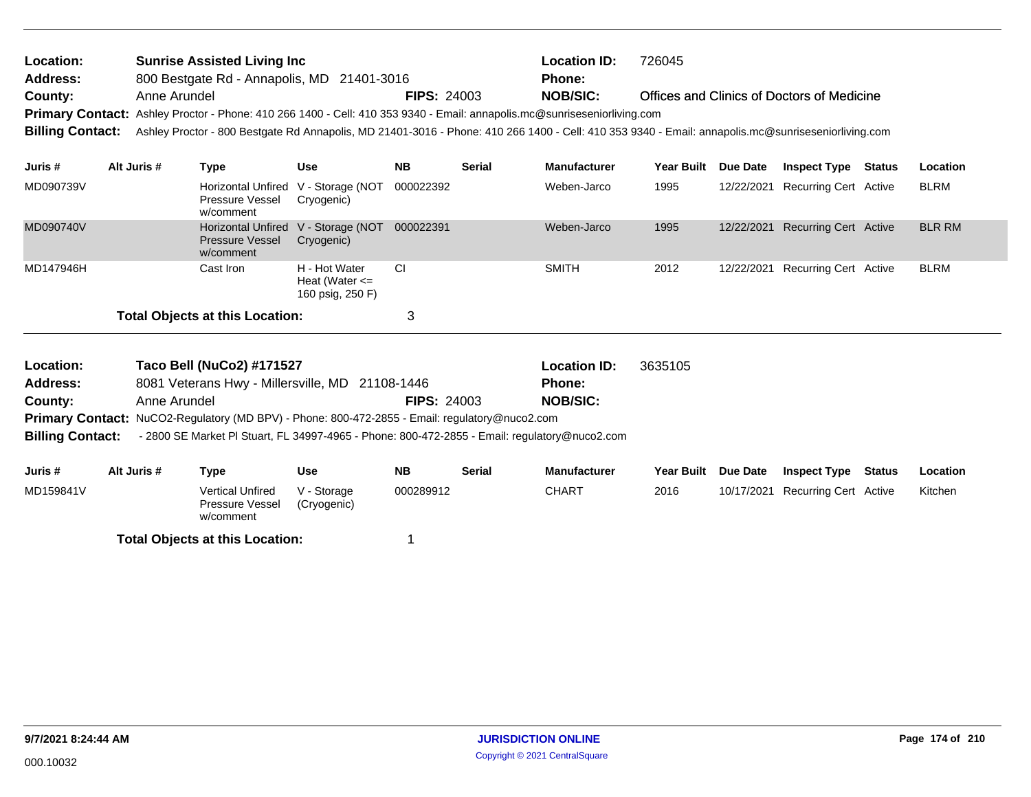**Location:** Sunrise Assisted Living Inc
**Address:** 800 Bestgate Rd - Annapolis, MD 21401-3016
**County:** Anne Arundel **FIPS:** 24003
**Location ID:** 726045
**Phone:**
**NOB/SIC:** Offices and Clinics of Doctors of Medicine
**Primary Contact:** Ashley Proctor - Phone: 410 266 1400 - Cell: 410 353 9340 - Email: annapolis.mc@sunriseseniorliving.com
**Billing Contact:** Ashley Proctor - 800 Bestgate Rd Annapolis, MD 21401-3016 - Phone: 410 266 1400 - Cell: 410 353 9340 - Email: annapolis.mc@sunriseseniorliving.com

| Juris # | Alt Juris # | Type | Use | NB | Serial | Manufacturer | Year Built | Due Date | Inspect Type | Status | Location |
|---|---|---|---|---|---|---|---|---|---|---|---|
| MD090739V | | Horizontal Unfired Pressure Vessel w/comment | V - Storage (NOT Cryogenic) | 000022392 | | Weben-Jarco | 1995 | 12/22/2021 | Recurring Cert | Active | BLRM |
| MD090740V | | Horizontal Unfired Pressure Vessel w/comment | V - Storage (NOT Cryogenic) | 000022391 | | Weben-Jarco | 1995 | 12/22/2021 | Recurring Cert | Active | BLR RM |
| MD147946H | | Cast Iron | H - Hot Water Heat (Water <= 160 psig, 250 F) | CI | | SMITH | 2012 | 12/22/2021 | Recurring Cert | Active | BLRM |

**Total Objects at this Location:** 3

**Location:** Taco Bell (NuCo2) #171527
**Address:** 8081 Veterans Hwy - Millersville, MD 21108-1446
**County:** Anne Arundel **FIPS:** 24003
**Location ID:** 3635105
**Phone:**
**NOB/SIC:**
**Primary Contact:** NuCO2-Regulatory (MD BPV) - Phone: 800-472-2855 - Email: regulatory@nuco2.com
**Billing Contact:** - 2800 SE Market Pl Stuart, FL 34997-4965 - Phone: 800-472-2855 - Email: regulatory@nuco2.com

| Juris # | Alt Juris # | Type | Use | NB | Serial | Manufacturer | Year Built | Due Date | Inspect Type | Status | Location |
|---|---|---|---|---|---|---|---|---|---|---|---|
| MD159841V | | Vertical Unfired Pressure Vessel w/comment | V - Storage (Cryogenic) | 000289912 | | CHART | 2016 | 10/17/2021 | Recurring Cert | Active | Kitchen |

**Total Objects at this Location:** 1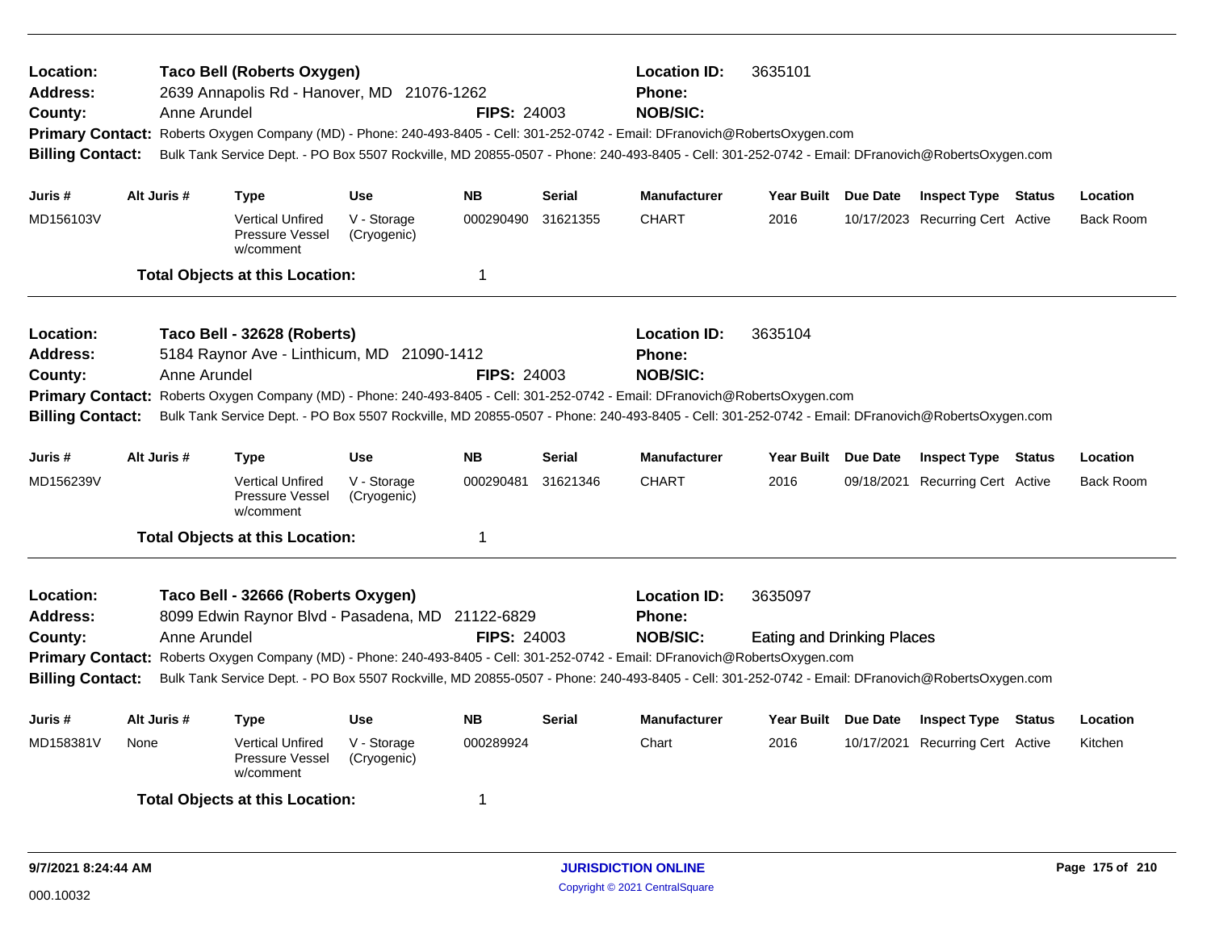**Location:** Taco Bell (Roberts Oxygen) **Location ID:** 3635101
**Address:** 2639 Annapolis Rd - Hanover, MD 21076-1262 **Phone:**
**County:** Anne Arundel **FIPS:** 24003 **NOB/SIC:**
**Primary Contact:** Roberts Oxygen Company (MD) - Phone: 240-493-8405 - Cell: 301-252-0742 - Email: DFranovich@RobertsOxygen.com
**Billing Contact:** Bulk Tank Service Dept. - PO Box 5507 Rockville, MD 20855-0507 - Phone: 240-493-8405 - Cell: 301-252-0742 - Email: DFranovich@RobertsOxygen.com

| Juris # | Alt Juris # | Type | Use | NB | Serial | Manufacturer | Year Built | Due Date | Inspect Type | Status | Location |
|---|---|---|---|---|---|---|---|---|---|---|---|
| MD156103V | | Vertical Unfired Pressure Vessel w/comment | V - Storage (Cryogenic) | 000290490 | 31621355 | CHART | 2016 | 10/17/2023 | Recurring Cert | Active | Back Room |

**Total Objects at this Location:** 1

---

**Location:** Taco Bell - 32628 (Roberts) **Location ID:** 3635104
**Address:** 5184 Raynor Ave - Linthicum, MD 21090-1412 **Phone:**
**County:** Anne Arundel **FIPS:** 24003 **NOB/SIC:**
**Primary Contact:** Roberts Oxygen Company (MD) - Phone: 240-493-8405 - Cell: 301-252-0742 - Email: DFranovich@RobertsOxygen.com
**Billing Contact:** Bulk Tank Service Dept. - PO Box 5507 Rockville, MD 20855-0507 - Phone: 240-493-8405 - Cell: 301-252-0742 - Email: DFranovich@RobertsOxygen.com

| Juris # | Alt Juris # | Type | Use | NB | Serial | Manufacturer | Year Built | Due Date | Inspect Type | Status | Location |
|---|---|---|---|---|---|---|---|---|---|---|---|
| MD156239V | | Vertical Unfired Pressure Vessel w/comment | V - Storage (Cryogenic) | 000290481 | 31621346 | CHART | 2016 | 09/18/2021 | Recurring Cert | Active | Back Room |

**Total Objects at this Location:** 1

---

**Location:** Taco Bell - 32666 (Roberts Oxygen) **Location ID:** 3635097
**Address:** 8099 Edwin Raynor Blvd - Pasadena, MD 21122-6829 **Phone:**
**County:** Anne Arundel **FIPS:** 24003 **NOB/SIC:** Eating and Drinking Places
**Primary Contact:** Roberts Oxygen Company (MD) - Phone: 240-493-8405 - Cell: 301-252-0742 - Email: DFranovich@RobertsOxygen.com
**Billing Contact:** Bulk Tank Service Dept. - PO Box 5507 Rockville, MD 20855-0507 - Phone: 240-493-8405 - Cell: 301-252-0742 - Email: DFranovich@RobertsOxygen.com

| Juris # | Alt Juris # | Type | Use | NB | Serial | Manufacturer | Year Built | Due Date | Inspect Type | Status | Location |
|---|---|---|---|---|---|---|---|---|---|---|---|
| MD158381V | None | Vertical Unfired Pressure Vessel w/comment | V - Storage (Cryogenic) | 000289924 | | Chart | 2016 | 10/17/2021 | Recurring Cert | Active | Kitchen |

**Total Objects at this Location:** 1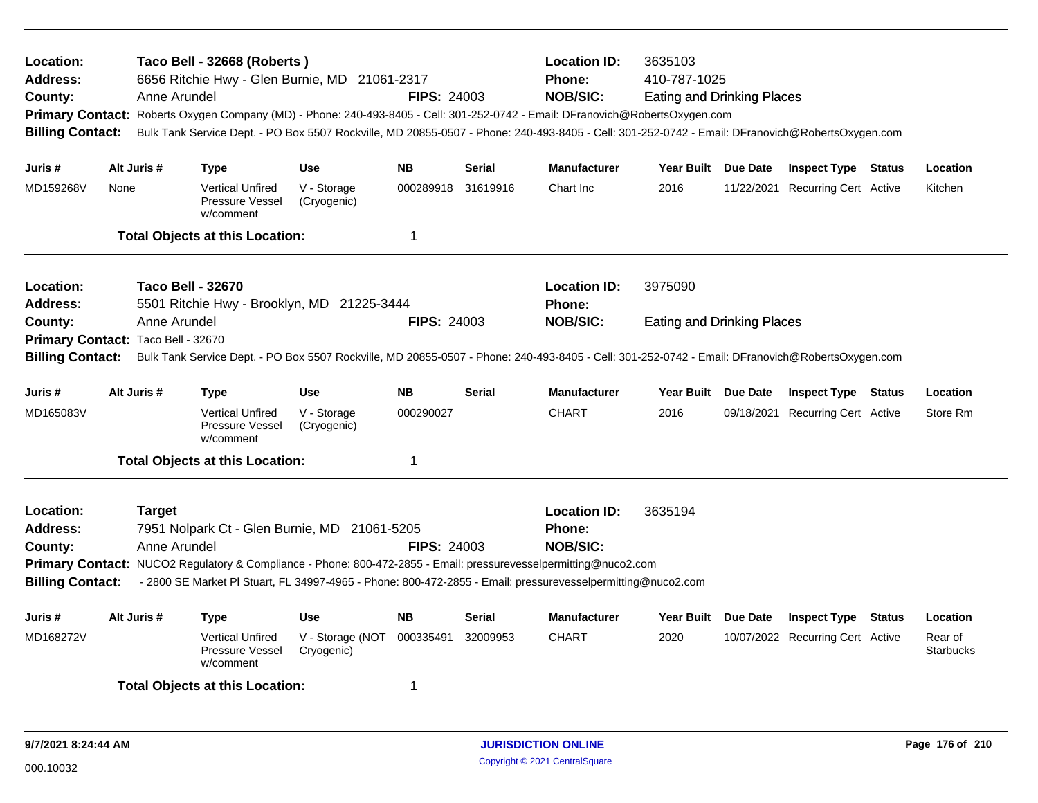**Location:** Taco Bell - 32668 (Roberts )
**Location ID:** 3635103
**Address:** 6656 Ritchie Hwy - Glen Burnie, MD 21061-2317
**Phone:** 410-787-1025
**County:** Anne Arundel
**FIPS:** 24003
**NOB/SIC:** Eating and Drinking Places
**Primary Contact:** Roberts Oxygen Company (MD) - Phone: 240-493-8405 - Cell: 301-252-0742 - Email: DFranovich@RobertsOxygen.com
**Billing Contact:** Bulk Tank Service Dept. - PO Box 5507 Rockville, MD 20855-0507 - Phone: 240-493-8405 - Cell: 301-252-0742 - Email: DFranovich@RobertsOxygen.com

| Juris # | Alt Juris # | Type | Use | NB | Serial | Manufacturer | Year Built | Due Date | Inspect Type | Status | Location |
|---|---|---|---|---|---|---|---|---|---|---|---|
| MD159268V | None | Vertical Unfired Pressure Vessel w/comment | V - Storage (Cryogenic) | 000289918 | 31619916 | Chart Inc | 2016 | 11/22/2021 | Recurring Cert | Active | Kitchen |

**Total Objects at this Location:** 1

---

**Location:** Taco Bell - 32670
**Location ID:** 3975090
**Address:** 5501 Ritchie Hwy - Brooklyn, MD 21225-3444
**Phone:**
**County:** Anne Arundel
**FIPS:** 24003
**NOB/SIC:** Eating and Drinking Places
**Primary Contact:** Taco Bell - 32670
**Billing Contact:** Bulk Tank Service Dept. - PO Box 5507 Rockville, MD 20855-0507 - Phone: 240-493-8405 - Cell: 301-252-0742 - Email: DFranovich@RobertsOxygen.com

| Juris # | Alt Juris # | Type | Use | NB | Serial | Manufacturer | Year Built | Due Date | Inspect Type | Status | Location |
|---|---|---|---|---|---|---|---|---|---|---|---|
| MD165083V | | Vertical Unfired Pressure Vessel w/comment | V - Storage (Cryogenic) | 000290027 | | CHART | 2016 | 09/18/2021 | Recurring Cert | Active | Store Rm |

**Total Objects at this Location:** 1

---

**Location:** Target
**Location ID:** 3635194
**Address:** 7951 Nolpark Ct - Glen Burnie, MD 21061-5205
**Phone:**
**County:** Anne Arundel
**FIPS:** 24003
**NOB/SIC:**
**Primary Contact:** NUCO2 Regulatory & Compliance - Phone: 800-472-2855 - Email: pressurevesselpermitting@nuco2.com
**Billing Contact:** - 2800 SE Market Pl Stuart, FL 34997-4965 - Phone: 800-472-2855 - Email: pressurevesselpermitting@nuco2.com

| Juris # | Alt Juris # | Type | Use | NB | Serial | Manufacturer | Year Built | Due Date | Inspect Type | Status | Location |
|---|---|---|---|---|---|---|---|---|---|---|---|
| MD168272V | | Vertical Unfired Pressure Vessel w/comment | V - Storage (NOT Cryogenic) | 000335491 | 32009953 | CHART | 2020 | 10/07/2022 | Recurring Cert | Active | Rear of Starbucks |

**Total Objects at this Location:** 1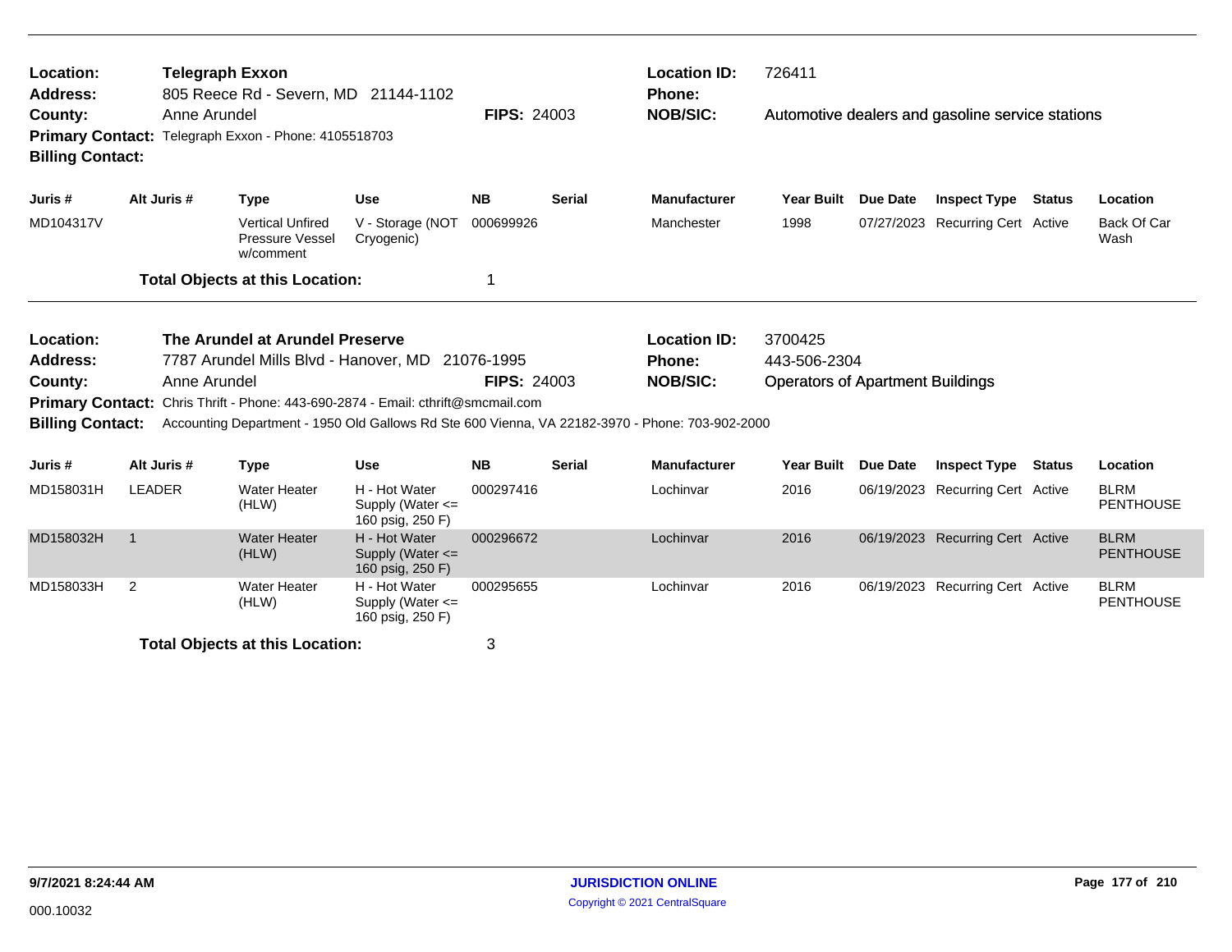**Location:** Telegraph Exxon
**Address:** 805 Reece Rd - Severn, MD 21144-1102
**County:** Anne Arundel **FIPS:** 24003
**Primary Contact:** Telegraph Exxon - Phone: 4105518703
**Billing Contact:**

**Location ID:** 726411
**Phone:**
**NOB/SIC:** Automotive dealers and gasoline service stations

| Juris # | Alt Juris # | Type | Use | NB | Serial | Manufacturer | Year Built | Due Date | Inspect Type | Status | Location |
|---|---|---|---|---|---|---|---|---|---|---|---|
| MD104317V | | Vertical Unfired Pressure Vessel w/comment | V - Storage (NOT Cryogenic) | 000699926 | | Manchester | 1998 | 07/27/2023 | Recurring Cert | Active | Back Of Car Wash |

**Total Objects at this Location:** 1

---

**Location:** The Arundel at Arundel Preserve
**Address:** 7787 Arundel Mills Blvd - Hanover, MD 21076-1995
**County:** Anne Arundel **FIPS:** 24003
**Primary Contact:** Chris Thrift - Phone: 443-690-2874 - Email: cthrift@smcmail.com
**Billing Contact:** Accounting Department - 1950 Old Gallows Rd Ste 600 Vienna, VA 22182-3970 - Phone: 703-902-2000

**Location ID:** 3700425
**Phone:** 443-506-2304
**NOB/SIC:** Operators of Apartment Buildings

| Juris # | Alt Juris # | Type | Use | NB | Serial | Manufacturer | Year Built | Due Date | Inspect Type | Status | Location |
|---|---|---|---|---|---|---|---|---|---|---|---|
| MD158031H | LEADER | Water Heater (HLW) | H - Hot Water Supply (Water <= 160 psig, 250 F) | 000297416 | | Lochinvar | 2016 | 06/19/2023 | Recurring Cert | Active | BLRM PENTHOUSE |
| MD158032H | 1 | Water Heater (HLW) | H - Hot Water Supply (Water <= 160 psig, 250 F) | 000296672 | | Lochinvar | 2016 | 06/19/2023 | Recurring Cert | Active | BLRM PENTHOUSE |
| MD158033H | 2 | Water Heater (HLW) | H - Hot Water Supply (Water <= 160 psig, 250 F) | 000295655 | | Lochinvar | 2016 | 06/19/2023 | Recurring Cert | Active | BLRM PENTHOUSE |

**Total Objects at this Location:** 3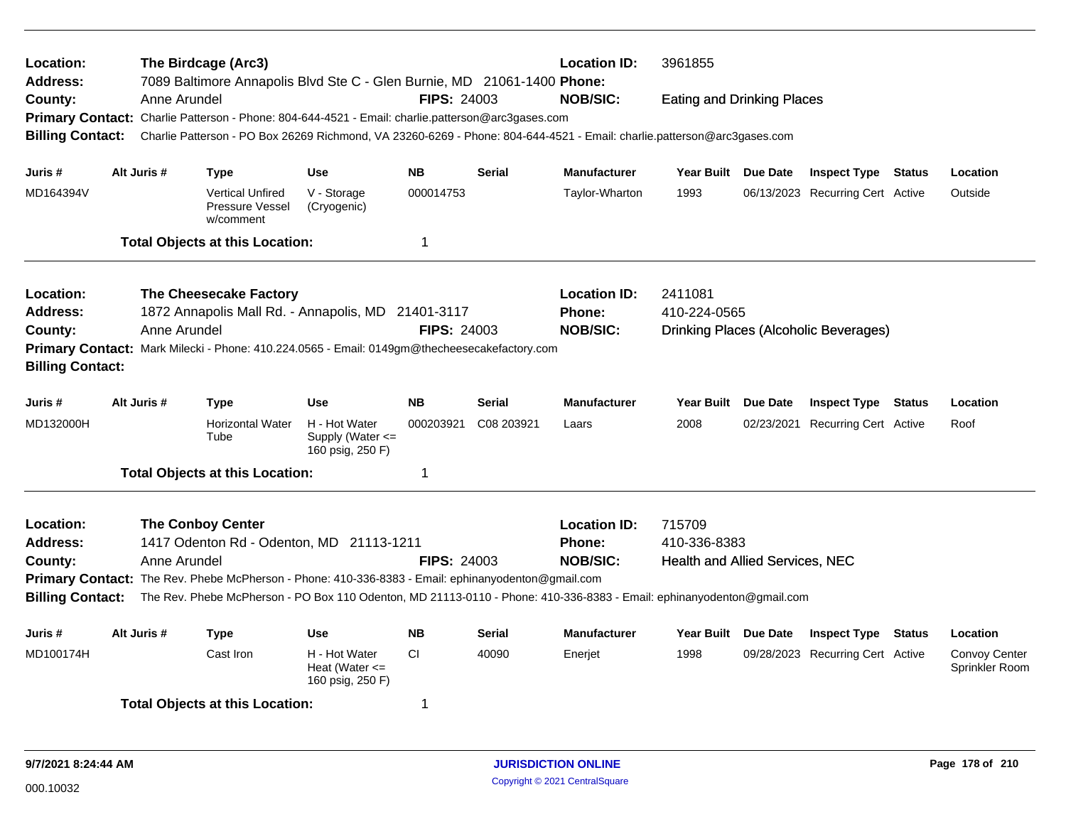**Location:** The Birdcage (Arc3) **Location ID:** 3961855
**Address:** 7089 Baltimore Annapolis Blvd Ste C - Glen Burnie, MD 21061-1400 **Phone:**
**County:** Anne Arundel **FIPS:** 24003 **NOB/SIC:** Eating and Drinking Places
**Primary Contact:** Charlie Patterson - Phone: 804-644-4521 - Email: charlie.patterson@arc3gases.com
**Billing Contact:** Charlie Patterson - PO Box 26269 Richmond, VA 23260-6269 - Phone: 804-644-4521 - Email: charlie.patterson@arc3gases.com

| Juris # | Alt Juris # | Type | Use | NB | Serial | Manufacturer | Year Built | Due Date | Inspect Type | Status | Location |
|---|---|---|---|---|---|---|---|---|---|---|---|
| MD164394V | | Vertical Unfired Pressure Vessel w/comment | V - Storage (Cryogenic) | 000014753 | | Taylor-Wharton | 1993 | 06/13/2023 | Recurring Cert | Active | Outside |
| | | **Total Objects at this Location:** | | 1 | | | | | | | |

**Location:** The Cheesecake Factory **Location ID:** 2411081
**Address:** 1872 Annapolis Mall Rd. - Annapolis, MD 21401-3117 **Phone:** 410-224-0565
**County:** Anne Arundel **FIPS:** 24003 **NOB/SIC:** Drinking Places (Alcoholic Beverages)
**Primary Contact:** Mark Milecki - Phone: 410.224.0565 - Email: 0149gm@thecheesecakefactory.com
**Billing Contact:**

| Juris # | Alt Juris # | Type | Use | NB | Serial | Manufacturer | Year Built | Due Date | Inspect Type | Status | Location |
|---|---|---|---|---|---|---|---|---|---|---|---|
| MD132000H | | Horizontal Water Tube | H - Hot Water Supply (Water <= 160 psig, 250 F) | 000203921 | C08 203921 | Laars | 2008 | 02/23/2021 | Recurring Cert | Active | Roof |
| | | **Total Objects at this Location:** | | 1 | | | | | | | |

**Location:** The Conboy Center **Location ID:** 715709
**Address:** 1417 Odenton Rd - Odenton, MD 21113-1211 **Phone:** 410-336-8383
**County:** Anne Arundel **FIPS:** 24003 **NOB/SIC:** Health and Allied Services, NEC
**Primary Contact:** The Rev. Phebe McPherson - Phone: 410-336-8383 - Email: ephinanyodenton@gmail.com
**Billing Contact:** The Rev. Phebe McPherson - PO Box 110 Odenton, MD 21113-0110 - Phone: 410-336-8383 - Email: ephinanyodenton@gmail.com

| Juris # | Alt Juris # | Type | Use | NB | Serial | Manufacturer | Year Built | Due Date | Inspect Type | Status | Location |
|---|---|---|---|---|---|---|---|---|---|---|---|
| MD100174H | | Cast Iron | H - Hot Water Heat (Water <= 160 psig, 250 F) | CI | 40090 | Enerjet | 1998 | 09/28/2023 | Recurring Cert | Active | Convoy Center Sprinkler Room |
| | | **Total Objects at this Location:** | | 1 | | | | | | | |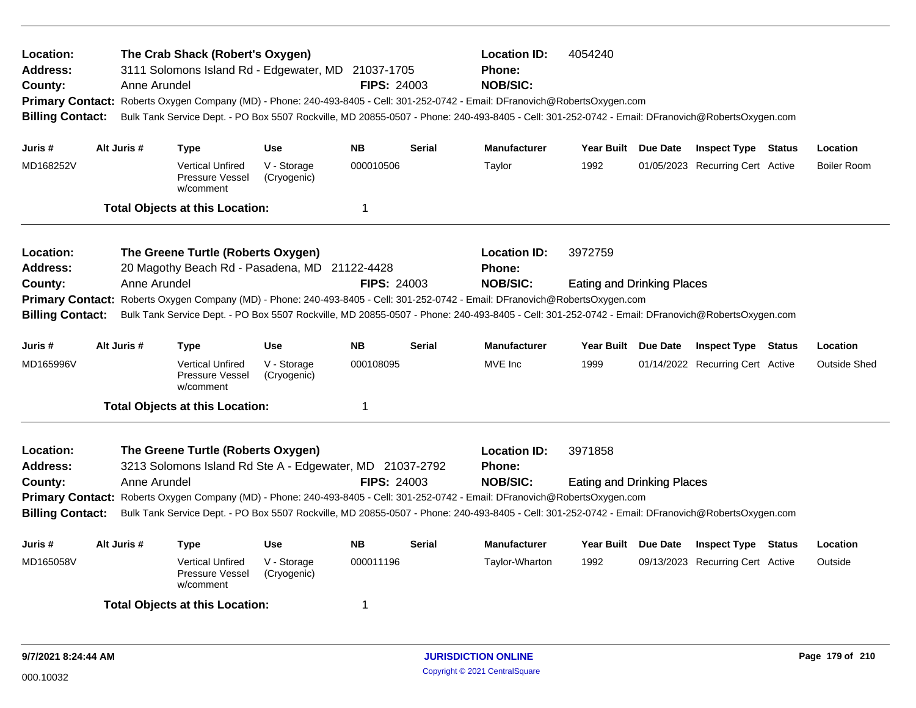**Location:** The Crab Shack (Robert's Oxygen) **Location ID:** 4054240
**Address:** 3111 Solomons Island Rd - Edgewater, MD 21037-1705 **Phone:**
**County:** Anne Arundel **FIPS:** 24003 **NOB/SIC:**
**Primary Contact:** Roberts Oxygen Company (MD) - Phone: 240-493-8405 - Cell: 301-252-0742 - Email: DFranovich@RobertsOxygen.com
**Billing Contact:** Bulk Tank Service Dept. - PO Box 5507 Rockville, MD 20855-0507 - Phone: 240-493-8405 - Cell: 301-252-0742 - Email: DFranovich@RobertsOxygen.com

| Juris # | Alt Juris # | Type | Use | NB | Serial | Manufacturer | Year Built | Due Date | Inspect Type | Status | Location |
|---|---|---|---|---|---|---|---|---|---|---|---|
| MD168252V | | Vertical Unfired Pressure Vessel w/comment | V - Storage (Cryogenic) | 000010506 | | Taylor | 1992 | 01/05/2023 | Recurring Cert | Active | Boiler Room |

**Total Objects at this Location:** 1

**Location:** The Greene Turtle (Roberts Oxygen) **Location ID:** 3972759
**Address:** 20 Magothy Beach Rd - Pasadena, MD 21122-4428 **Phone:**
**County:** Anne Arundel **FIPS:** 24003 **NOB/SIC:** Eating and Drinking Places
**Primary Contact:** Roberts Oxygen Company (MD) - Phone: 240-493-8405 - Cell: 301-252-0742 - Email: DFranovich@RobertsOxygen.com
**Billing Contact:** Bulk Tank Service Dept. - PO Box 5507 Rockville, MD 20855-0507 - Phone: 240-493-8405 - Cell: 301-252-0742 - Email: DFranovich@RobertsOxygen.com

| Juris # | Alt Juris # | Type | Use | NB | Serial | Manufacturer | Year Built | Due Date | Inspect Type | Status | Location |
|---|---|---|---|---|---|---|---|---|---|---|---|
| MD165996V | | Vertical Unfired Pressure Vessel w/comment | V - Storage (Cryogenic) | 000108095 | | MVE Inc | 1999 | 01/14/2022 | Recurring Cert | Active | Outside Shed |

**Total Objects at this Location:** 1

**Location:** The Greene Turtle (Roberts Oxygen) **Location ID:** 3971858
**Address:** 3213 Solomons Island Rd Ste A - Edgewater, MD 21037-2792 **Phone:**
**County:** Anne Arundel **FIPS:** 24003 **NOB/SIC:** Eating and Drinking Places
**Primary Contact:** Roberts Oxygen Company (MD) - Phone: 240-493-8405 - Cell: 301-252-0742 - Email: DFranovich@RobertsOxygen.com
**Billing Contact:** Bulk Tank Service Dept. - PO Box 5507 Rockville, MD 20855-0507 - Phone: 240-493-8405 - Cell: 301-252-0742 - Email: DFranovich@RobertsOxygen.com

| Juris # | Alt Juris # | Type | Use | NB | Serial | Manufacturer | Year Built | Due Date | Inspect Type | Status | Location |
|---|---|---|---|---|---|---|---|---|---|---|---|
| MD165058V | | Vertical Unfired Pressure Vessel w/comment | V - Storage (Cryogenic) | 000011196 | | Taylor-Wharton | 1992 | 09/13/2023 | Recurring Cert | Active | Outside |

**Total Objects at this Location:** 1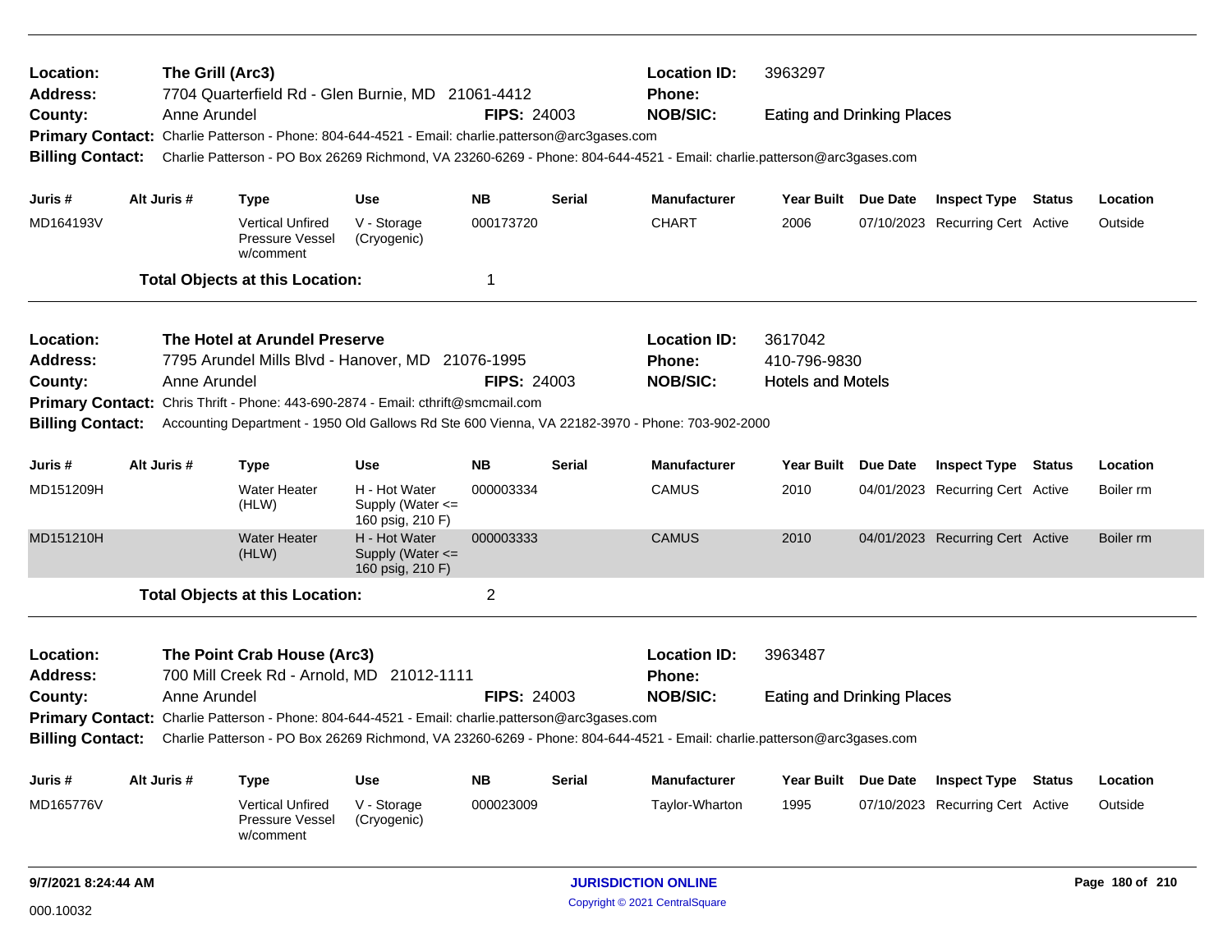**Location:** The Grill (Arc3) **Location ID:** 3963297
**Address:** 7704 Quarterfield Rd - Glen Burnie, MD 21061-4412 **Phone:**
**County:** Anne Arundel **FIPS:** 24003 **NOB/SIC:** Eating and Drinking Places
**Primary Contact:** Charlie Patterson - Phone: 804-644-4521 - Email: charlie.patterson@arc3gases.com
**Billing Contact:** Charlie Patterson - PO Box 26269 Richmond, VA 23260-6269 - Phone: 804-644-4521 - Email: charlie.patterson@arc3gases.com

| Juris # | Alt Juris # | Type | Use | NB | Serial | Manufacturer | Year Built | Due Date | Inspect Type | Status | Location |
|---|---|---|---|---|---|---|---|---|---|---|---|
| MD164193V | | Vertical Unfired Pressure Vessel w/comment | V - Storage (Cryogenic) | 000173720 | | CHART | 2006 | 07/10/2023 | Recurring Cert | Active | Outside |

**Total Objects at this Location:** 1

---

**Location:** The Hotel at Arundel Preserve **Location ID:** 3617042
**Address:** 7795 Arundel Mills Blvd - Hanover, MD 21076-1995 **Phone:** 410-796-9830
**County:** Anne Arundel **FIPS:** 24003 **NOB/SIC:** Hotels and Motels
**Primary Contact:** Chris Thrift - Phone: 443-690-2874 - Email: cthrift@smcmail.com
**Billing Contact:** Accounting Department - 1950 Old Gallows Rd Ste 600 Vienna, VA 22182-3970 - Phone: 703-902-2000

| Juris # | Alt Juris # | Type | Use | NB | Serial | Manufacturer | Year Built | Due Date | Inspect Type | Status | Location |
|---|---|---|---|---|---|---|---|---|---|---|---|
| MD151209H | | Water Heater (HLW) | H - Hot Water Supply (Water <= 160 psig, 210 F) | 000003334 | | CAMUS | 2010 | 04/01/2023 | Recurring Cert | Active | Boiler rm |
| MD151210H | | Water Heater (HLW) | H - Hot Water Supply (Water <= 160 psig, 210 F) | 000003333 | | CAMUS | 2010 | 04/01/2023 | Recurring Cert | Active | Boiler rm |

**Total Objects at this Location:** 2

---

**Location:** The Point Crab House (Arc3) **Location ID:** 3963487
**Address:** 700 Mill Creek Rd - Arnold, MD 21012-1111 **Phone:**
**County:** Anne Arundel **FIPS:** 24003 **NOB/SIC:** Eating and Drinking Places
**Primary Contact:** Charlie Patterson - Phone: 804-644-4521 - Email: charlie.patterson@arc3gases.com
**Billing Contact:** Charlie Patterson - PO Box 26269 Richmond, VA 23260-6269 - Phone: 804-644-4521 - Email: charlie.patterson@arc3gases.com

| Juris # | Alt Juris # | Type | Use | NB | Serial | Manufacturer | Year Built | Due Date | Inspect Type | Status | Location |
|---|---|---|---|---|---|---|---|---|---|---|---|
| MD165776V | | Vertical Unfired Pressure Vessel w/comment | V - Storage (Cryogenic) | 000023009 | | Taylor-Wharton | 1995 | 07/10/2023 | Recurring Cert | Active | Outside |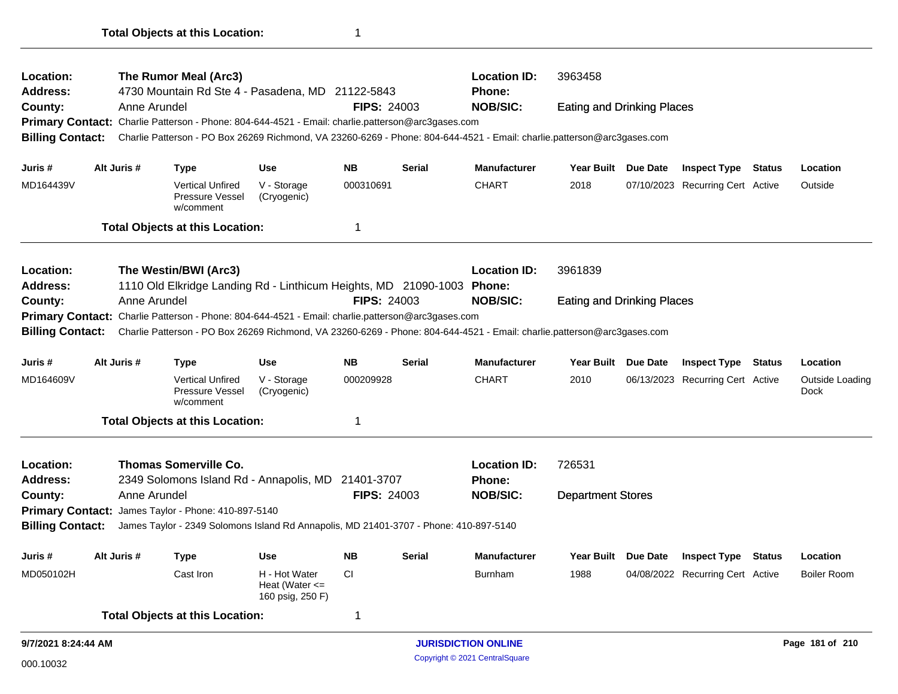**Total Objects at this Location:** 1

---

**Location:** The Rumor Meal (Arc3) **Location ID:** 3963458
**Address:** 4730 Mountain Rd Ste 4 - Pasadena, MD 21122-5843 **Phone:**
**County:** Anne Arundel **FIPS:** 24003 **NOB/SIC:** Eating and Drinking Places
**Primary Contact:** Charlie Patterson - Phone: 804-644-4521 - Email: charlie.patterson@arc3gases.com
**Billing Contact:** Charlie Patterson - PO Box 26269 Richmond, VA 23260-6269 - Phone: 804-644-4521 - Email: charlie.patterson@arc3gases.com

| Juris # | Alt Juris # | Type | Use | NB | Serial | Manufacturer | Year Built | Due Date | Inspect Type | Status | Location |
|---|---|---|---|---|---|---|---|---|---|---|---|
| MD164439V | | Vertical Unfired Pressure Vessel w/comment | V - Storage (Cryogenic) | 000310691 | | CHART | 2018 | 07/10/2023 | Recurring Cert | Active | Outside |

**Total Objects at this Location:** 1

---

**Location:** The Westin/BWI (Arc3) **Location ID:** 3961839
**Address:** 1110 Old Elkridge Landing Rd - Linthicum Heights, MD 21090-1003 **Phone:**
**County:** Anne Arundel **FIPS:** 24003 **NOB/SIC:** Eating and Drinking Places
**Primary Contact:** Charlie Patterson - Phone: 804-644-4521 - Email: charlie.patterson@arc3gases.com
**Billing Contact:** Charlie Patterson - PO Box 26269 Richmond, VA 23260-6269 - Phone: 804-644-4521 - Email: charlie.patterson@arc3gases.com

| Juris # | Alt Juris # | Type | Use | NB | Serial | Manufacturer | Year Built | Due Date | Inspect Type | Status | Location |
|---|---|---|---|---|---|---|---|---|---|---|---|
| MD164609V | | Vertical Unfired Pressure Vessel w/comment | V - Storage (Cryogenic) | 000209928 | | CHART | 2010 | 06/13/2023 | Recurring Cert | Active | Outside Loading Dock |

**Total Objects at this Location:** 1

---

**Location:** Thomas Somerville Co. **Location ID:** 726531
**Address:** 2349 Solomons Island Rd - Annapolis, MD 21401-3707 **Phone:**
**County:** Anne Arundel **FIPS:** 24003 **NOB/SIC:** Department Stores
**Primary Contact:** James Taylor - Phone: 410-897-5140
**Billing Contact:** James Taylor - 2349 Solomons Island Rd Annapolis, MD 21401-3707 - Phone: 410-897-5140

| Juris # | Alt Juris # | Type | Use | NB | Serial | Manufacturer | Year Built | Due Date | Inspect Type | Status | Location |
|---|---|---|---|---|---|---|---|---|---|---|---|
| MD050102H | | Cast Iron | H - Hot Water Heat (Water <= 160 psig, 250 F) | CI | | Burnham | 1988 | 04/08/2022 | Recurring Cert | Active | Boiler Room |

**Total Objects at this Location:** 1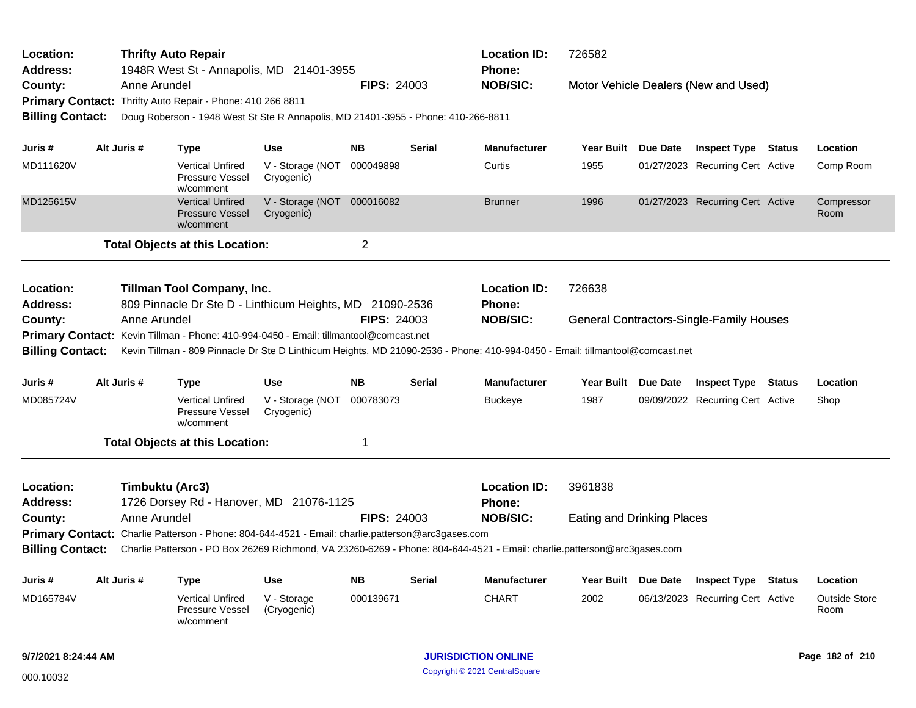**Location:** Thrifty Auto Repair
**Location ID:** 726582
**Address:** 1948R West St - Annapolis, MD 21401-3955
**Phone:**
**County:** Anne Arundel
**FIPS:** 24003
**NOB/SIC:** Motor Vehicle Dealers (New and Used)
**Primary Contact:** Thrifty Auto Repair - Phone: 410 266 8811
**Billing Contact:** Doug Roberson - 1948 West St Ste R Annapolis, MD 21401-3955 - Phone: 410-266-8811

| Juris # | Alt Juris # | Type | Use | NB | Serial | Manufacturer | Year Built | Due Date | Inspect Type | Status | Location |
|---|---|---|---|---|---|---|---|---|---|---|---|
| MD111620V | | Vertical Unfired Pressure Vessel w/comment | V - Storage (NOT Cryogenic) | 000049898 | | Curtis | 1955 | 01/27/2023 | Recurring Cert | Active | Comp Room |
| MD125615V | | Vertical Unfired Pressure Vessel w/comment | V - Storage (NOT Cryogenic) | 000016082 | | Brunner | 1996 | 01/27/2023 | Recurring Cert | Active | Compressor Room |

**Total Objects at this Location:** 2

---

**Location:** Tillman Tool Company, Inc.
**Location ID:** 726638
**Address:** 809 Pinnacle Dr Ste D - Linthicum Heights, MD 21090-2536
**Phone:**
**County:** Anne Arundel
**FIPS:** 24003
**NOB/SIC:** General Contractors-Single-Family Houses
**Primary Contact:** Kevin Tillman - Phone: 410-994-0450 - Email: tillmantool@comcast.net
**Billing Contact:** Kevin Tillman - 809 Pinnacle Dr Ste D Linthicum Heights, MD 21090-2536 - Phone: 410-994-0450 - Email: tillmantool@comcast.net

| Juris # | Alt Juris # | Type | Use | NB | Serial | Manufacturer | Year Built | Due Date | Inspect Type | Status | Location |
|---|---|---|---|---|---|---|---|---|---|---|---|
| MD085724V | | Vertical Unfired Pressure Vessel w/comment | V - Storage (NOT Cryogenic) | 000783073 | | Buckeye | 1987 | 09/09/2022 | Recurring Cert | Active | Shop |

**Total Objects at this Location:** 1

---

**Location:** Timbuktu (Arc3)
**Location ID:** 3961838
**Address:** 1726 Dorsey Rd - Hanover, MD 21076-1125
**Phone:**
**County:** Anne Arundel
**FIPS:** 24003
**NOB/SIC:** Eating and Drinking Places
**Primary Contact:** Charlie Patterson - Phone: 804-644-4521 - Email: charlie.patterson@arc3gases.com
**Billing Contact:** Charlie Patterson - PO Box 26269 Richmond, VA 23260-6269 - Phone: 804-644-4521 - Email: charlie.patterson@arc3gases.com

| Juris # | Alt Juris # | Type | Use | NB | Serial | Manufacturer | Year Built | Due Date | Inspect Type | Status | Location |
|---|---|---|---|---|---|---|---|---|---|---|---|
| MD165784V | | Vertical Unfired Pressure Vessel w/comment | V - Storage (Cryogenic) | 000139671 | | CHART | 2002 | 06/13/2023 | Recurring Cert | Active | Outside Store Room |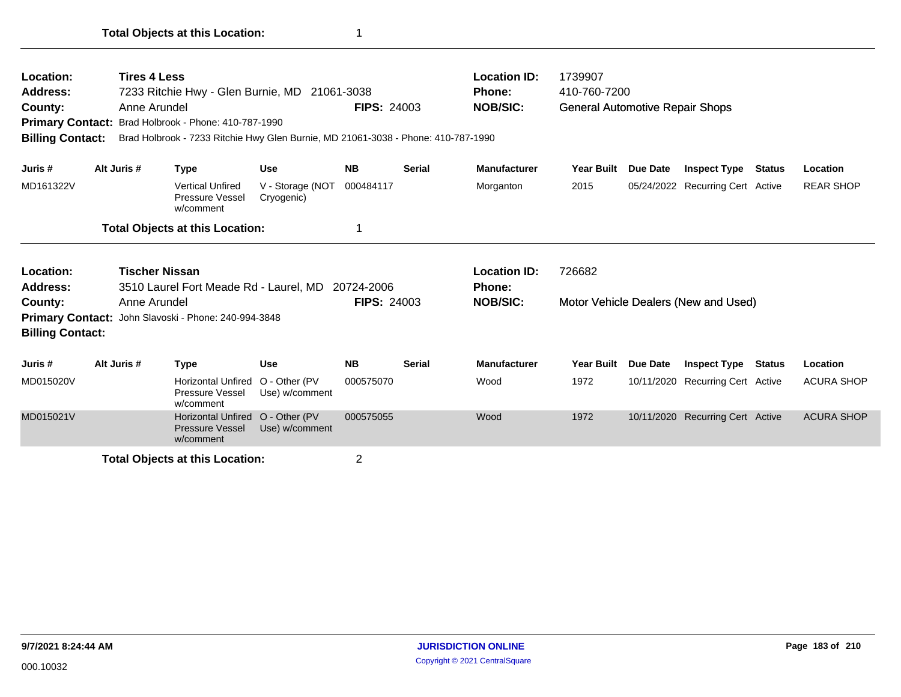**Total Objects at this Location:** 1

---

**Location:** Tires 4 Less
**Address:** 7233 Ritchie Hwy - Glen Burnie, MD 21061-3038
**County:** Anne Arundel **FIPS:** 24003
**Primary Contact:** Brad Holbrook - Phone: 410-787-1990
**Billing Contact:** Brad Holbrook - 7233 Ritchie Hwy Glen Burnie, MD 21061-3038 - Phone: 410-787-1990

**Location ID:** 1739907
**Phone:** 410-760-7200
**NOB/SIC:** General Automotive Repair Shops

| Juris # | Alt Juris # | Type | Use | NB | Serial | Manufacturer | Year Built | Due Date | Inspect Type | Status | Location |
|---|---|---|---|---|---|---|---|---|---|---|---|
| MD161322V | | Vertical Unfired Pressure Vessel w/comment | V - Storage (NOT Cryogenic) | 000484117 | | Morganton | 2015 | 05/24/2022 | Recurring Cert | Active | REAR SHOP |

**Total Objects at this Location:** 1

---

**Location:** Tischer Nissan
**Address:** 3510 Laurel Fort Meade Rd - Laurel, MD 20724-2006
**County:** Anne Arundel **FIPS:** 24003
**Primary Contact:** John Slavoski - Phone: 240-994-3848
**Billing Contact:**

**Location ID:** 726682
**Phone:**
**NOB/SIC:** Motor Vehicle Dealers (New and Used)

| Juris # | Alt Juris # | Type | Use | NB | Serial | Manufacturer | Year Built | Due Date | Inspect Type | Status | Location |
|---|---|---|---|---|---|---|---|---|---|---|---|
| MD015020V | | Horizontal Unfired Pressure Vessel w/comment | O - Other (PV Use) w/comment | 000575070 | | Wood | 1972 | 10/11/2020 | Recurring Cert | Active | ACURA SHOP |
| MD015021V | | Horizontal Unfired Pressure Vessel w/comment | O - Other (PV Use) w/comment | 000575055 | | Wood | 1972 | 10/11/2020 | Recurring Cert | Active | ACURA SHOP |

**Total Objects at this Location:** 2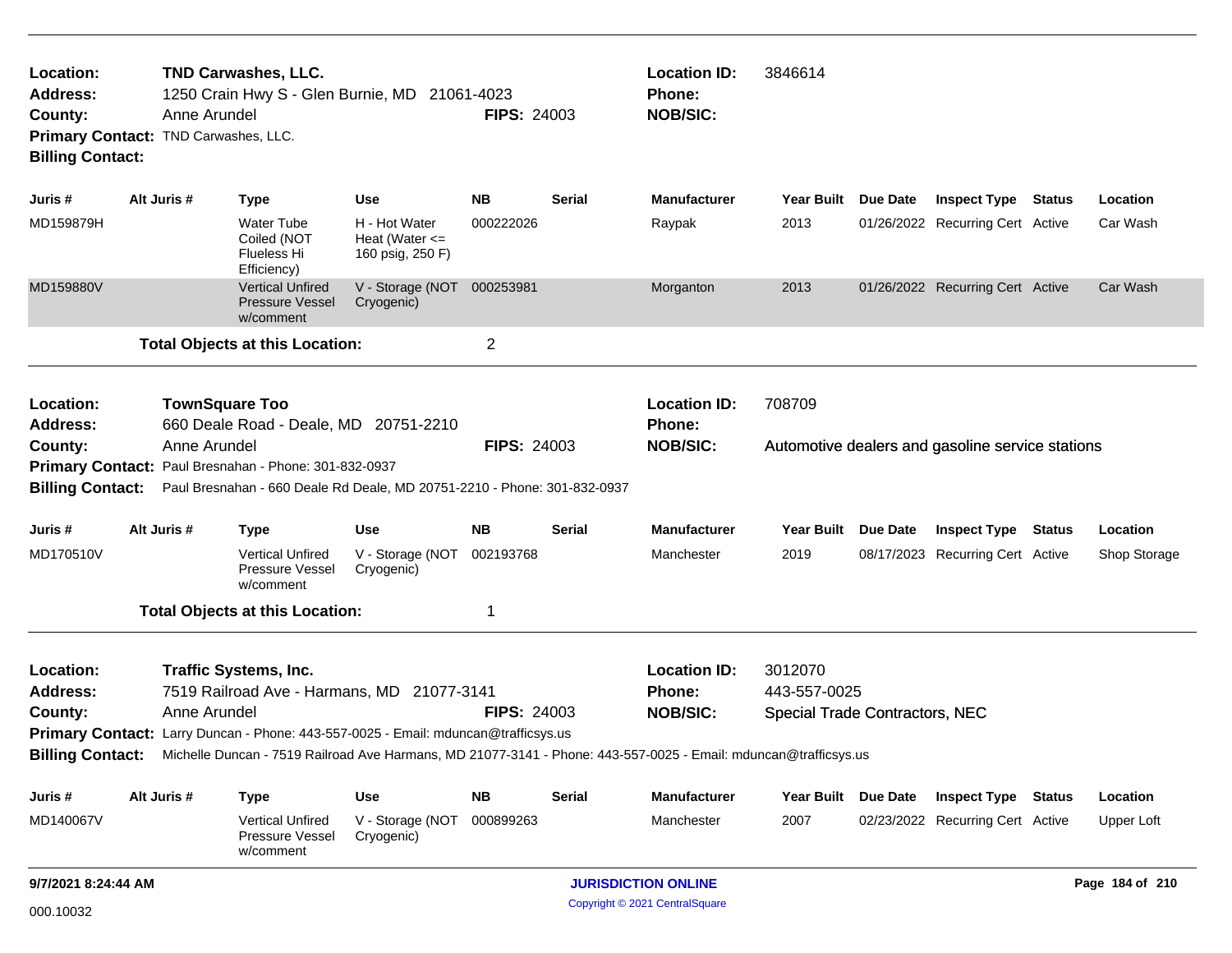**Location:** TND Carwashes, LLC.
**Location ID:** 3846614
**Address:** 1250 Crain Hwy S - Glen Burnie, MD 21061-4023
**Phone:**
**County:** Anne Arundel
**FIPS:** 24003
**NOB/SIC:**
**Primary Contact:** TND Carwashes, LLC.
**Billing Contact:**

| Juris # | Alt Juris # | Type | Use | NB | Serial | Manufacturer | Year Built | Due Date | Inspect Type | Status | Location |
|---|---|---|---|---|---|---|---|---|---|---|---|
| MD159879H | | Water Tube Coiled (NOT Flueless Hi Efficiency) | H - Hot Water Heat (Water <= 160 psig, 250 F) | 000222026 | | Raypak | 2013 | 01/26/2022 | Recurring Cert | Active | Car Wash |
| MD159880V | | Vertical Unfired Pressure Vessel w/comment | V - Storage (NOT Cryogenic) | 000253981 | | Morganton | 2013 | 01/26/2022 | Recurring Cert | Active | Car Wash |

**Total Objects at this Location:** 2

---

**Location:** TownSquare Too
**Location ID:** 708709
**Address:** 660 Deale Road - Deale, MD 20751-2210
**Phone:**
**County:** Anne Arundel
**FIPS:** 24003
**NOB/SIC:** Automotive dealers and gasoline service stations
**Primary Contact:** Paul Bresnahan - Phone: 301-832-0937
**Billing Contact:** Paul Bresnahan - 660 Deale Rd Deale, MD 20751-2210 - Phone: 301-832-0937

| Juris # | Alt Juris # | Type | Use | NB | Serial | Manufacturer | Year Built | Due Date | Inspect Type | Status | Location |
|---|---|---|---|---|---|---|---|---|---|---|---|
| MD170510V | | Vertical Unfired Pressure Vessel w/comment | V - Storage (NOT Cryogenic) | 002193768 | | Manchester | 2019 | 08/17/2023 | Recurring Cert | Active | Shop Storage |

**Total Objects at this Location:** 1

---

**Location:** Traffic Systems, Inc.
**Location ID:** 3012070
**Address:** 7519 Railroad Ave - Harmans, MD 21077-3141
**Phone:** 443-557-0025
**County:** Anne Arundel
**FIPS:** 24003
**NOB/SIC:** Special Trade Contractors, NEC
**Primary Contact:** Larry Duncan - Phone: 443-557-0025 - Email: mduncan@trafficsys.us
**Billing Contact:** Michelle Duncan - 7519 Railroad Ave Harmans, MD 21077-3141 - Phone: 443-557-0025 - Email: mduncan@trafficsys.us

| Juris # | Alt Juris # | Type | Use | NB | Serial | Manufacturer | Year Built | Due Date | Inspect Type | Status | Location |
|---|---|---|---|---|---|---|---|---|---|---|---|
| MD140067V | | Vertical Unfired Pressure Vessel w/comment | V - Storage (NOT Cryogenic) | 000899263 | | Manchester | 2007 | 02/23/2022 | Recurring Cert | Active | Upper Loft |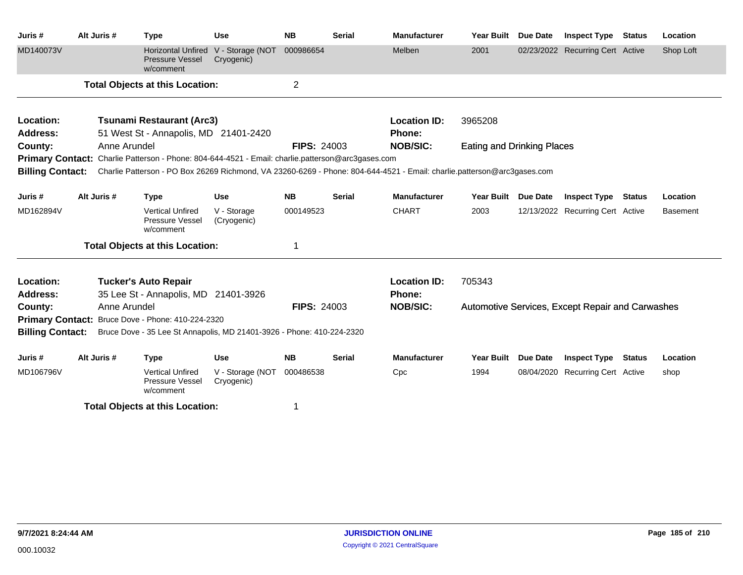| Juris # | Alt Juris # | Type | Use | NB | Serial | Manufacturer | Year Built | Due Date | Inspect Type | Status | Location |
|---|---|---|---|---|---|---|---|---|---|---|---|
| MD140073V | | Horizontal Unfired Pressure Vessel w/comment | V - Storage (NOT Cryogenic) | 000986654 | | Melben | 2001 | 02/23/2022 | Recurring Cert | Active | Shop Loft |

**Total Objects at this Location:** 2

---

**Location:** Tsunami Restaurant (Arc3)
**Location ID:** 3965208
**Address:** 51 West St - Annapolis, MD 21401-2420
**Phone:**
**County:** Anne Arundel
**FIPS:** 24003
**NOB/SIC:** Eating and Drinking Places
**Primary Contact:** Charlie Patterson - Phone: 804-644-4521 - Email: charlie.patterson@arc3gases.com
**Billing Contact:** Charlie Patterson - PO Box 26269 Richmond, VA 23260-6269 - Phone: 804-644-4521 - Email: charlie.patterson@arc3gases.com

| Juris # | Alt Juris # | Type | Use | NB | Serial | Manufacturer | Year Built | Due Date | Inspect Type | Status | Location |
|---|---|---|---|---|---|---|---|---|---|---|---|
| MD162894V | | Vertical Unfired Pressure Vessel w/comment | V - Storage (Cryogenic) | 000149523 | | CHART | 2003 | 12/13/2022 | Recurring Cert | Active | Basement |

**Total Objects at this Location:** 1

---

**Location:** Tucker's Auto Repair
**Location ID:** 705343
**Address:** 35 Lee St - Annapolis, MD 21401-3926
**Phone:**
**County:** Anne Arundel
**FIPS:** 24003
**NOB/SIC:** Automotive Services, Except Repair and Carwashes
**Primary Contact:** Bruce Dove - Phone: 410-224-2320
**Billing Contact:** Bruce Dove - 35 Lee St Annapolis, MD 21401-3926 - Phone: 410-224-2320

| Juris # | Alt Juris # | Type | Use | NB | Serial | Manufacturer | Year Built | Due Date | Inspect Type | Status | Location |
|---|---|---|---|---|---|---|---|---|---|---|---|
| MD106796V | | Vertical Unfired Pressure Vessel w/comment | V - Storage (NOT Cryogenic) | 000486538 | | Cpc | 1994 | 08/04/2020 | Recurring Cert | Active | shop |

**Total Objects at this Location:** 1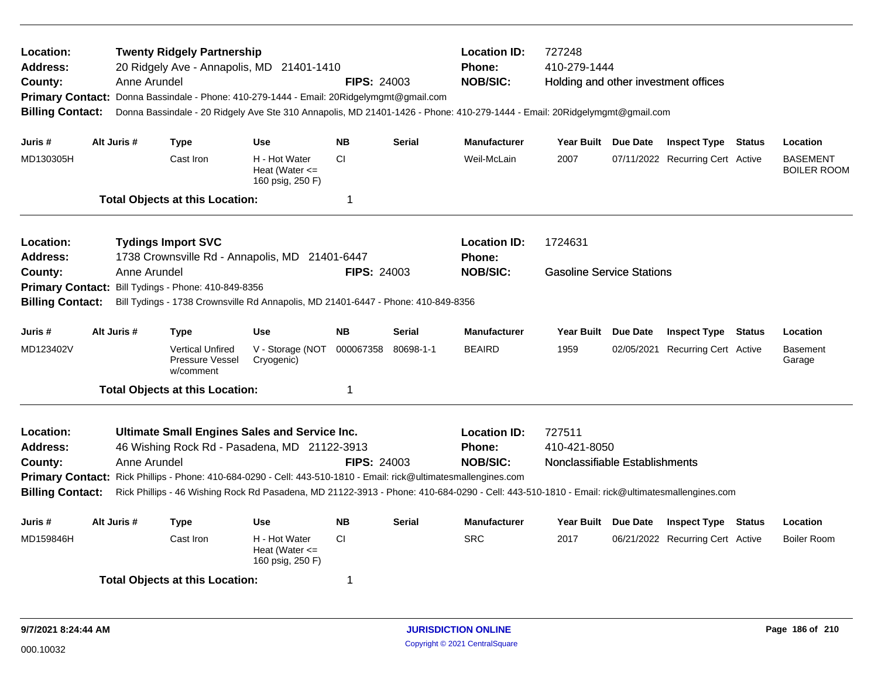**Location:** Twenty Ridgely Partnership
**Address:** 20 Ridgely Ave - Annapolis, MD 21401-1410
**County:** Anne Arundel **FIPS:** 24003
**Location ID:** 727248
**Phone:** 410-279-1444
**NOB/SIC:** Holding and other investment offices
**Primary Contact:** Donna Bassindale - Phone: 410-279-1444 - Email: 20Ridgelymgmt@gmail.com
**Billing Contact:** Donna Bassindale - 20 Ridgely Ave Ste 310 Annapolis, MD 21401-1426 - Phone: 410-279-1444 - Email: 20Ridgelymgmt@gmail.com

| Juris # | Alt Juris # | Type | Use | NB | Serial | Manufacturer | Year Built | Due Date | Inspect Type | Status | Location |
|---|---|---|---|---|---|---|---|---|---|---|---|
| MD130305H | | Cast Iron | H - Hot Water Heat (Water <= 160 psig, 250 F) | CI | | Weil-McLain | 2007 | 07/11/2022 | Recurring Cert | Active | BASEMENT BOILER ROOM |

**Total Objects at this Location:** 1

---

**Location:** Tydings Import SVC
**Address:** 1738 Crownsville Rd - Annapolis, MD 21401-6447
**County:** Anne Arundel **FIPS:** 24003
**Location ID:** 1724631
**Phone:**
**NOB/SIC:** Gasoline Service Stations
**Primary Contact:** Bill Tydings - Phone: 410-849-8356
**Billing Contact:** Bill Tydings - 1738 Crownsville Rd Annapolis, MD 21401-6447 - Phone: 410-849-8356

| Juris # | Alt Juris # | Type | Use | NB | Serial | Manufacturer | Year Built | Due Date | Inspect Type | Status | Location |
|---|---|---|---|---|---|---|---|---|---|---|---|
| MD123402V | | Vertical Unfired Pressure Vessel w/comment | V - Storage (NOT Cryogenic) | 000067358 | 80698-1-1 | BEAIRD | 1959 | 02/05/2021 | Recurring Cert | Active | Basement Garage |

**Total Objects at this Location:** 1

---

**Location:** Ultimate Small Engines Sales and Service Inc.
**Address:** 46 Wishing Rock Rd - Pasadena, MD 21122-3913
**County:** Anne Arundel **FIPS:** 24003
**Location ID:** 727511
**Phone:** 410-421-8050
**NOB/SIC:** Nonclassifiable Establishments
**Primary Contact:** Rick Phillips - Phone: 410-684-0290 - Cell: 443-510-1810 - Email: rick@ultimatesmallengines.com
**Billing Contact:** Rick Phillips - 46 Wishing Rock Rd Pasadena, MD 21122-3913 - Phone: 410-684-0290 - Cell: 443-510-1810 - Email: rick@ultimatesmallengines.com

| Juris # | Alt Juris # | Type | Use | NB | Serial | Manufacturer | Year Built | Due Date | Inspect Type | Status | Location |
|---|---|---|---|---|---|---|---|---|---|---|---|
| MD159846H | | Cast Iron | H - Hot Water Heat (Water <= 160 psig, 250 F) | CI | | SRC | 2017 | 06/21/2022 | Recurring Cert | Active | Boiler Room |

**Total Objects at this Location:** 1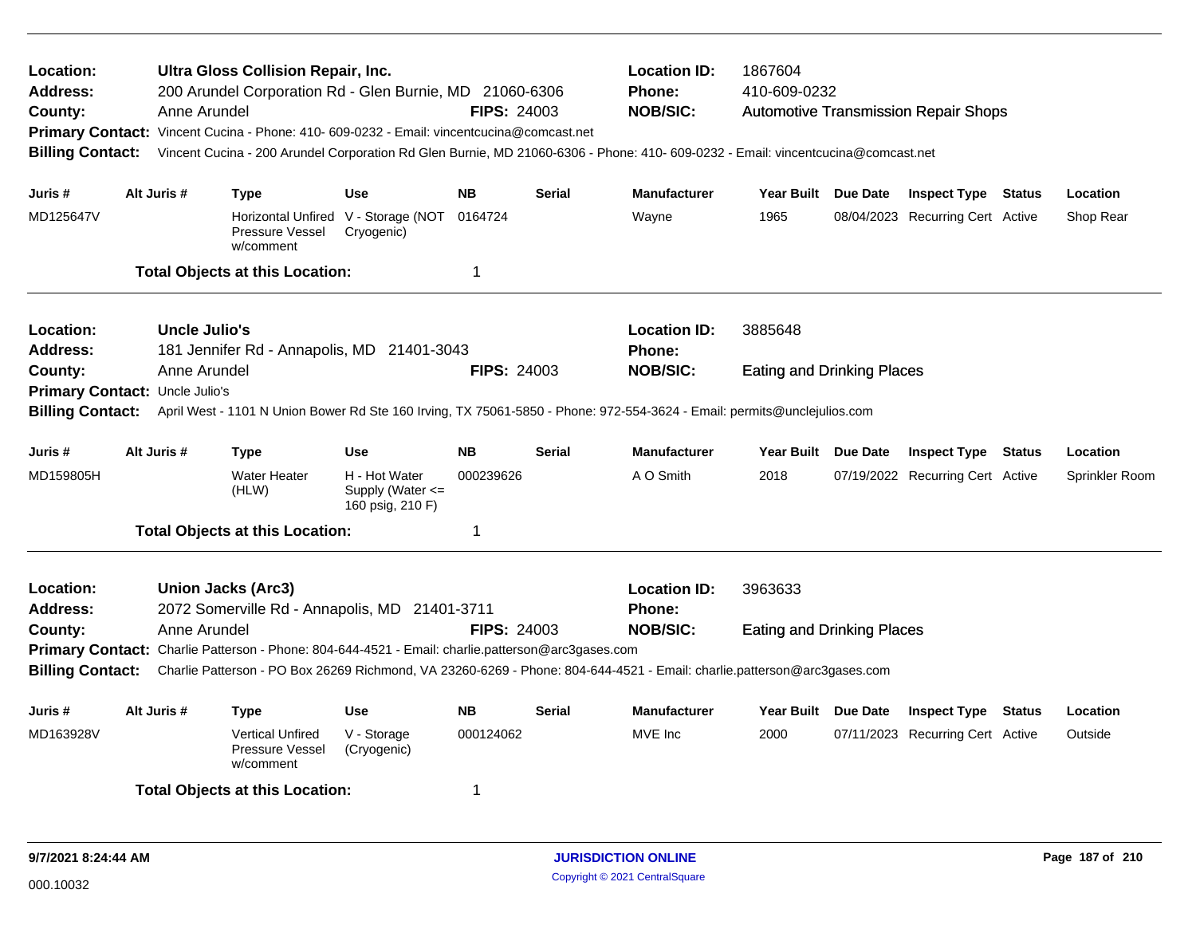**Location:** Ultra Gloss Collision Repair, Inc.
**Address:** 200 Arundel Corporation Rd - Glen Burnie, MD 21060-6306
**County:** Anne Arundel **FIPS:** 24003
**Location ID:** 1867604
**Phone:** 410-609-0232
**NOB/SIC:** Automotive Transmission Repair Shops
**Primary Contact:** Vincent Cucina - Phone: 410- 609-0232 - Email: vincentcucina@comcast.net
**Billing Contact:** Vincent Cucina - 200 Arundel Corporation Rd Glen Burnie, MD 21060-6306 - Phone: 410- 609-0232 - Email: vincentcucina@comcast.net

| Juris # | Alt Juris # | Type | Use | NB | Serial | Manufacturer | Year Built | Due Date | Inspect Type | Status | Location |
|---|---|---|---|---|---|---|---|---|---|---|---|
| MD125647V | | Horizontal Unfired Pressure Vessel w/comment | V - Storage (NOT Cryogenic) | 0164724 | | Wayne | 1965 | 08/04/2023 | Recurring Cert | Active | Shop Rear |

**Total Objects at this Location:** 1

---

**Location:** Uncle Julio's
**Address:** 181 Jennifer Rd - Annapolis, MD 21401-3043
**County:** Anne Arundel **FIPS:** 24003
**Location ID:** 3885648
**Phone:**
**NOB/SIC:** Eating and Drinking Places
**Primary Contact:** Uncle Julio's
**Billing Contact:** April West - 1101 N Union Bower Rd Ste 160 Irving, TX 75061-5850 - Phone: 972-554-3624 - Email: permits@unclejulios.com

| Juris # | Alt Juris # | Type | Use | NB | Serial | Manufacturer | Year Built | Due Date | Inspect Type | Status | Location |
|---|---|---|---|---|---|---|---|---|---|---|---|
| MD159805H | | Water Heater (HLW) | H - Hot Water Supply (Water <= 160 psig, 210 F) | 000239626 | | A O Smith | 2018 | 07/19/2022 | Recurring Cert | Active | Sprinkler Room |

**Total Objects at this Location:** 1

---

**Location:** Union Jacks (Arc3)
**Address:** 2072 Somerville Rd - Annapolis, MD 21401-3711
**County:** Anne Arundel **FIPS:** 24003
**Location ID:** 3963633
**Phone:**
**NOB/SIC:** Eating and Drinking Places
**Primary Contact:** Charlie Patterson - Phone: 804-644-4521 - Email: charlie.patterson@arc3gases.com
**Billing Contact:** Charlie Patterson - PO Box 26269 Richmond, VA 23260-6269 - Phone: 804-644-4521 - Email: charlie.patterson@arc3gases.com

| Juris # | Alt Juris # | Type | Use | NB | Serial | Manufacturer | Year Built | Due Date | Inspect Type | Status | Location |
|---|---|---|---|---|---|---|---|---|---|---|---|
| MD163928V | | Vertical Unfired Pressure Vessel w/comment | V - Storage (Cryogenic) | 000124062 | | MVE Inc | 2000 | 07/11/2023 | Recurring Cert | Active | Outside |

**Total Objects at this Location:** 1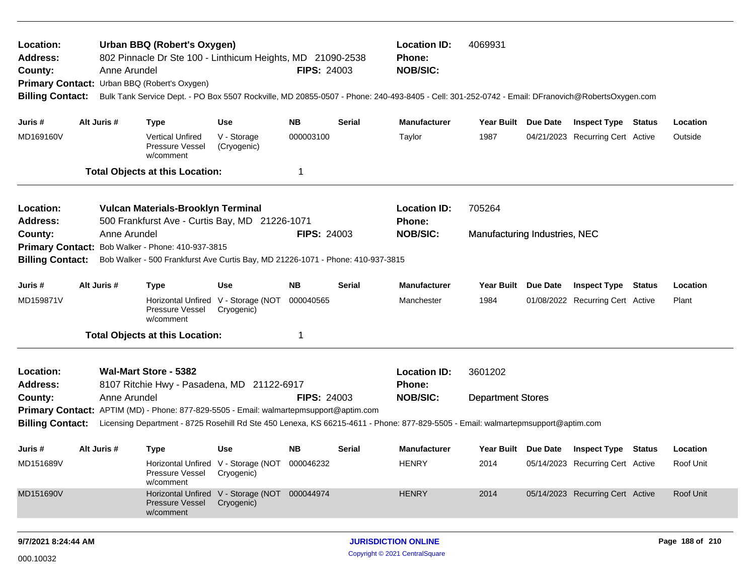**Location:** Urban BBQ (Robert's Oxygen)
**Address:** 802 Pinnacle Dr Ste 100 - Linthicum Heights, MD 21090-2538
**County:** Anne Arundel **FIPS:** 24003
**Location ID:** 4069931
**Phone:**
**NOB/SIC:**
**Primary Contact:** Urban BBQ (Robert's Oxygen)
**Billing Contact:** Bulk Tank Service Dept. - PO Box 5507 Rockville, MD 20855-0507 - Phone: 240-493-8405 - Cell: 301-252-0742 - Email: DFranovich@RobertsOxygen.com

| Juris # | Alt Juris # | Type | Use | NB | Serial | Manufacturer | Year Built | Due Date | Inspect Type | Status | Location |
|---|---|---|---|---|---|---|---|---|---|---|---|
| MD169160V | | Vertical Unfired Pressure Vessel w/comment | V - Storage (Cryogenic) | 000003100 | | Taylor | 1987 | 04/21/2023 | Recurring Cert | Active | Outside |

**Total Objects at this Location:** 1

---

**Location:** Vulcan Materials-Brooklyn Terminal
**Address:** 500 Frankfurst Ave - Curtis Bay, MD 21226-1071
**County:** Anne Arundel **FIPS:** 24003
**Location ID:** 705264
**Phone:**
**NOB/SIC:** Manufacturing Industries, NEC
**Primary Contact:** Bob Walker - Phone: 410-937-3815
**Billing Contact:** Bob Walker - 500 Frankfurst Ave Curtis Bay, MD 21226-1071 - Phone: 410-937-3815

| Juris # | Alt Juris # | Type | Use | NB | Serial | Manufacturer | Year Built | Due Date | Inspect Type | Status | Location |
|---|---|---|---|---|---|---|---|---|---|---|---|
| MD159871V | | Horizontal Unfired Pressure Vessel w/comment | V - Storage (NOT Cryogenic) | 000040565 | | Manchester | 1984 | 01/08/2022 | Recurring Cert | Active | Plant |

**Total Objects at this Location:** 1

---

**Location:** Wal-Mart Store - 5382
**Address:** 8107 Ritchie Hwy - Pasadena, MD 21122-6917
**County:** Anne Arundel **FIPS:** 24003
**Location ID:** 3601202
**Phone:**
**NOB/SIC:** Department Stores
**Primary Contact:** APTIM (MD) - Phone: 877-829-5505 - Email: walmartepmsupport@aptim.com
**Billing Contact:** Licensing Department - 8725 Rosehill Rd Ste 450 Lenexa, KS 66215-4611 - Phone: 877-829-5505 - Email: walmartepmsupport@aptim.com

| Juris # | Alt Juris # | Type | Use | NB | Serial | Manufacturer | Year Built | Due Date | Inspect Type | Status | Location |
|---|---|---|---|---|---|---|---|---|---|---|---|
| MD151689V | | Horizontal Unfired Pressure Vessel w/comment | V - Storage (NOT Cryogenic) | 000046232 | | HENRY | 2014 | 05/14/2023 | Recurring Cert | Active | Roof Unit |
| MD151690V | | Horizontal Unfired Pressure Vessel w/comment | V - Storage (NOT Cryogenic) | 000044974 | | HENRY | 2014 | 05/14/2023 | Recurring Cert | Active | Roof Unit |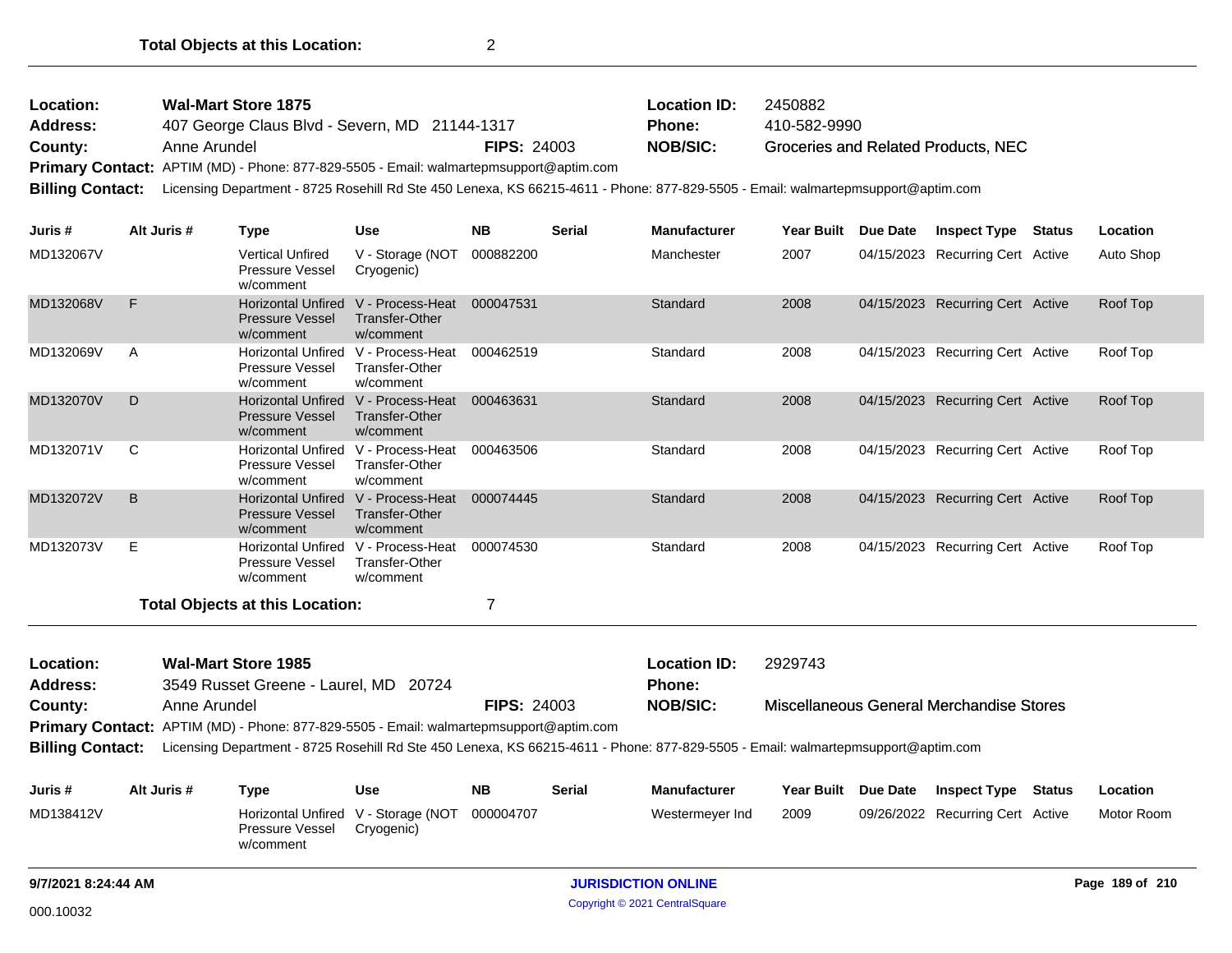**Total Objects at this Location:** 2

---

| | | | | | |
|---|---|---|---|---|---|
| **Location:** | **Wal-Mart Store 1875** | | | **Location ID:** | 2450882 |
| **Address:** | 407 George Claus Blvd - Severn, MD 21144-1317 | | | **Phone:** | 410-582-9990 |
| **County:** | Anne Arundel | **FIPS:** 24003 | | **NOB/SIC:** | Groceries and Related Products, NEC |

**Primary Contact:** APTIM (MD) - Phone: 877-829-5505 - Email: walmartepmsupport@aptim.com

**Billing Contact:** Licensing Department - 8725 Rosehill Rd Ste 450 Lenexa, KS 66215-4611 - Phone: 877-829-5505 - Email: walmartepmsupport@aptim.com

| Juris # | Alt Juris # | Type | Use | NB | Serial | Manufacturer | Year Built | Due Date | Inspect Type | Status | Location |
|---|---|---|---|---|---|---|---|---|---|---|---|
| MD132067V | | Vertical Unfired Pressure Vessel w/comment | V - Storage (NOT Cryogenic) | 000882200 | | Manchester | 2007 | 04/15/2023 | Recurring Cert | Active | Auto Shop |
| MD132068V | F | Horizontal Unfired Pressure Vessel w/comment | V - Process-Heat Transfer-Other w/comment | 000047531 | | Standard | 2008 | 04/15/2023 | Recurring Cert | Active | Roof Top |
| MD132069V | A | Horizontal Unfired Pressure Vessel w/comment | V - Process-Heat Transfer-Other w/comment | 000462519 | | Standard | 2008 | 04/15/2023 | Recurring Cert | Active | Roof Top |
| MD132070V | D | Horizontal Unfired Pressure Vessel w/comment | V - Process-Heat Transfer-Other w/comment | 000463631 | | Standard | 2008 | 04/15/2023 | Recurring Cert | Active | Roof Top |
| MD132071V | C | Horizontal Unfired Pressure Vessel w/comment | V - Process-Heat Transfer-Other w/comment | 000463506 | | Standard | 2008 | 04/15/2023 | Recurring Cert | Active | Roof Top |
| MD132072V | B | Horizontal Unfired Pressure Vessel w/comment | V - Process-Heat Transfer-Other w/comment | 000074445 | | Standard | 2008 | 04/15/2023 | Recurring Cert | Active | Roof Top |
| MD132073V | E | Horizontal Unfired Pressure Vessel w/comment | V - Process-Heat Transfer-Other w/comment | 000074530 | | Standard | 2008 | 04/15/2023 | Recurring Cert | Active | Roof Top |

**Total Objects at this Location:** 7

---

| | | | | | |
|---|---|---|---|---|---|
| **Location:** | **Wal-Mart Store 1985** | | | **Location ID:** | 2929743 |
| **Address:** | 3549 Russet Greene - Laurel, MD 20724 | | | **Phone:** | |
| **County:** | Anne Arundel | **FIPS:** 24003 | | **NOB/SIC:** | Miscellaneous General Merchandise Stores |

**Primary Contact:** APTIM (MD) - Phone: 877-829-5505 - Email: walmartepmsupport@aptim.com

**Billing Contact:** Licensing Department - 8725 Rosehill Rd Ste 450 Lenexa, KS 66215-4611 - Phone: 877-829-5505 - Email: walmartepmsupport@aptim.com

| Juris # | Alt Juris # | Type | Use | NB | Serial | Manufacturer | Year Built | Due Date | Inspect Type | Status | Location |
|---|---|---|---|---|---|---|---|---|---|---|---|
| MD138412V | | Horizontal Unfired Pressure Vessel w/comment | V - Storage (NOT Cryogenic) | 000004707 | | Westermeyer Ind | 2009 | 09/26/2022 | Recurring Cert | Active | Motor Room |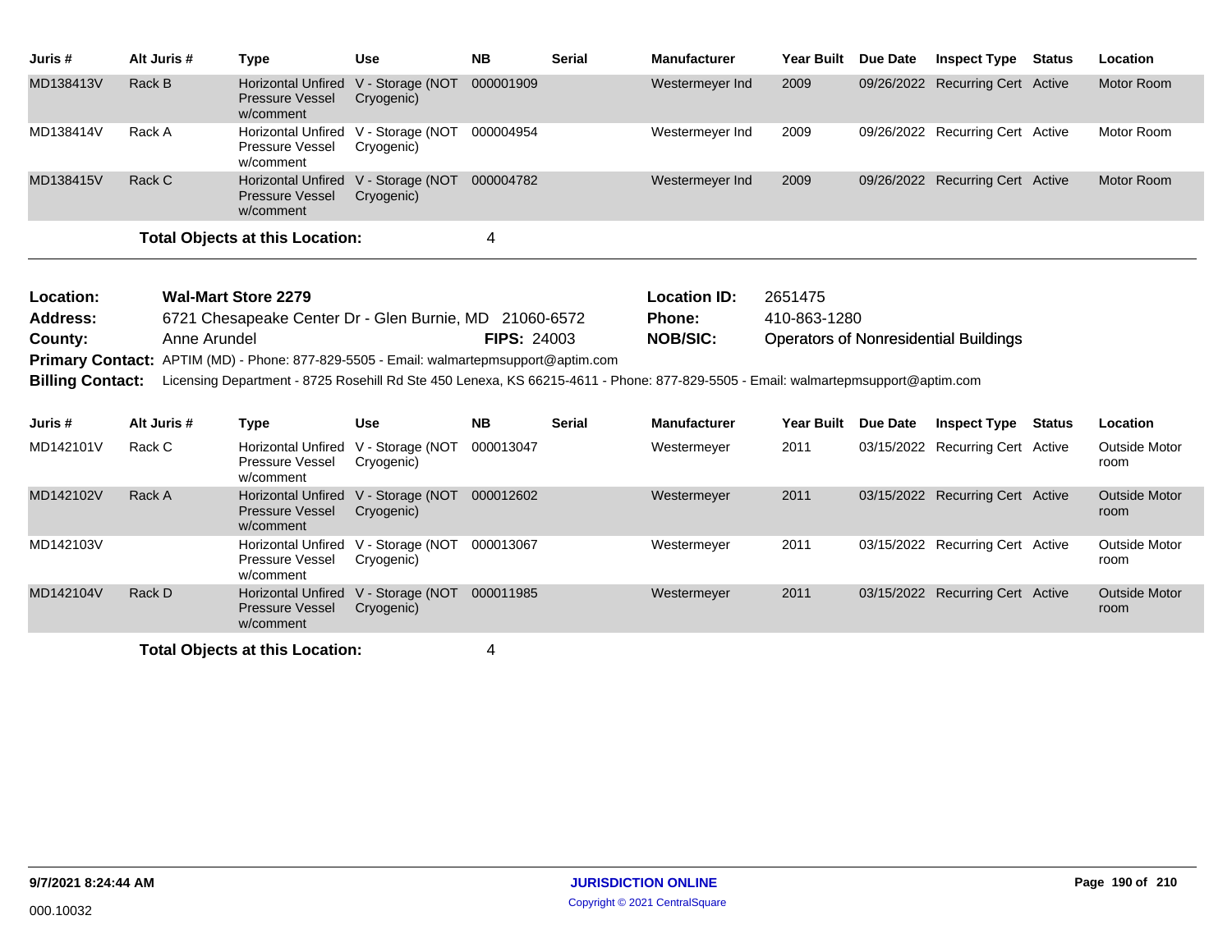| Juris # | Alt Juris # | Type | Use | NB | Serial | Manufacturer | Year Built | Due Date | Inspect Type | Status | Location |
|---|---|---|---|---|---|---|---|---|---|---|---|
| MD138413V | Rack B | Horizontal Unfired Pressure Vessel w/comment | V - Storage (NOT Cryogenic) | 000001909 | | Westermeyer Ind | 2009 | 09/26/2022 | Recurring Cert | Active | Motor Room |
| MD138414V | Rack A | Horizontal Unfired Pressure Vessel w/comment | V - Storage (NOT Cryogenic) | 000004954 | | Westermeyer Ind | 2009 | 09/26/2022 | Recurring Cert | Active | Motor Room |
| MD138415V | Rack C | Horizontal Unfired Pressure Vessel w/comment | V - Storage (NOT Cryogenic) | 000004782 | | Westermeyer Ind | 2009 | 09/26/2022 | Recurring Cert | Active | Motor Room |

**Total Objects at this Location:** 4

---

**Location:** Wal-Mart Store 2279
**Location ID:** 2651475
**Address:** 6721 Chesapeake Center Dr - Glen Burnie, MD 21060-6572
**Phone:** 410-863-1280
**County:** Anne Arundel
**FIPS:** 24003
**NOB/SIC:** Operators of Nonresidential Buildings
**Primary Contact:** APTIM (MD) - Phone: 877-829-5505 - Email: walmartepmsupport@aptim.com
**Billing Contact:** Licensing Department - 8725 Rosehill Rd Ste 450 Lenexa, KS 66215-4611 - Phone: 877-829-5505 - Email: walmartepmsupport@aptim.com

| Juris # | Alt Juris # | Type | Use | NB | Serial | Manufacturer | Year Built | Due Date | Inspect Type | Status | Location |
|---|---|---|---|---|---|---|---|---|---|---|---|
| MD142101V | Rack C | Horizontal Unfired Pressure Vessel w/comment | V - Storage (NOT Cryogenic) | 000013047 | | Westermeyer | 2011 | 03/15/2022 | Recurring Cert | Active | Outside Motor room |
| MD142102V | Rack A | Horizontal Unfired Pressure Vessel w/comment | V - Storage (NOT Cryogenic) | 000012602 | | Westermeyer | 2011 | 03/15/2022 | Recurring Cert | Active | Outside Motor room |
| MD142103V | | Horizontal Unfired Pressure Vessel w/comment | V - Storage (NOT Cryogenic) | 000013067 | | Westermeyer | 2011 | 03/15/2022 | Recurring Cert | Active | Outside Motor room |
| MD142104V | Rack D | Horizontal Unfired Pressure Vessel w/comment | V - Storage (NOT Cryogenic) | 000011985 | | Westermeyer | 2011 | 03/15/2022 | Recurring Cert | Active | Outside Motor room |

**Total Objects at this Location:** 4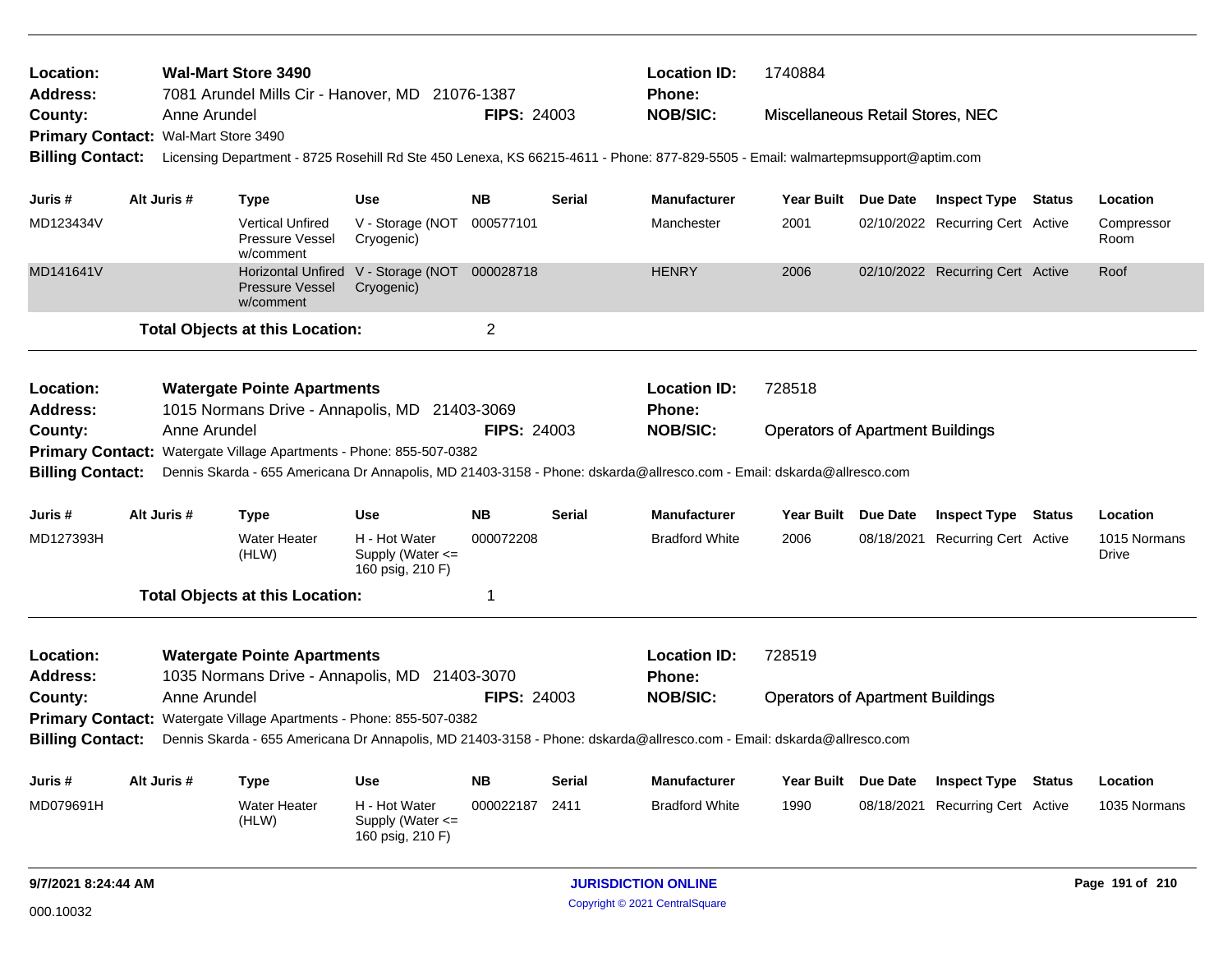**Location:** Wal-Mart Store 3490 | **Location ID:** 1740884
**Address:** 7081 Arundel Mills Cir - Hanover, MD 21076-1387 | **Phone:**
**County:** Anne Arundel | **FIPS:** 24003 | **NOB/SIC:** Miscellaneous Retail Stores, NEC
**Primary Contact:** Wal-Mart Store 3490
**Billing Contact:** Licensing Department - 8725 Rosehill Rd Ste 450 Lenexa, KS 66215-4611 - Phone: 877-829-5505 - Email: walmartepmsupport@aptim.com

| Juris # | Alt Juris # | Type | Use | NB | Serial | Manufacturer | Year Built | Due Date | Inspect Type | Status | Location |
|---|---|---|---|---|---|---|---|---|---|---|---|
| MD123434V | | Vertical Unfired Pressure Vessel w/comment | V - Storage (NOT Cryogenic) | 000577101 | | Manchester | 2001 | 02/10/2022 | Recurring Cert | Active | Compressor Room |
| MD141641V | | Horizontal Unfired Pressure Vessel w/comment | V - Storage (NOT Cryogenic) | 000028718 | | HENRY | 2006 | 02/10/2022 | Recurring Cert | Active | Roof |

**Total Objects at this Location:** 2

---

**Location:** Watergate Pointe Apartments | **Location ID:** 728518
**Address:** 1015 Normans Drive - Annapolis, MD 21403-3069 | **Phone:**
**County:** Anne Arundel | **FIPS:** 24003 | **NOB/SIC:** Operators of Apartment Buildings
**Primary Contact:** Watergate Village Apartments - Phone: 855-507-0382
**Billing Contact:** Dennis Skarda - 655 Americana Dr Annapolis, MD 21403-3158 - Phone: dskarda@allresco.com - Email: dskarda@allresco.com

| Juris # | Alt Juris # | Type | Use | NB | Serial | Manufacturer | Year Built | Due Date | Inspect Type | Status | Location |
|---|---|---|---|---|---|---|---|---|---|---|---|
| MD127393H | | Water Heater (HLW) | H - Hot Water Supply (Water <= 160 psig, 210 F) | 000072208 | | Bradford White | 2006 | 08/18/2021 | Recurring Cert | Active | 1015 Normans Drive |

**Total Objects at this Location:** 1

---

**Location:** Watergate Pointe Apartments | **Location ID:** 728519
**Address:** 1035 Normans Drive - Annapolis, MD 21403-3070 | **Phone:**
**County:** Anne Arundel | **FIPS:** 24003 | **NOB/SIC:** Operators of Apartment Buildings
**Primary Contact:** Watergate Village Apartments - Phone: 855-507-0382
**Billing Contact:** Dennis Skarda - 655 Americana Dr Annapolis, MD 21403-3158 - Phone: dskarda@allresco.com - Email: dskarda@allresco.com

| Juris # | Alt Juris # | Type | Use | NB | Serial | Manufacturer | Year Built | Due Date | Inspect Type | Status | Location |
|---|---|---|---|---|---|---|---|---|---|---|---|
| MD079691H | | Water Heater (HLW) | H - Hot Water Supply (Water <= 160 psig, 210 F) | 000022187 | 2411 | Bradford White | 1990 | 08/18/2021 | Recurring Cert | Active | 1035 Normans |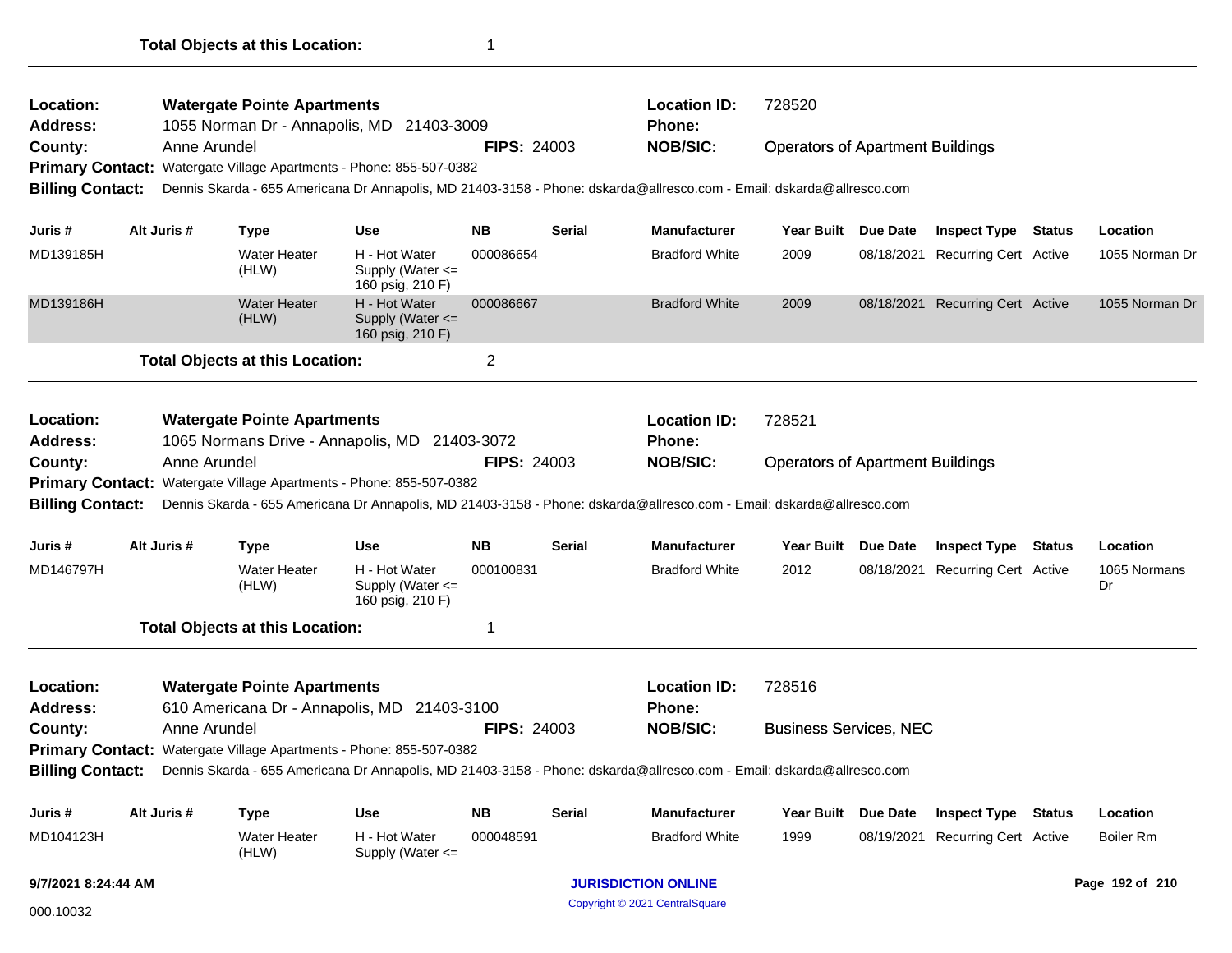**Total Objects at this Location:** 1

---

**Location:** Watergate Pointe Apartments
**Location ID:** 728520
**Address:** 1055 Norman Dr - Annapolis, MD 21403-3009
**Phone:**
**County:** Anne Arundel
**FIPS:** 24003
**NOB/SIC:** Operators of Apartment Buildings
**Primary Contact:** Watergate Village Apartments - Phone: 855-507-0382
**Billing Contact:** Dennis Skarda - 655 Americana Dr Annapolis, MD 21403-3158 - Phone: dskarda@allresco.com - Email: dskarda@allresco.com

| Juris # | Alt Juris # | Type | Use | NB | Serial | Manufacturer | Year Built | Due Date | Inspect Type | Status | Location |
|---|---|---|---|---|---|---|---|---|---|---|---|
| MD139185H | | Water Heater (HLW) | H - Hot Water Supply (Water <= 160 psig, 210 F) | 000086654 | | Bradford White | 2009 | 08/18/2021 | Recurring Cert | Active | 1055 Norman Dr |
| MD139186H | | Water Heater (HLW) | H - Hot Water Supply (Water <= 160 psig, 210 F) | 000086667 | | Bradford White | 2009 | 08/18/2021 | Recurring Cert | Active | 1055 Norman Dr |

**Total Objects at this Location:** 2

---

**Location:** Watergate Pointe Apartments
**Location ID:** 728521
**Address:** 1065 Normans Drive - Annapolis, MD 21403-3072
**Phone:**
**County:** Anne Arundel
**FIPS:** 24003
**NOB/SIC:** Operators of Apartment Buildings
**Primary Contact:** Watergate Village Apartments - Phone: 855-507-0382
**Billing Contact:** Dennis Skarda - 655 Americana Dr Annapolis, MD 21403-3158 - Phone: dskarda@allresco.com - Email: dskarda@allresco.com

| Juris # | Alt Juris # | Type | Use | NB | Serial | Manufacturer | Year Built | Due Date | Inspect Type | Status | Location |
|---|---|---|---|---|---|---|---|---|---|---|---|
| MD146797H | | Water Heater (HLW) | H - Hot Water Supply (Water <= 160 psig, 210 F) | 000100831 | | Bradford White | 2012 | 08/18/2021 | Recurring Cert | Active | 1065 Normans Dr |

**Total Objects at this Location:** 1

---

**Location:** Watergate Pointe Apartments
**Location ID:** 728516
**Address:** 610 Americana Dr - Annapolis, MD 21403-3100
**Phone:**
**County:** Anne Arundel
**FIPS:** 24003
**NOB/SIC:** Business Services, NEC
**Primary Contact:** Watergate Village Apartments - Phone: 855-507-0382
**Billing Contact:** Dennis Skarda - 655 Americana Dr Annapolis, MD 21403-3158 - Phone: dskarda@allresco.com - Email: dskarda@allresco.com

| Juris # | Alt Juris # | Type | Use | NB | Serial | Manufacturer | Year Built | Due Date | Inspect Type | Status | Location |
|---|---|---|---|---|---|---|---|---|---|---|---|
| MD104123H | | Water Heater (HLW) | H - Hot Water Supply (Water <= | 000048591 | | Bradford White | 1999 | 08/19/2021 | Recurring Cert | Active | Boiler Rm |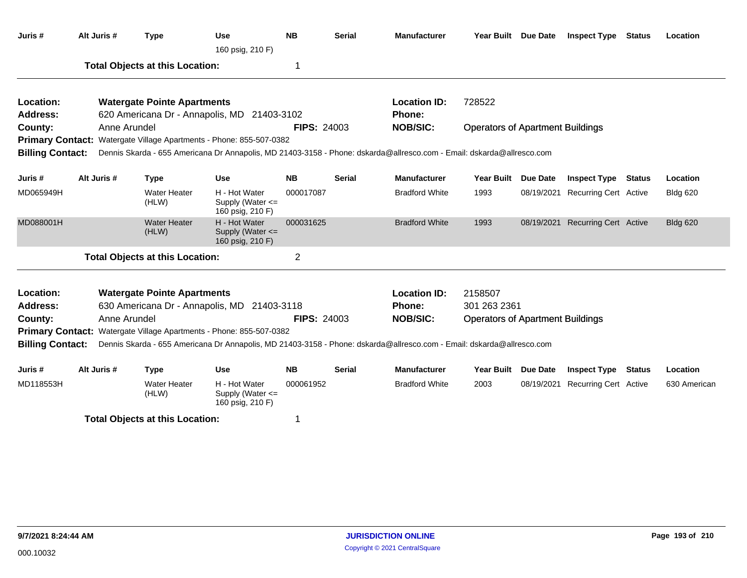| Juris # | Alt Juris # | Type | Use | NB | Serial | Manufacturer | Year Built | Due Date | Inspect Type | Status | Location |
|---|---|---|---|---|---|---|---|---|---|---|---|
| | | | 160 psig, 210 F) | | | | | | | | |

**Total Objects at this Location:** 1

---

**Location:** Watergate Pointe Apartments
**Address:** 620 Americana Dr - Annapolis, MD 21403-3102
**County:** Anne Arundel
**FIPS:** 24003
**Location ID:** 728522
**Phone:**
**NOB/SIC:** Operators of Apartment Buildings
**Primary Contact:** Watergate Village Apartments - Phone: 855-507-0382
**Billing Contact:** Dennis Skarda - 655 Americana Dr Annapolis, MD 21403-3158 - Phone: dskarda@allresco.com - Email: dskarda@allresco.com

| Juris # | Alt Juris # | Type | Use | NB | Serial | Manufacturer | Year Built | Due Date | Inspect Type | Status | Location |
|---|---|---|---|---|---|---|---|---|---|---|---|
| MD065949H | | Water Heater (HLW) | H - Hot Water Supply (Water <= 160 psig, 210 F) | 000017087 | | Bradford White | 1993 | 08/19/2021 | Recurring Cert | Active | Bldg 620 |
| MD088001H | | Water Heater (HLW) | H - Hot Water Supply (Water <= 160 psig, 210 F) | 000031625 | | Bradford White | 1993 | 08/19/2021 | Recurring Cert | Active | Bldg 620 |

**Total Objects at this Location:** 2

---

**Location:** Watergate Pointe Apartments
**Address:** 630 Americana Dr - Annapolis, MD 21403-3118
**County:** Anne Arundel
**FIPS:** 24003
**Location ID:** 2158507
**Phone:** 301 263 2361
**NOB/SIC:** Operators of Apartment Buildings
**Primary Contact:** Watergate Village Apartments - Phone: 855-507-0382
**Billing Contact:** Dennis Skarda - 655 Americana Dr Annapolis, MD 21403-3158 - Phone: dskarda@allresco.com - Email: dskarda@allresco.com

| Juris # | Alt Juris # | Type | Use | NB | Serial | Manufacturer | Year Built | Due Date | Inspect Type | Status | Location |
|---|---|---|---|---|---|---|---|---|---|---|---|
| MD118553H | | Water Heater (HLW) | H - Hot Water Supply (Water <= 160 psig, 210 F) | 000061952 | | Bradford White | 2003 | 08/19/2021 | Recurring Cert | Active | 630 American |

**Total Objects at this Location:** 1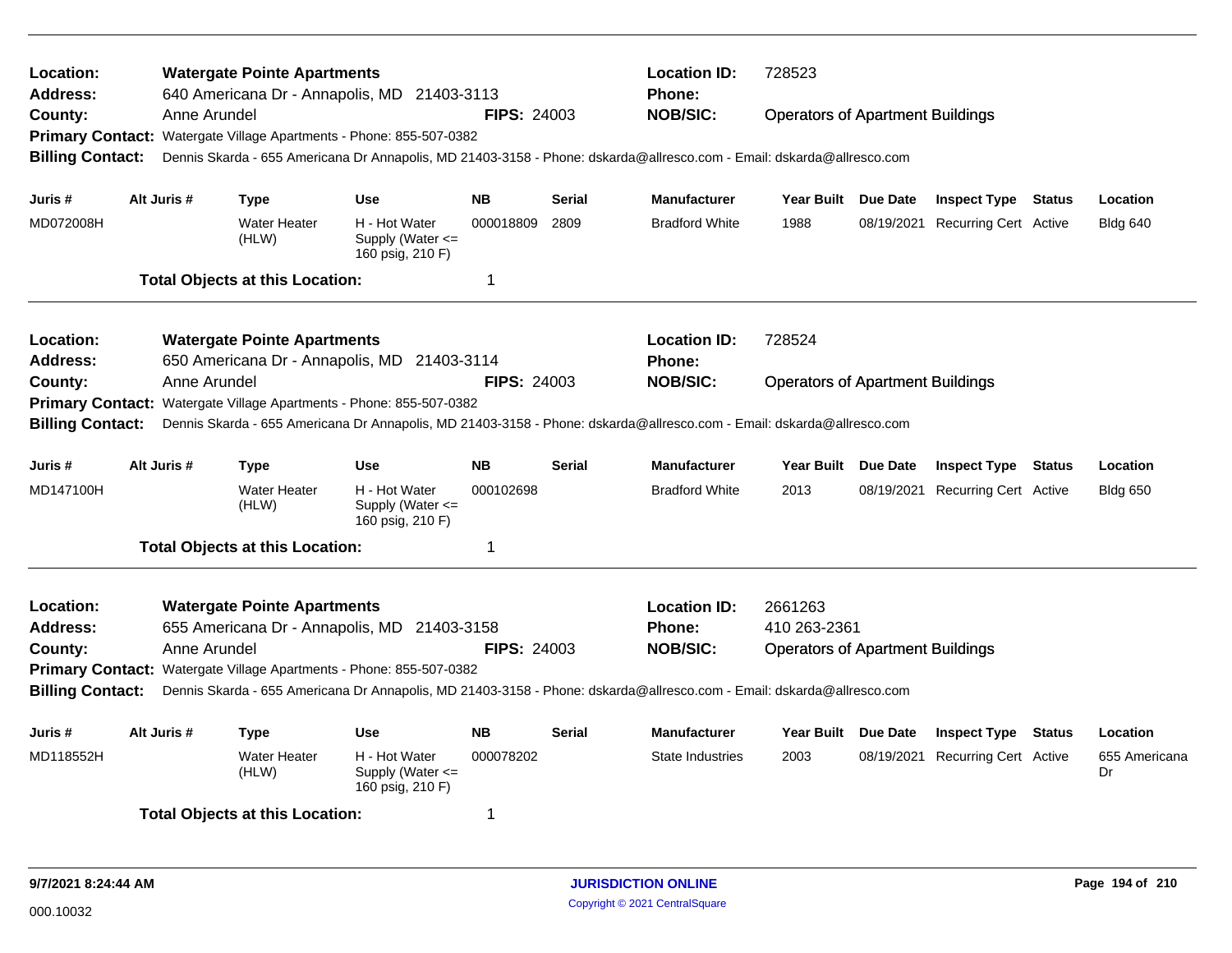**Location:** Watergate Pointe Apartments **Location ID:** 728523
**Address:** 640 Americana Dr - Annapolis, MD 21403-3113 **Phone:**
**County:** Anne Arundel **FIPS:** 24003 **NOB/SIC:** Operators of Apartment Buildings
**Primary Contact:** Watergate Village Apartments - Phone: 855-507-0382
**Billing Contact:** Dennis Skarda - 655 Americana Dr Annapolis, MD 21403-3158 - Phone: dskarda@allresco.com - Email: dskarda@allresco.com

| Juris # | Alt Juris # | Type | Use | NB | Serial | Manufacturer | Year Built | Due Date | Inspect Type | Status | Location |
|---|---|---|---|---|---|---|---|---|---|---|---|
| MD072008H | | Water Heater (HLW) | H - Hot Water Supply (Water <= 160 psig, 210 F) | 000018809 | 2809 | Bradford White | 1988 | 08/19/2021 | Recurring Cert | Active | Bldg 640 |

**Total Objects at this Location:** 1

---

**Location:** Watergate Pointe Apartments **Location ID:** 728524
**Address:** 650 Americana Dr - Annapolis, MD 21403-3114 **Phone:**
**County:** Anne Arundel **FIPS:** 24003 **NOB/SIC:** Operators of Apartment Buildings
**Primary Contact:** Watergate Village Apartments - Phone: 855-507-0382
**Billing Contact:** Dennis Skarda - 655 Americana Dr Annapolis, MD 21403-3158 - Phone: dskarda@allresco.com - Email: dskarda@allresco.com

| Juris # | Alt Juris # | Type | Use | NB | Serial | Manufacturer | Year Built | Due Date | Inspect Type | Status | Location |
|---|---|---|---|---|---|---|---|---|---|---|---|
| MD147100H | | Water Heater (HLW) | H - Hot Water Supply (Water <= 160 psig, 210 F) | 000102698 | | Bradford White | 2013 | 08/19/2021 | Recurring Cert | Active | Bldg 650 |

**Total Objects at this Location:** 1

---

**Location:** Watergate Pointe Apartments **Location ID:** 2661263
**Address:** 655 Americana Dr - Annapolis, MD 21403-3158 **Phone:** 410 263-2361
**County:** Anne Arundel **FIPS:** 24003 **NOB/SIC:** Operators of Apartment Buildings
**Primary Contact:** Watergate Village Apartments - Phone: 855-507-0382
**Billing Contact:** Dennis Skarda - 655 Americana Dr Annapolis, MD 21403-3158 - Phone: dskarda@allresco.com - Email: dskarda@allresco.com

| Juris # | Alt Juris # | Type | Use | NB | Serial | Manufacturer | Year Built | Due Date | Inspect Type | Status | Location |
|---|---|---|---|---|---|---|---|---|---|---|---|
| MD118552H | | Water Heater (HLW) | H - Hot Water Supply (Water <= 160 psig, 210 F) | 000078202 | | State Industries | 2003 | 08/19/2021 | Recurring Cert | Active | 655 Americana Dr |

**Total Objects at this Location:** 1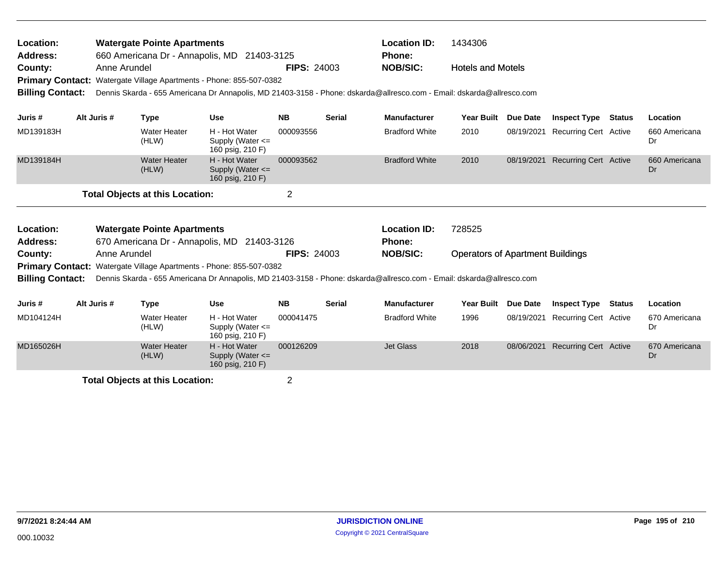**Location:** Watergate Pointe Apartments
**Address:** 660 Americana Dr - Annapolis, MD 21403-3125
**County:** Anne Arundel **FIPS:** 24003
**Location ID:** 1434306
**Phone:**
**NOB/SIC:** Hotels and Motels
**Primary Contact:** Watergate Village Apartments - Phone: 855-507-0382
**Billing Contact:** Dennis Skarda - 655 Americana Dr Annapolis, MD 21403-3158 - Phone: dskarda@allresco.com - Email: dskarda@allresco.com

| Juris # | Alt Juris # | Type | Use | NB | Serial | Manufacturer | Year Built | Due Date | Inspect Type | Status | Location |
|---|---|---|---|---|---|---|---|---|---|---|---|
| MD139183H | | Water Heater (HLW) | H - Hot Water Supply (Water <= 160 psig, 210 F) | 000093556 | | Bradford White | 2010 | 08/19/2021 | Recurring Cert | Active | 660 Americana Dr |
| MD139184H | | Water Heater (HLW) | H - Hot Water Supply (Water <= 160 psig, 210 F) | 000093562 | | Bradford White | 2010 | 08/19/2021 | Recurring Cert | Active | 660 Americana Dr |

**Total Objects at this Location:** 2

**Location:** Watergate Pointe Apartments
**Address:** 670 Americana Dr - Annapolis, MD 21403-3126
**County:** Anne Arundel **FIPS:** 24003
**Location ID:** 728525
**Phone:**
**NOB/SIC:** Operators of Apartment Buildings
**Primary Contact:** Watergate Village Apartments - Phone: 855-507-0382
**Billing Contact:** Dennis Skarda - 655 Americana Dr Annapolis, MD 21403-3158 - Phone: dskarda@allresco.com - Email: dskarda@allresco.com

| Juris # | Alt Juris # | Type | Use | NB | Serial | Manufacturer | Year Built | Due Date | Inspect Type | Status | Location |
|---|---|---|---|---|---|---|---|---|---|---|---|
| MD104124H | | Water Heater (HLW) | H - Hot Water Supply (Water <= 160 psig, 210 F) | 000041475 | | Bradford White | 1996 | 08/19/2021 | Recurring Cert | Active | 670 Americana Dr |
| MD165026H | | Water Heater (HLW) | H - Hot Water Supply (Water <= 160 psig, 210 F) | 000126209 | | Jet Glass | 2018 | 08/06/2021 | Recurring Cert | Active | 670 Americana Dr |

**Total Objects at this Location:** 2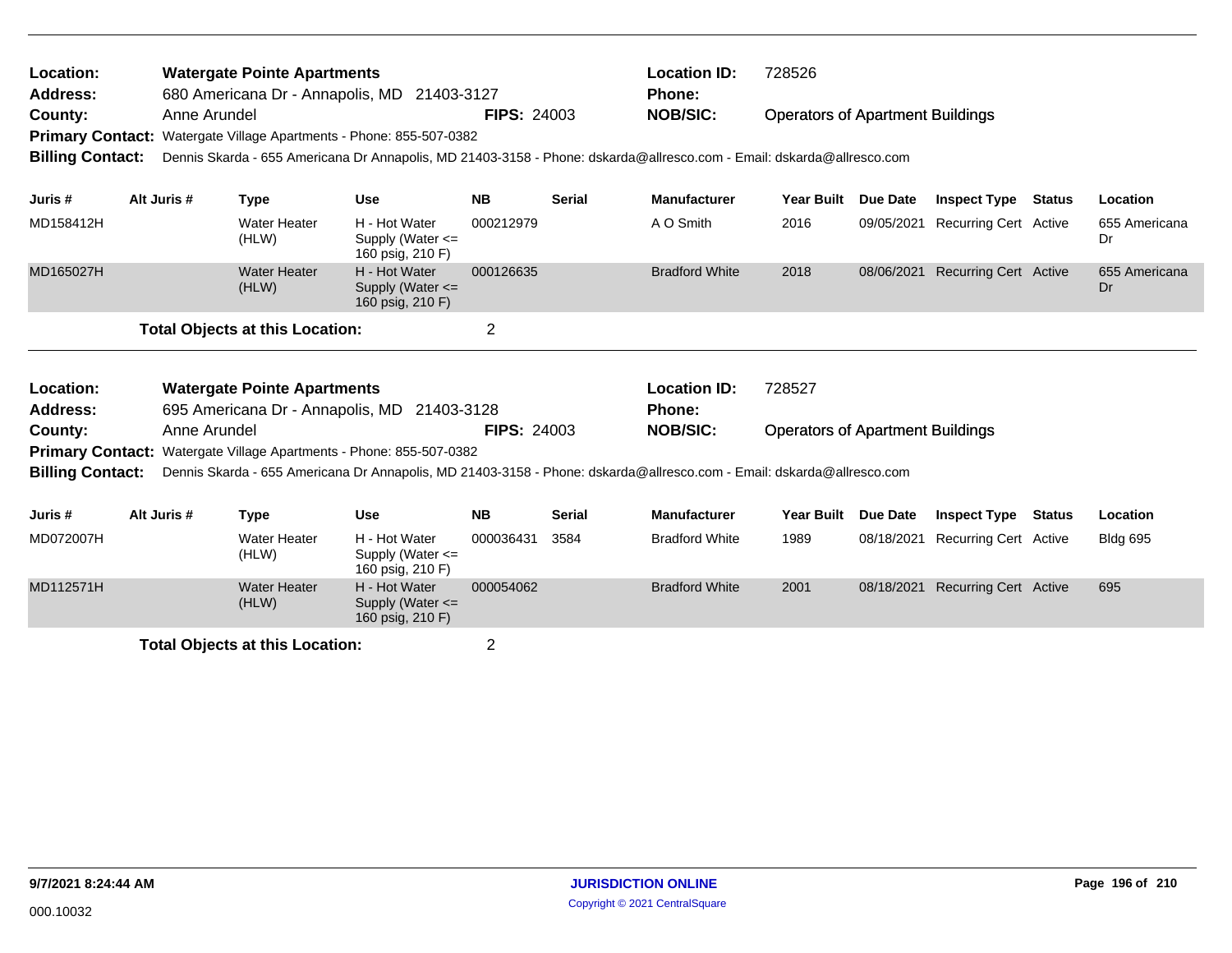**Location:** Watergate Pointe Apartments
**Address:** 680 Americana Dr - Annapolis, MD 21403-3127
**County:** Anne Arundel **FIPS:** 24003
**Location ID:** 728526
**Phone:**
**NOB/SIC:** Operators of Apartment Buildings
**Primary Contact:** Watergate Village Apartments - Phone: 855-507-0382
**Billing Contact:** Dennis Skarda - 655 Americana Dr Annapolis, MD 21403-3158 - Phone: dskarda@allresco.com - Email: dskarda@allresco.com

| Juris # | Alt Juris # | Type | Use | NB | Serial | Manufacturer | Year Built | Due Date | Inspect Type | Status | Location |
|---|---|---|---|---|---|---|---|---|---|---|---|
| MD158412H | | Water Heater (HLW) | H - Hot Water Supply (Water <= 160 psig, 210 F) | 000212979 | | A O Smith | 2016 | 09/05/2021 | Recurring Cert | Active | 655 Americana Dr |
| MD165027H | | Water Heater (HLW) | H - Hot Water Supply (Water <= 160 psig, 210 F) | 000126635 | | Bradford White | 2018 | 08/06/2021 | Recurring Cert | Active | 655 Americana Dr |

**Total Objects at this Location:** 2

---

**Location:** Watergate Pointe Apartments
**Address:** 695 Americana Dr - Annapolis, MD 21403-3128
**County:** Anne Arundel **FIPS:** 24003
**Location ID:** 728527
**Phone:**
**NOB/SIC:** Operators of Apartment Buildings
**Primary Contact:** Watergate Village Apartments - Phone: 855-507-0382
**Billing Contact:** Dennis Skarda - 655 Americana Dr Annapolis, MD 21403-3158 - Phone: dskarda@allresco.com - Email: dskarda@allresco.com

| Juris # | Alt Juris # | Type | Use | NB | Serial | Manufacturer | Year Built | Due Date | Inspect Type | Status | Location |
|---|---|---|---|---|---|---|---|---|---|---|---|
| MD072007H | | Water Heater (HLW) | H - Hot Water Supply (Water <= 160 psig, 210 F) | 000036431 | 3584 | Bradford White | 1989 | 08/18/2021 | Recurring Cert | Active | Bldg 695 |
| MD112571H | | Water Heater (HLW) | H - Hot Water Supply (Water <= 160 psig, 210 F) | 000054062 | | Bradford White | 2001 | 08/18/2021 | Recurring Cert | Active | 695 |

**Total Objects at this Location:** 2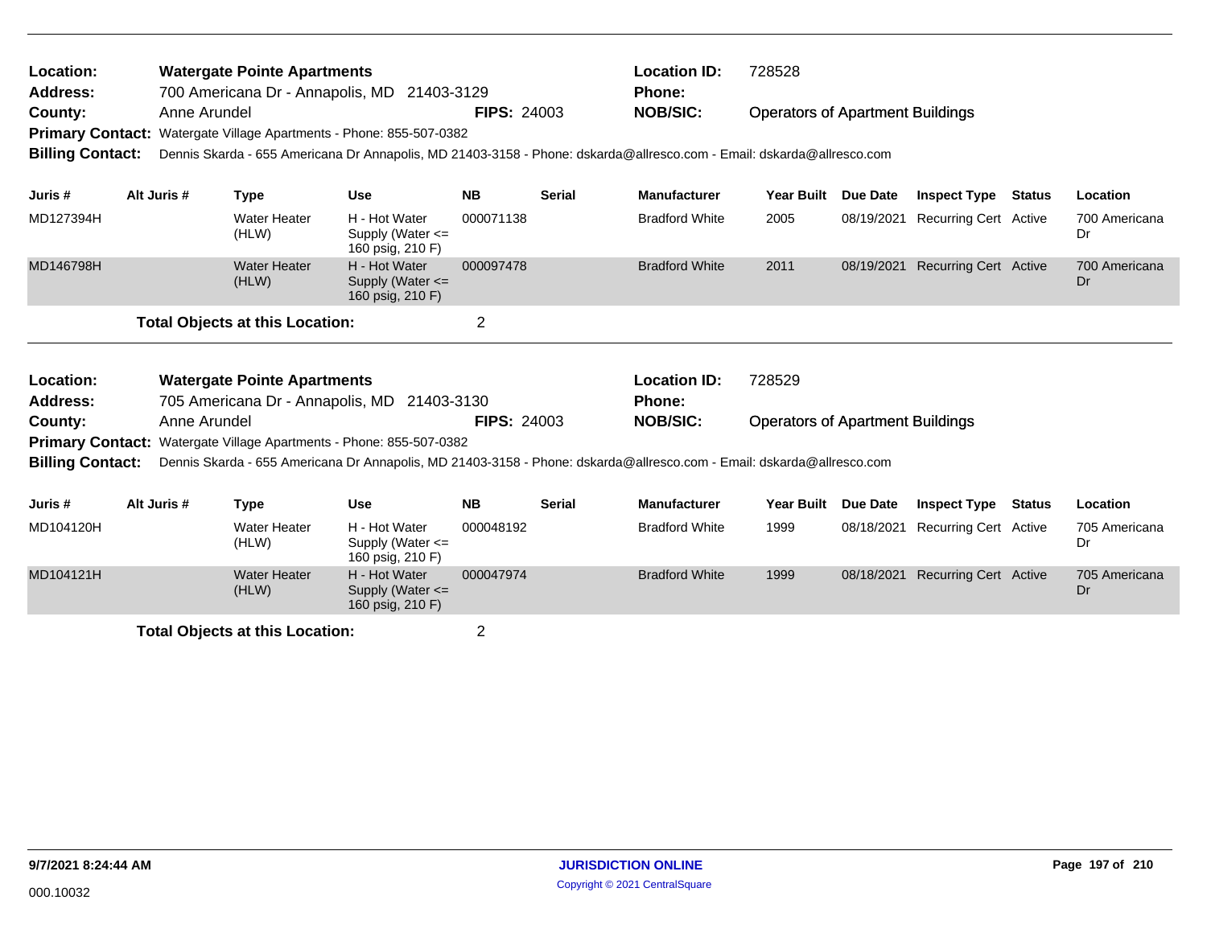**Location:** Watergate Pointe Apartments
**Address:** 700 Americana Dr - Annapolis, MD 21403-3129
**County:** Anne Arundel **FIPS:** 24003
**Location ID:** 728528
**Phone:**
**NOB/SIC:** Operators of Apartment Buildings
**Primary Contact:** Watergate Village Apartments - Phone: 855-507-0382
**Billing Contact:** Dennis Skarda - 655 Americana Dr Annapolis, MD 21403-3158 - Phone: dskarda@allresco.com - Email: dskarda@allresco.com

| Juris # | Alt Juris # | Type | Use | NB | Serial | Manufacturer | Year Built | Due Date | Inspect Type | Status | Location |
|---|---|---|---|---|---|---|---|---|---|---|---|
| MD127394H | | Water Heater (HLW) | H - Hot Water Supply (Water <= 160 psig, 210 F) | 000071138 | | Bradford White | 2005 | 08/19/2021 | Recurring Cert | Active | 700 Americana Dr |
| MD146798H | | Water Heater (HLW) | H - Hot Water Supply (Water <= 160 psig, 210 F) | 000097478 | | Bradford White | 2011 | 08/19/2021 | Recurring Cert | Active | 700 Americana Dr |

**Total Objects at this Location:** 2

**Location:** Watergate Pointe Apartments
**Address:** 705 Americana Dr - Annapolis, MD 21403-3130
**County:** Anne Arundel **FIPS:** 24003
**Location ID:** 728529
**Phone:**
**NOB/SIC:** Operators of Apartment Buildings
**Primary Contact:** Watergate Village Apartments - Phone: 855-507-0382
**Billing Contact:** Dennis Skarda - 655 Americana Dr Annapolis, MD 21403-3158 - Phone: dskarda@allresco.com - Email: dskarda@allresco.com

| Juris # | Alt Juris # | Type | Use | NB | Serial | Manufacturer | Year Built | Due Date | Inspect Type | Status | Location |
|---|---|---|---|---|---|---|---|---|---|---|---|
| MD104120H | | Water Heater (HLW) | H - Hot Water Supply (Water <= 160 psig, 210 F) | 000048192 | | Bradford White | 1999 | 08/18/2021 | Recurring Cert | Active | 705 Americana Dr |
| MD104121H | | Water Heater (HLW) | H - Hot Water Supply (Water <= 160 psig, 210 F) | 000047974 | | Bradford White | 1999 | 08/18/2021 | Recurring Cert | Active | 705 Americana Dr |

**Total Objects at this Location:** 2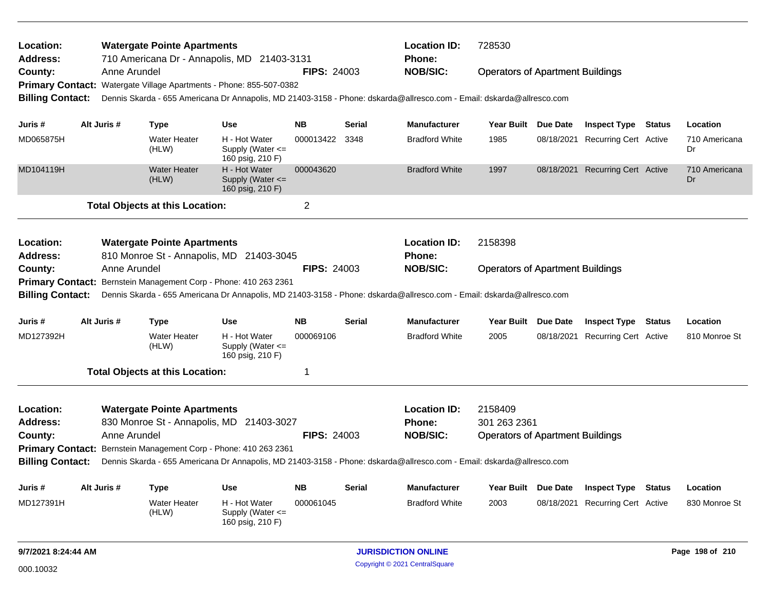**Location:** Watergate Pointe Apartments
**Address:** 710 Americana Dr - Annapolis, MD 21403-3131
**County:** Anne Arundel **FIPS:** 24003
**Location ID:** 728530
**Phone:**
**NOB/SIC:** Operators of Apartment Buildings
**Primary Contact:** Watergate Village Apartments - Phone: 855-507-0382
**Billing Contact:** Dennis Skarda - 655 Americana Dr Annapolis, MD 21403-3158 - Phone: dskarda@allresco.com - Email: dskarda@allresco.com

| Juris # | Alt Juris # | Type | Use | NB | Serial | Manufacturer | Year Built | Due Date | Inspect Type | Status | Location |
|---|---|---|---|---|---|---|---|---|---|---|---|
| MD065875H | | Water Heater (HLW) | H - Hot Water Supply (Water <= 160 psig, 210 F) | 000013422 | 3348 | Bradford White | 1985 | 08/18/2021 | Recurring Cert | Active | 710 Americana Dr |
| MD104119H | | Water Heater (HLW) | H - Hot Water Supply (Water <= 160 psig, 210 F) | 000043620 | | Bradford White | 1997 | 08/18/2021 | Recurring Cert | Active | 710 Americana Dr |

**Total Objects at this Location:** 2

---

**Location:** Watergate Pointe Apartments
**Address:** 810 Monroe St - Annapolis, MD 21403-3045
**County:** Anne Arundel **FIPS:** 24003
**Location ID:** 2158398
**Phone:**
**NOB/SIC:** Operators of Apartment Buildings
**Primary Contact:** Bernstein Management Corp - Phone: 410 263 2361
**Billing Contact:** Dennis Skarda - 655 Americana Dr Annapolis, MD 21403-3158 - Phone: dskarda@allresco.com - Email: dskarda@allresco.com

| Juris # | Alt Juris # | Type | Use | NB | Serial | Manufacturer | Year Built | Due Date | Inspect Type | Status | Location |
|---|---|---|---|---|---|---|---|---|---|---|---|
| MD127392H | | Water Heater (HLW) | H - Hot Water Supply (Water <= 160 psig, 210 F) | 000069106 | | Bradford White | 2005 | 08/18/2021 | Recurring Cert | Active | 810 Monroe St |

**Total Objects at this Location:** 1

---

**Location:** Watergate Pointe Apartments
**Address:** 830 Monroe St - Annapolis, MD 21403-3027
**County:** Anne Arundel **FIPS:** 24003
**Location ID:** 2158409
**Phone:** 301 263 2361
**NOB/SIC:** Operators of Apartment Buildings
**Primary Contact:** Bernstein Management Corp - Phone: 410 263 2361
**Billing Contact:** Dennis Skarda - 655 Americana Dr Annapolis, MD 21403-3158 - Phone: dskarda@allresco.com - Email: dskarda@allresco.com

| Juris # | Alt Juris # | Type | Use | NB | Serial | Manufacturer | Year Built | Due Date | Inspect Type | Status | Location |
|---|---|---|---|---|---|---|---|---|---|---|---|
| MD127391H | | Water Heater (HLW) | H - Hot Water Supply (Water <= 160 psig, 210 F) | 000061045 | | Bradford White | 2003 | 08/18/2021 | Recurring Cert | Active | 830 Monroe St |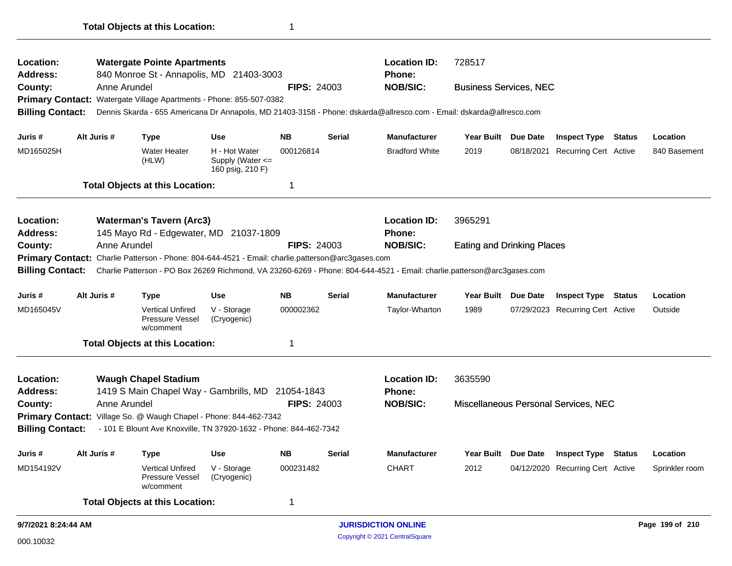**Total Objects at this Location:** 1

---

**Location:** Watergate Pointe Apartments
**Location ID:** 728517
**Address:** 840 Monroe St - Annapolis, MD 21403-3003
**Phone:**
**County:** Anne Arundel
**FIPS:** 24003
**NOB/SIC:** Business Services, NEC
**Primary Contact:** Watergate Village Apartments - Phone: 855-507-0382
**Billing Contact:** Dennis Skarda - 655 Americana Dr Annapolis, MD 21403-3158 - Phone: dskarda@allresco.com - Email: dskarda@allresco.com

| Juris # | Alt Juris # | Type | Use | NB | Serial | Manufacturer | Year Built | Due Date | Inspect Type | Status | Location |
|---|---|---|---|---|---|---|---|---|---|---|---|
| MD165025H | | Water Heater (HLW) | H - Hot Water Supply (Water <= 160 psig, 210 F) | 000126814 | | Bradford White | 2019 | 08/18/2021 | Recurring Cert | Active | 840 Basement |

**Total Objects at this Location:** 1

---

**Location:** Waterman's Tavern (Arc3)
**Location ID:** 3965291
**Address:** 145 Mayo Rd - Edgewater, MD 21037-1809
**Phone:**
**County:** Anne Arundel
**FIPS:** 24003
**NOB/SIC:** Eating and Drinking Places
**Primary Contact:** Charlie Patterson - Phone: 804-644-4521 - Email: charlie.patterson@arc3gases.com
**Billing Contact:** Charlie Patterson - PO Box 26269 Richmond, VA 23260-6269 - Phone: 804-644-4521 - Email: charlie.patterson@arc3gases.com

| Juris # | Alt Juris # | Type | Use | NB | Serial | Manufacturer | Year Built | Due Date | Inspect Type | Status | Location |
|---|---|---|---|---|---|---|---|---|---|---|---|
| MD165045V | | Vertical Unfired Pressure Vessel w/comment | V - Storage (Cryogenic) | 000002362 | | Taylor-Wharton | 1989 | 07/29/2023 | Recurring Cert | Active | Outside |

**Total Objects at this Location:** 1

---

**Location:** Waugh Chapel Stadium
**Location ID:** 3635590
**Address:** 1419 S Main Chapel Way - Gambrills, MD 21054-1843
**Phone:**
**County:** Anne Arundel
**FIPS:** 24003
**NOB/SIC:** Miscellaneous Personal Services, NEC
**Primary Contact:** Village So. @ Waugh Chapel - Phone: 844-462-7342
**Billing Contact:** - 101 E Blount Ave Knoxville, TN 37920-1632 - Phone: 844-462-7342

| Juris # | Alt Juris # | Type | Use | NB | Serial | Manufacturer | Year Built | Due Date | Inspect Type | Status | Location |
|---|---|---|---|---|---|---|---|---|---|---|---|
| MD154192V | | Vertical Unfired Pressure Vessel w/comment | V - Storage (Cryogenic) | 000231482 | | CHART | 2012 | 04/12/2020 | Recurring Cert | Active | Sprinkler room |

**Total Objects at this Location:** 1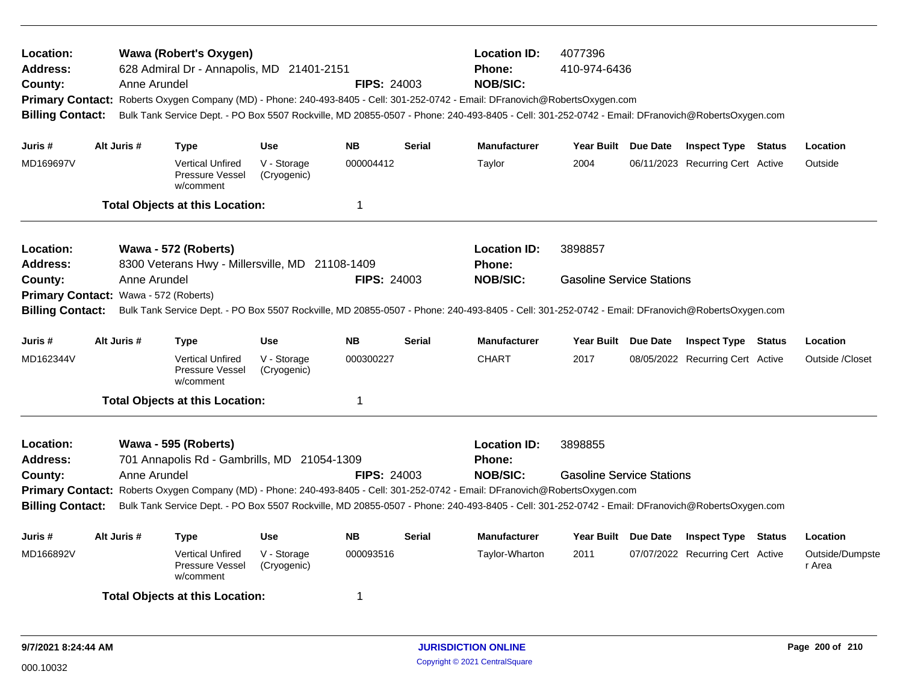**Location:** Wawa (Robert's Oxygen) **Location ID:** 4077396
**Address:** 628 Admiral Dr - Annapolis, MD 21401-2151 **Phone:** 410-974-6436
**County:** Anne Arundel **FIPS:** 24003 **NOB/SIC:**
**Primary Contact:** Roberts Oxygen Company (MD) - Phone: 240-493-8405 - Cell: 301-252-0742 - Email: DFranovich@RobertsOxygen.com
**Billing Contact:** Bulk Tank Service Dept. - PO Box 5507 Rockville, MD 20855-0507 - Phone: 240-493-8405 - Cell: 301-252-0742 - Email: DFranovich@RobertsOxygen.com

| Juris # | Alt Juris # | Type | Use | NB | Serial | Manufacturer | Year Built | Due Date | Inspect Type | Status | Location |
|---|---|---|---|---|---|---|---|---|---|---|---|
| MD169697V | | Vertical Unfired Pressure Vessel w/comment | V - Storage (Cryogenic) | 000004412 | | Taylor | 2004 | 06/11/2023 | Recurring Cert | Active | Outside |

**Total Objects at this Location:** 1

---

**Location:** Wawa - 572 (Roberts) **Location ID:** 3898857
**Address:** 8300 Veterans Hwy - Millersville, MD 21108-1409 **Phone:**
**County:** Anne Arundel **FIPS:** 24003 **NOB/SIC:** Gasoline Service Stations
**Primary Contact:** Wawa - 572 (Roberts)
**Billing Contact:** Bulk Tank Service Dept. - PO Box 5507 Rockville, MD 20855-0507 - Phone: 240-493-8405 - Cell: 301-252-0742 - Email: DFranovich@RobertsOxygen.com

| Juris # | Alt Juris # | Type | Use | NB | Serial | Manufacturer | Year Built | Due Date | Inspect Type | Status | Location |
|---|---|---|---|---|---|---|---|---|---|---|---|
| MD162344V | | Vertical Unfired Pressure Vessel w/comment | V - Storage (Cryogenic) | 000300227 | | CHART | 2017 | 08/05/2022 | Recurring Cert | Active | Outside /Closet |

**Total Objects at this Location:** 1

---

**Location:** Wawa - 595 (Roberts) **Location ID:** 3898855
**Address:** 701 Annapolis Rd - Gambrills, MD 21054-1309 **Phone:**
**County:** Anne Arundel **FIPS:** 24003 **NOB/SIC:** Gasoline Service Stations
**Primary Contact:** Roberts Oxygen Company (MD) - Phone: 240-493-8405 - Cell: 301-252-0742 - Email: DFranovich@RobertsOxygen.com
**Billing Contact:** Bulk Tank Service Dept. - PO Box 5507 Rockville, MD 20855-0507 - Phone: 240-493-8405 - Cell: 301-252-0742 - Email: DFranovich@RobertsOxygen.com

| Juris # | Alt Juris # | Type | Use | NB | Serial | Manufacturer | Year Built | Due Date | Inspect Type | Status | Location |
|---|---|---|---|---|---|---|---|---|---|---|---|
| MD166892V | | Vertical Unfired Pressure Vessel w/comment | V - Storage (Cryogenic) | 000093516 | | Taylor-Wharton | 2011 | 07/07/2022 | Recurring Cert | Active | Outside/Dumpster Area |

**Total Objects at this Location:** 1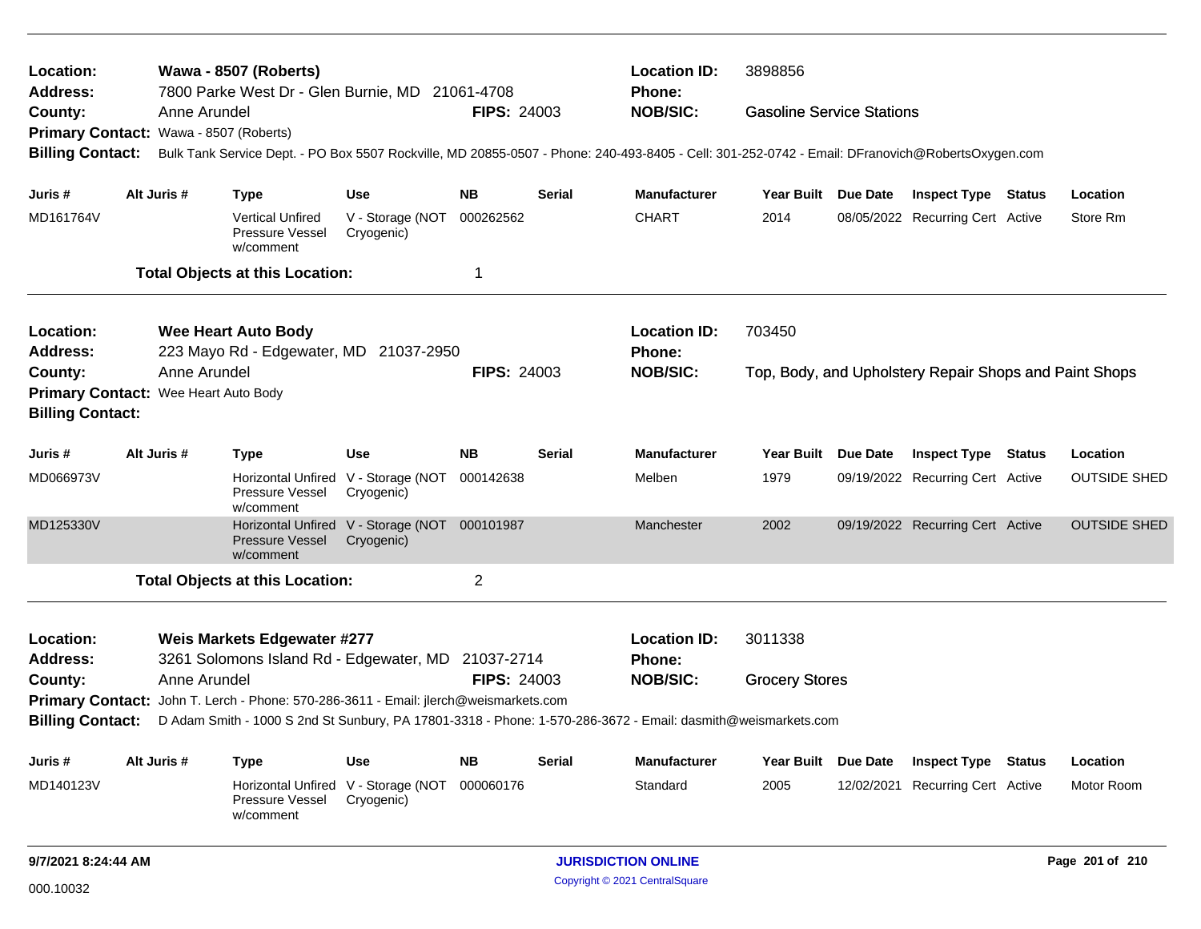**Location:** Wawa - 8507 (Roberts) **Location ID:** 3898856
**Address:** 7800 Parke West Dr - Glen Burnie, MD 21061-4708 **Phone:**
**County:** Anne Arundel **FIPS:** 24003 **NOB/SIC:** Gasoline Service Stations
**Primary Contact:** Wawa - 8507 (Roberts)
**Billing Contact:** Bulk Tank Service Dept. - PO Box 5507 Rockville, MD 20855-0507 - Phone: 240-493-8405 - Cell: 301-252-0742 - Email: DFranovich@RobertsOxygen.com

| Juris # | Alt Juris # | Type | Use | NB | Serial | Manufacturer | Year Built | Due Date | Inspect Type | Status | Location |
|---|---|---|---|---|---|---|---|---|---|---|---|
| MD161764V | | Vertical Unfired Pressure Vessel w/comment | V - Storage (NOT Cryogenic) | 000262562 | | CHART | 2014 | 08/05/2022 | Recurring Cert | Active | Store Rm |

**Total Objects at this Location:** 1

**Location:** Wee Heart Auto Body **Location ID:** 703450
**Address:** 223 Mayo Rd - Edgewater, MD 21037-2950 **Phone:**
**County:** Anne Arundel **FIPS:** 24003 **NOB/SIC:** Top, Body, and Upholstery Repair Shops and Paint Shops
**Primary Contact:** Wee Heart Auto Body
**Billing Contact:**

| Juris # | Alt Juris # | Type | Use | NB | Serial | Manufacturer | Year Built | Due Date | Inspect Type | Status | Location |
|---|---|---|---|---|---|---|---|---|---|---|---|
| MD066973V | | Horizontal Unfired Pressure Vessel w/comment | V - Storage (NOT Cryogenic) | 000142638 | | Melben | 1979 | 09/19/2022 | Recurring Cert | Active | OUTSIDE SHED |
| MD125330V | | Horizontal Unfired Pressure Vessel w/comment | V - Storage (NOT Cryogenic) | 000101987 | | Manchester | 2002 | 09/19/2022 | Recurring Cert | Active | OUTSIDE SHED |

**Total Objects at this Location:** 2

**Location:** Weis Markets Edgewater #277 **Location ID:** 3011338
**Address:** 3261 Solomons Island Rd - Edgewater, MD 21037-2714 **Phone:**
**County:** Anne Arundel **FIPS:** 24003 **NOB/SIC:** Grocery Stores
**Primary Contact:** John T. Lerch - Phone: 570-286-3611 - Email: jlerch@weismarkets.com
**Billing Contact:** D Adam Smith - 1000 S 2nd St Sunbury, PA 17801-3318 - Phone: 1-570-286-3672 - Email: dasmith@weismarkets.com

| Juris # | Alt Juris # | Type | Use | NB | Serial | Manufacturer | Year Built | Due Date | Inspect Type | Status | Location |
|---|---|---|---|---|---|---|---|---|---|---|---|
| MD140123V | | Horizontal Unfired Pressure Vessel w/comment | V - Storage (NOT Cryogenic) | 000060176 | | Standard | 2005 | 12/02/2021 | Recurring Cert | Active | Motor Room |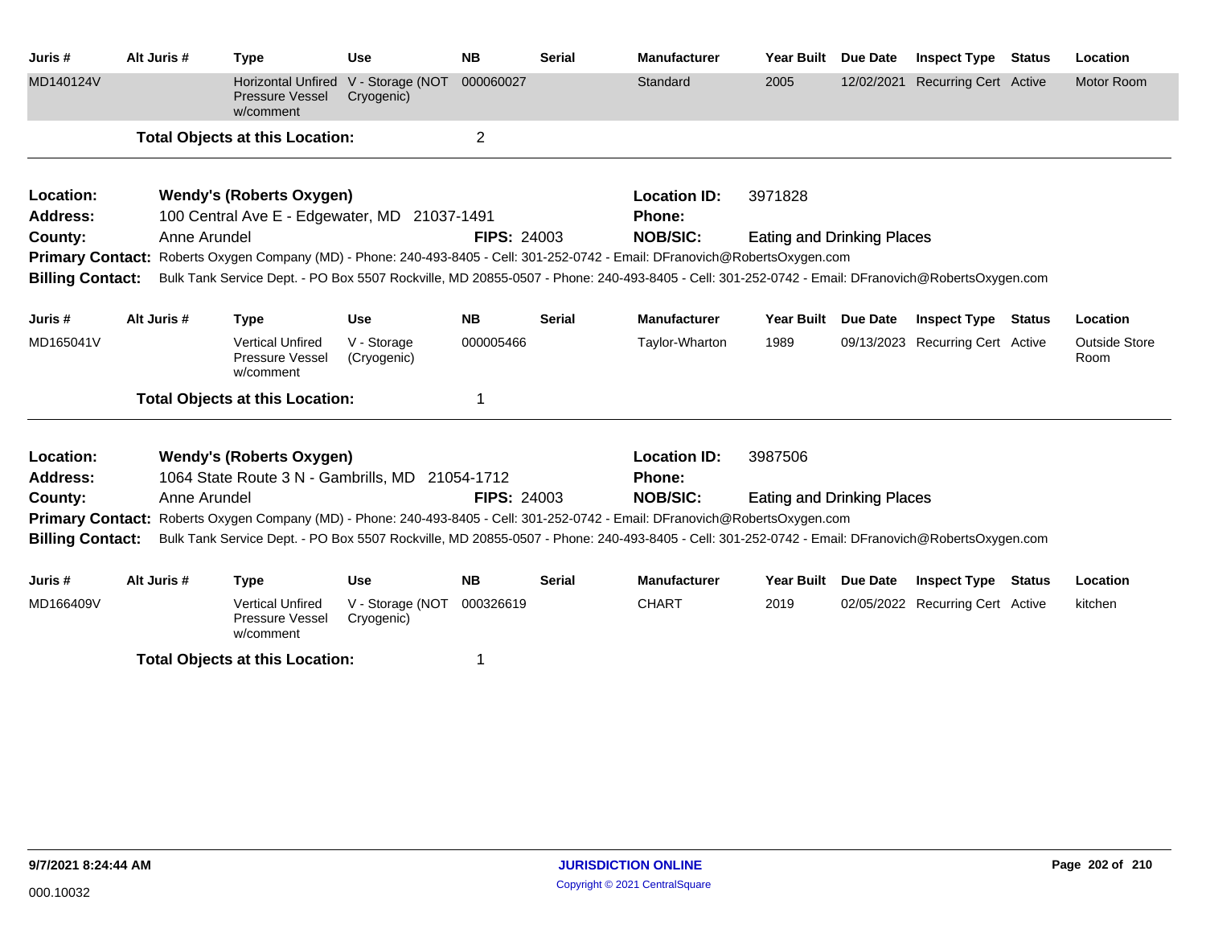| Juris # | Alt Juris # | Type | Use | NB | Serial | Manufacturer | Year Built | Due Date | Inspect Type | Status | Location |
|---|---|---|---|---|---|---|---|---|---|---|---|
| MD140124V | | Horizontal Unfired Pressure Vessel w/comment | V - Storage (NOT Cryogenic) | 000060027 | | Standard | 2005 | 12/02/2021 | Recurring Cert | Active | Motor Room |

**Total Objects at this Location:** 2

---

**Location:** Wendy's (Roberts Oxygen)
**Location ID:** 3971828
**Address:** 100 Central Ave E - Edgewater, MD 21037-1491
**Phone:**
**County:** Anne Arundel
**FIPS:** 24003
**NOB/SIC:** Eating and Drinking Places
**Primary Contact:** Roberts Oxygen Company (MD) - Phone: 240-493-8405 - Cell: 301-252-0742 - Email: DFranovich@RobertsOxygen.com
**Billing Contact:** Bulk Tank Service Dept. - PO Box 5507 Rockville, MD 20855-0507 - Phone: 240-493-8405 - Cell: 301-252-0742 - Email: DFranovich@RobertsOxygen.com

| Juris # | Alt Juris # | Type | Use | NB | Serial | Manufacturer | Year Built | Due Date | Inspect Type | Status | Location |
|---|---|---|---|---|---|---|---|---|---|---|---|
| MD165041V | | Vertical Unfired Pressure Vessel w/comment | V - Storage (Cryogenic) | 000005466 | | Taylor-Wharton | 1989 | 09/13/2023 | Recurring Cert | Active | Outside Store Room |

**Total Objects at this Location:** 1

---

**Location:** Wendy's (Roberts Oxygen)
**Location ID:** 3987506
**Address:** 1064 State Route 3 N - Gambrills, MD 21054-1712
**Phone:**
**County:** Anne Arundel
**FIPS:** 24003
**NOB/SIC:** Eating and Drinking Places
**Primary Contact:** Roberts Oxygen Company (MD) - Phone: 240-493-8405 - Cell: 301-252-0742 - Email: DFranovich@RobertsOxygen.com
**Billing Contact:** Bulk Tank Service Dept. - PO Box 5507 Rockville, MD 20855-0507 - Phone: 240-493-8405 - Cell: 301-252-0742 - Email: DFranovich@RobertsOxygen.com

| Juris # | Alt Juris # | Type | Use | NB | Serial | Manufacturer | Year Built | Due Date | Inspect Type | Status | Location |
|---|---|---|---|---|---|---|---|---|---|---|---|
| MD166409V | | Vertical Unfired Pressure Vessel w/comment | V - Storage (NOT Cryogenic) | 000326619 | | CHART | 2019 | 02/05/2022 | Recurring Cert | Active | kitchen |

**Total Objects at this Location:** 1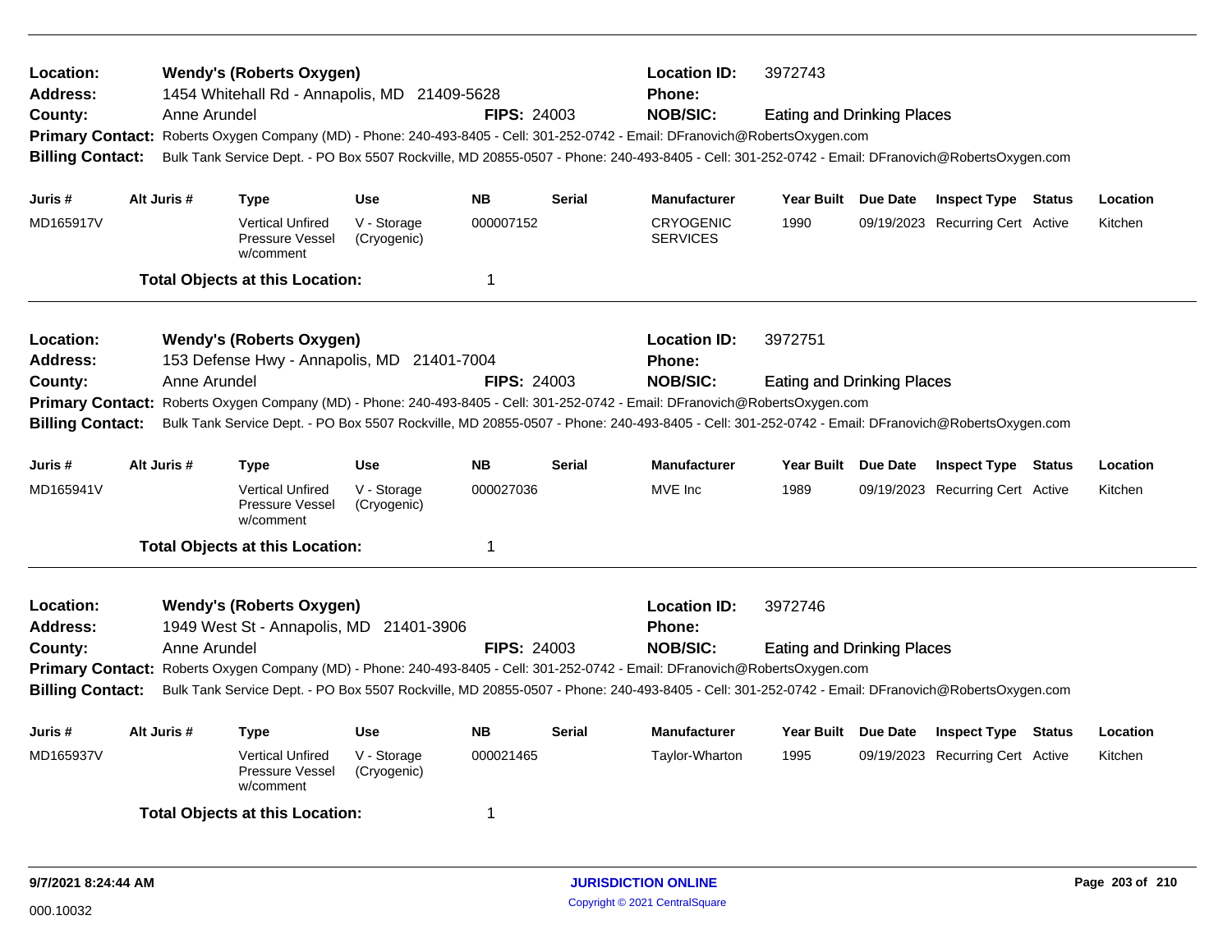**Location:** Wendy's (Roberts Oxygen) **Location ID:** 3972743
**Address:** 1454 Whitehall Rd - Annapolis, MD 21409-5628 **Phone:**
**County:** Anne Arundel **FIPS:** 24003 **NOB/SIC:** Eating and Drinking Places
**Primary Contact:** Roberts Oxygen Company (MD) - Phone: 240-493-8405 - Cell: 301-252-0742 - Email: DFranovich@RobertsOxygen.com
**Billing Contact:** Bulk Tank Service Dept. - PO Box 5507 Rockville, MD 20855-0507 - Phone: 240-493-8405 - Cell: 301-252-0742 - Email: DFranovich@RobertsOxygen.com

| Juris # | Alt Juris # | Type | Use | NB | Serial | Manufacturer | Year Built | Due Date | Inspect Type | Status | Location |
|---|---|---|---|---|---|---|---|---|---|---|---|
| MD165917V | | Vertical Unfired Pressure Vessel w/comment | V - Storage (Cryogenic) | 000007152 | | CRYOGENIC SERVICES | 1990 | 09/19/2023 | Recurring Cert | Active | Kitchen |

**Total Objects at this Location:** 1

---

**Location:** Wendy's (Roberts Oxygen) **Location ID:** 3972751
**Address:** 153 Defense Hwy - Annapolis, MD 21401-7004 **Phone:**
**County:** Anne Arundel **FIPS:** 24003 **NOB/SIC:** Eating and Drinking Places
**Primary Contact:** Roberts Oxygen Company (MD) - Phone: 240-493-8405 - Cell: 301-252-0742 - Email: DFranovich@RobertsOxygen.com
**Billing Contact:** Bulk Tank Service Dept. - PO Box 5507 Rockville, MD 20855-0507 - Phone: 240-493-8405 - Cell: 301-252-0742 - Email: DFranovich@RobertsOxygen.com

| Juris # | Alt Juris # | Type | Use | NB | Serial | Manufacturer | Year Built | Due Date | Inspect Type | Status | Location |
|---|---|---|---|---|---|---|---|---|---|---|---|
| MD165941V | | Vertical Unfired Pressure Vessel w/comment | V - Storage (Cryogenic) | 000027036 | | MVE Inc | 1989 | 09/19/2023 | Recurring Cert | Active | Kitchen |

**Total Objects at this Location:** 1

---

**Location:** Wendy's (Roberts Oxygen) **Location ID:** 3972746
**Address:** 1949 West St - Annapolis, MD 21401-3906 **Phone:**
**County:** Anne Arundel **FIPS:** 24003 **NOB/SIC:** Eating and Drinking Places
**Primary Contact:** Roberts Oxygen Company (MD) - Phone: 240-493-8405 - Cell: 301-252-0742 - Email: DFranovich@RobertsOxygen.com
**Billing Contact:** Bulk Tank Service Dept. - PO Box 5507 Rockville, MD 20855-0507 - Phone: 240-493-8405 - Cell: 301-252-0742 - Email: DFranovich@RobertsOxygen.com

| Juris # | Alt Juris # | Type | Use | NB | Serial | Manufacturer | Year Built | Due Date | Inspect Type | Status | Location |
|---|---|---|---|---|---|---|---|---|---|---|---|
| MD165937V | | Vertical Unfired Pressure Vessel w/comment | V - Storage (Cryogenic) | 000021465 | | Taylor-Wharton | 1995 | 09/19/2023 | Recurring Cert | Active | Kitchen |

**Total Objects at this Location:** 1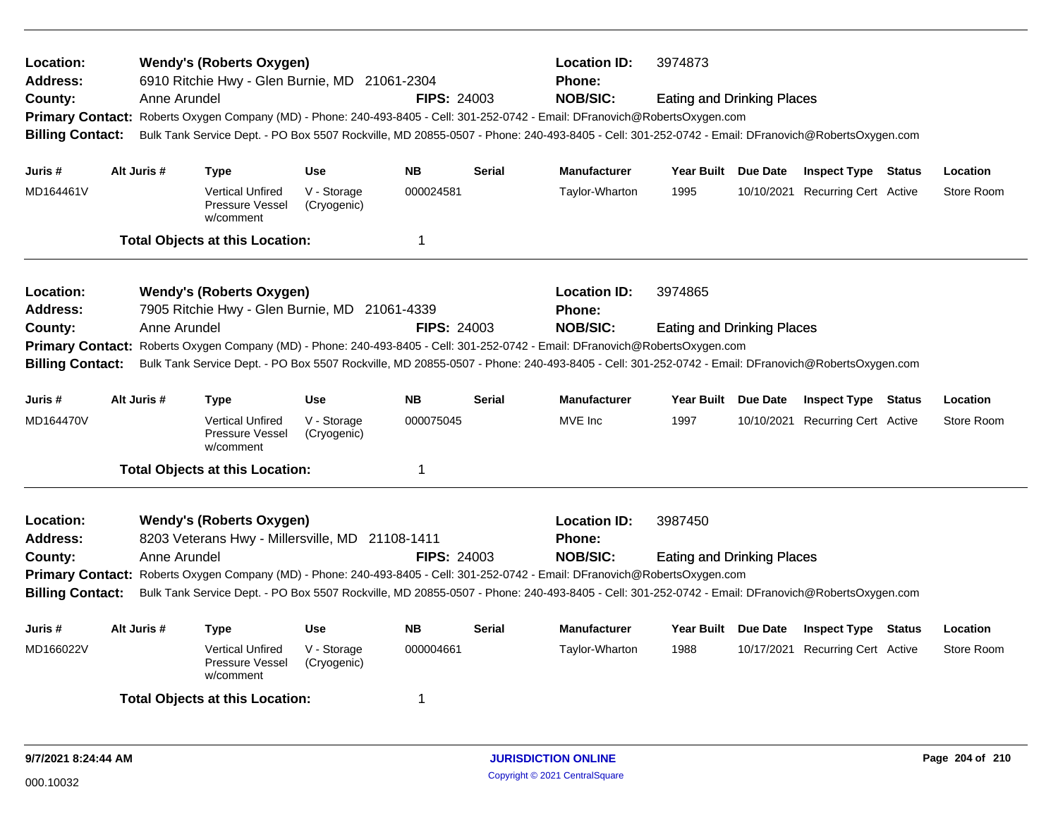**Location:** Wendy's (Roberts Oxygen) **Location ID:** 3974873
**Address:** 6910 Ritchie Hwy - Glen Burnie, MD 21061-2304 **Phone:**
**County:** Anne Arundel **FIPS:** 24003 **NOB/SIC:** Eating and Drinking Places
**Primary Contact:** Roberts Oxygen Company (MD) - Phone: 240-493-8405 - Cell: 301-252-0742 - Email: DFranovich@RobertsOxygen.com
**Billing Contact:** Bulk Tank Service Dept. - PO Box 5507 Rockville, MD 20855-0507 - Phone: 240-493-8405 - Cell: 301-252-0742 - Email: DFranovich@RobertsOxygen.com

| Juris # | Alt Juris # | Type | Use | NB | Serial | Manufacturer | Year Built | Due Date | Inspect Type | Status | Location |
|---|---|---|---|---|---|---|---|---|---|---|---|
| MD164461V | | Vertical Unfired Pressure Vessel w/comment | V - Storage (Cryogenic) | 000024581 | | Taylor-Wharton | 1995 | 10/10/2021 | Recurring Cert | Active | Store Room |

**Total Objects at this Location:** 1

---

**Location:** Wendy's (Roberts Oxygen) **Location ID:** 3974865
**Address:** 7905 Ritchie Hwy - Glen Burnie, MD 21061-4339 **Phone:**
**County:** Anne Arundel **FIPS:** 24003 **NOB/SIC:** Eating and Drinking Places
**Primary Contact:** Roberts Oxygen Company (MD) - Phone: 240-493-8405 - Cell: 301-252-0742 - Email: DFranovich@RobertsOxygen.com
**Billing Contact:** Bulk Tank Service Dept. - PO Box 5507 Rockville, MD 20855-0507 - Phone: 240-493-8405 - Cell: 301-252-0742 - Email: DFranovich@RobertsOxygen.com

| Juris # | Alt Juris # | Type | Use | NB | Serial | Manufacturer | Year Built | Due Date | Inspect Type | Status | Location |
|---|---|---|---|---|---|---|---|---|---|---|---|
| MD164470V | | Vertical Unfired Pressure Vessel w/comment | V - Storage (Cryogenic) | 000075045 | | MVE Inc | 1997 | 10/10/2021 | Recurring Cert | Active | Store Room |

**Total Objects at this Location:** 1

---

**Location:** Wendy's (Roberts Oxygen) **Location ID:** 3987450
**Address:** 8203 Veterans Hwy - Millersville, MD 21108-1411 **Phone:**
**County:** Anne Arundel **FIPS:** 24003 **NOB/SIC:** Eating and Drinking Places
**Primary Contact:** Roberts Oxygen Company (MD) - Phone: 240-493-8405 - Cell: 301-252-0742 - Email: DFranovich@RobertsOxygen.com
**Billing Contact:** Bulk Tank Service Dept. - PO Box 5507 Rockville, MD 20855-0507 - Phone: 240-493-8405 - Cell: 301-252-0742 - Email: DFranovich@RobertsOxygen.com

| Juris # | Alt Juris # | Type | Use | NB | Serial | Manufacturer | Year Built | Due Date | Inspect Type | Status | Location |
|---|---|---|---|---|---|---|---|---|---|---|---|
| MD166022V | | Vertical Unfired Pressure Vessel w/comment | V - Storage (Cryogenic) | 000004661 | | Taylor-Wharton | 1988 | 10/17/2021 | Recurring Cert | Active | Store Room |

**Total Objects at this Location:** 1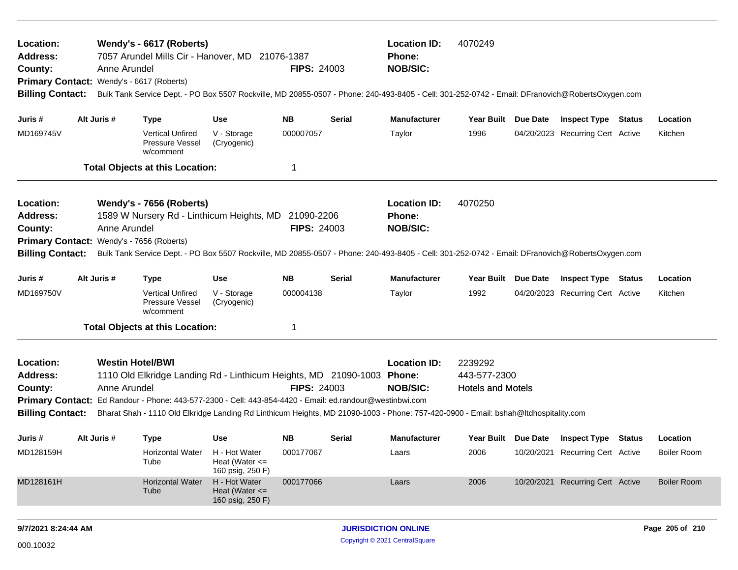**Location:** Wendy's - 6617 (Roberts) **Location ID:** 4070249
**Address:** 7057 Arundel Mills Cir - Hanover, MD 21076-1387 **Phone:**
**County:** Anne Arundel **FIPS:** 24003 **NOB/SIC:**
**Primary Contact:** Wendy's - 6617 (Roberts)
**Billing Contact:** Bulk Tank Service Dept. - PO Box 5507 Rockville, MD 20855-0507 - Phone: 240-493-8405 - Cell: 301-252-0742 - Email: DFranovich@RobertsOxygen.com

| Juris # | Alt Juris # | Type | Use | NB | Serial | Manufacturer | Year Built | Due Date | Inspect Type | Status | Location |
|---|---|---|---|---|---|---|---|---|---|---|---|
| MD169745V | | Vertical Unfired Pressure Vessel w/comment | V - Storage (Cryogenic) | 000007057 | | Taylor | 1996 | 04/20/2023 | Recurring Cert | Active | Kitchen |

**Total Objects at this Location:** 1

---

**Location:** Wendy's - 7656 (Roberts) **Location ID:** 4070250
**Address:** 1589 W Nursery Rd - Linthicum Heights, MD 21090-2206 **Phone:**
**County:** Anne Arundel **FIPS:** 24003 **NOB/SIC:**
**Primary Contact:** Wendy's - 7656 (Roberts)
**Billing Contact:** Bulk Tank Service Dept. - PO Box 5507 Rockville, MD 20855-0507 - Phone: 240-493-8405 - Cell: 301-252-0742 - Email: DFranovich@RobertsOxygen.com

| Juris # | Alt Juris # | Type | Use | NB | Serial | Manufacturer | Year Built | Due Date | Inspect Type | Status | Location |
|---|---|---|---|---|---|---|---|---|---|---|---|
| MD169750V | | Vertical Unfired Pressure Vessel w/comment | V - Storage (Cryogenic) | 000004138 | | Taylor | 1992 | 04/20/2023 | Recurring Cert | Active | Kitchen |

**Total Objects at this Location:** 1

---

**Location:** Westin Hotel/BWI **Location ID:** 2239292
**Address:** 1110 Old Elkridge Landing Rd - Linthicum Heights, MD 21090-1003 **Phone:** 443-577-2300
**County:** Anne Arundel **FIPS:** 24003 **NOB/SIC:** Hotels and Motels
**Primary Contact:** Ed Randour - Phone: 443-577-2300 - Cell: 443-854-4420 - Email: ed.randour@westinbwi.com
**Billing Contact:** Bharat Shah - 1110 Old Elkridge Landing Rd Linthicum Heights, MD 21090-1003 - Phone: 757-420-0900 - Email: bshah@ltdhospitality.com

| Juris # | Alt Juris # | Type | Use | NB | Serial | Manufacturer | Year Built | Due Date | Inspect Type | Status | Location |
|---|---|---|---|---|---|---|---|---|---|---|---|
| MD128159H | | Horizontal Water Tube | H - Hot Water Heat (Water <= 160 psig, 250 F) | 000177067 | | Laars | 2006 | 10/20/2021 | Recurring Cert | Active | Boiler Room |
| MD128161H | | Horizontal Water Tube | H - Hot Water Heat (Water <= 160 psig, 250 F) | 000177066 | | Laars | 2006 | 10/20/2021 | Recurring Cert | Active | Boiler Room |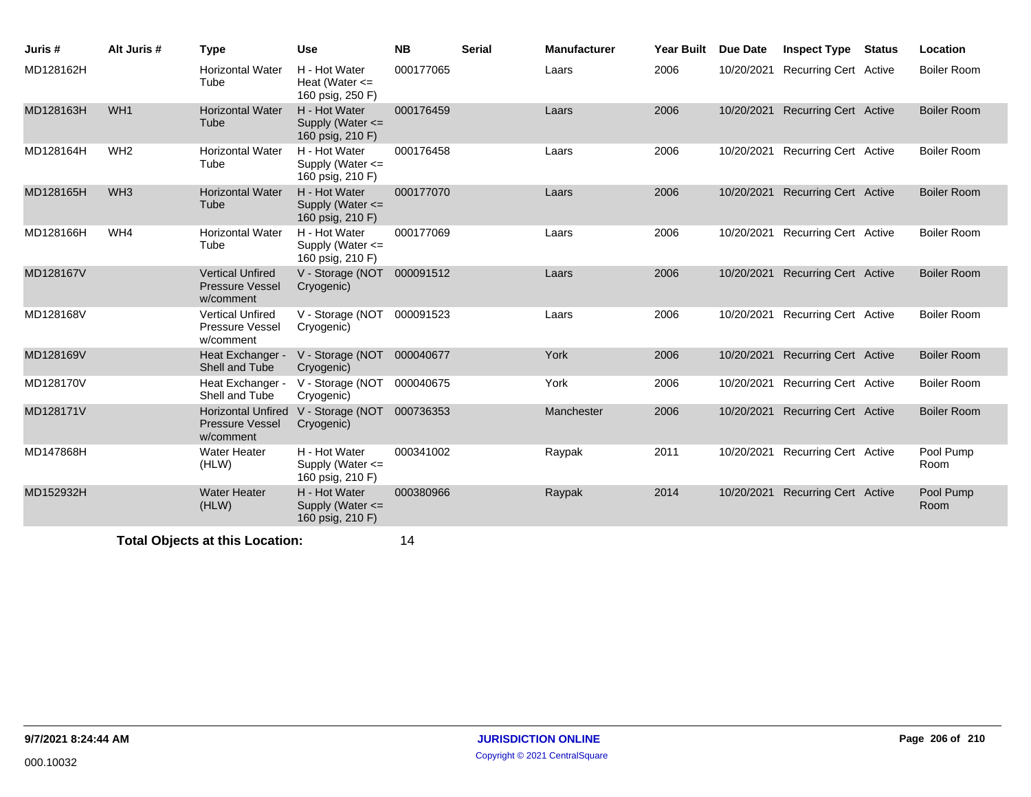| Juris # | Alt Juris # | Type | Use | NB | Serial | Manufacturer | Year Built | Due Date | Inspect Type | Status | Location |
|---|---|---|---|---|---|---|---|---|---|---|---|
| MD128162H | | Horizontal Water Tube | H - Hot Water Heat (Water <= 160 psig, 250 F) | 000177065 | | Laars | 2006 | 10/20/2021 | Recurring Cert | Active | Boiler Room |
| MD128163H | WH1 | Horizontal Water Tube | H - Hot Water Supply (Water <= 160 psig, 210 F) | 000176459 | | Laars | 2006 | 10/20/2021 | Recurring Cert | Active | Boiler Room |
| MD128164H | WH2 | Horizontal Water Tube | H - Hot Water Supply (Water <= 160 psig, 210 F) | 000176458 | | Laars | 2006 | 10/20/2021 | Recurring Cert | Active | Boiler Room |
| MD128165H | WH3 | Horizontal Water Tube | H - Hot Water Supply (Water <= 160 psig, 210 F) | 000177070 | | Laars | 2006 | 10/20/2021 | Recurring Cert | Active | Boiler Room |
| MD128166H | WH4 | Horizontal Water Tube | H - Hot Water Supply (Water <= 160 psig, 210 F) | 000177069 | | Laars | 2006 | 10/20/2021 | Recurring Cert | Active | Boiler Room |
| MD128167V | | Vertical Unfired Pressure Vessel w/comment | V - Storage (NOT Cryogenic) | 000091512 | | Laars | 2006 | 10/20/2021 | Recurring Cert | Active | Boiler Room |
| MD128168V | | Vertical Unfired Pressure Vessel w/comment | V - Storage (NOT Cryogenic) | 000091523 | | Laars | 2006 | 10/20/2021 | Recurring Cert | Active | Boiler Room |
| MD128169V | | Heat Exchanger - Shell and Tube | V - Storage (NOT Cryogenic) | 000040677 | | York | 2006 | 10/20/2021 | Recurring Cert | Active | Boiler Room |
| MD128170V | | Heat Exchanger - Shell and Tube | V - Storage (NOT Cryogenic) | 000040675 | | York | 2006 | 10/20/2021 | Recurring Cert | Active | Boiler Room |
| MD128171V | | Horizontal Unfired Pressure Vessel w/comment | V - Storage (NOT Cryogenic) | 000736353 | | Manchester | 2006 | 10/20/2021 | Recurring Cert | Active | Boiler Room |
| MD147868H | | Water Heater (HLW) | H - Hot Water Supply (Water <= 160 psig, 210 F) | 000341002 | | Raypak | 2011 | 10/20/2021 | Recurring Cert | Active | Pool Pump Room |
| MD152932H | | Water Heater (HLW) | H - Hot Water Supply (Water <= 160 psig, 210 F) | 000380966 | | Raypak | 2014 | 10/20/2021 | Recurring Cert | Active | Pool Pump Room |

**Total Objects at this Location:** 14

9/7/2021 8:24:44 AM

000.10032

**JURISDICTION ONLINE**

Copyright © 2021 CentralSquare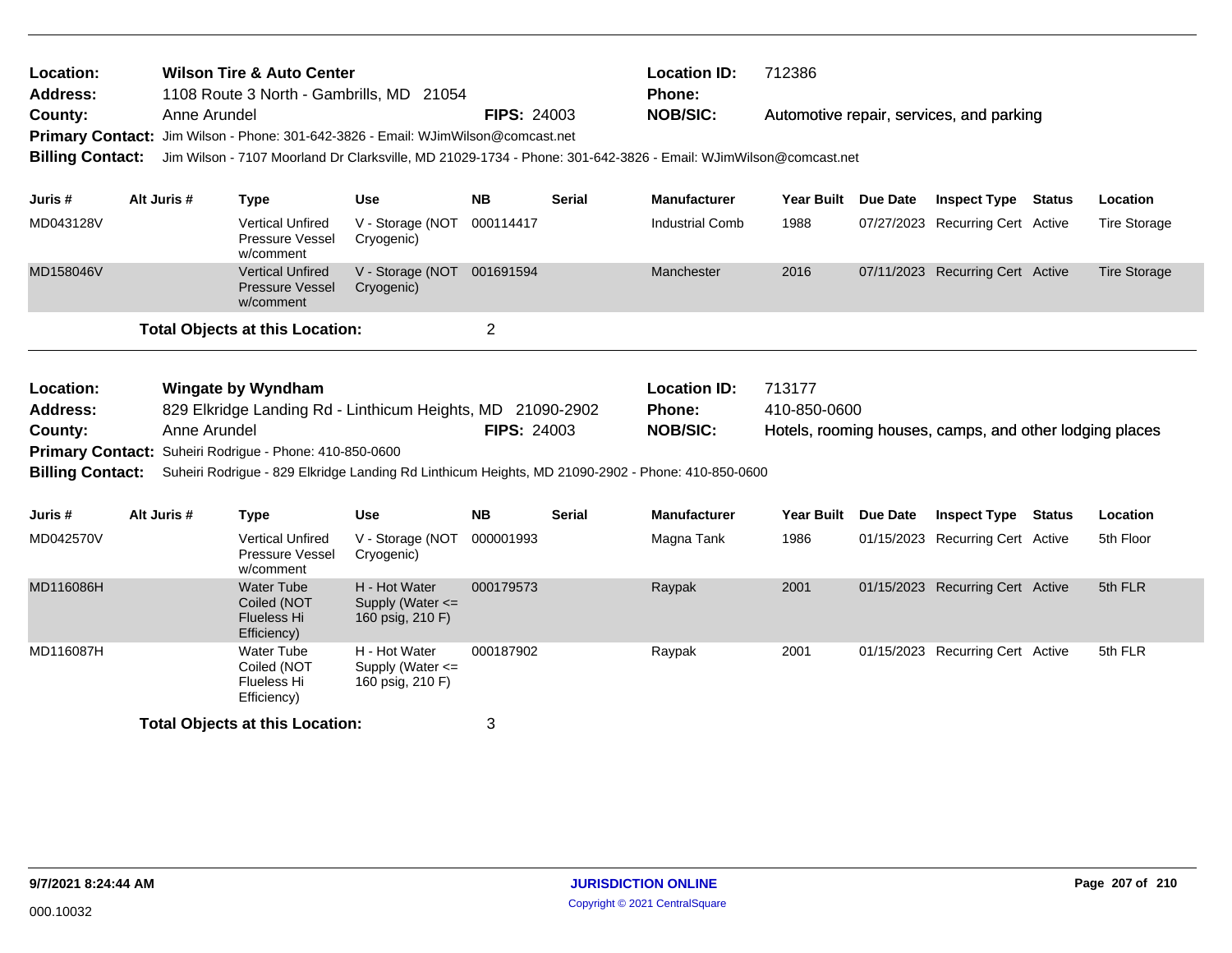**Location:** Wilson Tire & Auto Center
**Address:** 1108 Route 3 North - Gambrills, MD 21054
**County:** Anne Arundel **FIPS:** 24003
**Location ID:** 712386
**Phone:**
**NOB/SIC:** Automotive repair, services, and parking
**Primary Contact:** Jim Wilson - Phone: 301-642-3826 - Email: WJimWilson@comcast.net
**Billing Contact:** Jim Wilson - 7107 Moorland Dr Clarksville, MD 21029-1734 - Phone: 301-642-3826 - Email: WJimWilson@comcast.net

| Juris # | Alt Juris # | Type | Use | NB | Serial | Manufacturer | Year Built | Due Date | Inspect Type | Status | Location |
|---|---|---|---|---|---|---|---|---|---|---|---|
| MD043128V | | Vertical Unfired Pressure Vessel w/comment | V - Storage (NOT Cryogenic) | 000114417 | | Industrial Comb | 1988 | 07/27/2023 | Recurring Cert | Active | Tire Storage |
| MD158046V | | Vertical Unfired Pressure Vessel w/comment | V - Storage (NOT Cryogenic) | 001691594 | | Manchester | 2016 | 07/11/2023 | Recurring Cert | Active | Tire Storage |

**Total Objects at this Location:** 2

---

**Location:** Wingate by Wyndham
**Address:** 829 Elkridge Landing Rd - Linthicum Heights, MD 21090-2902
**County:** Anne Arundel **FIPS:** 24003
**Location ID:** 713177
**Phone:** 410-850-0600
**NOB/SIC:** Hotels, rooming houses, camps, and other lodging places
**Primary Contact:** Suheiri Rodrigue - Phone: 410-850-0600
**Billing Contact:** Suheiri Rodrigue - 829 Elkridge Landing Rd Linthicum Heights, MD 21090-2902 - Phone: 410-850-0600

| Juris # | Alt Juris # | Type | Use | NB | Serial | Manufacturer | Year Built | Due Date | Inspect Type | Status | Location |
|---|---|---|---|---|---|---|---|---|---|---|---|
| MD042570V | | Vertical Unfired Pressure Vessel w/comment | V - Storage (NOT Cryogenic) | 000001993 | | Magna Tank | 1986 | 01/15/2023 | Recurring Cert | Active | 5th Floor |
| MD116086H | | Water Tube Coiled (NOT Flueless Hi Efficiency) | H - Hot Water Supply (Water <= 160 psig, 210 F) | 000179573 | | Raypak | 2001 | 01/15/2023 | Recurring Cert | Active | 5th FLR |
| MD116087H | | Water Tube Coiled (NOT Flueless Hi Efficiency) | H - Hot Water Supply (Water <= 160 psig, 210 F) | 000187902 | | Raypak | 2001 | 01/15/2023 | Recurring Cert | Active | 5th FLR |

**Total Objects at this Location:** 3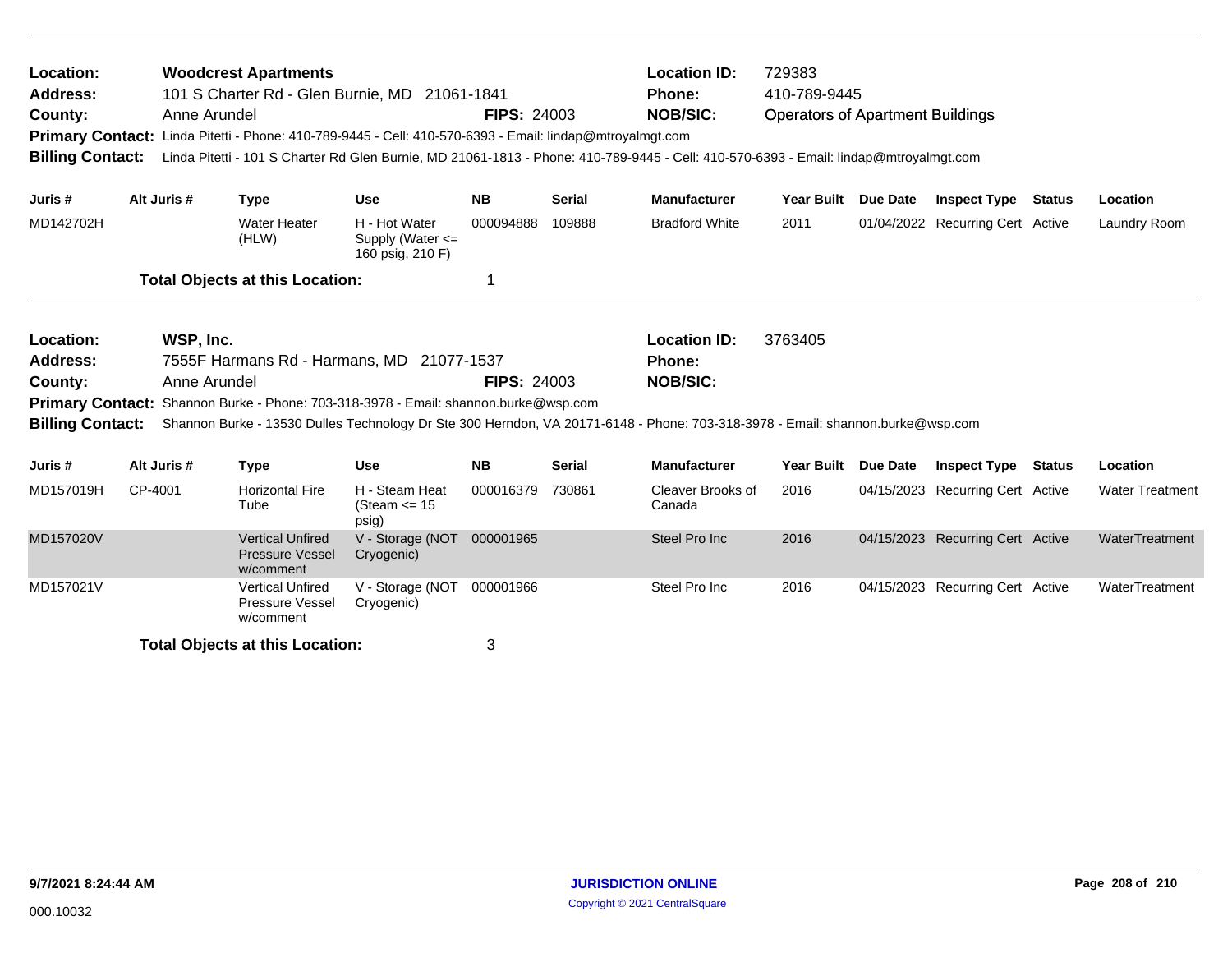**Location:** Woodcrest Apartments
**Address:** 101 S Charter Rd - Glen Burnie, MD 21061-1841
**County:** Anne Arundel **FIPS:** 24003
**Location ID:** 729383
**Phone:** 410-789-9445
**NOB/SIC:** Operators of Apartment Buildings
**Primary Contact:** Linda Pitetti - Phone: 410-789-9445 - Cell: 410-570-6393 - Email: lindap@mtroyalmgt.com
**Billing Contact:** Linda Pitetti - 101 S Charter Rd Glen Burnie, MD 21061-1813 - Phone: 410-789-9445 - Cell: 410-570-6393 - Email: lindap@mtroyalmgt.com

| Juris # | Alt Juris # | Type | Use | NB | Serial | Manufacturer | Year Built | Due Date | Inspect Type | Status | Location |
|---|---|---|---|---|---|---|---|---|---|---|---|
| MD142702H | | Water Heater (HLW) | H - Hot Water Supply (Water <= 160 psig, 210 F) | 000094888 | 109888 | Bradford White | 2011 | 01/04/2022 | Recurring Cert | Active | Laundry Room |

**Total Objects at this Location:** 1

**Location:** WSP, Inc.
**Address:** 7555F Harmans Rd - Harmans, MD 21077-1537
**County:** Anne Arundel **FIPS:** 24003
**Location ID:** 3763405
**Phone:**
**NOB/SIC:**
**Primary Contact:** Shannon Burke - Phone: 703-318-3978 - Email: shannon.burke@wsp.com
**Billing Contact:** Shannon Burke - 13530 Dulles Technology Dr Ste 300 Herndon, VA 20171-6148 - Phone: 703-318-3978 - Email: shannon.burke@wsp.com

| Juris # | Alt Juris # | Type | Use | NB | Serial | Manufacturer | Year Built | Due Date | Inspect Type | Status | Location |
|---|---|---|---|---|---|---|---|---|---|---|---|
| MD157019H | CP-4001 | Horizontal Fire Tube | H - Steam Heat (Steam <= 15 psig) | 000016379 | 730861 | Cleaver Brooks of Canada | 2016 | 04/15/2023 | Recurring Cert | Active | Water Treatment |
| MD157020V | | Vertical Unfired Pressure Vessel w/comment | V - Storage (NOT Cryogenic) | 000001965 | | Steel Pro Inc | 2016 | 04/15/2023 | Recurring Cert | Active | WaterTreatment |
| MD157021V | | Vertical Unfired Pressure Vessel w/comment | V - Storage (NOT Cryogenic) | 000001966 | | Steel Pro Inc | 2016 | 04/15/2023 | Recurring Cert | Active | WaterTreatment |

**Total Objects at this Location:** 3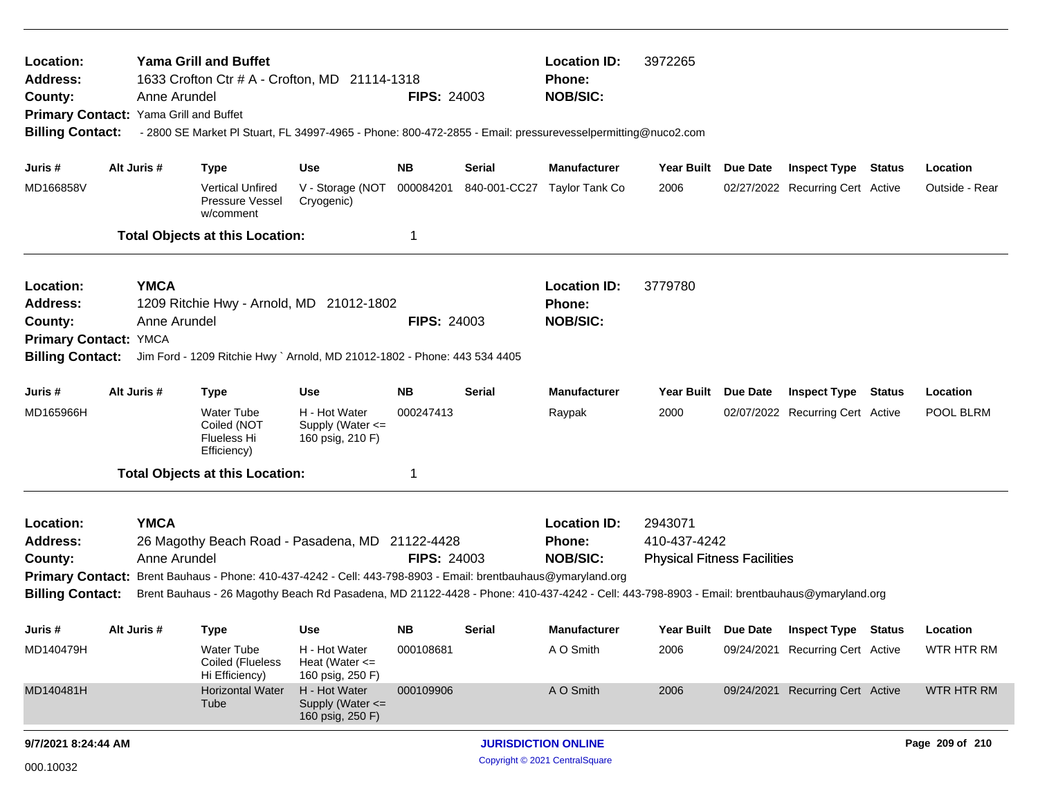**Location:** Yama Grill and Buffet | **Location ID:** 3972265
**Address:** 1633 Crofton Ctr # A - Crofton, MD 21114-1318 | **Phone:**
**County:** Anne Arundel | **FIPS:** 24003 | **NOB/SIC:**
**Primary Contact:** Yama Grill and Buffet
**Billing Contact:** - 2800 SE Market Pl Stuart, FL 34997-4965 - Phone: 800-472-2855 - Email: pressurevesselpermitting@nuco2.com

| Juris # | Alt Juris # | Type | Use | NB | Serial | Manufacturer | Year Built | Due Date | Inspect Type | Status | Location |
|---|---|---|---|---|---|---|---|---|---|---|---|
| MD166858V | | Vertical Unfired Pressure Vessel w/comment | V - Storage (NOT Cryogenic) | 000084201 | 840-001-CC27 | Taylor Tank Co | 2006 | 02/27/2022 | Recurring Cert | Active | Outside - Rear |

**Total Objects at this Location:** 1

---

**Location:** YMCA | **Location ID:** 3779780
**Address:** 1209 Ritchie Hwy - Arnold, MD 21012-1802 | **Phone:**
**County:** Anne Arundel | **FIPS:** 24003 | **NOB/SIC:**
**Primary Contact:** YMCA
**Billing Contact:** Jim Ford - 1209 Ritchie Hwy ` Arnold, MD 21012-1802 - Phone: 443 534 4405

| Juris # | Alt Juris # | Type | Use | NB | Serial | Manufacturer | Year Built | Due Date | Inspect Type | Status | Location |
|---|---|---|---|---|---|---|---|---|---|---|---|
| MD165966H | | Water Tube Coiled (NOT Flueless Hi Efficiency) | H - Hot Water Supply (Water <= 160 psig, 210 F) | 000247413 | | Raypak | 2000 | 02/07/2022 | Recurring Cert | Active | POOL BLRM |

**Total Objects at this Location:** 1

---

**Location:** YMCA | **Location ID:** 2943071
**Address:** 26 Magothy Beach Road - Pasadena, MD 21122-4428 | **Phone:** 410-437-4242
**County:** Anne Arundel | **FIPS:** 24003 | **NOB/SIC:** Physical Fitness Facilities
**Primary Contact:** Brent Bauhaus - Phone: 410-437-4242 - Cell: 443-798-8903 - Email: brentbauhaus@ymaryland.org
**Billing Contact:** Brent Bauhaus - 26 Magothy Beach Rd Pasadena, MD 21122-4428 - Phone: 410-437-4242 - Cell: 443-798-8903 - Email: brentbauhaus@ymaryland.org

| Juris # | Alt Juris # | Type | Use | NB | Serial | Manufacturer | Year Built | Due Date | Inspect Type | Status | Location |
|---|---|---|---|---|---|---|---|---|---|---|---|
| MD140479H | | Water Tube Coiled (Flueless Hi Efficiency) | H - Hot Water Heat (Water <= 160 psig, 250 F) | 000108681 | | A O Smith | 2006 | 09/24/2021 | Recurring Cert | Active | WTR HTR RM |
| MD140481H | | Horizontal Water Tube | H - Hot Water Supply (Water <= 160 psig, 250 F) | 000109906 | | A O Smith | 2006 | 09/24/2021 | Recurring Cert | Active | WTR HTR RM |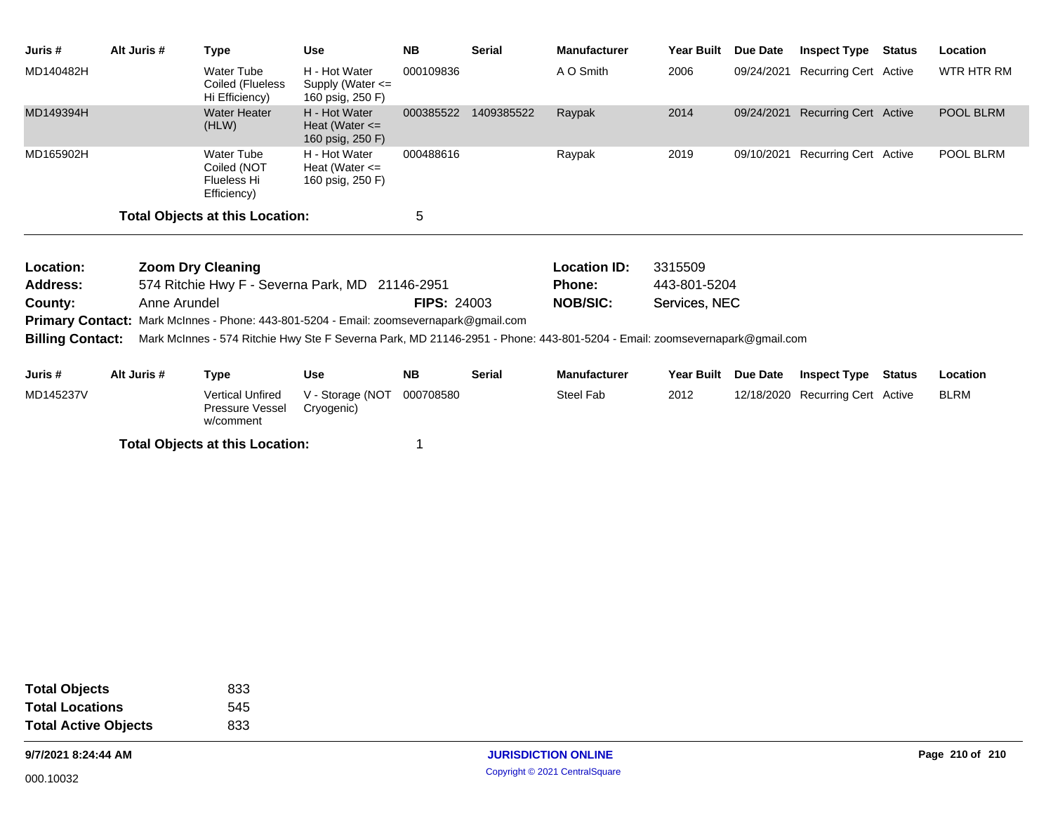| Juris # | Alt Juris # | Type | Use | NB | Serial | Manufacturer | Year Built | Due Date | Inspect Type | Status | Location |
|---|---|---|---|---|---|---|---|---|---|---|---|
| MD140482H | | Water Tube Coiled (Flueless Hi Efficiency) | H - Hot Water Supply (Water <= 160 psig, 250 F) | 000109836 | | A O Smith | 2006 | 09/24/2021 | Recurring Cert | Active | WTR HTR RM |
| MD149394H | | Water Heater (HLW) | H - Hot Water Heat (Water <= 160 psig, 250 F) | 000385522 | 1409385522 | Raypak | 2014 | 09/24/2021 | Recurring Cert | Active | POOL BLRM |
| MD165902H | | Water Tube Coiled (NOT Flueless Hi Efficiency) | H - Hot Water Heat (Water <= 160 psig, 250 F) | 000488616 | | Raypak | 2019 | 09/10/2021 | Recurring Cert | Active | POOL BLRM |

**Total Objects at this Location:** 5

**Location:** Zoom Dry Cleaning
**Address:** 574 Ritchie Hwy F - Severna Park, MD 21146-2951
**County:** Anne Arundel
**FIPS:** 24003
**Location ID:** 3315509
**Phone:** 443-801-5204
**NOB/SIC:** Services, NEC
**Primary Contact:** Mark McInnes - Phone: 443-801-5204 - Email: zoomsevernapark@gmail.com
**Billing Contact:** Mark McInnes - 574 Ritchie Hwy Ste F Severna Park, MD 21146-2951 - Phone: 443-801-5204 - Email: zoomsevernapark@gmail.com

| Juris # | Alt Juris # | Type | Use | NB | Serial | Manufacturer | Year Built | Due Date | Inspect Type | Status | Location |
|---|---|---|---|---|---|---|---|---|---|---|---|
| MD145237V | | Vertical Unfired Pressure Vessel w/comment | V - Storage (NOT Cryogenic) | 000708580 | | Steel Fab | 2012 | 12/18/2020 | Recurring Cert | Active | BLRM |

**Total Objects at this Location:** 1

| | |
|---|---|
| **Total Objects** | 833 |
| **Total Locations** | 545 |
| **Total Active Objects** | 833 |

9/7/2021 8:24:44 AM

000.10032

JURISDICTION ONLINE

Copyright © 2021 CentralSquare